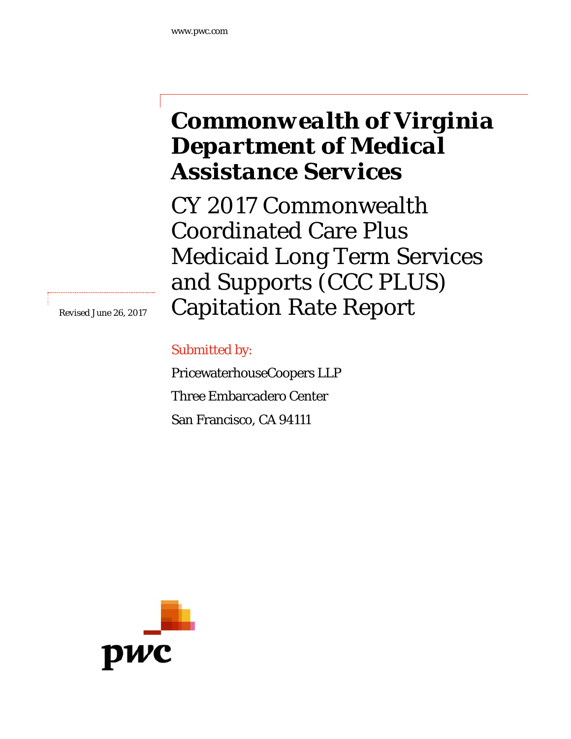www.pwc.com

# Commonwealth of Virginia Department of Medical Assistance Services

## CY 2017 Commonwealth Coordinated Care Plus Medicaid Long Term Services and Supports (CCC PLUS) Capitation Rate Report

*Revised June 26, 2017*

Submitted by:

PricewaterhouseCoopers LLP

Three Embarcadero Center

San Francisco, CA 94111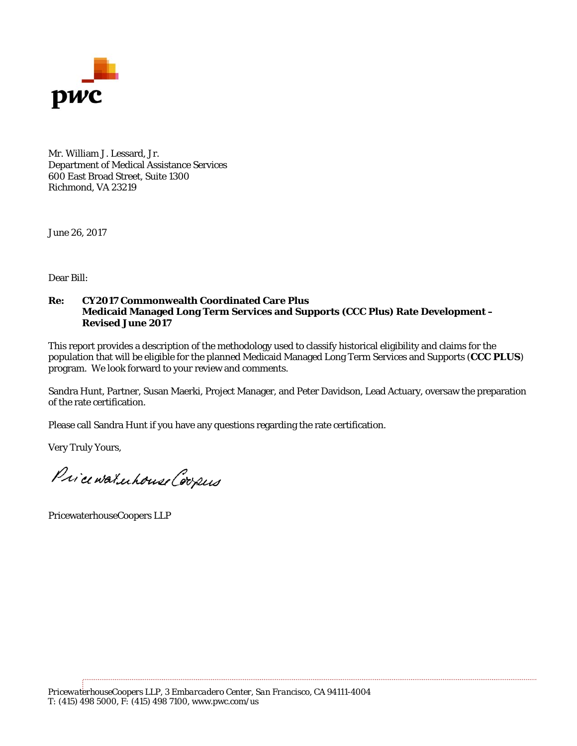Mr. William J. Lessard, Jr.
Department of Medical Assistance Services
600 East Broad Street, Suite 1300
Richmond, VA 23219

June 26, 2017

Dear Bill:

**Re: CY2017 Commonwealth Coordinated Care Plus Medicaid Managed Long Term Services and Supports (CCC Plus) Rate Development – Revised June 2017**

This report provides a description of the methodology used to classify historical eligibility and claims for the population that will be eligible for the planned Medicaid Managed Long Term Services and Supports (**CCC PLUS**) program. We look forward to your review and comments.

Sandra Hunt, Partner, Susan Maerki, Project Manager, and Peter Davidson, Lead Actuary, oversaw the preparation of the rate certification.

Please call Sandra Hunt if you have any questions regarding the rate certification.

Very Truly Yours,

*PricewaterhouseCoopers*

PricewaterhouseCoopers LLP

*PricewaterhouseCoopers LLP, 3 Embarcadero Center, San Francisco, CA 94111-4004*
T: (415) 498 5000, F: (415) 498 7100, www.pwc.com/us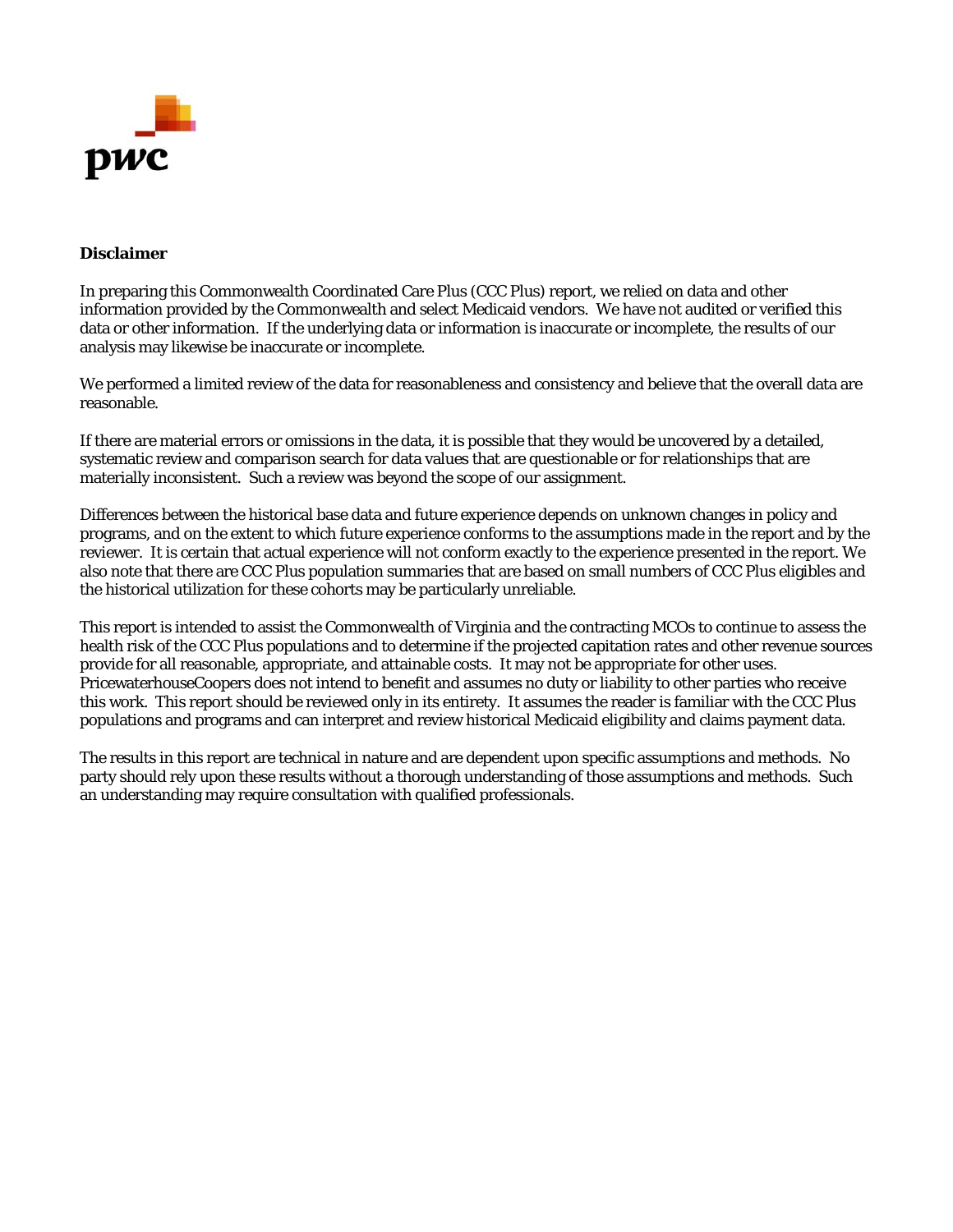**Disclaimer**

In preparing this Commonwealth Coordinated Care Plus (CCC Plus) report, we relied on data and other information provided by the Commonwealth and select Medicaid vendors. We have not audited or verified this data or other information. If the underlying data or information is inaccurate or incomplete, the results of our analysis may likewise be inaccurate or incomplete.

We performed a limited review of the data for reasonableness and consistency and believe that the overall data are reasonable.

If there are material errors or omissions in the data, it is possible that they would be uncovered by a detailed, systematic review and comparison search for data values that are questionable or for relationships that are materially inconsistent. Such a review was beyond the scope of our assignment.

Differences between the historical base data and future experience depends on unknown changes in policy and programs, and on the extent to which future experience conforms to the assumptions made in the report and by the reviewer. It is certain that actual experience will not conform exactly to the experience presented in the report. We also note that there are CCC Plus population summaries that are based on small numbers of CCC Plus eligibles and the historical utilization for these cohorts may be particularly unreliable.

This report is intended to assist the Commonwealth of Virginia and the contracting MCOs to continue to assess the health risk of the CCC Plus populations and to determine if the projected capitation rates and other revenue sources provide for all reasonable, appropriate, and attainable costs. It may not be appropriate for other uses. PricewaterhouseCoopers does not intend to benefit and assumes no duty or liability to other parties who receive this work. This report should be reviewed only in its entirety. It assumes the reader is familiar with the CCC Plus populations and programs and can interpret and review historical Medicaid eligibility and claims payment data.

The results in this report are technical in nature and are dependent upon specific assumptions and methods. No party should rely upon these results without a thorough understanding of those assumptions and methods. Such an understanding may require consultation with qualified professionals.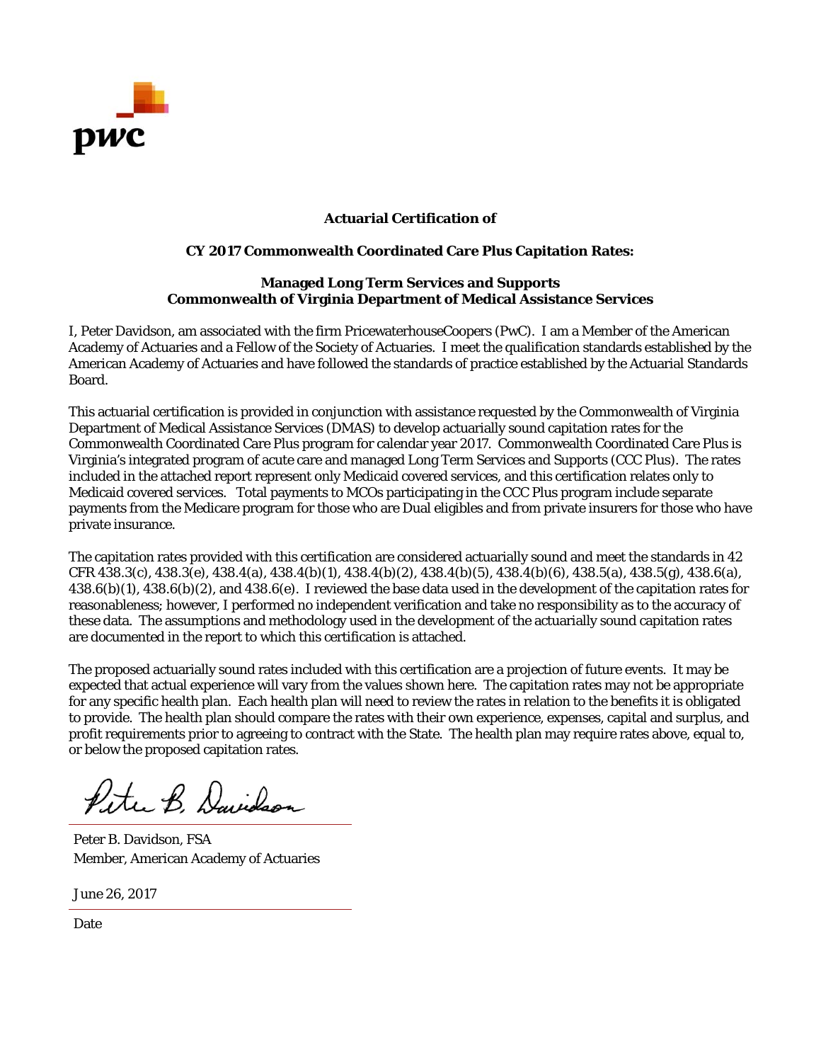**Actuarial Certification of**

**CY 2017 Commonwealth Coordinated Care Plus Capitation Rates:**

**Managed Long Term Services and Supports**
**Commonwealth of Virginia Department of Medical Assistance Services**

I, Peter Davidson, am associated with the firm PricewaterhouseCoopers (PwC). I am a Member of the American Academy of Actuaries and a Fellow of the Society of Actuaries. I meet the qualification standards established by the American Academy of Actuaries and have followed the standards of practice established by the Actuarial Standards Board.

This actuarial certification is provided in conjunction with assistance requested by the Commonwealth of Virginia Department of Medical Assistance Services (DMAS) to develop actuarially sound capitation rates for the Commonwealth Coordinated Care Plus program for calendar year 2017. Commonwealth Coordinated Care Plus is Virginia's integrated program of acute care and managed Long Term Services and Supports (CCC Plus). The rates included in the attached report represent only Medicaid covered services, and this certification relates only to Medicaid covered services. Total payments to MCOs participating in the CCC Plus program include separate payments from the Medicare program for those who are Dual eligibles and from private insurers for those who have private insurance.

The capitation rates provided with this certification are considered actuarially sound and meet the standards in 42 CFR 438.3(c), 438.3(e), 438.4(a), 438.4(b)(1), 438.4(b)(2), 438.4(b)(5), 438.4(b)(6), 438.5(a), 438.5(g), 438.6(a), 438.6(b)(1), 438.6(b)(2), and 438.6(e). I reviewed the base data used in the development of the capitation rates for reasonableness; however, I performed no independent verification and take no responsibility as to the accuracy of these data. The assumptions and methodology used in the development of the actuarially sound capitation rates are documented in the report to which this certification is attached.

The proposed actuarially sound rates included with this certification are a projection of future events. It may be expected that actual experience will vary from the values shown here. The capitation rates may not be appropriate for any specific health plan. Each health plan will need to review the rates in relation to the benefits it is obligated to provide. The health plan should compare the rates with their own experience, expenses, capital and surplus, and profit requirements prior to agreeing to contract with the State. The health plan may require rates above, equal to, or below the proposed capitation rates.

Peter B. Davidson

Peter B. Davidson, FSA
Member, American Academy of Actuaries

June 26, 2017

Date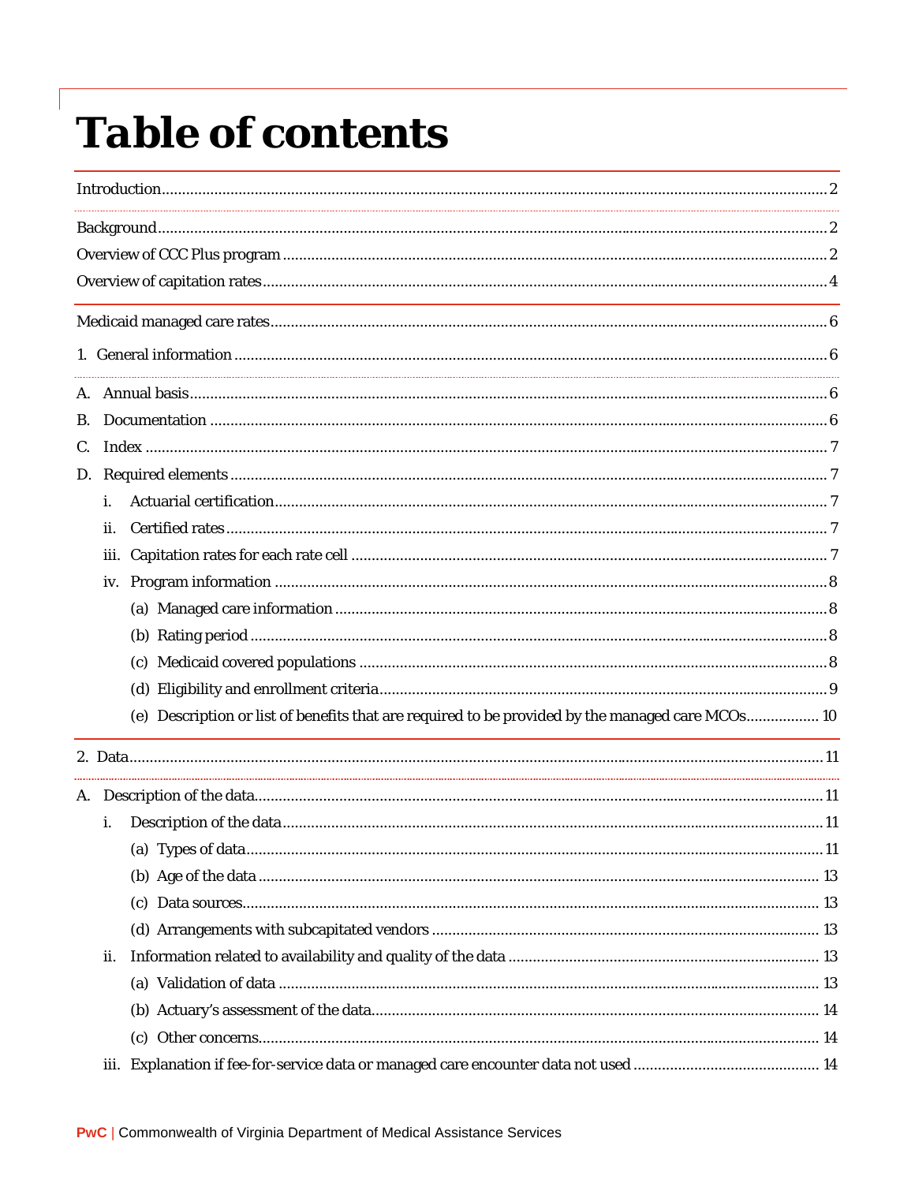# Table of contents

Introduction ........ 2

Background ........ 2

Overview of CCC Plus program ........ 2

Overview of capitation rates ........ 4

Medicaid managed care rates ........ 6

1. General information ........ 6

A. Annual basis ........ 6

B. Documentation ........ 6

C. Index ........ 7

D. Required elements ........ 7

- i. Actuarial certification ........ 7
- ii. Certified rates ........ 7
- iii. Capitation rates for each rate cell ........ 7
- iv. Program information ........ 8
  - (a) Managed care information ........ 8
  - (b) Rating period ........ 8
  - (c) Medicaid covered populations ........ 8
  - (d) Eligibility and enrollment criteria ........ 9
  - (e) Description or list of benefits that are required to be provided by the managed care MCOs ........ 10

2. Data ........ 11

A. Description of the data ........ 11

- i. Description of the data ........ 11
  - (a) Types of data ........ 11
  - (b) Age of the data ........ 13
  - (c) Data sources ........ 13
  - (d) Arrangements with subcapitated vendors ........ 13
- ii. Information related to availability and quality of the data ........ 13
  - (a) Validation of data ........ 13
  - (b) Actuary's assessment of the data ........ 14
  - (c) Other concerns ........ 14
- iii. Explanation if fee-for-service data or managed care encounter data not used ........ 14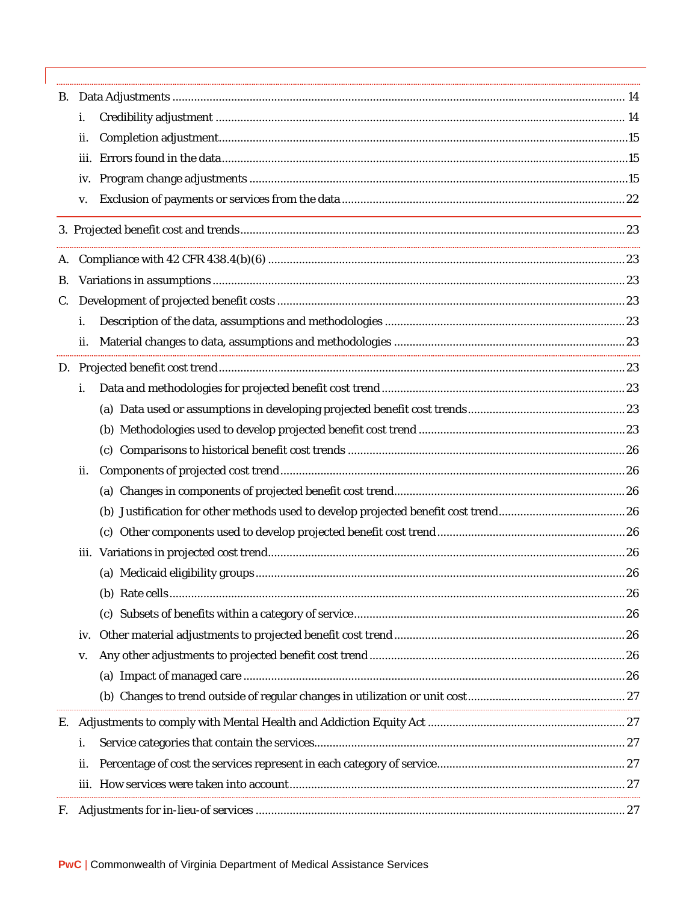B. Data Adjustments ........ 14

- i. Credibility adjustment ........ 14
- ii. Completion adjustment ........ 15
- iii. Errors found in the data ........ 15
- iv. Program change adjustments ........ 15
- v. Exclusion of payments or services from the data ........ 22

3. Projected benefit cost and trends ........ 23

A. Compliance with 42 CFR 438.4(b)(6) ........ 23

B. Variations in assumptions ........ 23

C. Development of projected benefit costs ........ 23

- i. Description of the data, assumptions and methodologies ........ 23
- ii. Material changes to data, assumptions and methodologies ........ 23

D. Projected benefit cost trend ........ 23

- i. Data and methodologies for projected benefit cost trend ........ 23
  - (a) Data used or assumptions in developing projected benefit cost trends ........ 23
  - (b) Methodologies used to develop projected benefit cost trend ........ 23
  - (c) Comparisons to historical benefit cost trends ........ 26
- ii. Components of projected cost trend ........ 26
  - (a) Changes in components of projected benefit cost trend ........ 26
  - (b) Justification for other methods used to develop projected benefit cost trend ........ 26
  - (c) Other components used to develop projected benefit cost trend ........ 26
- iii. Variations in projected cost trend ........ 26
  - (a) Medicaid eligibility groups ........ 26
  - (b) Rate cells ........ 26
  - (c) Subsets of benefits within a category of service ........ 26
- iv. Other material adjustments to projected benefit cost trend ........ 26
- v. Any other adjustments to projected benefit cost trend ........ 26
  - (a) Impact of managed care ........ 26
  - (b) Changes to trend outside of regular changes in utilization or unit cost ........ 27

E. Adjustments to comply with Mental Health and Addiction Equity Act ........ 27

- i. Service categories that contain the services ........ 27
- ii. Percentage of cost the services represent in each category of service ........ 27
- iii. How services were taken into account ........ 27

F. Adjustments for in-lieu-of services ........ 27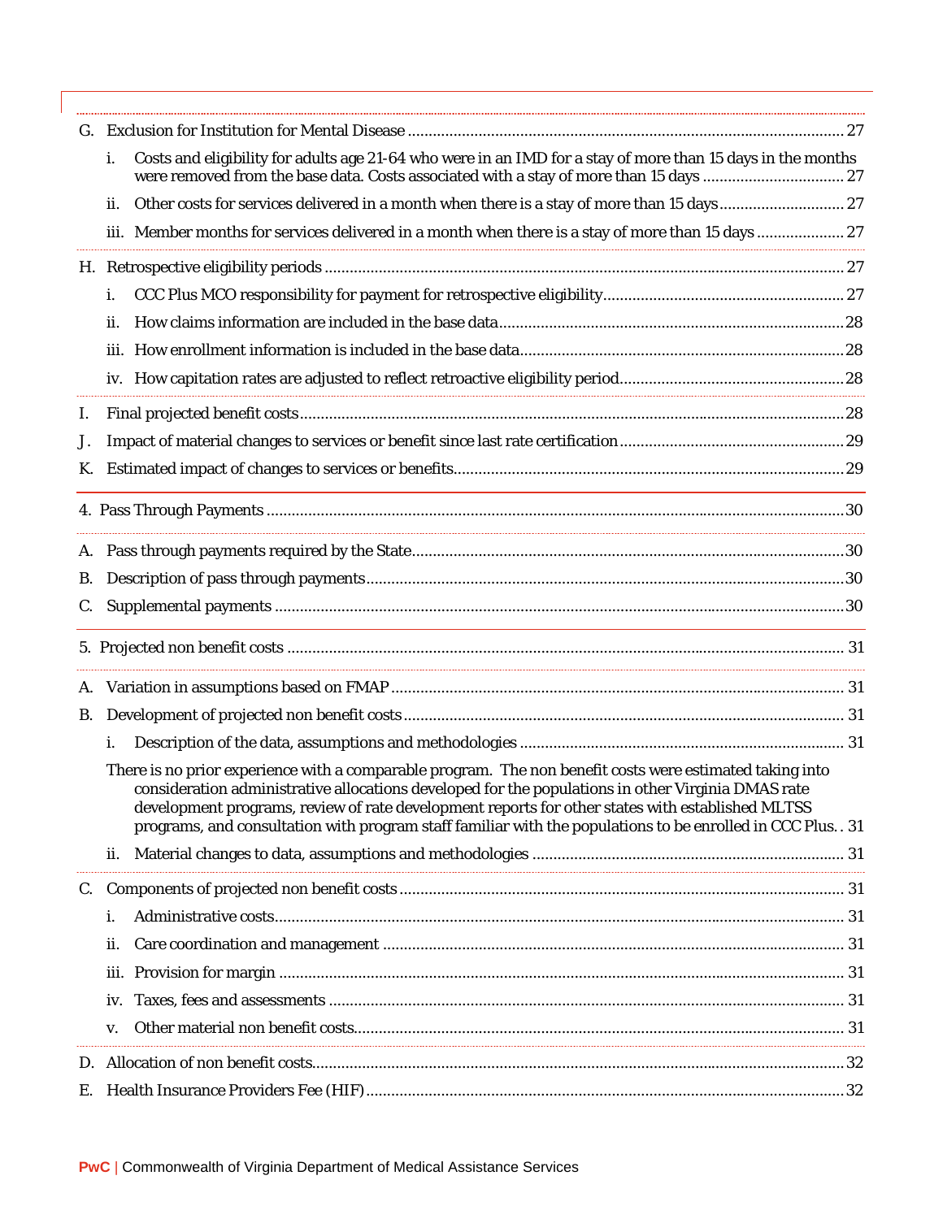G. Exclusion for Institution for Mental Disease ........................................................................................ 27

  i. Costs and eligibility for adults age 21-64 who were in an IMD for a stay of more than 15 days in the months were removed from the base data. Costs associated with a stay of more than 15 days .................................. 27

  ii. Other costs for services delivered in a month when there is a stay of more than 15 days............................. 27

  iii. Member months for services delivered in a month when there is a stay of more than 15 days .................... 27

H. Retrospective eligibility periods ............................................................................................................ 27

  i. CCC Plus MCO responsibility for payment for retrospective eligibility.......................................................... 27

  ii. How claims information are included in the base data................................................................................. 28

  iii. How enrollment information is included in the base data............................................................................ 28

  iv. How capitation rates are adjusted to reflect retroactive eligibility period..................................................... 28

I. Final projected benefit costs.................................................................................................................. 28

J. Impact of material changes to services or benefit since last rate certification..................................................... 29

K. Estimated impact of changes to services or benefits............................................................................. 29

4. Pass Through Payments ........................................................................................................................ 30

A. Pass through payments required by the State....................................................................................... 30

B. Description of pass through payments.................................................................................................. 30

C. Supplemental payments ........................................................................................................................ 30

5. Projected non benefit costs .................................................................................................................... 31

A. Variation in assumptions based on FMAP ............................................................................................. 31

B. Development of projected non benefit costs......................................................................................... 31

  i. Description of the data, assumptions and methodologies ............................................................................ 31

  There is no prior experience with a comparable program. The non benefit costs were estimated taking into consideration administrative allocations developed for the populations in other Virginia DMAS rate development programs, review of rate development reports for other states with established MLTSS programs, and consultation with program staff familiar with the populations to be enrolled in CCC Plus. . 31

  ii. Material changes to data, assumptions and methodologies .......................................................................... 31

C. Components of projected non benefit costs.......................................................................................... 31

  i. Administrative costs........................................................................................................................ 31

  ii. Care coordination and management ............................................................................................. 31

  iii. Provision for margin ....................................................................................................................... 31

  iv. Taxes, fees and assessments .......................................................................................................... 31

  v. Other material non benefit costs.................................................................................................... 31

D. Allocation of non benefit costs............................................................................................................... 32

E. Health Insurance Providers Fee (HIF).................................................................................................... 32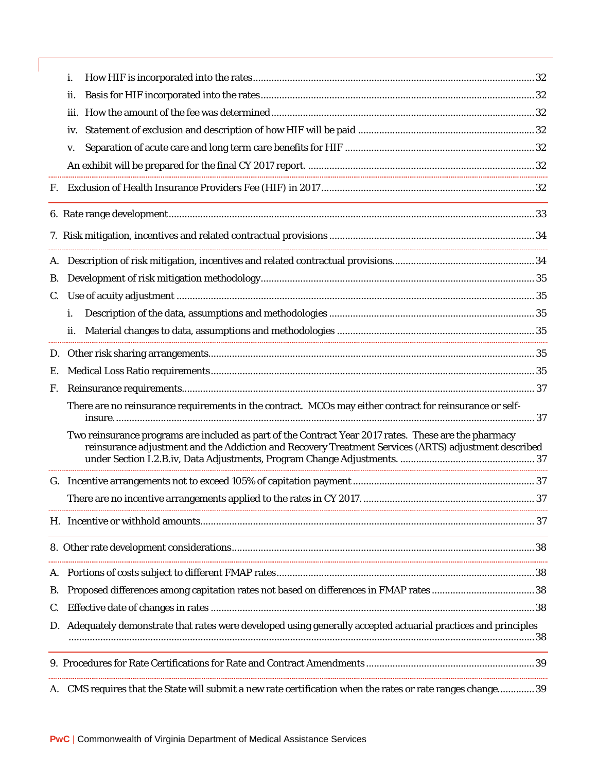i. How HIF is incorporated into the rates ........................................................ 32

ii. Basis for HIF incorporated into the rates ........................................................ 32

iii. How the amount of the fee was determined ........................................................ 32

iv. Statement of exclusion and description of how HIF will be paid ........................................................ 32

v. Separation of acute care and long term care benefits for HIF ........................................................ 32

An exhibit will be prepared for the final CY 2017 report. ........................................................ 32

F. Exclusion of Health Insurance Providers Fee (HIF) in 2017 ........................................................ 32

6. Rate range development ........................................................ 33

7. Risk mitigation, incentives and related contractual provisions ........................................................ 34

A. Description of risk mitigation, incentives and related contractual provisions ........................................................ 34

B. Development of risk mitigation methodology ........................................................ 35

C. Use of acuity adjustment ........................................................ 35

i. Description of the data, assumptions and methodologies ........................................................ 35

ii. Material changes to data, assumptions and methodologies ........................................................ 35

D. Other risk sharing arrangements ........................................................ 35

E. Medical Loss Ratio requirements ........................................................ 35

F. Reinsurance requirements ........................................................ 37

There are no reinsurance requirements in the contract. MCOs may either contract for reinsurance or self-insure. ........................................................ 37

Two reinsurance programs are included as part of the Contract Year 2017 rates. These are the pharmacy reinsurance adjustment and the Addiction and Recovery Treatment Services (ARTS) adjustment described under Section I.2.B.iv, Data Adjustments, Program Change Adjustments. ........................................................ 37

G. Incentive arrangements not to exceed 105% of capitation payment ........................................................ 37

There are no incentive arrangements applied to the rates in CY 2017. ........................................................ 37

H. Incentive or withhold amounts ........................................................ 37

8. Other rate development considerations ........................................................ 38

A. Portions of costs subject to different FMAP rates ........................................................ 38

B. Proposed differences among capitation rates not based on differences in FMAP rates ........................................................ 38

C. Effective date of changes in rates ........................................................ 38

D. Adequately demonstrate that rates were developed using generally accepted actuarial practices and principles ........................................................ 38

9. Procedures for Rate Certifications for Rate and Contract Amendments ........................................................ 39

A. CMS requires that the State will submit a new rate certification when the rates or rate ranges change ........................................................ 39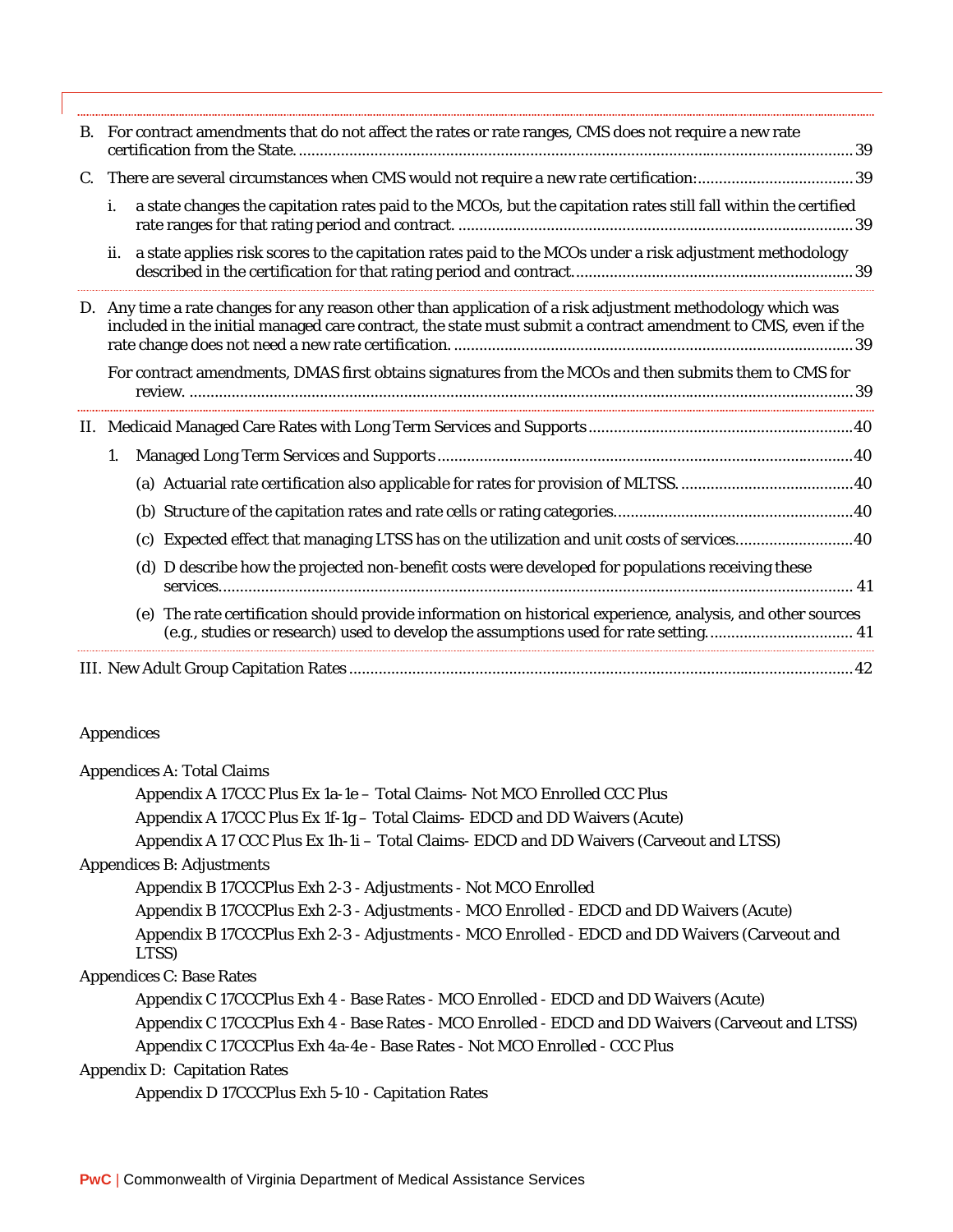B. For contract amendments that do not affect the rates or rate ranges, CMS does not require a new rate certification from the State. .......... 39

C. There are several circumstances when CMS would not require a new rate certification: .......... 39

i. a state changes the capitation rates paid to the MCOs, but the capitation rates still fall within the certified rate ranges for that rating period and contract. .......... 39

ii. a state applies risk scores to the capitation rates paid to the MCOs under a risk adjustment methodology described in the certification for that rating period and contract. .......... 39

D. Any time a rate changes for any reason other than application of a risk adjustment methodology which was included in the initial managed care contract, the state must submit a contract amendment to CMS, even if the rate change does not need a new rate certification. .......... 39

For contract amendments, DMAS first obtains signatures from the MCOs and then submits them to CMS for review. .......... 39

II. Medicaid Managed Care Rates with Long Term Services and Supports .......... 40

1. Managed Long Term Services and Supports .......... 40

(a) Actuarial rate certification also applicable for rates for provision of MLTSS. .......... 40

(b) Structure of the capitation rates and rate cells or rating categories. .......... 40

(c) Expected effect that managing LTSS has on the utilization and unit costs of services. .......... 40

(d) D describe how the projected non-benefit costs were developed for populations receiving these services. .......... 41

(e) The rate certification should provide information on historical experience, analysis, and other sources (e.g., studies or research) used to develop the assumptions used for rate setting. .......... 41

III. New Adult Group Capitation Rates .......... 42

Appendices

Appendices A: Total Claims

- Appendix A 17CCC Plus Ex 1a-1e – Total Claims- Not MCO Enrolled CCC Plus
- Appendix A 17CCC Plus Ex 1f-1g – Total Claims- EDCD and DD Waivers (Acute)
- Appendix A 17 CCC Plus Ex 1h-1i – Total Claims- EDCD and DD Waivers (Carveout and LTSS)

Appendices B: Adjustments

- Appendix B 17CCCPlus Exh 2-3 - Adjustments - Not MCO Enrolled
- Appendix B 17CCCPlus Exh 2-3 - Adjustments - MCO Enrolled - EDCD and DD Waivers (Acute)
- Appendix B 17CCCPlus Exh 2-3 - Adjustments - MCO Enrolled - EDCD and DD Waivers (Carveout and LTSS)

Appendices C: Base Rates

- Appendix C 17CCCPlus Exh 4 - Base Rates - MCO Enrolled - EDCD and DD Waivers (Acute)
- Appendix C 17CCCPlus Exh 4 - Base Rates - MCO Enrolled - EDCD and DD Waivers (Carveout and LTSS)
- Appendix C 17CCCPlus Exh 4a-4e - Base Rates - Not MCO Enrolled - CCC Plus

Appendix D: Capitation Rates

- Appendix D 17CCCPlus Exh 5-10 - Capitation Rates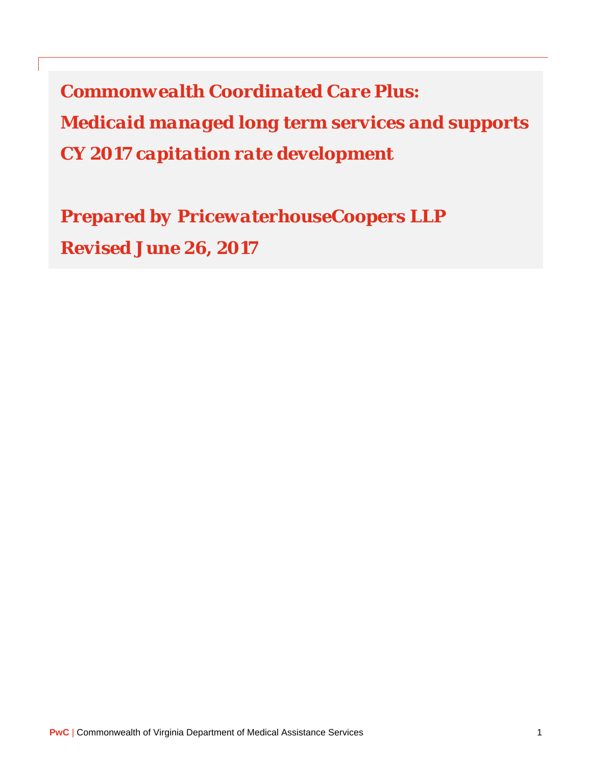# Commonwealth Coordinated Care Plus:

# Medicaid managed long term services and supports

# CY 2017 capitation rate development

## Prepared by PricewaterhouseCoopers LLP

## Revised June 26, 2017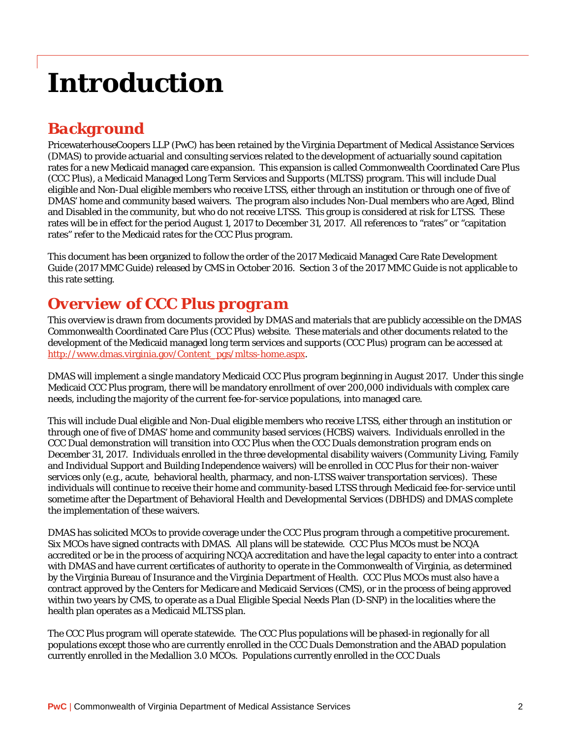# Introduction

## Background

PricewaterhouseCoopers LLP (PwC) has been retained by the Virginia Department of Medical Assistance Services (DMAS) to provide actuarial and consulting services related to the development of actuarially sound capitation rates for a new Medicaid managed care expansion. This expansion is called Commonwealth Coordinated Care Plus (CCC Plus), a Medicaid Managed Long Term Services and Supports (MLTSS) program. This will include Dual eligible and Non-Dual eligible members who receive LTSS, either through an institution or through one of five of DMAS' home and community based waivers. The program also includes Non-Dual members who are Aged, Blind and Disabled in the community, but who do not receive LTSS. This group is considered at risk for LTSS. These rates will be in effect for the period August 1, 2017 to December 31, 2017. All references to "rates" or "capitation rates" refer to the Medicaid rates for the CCC Plus program.

This document has been organized to follow the order of the 2017 Medicaid Managed Care Rate Development Guide (2017 MMC Guide) released by CMS in October 2016. Section 3 of the 2017 MMC Guide is not applicable to this rate setting.

## Overview of CCC Plus program

This overview is drawn from documents provided by DMAS and materials that are publicly accessible on the DMAS Commonwealth Coordinated Care Plus (CCC Plus) website. These materials and other documents related to the development of the Medicaid managed long term services and supports (CCC Plus) program can be accessed at http://www.dmas.virginia.gov/Content_pgs/mltss-home.aspx.

DMAS will implement a single mandatory Medicaid CCC Plus program beginning in August 2017. Under this single Medicaid CCC Plus program, there will be mandatory enrollment of over 200,000 individuals with complex care needs, including the majority of the current fee-for-service populations, into managed care.

This will include Dual eligible and Non-Dual eligible members who receive LTSS, either through an institution or through one of five of DMAS' home and community based services (HCBS) waivers. Individuals enrolled in the CCC Dual demonstration will transition into CCC Plus when the CCC Duals demonstration program ends on December 31, 2017. Individuals enrolled in the three developmental disability waivers (Community Living, Family and Individual Support and Building Independence waivers) will be enrolled in CCC Plus for their non-waiver services only (e.g., acute, behavioral health, pharmacy, and non-LTSS waiver transportation services). These individuals will continue to receive their home and community-based LTSS through Medicaid fee-for-service until sometime after the Department of Behavioral Health and Developmental Services (DBHDS) and DMAS complete the implementation of these waivers.

DMAS has solicited MCOs to provide coverage under the CCC Plus program through a competitive procurement. Six MCOs have signed contracts with DMAS. All plans will be statewide. CCC Plus MCOs must be NCQA accredited or be in the process of acquiring NCQA accreditation and have the legal capacity to enter into a contract with DMAS and have current certificates of authority to operate in the Commonwealth of Virginia, as determined by the Virginia Bureau of Insurance and the Virginia Department of Health. CCC Plus MCOs must also have a contract approved by the Centers for Medicare and Medicaid Services (CMS), or in the process of being approved within two years by CMS, to operate as a Dual Eligible Special Needs Plan (D-SNP) in the localities where the health plan operates as a Medicaid MLTSS plan.

The CCC Plus program will operate statewide. The CCC Plus populations will be phased-in regionally for all populations except those who are currently enrolled in the CCC Duals Demonstration and the ABAD population currently enrolled in the Medallion 3.0 MCOs. Populations currently enrolled in the CCC Duals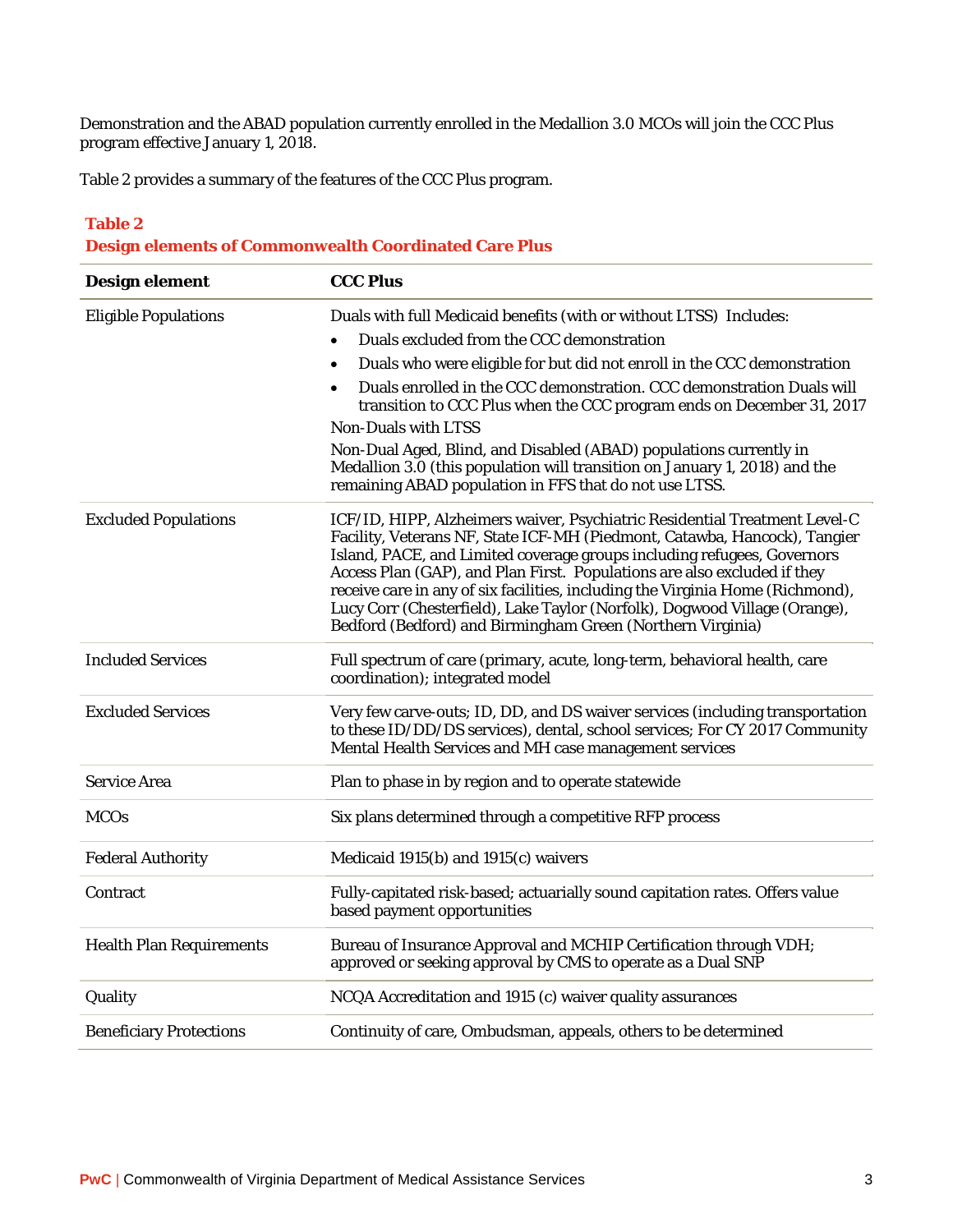Demonstration and the ABAD population currently enrolled in the Medallion 3.0 MCOs will join the CCC Plus program effective January 1, 2018.

Table 2 provides a summary of the features of the CCC Plus program.

**Table 2**
**Design elements of Commonwealth Coordinated Care Plus**

| Design element | CCC Plus |
|---|---|
| Eligible Populations | Duals with full Medicaid benefits (with or without LTSS) Includes:<br>• Duals excluded from the CCC demonstration<br>• Duals who were eligible for but did not enroll in the CCC demonstration<br>• Duals enrolled in the CCC demonstration. CCC demonstration Duals will transition to CCC Plus when the CCC program ends on December 31, 2017<br>Non-Duals with LTSS<br>Non-Dual Aged, Blind, and Disabled (ABAD) populations currently in Medallion 3.0 (this population will transition on January 1, 2018) and the remaining ABAD population in FFS that do not use LTSS. |
| Excluded Populations | ICF/ID, HIPP, Alzheimers waiver, Psychiatric Residential Treatment Level-C Facility, Veterans NF, State ICF-MH (Piedmont, Catawba, Hancock), Tangier Island, PACE, and Limited coverage groups including refugees, Governors Access Plan (GAP), and Plan First. Populations are also excluded if they receive care in any of six facilities, including the Virginia Home (Richmond), Lucy Corr (Chesterfield), Lake Taylor (Norfolk), Dogwood Village (Orange), Bedford (Bedford) and Birmingham Green (Northern Virginia) |
| Included Services | Full spectrum of care (primary, acute, long-term, behavioral health, care coordination); integrated model |
| Excluded Services | Very few carve-outs; ID, DD, and DS waiver services (including transportation to these ID/DD/DS services), dental, school services; For CY 2017 Community Mental Health Services and MH case management services |
| Service Area | Plan to phase in by region and to operate statewide |
| MCOs | Six plans determined through a competitive RFP process |
| Federal Authority | Medicaid 1915(b) and 1915(c) waivers |
| Contract | Fully-capitated risk-based; actuarially sound capitation rates. Offers value based payment opportunities |
| Health Plan Requirements | Bureau of Insurance Approval and MCHIP Certification through VDH; approved or seeking approval by CMS to operate as a Dual SNP |
| Quality | NCQA Accreditation and 1915 (c) waiver quality assurances |
| Beneficiary Protections | Continuity of care, Ombudsman, appeals, others to be determined |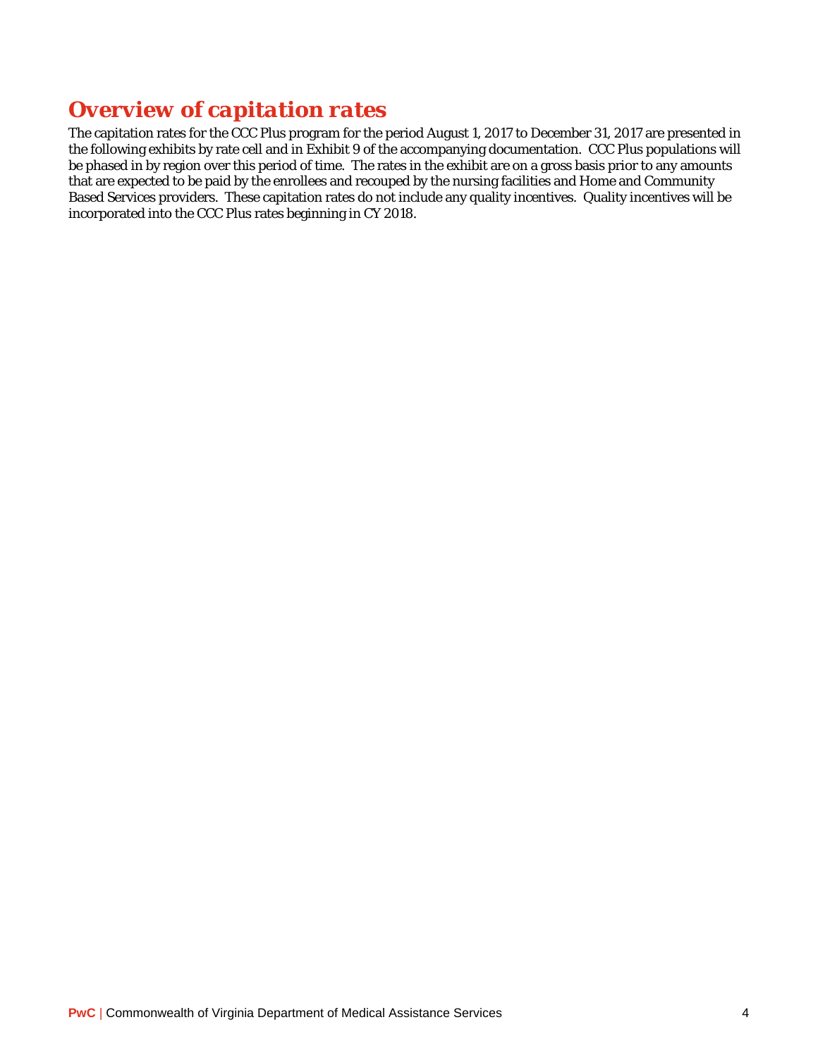## *Overview of capitation rates*

The capitation rates for the CCC Plus program for the period August 1, 2017 to December 31, 2017 are presented in the following exhibits by rate cell and in Exhibit 9 of the accompanying documentation. CCC Plus populations will be phased in by region over this period of time. The rates in the exhibit are on a gross basis prior to any amounts that are expected to be paid by the enrollees and recouped by the nursing facilities and Home and Community Based Services providers. These capitation rates do not include any quality incentives. Quality incentives will be incorporated into the CCC Plus rates beginning in CY 2018.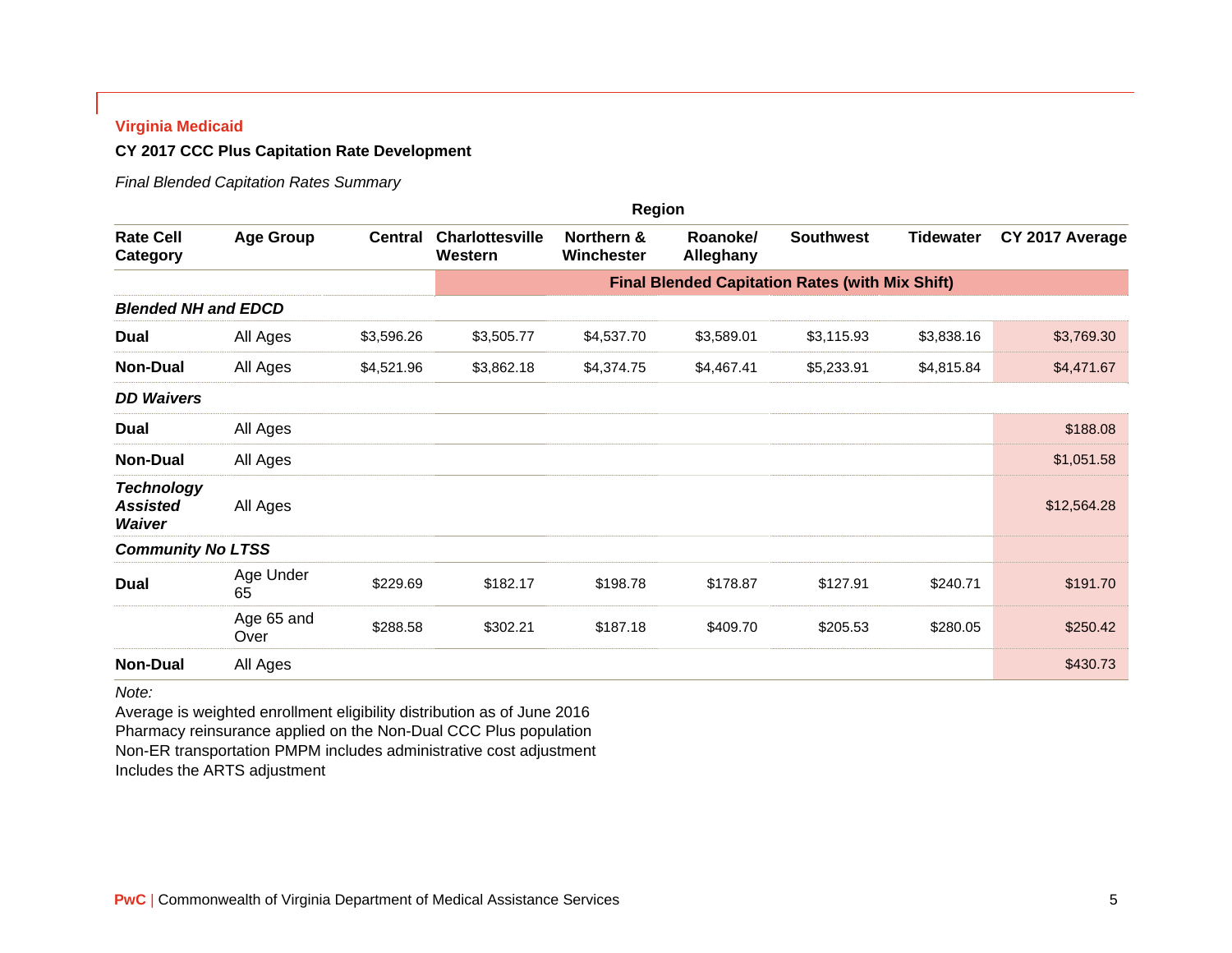**Virginia Medicaid**

**CY 2017 CCC Plus Capitation Rate Development**

*Final Blended Capitation Rates Summary*

| | | Region | | | | | | |
|---|---|---|---|---|---|---|---|---|
| **Rate Cell Category** | **Age Group** | **Central** | **Charlottesville Western** | **Northern & Winchester** | **Roanoke/ Alleghany** | **Southwest** | **Tidewater** | **CY 2017 Average** |
| | | | **Final Blended Capitation Rates (with Mix Shift)** | | | | | |
| ***Blended NH and EDCD*** | | | | | | | | |
| **Dual** | All Ages | $3,596.26 | $3,505.77 | $4,537.70 | $3,589.01 | $3,115.93 | $3,838.16 | $3,769.30 |
| **Non-Dual** | All Ages | $4,521.96 | $3,862.18 | $4,374.75 | $4,467.41 | $5,233.91 | $4,815.84 | $4,471.67 |
| ***DD Waivers*** | | | | | | | | |
| **Dual** | All Ages | | | | | | | $188.08 |
| **Non-Dual** | All Ages | | | | | | | $1,051.58 |
| ***Technology Assisted Waiver*** | All Ages | | | | | | | $12,564.28 |
| ***Community No LTSS*** | | | | | | | | |
| **Dual** | Age Under 65 | $229.69 | $182.17 | $198.78 | $178.87 | $127.91 | $240.71 | $191.70 |
| | Age 65 and Over | $288.58 | $302.21 | $187.18 | $409.70 | $205.53 | $280.05 | $250.42 |
| **Non-Dual** | All Ages | | | | | | | $430.73 |

*Note:*

Average is weighted enrollment eligibility distribution as of June 2016
Pharmacy reinsurance applied on the Non-Dual CCC Plus population
Non-ER transportation PMPM includes administrative cost adjustment
Includes the ARTS adjustment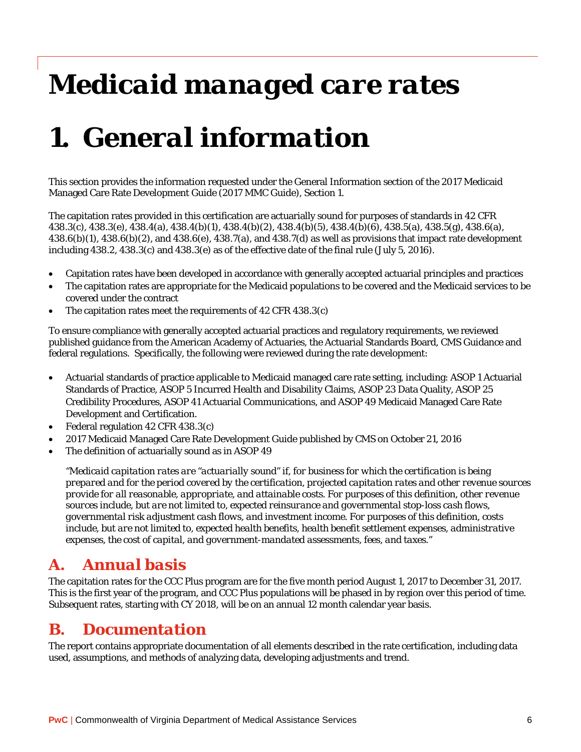# Medicaid managed care rates

# 1. General information

This section provides the information requested under the General Information section of the 2017 Medicaid Managed Care Rate Development Guide (2017 MMC Guide), Section 1.

The capitation rates provided in this certification are actuarially sound for purposes of standards in 42 CFR 438.3(c), 438.3(e), 438.4(a), 438.4(b)(1), 438.4(b)(2), 438.4(b)(5), 438.4(b)(6), 438.5(a), 438.5(g), 438.6(a), 438.6(b)(1), 438.6(b)(2), and 438.6(e), 438.7(a), and 438.7(d) as well as provisions that impact rate development including 438.2, 438.3(c) and 438.3(e) as of the effective date of the final rule (July 5, 2016).

- Capitation rates have been developed in accordance with generally accepted actuarial principles and practices
- The capitation rates are appropriate for the Medicaid populations to be covered and the Medicaid services to be covered under the contract
- The capitation rates meet the requirements of 42 CFR 438.3(c)

To ensure compliance with generally accepted actuarial practices and regulatory requirements, we reviewed published guidance from the American Academy of Actuaries, the Actuarial Standards Board, CMS Guidance and federal regulations. Specifically, the following were reviewed during the rate development:

- Actuarial standards of practice applicable to Medicaid managed care rate setting, including: ASOP 1 Actuarial Standards of Practice, ASOP 5 Incurred Health and Disability Claims, ASOP 23 Data Quality, ASOP 25 Credibility Procedures, ASOP 41 Actuarial Communications, and ASOP 49 Medicaid Managed Care Rate Development and Certification.
- Federal regulation 42 CFR 438.3(c)
- 2017 Medicaid Managed Care Rate Development Guide published by CMS on October 21, 2016
- The definition of actuarially sound as in ASOP 49

  *"Medicaid capitation rates are "actuarially sound" if, for business for which the certification is being prepared and for the period covered by the certification, projected capitation rates and other revenue sources provide for all reasonable, appropriate, and attainable costs. For purposes of this definition, other revenue sources include, but are not limited to, expected reinsurance and governmental stop-loss cash flows, governmental risk adjustment cash flows, and investment income. For purposes of this definition, costs include, but are not limited to, expected health benefits, health benefit settlement expenses, administrative expenses, the cost of capital, and government-mandated assessments, fees, and taxes."*

## A. Annual basis

The capitation rates for the CCC Plus program are for the five month period August 1, 2017 to December 31, 2017. This is the first year of the program, and CCC Plus populations will be phased in by region over this period of time. Subsequent rates, starting with CY 2018, will be on an annual 12 month calendar year basis.

## B. Documentation

The report contains appropriate documentation of all elements described in the rate certification, including data used, assumptions, and methods of analyzing data, developing adjustments and trend.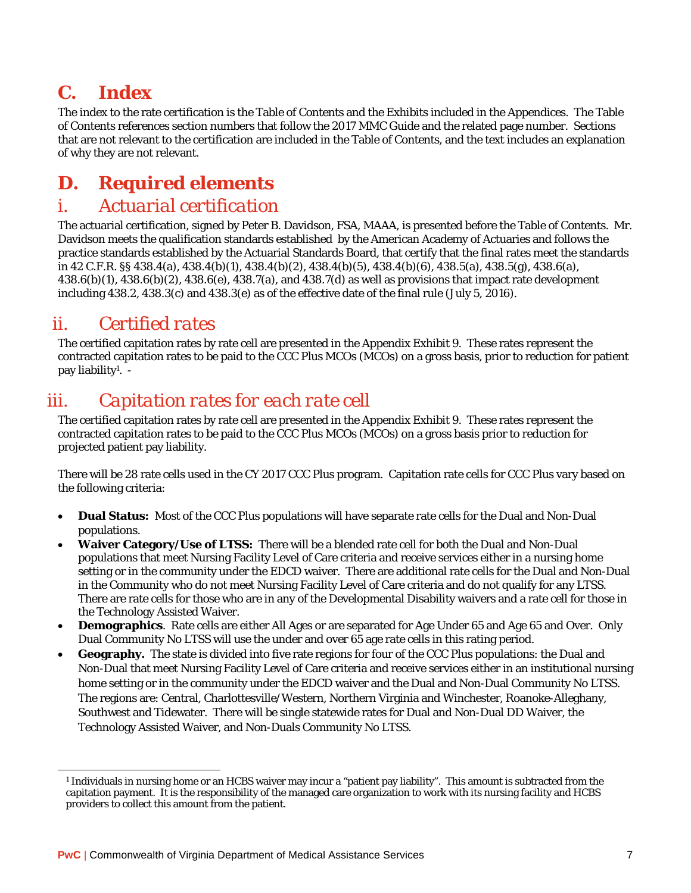## C. Index

The index to the rate certification is the Table of Contents and the Exhibits included in the Appendices. The Table of Contents references section numbers that follow the 2017 MMC Guide and the related page number. Sections that are not relevant to the certification are included in the Table of Contents, and the text includes an explanation of why they are not relevant.

## D. Required elements

### i. Actuarial certification

The actuarial certification, signed by Peter B. Davidson, FSA, MAAA, is presented before the Table of Contents. Mr. Davidson meets the qualification standards established by the American Academy of Actuaries and follows the practice standards established by the Actuarial Standards Board, that certify that the final rates meet the standards in 42 C.F.R. §§ 438.4(a), 438.4(b)(1), 438.4(b)(2), 438.4(b)(5), 438.4(b)(6), 438.5(a), 438.5(g), 438.6(a), 438.6(b)(1), 438.6(b)(2), 438.6(e), 438.7(a), and 438.7(d) as well as provisions that impact rate development including 438.2, 438.3(c) and 438.3(e) as of the effective date of the final rule (July 5, 2016).

### ii. Certified rates

The certified capitation rates by rate cell are presented in the Appendix Exhibit 9. These rates represent the contracted capitation rates to be paid to the CCC Plus MCOs (MCOs) on a gross basis, prior to reduction for patient pay liability[1]. -

### iii. Capitation rates for each rate cell

The certified capitation rates by rate cell are presented in the Appendix Exhibit 9. These rates represent the contracted capitation rates to be paid to the CCC Plus MCOs (MCOs) on a gross basis prior to reduction for projected patient pay liability.

There will be 28 rate cells used in the CY 2017 CCC Plus program. Capitation rate cells for CCC Plus vary based on the following criteria:

- **Dual Status:** Most of the CCC Plus populations will have separate rate cells for the Dual and Non-Dual populations.
- **Waiver Category/Use of LTSS:** There will be a blended rate cell for both the Dual and Non-Dual populations that meet Nursing Facility Level of Care criteria and receive services either in a nursing home setting or in the community under the EDCD waiver. There are additional rate cells for the Dual and Non-Dual in the Community who do not meet Nursing Facility Level of Care criteria and do not qualify for any LTSS. There are rate cells for those who are in any of the Developmental Disability waivers and a rate cell for those in the Technology Assisted Waiver.
- **Demographics**. Rate cells are either All Ages or are separated for Age Under 65 and Age 65 and Over. Only Dual Community No LTSS will use the under and over 65 age rate cells in this rating period.
- **Geography.** The state is divided into five rate regions for four of the CCC Plus populations: the Dual and Non-Dual that meet Nursing Facility Level of Care criteria and receive services either in an institutional nursing home setting or in the community under the EDCD waiver and the Dual and Non-Dual Community No LTSS. The regions are: Central, Charlottesville/Western, Northern Virginia and Winchester, Roanoke-Alleghany, Southwest and Tidewater. There will be single statewide rates for Dual and Non-Dual DD Waiver, the Technology Assisted Waiver, and Non-Duals Community No LTSS.

---

[1] Individuals in nursing home or an HCBS waiver may incur a "patient pay liability". This amount is subtracted from the capitation payment. It is the responsibility of the managed care organization to work with its nursing facility and HCBS providers to collect this amount from the patient.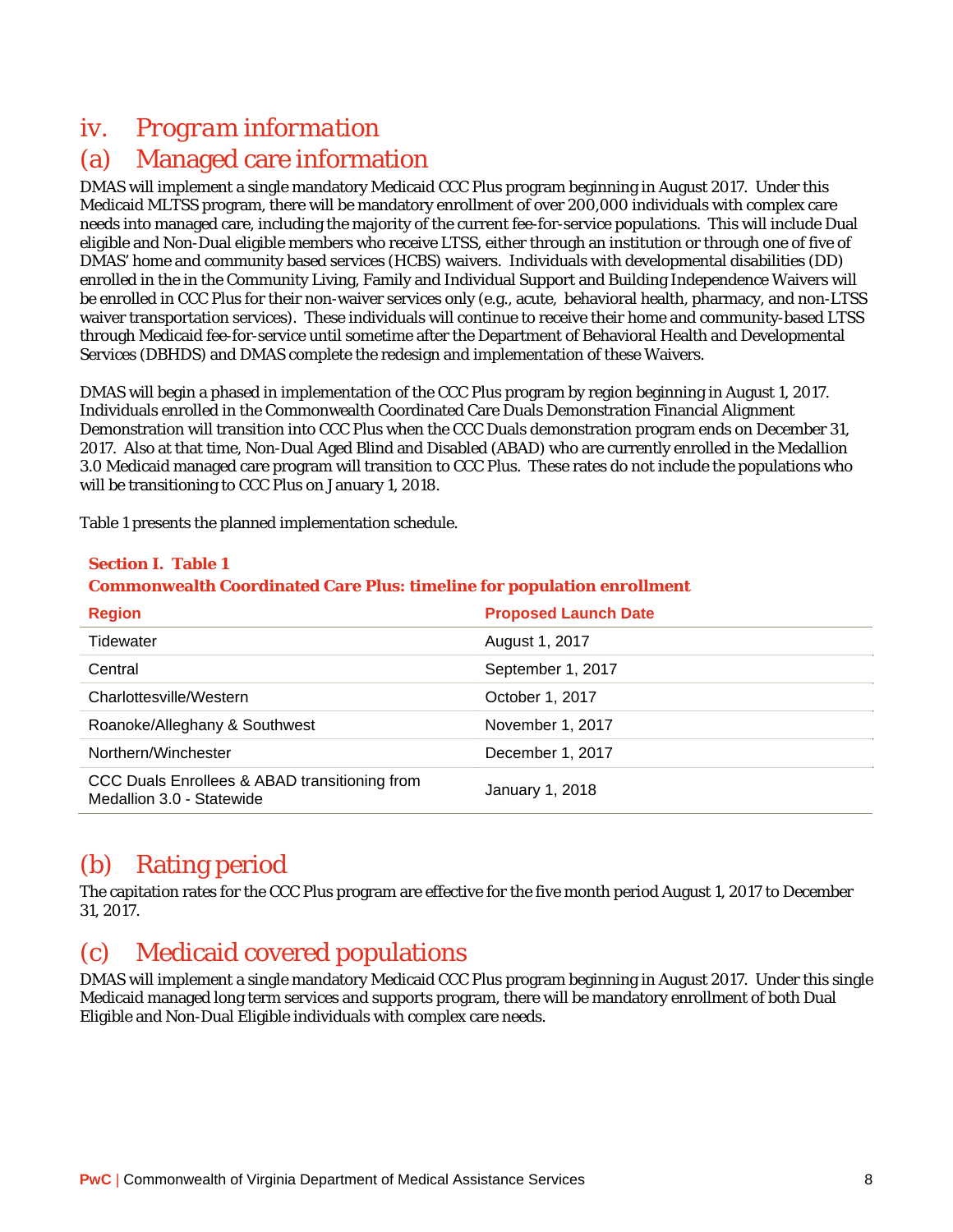# iv. *Program information*

## (a) Managed care information

DMAS will implement a single mandatory Medicaid CCC Plus program beginning in August 2017. Under this Medicaid MLTSS program, there will be mandatory enrollment of over 200,000 individuals with complex care needs into managed care, including the majority of the current fee-for-service populations. This will include Dual eligible and Non-Dual eligible members who receive LTSS, either through an institution or through one of five of DMAS' home and community based services (HCBS) waivers. Individuals with developmental disabilities (DD) enrolled in the in the Community Living, Family and Individual Support and Building Independence Waivers will be enrolled in CCC Plus for their non-waiver services only (e.g., acute, behavioral health, pharmacy, and non-LTSS waiver transportation services). These individuals will continue to receive their home and community-based LTSS through Medicaid fee-for-service until sometime after the Department of Behavioral Health and Developmental Services (DBHDS) and DMAS complete the redesign and implementation of these Waivers.

DMAS will begin a phased in implementation of the CCC Plus program by region beginning in August 1, 2017. Individuals enrolled in the Commonwealth Coordinated Care Duals Demonstration Financial Alignment Demonstration will transition into CCC Plus when the CCC Duals demonstration program ends on December 31, 2017. Also at that time, Non-Dual Aged Blind and Disabled (ABAD) who are currently enrolled in the Medallion 3.0 Medicaid managed care program will transition to CCC Plus. These rates do not include the populations who will be transitioning to CCC Plus on January 1, 2018.

Table 1 presents the planned implementation schedule.

**Section I. Table 1**
**Commonwealth Coordinated Care Plus: timeline for population enrollment**

| Region | Proposed Launch Date |
|---|---|
| Tidewater | August 1, 2017 |
| Central | September 1, 2017 |
| Charlottesville/Western | October 1, 2017 |
| Roanoke/Alleghany & Southwest | November 1, 2017 |
| Northern/Winchester | December 1, 2017 |
| CCC Duals Enrollees & ABAD transitioning from Medallion 3.0 - Statewide | January 1, 2018 |

## (b) Rating period

The capitation rates for the CCC Plus program are effective for the five month period August 1, 2017 to December 31, 2017.

## (c) Medicaid covered populations

DMAS will implement a single mandatory Medicaid CCC Plus program beginning in August 2017. Under this single Medicaid managed long term services and supports program, there will be mandatory enrollment of both Dual Eligible and Non-Dual Eligible individuals with complex care needs.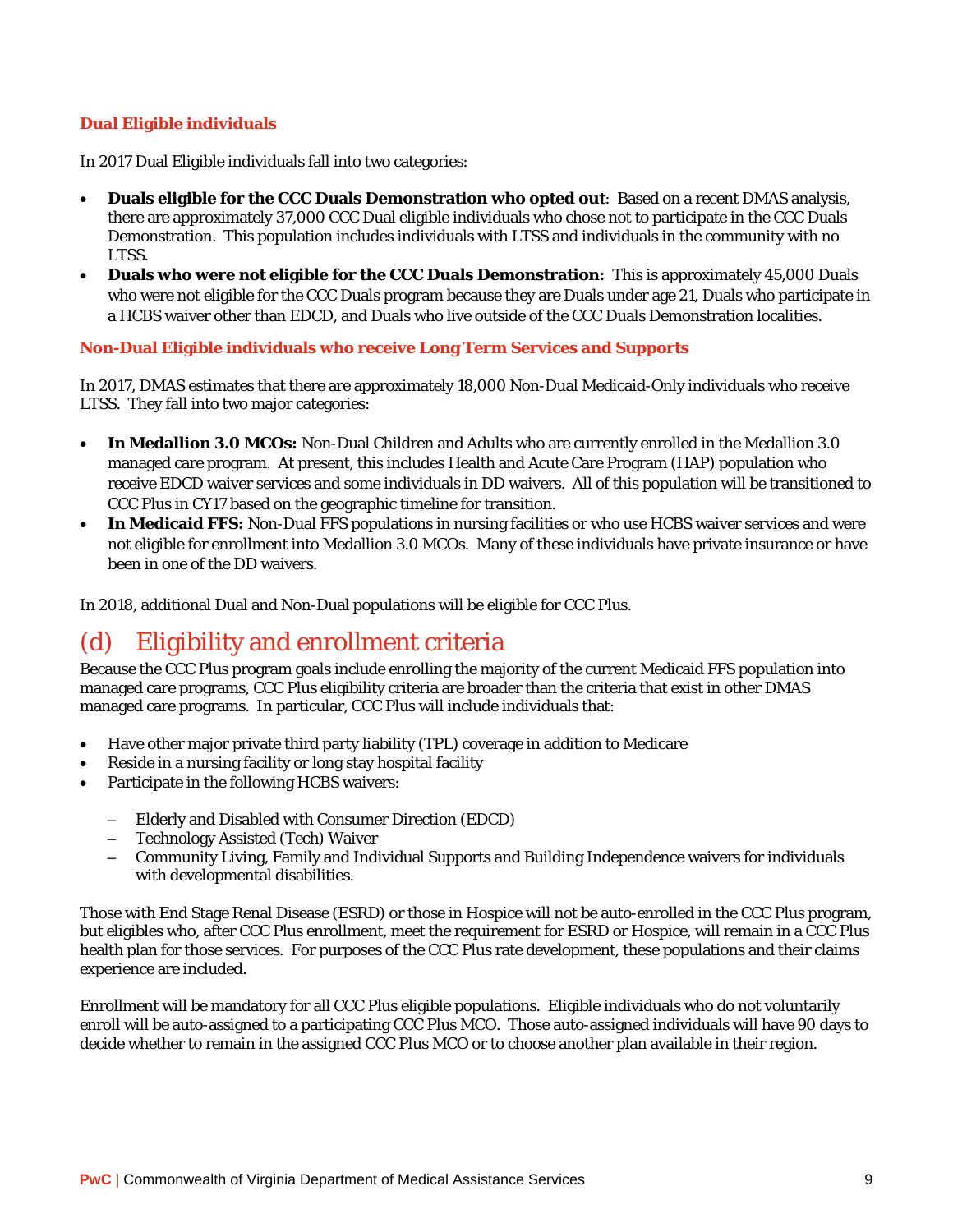### Dual Eligible individuals

In 2017 Dual Eligible individuals fall into two categories:

- **Duals eligible for the CCC Duals Demonstration who opted out**: Based on a recent DMAS analysis, there are approximately 37,000 CCC Dual eligible individuals who chose not to participate in the CCC Duals Demonstration. This population includes individuals with LTSS and individuals in the community with no LTSS.
- **Duals who were not eligible for the CCC Duals Demonstration:** This is approximately 45,000 Duals who were not eligible for the CCC Duals program because they are Duals under age 21, Duals who participate in a HCBS waiver other than EDCD, and Duals who live outside of the CCC Duals Demonstration localities.

### Non-Dual Eligible individuals who receive Long Term Services and Supports

In 2017, DMAS estimates that there are approximately 18,000 Non-Dual Medicaid-Only individuals who receive LTSS. They fall into two major categories:

- **In Medallion 3.0 MCOs:** Non-Dual Children and Adults who are currently enrolled in the Medallion 3.0 managed care program. At present, this includes Health and Acute Care Program (HAP) population who receive EDCD waiver services and some individuals in DD waivers. All of this population will be transitioned to CCC Plus in CY17 based on the geographic timeline for transition.
- **In Medicaid FFS:** Non-Dual FFS populations in nursing facilities or who use HCBS waiver services and were not eligible for enrollment into Medallion 3.0 MCOs. Many of these individuals have private insurance or have been in one of the DD waivers.

In 2018, additional Dual and Non-Dual populations will be eligible for CCC Plus.

## (d) Eligibility and enrollment criteria

Because the CCC Plus program goals include enrolling the majority of the current Medicaid FFS population into managed care programs, CCC Plus eligibility criteria are broader than the criteria that exist in other DMAS managed care programs. In particular, CCC Plus will include individuals that:

- Have other major private third party liability (TPL) coverage in addition to Medicare
- Reside in a nursing facility or long stay hospital facility
- Participate in the following HCBS waivers:
  - Elderly and Disabled with Consumer Direction (EDCD)
  - Technology Assisted (Tech) Waiver
  - Community Living, Family and Individual Supports and Building Independence waivers for individuals with developmental disabilities.

Those with End Stage Renal Disease (ESRD) or those in Hospice will not be auto-enrolled in the CCC Plus program, but eligibles who, after CCC Plus enrollment, meet the requirement for ESRD or Hospice, will remain in a CCC Plus health plan for those services. For purposes of the CCC Plus rate development, these populations and their claims experience are included.

Enrollment will be mandatory for all CCC Plus eligible populations. Eligible individuals who do not voluntarily enroll will be auto-assigned to a participating CCC Plus MCO. Those auto-assigned individuals will have 90 days to decide whether to remain in the assigned CCC Plus MCO or to choose another plan available in their region.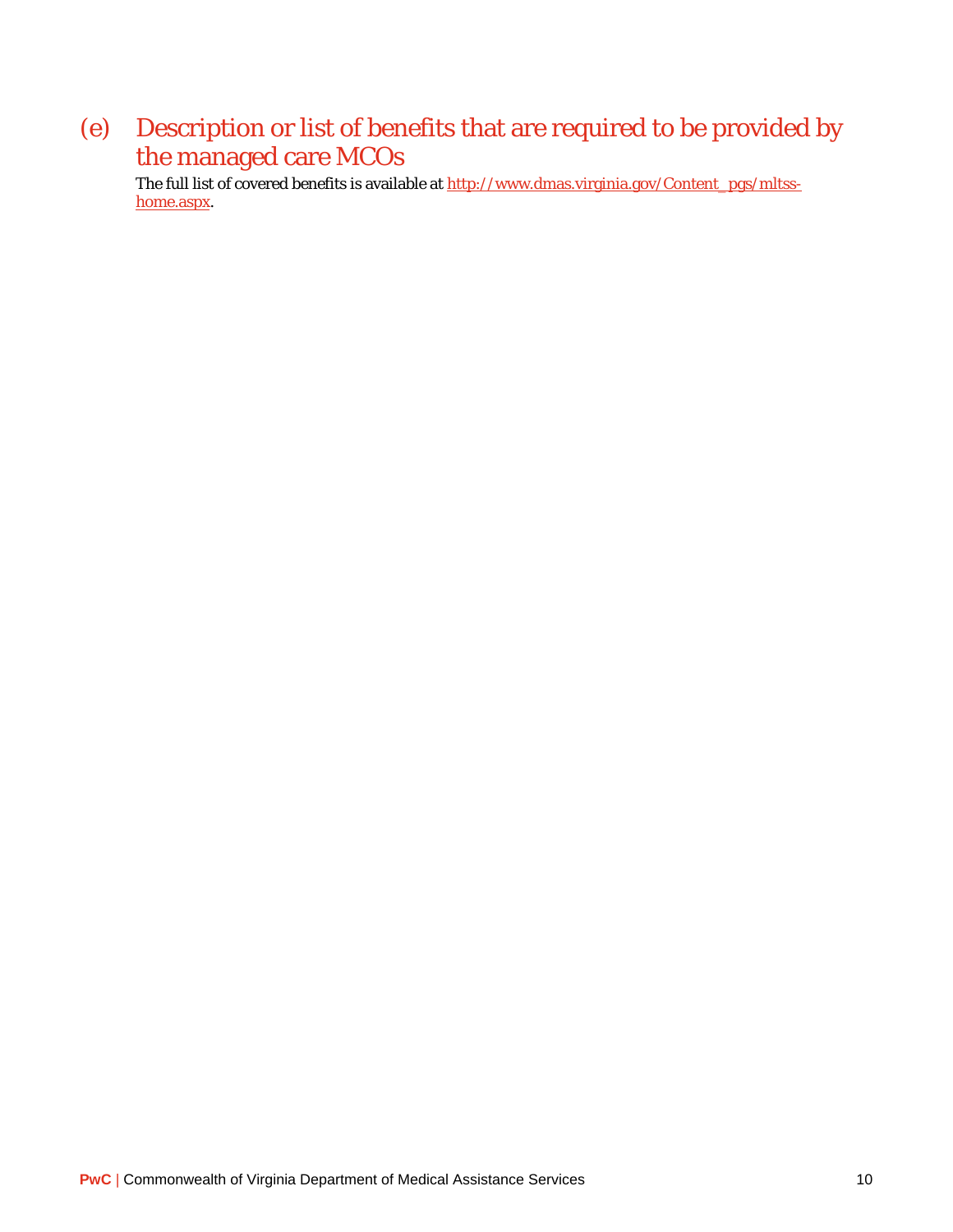## (e) Description or list of benefits that are required to be provided by the managed care MCOs

The full list of covered benefits is available at [http://www.dmas.virginia.gov/Content_pgs/mltss-home.aspx](http://www.dmas.virginia.gov/Content_pgs/mltss-home.aspx).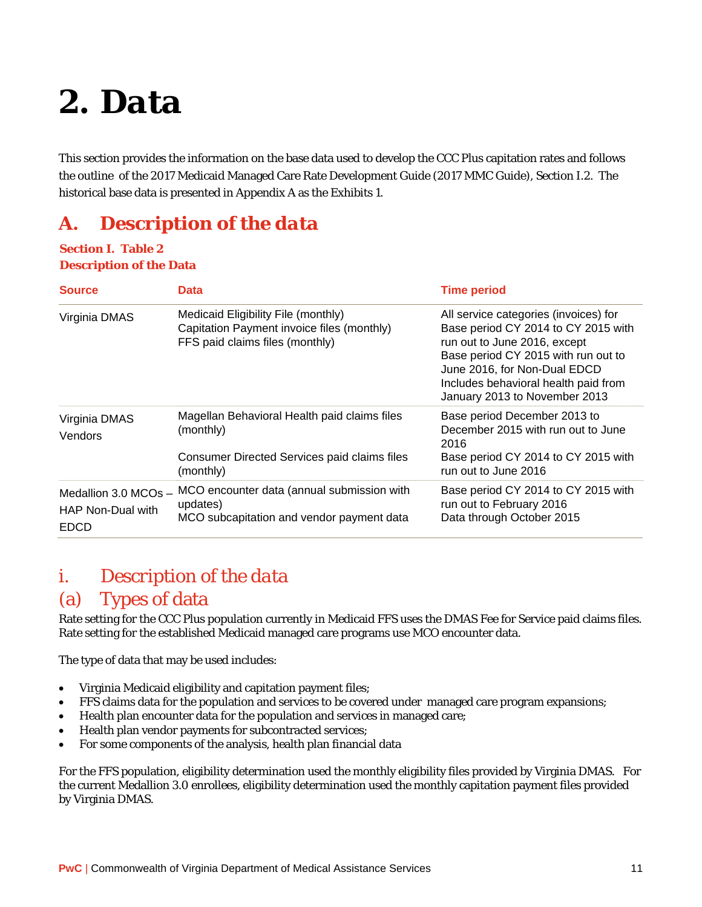# 2. Data

This section provides the information on the base data used to develop the CCC Plus capitation rates and follows the outline of the 2017 Medicaid Managed Care Rate Development Guide (2017 MMC Guide), Section I.2. The historical base data is presented in Appendix A as the Exhibits 1.

## A. Description of the data

**Section I. Table 2**
**Description of the Data**

| Source | Data | Time period |
|---|---|---|
| Virginia DMAS | Medicaid Eligibility File (monthly)<br>Capitation Payment invoice files (monthly)<br>FFS paid claims files (monthly) | All service categories (invoices) for Base period CY 2014 to CY 2015 with run out to June 2016, except<br>Base period CY 2015 with run out to June 2016, for Non-Dual EDCD<br>Includes behavioral health paid from January 2013 to November 2013 |
| Virginia DMAS Vendors | Magellan Behavioral Health paid claims files (monthly)<br><br>Consumer Directed Services paid claims files (monthly) | Base period December 2013 to December 2015 with run out to June 2016<br>Base period CY 2014 to CY 2015 with run out to June 2016 |
| Medallion 3.0 MCOs – HAP Non-Dual with EDCD | MCO encounter data (annual submission with updates)<br>MCO subcapitation and vendor payment data | Base period CY 2014 to CY 2015 with run out to February 2016<br>Data through October 2015 |

### i. Description of the data

### (a) Types of data

Rate setting for the CCC Plus population currently in Medicaid FFS uses the DMAS Fee for Service paid claims files. Rate setting for the established Medicaid managed care programs use MCO encounter data.

The type of data that may be used includes:

- Virginia Medicaid eligibility and capitation payment files;
- FFS claims data for the population and services to be covered under managed care program expansions;
- Health plan encounter data for the population and services in managed care;
- Health plan vendor payments for subcontracted services;
- For some components of the analysis, health plan financial data

For the FFS population, eligibility determination used the monthly eligibility files provided by Virginia DMAS. For the current Medallion 3.0 enrollees, eligibility determination used the monthly capitation payment files provided by Virginia DMAS.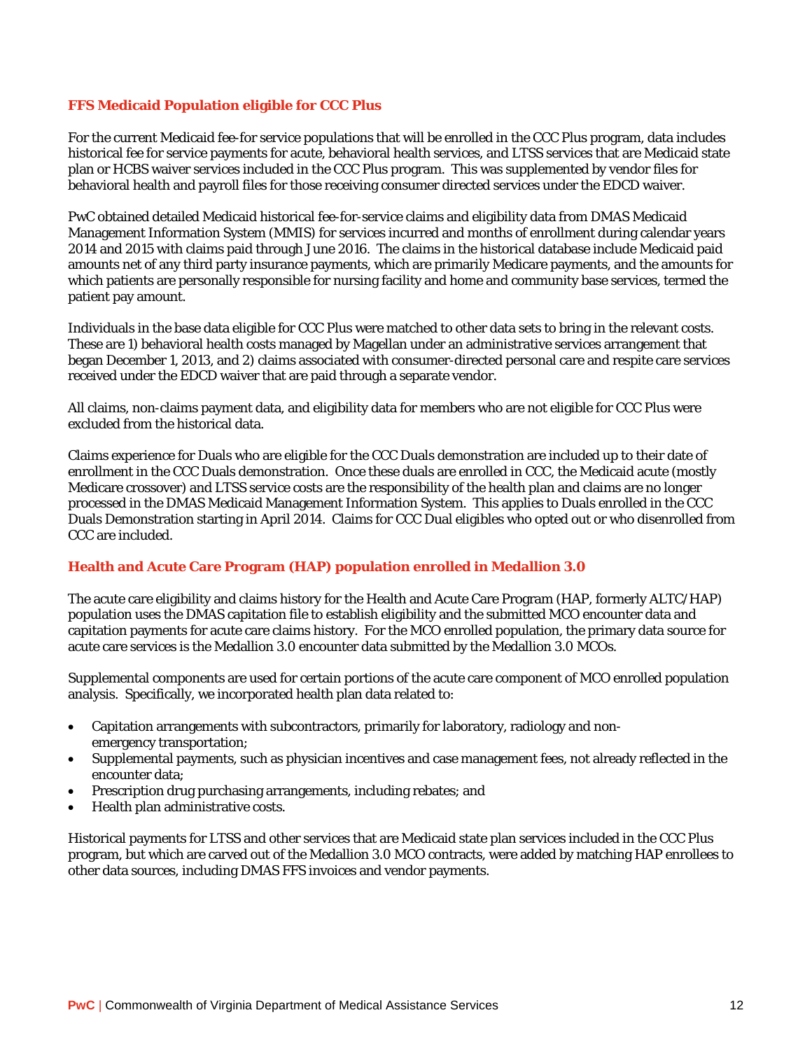### FFS Medicaid Population eligible for CCC Plus

For the current Medicaid fee-for service populations that will be enrolled in the CCC Plus program, data includes historical fee for service payments for acute, behavioral health services, and LTSS services that are Medicaid state plan or HCBS waiver services included in the CCC Plus program. This was supplemented by vendor files for behavioral health and payroll files for those receiving consumer directed services under the EDCD waiver.

PwC obtained detailed Medicaid historical fee-for-service claims and eligibility data from DMAS Medicaid Management Information System (MMIS) for services incurred and months of enrollment during calendar years 2014 and 2015 with claims paid through June 2016. The claims in the historical database include Medicaid paid amounts net of any third party insurance payments, which are primarily Medicare payments, and the amounts for which patients are personally responsible for nursing facility and home and community base services, termed the patient pay amount.

Individuals in the base data eligible for CCC Plus were matched to other data sets to bring in the relevant costs. These are 1) behavioral health costs managed by Magellan under an administrative services arrangement that began December 1, 2013, and 2) claims associated with consumer-directed personal care and respite care services received under the EDCD waiver that are paid through a separate vendor.

All claims, non-claims payment data, and eligibility data for members who are not eligible for CCC Plus were excluded from the historical data.

Claims experience for Duals who are eligible for the CCC Duals demonstration are included up to their date of enrollment in the CCC Duals demonstration. Once these duals are enrolled in CCC, the Medicaid acute (mostly Medicare crossover) and LTSS service costs are the responsibility of the health plan and claims are no longer processed in the DMAS Medicaid Management Information System. This applies to Duals enrolled in the CCC Duals Demonstration starting in April 2014. Claims for CCC Dual eligibles who opted out or who disenrolled from CCC are included.

### Health and Acute Care Program (HAP) population enrolled in Medallion 3.0

The acute care eligibility and claims history for the Health and Acute Care Program (HAP, formerly ALTC/HAP) population uses the DMAS capitation file to establish eligibility and the submitted MCO encounter data and capitation payments for acute care claims history. For the MCO enrolled population, the primary data source for acute care services is the Medallion 3.0 encounter data submitted by the Medallion 3.0 MCOs.

Supplemental components are used for certain portions of the acute care component of MCO enrolled population analysis. Specifically, we incorporated health plan data related to:

- Capitation arrangements with subcontractors, primarily for laboratory, radiology and non-emergency transportation;
- Supplemental payments, such as physician incentives and case management fees, not already reflected in the encounter data;
- Prescription drug purchasing arrangements, including rebates; and
- Health plan administrative costs.

Historical payments for LTSS and other services that are Medicaid state plan services included in the CCC Plus program, but which are carved out of the Medallion 3.0 MCO contracts, were added by matching HAP enrollees to other data sources, including DMAS FFS invoices and vendor payments.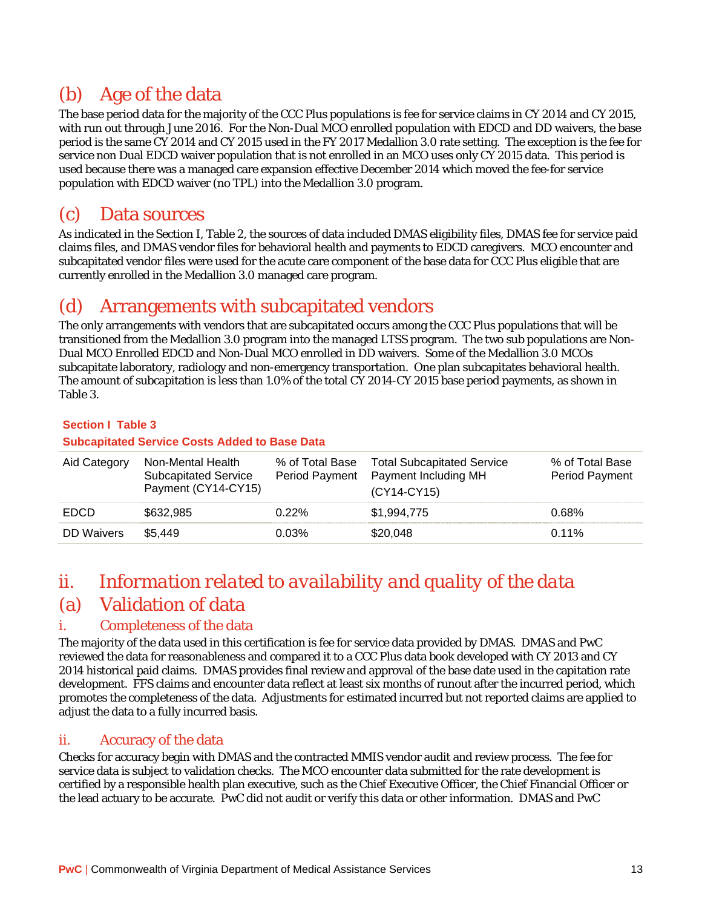## (b) Age of the data

The base period data for the majority of the CCC Plus populations is fee for service claims in CY 2014 and CY 2015, with run out through June 2016. For the Non-Dual MCO enrolled population with EDCD and DD waivers, the base period is the same CY 2014 and CY 2015 used in the FY 2017 Medallion 3.0 rate setting. The exception is the fee for service non Dual EDCD waiver population that is not enrolled in an MCO uses only CY 2015 data. This period is used because there was a managed care expansion effective December 2014 which moved the fee-for service population with EDCD waiver (no TPL) into the Medallion 3.0 program.

## (c) Data sources

As indicated in the Section I, Table 2, the sources of data included DMAS eligibility files, DMAS fee for service paid claims files, and DMAS vendor files for behavioral health and payments to EDCD caregivers. MCO encounter and subcapitated vendor files were used for the acute care component of the base data for CCC Plus eligible that are currently enrolled in the Medallion 3.0 managed care program.

## (d) Arrangements with subcapitated vendors

The only arrangements with vendors that are subcapitated occurs among the CCC Plus populations that will be transitioned from the Medallion 3.0 program into the managed LTSS program. The two sub populations are Non-Dual MCO Enrolled EDCD and Non-Dual MCO enrolled in DD waivers. Some of the Medallion 3.0 MCOs subcapitate laboratory, radiology and non-emergency transportation. One plan subcapitates behavioral health. The amount of subcapitation is less than 1.0% of the total CY 2014-CY 2015 base period payments, as shown in Table 3.

**Section I Table 3**

**Subcapitated Service Costs Added to Base Data**

| Aid Category | Non-Mental Health Subcapitated Service Payment (CY14-CY15) | % of Total Base Period Payment | Total Subcapitated Service Payment Including MH (CY14-CY15) | % of Total Base Period Payment |
|---|---|---|---|---|
| EDCD | $632,985 | 0.22% | $1,994,775 | 0.68% |
| DD Waivers | $5,449 | 0.03% | $20,048 | 0.11% |

# ii. *Information related to availability and quality of the data*

## (a) Validation of data

### i. Completeness of the data

The majority of the data used in this certification is fee for service data provided by DMAS. DMAS and PwC reviewed the data for reasonableness and compared it to a CCC Plus data book developed with CY 2013 and CY 2014 historical paid claims. DMAS provides final review and approval of the base date used in the capitation rate development. FFS claims and encounter data reflect at least six months of runout after the incurred period, which promotes the completeness of the data. Adjustments for estimated incurred but not reported claims are applied to adjust the data to a fully incurred basis.

### ii. Accuracy of the data

Checks for accuracy begin with DMAS and the contracted MMIS vendor audit and review process. The fee for service data is subject to validation checks. The MCO encounter data submitted for the rate development is certified by a responsible health plan executive, such as the Chief Executive Officer, the Chief Financial Officer or the lead actuary to be accurate. PwC did not audit or verify this data or other information. DMAS and PwC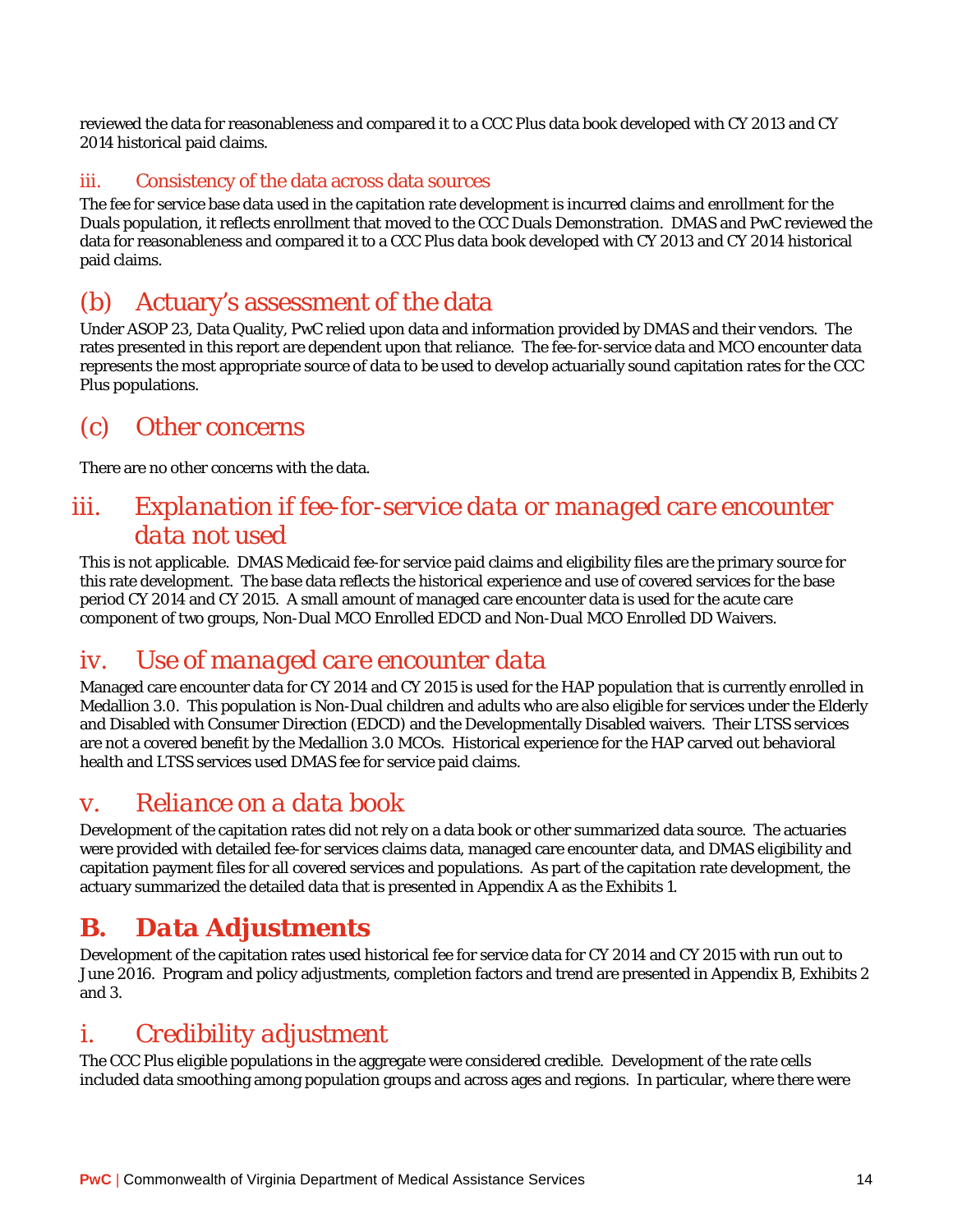reviewed the data for reasonableness and compared it to a CCC Plus data book developed with CY 2013 and CY 2014 historical paid claims.

### iii. Consistency of the data across data sources

The fee for service base data used in the capitation rate development is incurred claims and enrollment for the Duals population, it reflects enrollment that moved to the CCC Duals Demonstration. DMAS and PwC reviewed the data for reasonableness and compared it to a CCC Plus data book developed with CY 2013 and CY 2014 historical paid claims.

## (b) Actuary's assessment of the data

Under ASOP 23, Data Quality, PwC relied upon data and information provided by DMAS and their vendors. The rates presented in this report are dependent upon that reliance. The fee-for-service data and MCO encounter data represents the most appropriate source of data to be used to develop actuarially sound capitation rates for the CCC Plus populations.

## (c) Other concerns

There are no other concerns with the data.

## *iii. Explanation if fee-for-service data or managed care encounter data not used*

This is not applicable. DMAS Medicaid fee-for service paid claims and eligibility files are the primary source for this rate development. The base data reflects the historical experience and use of covered services for the base period CY 2014 and CY 2015. A small amount of managed care encounter data is used for the acute care component of two groups, Non-Dual MCO Enrolled EDCD and Non-Dual MCO Enrolled DD Waivers.

## *iv. Use of managed care encounter data*

Managed care encounter data for CY 2014 and CY 2015 is used for the HAP population that is currently enrolled in Medallion 3.0. This population is Non-Dual children and adults who are also eligible for services under the Elderly and Disabled with Consumer Direction (EDCD) and the Developmentally Disabled waivers. Their LTSS services are not a covered benefit by the Medallion 3.0 MCOs. Historical experience for the HAP carved out behavioral health and LTSS services used DMAS fee for service paid claims.

## *v. Reliance on a data book*

Development of the capitation rates did not rely on a data book or other summarized data source. The actuaries were provided with detailed fee-for services claims data, managed care encounter data, and DMAS eligibility and capitation payment files for all covered services and populations. As part of the capitation rate development, the actuary summarized the detailed data that is presented in Appendix A as the Exhibits 1.

# B. *Data Adjustments*

Development of the capitation rates used historical fee for service data for CY 2014 and CY 2015 with run out to June 2016. Program and policy adjustments, completion factors and trend are presented in Appendix B, Exhibits 2 and 3.

## *i. Credibility adjustment*

The CCC Plus eligible populations in the aggregate were considered credible. Development of the rate cells included data smoothing among population groups and across ages and regions. In particular, where there were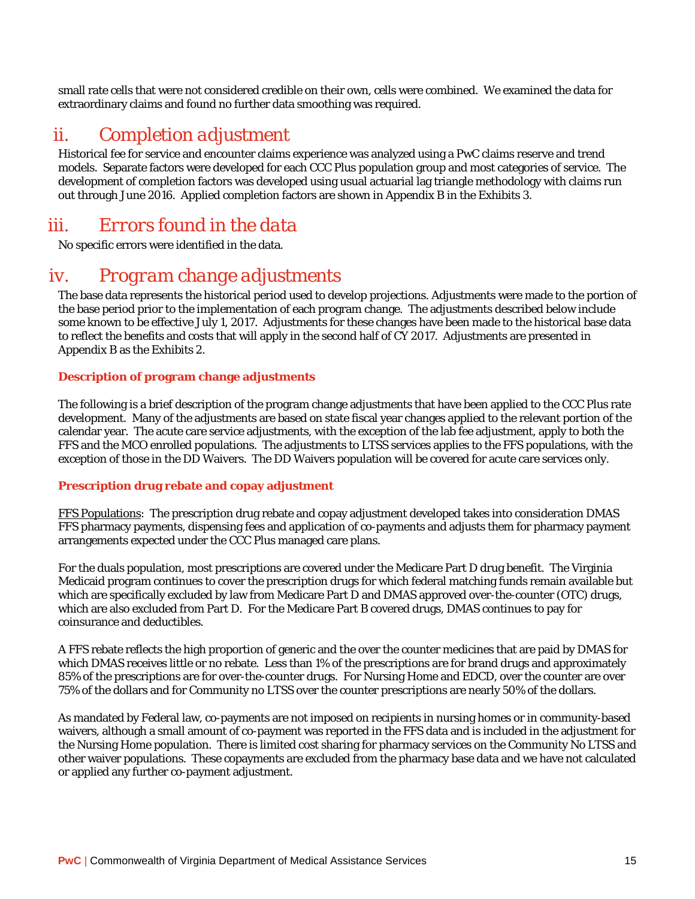small rate cells that were not considered credible on their own, cells were combined. We examined the data for extraordinary claims and found no further data smoothing was required.

## ii. *Completion adjustment*

Historical fee for service and encounter claims experience was analyzed using a PwC claims reserve and trend models. Separate factors were developed for each CCC Plus population group and most categories of service. The development of completion factors was developed using usual actuarial lag triangle methodology with claims run out through June 2016. Applied completion factors are shown in Appendix B in the Exhibits 3.

## iii. *Errors found in the data*

No specific errors were identified in the data.

## iv. *Program change adjustments*

The base data represents the historical period used to develop projections. Adjustments were made to the portion of the base period prior to the implementation of each program change. The adjustments described below include some known to be effective July 1, 2017. Adjustments for these changes have been made to the historical base data to reflect the benefits and costs that will apply in the second half of CY 2017. Adjustments are presented in Appendix B as the Exhibits 2.

**Description of program change adjustments**

The following is a brief description of the program change adjustments that have been applied to the CCC Plus rate development. Many of the adjustments are based on state fiscal year changes applied to the relevant portion of the calendar year. The acute care service adjustments, with the exception of the lab fee adjustment, apply to both the FFS and the MCO enrolled populations. The adjustments to LTSS services applies to the FFS populations, with the exception of those in the DD Waivers. The DD Waivers population will be covered for acute care services only.

**Prescription drug rebate and copay adjustment**

<u>FFS Populations</u>: The prescription drug rebate and copay adjustment developed takes into consideration DMAS FFS pharmacy payments, dispensing fees and application of co-payments and adjusts them for pharmacy payment arrangements expected under the CCC Plus managed care plans.

For the duals population, most prescriptions are covered under the Medicare Part D drug benefit. The Virginia Medicaid program continues to cover the prescription drugs for which federal matching funds remain available but which are specifically excluded by law from Medicare Part D and DMAS approved over-the-counter (OTC) drugs, which are also excluded from Part D. For the Medicare Part B covered drugs, DMAS continues to pay for coinsurance and deductibles.

A FFS rebate reflects the high proportion of generic and the over the counter medicines that are paid by DMAS for which DMAS receives little or no rebate. Less than 1% of the prescriptions are for brand drugs and approximately 85% of the prescriptions are for over-the-counter drugs. For Nursing Home and EDCD, over the counter are over 75% of the dollars and for Community no LTSS over the counter prescriptions are nearly 50% of the dollars.

As mandated by Federal law, co-payments are not imposed on recipients in nursing homes or in community-based waivers, although a small amount of co-payment was reported in the FFS data and is included in the adjustment for the Nursing Home population. There is limited cost sharing for pharmacy services on the Community No LTSS and other waiver populations. These copayments are excluded from the pharmacy base data and we have not calculated or applied any further co-payment adjustment.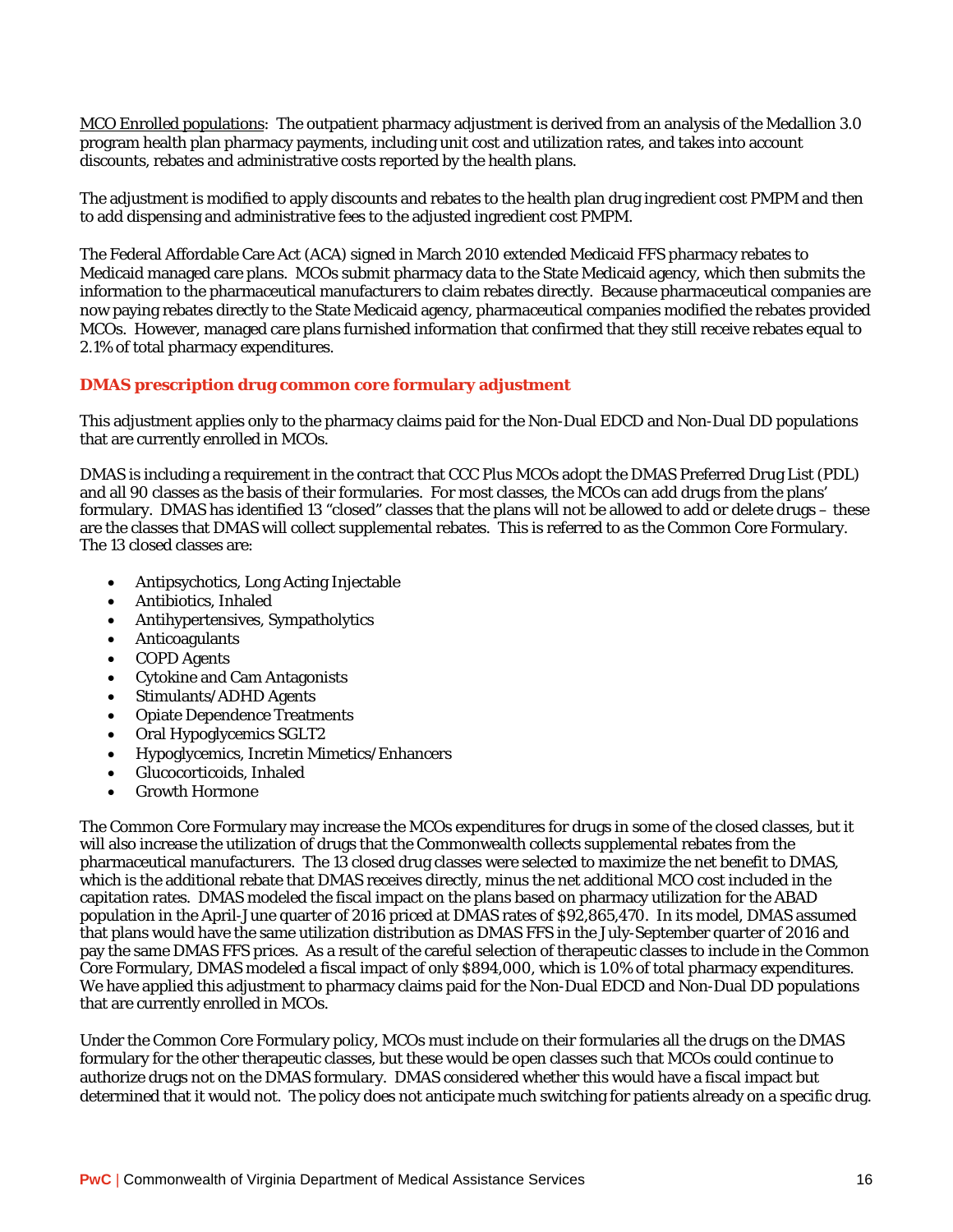<u>MCO Enrolled populations</u>: The outpatient pharmacy adjustment is derived from an analysis of the Medallion 3.0 program health plan pharmacy payments, including unit cost and utilization rates, and takes into account discounts, rebates and administrative costs reported by the health plans.

The adjustment is modified to apply discounts and rebates to the health plan drug ingredient cost PMPM and then to add dispensing and administrative fees to the adjusted ingredient cost PMPM.

The Federal Affordable Care Act (ACA) signed in March 2010 extended Medicaid FFS pharmacy rebates to Medicaid managed care plans. MCOs submit pharmacy data to the State Medicaid agency, which then submits the information to the pharmaceutical manufacturers to claim rebates directly. Because pharmaceutical companies are now paying rebates directly to the State Medicaid agency, pharmaceutical companies modified the rebates provided MCOs. However, managed care plans furnished information that confirmed that they still receive rebates equal to 2.1% of total pharmacy expenditures.

### DMAS prescription drug common core formulary adjustment

This adjustment applies only to the pharmacy claims paid for the Non-Dual EDCD and Non-Dual DD populations that are currently enrolled in MCOs.

DMAS is including a requirement in the contract that CCC Plus MCOs adopt the DMAS Preferred Drug List (PDL) and all 90 classes as the basis of their formularies. For most classes, the MCOs can add drugs from the plans' formulary. DMAS has identified 13 "closed" classes that the plans will not be allowed to add or delete drugs – these are the classes that DMAS will collect supplemental rebates. This is referred to as the Common Core Formulary. The 13 closed classes are:

- Antipsychotics, Long Acting Injectable
- Antibiotics, Inhaled
- Antihypertensives, Sympatholytics
- Anticoagulants
- COPD Agents
- Cytokine and Cam Antagonists
- Stimulants/ADHD Agents
- Opiate Dependence Treatments
- Oral Hypoglycemics SGLT2
- Hypoglycemics, Incretin Mimetics/Enhancers
- Glucocorticoids, Inhaled
- Growth Hormone

The Common Core Formulary may increase the MCOs expenditures for drugs in some of the closed classes, but it will also increase the utilization of drugs that the Commonwealth collects supplemental rebates from the pharmaceutical manufacturers. The 13 closed drug classes were selected to maximize the net benefit to DMAS, which is the additional rebate that DMAS receives directly, minus the net additional MCO cost included in the capitation rates. DMAS modeled the fiscal impact on the plans based on pharmacy utilization for the ABAD population in the April-June quarter of 2016 priced at DMAS rates of $92,865,470. In its model, DMAS assumed that plans would have the same utilization distribution as DMAS FFS in the July-September quarter of 2016 and pay the same DMAS FFS prices. As a result of the careful selection of therapeutic classes to include in the Common Core Formulary, DMAS modeled a fiscal impact of only $894,000, which is 1.0% of total pharmacy expenditures. We have applied this adjustment to pharmacy claims paid for the Non-Dual EDCD and Non-Dual DD populations that are currently enrolled in MCOs.

Under the Common Core Formulary policy, MCOs must include on their formularies all the drugs on the DMAS formulary for the other therapeutic classes, but these would be open classes such that MCOs could continue to authorize drugs not on the DMAS formulary. DMAS considered whether this would have a fiscal impact but determined that it would not. The policy does not anticipate much switching for patients already on a specific drug.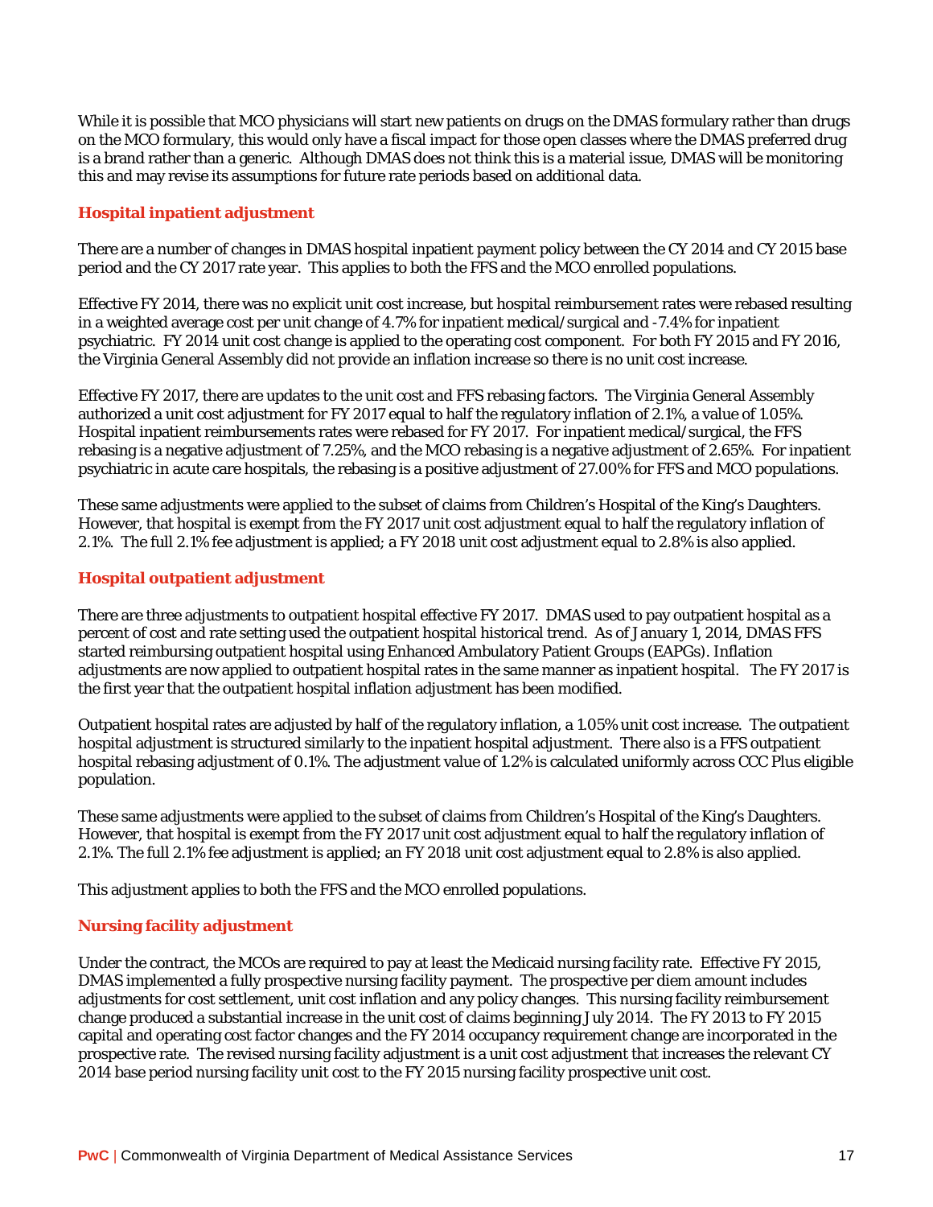While it is possible that MCO physicians will start new patients on drugs on the DMAS formulary rather than drugs on the MCO formulary, this would only have a fiscal impact for those open classes where the DMAS preferred drug is a brand rather than a generic. Although DMAS does not think this is a material issue, DMAS will be monitoring this and may revise its assumptions for future rate periods based on additional data.

### Hospital inpatient adjustment

There are a number of changes in DMAS hospital inpatient payment policy between the CY 2014 and CY 2015 base period and the CY 2017 rate year. This applies to both the FFS and the MCO enrolled populations.

Effective FY 2014, there was no explicit unit cost increase, but hospital reimbursement rates were rebased resulting in a weighted average cost per unit change of 4.7% for inpatient medical/surgical and -7.4% for inpatient psychiatric. FY 2014 unit cost change is applied to the operating cost component. For both FY 2015 and FY 2016, the Virginia General Assembly did not provide an inflation increase so there is no unit cost increase.

Effective FY 2017, there are updates to the unit cost and FFS rebasing factors. The Virginia General Assembly authorized a unit cost adjustment for FY 2017 equal to half the regulatory inflation of 2.1%, a value of 1.05%. Hospital inpatient reimbursements rates were rebased for FY 2017. For inpatient medical/surgical, the FFS rebasing is a negative adjustment of 7.25%, and the MCO rebasing is a negative adjustment of 2.65%. For inpatient psychiatric in acute care hospitals, the rebasing is a positive adjustment of 27.00% for FFS and MCO populations.

These same adjustments were applied to the subset of claims from Children's Hospital of the King's Daughters. However, that hospital is exempt from the FY 2017 unit cost adjustment equal to half the regulatory inflation of 2.1%. The full 2.1% fee adjustment is applied; a FY 2018 unit cost adjustment equal to 2.8% is also applied.

### Hospital outpatient adjustment

There are three adjustments to outpatient hospital effective FY 2017. DMAS used to pay outpatient hospital as a percent of cost and rate setting used the outpatient hospital historical trend. As of January 1, 2014, DMAS FFS started reimbursing outpatient hospital using Enhanced Ambulatory Patient Groups (EAPGs). Inflation adjustments are now applied to outpatient hospital rates in the same manner as inpatient hospital. The FY 2017 is the first year that the outpatient hospital inflation adjustment has been modified.

Outpatient hospital rates are adjusted by half of the regulatory inflation, a 1.05% unit cost increase. The outpatient hospital adjustment is structured similarly to the inpatient hospital adjustment. There also is a FFS outpatient hospital rebasing adjustment of 0.1%. The adjustment value of 1.2% is calculated uniformly across CCC Plus eligible population.

These same adjustments were applied to the subset of claims from Children's Hospital of the King's Daughters. However, that hospital is exempt from the FY 2017 unit cost adjustment equal to half the regulatory inflation of 2.1%. The full 2.1% fee adjustment is applied; an FY 2018 unit cost adjustment equal to 2.8% is also applied.

This adjustment applies to both the FFS and the MCO enrolled populations.

### Nursing facility adjustment

Under the contract, the MCOs are required to pay at least the Medicaid nursing facility rate. Effective FY 2015, DMAS implemented a fully prospective nursing facility payment. The prospective per diem amount includes adjustments for cost settlement, unit cost inflation and any policy changes. This nursing facility reimbursement change produced a substantial increase in the unit cost of claims beginning July 2014. The FY 2013 to FY 2015 capital and operating cost factor changes and the FY 2014 occupancy requirement change are incorporated in the prospective rate. The revised nursing facility adjustment is a unit cost adjustment that increases the relevant CY 2014 base period nursing facility unit cost to the FY 2015 nursing facility prospective unit cost.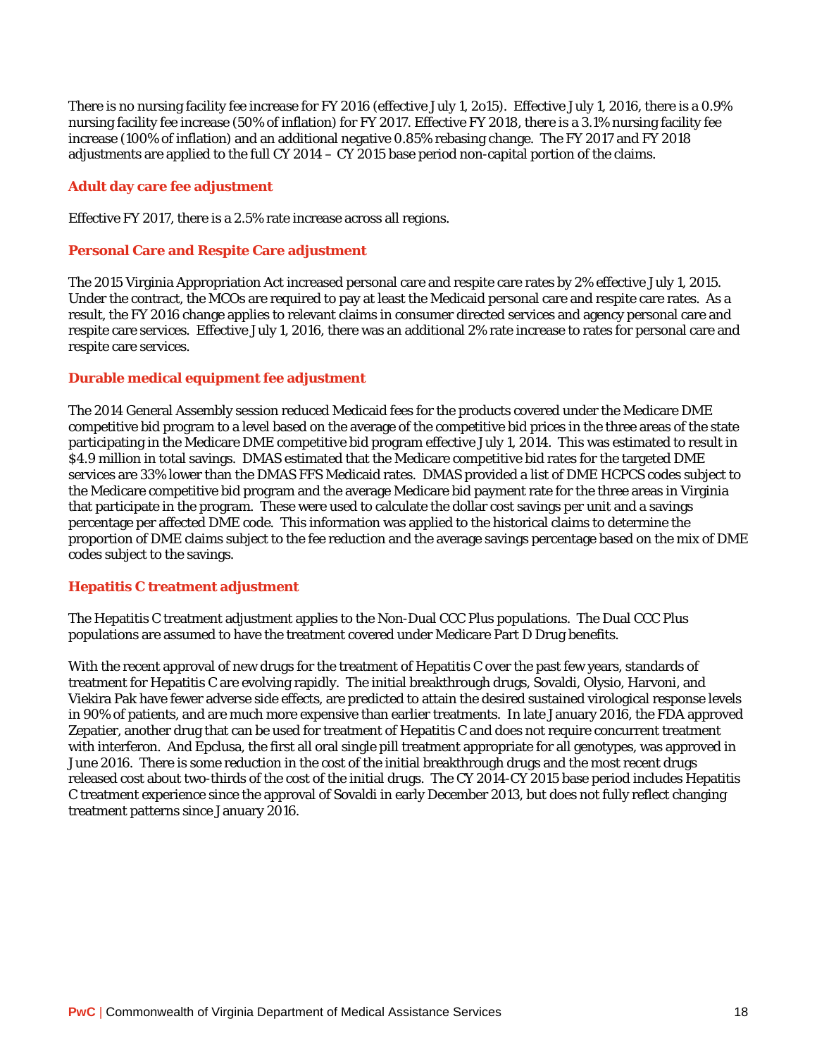There is no nursing facility fee increase for FY 2016 (effective July 1, 2o15). Effective July 1, 2016, there is a 0.9% nursing facility fee increase (50% of inflation) for FY 2017. Effective FY 2018, there is a 3.1% nursing facility fee increase (100% of inflation) and an additional negative 0.85% rebasing change. The FY 2017 and FY 2018 adjustments are applied to the full CY 2014 – CY 2015 base period non-capital portion of the claims.

### Adult day care fee adjustment

Effective FY 2017, there is a 2.5% rate increase across all regions.

### Personal Care and Respite Care adjustment

The 2015 Virginia Appropriation Act increased personal care and respite care rates by 2% effective July 1, 2015. Under the contract, the MCOs are required to pay at least the Medicaid personal care and respite care rates. As a result, the FY 2016 change applies to relevant claims in consumer directed services and agency personal care and respite care services. Effective July 1, 2016, there was an additional 2% rate increase to rates for personal care and respite care services.

### Durable medical equipment fee adjustment

The 2014 General Assembly session reduced Medicaid fees for the products covered under the Medicare DME competitive bid program to a level based on the average of the competitive bid prices in the three areas of the state participating in the Medicare DME competitive bid program effective July 1, 2014. This was estimated to result in $4.9 million in total savings. DMAS estimated that the Medicare competitive bid rates for the targeted DME services are 33% lower than the DMAS FFS Medicaid rates. DMAS provided a list of DME HCPCS codes subject to the Medicare competitive bid program and the average Medicare bid payment rate for the three areas in Virginia that participate in the program. These were used to calculate the dollar cost savings per unit and a savings percentage per affected DME code. This information was applied to the historical claims to determine the proportion of DME claims subject to the fee reduction and the average savings percentage based on the mix of DME codes subject to the savings.

### Hepatitis C treatment adjustment

The Hepatitis C treatment adjustment applies to the Non-Dual CCC Plus populations. The Dual CCC Plus populations are assumed to have the treatment covered under Medicare Part D Drug benefits.

With the recent approval of new drugs for the treatment of Hepatitis C over the past few years, standards of treatment for Hepatitis C are evolving rapidly. The initial breakthrough drugs, Sovaldi, Olysio, Harvoni, and Viekira Pak have fewer adverse side effects, are predicted to attain the desired sustained virological response levels in 90% of patients, and are much more expensive than earlier treatments. In late January 2016, the FDA approved Zepatier, another drug that can be used for treatment of Hepatitis C and does not require concurrent treatment with interferon. And Epclusa, the first all oral single pill treatment appropriate for all genotypes, was approved in June 2016. There is some reduction in the cost of the initial breakthrough drugs and the most recent drugs released cost about two-thirds of the cost of the initial drugs. The CY 2014-CY 2015 base period includes Hepatitis C treatment experience since the approval of Sovaldi in early December 2013, but does not fully reflect changing treatment patterns since January 2016.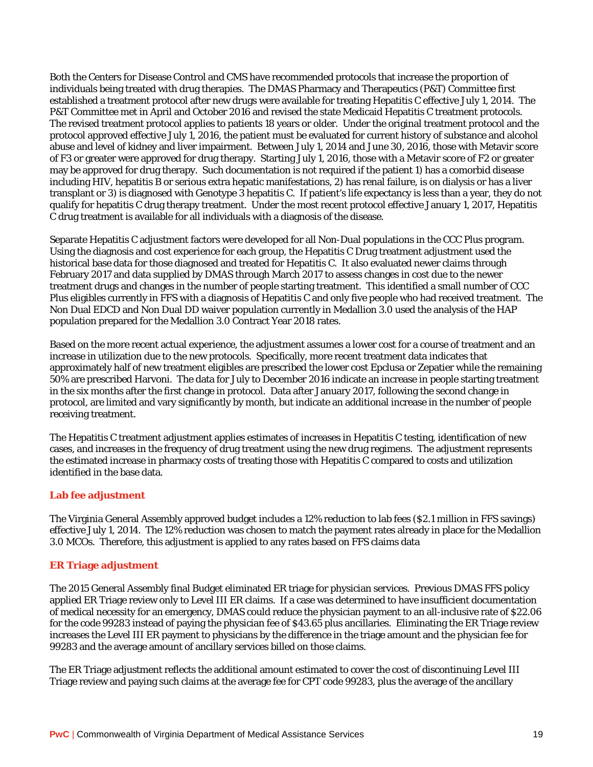Both the Centers for Disease Control and CMS have recommended protocols that increase the proportion of individuals being treated with drug therapies. The DMAS Pharmacy and Therapeutics (P&T) Committee first established a treatment protocol after new drugs were available for treating Hepatitis C effective July 1, 2014. The P&T Committee met in April and October 2016 and revised the state Medicaid Hepatitis C treatment protocols. The revised treatment protocol applies to patients 18 years or older. Under the original treatment protocol and the protocol approved effective July 1, 2016, the patient must be evaluated for current history of substance and alcohol abuse and level of kidney and liver impairment. Between July 1, 2014 and June 30, 2016, those with Metavir score of F3 or greater were approved for drug therapy. Starting July 1, 2016, those with a Metavir score of F2 or greater may be approved for drug therapy. Such documentation is not required if the patient 1) has a comorbid disease including HIV, hepatitis B or serious extra hepatic manifestations, 2) has renal failure, is on dialysis or has a liver transplant or 3) is diagnosed with Genotype 3 hepatitis C. If patient's life expectancy is less than a year, they do not qualify for hepatitis C drug therapy treatment. Under the most recent protocol effective January 1, 2017, Hepatitis C drug treatment is available for all individuals with a diagnosis of the disease.

Separate Hepatitis C adjustment factors were developed for all Non-Dual populations in the CCC Plus program. Using the diagnosis and cost experience for each group, the Hepatitis C Drug treatment adjustment used the historical base data for those diagnosed and treated for Hepatitis C. It also evaluated newer claims through February 2017 and data supplied by DMAS through March 2017 to assess changes in cost due to the newer treatment drugs and changes in the number of people starting treatment. This identified a small number of CCC Plus eligibles currently in FFS with a diagnosis of Hepatitis C and only five people who had received treatment. The Non Dual EDCD and Non Dual DD waiver population currently in Medallion 3.0 used the analysis of the HAP population prepared for the Medallion 3.0 Contract Year 2018 rates.

Based on the more recent actual experience, the adjustment assumes a lower cost for a course of treatment and an increase in utilization due to the new protocols. Specifically, more recent treatment data indicates that approximately half of new treatment eligibles are prescribed the lower cost Epclusa or Zepatier while the remaining 50% are prescribed Harvoni. The data for July to December 2016 indicate an increase in people starting treatment in the six months after the first change in protocol. Data after January 2017, following the second change in protocol, are limited and vary significantly by month, but indicate an additional increase in the number of people receiving treatment.

The Hepatitis C treatment adjustment applies estimates of increases in Hepatitis C testing, identification of new cases, and increases in the frequency of drug treatment using the new drug regimens. The adjustment represents the estimated increase in pharmacy costs of treating those with Hepatitis C compared to costs and utilization identified in the base data.

### Lab fee adjustment

The Virginia General Assembly approved budget includes a 12% reduction to lab fees ($2.1 million in FFS savings) effective July 1, 2014. The 12% reduction was chosen to match the payment rates already in place for the Medallion 3.0 MCOs. Therefore, this adjustment is applied to any rates based on FFS claims data

### ER Triage adjustment

The 2015 General Assembly final Budget eliminated ER triage for physician services. Previous DMAS FFS policy applied ER Triage review only to Level III ER claims. If a case was determined to have insufficient documentation of medical necessity for an emergency, DMAS could reduce the physician payment to an all-inclusive rate of $22.06 for the code 99283 instead of paying the physician fee of $43.65 plus ancillaries. Eliminating the ER Triage review increases the Level III ER payment to physicians by the difference in the triage amount and the physician fee for 99283 and the average amount of ancillary services billed on those claims.

The ER Triage adjustment reflects the additional amount estimated to cover the cost of discontinuing Level III Triage review and paying such claims at the average fee for CPT code 99283, plus the average of the ancillary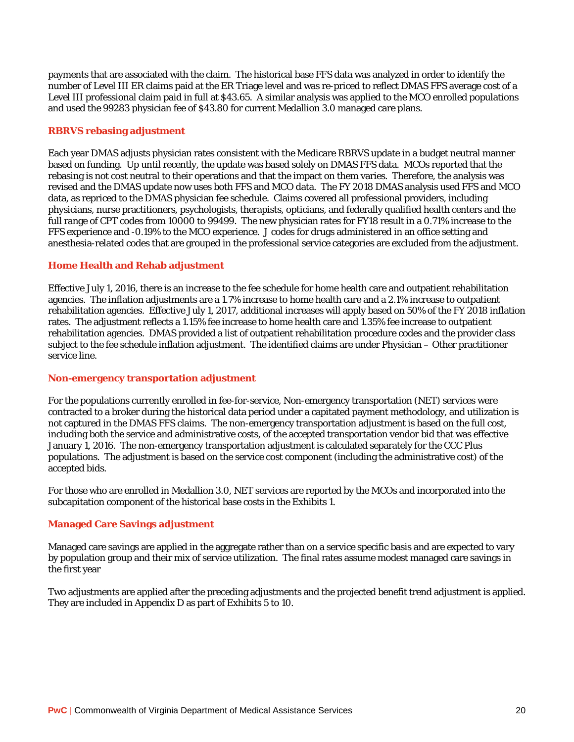payments that are associated with the claim. The historical base FFS data was analyzed in order to identify the number of Level III ER claims paid at the ER Triage level and was re-priced to reflect DMAS FFS average cost of a Level III professional claim paid in full at $43.65. A similar analysis was applied to the MCO enrolled populations and used the 99283 physician fee of $43.80 for current Medallion 3.0 managed care plans.

### RBRVS rebasing adjustment

Each year DMAS adjusts physician rates consistent with the Medicare RBRVS update in a budget neutral manner based on funding. Up until recently, the update was based solely on DMAS FFS data. MCOs reported that the rebasing is not cost neutral to their operations and that the impact on them varies. Therefore, the analysis was revised and the DMAS update now uses both FFS and MCO data. The FY 2018 DMAS analysis used FFS and MCO data, as repriced to the DMAS physician fee schedule. Claims covered all professional providers, including physicians, nurse practitioners, psychologists, therapists, opticians, and federally qualified health centers and the full range of CPT codes from 10000 to 99499. The new physician rates for FY18 result in a 0.71% increase to the FFS experience and -0.19% to the MCO experience. J codes for drugs administered in an office setting and anesthesia-related codes that are grouped in the professional service categories are excluded from the adjustment.

### Home Health and Rehab adjustment

Effective July 1, 2016, there is an increase to the fee schedule for home health care and outpatient rehabilitation agencies. The inflation adjustments are a 1.7% increase to home health care and a 2.1% increase to outpatient rehabilitation agencies. Effective July 1, 2017, additional increases will apply based on 50% of the FY 2018 inflation rates. The adjustment reflects a 1.15% fee increase to home health care and 1.35% fee increase to outpatient rehabilitation agencies. DMAS provided a list of outpatient rehabilitation procedure codes and the provider class subject to the fee schedule inflation adjustment. The identified claims are under Physician – Other practitioner service line.

### Non-emergency transportation adjustment

For the populations currently enrolled in fee-for-service, Non-emergency transportation (NET) services were contracted to a broker during the historical data period under a capitated payment methodology, and utilization is not captured in the DMAS FFS claims. The non-emergency transportation adjustment is based on the full cost, including both the service and administrative costs, of the accepted transportation vendor bid that was effective January 1, 2016. The non-emergency transportation adjustment is calculated separately for the CCC Plus populations. The adjustment is based on the service cost component (including the administrative cost) of the accepted bids.

For those who are enrolled in Medallion 3.0, NET services are reported by the MCOs and incorporated into the subcapitation component of the historical base costs in the Exhibits 1.

### Managed Care Savings adjustment

Managed care savings are applied in the aggregate rather than on a service specific basis and are expected to vary by population group and their mix of service utilization. The final rates assume modest managed care savings in the first year

Two adjustments are applied after the preceding adjustments and the projected benefit trend adjustment is applied. They are included in Appendix D as part of Exhibits 5 to 10.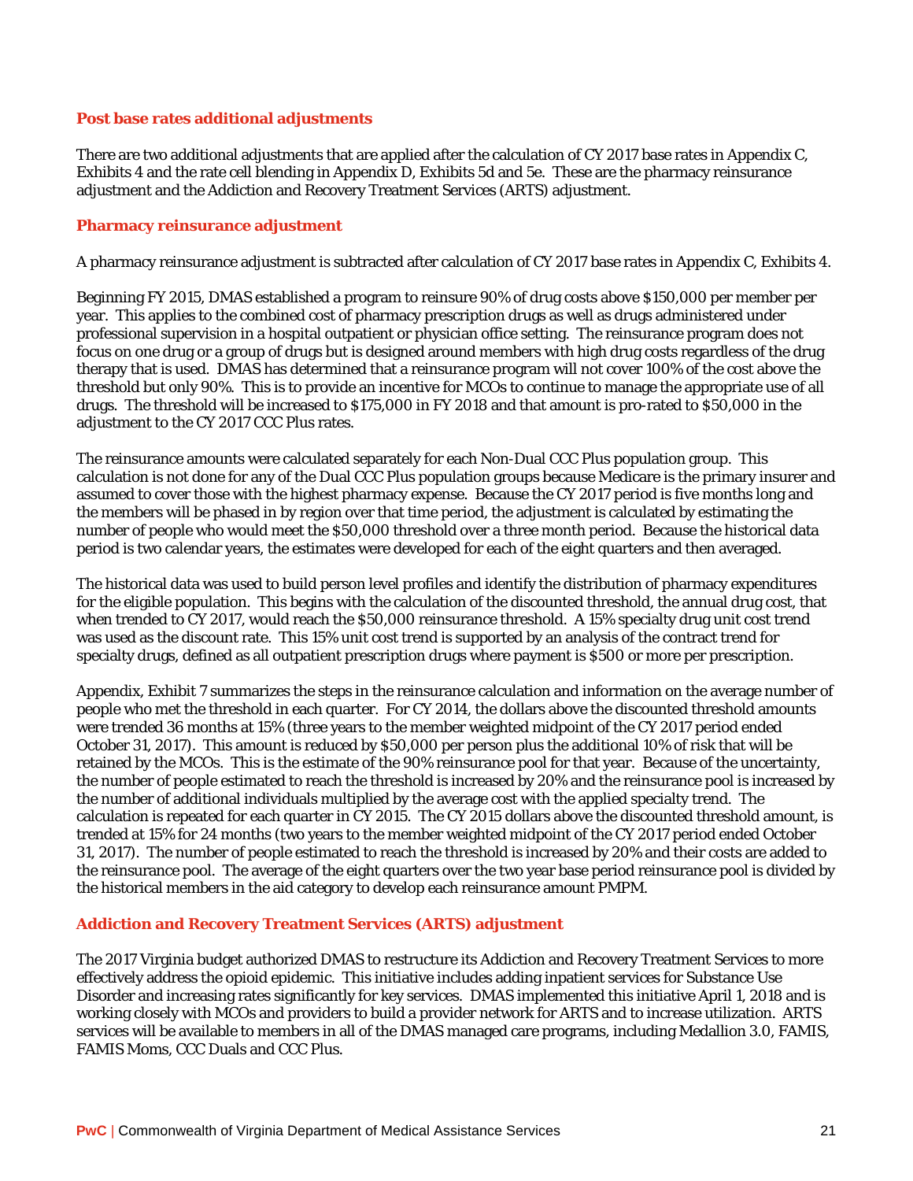## Post base rates additional adjustments

There are two additional adjustments that are applied after the calculation of CY 2017 base rates in Appendix C, Exhibits 4 and the rate cell blending in Appendix D, Exhibits 5d and 5e. These are the pharmacy reinsurance adjustment and the Addiction and Recovery Treatment Services (ARTS) adjustment.

## Pharmacy reinsurance adjustment

A pharmacy reinsurance adjustment is subtracted after calculation of CY 2017 base rates in Appendix C, Exhibits 4.

Beginning FY 2015, DMAS established a program to reinsure 90% of drug costs above $150,000 per member per year. This applies to the combined cost of pharmacy prescription drugs as well as drugs administered under professional supervision in a hospital outpatient or physician office setting. The reinsurance program does not focus on one drug or a group of drugs but is designed around members with high drug costs regardless of the drug therapy that is used. DMAS has determined that a reinsurance program will not cover 100% of the cost above the threshold but only 90%. This is to provide an incentive for MCOs to continue to manage the appropriate use of all drugs. The threshold will be increased to $175,000 in FY 2018 and that amount is pro-rated to $50,000 in the adjustment to the CY 2017 CCC Plus rates.

The reinsurance amounts were calculated separately for each Non-Dual CCC Plus population group. This calculation is not done for any of the Dual CCC Plus population groups because Medicare is the primary insurer and assumed to cover those with the highest pharmacy expense. Because the CY 2017 period is five months long and the members will be phased in by region over that time period, the adjustment is calculated by estimating the number of people who would meet the $50,000 threshold over a three month period. Because the historical data period is two calendar years, the estimates were developed for each of the eight quarters and then averaged.

The historical data was used to build person level profiles and identify the distribution of pharmacy expenditures for the eligible population. This begins with the calculation of the discounted threshold, the annual drug cost, that when trended to CY 2017, would reach the $50,000 reinsurance threshold. A 15% specialty drug unit cost trend was used as the discount rate. This 15% unit cost trend is supported by an analysis of the contract trend for specialty drugs, defined as all outpatient prescription drugs where payment is $500 or more per prescription.

Appendix, Exhibit 7 summarizes the steps in the reinsurance calculation and information on the average number of people who met the threshold in each quarter. For CY 2014, the dollars above the discounted threshold amounts were trended 36 months at 15% (three years to the member weighted midpoint of the CY 2017 period ended October 31, 2017). This amount is reduced by $50,000 per person plus the additional 10% of risk that will be retained by the MCOs. This is the estimate of the 90% reinsurance pool for that year. Because of the uncertainty, the number of people estimated to reach the threshold is increased by 20% and the reinsurance pool is increased by the number of additional individuals multiplied by the average cost with the applied specialty trend. The calculation is repeated for each quarter in CY 2015. The CY 2015 dollars above the discounted threshold amount, is trended at 15% for 24 months (two years to the member weighted midpoint of the CY 2017 period ended October 31, 2017). The number of people estimated to reach the threshold is increased by 20% and their costs are added to the reinsurance pool. The average of the eight quarters over the two year base period reinsurance pool is divided by the historical members in the aid category to develop each reinsurance amount PMPM.

## Addiction and Recovery Treatment Services (ARTS) adjustment

The 2017 Virginia budget authorized DMAS to restructure its Addiction and Recovery Treatment Services to more effectively address the opioid epidemic. This initiative includes adding inpatient services for Substance Use Disorder and increasing rates significantly for key services. DMAS implemented this initiative April 1, 2018 and is working closely with MCOs and providers to build a provider network for ARTS and to increase utilization. ARTS services will be available to members in all of the DMAS managed care programs, including Medallion 3.0, FAMIS, FAMIS Moms, CCC Duals and CCC Plus.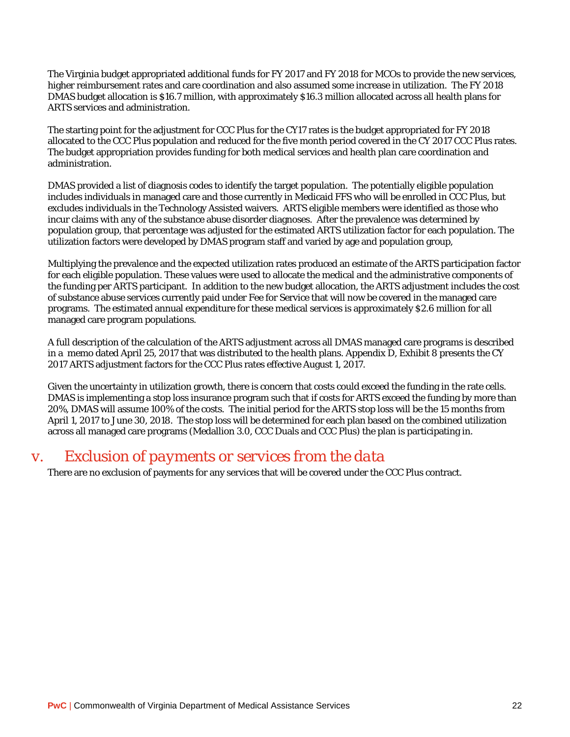The Virginia budget appropriated additional funds for FY 2017 and FY 2018 for MCOs to provide the new services, higher reimbursement rates and care coordination and also assumed some increase in utilization. The FY 2018 DMAS budget allocation is $16.7 million, with approximately $16.3 million allocated across all health plans for ARTS services and administration.

The starting point for the adjustment for CCC Plus for the CY17 rates is the budget appropriated for FY 2018 allocated to the CCC Plus population and reduced for the five month period covered in the CY 2017 CCC Plus rates. The budget appropriation provides funding for both medical services and health plan care coordination and administration.

DMAS provided a list of diagnosis codes to identify the target population. The potentially eligible population includes individuals in managed care and those currently in Medicaid FFS who will be enrolled in CCC Plus, but excludes individuals in the Technology Assisted waivers. ARTS eligible members were identified as those who incur claims with any of the substance abuse disorder diagnoses. After the prevalence was determined by population group, that percentage was adjusted for the estimated ARTS utilization factor for each population. The utilization factors were developed by DMAS program staff and varied by age and population group,

Multiplying the prevalence and the expected utilization rates produced an estimate of the ARTS participation factor for each eligible population. These values were used to allocate the medical and the administrative components of the funding per ARTS participant. In addition to the new budget allocation, the ARTS adjustment includes the cost of substance abuse services currently paid under Fee for Service that will now be covered in the managed care programs. The estimated annual expenditure for these medical services is approximately $2.6 million for all managed care program populations.

A full description of the calculation of the ARTS adjustment across all DMAS managed care programs is described in a memo dated April 25, 2017 that was distributed to the health plans. Appendix D, Exhibit 8 presents the CY 2017 ARTS adjustment factors for the CCC Plus rates effective August 1, 2017.

Given the uncertainty in utilization growth, there is concern that costs could exceed the funding in the rate cells. DMAS is implementing a stop loss insurance program such that if costs for ARTS exceed the funding by more than 20%, DMAS will assume 100% of the costs. The initial period for the ARTS stop loss will be the 15 months from April 1, 2017 to June 30, 2018. The stop loss will be determined for each plan based on the combined utilization across all managed care programs (Medallion 3.0, CCC Duals and CCC Plus) the plan is participating in.

## v. *Exclusion of payments or services from the data*

There are no exclusion of payments for any services that will be covered under the CCC Plus contract.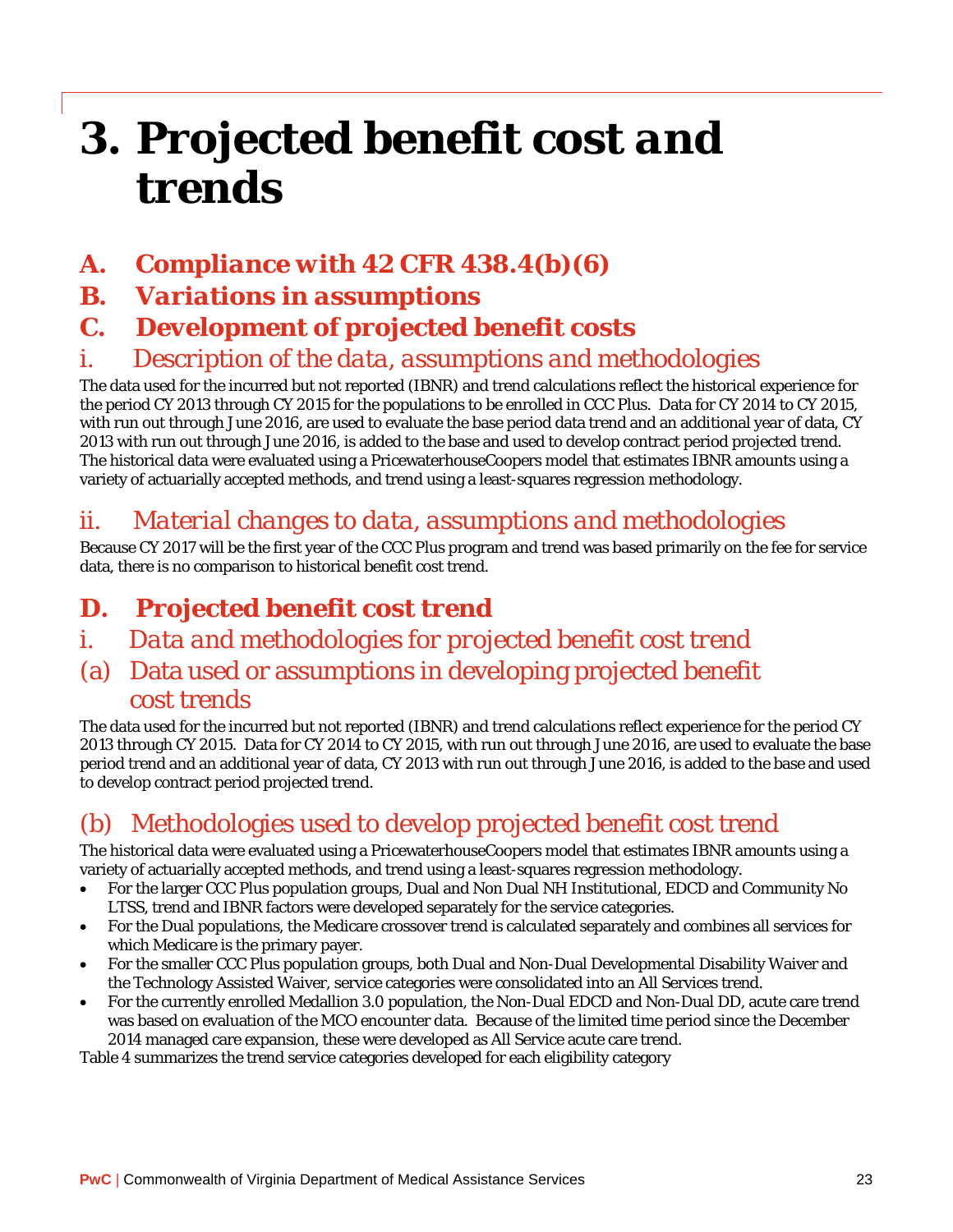# 3. Projected benefit cost and trends

## A. Compliance with 42 CFR 438.4(b)(6)

## B. Variations in assumptions

## C. Development of projected benefit costs

### i. Description of the data, assumptions and methodologies

The data used for the incurred but not reported (IBNR) and trend calculations reflect the historical experience for the period CY 2013 through CY 2015 for the populations to be enrolled in CCC Plus. Data for CY 2014 to CY 2015, with run out through June 2016, are used to evaluate the base period data trend and an additional year of data, CY 2013 with run out through June 2016, is added to the base and used to develop contract period projected trend. The historical data were evaluated using a PricewaterhouseCoopers model that estimates IBNR amounts using a variety of actuarially accepted methods, and trend using a least-squares regression methodology.

### ii. Material changes to data, assumptions and methodologies

Because CY 2017 will be the first year of the CCC Plus program and trend was based primarily on the fee for service data, there is no comparison to historical benefit cost trend.

## D. Projected benefit cost trend

### i. Data and methodologies for projected benefit cost trend

#### (a) Data used or assumptions in developing projected benefit cost trends

The data used for the incurred but not reported (IBNR) and trend calculations reflect experience for the period CY 2013 through CY 2015. Data for CY 2014 to CY 2015, with run out through June 2016, are used to evaluate the base period trend and an additional year of data, CY 2013 with run out through June 2016, is added to the base and used to develop contract period projected trend.

#### (b) Methodologies used to develop projected benefit cost trend

The historical data were evaluated using a PricewaterhouseCoopers model that estimates IBNR amounts using a variety of actuarially accepted methods, and trend using a least-squares regression methodology.

- For the larger CCC Plus population groups, Dual and Non Dual NH Institutional, EDCD and Community No LTSS, trend and IBNR factors were developed separately for the service categories.
- For the Dual populations, the Medicare crossover trend is calculated separately and combines all services for which Medicare is the primary payer.
- For the smaller CCC Plus population groups, both Dual and Non-Dual Developmental Disability Waiver and the Technology Assisted Waiver, service categories were consolidated into an All Services trend.
- For the currently enrolled Medallion 3.0 population, the Non-Dual EDCD and Non-Dual DD, acute care trend was based on evaluation of the MCO encounter data. Because of the limited time period since the December 2014 managed care expansion, these were developed as All Service acute care trend.

Table 4 summarizes the trend service categories developed for each eligibility category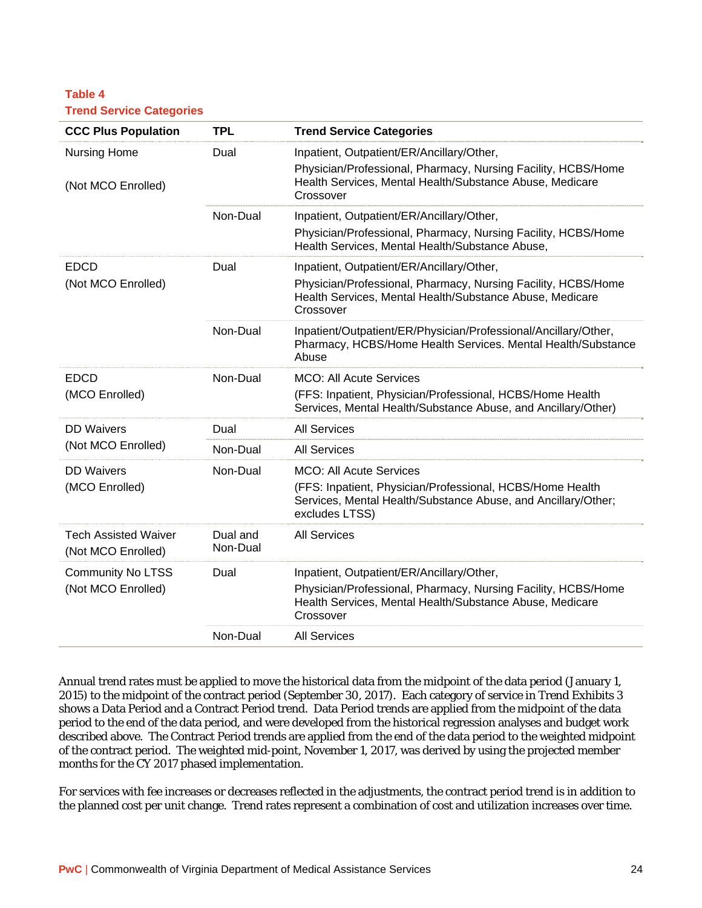**Table 4**
**Trend Service Categories**

| CCC Plus Population | TPL | Trend Service Categories |
|---|---|---|
| Nursing Home (Not MCO Enrolled) | Dual | Inpatient, Outpatient/ER/Ancillary/Other, Physician/Professional, Pharmacy, Nursing Facility, HCBS/Home Health Services, Mental Health/Substance Abuse, Medicare Crossover |
| | Non-Dual | Inpatient, Outpatient/ER/Ancillary/Other, Physician/Professional, Pharmacy, Nursing Facility, HCBS/Home Health Services, Mental Health/Substance Abuse, |
| EDCD (Not MCO Enrolled) | Dual | Inpatient, Outpatient/ER/Ancillary/Other, Physician/Professional, Pharmacy, Nursing Facility, HCBS/Home Health Services, Mental Health/Substance Abuse, Medicare Crossover |
| | Non-Dual | Inpatient/Outpatient/ER/Physician/Professional/Ancillary/Other, Pharmacy, HCBS/Home Health Services. Mental Health/Substance Abuse |
| EDCD (MCO Enrolled) | Non-Dual | MCO: All Acute Services (FFS: Inpatient, Physician/Professional, HCBS/Home Health Services, Mental Health/Substance Abuse, and Ancillary/Other) |
| DD Waivers (Not MCO Enrolled) | Dual | All Services |
| | Non-Dual | All Services |
| DD Waivers (MCO Enrolled) | Non-Dual | MCO: All Acute Services (FFS: Inpatient, Physician/Professional, HCBS/Home Health Services, Mental Health/Substance Abuse, and Ancillary/Other; excludes LTSS) |
| Tech Assisted Waiver (Not MCO Enrolled) | Dual and Non-Dual | All Services |
| Community No LTSS (Not MCO Enrolled) | Dual | Inpatient, Outpatient/ER/Ancillary/Other, Physician/Professional, Pharmacy, Nursing Facility, HCBS/Home Health Services, Mental Health/Substance Abuse, Medicare Crossover |
| | Non-Dual | All Services |

Annual trend rates must be applied to move the historical data from the midpoint of the data period (January 1, 2015) to the midpoint of the contract period (September 30, 2017). Each category of service in Trend Exhibits 3 shows a Data Period and a Contract Period trend. Data Period trends are applied from the midpoint of the data period to the end of the data period, and were developed from the historical regression analyses and budget work described above. The Contract Period trends are applied from the end of the data period to the weighted midpoint of the contract period. The weighted mid-point, November 1, 2017, was derived by using the projected member months for the CY 2017 phased implementation.

For services with fee increases or decreases reflected in the adjustments, the contract period trend is in addition to the planned cost per unit change. Trend rates represent a combination of cost and utilization increases over time.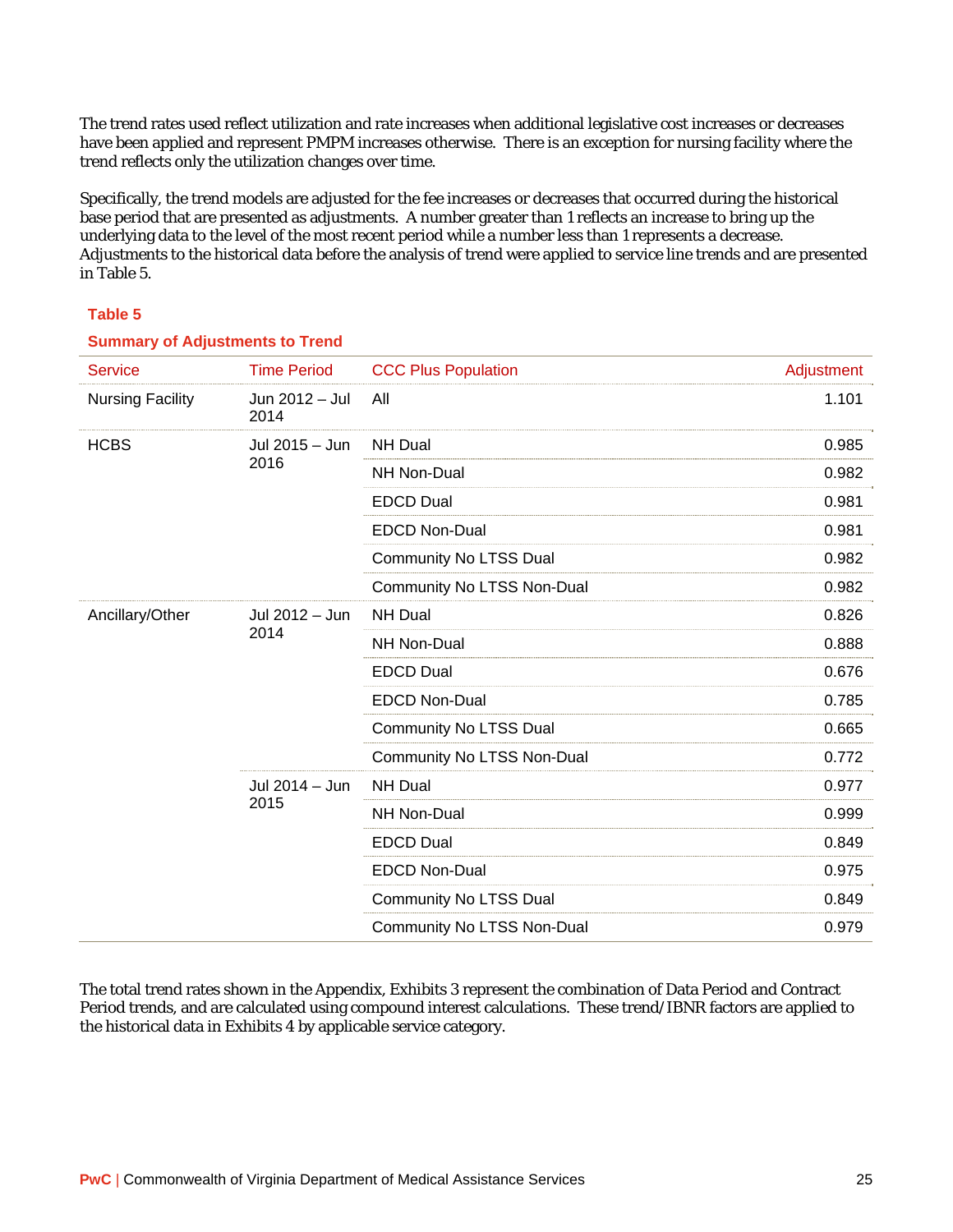The trend rates used reflect utilization and rate increases when additional legislative cost increases or decreases have been applied and represent PMPM increases otherwise. There is an exception for nursing facility where the trend reflects only the utilization changes over time.

Specifically, the trend models are adjusted for the fee increases or decreases that occurred during the historical base period that are presented as adjustments. A number greater than 1 reflects an increase to bring up the underlying data to the level of the most recent period while a number less than 1 represents a decrease. Adjustments to the historical data before the analysis of trend were applied to service line trends and are presented in Table 5.

**Table 5**

**Summary of Adjustments to Trend**

| Service | Time Period | CCC Plus Population | Adjustment |
|---|---|---|---|
| Nursing Facility | Jun 2012 – Jul 2014 | All | 1.101 |
| HCBS | Jul 2015 – Jun 2016 | NH Dual | 0.985 |
| | | NH Non-Dual | 0.982 |
| | | EDCD Dual | 0.981 |
| | | EDCD Non-Dual | 0.981 |
| | | Community No LTSS Dual | 0.982 |
| | | Community No LTSS Non-Dual | 0.982 |
| Ancillary/Other | Jul 2012 – Jun 2014 | NH Dual | 0.826 |
| | | NH Non-Dual | 0.888 |
| | | EDCD Dual | 0.676 |
| | | EDCD Non-Dual | 0.785 |
| | | Community No LTSS Dual | 0.665 |
| | | Community No LTSS Non-Dual | 0.772 |
| | Jul 2014 – Jun 2015 | NH Dual | 0.977 |
| | | NH Non-Dual | 0.999 |
| | | EDCD Dual | 0.849 |
| | | EDCD Non-Dual | 0.975 |
| | | Community No LTSS Dual | 0.849 |
| | | Community No LTSS Non-Dual | 0.979 |

The total trend rates shown in the Appendix, Exhibits 3 represent the combination of Data Period and Contract Period trends, and are calculated using compound interest calculations. These trend/IBNR factors are applied to the historical data in Exhibits 4 by applicable service category.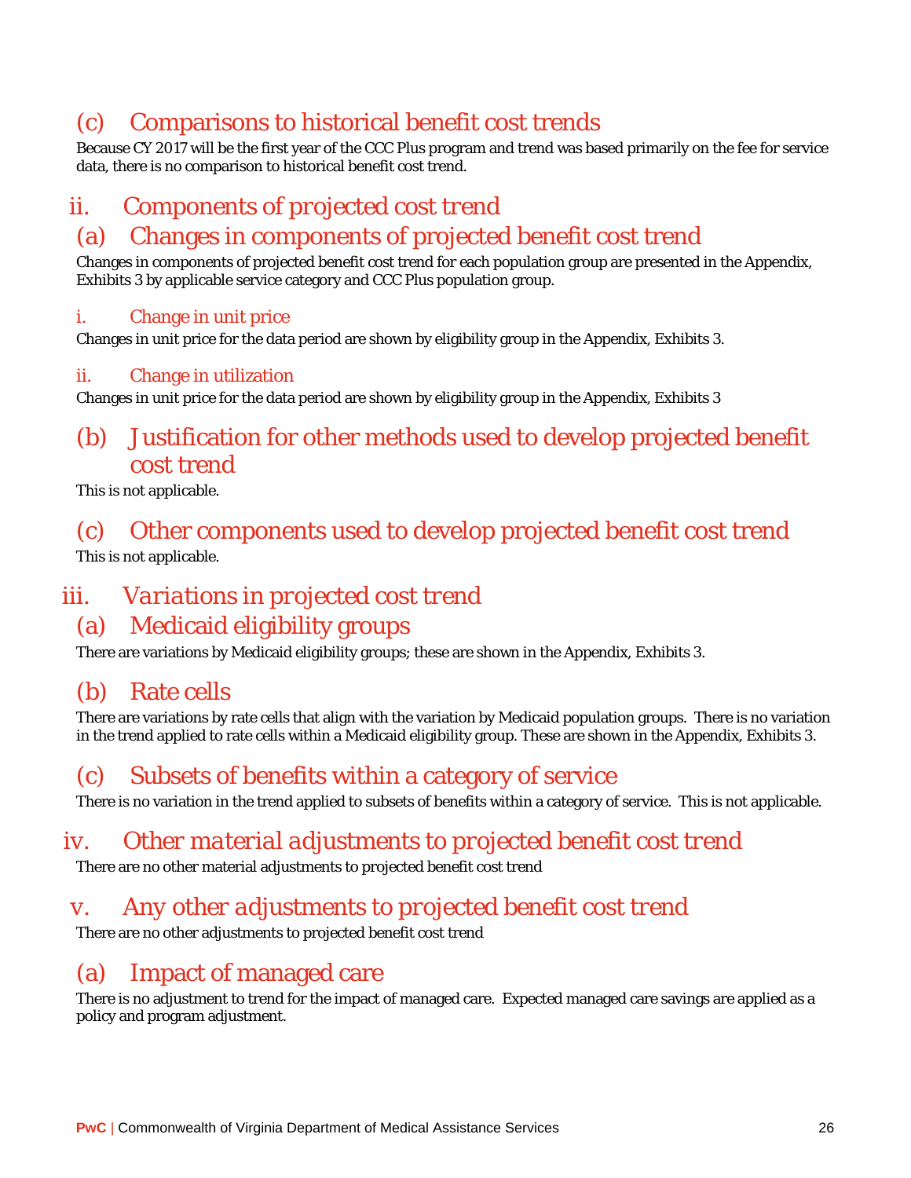### (c) Comparisons to historical benefit cost trends

Because CY 2017 will be the first year of the CCC Plus program and trend was based primarily on the fee for service data, there is no comparison to historical benefit cost trend.

## ii. Components of projected cost trend

### (a) Changes in components of projected benefit cost trend

Changes in components of projected benefit cost trend for each population group are presented in the Appendix, Exhibits 3 by applicable service category and CCC Plus population group.

#### i. Change in unit price

Changes in unit price for the data period are shown by eligibility group in the Appendix, Exhibits 3.

#### ii. Change in utilization

Changes in unit price for the data period are shown by eligibility group in the Appendix, Exhibits 3

### (b) Justification for other methods used to develop projected benefit cost trend

This is not applicable.

### (c) Other components used to develop projected benefit cost trend

This is not applicable.

## iii. Variations in projected cost trend

### (a) Medicaid eligibility groups

There are variations by Medicaid eligibility groups; these are shown in the Appendix, Exhibits 3.

### (b) Rate cells

There are variations by rate cells that align with the variation by Medicaid population groups. There is no variation in the trend applied to rate cells within a Medicaid eligibility group. These are shown in the Appendix, Exhibits 3.

### (c) Subsets of benefits within a category of service

There is no variation in the trend applied to subsets of benefits within a category of service. This is not applicable.

## iv. Other material adjustments to projected benefit cost trend

There are no other material adjustments to projected benefit cost trend

## v. Any other adjustments to projected benefit cost trend

There are no other adjustments to projected benefit cost trend

### (a) Impact of managed care

There is no adjustment to trend for the impact of managed care. Expected managed care savings are applied as a policy and program adjustment.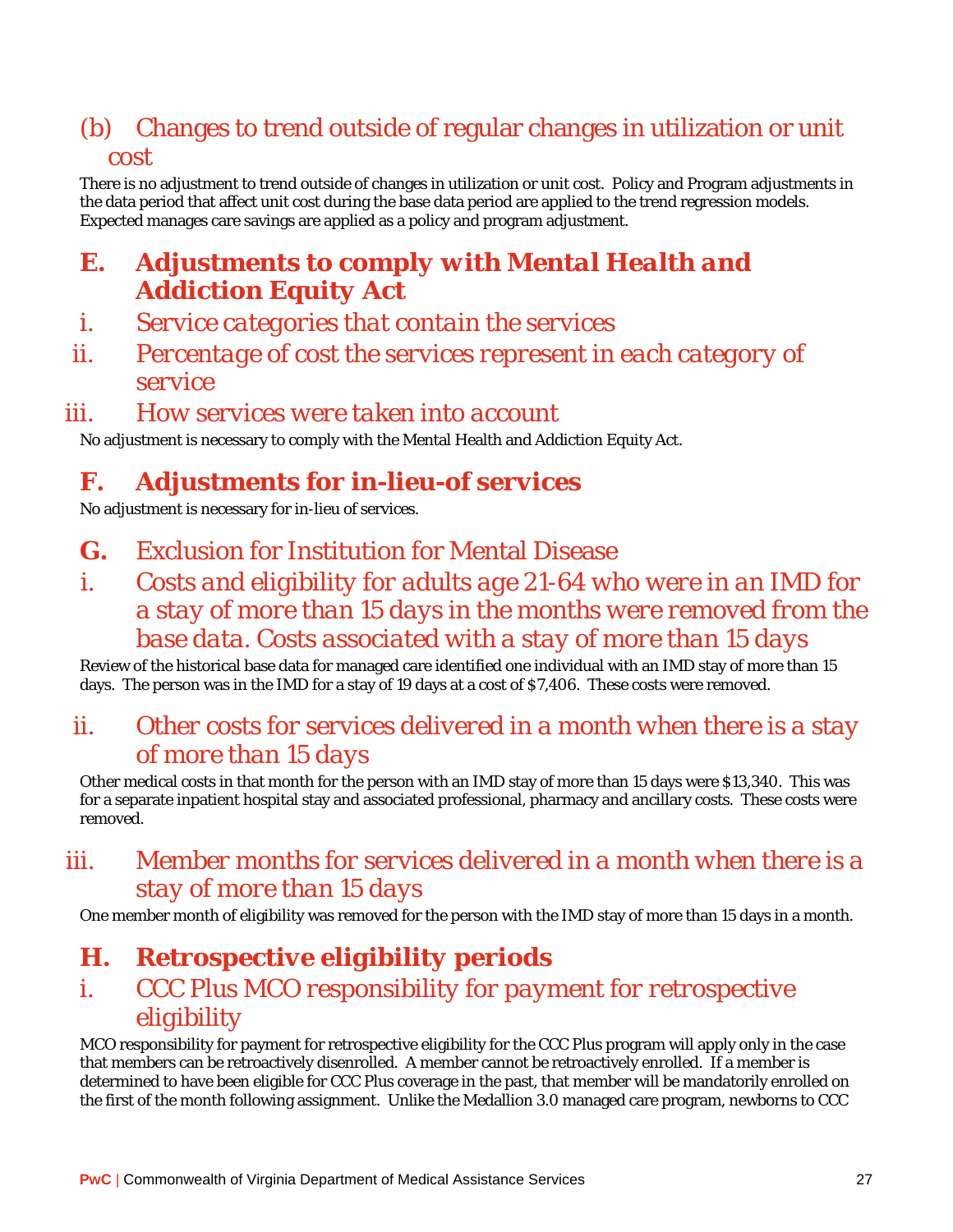### (b) Changes to trend outside of regular changes in utilization or unit cost

There is no adjustment to trend outside of changes in utilization or unit cost. Policy and Program adjustments in the data period that affect unit cost during the base data period are applied to the trend regression models. Expected manages care savings are applied as a policy and program adjustment.

## E. Adjustments to comply with Mental Health and Addiction Equity Act

### i. Service categories that contain the services

### ii. Percentage of cost the services represent in each category of service

### iii. How services were taken into account

No adjustment is necessary to comply with the Mental Health and Addiction Equity Act.

## F. Adjustments for in-lieu-of services

No adjustment is necessary for in-lieu of services.

## G. Exclusion for Institution for Mental Disease

### i. Costs and eligibility for adults age 21-64 who were in an IMD for a stay of more than 15 days in the months were removed from the base data. Costs associated with a stay of more than 15 days

Review of the historical base data for managed care identified one individual with an IMD stay of more than 15 days. The person was in the IMD for a stay of 19 days at a cost of $7,406. These costs were removed.

### ii. Other costs for services delivered in a month when there is a stay of more than 15 days

Other medical costs in that month for the person with an IMD stay of more than 15 days were $13,340. This was for a separate inpatient hospital stay and associated professional, pharmacy and ancillary costs. These costs were removed.

### iii. Member months for services delivered in a month when there is a stay of more than 15 days

One member month of eligibility was removed for the person with the IMD stay of more than 15 days in a month.

## H. Retrospective eligibility periods

### i. CCC Plus MCO responsibility for payment for retrospective eligibility

MCO responsibility for payment for retrospective eligibility for the CCC Plus program will apply only in the case that members can be retroactively disenrolled. A member cannot be retroactively enrolled. If a member is determined to have been eligible for CCC Plus coverage in the past, that member will be mandatorily enrolled on the first of the month following assignment. Unlike the Medallion 3.0 managed care program, newborns to CCC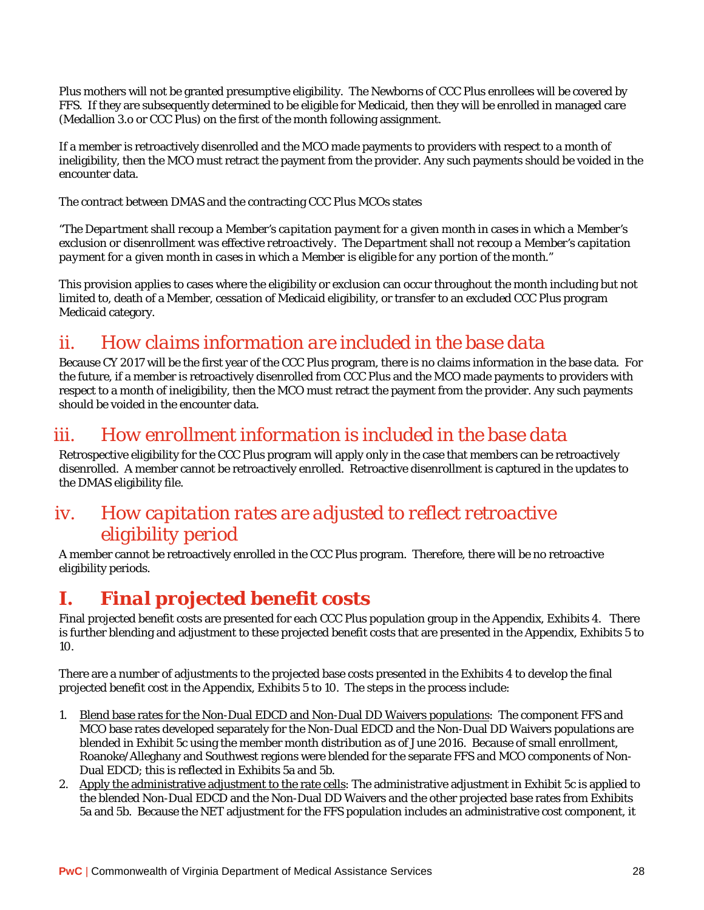Plus mothers will not be granted presumptive eligibility. The Newborns of CCC Plus enrollees will be covered by FFS. If they are subsequently determined to be eligible for Medicaid, then they will be enrolled in managed care (Medallion 3.o or CCC Plus) on the first of the month following assignment.

If a member is retroactively disenrolled and the MCO made payments to providers with respect to a month of ineligibility, then the MCO must retract the payment from the provider. Any such payments should be voided in the encounter data.

The contract between DMAS and the contracting CCC Plus MCOs states

*"The Department shall recoup a Member's capitation payment for a given month in cases in which a Member's exclusion or disenrollment was effective retroactively. The Department shall not recoup a Member's capitation payment for a given month in cases in which a Member is eligible for any portion of the month."*

This provision applies to cases where the eligibility or exclusion can occur throughout the month including but not limited to, death of a Member, cessation of Medicaid eligibility, or transfer to an excluded CCC Plus program Medicaid category.

## ii. *How claims information are included in the base data*

Because CY 2017 will be the first year of the CCC Plus program, there is no claims information in the base data. For the future, if a member is retroactively disenrolled from CCC Plus and the MCO made payments to providers with respect to a month of ineligibility, then the MCO must retract the payment from the provider. Any such payments should be voided in the encounter data.

## iii. *How enrollment information is included in the base data*

Retrospective eligibility for the CCC Plus program will apply only in the case that members can be retroactively disenrolled. A member cannot be retroactively enrolled. Retroactive disenrollment is captured in the updates to the DMAS eligibility file.

## iv. *How capitation rates are adjusted to reflect retroactive eligibility period*

A member cannot be retroactively enrolled in the CCC Plus program. Therefore, there will be no retroactive eligibility periods.

# I. *Final projected benefit costs*

Final projected benefit costs are presented for each CCC Plus population group in the Appendix, Exhibits 4. There is further blending and adjustment to these projected benefit costs that are presented in the Appendix, Exhibits 5 to 10.

There are a number of adjustments to the projected base costs presented in the Exhibits 4 to develop the final projected benefit cost in the Appendix, Exhibits 5 to 10. The steps in the process include:

1. Blend base rates for the Non-Dual EDCD and Non-Dual DD Waivers populations: The component FFS and MCO base rates developed separately for the Non-Dual EDCD and the Non-Dual DD Waivers populations are blended in Exhibit 5c using the member month distribution as of June 2016. Because of small enrollment, Roanoke/Alleghany and Southwest regions were blended for the separate FFS and MCO components of Non-Dual EDCD; this is reflected in Exhibits 5a and 5b.
2. Apply the administrative adjustment to the rate cells: The administrative adjustment in Exhibit 5c is applied to the blended Non-Dual EDCD and the Non-Dual DD Waivers and the other projected base rates from Exhibits 5a and 5b. Because the NET adjustment for the FFS population includes an administrative cost component, it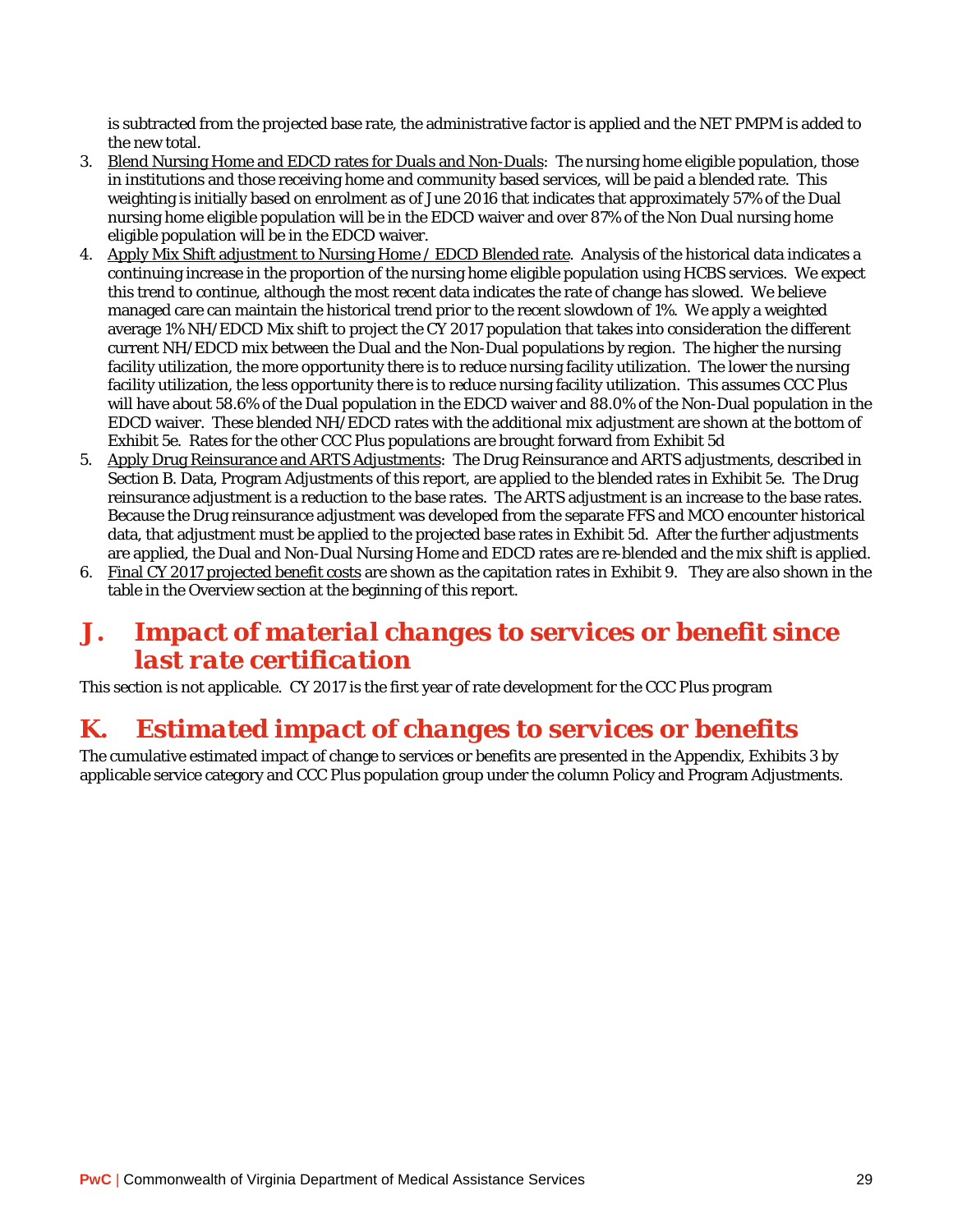is subtracted from the projected base rate, the administrative factor is applied and the NET PMPM is added to the new total.

3. Blend Nursing Home and EDCD rates for Duals and Non-Duals: The nursing home eligible population, those in institutions and those receiving home and community based services, will be paid a blended rate. This weighting is initially based on enrolment as of June 2016 that indicates that approximately 57% of the Dual nursing home eligible population will be in the EDCD waiver and over 87% of the Non Dual nursing home eligible population will be in the EDCD waiver.
4. Apply Mix Shift adjustment to Nursing Home / EDCD Blended rate. Analysis of the historical data indicates a continuing increase in the proportion of the nursing home eligible population using HCBS services. We expect this trend to continue, although the most recent data indicates the rate of change has slowed. We believe managed care can maintain the historical trend prior to the recent slowdown of 1%. We apply a weighted average 1% NH/EDCD Mix shift to project the CY 2017 population that takes into consideration the different current NH/EDCD mix between the Dual and the Non-Dual populations by region. The higher the nursing facility utilization, the more opportunity there is to reduce nursing facility utilization. The lower the nursing facility utilization, the less opportunity there is to reduce nursing facility utilization. This assumes CCC Plus will have about 58.6% of the Dual population in the EDCD waiver and 88.0% of the Non-Dual population in the EDCD waiver. These blended NH/EDCD rates with the additional mix adjustment are shown at the bottom of Exhibit 5e. Rates for the other CCC Plus populations are brought forward from Exhibit 5d
5. Apply Drug Reinsurance and ARTS Adjustments: The Drug Reinsurance and ARTS adjustments, described in Section B. Data, Program Adjustments of this report, are applied to the blended rates in Exhibit 5e. The Drug reinsurance adjustment is a reduction to the base rates. The ARTS adjustment is an increase to the base rates. Because the Drug reinsurance adjustment was developed from the separate FFS and MCO encounter historical data, that adjustment must be applied to the projected base rates in Exhibit 5d. After the further adjustments are applied, the Dual and Non-Dual Nursing Home and EDCD rates are re-blended and the mix shift is applied.
6. Final CY 2017 projected benefit costs are shown as the capitation rates in Exhibit 9. They are also shown in the table in the Overview section at the beginning of this report.

# J. *Impact of material changes to services or benefit since last rate certification*

This section is not applicable. CY 2017 is the first year of rate development for the CCC Plus program

# K. *Estimated impact of changes to services or benefits*

The cumulative estimated impact of change to services or benefits are presented in the Appendix, Exhibits 3 by applicable service category and CCC Plus population group under the column Policy and Program Adjustments.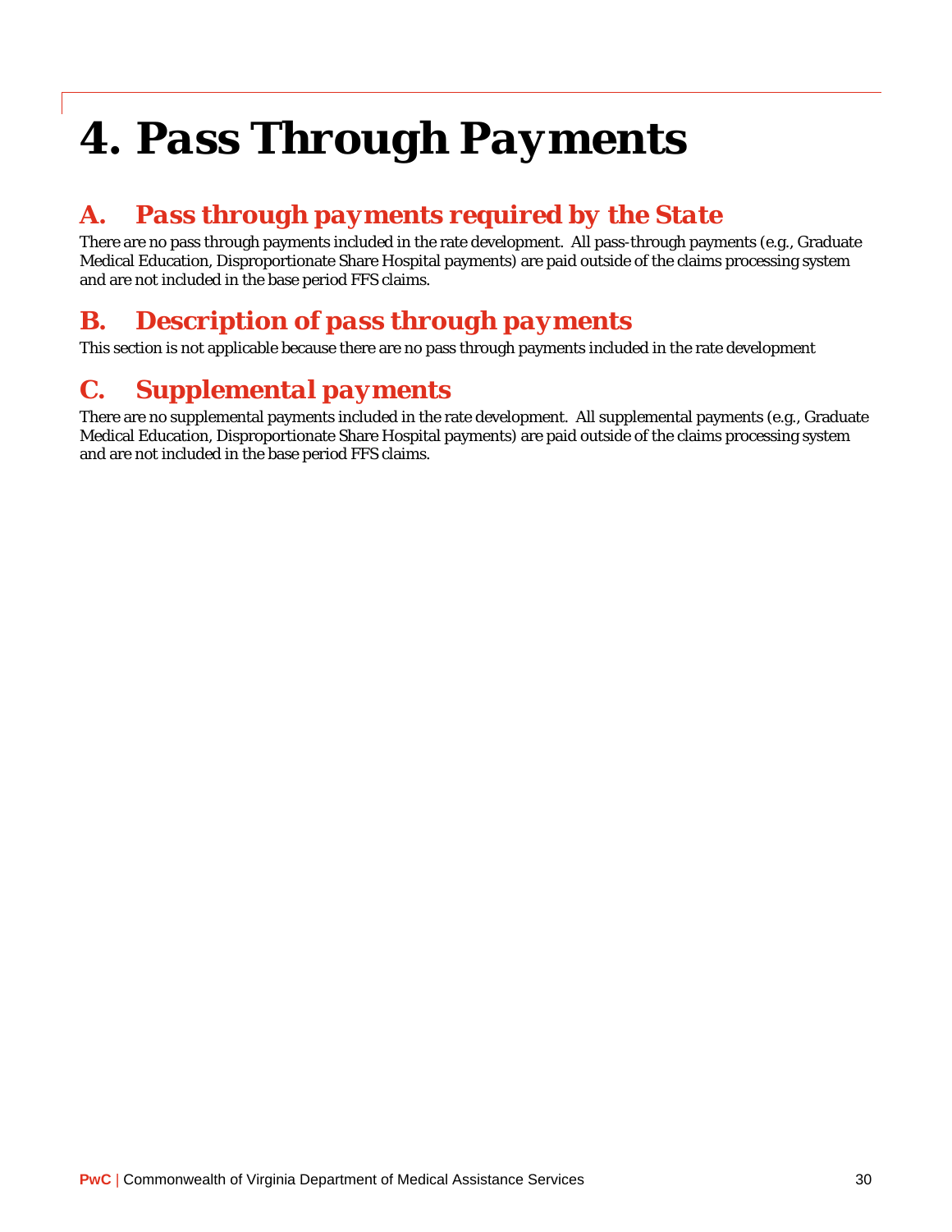# 4. Pass Through Payments

## A. Pass through payments required by the State

There are no pass through payments included in the rate development. All pass-through payments (e.g., Graduate Medical Education, Disproportionate Share Hospital payments) are paid outside of the claims processing system and are not included in the base period FFS claims.

## B. Description of pass through payments

This section is not applicable because there are no pass through payments included in the rate development

## C. Supplemental payments

There are no supplemental payments included in the rate development. All supplemental payments (e.g., Graduate Medical Education, Disproportionate Share Hospital payments) are paid outside of the claims processing system and are not included in the base period FFS claims.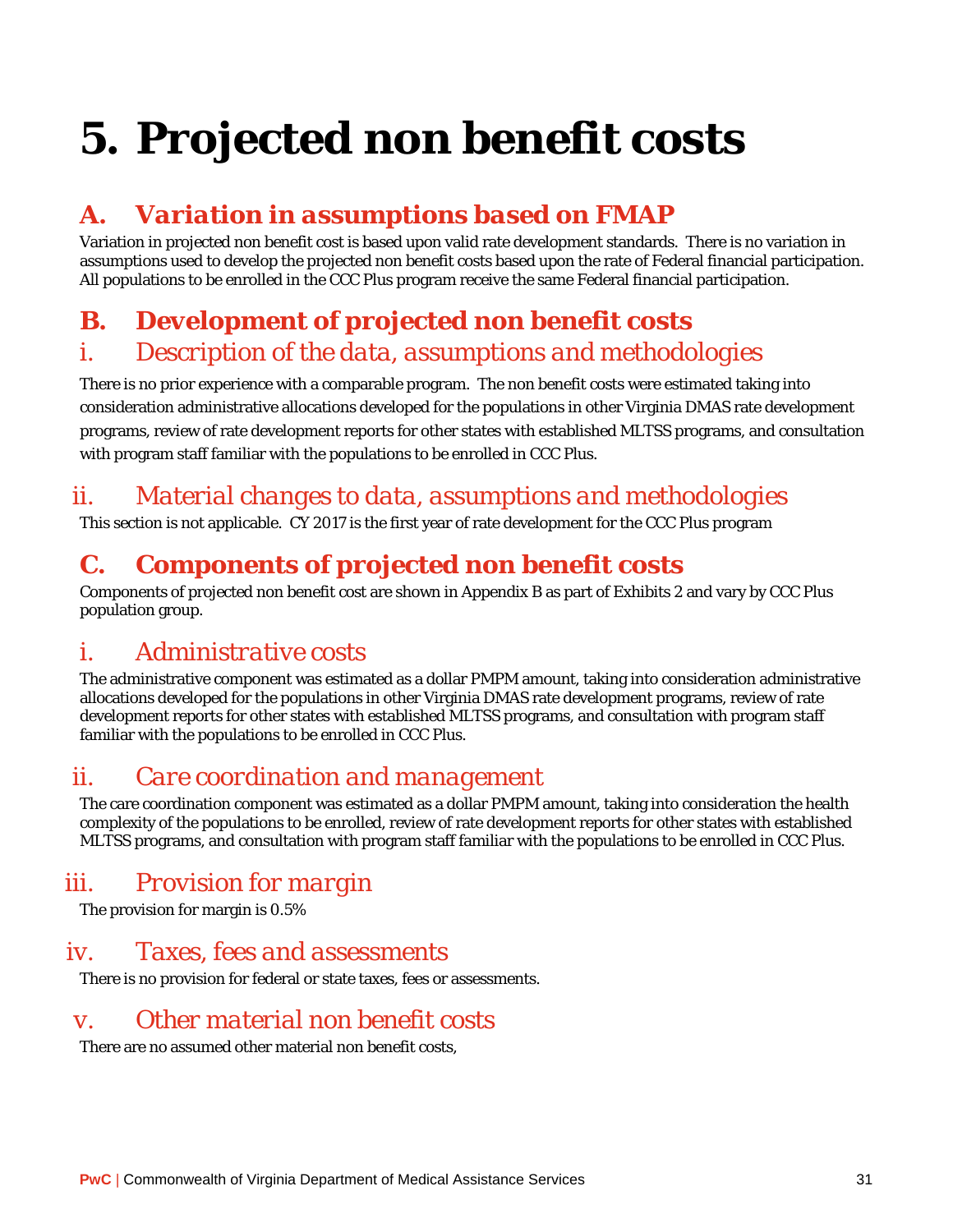# 5. Projected non benefit costs

## A. *Variation in assumptions based on FMAP*

Variation in projected non benefit cost is based upon valid rate development standards. There is no variation in assumptions used to develop the projected non benefit costs based upon the rate of Federal financial participation. All populations to be enrolled in the CCC Plus program receive the same Federal financial participation.

## B. *Development of projected non benefit costs*

### i. *Description of the data, assumptions and methodologies*

There is no prior experience with a comparable program. The non benefit costs were estimated taking into consideration administrative allocations developed for the populations in other Virginia DMAS rate development programs, review of rate development reports for other states with established MLTSS programs, and consultation with program staff familiar with the populations to be enrolled in CCC Plus.

### ii. *Material changes to data, assumptions and methodologies*

This section is not applicable. CY 2017 is the first year of rate development for the CCC Plus program

## C. *Components of projected non benefit costs*

Components of projected non benefit cost are shown in Appendix B as part of Exhibits 2 and vary by CCC Plus population group.

### i. *Administrative costs*

The administrative component was estimated as a dollar PMPM amount, taking into consideration administrative allocations developed for the populations in other Virginia DMAS rate development programs, review of rate development reports for other states with established MLTSS programs, and consultation with program staff familiar with the populations to be enrolled in CCC Plus.

### ii. *Care coordination and management*

The care coordination component was estimated as a dollar PMPM amount, taking into consideration the health complexity of the populations to be enrolled, review of rate development reports for other states with established MLTSS programs, and consultation with program staff familiar with the populations to be enrolled in CCC Plus.

### iii. *Provision for margin*

The provision for margin is 0.5%

### iv. *Taxes, fees and assessments*

There is no provision for federal or state taxes, fees or assessments.

### v. *Other material non benefit costs*

There are no assumed other material non benefit costs,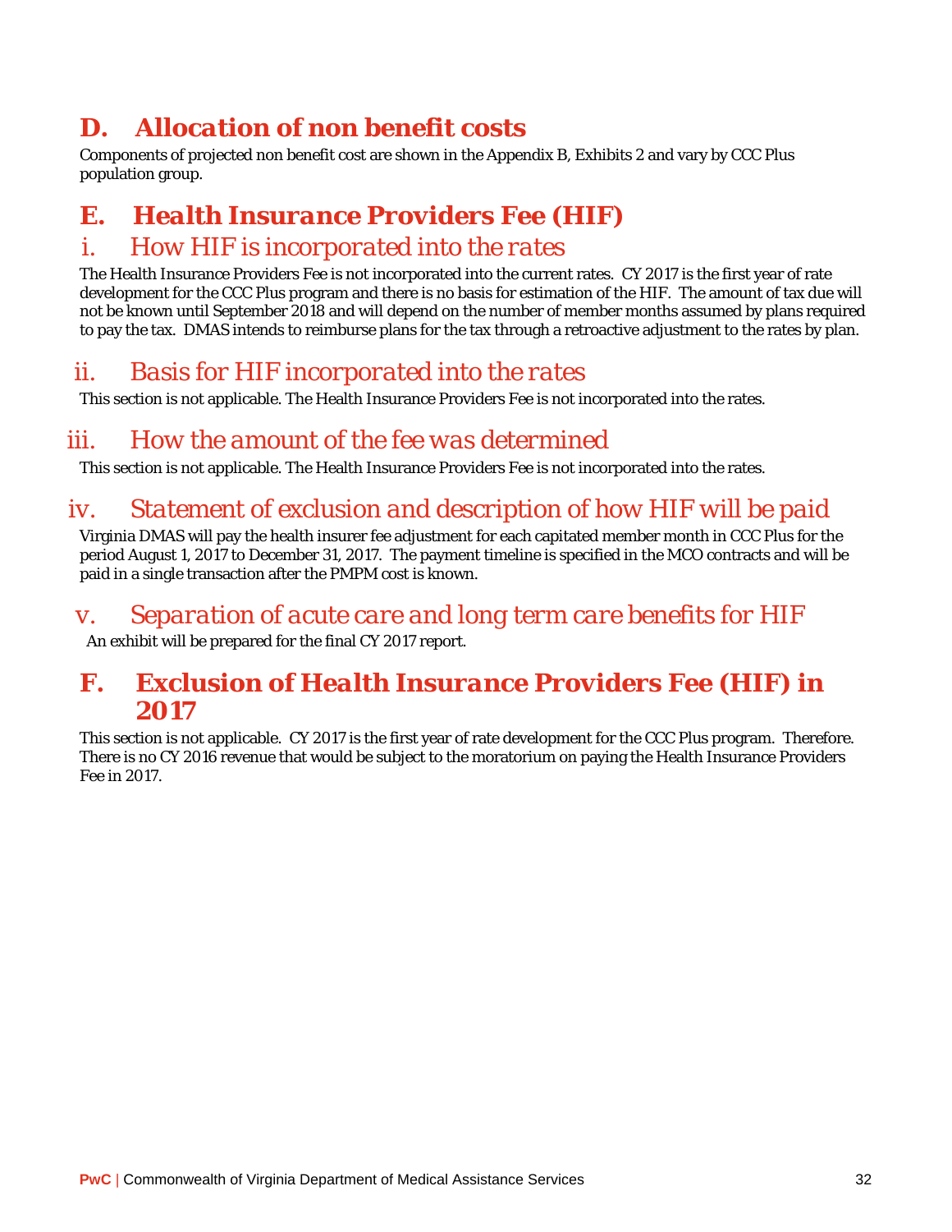## D. Allocation of non benefit costs

Components of projected non benefit cost are shown in the Appendix B, Exhibits 2 and vary by CCC Plus population group.

## E. Health Insurance Providers Fee (HIF)

### i. How HIF is incorporated into the rates

The Health Insurance Providers Fee is not incorporated into the current rates. CY 2017 is the first year of rate development for the CCC Plus program and there is no basis for estimation of the HIF. The amount of tax due will not be known until September 2018 and will depend on the number of member months assumed by plans required to pay the tax. DMAS intends to reimburse plans for the tax through a retroactive adjustment to the rates by plan.

### ii. Basis for HIF incorporated into the rates

This section is not applicable. The Health Insurance Providers Fee is not incorporated into the rates.

### iii. How the amount of the fee was determined

This section is not applicable. The Health Insurance Providers Fee is not incorporated into the rates.

### iv. Statement of exclusion and description of how HIF will be paid

Virginia DMAS will pay the health insurer fee adjustment for each capitated member month in CCC Plus for the period August 1, 2017 to December 31, 2017. The payment timeline is specified in the MCO contracts and will be paid in a single transaction after the PMPM cost is known.

### v. Separation of acute care and long term care benefits for HIF

An exhibit will be prepared for the final CY 2017 report.

## F. Exclusion of Health Insurance Providers Fee (HIF) in 2017

This section is not applicable. CY 2017 is the first year of rate development for the CCC Plus program. Therefore. There is no CY 2016 revenue that would be subject to the moratorium on paying the Health Insurance Providers Fee in 2017.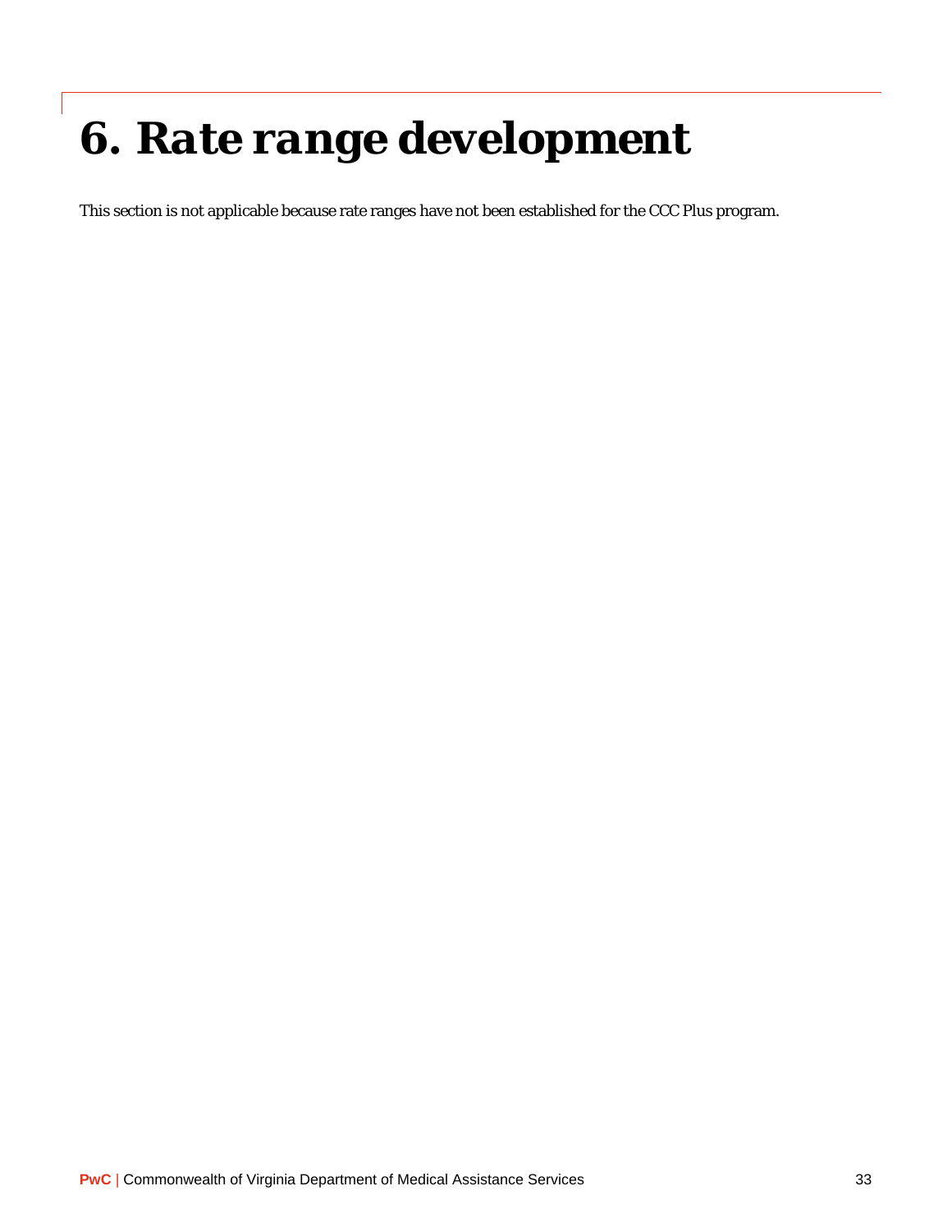# 6. Rate range development

This section is not applicable because rate ranges have not been established for the CCC Plus program.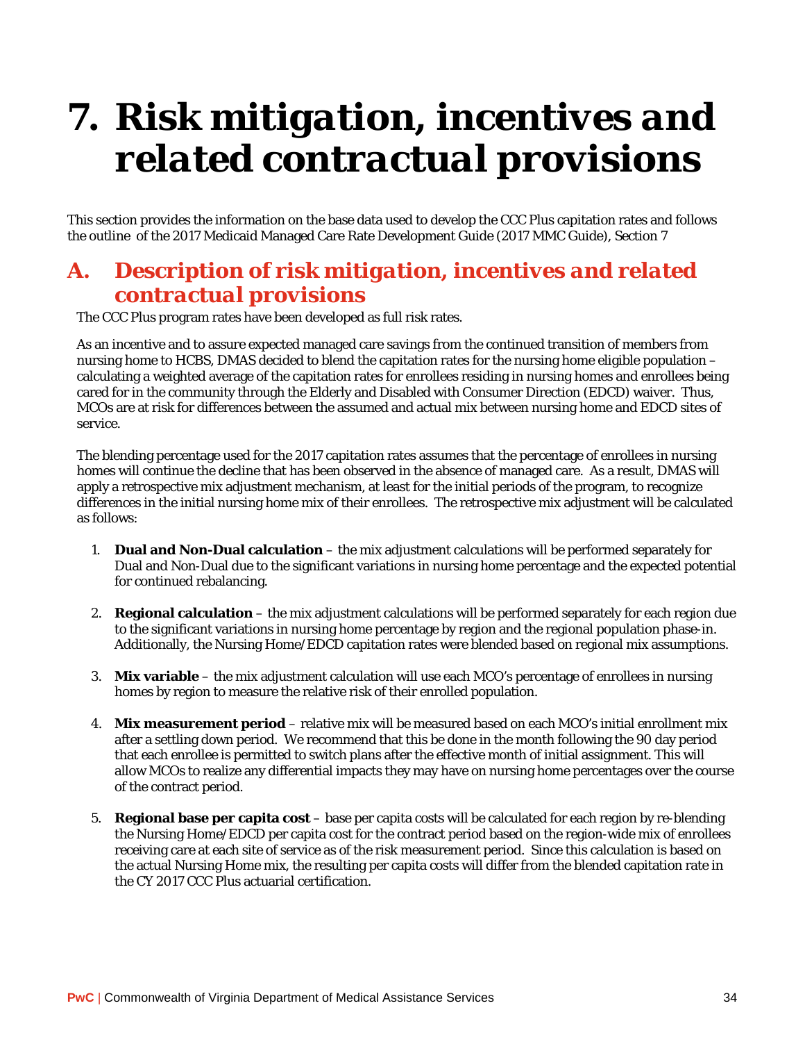# 7. Risk mitigation, incentives and related contractual provisions

This section provides the information on the base data used to develop the CCC Plus capitation rates and follows the outline of the 2017 Medicaid Managed Care Rate Development Guide (2017 MMC Guide), Section 7

## A. Description of risk mitigation, incentives and related contractual provisions

The CCC Plus program rates have been developed as full risk rates.

As an incentive and to assure expected managed care savings from the continued transition of members from nursing home to HCBS, DMAS decided to blend the capitation rates for the nursing home eligible population – calculating a weighted average of the capitation rates for enrollees residing in nursing homes and enrollees being cared for in the community through the Elderly and Disabled with Consumer Direction (EDCD) waiver. Thus, MCOs are at risk for differences between the assumed and actual mix between nursing home and EDCD sites of service.

The blending percentage used for the 2017 capitation rates assumes that the percentage of enrollees in nursing homes will continue the decline that has been observed in the absence of managed care. As a result, DMAS will apply a retrospective mix adjustment mechanism, at least for the initial periods of the program, to recognize differences in the initial nursing home mix of their enrollees. The retrospective mix adjustment will be calculated as follows:

1. **Dual and Non-Dual calculation** – the mix adjustment calculations will be performed separately for Dual and Non-Dual due to the significant variations in nursing home percentage and the expected potential for continued rebalancing.
2. **Regional calculation** – the mix adjustment calculations will be performed separately for each region due to the significant variations in nursing home percentage by region and the regional population phase-in. Additionally, the Nursing Home/EDCD capitation rates were blended based on regional mix assumptions.
3. **Mix variable** – the mix adjustment calculation will use each MCO's percentage of enrollees in nursing homes by region to measure the relative risk of their enrolled population.
4. **Mix measurement period** – relative mix will be measured based on each MCO's initial enrollment mix after a settling down period. We recommend that this be done in the month following the 90 day period that each enrollee is permitted to switch plans after the effective month of initial assignment. This will allow MCOs to realize any differential impacts they may have on nursing home percentages over the course of the contract period.
5. **Regional base per capita cost** – base per capita costs will be calculated for each region by re-blending the Nursing Home/EDCD per capita cost for the contract period based on the region-wide mix of enrollees receiving care at each site of service as of the risk measurement period. Since this calculation is based on the actual Nursing Home mix, the resulting per capita costs will differ from the blended capitation rate in the CY 2017 CCC Plus actuarial certification.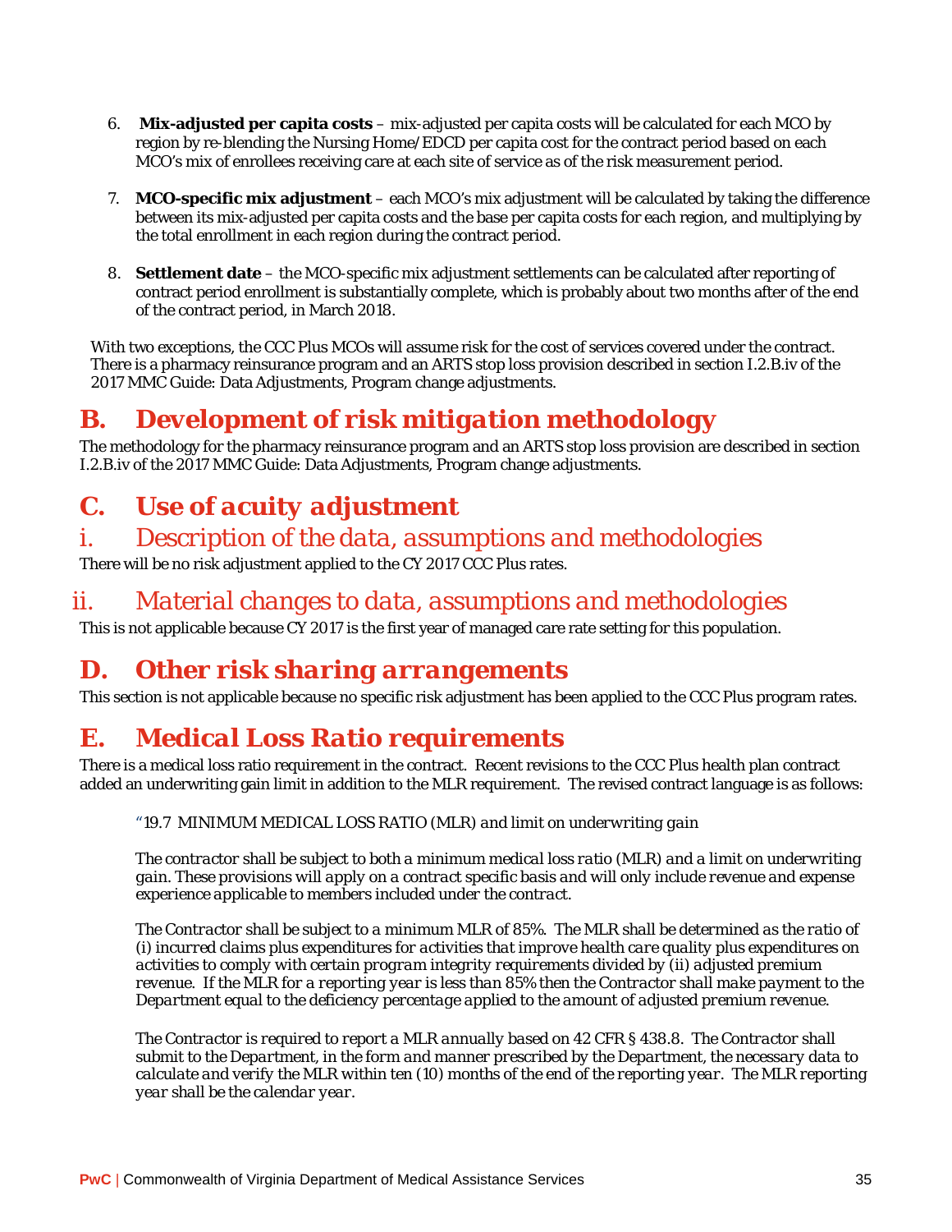6. **Mix-adjusted per capita costs** – mix-adjusted per capita costs will be calculated for each MCO by region by re-blending the Nursing Home/EDCD per capita cost for the contract period based on each MCO's mix of enrollees receiving care at each site of service as of the risk measurement period.

7. **MCO-specific mix adjustment** – each MCO's mix adjustment will be calculated by taking the difference between its mix-adjusted per capita costs and the base per capita costs for each region, and multiplying by the total enrollment in each region during the contract period.

8. **Settlement date** – the MCO-specific mix adjustment settlements can be calculated after reporting of contract period enrollment is substantially complete, which is probably about two months after of the end of the contract period, in March 2018.

With two exceptions, the CCC Plus MCOs will assume risk for the cost of services covered under the contract. There is a pharmacy reinsurance program and an ARTS stop loss provision described in section I.2.B.iv of the 2017 MMC Guide: Data Adjustments, Program change adjustments.

## B. Development of risk mitigation methodology

The methodology for the pharmacy reinsurance program and an ARTS stop loss provision are described in section I.2.B.iv of the 2017 MMC Guide: Data Adjustments, Program change adjustments.

## C. Use of acuity adjustment

### i. Description of the data, assumptions and methodologies

There will be no risk adjustment applied to the CY 2017 CCC Plus rates.

### ii. Material changes to data, assumptions and methodologies

This is not applicable because CY 2017 is the first year of managed care rate setting for this population.

## D. Other risk sharing arrangements

This section is not applicable because no specific risk adjustment has been applied to the CCC Plus program rates.

## E. Medical Loss Ratio requirements

There is a medical loss ratio requirement in the contract. Recent revisions to the CCC Plus health plan contract added an underwriting gain limit in addition to the MLR requirement. The revised contract language is as follows:

> *"19.7 MINIMUM MEDICAL LOSS RATIO (MLR) and limit on underwriting gain*
>
> *The contractor shall be subject to both a minimum medical loss ratio (MLR) and a limit on underwriting gain. These provisions will apply on a contract specific basis and will only include revenue and expense experience applicable to members included under the contract.*
>
> *The Contractor shall be subject to a minimum MLR of 85%. The MLR shall be determined as the ratio of (i) incurred claims plus expenditures for activities that improve health care quality plus expenditures on activities to comply with certain program integrity requirements divided by (ii) adjusted premium revenue. If the MLR for a reporting year is less than 85% then the Contractor shall make payment to the Department equal to the deficiency percentage applied to the amount of adjusted premium revenue.*
>
> *The Contractor is required to report a MLR annually based on 42 CFR § 438.8. The Contractor shall submit to the Department, in the form and manner prescribed by the Department, the necessary data to calculate and verify the MLR within ten (10) months of the end of the reporting year. The MLR reporting year shall be the calendar year.*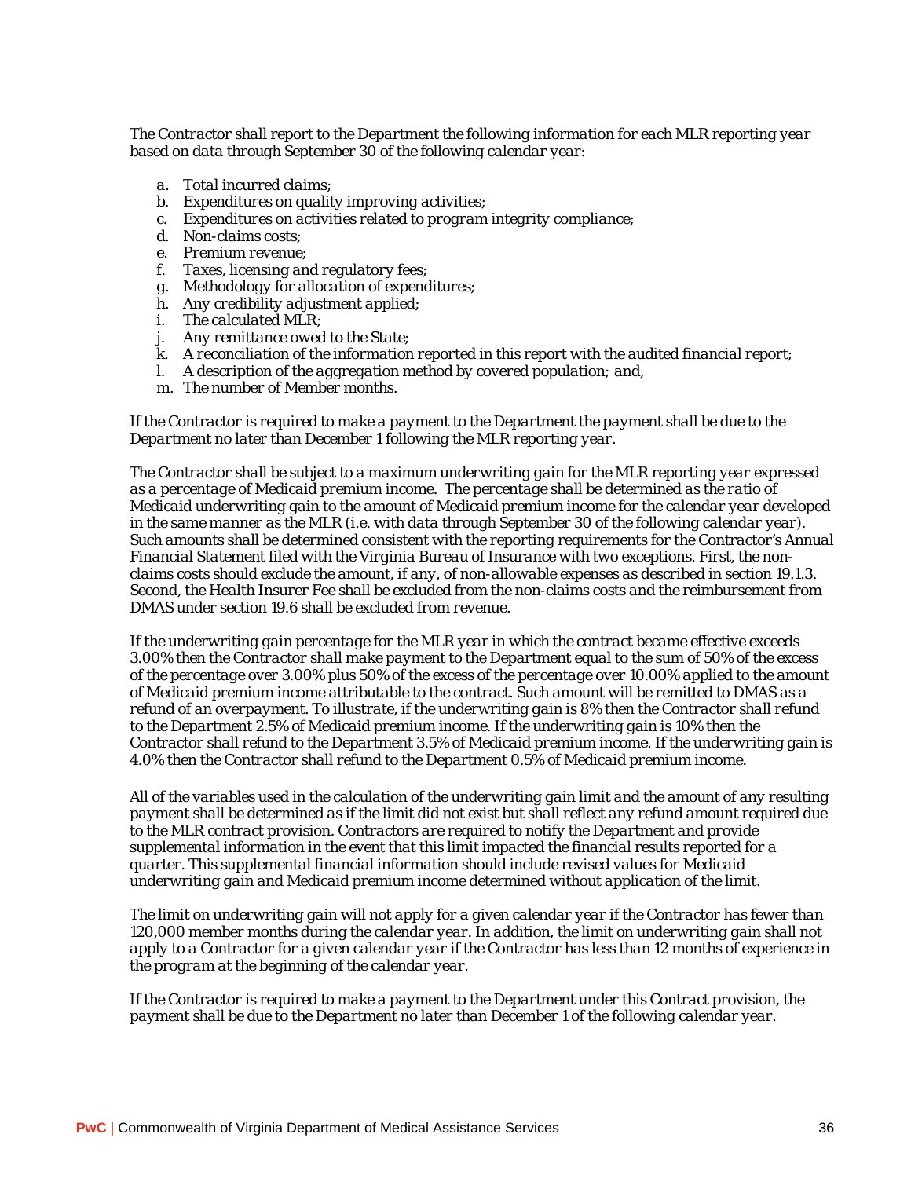*The Contractor shall report to the Department the following information for each MLR reporting year based on data through September 30 of the following calendar year:*

- a. *Total incurred claims;*
- b. *Expenditures on quality improving activities;*
- c. *Expenditures on activities related to program integrity compliance;*
- d. *Non-claims costs;*
- e. *Premium revenue;*
- f. *Taxes, licensing and regulatory fees;*
- g. *Methodology for allocation of expenditures;*
- h. *Any credibility adjustment applied;*
- i. *The calculated MLR;*
- j. *Any remittance owed to the State;*
- k. *A reconciliation of the information reported in this report with the audited financial report;*
- l. *A description of the aggregation method by covered population; and,*
- m. *The number of Member months.*

*If the Contractor is required to make a payment to the Department the payment shall be due to the Department no later than December 1 following the MLR reporting year.*

*The Contractor shall be subject to a maximum underwriting gain for the MLR reporting year expressed as a percentage of Medicaid premium income. The percentage shall be determined as the ratio of Medicaid underwriting gain to the amount of Medicaid premium income for the calendar year developed in the same manner as the MLR (i.e. with data through September 30 of the following calendar year). Such amounts shall be determined consistent with the reporting requirements for the Contractor's Annual Financial Statement filed with the Virginia Bureau of Insurance with two exceptions. First, the non-claims costs should exclude the amount, if any, of non-allowable expenses as described in section 19.1.3. Second, the Health Insurer Fee shall be excluded from the non-claims costs and the reimbursement from DMAS under section 19.6 shall be excluded from revenue.*

*If the underwriting gain percentage for the MLR year in which the contract became effective exceeds 3.00% then the Contractor shall make payment to the Department equal to the sum of 50% of the excess of the percentage over 3.00% plus 50% of the excess of the percentage over 10.00% applied to the amount of Medicaid premium income attributable to the contract. Such amount will be remitted to DMAS as a refund of an overpayment. To illustrate, if the underwriting gain is 8% then the Contractor shall refund to the Department 2.5% of Medicaid premium income. If the underwriting gain is 10% then the Contractor shall refund to the Department 3.5% of Medicaid premium income. If the underwriting gain is 4.0% then the Contractor shall refund to the Department 0.5% of Medicaid premium income.*

*All of the variables used in the calculation of the underwriting gain limit and the amount of any resulting payment shall be determined as if the limit did not exist but shall reflect any refund amount required due to the MLR contract provision. Contractors are required to notify the Department and provide supplemental information in the event that this limit impacted the financial results reported for a quarter. This supplemental financial information should include revised values for Medicaid underwriting gain and Medicaid premium income determined without application of the limit.*

*The limit on underwriting gain will not apply for a given calendar year if the Contractor has fewer than 120,000 member months during the calendar year. In addition, the limit on underwriting gain shall not apply to a Contractor for a given calendar year if the Contractor has less than 12 months of experience in the program at the beginning of the calendar year.*

*If the Contractor is required to make a payment to the Department under this Contract provision, the payment shall be due to the Department no later than December 1 of the following calendar year.*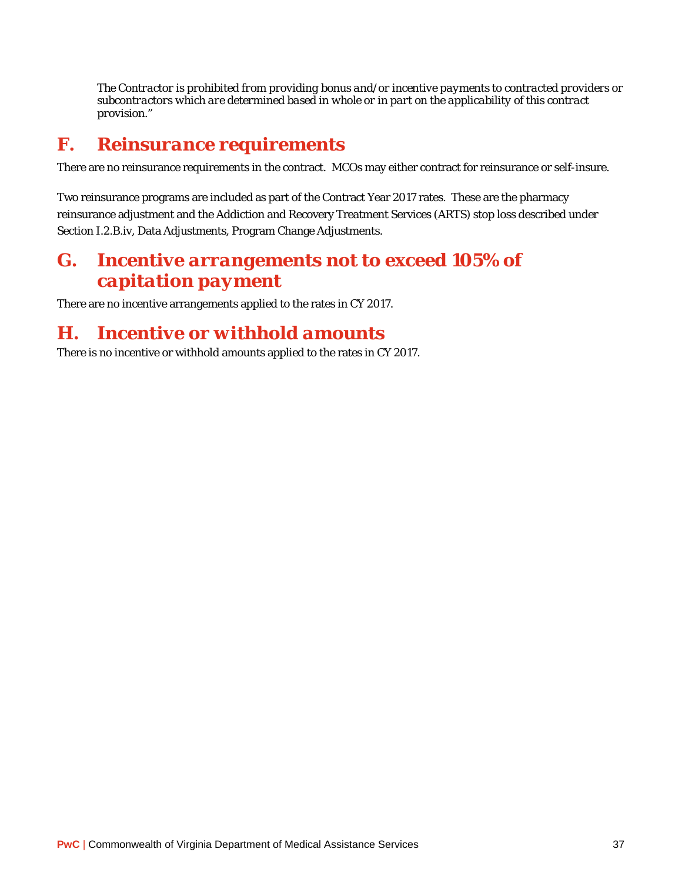*The Contractor is prohibited from providing bonus and/or incentive payments to contracted providers or subcontractors which are determined based in whole or in part on the applicability of this contract provision."*

## F. Reinsurance requirements

There are no reinsurance requirements in the contract. MCOs may either contract for reinsurance or self-insure.

Two reinsurance programs are included as part of the Contract Year 2017 rates. These are the pharmacy reinsurance adjustment and the Addiction and Recovery Treatment Services (ARTS) stop loss described under Section I.2.B.iv, Data Adjustments, Program Change Adjustments.

## G. Incentive arrangements not to exceed 105% of capitation payment

There are no incentive arrangements applied to the rates in CY 2017.

## H. Incentive or withhold amounts

There is no incentive or withhold amounts applied to the rates in CY 2017.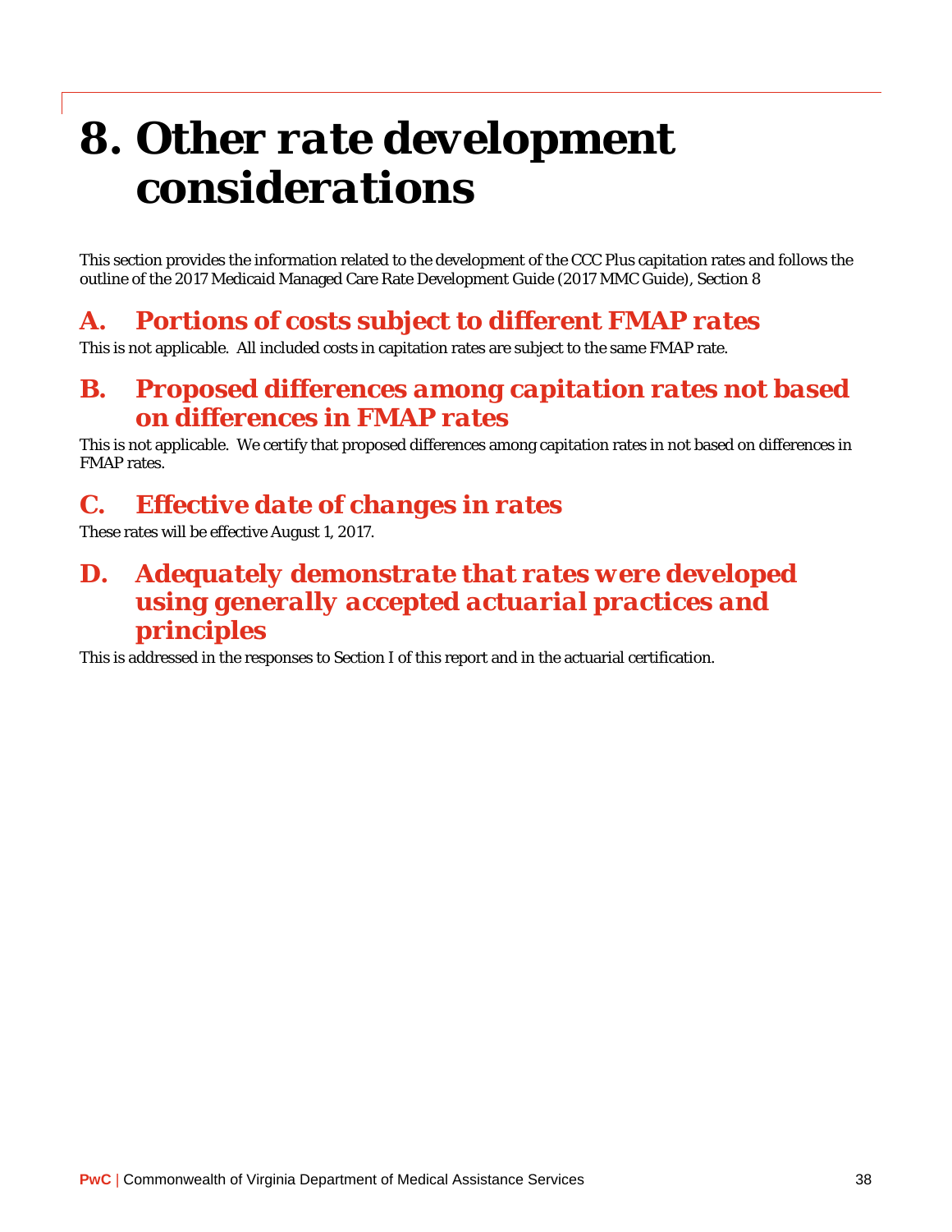# 8. Other rate development considerations

This section provides the information related to the development of the CCC Plus capitation rates and follows the outline of the 2017 Medicaid Managed Care Rate Development Guide (2017 MMC Guide), Section 8

## A. Portions of costs subject to different FMAP rates

This is not applicable. All included costs in capitation rates are subject to the same FMAP rate.

## B. Proposed differences among capitation rates not based on differences in FMAP rates

This is not applicable. We certify that proposed differences among capitation rates in not based on differences in FMAP rates.

## C. Effective date of changes in rates

These rates will be effective August 1, 2017.

## D. Adequately demonstrate that rates were developed using generally accepted actuarial practices and principles

This is addressed in the responses to Section I of this report and in the actuarial certification.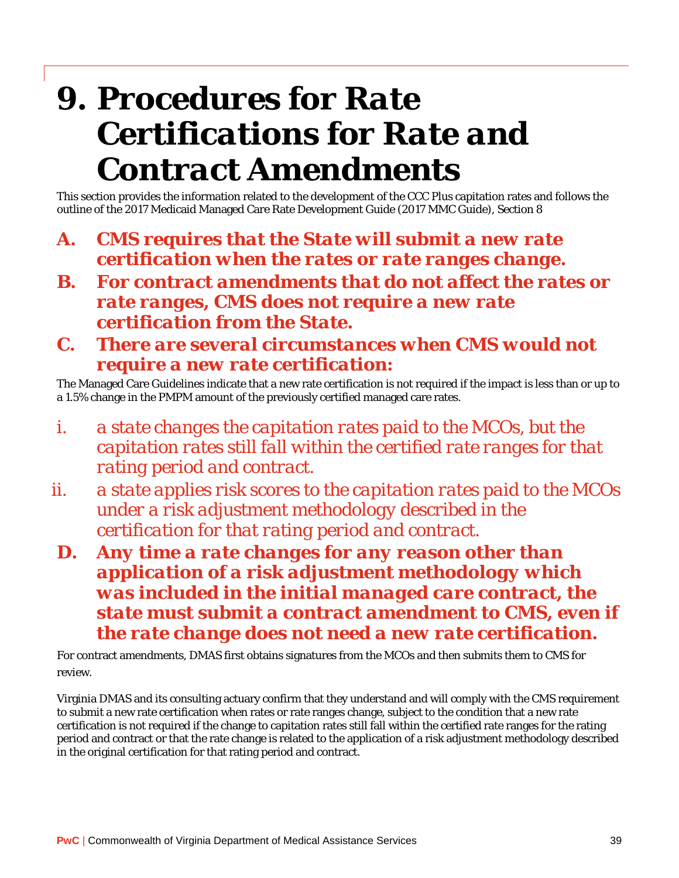# 9. Procedures for Rate Certifications for Rate and Contract Amendments

This section provides the information related to the development of the CCC Plus capitation rates and follows the outline of the 2017 Medicaid Managed Care Rate Development Guide (2017 MMC Guide), Section 8

## A. CMS requires that the State will submit a new rate certification when the rates or rate ranges change.

## B. For contract amendments that do not affect the rates or rate ranges, CMS does not require a new rate certification from the State.

## C. There are several circumstances when CMS would not require a new rate certification:

The Managed Care Guidelines indicate that a new rate certification is not required if the impact is less than or up to a 1.5% change in the PMPM amount of the previously certified managed care rates.

i. *a state changes the capitation rates paid to the MCOs, but the capitation rates still fall within the certified rate ranges for that rating period and contract.*

ii. *a state applies risk scores to the capitation rates paid to the MCOs under a risk adjustment methodology described in the certification for that rating period and contract.*

## D. Any time a rate changes for any reason other than application of a risk adjustment methodology which was included in the initial managed care contract, the state must submit a contract amendment to CMS, even if the rate change does not need a new rate certification.

For contract amendments, DMAS first obtains signatures from the MCOs and then submits them to CMS for review.

Virginia DMAS and its consulting actuary confirm that they understand and will comply with the CMS requirement to submit a new rate certification when rates or rate ranges change, subject to the condition that a new rate certification is not required if the change to capitation rates still fall within the certified rate ranges for the rating period and contract or that the rate change is related to the application of a risk adjustment methodology described in the original certification for that rating period and contract.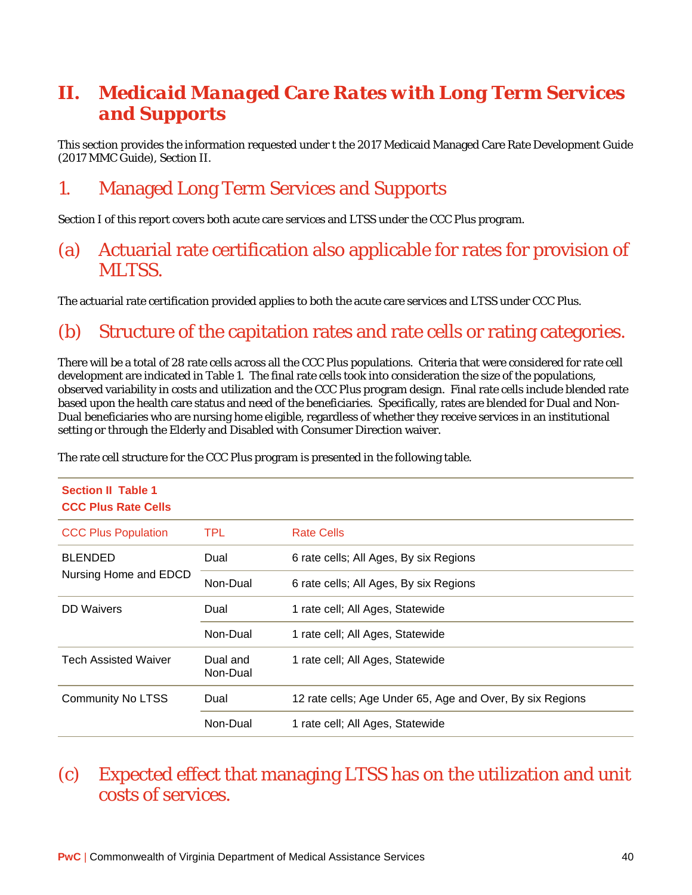# II. Medicaid Managed Care Rates with Long Term Services and Supports

This section provides the information requested under t the 2017 Medicaid Managed Care Rate Development Guide (2017 MMC Guide), Section II.

## 1. Managed Long Term Services and Supports

Section I of this report covers both acute care services and LTSS under the CCC Plus program.

### (a) Actuarial rate certification also applicable for rates for provision of MLTSS.

The actuarial rate certification provided applies to both the acute care services and LTSS under CCC Plus.

### (b) Structure of the capitation rates and rate cells or rating categories.

There will be a total of 28 rate cells across all the CCC Plus populations. Criteria that were considered for rate cell development are indicated in Table 1. The final rate cells took into consideration the size of the populations, observed variability in costs and utilization and the CCC Plus program design. Final rate cells include blended rate based upon the health care status and need of the beneficiaries. Specifically, rates are blended for Dual and Non-Dual beneficiaries who are nursing home eligible, regardless of whether they receive services in an institutional setting or through the Elderly and Disabled with Consumer Direction waiver.

The rate cell structure for the CCC Plus program is presented in the following table.

**Section II Table 1**
**CCC Plus Rate Cells**

| CCC Plus Population | TPL | Rate Cells |
|---|---|---|
| BLENDED Nursing Home and EDCD | Dual | 6 rate cells; All Ages, By six Regions |
| | Non-Dual | 6 rate cells; All Ages, By six Regions |
| DD Waivers | Dual | 1 rate cell; All Ages, Statewide |
| | Non-Dual | 1 rate cell; All Ages, Statewide |
| Tech Assisted Waiver | Dual and Non-Dual | 1 rate cell; All Ages, Statewide |
| Community No LTSS | Dual | 12 rate cells; Age Under 65, Age and Over, By six Regions |
| | Non-Dual | 1 rate cell; All Ages, Statewide |

### (c) Expected effect that managing LTSS has on the utilization and unit costs of services.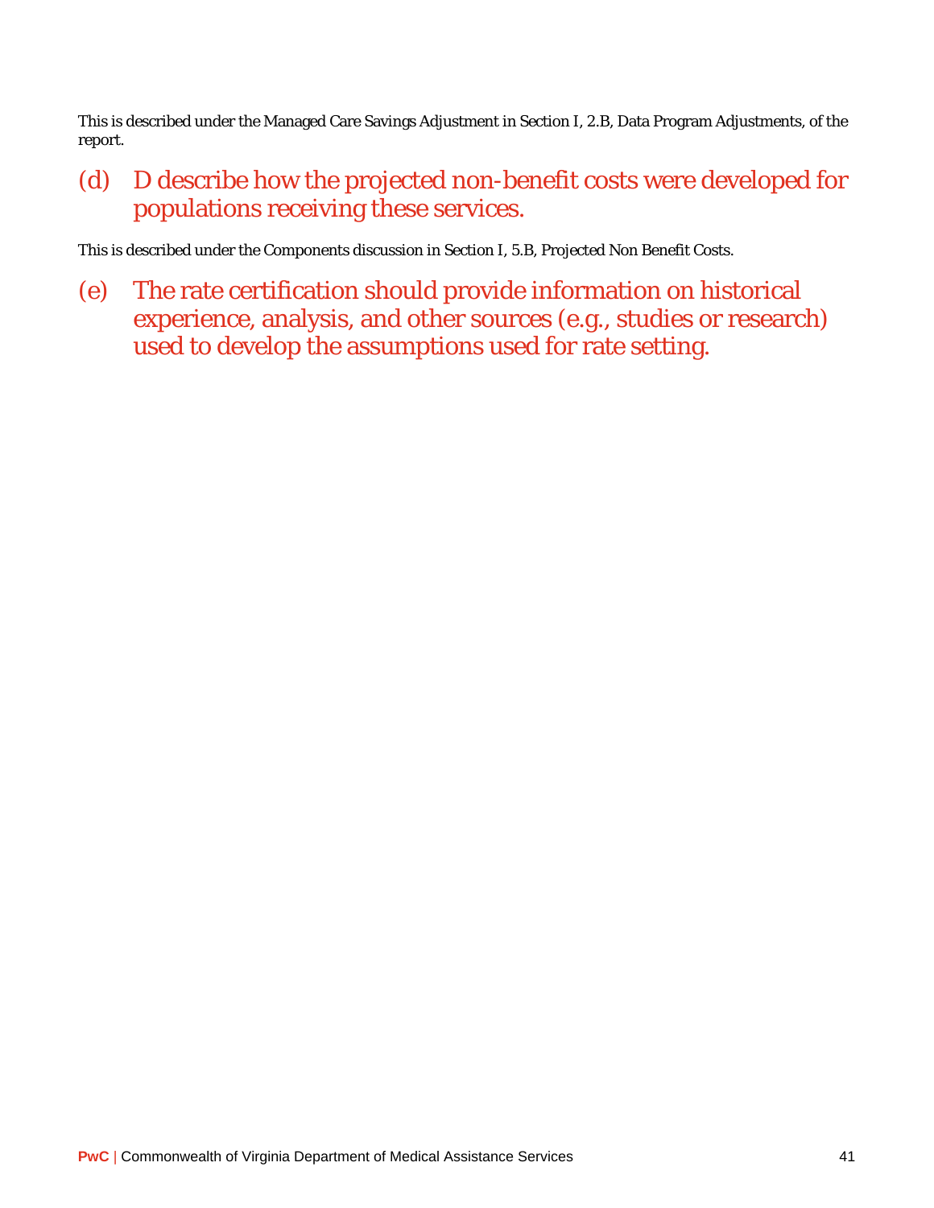This is described under the Managed Care Savings Adjustment in Section I, 2.B, Data Program Adjustments, of the report.

### (d) D describe how the projected non-benefit costs were developed for populations receiving these services.

This is described under the Components discussion in Section I, 5.B, Projected Non Benefit Costs.

### (e) The rate certification should provide information on historical experience, analysis, and other sources (e.g., studies or research) used to develop the assumptions used for rate setting.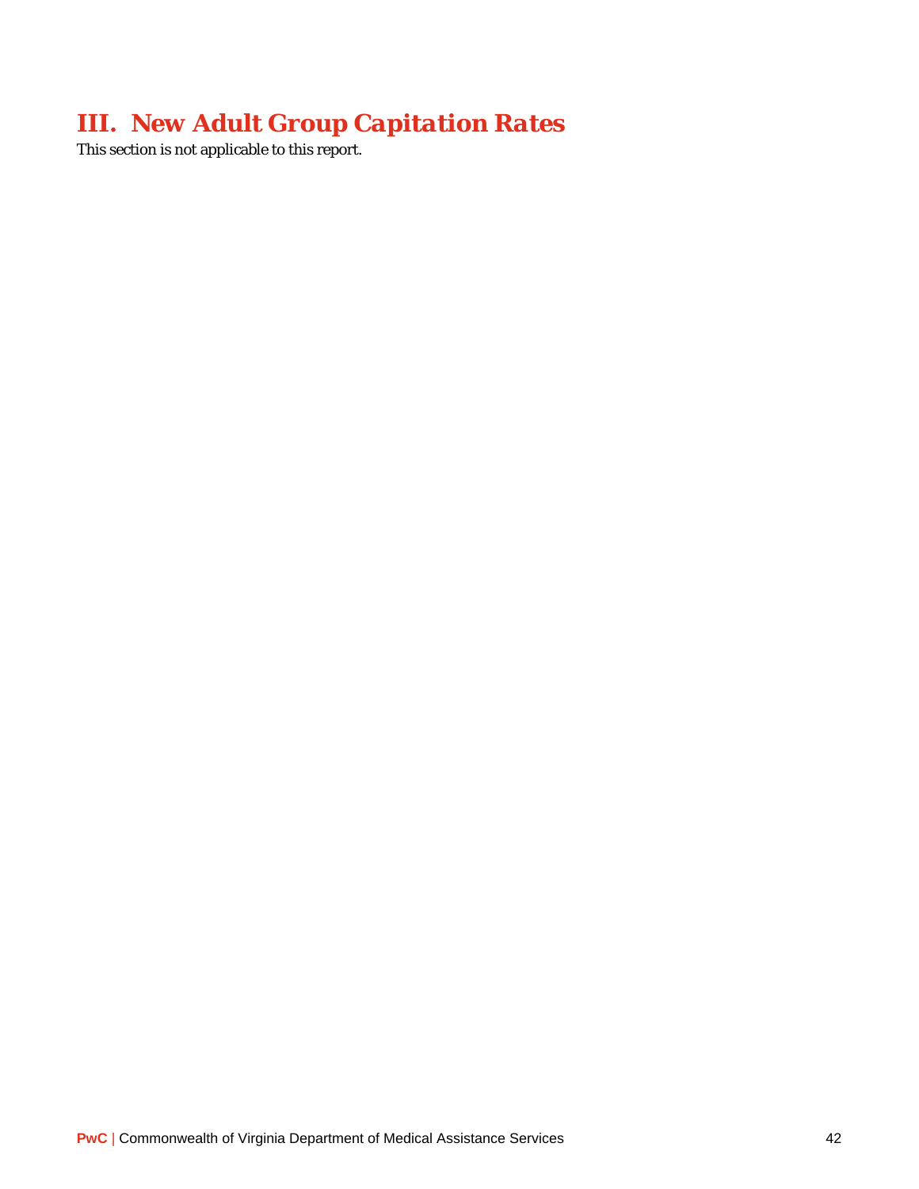# III. New Adult Group Capitation Rates

This section is not applicable to this report.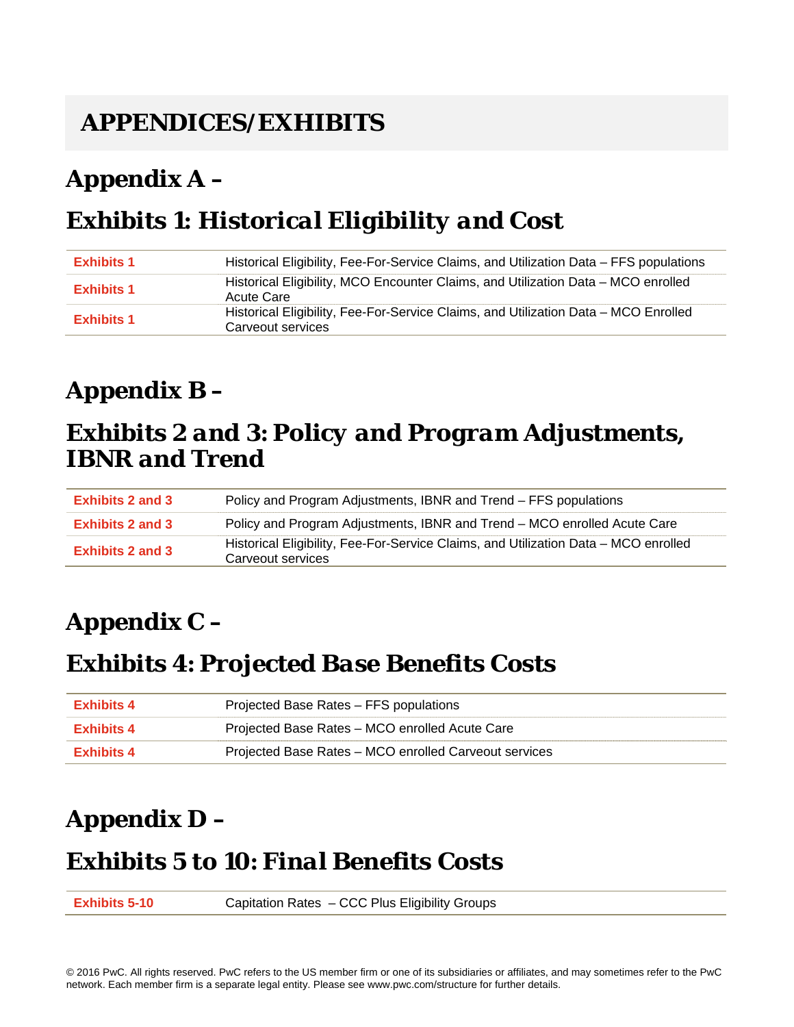# APPENDICES/EXHIBITS

## Appendix A –

## Exhibits 1: Historical Eligibility and Cost

| | |
|---|---|
| Exhibits 1 | Historical Eligibility, Fee-For-Service Claims, and Utilization Data – FFS populations |
| Exhibits 1 | Historical Eligibility, MCO Encounter Claims, and Utilization Data – MCO enrolled Acute Care |
| Exhibits 1 | Historical Eligibility, Fee-For-Service Claims, and Utilization Data – MCO Enrolled Carveout services |

## Appendix B –

## Exhibits 2 and 3: Policy and Program Adjustments, IBNR and Trend

| | |
|---|---|
| Exhibits 2 and 3 | Policy and Program Adjustments, IBNR and Trend – FFS populations |
| Exhibits 2 and 3 | Policy and Program Adjustments, IBNR and Trend – MCO enrolled Acute Care |
| Exhibits 2 and 3 | Historical Eligibility, Fee-For-Service Claims, and Utilization Data – MCO enrolled Carveout services |

## Appendix C –

## Exhibits 4: Projected Base Benefits Costs

| | |
|---|---|
| Exhibits 4 | Projected Base Rates – FFS populations |
| Exhibits 4 | Projected Base Rates – MCO enrolled Acute Care |
| Exhibits 4 | Projected Base Rates – MCO enrolled Carveout services |

## Appendix D –

## Exhibits 5 to 10: Final Benefits Costs

| | |
|---|---|
| Exhibits 5-10 | Capitation Rates – CCC Plus Eligibility Groups |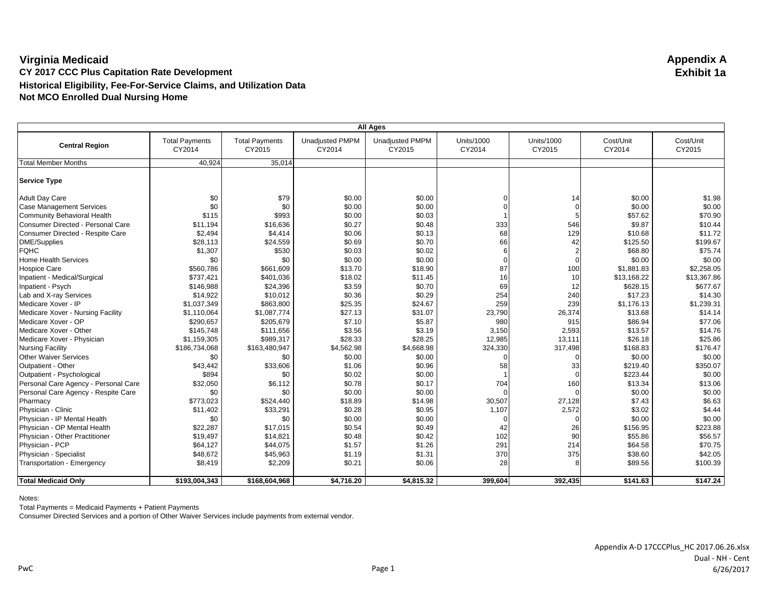# Virginia Medicaid

## Appendix A
## Exhibit 1a

**CY 2017 CCC Plus Capitation Rate Development**

**Historical Eligibility, Fee-For-Service Claims, and Utilization Data**

**Not MCO Enrolled Dual Nursing Home**

| All Ages | | | | | | | | |
|---|---|---|---|---|---|---|---|---|
| **Central Region** | Total Payments CY2014 | Total Payments CY2015 | Unadjusted PMPM CY2014 | Unadjusted PMPM CY2015 | Units/1000 CY2014 | Units/1000 CY2015 | Cost/Unit CY2014 | Cost/Unit CY2015 |
| Total Member Months | 40,924 | 35,014 | | | | | | |
| **Service Type** | | | | | | | | |
| Adult Day Care | $0 | $79 | $0.00 | $0.00 | 0 | 14 | $0.00 | $1.98 |
| Case Management Services | $0 | $0 | $0.00 | $0.00 | 0 | 0 | $0.00 | $0.00 |
| Community Behavioral Health | $115 | $993 | $0.00 | $0.03 | 1 | 5 | $57.62 | $70.90 |
| Consumer Directed - Personal Care | $11,194 | $16,636 | $0.27 | $0.48 | 333 | 546 | $9.87 | $10.44 |
| Consumer Directed - Respite Care | $2,494 | $4,414 | $0.06 | $0.13 | 68 | 129 | $10.68 | $11.72 |
| DME/Supplies | $28,113 | $24,559 | $0.69 | $0.70 | 66 | 42 | $125.50 | $199.67 |
| FQHC | $1,307 | $530 | $0.03 | $0.02 | 6 | 2 | $68.80 | $75.74 |
| Home Health Services | $0 | $0 | $0.00 | $0.00 | 0 | 0 | $0.00 | $0.00 |
| Hospice Care | $560,786 | $661,609 | $13.70 | $18.90 | 87 | 100 | $1,881.83 | $2,258.05 |
| Inpatient - Medical/Surgical | $737,421 | $401,036 | $18.02 | $11.45 | 16 | 10 | $13,168.22 | $13,367.86 |
| Inpatient - Psych | $146,988 | $24,396 | $3.59 | $0.70 | 69 | 12 | $628.15 | $677.67 |
| Lab and X-ray Services | $14,922 | $10,012 | $0.36 | $0.29 | 254 | 240 | $17.23 | $14.30 |
| Medicare Xover - IP | $1,037,349 | $863,800 | $25.35 | $24.67 | 259 | 239 | $1,176.13 | $1,239.31 |
| Medicare Xover - Nursing Facility | $1,110,064 | $1,087,774 | $27.13 | $31.07 | 23,790 | 26,374 | $13.68 | $14.14 |
| Medicare Xover - OP | $290,657 | $205,679 | $7.10 | $5.87 | 980 | 915 | $86.94 | $77.06 |
| Medicare Xover - Other | $145,748 | $111,656 | $3.56 | $3.19 | 3,150 | 2,593 | $13.57 | $14.76 |
| Medicare Xover - Physician | $1,159,305 | $989,317 | $28.33 | $28.25 | 12,985 | 13,111 | $26.18 | $25.86 |
| Nursing Facility | $186,734,068 | $163,480,947 | $4,562.98 | $4,668.98 | 324,330 | 317,498 | $168.83 | $176.47 |
| Other Waiver Services | $0 | $0 | $0.00 | $0.00 | 0 | 0 | $0.00 | $0.00 |
| Outpatient - Other | $43,442 | $33,606 | $1.06 | $0.96 | 58 | 33 | $219.40 | $350.07 |
| Outpatient - Psychological | $894 | $0 | $0.02 | $0.00 | 1 | 0 | $223.44 | $0.00 |
| Personal Care Agency - Personal Care | $32,050 | $6,112 | $0.78 | $0.17 | 704 | 160 | $13.34 | $13.06 |
| Personal Care Agency - Respite Care | $0 | $0 | $0.00 | $0.00 | 0 | 0 | $0.00 | $0.00 |
| Pharmacy | $773,023 | $524,440 | $18.89 | $14.98 | 30,507 | 27,128 | $7.43 | $6.63 |
| Physician - Clinic | $11,402 | $33,291 | $0.28 | $0.95 | 1,107 | 2,572 | $3.02 | $4.44 |
| Physician - IP Mental Health | $0 | $0 | $0.00 | $0.00 | 0 | 0 | $0.00 | $0.00 |
| Physician - OP Mental Health | $22,287 | $17,015 | $0.54 | $0.49 | 42 | 26 | $156.95 | $223.88 |
| Physician - Other Practitioner | $19,497 | $14,821 | $0.48 | $0.42 | 102 | 90 | $55.86 | $56.57 |
| Physician - PCP | $64,127 | $44,075 | $1.57 | $1.26 | 291 | 214 | $64.58 | $70.75 |
| Physician - Specialist | $48,672 | $45,963 | $1.19 | $1.31 | 370 | 375 | $38.60 | $42.05 |
| Transportation - Emergency | $8,419 | $2,209 | $0.21 | $0.06 | 28 | 8 | $89.56 | $100.39 |
| **Total Medicaid Only** | **$193,004,343** | **$168,604,968** | **$4,716.20** | **$4,815.32** | **399,604** | **392,435** | **$141.63** | **$147.24** |

Notes:

Total Payments = Medicaid Payments + Patient Payments

Consumer Directed Services and a portion of Other Waiver Services include payments from external vendor.

Appendix A-D 17CCCPlus_HC 2017.06.26.xlsx

Dual - NH - Cent

PwC

6/26/2017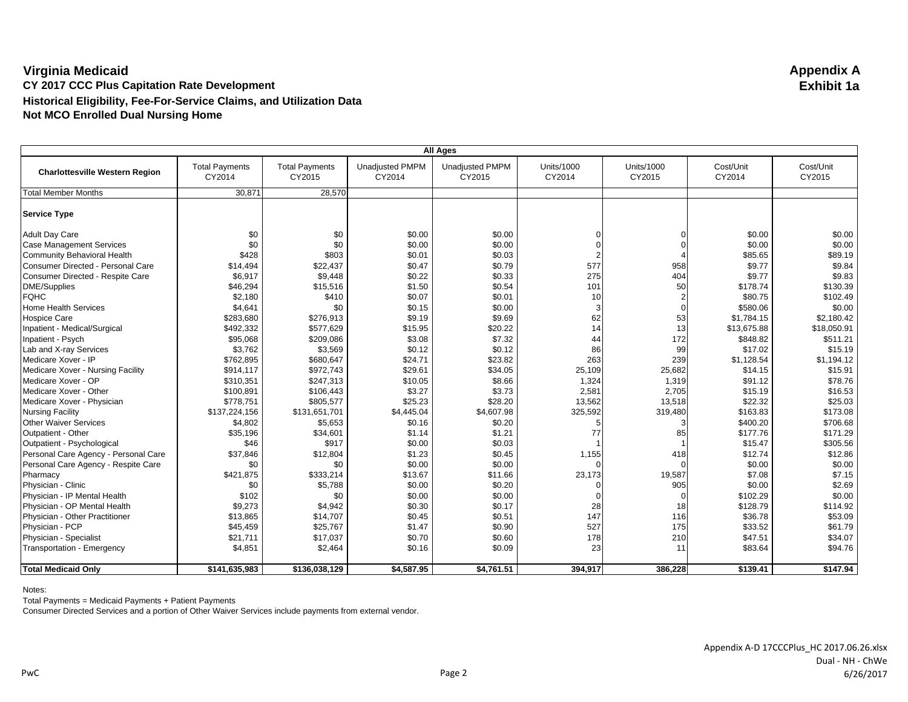# Virginia Medicaid

**Appendix A**
**Exhibit 1a**

## CY 2017 CCC Plus Capitation Rate Development

## Historical Eligibility, Fee-For-Service Claims, and Utilization Data

## Not MCO Enrolled Dual Nursing Home

| All Ages | | | | | | | | |
|---|---|---|---|---|---|---|---|---|
| **Charlottesville Western Region** | Total Payments CY2014 | Total Payments CY2015 | Unadjusted PMPM CY2014 | Unadjusted PMPM CY2015 | Units/1000 CY2014 | Units/1000 CY2015 | Cost/Unit CY2014 | Cost/Unit CY2015 |
| Total Member Months | 30,871 | 28,570 | | | | | | |
| **Service Type** | | | | | | | | |
| Adult Day Care | $0 | $0 | $0.00 | $0.00 | 0 | 0 | $0.00 | $0.00 |
| Case Management Services | $0 | $0 | $0.00 | $0.00 | 0 | 0 | $0.00 | $0.00 |
| Community Behavioral Health | $428 | $803 | $0.01 | $0.03 | 2 | 4 | $85.65 | $89.19 |
| Consumer Directed - Personal Care | $14,494 | $22,437 | $0.47 | $0.79 | 577 | 958 | $9.77 | $9.84 |
| Consumer Directed - Respite Care | $6,917 | $9,448 | $0.22 | $0.33 | 275 | 404 | $9.77 | $9.83 |
| DME/Supplies | $46,294 | $15,516 | $1.50 | $0.54 | 101 | 50 | $178.74 | $130.39 |
| FQHC | $2,180 | $410 | $0.07 | $0.01 | 10 | 2 | $80.75 | $102.49 |
| Home Health Services | $4,641 | $0 | $0.15 | $0.00 | 3 | 0 | $580.06 | $0.00 |
| Hospice Care | $283,680 | $276,913 | $9.19 | $9.69 | 62 | 53 | $1,784.15 | $2,180.42 |
| Inpatient - Medical/Surgical | $492,332 | $577,629 | $15.95 | $20.22 | 14 | 13 | $13,675.88 | $18,050.91 |
| Inpatient - Psych | $95,068 | $209,086 | $3.08 | $7.32 | 44 | 172 | $848.82 | $511.21 |
| Lab and X-ray Services | $3,762 | $3,569 | $0.12 | $0.12 | 86 | 99 | $17.02 | $15.19 |
| Medicare Xover - IP | $762,895 | $680,647 | $24.71 | $23.82 | 263 | 239 | $1,128.54 | $1,194.12 |
| Medicare Xover - Nursing Facility | $914,117 | $972,743 | $29.61 | $34.05 | 25,109 | 25,682 | $14.15 | $15.91 |
| Medicare Xover - OP | $310,351 | $247,313 | $10.05 | $8.66 | 1,324 | 1,319 | $91.12 | $78.76 |
| Medicare Xover - Other | $100,891 | $106,443 | $3.27 | $3.73 | 2,581 | 2,705 | $15.19 | $16.53 |
| Medicare Xover - Physician | $778,751 | $805,577 | $25.23 | $28.20 | 13,562 | 13,518 | $22.32 | $25.03 |
| Nursing Facility | $137,224,156 | $131,651,701 | $4,445.04 | $4,607.98 | 325,592 | 319,480 | $163.83 | $173.08 |
| Other Waiver Services | $4,802 | $5,653 | $0.16 | $0.20 | 5 | 3 | $400.20 | $706.68 |
| Outpatient - Other | $35,196 | $34,601 | $1.14 | $1.21 | 77 | 85 | $177.76 | $171.29 |
| Outpatient - Psychological | $46 | $917 | $0.00 | $0.03 | 1 | 1 | $15.47 | $305.56 |
| Personal Care Agency - Personal Care | $37,846 | $12,804 | $1.23 | $0.45 | 1,155 | 418 | $12.74 | $12.86 |
| Personal Care Agency - Respite Care | $0 | $0 | $0.00 | $0.00 | 0 | 0 | $0.00 | $0.00 |
| Pharmacy | $421,875 | $333,214 | $13.67 | $11.66 | 23,173 | 19,587 | $7.08 | $7.15 |
| Physician - Clinic | $0 | $5,788 | $0.00 | $0.20 | 0 | 905 | $0.00 | $2.69 |
| Physician - IP Mental Health | $102 | $0 | $0.00 | $0.00 | 0 | 0 | $102.29 | $0.00 |
| Physician - OP Mental Health | $9,273 | $4,942 | $0.30 | $0.17 | 28 | 18 | $128.79 | $114.92 |
| Physician - Other Practitioner | $13,865 | $14,707 | $0.45 | $0.51 | 147 | 116 | $36.78 | $53.09 |
| Physician - PCP | $45,459 | $25,767 | $1.47 | $0.90 | 527 | 175 | $33.52 | $61.79 |
| Physician - Specialist | $21,711 | $17,037 | $0.70 | $0.60 | 178 | 210 | $47.51 | $34.07 |
| Transportation - Emergency | $4,851 | $2,464 | $0.16 | $0.09 | 23 | 11 | $83.64 | $94.76 |
| **Total Medicaid Only** | **$141,635,983** | **$136,038,129** | **$4,587.95** | **$4,761.51** | **394,917** | **386,228** | **$139.41** | **$147.94** |

Notes:

Total Payments = Medicaid Payments + Patient Payments

Consumer Directed Services and a portion of Other Waiver Services include payments from external vendor.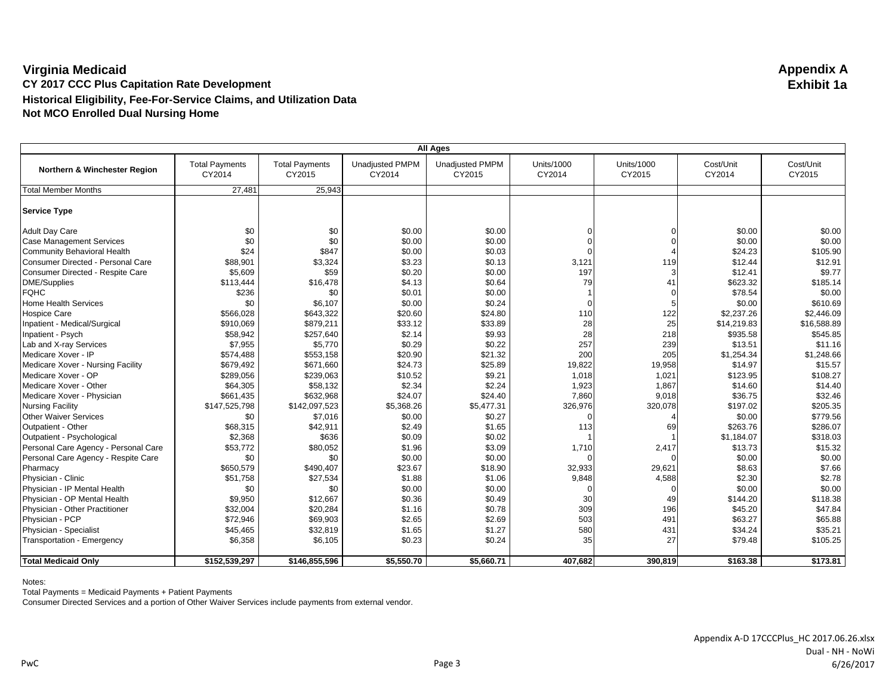# Virginia Medicaid

**Appendix A**
**Exhibit 1a**

**CY 2017 CCC Plus Capitation Rate Development**
**Historical Eligibility, Fee-For-Service Claims, and Utilization Data**
**Not MCO Enrolled Dual Nursing Home**

| All Ages | | | | | | | | |
|---|---|---|---|---|---|---|---|---|
| **Northern & Winchester Region** | Total Payments CY2014 | Total Payments CY2015 | Unadjusted PMPM CY2014 | Unadjusted PMPM CY2015 | Units/1000 CY2014 | Units/1000 CY2015 | Cost/Unit CY2014 | Cost/Unit CY2015 |
| Total Member Months | 27,481 | 25,943 | | | | | | |
| **Service Type** | | | | | | | | |
| Adult Day Care | $0 | $0 | $0.00 | $0.00 | 0 | 0 | $0.00 | $0.00 |
| Case Management Services | $0 | $0 | $0.00 | $0.00 | 0 | 0 | $0.00 | $0.00 |
| Community Behavioral Health | $24 | $847 | $0.00 | $0.03 | 0 | 4 | $24.23 | $105.90 |
| Consumer Directed - Personal Care | $88,901 | $3,324 | $3.23 | $0.13 | 3,121 | 119 | $12.44 | $12.91 |
| Consumer Directed - Respite Care | $5,609 | $59 | $0.20 | $0.00 | 197 | 3 | $12.41 | $9.77 |
| DME/Supplies | $113,444 | $16,478 | $4.13 | $0.64 | 79 | 41 | $623.32 | $185.14 |
| FQHC | $236 | $0 | $0.01 | $0.00 | 1 | 0 | $78.54 | $0.00 |
| Home Health Services | $0 | $6,107 | $0.00 | $0.24 | 0 | 5 | $0.00 | $610.69 |
| Hospice Care | $566,028 | $643,322 | $20.60 | $24.80 | 110 | 122 | $2,237.26 | $2,446.09 |
| Inpatient - Medical/Surgical | $910,069 | $879,211 | $33.12 | $33.89 | 28 | 25 | $14,219.83 | $16,588.89 |
| Inpatient - Psych | $58,942 | $257,640 | $2.14 | $9.93 | 28 | 218 | $935.58 | $545.85 |
| Lab and X-ray Services | $7,955 | $5,770 | $0.29 | $0.22 | 257 | 239 | $13.51 | $11.16 |
| Medicare Xover - IP | $574,488 | $553,158 | $20.90 | $21.32 | 200 | 205 | $1,254.34 | $1,248.66 |
| Medicare Xover - Nursing Facility | $679,492 | $671,660 | $24.73 | $25.89 | 19,822 | 19,958 | $14.97 | $15.57 |
| Medicare Xover - OP | $289,056 | $239,063 | $10.52 | $9.21 | 1,018 | 1,021 | $123.95 | $108.27 |
| Medicare Xover - Other | $64,305 | $58,132 | $2.34 | $2.24 | 1,923 | 1,867 | $14.60 | $14.40 |
| Medicare Xover - Physician | $661,435 | $632,968 | $24.07 | $24.40 | 7,860 | 9,018 | $36.75 | $32.46 |
| Nursing Facility | $147,525,798 | $142,097,523 | $5,368.26 | $5,477.31 | 326,976 | 320,078 | $197.02 | $205.35 |
| Other Waiver Services | $0 | $7,016 | $0.00 | $0.27 | 0 | 4 | $0.00 | $779.56 |
| Outpatient - Other | $68,315 | $42,911 | $2.49 | $1.65 | 113 | 69 | $263.76 | $286.07 |
| Outpatient - Psychological | $2,368 | $636 | $0.09 | $0.02 | 1 | 1 | $1,184.07 | $318.03 |
| Personal Care Agency - Personal Care | $53,772 | $80,052 | $1.96 | $3.09 | 1,710 | 2,417 | $13.73 | $15.32 |
| Personal Care Agency - Respite Care | $0 | $0 | $0.00 | $0.00 | 0 | 0 | $0.00 | $0.00 |
| Pharmacy | $650,579 | $490,407 | $23.67 | $18.90 | 32,933 | 29,621 | $8.63 | $7.66 |
| Physician - Clinic | $51,758 | $27,534 | $1.88 | $1.06 | 9,848 | 4,588 | $2.30 | $2.78 |
| Physician - IP Mental Health | $0 | $0 | $0.00 | $0.00 | 0 | 0 | $0.00 | $0.00 |
| Physician - OP Mental Health | $9,950 | $12,667 | $0.36 | $0.49 | 30 | 49 | $144.20 | $118.38 |
| Physician - Other Practitioner | $32,004 | $20,284 | $1.16 | $0.78 | 309 | 196 | $45.20 | $47.84 |
| Physician - PCP | $72,946 | $69,903 | $2.65 | $2.69 | 503 | 491 | $63.27 | $65.88 |
| Physician - Specialist | $45,465 | $32,819 | $1.65 | $1.27 | 580 | 431 | $34.24 | $35.21 |
| Transportation - Emergency | $6,358 | $6,105 | $0.23 | $0.24 | 35 | 27 | $79.48 | $105.25 |
| **Total Medicaid Only** | **$152,539,297** | **$146,855,596** | **$5,550.70** | **$5,660.71** | **407,682** | **390,819** | **$163.38** | **$173.81** |

Notes:
Total Payments = Medicaid Payments + Patient Payments
Consumer Directed Services and a portion of Other Waiver Services include payments from external vendor.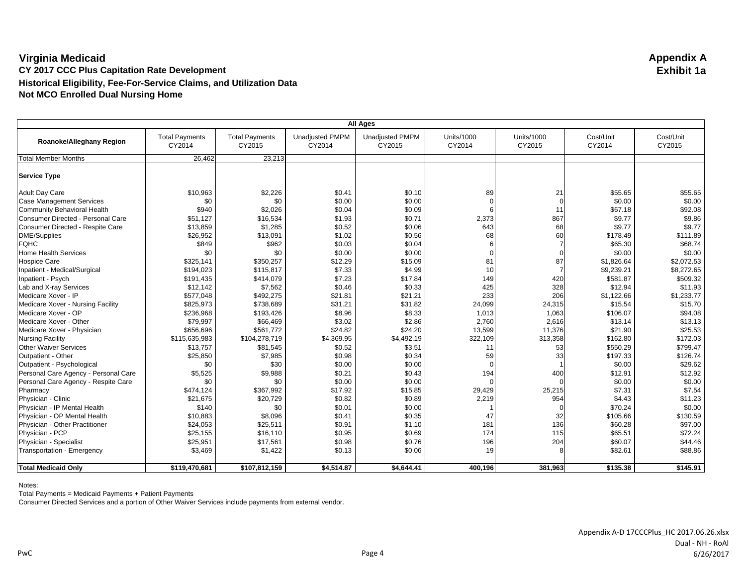# Virginia Medicaid

**Appendix A**
**Exhibit 1a**

## CY 2017 CCC Plus Capitation Rate Development

### Historical Eligibility, Fee-For-Service Claims, and Utilization Data

### Not MCO Enrolled Dual Nursing Home

| All Ages | | | | | | | | |
|---|---|---|---|---|---|---|---|---|
| **Roanoke/Alleghany Region** | Total Payments CY2014 | Total Payments CY2015 | Unadjusted PMPM CY2014 | Unadjusted PMPM CY2015 | Units/1000 CY2014 | Units/1000 CY2015 | Cost/Unit CY2014 | Cost/Unit CY2015 |
| Total Member Months | 26,462 | 23,213 | | | | | | |
| **Service Type** | | | | | | | | |
| Adult Day Care | $10,963 | $2,226 | $0.41 | $0.10 | 89 | 21 | $55.65 | $55.65 |
| Case Management Services | $0 | $0 | $0.00 | $0.00 | 0 | 0 | $0.00 | $0.00 |
| Community Behavioral Health | $940 | $2,026 | $0.04 | $0.09 | 6 | 11 | $67.18 | $92.08 |
| Consumer Directed - Personal Care | $51,127 | $16,534 | $1.93 | $0.71 | 2,373 | 867 | $9.77 | $9.86 |
| Consumer Directed - Respite Care | $13,859 | $1,285 | $0.52 | $0.06 | 643 | 68 | $9.77 | $9.77 |
| DME/Supplies | $26,952 | $13,091 | $1.02 | $0.56 | 68 | 60 | $178.49 | $111.89 |
| FQHC | $849 | $962 | $0.03 | $0.04 | 6 | 7 | $65.30 | $68.74 |
| Home Health Services | $0 | $0 | $0.00 | $0.00 | 0 | 0 | $0.00 | $0.00 |
| Hospice Care | $325,141 | $350,257 | $12.29 | $15.09 | 81 | 87 | $1,826.64 | $2,072.53 |
| Inpatient - Medical/Surgical | $194,023 | $115,817 | $7.33 | $4.99 | 10 | 7 | $9,239.21 | $8,272.65 |
| Inpatient - Psych | $191,435 | $414,079 | $7.23 | $17.84 | 149 | 420 | $581.87 | $509.32 |
| Lab and X-ray Services | $12,142 | $7,562 | $0.46 | $0.33 | 425 | 328 | $12.94 | $11.93 |
| Medicare Xover - IP | $577,048 | $492,275 | $21.81 | $21.21 | 233 | 206 | $1,122.66 | $1,233.77 |
| Medicare Xover - Nursing Facility | $825,973 | $738,689 | $31.21 | $31.82 | 24,099 | 24,315 | $15.54 | $15.70 |
| Medicare Xover - OP | $236,968 | $193,426 | $8.96 | $8.33 | 1,013 | 1,063 | $106.07 | $94.08 |
| Medicare Xover - Other | $79,997 | $66,469 | $3.02 | $2.86 | 2,760 | 2,616 | $13.14 | $13.13 |
| Medicare Xover - Physician | $656,696 | $561,772 | $24.82 | $24.20 | 13,599 | 11,376 | $21.90 | $25.53 |
| Nursing Facility | $115,635,983 | $104,278,719 | $4,369.95 | $4,492.19 | 322,109 | 313,358 | $162.80 | $172.03 |
| Other Waiver Services | $13,757 | $81,545 | $0.52 | $3.51 | 11 | 53 | $550.29 | $799.47 |
| Outpatient - Other | $25,850 | $7,985 | $0.98 | $0.34 | 59 | 33 | $197.33 | $126.74 |
| Outpatient - Psychological | $0 | $30 | $0.00 | $0.00 | 0 | 1 | $0.00 | $29.62 |
| Personal Care Agency - Personal Care | $5,525 | $9,988 | $0.21 | $0.43 | 194 | 400 | $12.91 | $12.92 |
| Personal Care Agency - Respite Care | $0 | $0 | $0.00 | $0.00 | 0 | 0 | $0.00 | $0.00 |
| Pharmacy | $474,124 | $367,992 | $17.92 | $15.85 | 29,429 | 25,215 | $7.31 | $7.54 |
| Physician - Clinic | $21,675 | $20,729 | $0.82 | $0.89 | 2,219 | 954 | $4.43 | $11.23 |
| Physician - IP Mental Health | $140 | $0 | $0.01 | $0.00 | 1 | 0 | $70.24 | $0.00 |
| Physician - OP Mental Health | $10,883 | $8,096 | $0.41 | $0.35 | 47 | 32 | $105.66 | $130.59 |
| Physician - Other Practitioner | $24,053 | $25,511 | $0.91 | $1.10 | 181 | 136 | $60.28 | $97.00 |
| Physician - PCP | $25,155 | $16,110 | $0.95 | $0.69 | 174 | 115 | $65.51 | $72.24 |
| Physician - Specialist | $25,951 | $17,561 | $0.98 | $0.76 | 196 | 204 | $60.07 | $44.46 |
| Transportation - Emergency | $3,469 | $1,422 | $0.13 | $0.06 | 19 | 8 | $82.61 | $88.86 |
| **Total Medicaid Only** | **$119,470,681** | **$107,812,159** | **$4,514.87** | **$4,644.41** | **400,196** | **381,963** | **$135.38** | **$145.91** |

Notes:
Total Payments = Medicaid Payments + Patient Payments
Consumer Directed Services and a portion of Other Waiver Services include payments from external vendor.

Appendix A-D 17CCCPlus_HC 2017.06.26.xlsx
Dual - NH - RoAl
6/26/2017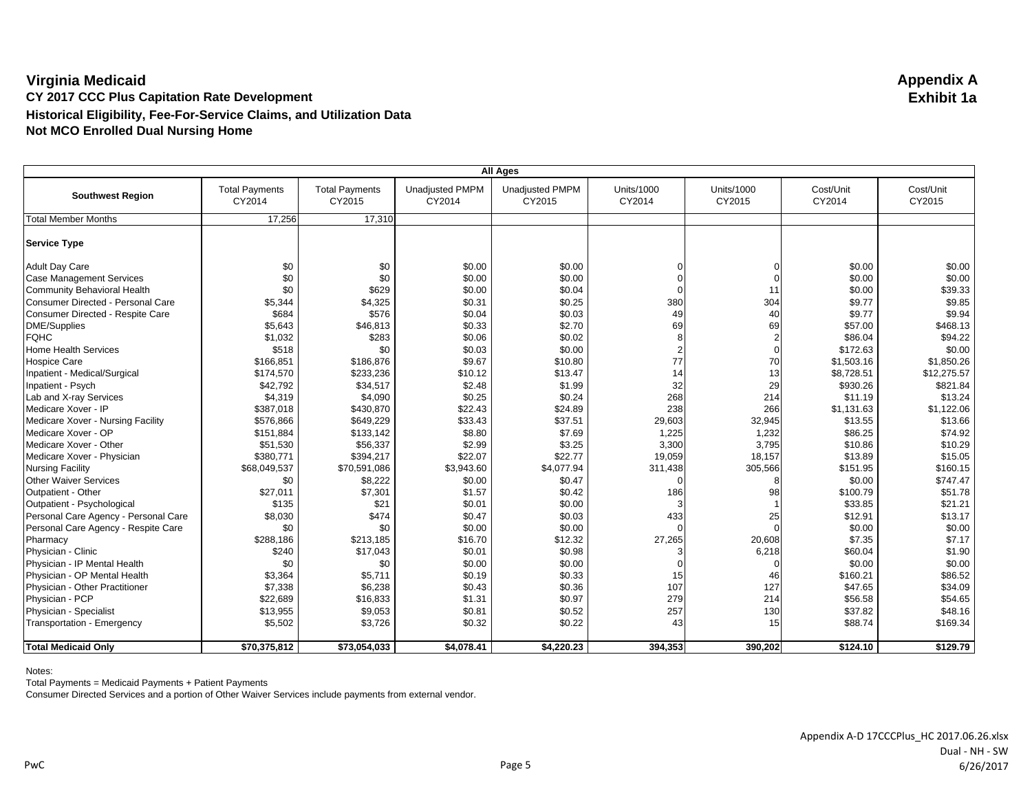# Virginia Medicaid

**Appendix A**
**Exhibit 1a**

**CY 2017 CCC Plus Capitation Rate Development**

**Historical Eligibility, Fee-For-Service Claims, and Utilization Data**

**Not MCO Enrolled Dual Nursing Home**

| All Ages | | | | | | | | |
|---|---|---|---|---|---|---|---|---|
| **Southwest Region** | Total Payments CY2014 | Total Payments CY2015 | Unadjusted PMPM CY2014 | Unadjusted PMPM CY2015 | Units/1000 CY2014 | Units/1000 CY2015 | Cost/Unit CY2014 | Cost/Unit CY2015 |
| Total Member Months | 17,256 | 17,310 | | | | | | |
| **Service Type** | | | | | | | | |
| Adult Day Care | $0 | $0 | $0.00 | $0.00 | 0 | 0 | $0.00 | $0.00 |
| Case Management Services | $0 | $0 | $0.00 | $0.00 | 0 | 0 | $0.00 | $0.00 |
| Community Behavioral Health | $0 | $629 | $0.00 | $0.04 | 0 | 11 | $0.00 | $39.33 |
| Consumer Directed - Personal Care | $5,344 | $4,325 | $0.31 | $0.25 | 380 | 304 | $9.77 | $9.85 |
| Consumer Directed - Respite Care | $684 | $576 | $0.04 | $0.03 | 49 | 40 | $9.77 | $9.94 |
| DME/Supplies | $5,643 | $46,813 | $0.33 | $2.70 | 69 | 69 | $57.00 | $468.13 |
| FQHC | $1,032 | $283 | $0.06 | $0.02 | 8 | 2 | $86.04 | $94.22 |
| Home Health Services | $518 | $0 | $0.03 | $0.00 | 2 | 0 | $172.63 | $0.00 |
| Hospice Care | $166,851 | $186,876 | $9.67 | $10.80 | 77 | 70 | $1,503.16 | $1,850.26 |
| Inpatient - Medical/Surgical | $174,570 | $233,236 | $10.12 | $13.47 | 14 | 13 | $8,728.51 | $12,275.57 |
| Inpatient - Psych | $42,792 | $34,517 | $2.48 | $1.99 | 32 | 29 | $930.26 | $821.84 |
| Lab and X-ray Services | $4,319 | $4,090 | $0.25 | $0.24 | 268 | 214 | $11.19 | $13.24 |
| Medicare Xover - IP | $387,018 | $430,870 | $22.43 | $24.89 | 238 | 266 | $1,131.63 | $1,122.06 |
| Medicare Xover - Nursing Facility | $576,866 | $649,229 | $33.43 | $37.51 | 29,603 | 32,945 | $13.55 | $13.66 |
| Medicare Xover - OP | $151,884 | $133,142 | $8.80 | $7.69 | 1,225 | 1,232 | $86.25 | $74.92 |
| Medicare Xover - Other | $51,530 | $56,337 | $2.99 | $3.25 | 3,300 | 3,795 | $10.86 | $10.29 |
| Medicare Xover - Physician | $380,771 | $394,217 | $22.07 | $22.77 | 19,059 | 18,157 | $13.89 | $15.05 |
| Nursing Facility | $68,049,537 | $70,591,086 | $3,943.60 | $4,077.94 | 311,438 | 305,566 | $151.95 | $160.15 |
| Other Waiver Services | $0 | $8,222 | $0.00 | $0.47 | 0 | 8 | $0.00 | $747.47 |
| Outpatient - Other | $27,011 | $7,301 | $1.57 | $0.42 | 186 | 98 | $100.79 | $51.78 |
| Outpatient - Psychological | $135 | $21 | $0.01 | $0.00 | 3 | 1 | $33.85 | $21.21 |
| Personal Care Agency - Personal Care | $8,030 | $474 | $0.47 | $0.03 | 433 | 25 | $12.91 | $13.17 |
| Personal Care Agency - Respite Care | $0 | $0 | $0.00 | $0.00 | 0 | 0 | $0.00 | $0.00 |
| Pharmacy | $288,186 | $213,185 | $16.70 | $12.32 | 27,265 | 20,608 | $7.35 | $7.17 |
| Physician - Clinic | $240 | $17,043 | $0.01 | $0.98 | 3 | 6,218 | $60.04 | $1.90 |
| Physician - IP Mental Health | $0 | $0 | $0.00 | $0.00 | 0 | 0 | $0.00 | $0.00 |
| Physician - OP Mental Health | $3,364 | $5,711 | $0.19 | $0.33 | 15 | 46 | $160.21 | $86.52 |
| Physician - Other Practitioner | $7,338 | $6,238 | $0.43 | $0.36 | 107 | 127 | $47.65 | $34.09 |
| Physician - PCP | $22,689 | $16,833 | $1.31 | $0.97 | 279 | 214 | $56.58 | $54.65 |
| Physician - Specialist | $13,955 | $9,053 | $0.81 | $0.52 | 257 | 130 | $37.82 | $48.16 |
| Transportation - Emergency | $5,502 | $3,726 | $0.32 | $0.22 | 43 | 15 | $88.74 | $169.34 |
| **Total Medicaid Only** | **$70,375,812** | **$73,054,033** | **$4,078.41** | **$4,220.23** | **394,353** | **390,202** | **$124.10** | **$129.79** |

Notes:
Total Payments = Medicaid Payments + Patient Payments
Consumer Directed Services and a portion of Other Waiver Services include payments from external vendor.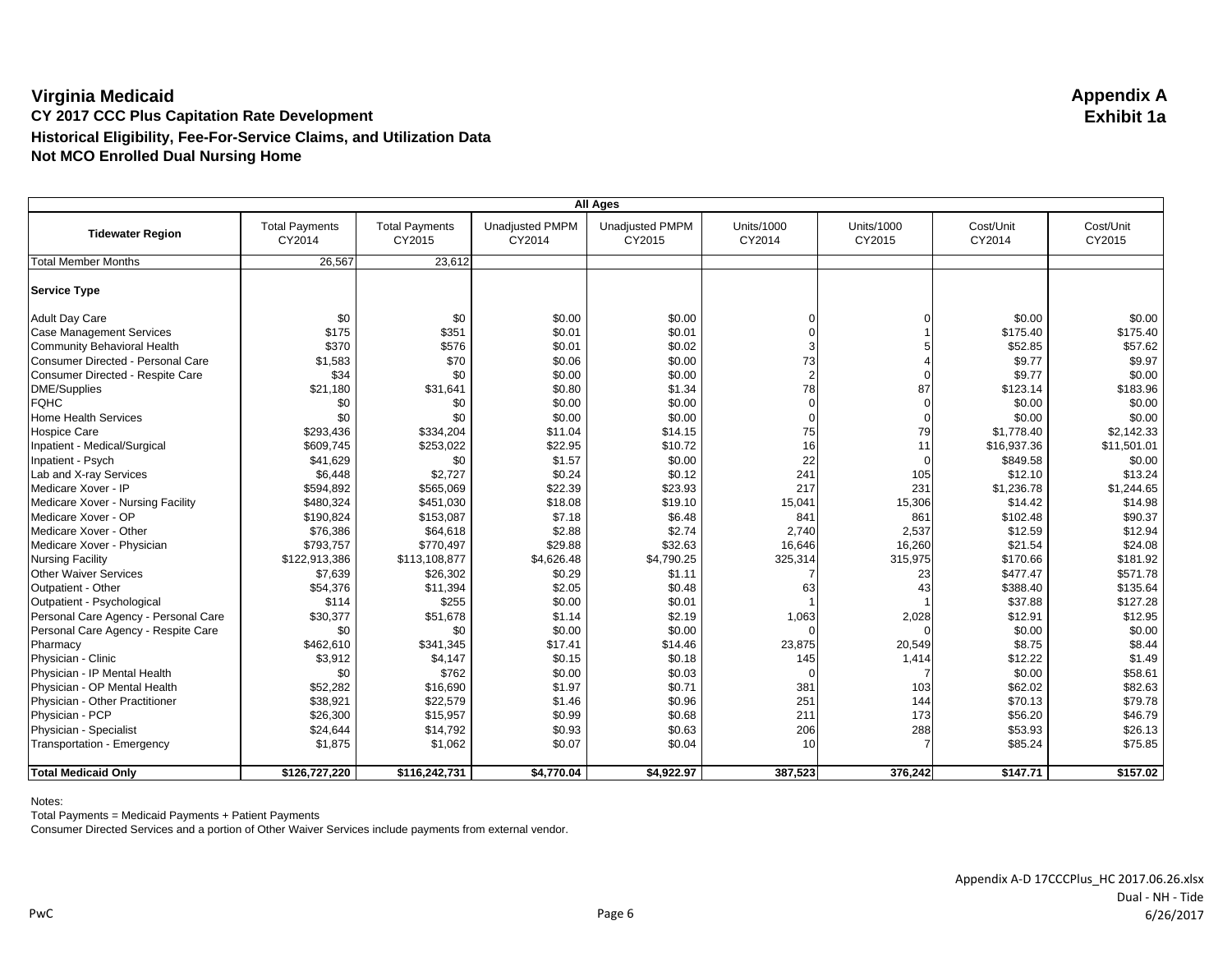# Virginia Medicaid

**Appendix A**
**Exhibit 1a**

## CY 2017 CCC Plus Capitation Rate Development

### Historical Eligibility, Fee-For-Service Claims, and Utilization Data

### Not MCO Enrolled Dual Nursing Home

| All Ages | | | | | | | | |
|---|---|---|---|---|---|---|---|---|
| **Tidewater Region** | Total Payments CY2014 | Total Payments CY2015 | Unadjusted PMPM CY2014 | Unadjusted PMPM CY2015 | Units/1000 CY2014 | Units/1000 CY2015 | Cost/Unit CY2014 | Cost/Unit CY2015 |
| Total Member Months | 26,567 | 23,612 | | | | | | |
| **Service Type** | | | | | | | | |
| Adult Day Care | $0 | $0 | $0.00 | $0.00 | 0 | 0 | $0.00 | $0.00 |
| Case Management Services | $175 | $351 | $0.01 | $0.01 | 0 | 1 | $175.40 | $175.40 |
| Community Behavioral Health | $370 | $576 | $0.01 | $0.02 | 3 | 5 | $52.85 | $57.62 |
| Consumer Directed - Personal Care | $1,583 | $70 | $0.06 | $0.00 | 73 | 4 | $9.77 | $9.97 |
| Consumer Directed - Respite Care | $34 | $0 | $0.00 | $0.00 | 2 | 0 | $9.77 | $0.00 |
| DME/Supplies | $21,180 | $31,641 | $0.80 | $1.34 | 78 | 87 | $123.14 | $183.96 |
| FQHC | $0 | $0 | $0.00 | $0.00 | 0 | 0 | $0.00 | $0.00 |
| Home Health Services | $0 | $0 | $0.00 | $0.00 | 0 | 0 | $0.00 | $0.00 |
| Hospice Care | $293,436 | $334,204 | $11.04 | $14.15 | 75 | 79 | $1,778.40 | $2,142.33 |
| Inpatient - Medical/Surgical | $609,745 | $253,022 | $22.95 | $10.72 | 16 | 11 | $16,937.36 | $11,501.01 |
| Inpatient - Psych | $41,629 | $0 | $1.57 | $0.00 | 22 | 0 | $849.58 | $0.00 |
| Lab and X-ray Services | $6,448 | $2,727 | $0.24 | $0.12 | 241 | 105 | $12.10 | $13.24 |
| Medicare Xover - IP | $594,892 | $565,069 | $22.39 | $23.93 | 217 | 231 | $1,236.78 | $1,244.65 |
| Medicare Xover - Nursing Facility | $480,324 | $451,030 | $18.08 | $19.10 | 15,041 | 15,306 | $14.42 | $14.98 |
| Medicare Xover - OP | $190,824 | $153,087 | $7.18 | $6.48 | 841 | 861 | $102.48 | $90.37 |
| Medicare Xover - Other | $76,386 | $64,618 | $2.88 | $2.74 | 2,740 | 2,537 | $12.59 | $12.94 |
| Medicare Xover - Physician | $793,757 | $770,497 | $29.88 | $32.63 | 16,646 | 16,260 | $21.54 | $24.08 |
| Nursing Facility | $122,913,386 | $113,108,877 | $4,626.48 | $4,790.25 | 325,314 | 315,975 | $170.66 | $181.92 |
| Other Waiver Services | $7,639 | $26,302 | $0.29 | $1.11 | 7 | 23 | $477.47 | $571.78 |
| Outpatient - Other | $54,376 | $11,394 | $2.05 | $0.48 | 63 | 43 | $388.40 | $135.64 |
| Outpatient - Psychological | $114 | $255 | $0.00 | $0.01 | 1 | 1 | $37.88 | $127.28 |
| Personal Care Agency - Personal Care | $30,377 | $51,678 | $1.14 | $2.19 | 1,063 | 2,028 | $12.91 | $12.95 |
| Personal Care Agency - Respite Care | $0 | $0 | $0.00 | $0.00 | 0 | 0 | $0.00 | $0.00 |
| Pharmacy | $462,610 | $341,345 | $17.41 | $14.46 | 23,875 | 20,549 | $8.75 | $8.44 |
| Physician - Clinic | $3,912 | $4,147 | $0.15 | $0.18 | 145 | 1,414 | $12.22 | $1.49 |
| Physician - IP Mental Health | $0 | $762 | $0.00 | $0.03 | 0 | 7 | $0.00 | $58.61 |
| Physician - OP Mental Health | $52,282 | $16,690 | $1.97 | $0.71 | 381 | 103 | $62.02 | $82.63 |
| Physician - Other Practitioner | $38,921 | $22,579 | $1.46 | $0.96 | 251 | 144 | $70.13 | $79.78 |
| Physician - PCP | $26,300 | $15,957 | $0.99 | $0.68 | 211 | 173 | $56.20 | $46.79 |
| Physician - Specialist | $24,644 | $14,792 | $0.93 | $0.63 | 206 | 288 | $53.93 | $26.13 |
| Transportation - Emergency | $1,875 | $1,062 | $0.07 | $0.04 | 10 | 7 | $85.24 | $75.85 |
| **Total Medicaid Only** | **$126,727,220** | **$116,242,731** | **$4,770.04** | **$4,922.97** | **387,523** | **376,242** | **$147.71** | **$157.02** |

Notes:
Total Payments = Medicaid Payments + Patient Payments
Consumer Directed Services and a portion of Other Waiver Services include payments from external vendor.

Appendix A-D 17CCCPlus_HC 2017.06.26.xlsx
Dual - NH - Tide
6/26/2017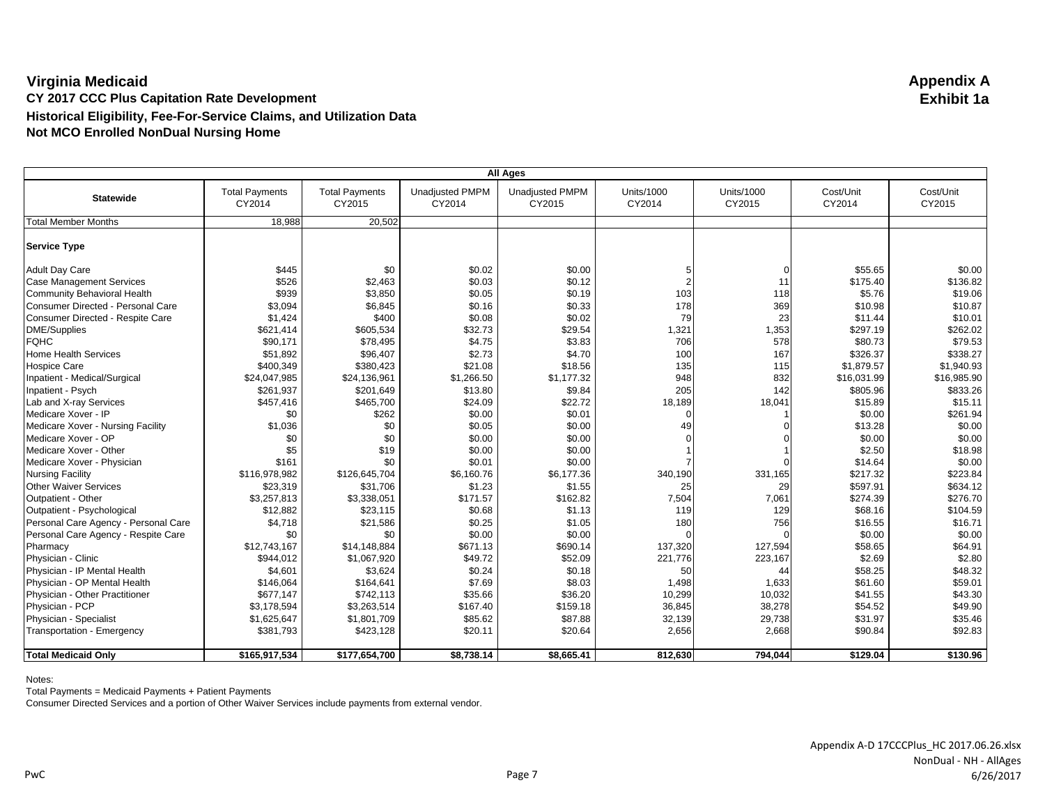# Virginia Medicaid

**Appendix A**
**Exhibit 1a**

**CY 2017 CCC Plus Capitation Rate Development**
**Historical Eligibility, Fee-For-Service Claims, and Utilization Data**
**Not MCO Enrolled NonDual Nursing Home**

| All Ages | | | | | | | | |
|---|---|---|---|---|---|---|---|---|
| **Statewide** | Total Payments CY2014 | Total Payments CY2015 | Unadjusted PMPM CY2014 | Unadjusted PMPM CY2015 | Units/1000 CY2014 | Units/1000 CY2015 | Cost/Unit CY2014 | Cost/Unit CY2015 |
| Total Member Months | 18,988 | 20,502 | | | | | | |
| **Service Type** | | | | | | | | |
| Adult Day Care | $445 | $0 | $0.02 | $0.00 | 5 | 0 | $55.65 | $0.00 |
| Case Management Services | $526 | $2,463 | $0.03 | $0.12 | 2 | 11 | $175.40 | $136.82 |
| Community Behavioral Health | $939 | $3,850 | $0.05 | $0.19 | 103 | 118 | $5.76 | $19.06 |
| Consumer Directed - Personal Care | $3,094 | $6,845 | $0.16 | $0.33 | 178 | 369 | $10.98 | $10.87 |
| Consumer Directed - Respite Care | $1,424 | $400 | $0.08 | $0.02 | 79 | 23 | $11.44 | $10.01 |
| DME/Supplies | $621,414 | $605,534 | $32.73 | $29.54 | 1,321 | 1,353 | $297.19 | $262.02 |
| FQHC | $90,171 | $78,495 | $4.75 | $3.83 | 706 | 578 | $80.73 | $79.53 |
| Home Health Services | $51,892 | $96,407 | $2.73 | $4.70 | 100 | 167 | $326.37 | $338.27 |
| Hospice Care | $400,349 | $380,423 | $21.08 | $18.56 | 135 | 115 | $1,879.57 | $1,940.93 |
| Inpatient - Medical/Surgical | $24,047,985 | $24,136,961 | $1,266.50 | $1,177.32 | 948 | 832 | $16,031.99 | $16,985.90 |
| Inpatient - Psych | $261,937 | $201,649 | $13.80 | $9.84 | 205 | 142 | $805.96 | $833.26 |
| Lab and X-ray Services | $457,416 | $465,700 | $24.09 | $22.72 | 18,189 | 18,041 | $15.89 | $15.11 |
| Medicare Xover - IP | $0 | $262 | $0.00 | $0.01 | 0 | 1 | $0.00 | $261.94 |
| Medicare Xover - Nursing Facility | $1,036 | $0 | $0.05 | $0.00 | 49 | 0 | $13.28 | $0.00 |
| Medicare Xover - OP | $0 | $0 | $0.00 | $0.00 | 0 | 0 | $0.00 | $0.00 |
| Medicare Xover - Other | $5 | $19 | $0.00 | $0.00 | 1 | 1 | $2.50 | $18.98 |
| Medicare Xover - Physician | $161 | $0 | $0.01 | $0.00 | 7 | 0 | $14.64 | $0.00 |
| Nursing Facility | $116,978,982 | $126,645,704 | $6,160.76 | $6,177.36 | 340,190 | 331,165 | $217.32 | $223.84 |
| Other Waiver Services | $23,319 | $31,706 | $1.23 | $1.55 | 25 | 29 | $597.91 | $634.12 |
| Outpatient - Other | $3,257,813 | $3,338,051 | $171.57 | $162.82 | 7,504 | 7,061 | $274.39 | $276.70 |
| Outpatient - Psychological | $12,882 | $23,115 | $0.68 | $1.13 | 119 | 129 | $68.16 | $104.59 |
| Personal Care Agency - Personal Care | $4,718 | $21,586 | $0.25 | $1.05 | 180 | 756 | $16.55 | $16.71 |
| Personal Care Agency - Respite Care | $0 | $0 | $0.00 | $0.00 | 0 | 0 | $0.00 | $0.00 |
| Pharmacy | $12,743,167 | $14,148,884 | $671.13 | $690.14 | 137,320 | 127,594 | $58.65 | $64.91 |
| Physician - Clinic | $944,012 | $1,067,920 | $49.72 | $52.09 | 221,776 | 223,167 | $2.69 | $2.80 |
| Physician - IP Mental Health | $4,601 | $3,624 | $0.24 | $0.18 | 50 | 44 | $58.25 | $48.32 |
| Physician - OP Mental Health | $146,064 | $164,641 | $7.69 | $8.03 | 1,498 | 1,633 | $61.60 | $59.01 |
| Physician - Other Practitioner | $677,147 | $742,113 | $35.66 | $36.20 | 10,299 | 10,032 | $41.55 | $43.30 |
| Physician - PCP | $3,178,594 | $3,263,514 | $167.40 | $159.18 | 36,845 | 38,278 | $54.52 | $49.90 |
| Physician - Specialist | $1,625,647 | $1,801,709 | $85.62 | $87.88 | 32,139 | 29,738 | $31.97 | $35.46 |
| Transportation - Emergency | $381,793 | $423,128 | $20.11 | $20.64 | 2,656 | 2,668 | $90.84 | $92.83 |
| **Total Medicaid Only** | **$165,917,534** | **$177,654,700** | **$8,738.14** | **$8,665.41** | **812,630** | **794,044** | **$129.04** | **$130.96** |

Notes:
Total Payments = Medicaid Payments + Patient Payments
Consumer Directed Services and a portion of Other Waiver Services include payments from external vendor.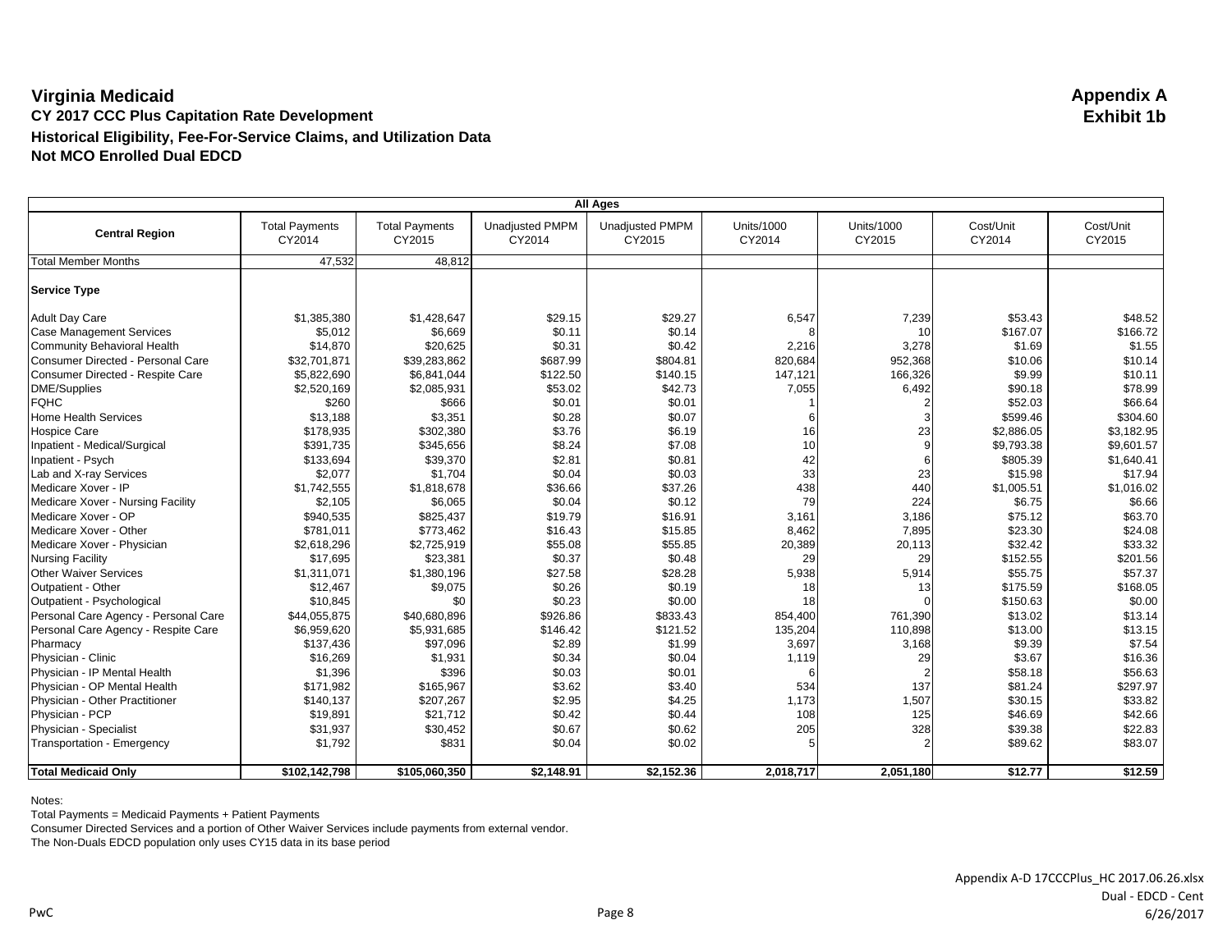# Virginia Medicaid

**Appendix A**
**Exhibit 1b**

## CY 2017 CCC Plus Capitation Rate Development

### Historical Eligibility, Fee-For-Service Claims, and Utilization Data

### Not MCO Enrolled Dual EDCD

| All Ages | | | | | | | | |
|---|---|---|---|---|---|---|---|---|
| **Central Region** | Total Payments CY2014 | Total Payments CY2015 | Unadjusted PMPM CY2014 | Unadjusted PMPM CY2015 | Units/1000 CY2014 | Units/1000 CY2015 | Cost/Unit CY2014 | Cost/Unit CY2015 |
| Total Member Months | 47,532 | 48,812 | | | | | | |
| **Service Type** | | | | | | | | |
| Adult Day Care | $1,385,380 | $1,428,647 | $29.15 | $29.27 | 6,547 | 7,239 | $53.43 | $48.52 |
| Case Management Services | $5,012 | $6,669 | $0.11 | $0.14 | 8 | 10 | $167.07 | $166.72 |
| Community Behavioral Health | $14,870 | $20,625 | $0.31 | $0.42 | 2,216 | 3,278 | $1.69 | $1.55 |
| Consumer Directed - Personal Care | $32,701,871 | $39,283,862 | $687.99 | $804.81 | 820,684 | 952,368 | $10.06 | $10.14 |
| Consumer Directed - Respite Care | $5,822,690 | $6,841,044 | $122.50 | $140.15 | 147,121 | 166,326 | $9.99 | $10.11 |
| DME/Supplies | $2,520,169 | $2,085,931 | $53.02 | $42.73 | 7,055 | 6,492 | $90.18 | $78.99 |
| FQHC | $260 | $666 | $0.01 | $0.01 | 1 | 2 | $52.03 | $66.64 |
| Home Health Services | $13,188 | $3,351 | $0.28 | $0.07 | 6 | 3 | $599.46 | $304.60 |
| Hospice Care | $178,935 | $302,380 | $3.76 | $6.19 | 16 | 23 | $2,886.05 | $3,182.95 |
| Inpatient - Medical/Surgical | $391,735 | $345,656 | $8.24 | $7.08 | 10 | 9 | $9,793.38 | $9,601.57 |
| Inpatient - Psych | $133,694 | $39,370 | $2.81 | $0.81 | 42 | 6 | $805.39 | $1,640.41 |
| Lab and X-ray Services | $2,077 | $1,704 | $0.04 | $0.03 | 33 | 23 | $15.98 | $17.94 |
| Medicare Xover - IP | $1,742,555 | $1,818,678 | $36.66 | $37.26 | 438 | 440 | $1,005.51 | $1,016.02 |
| Medicare Xover - Nursing Facility | $2,105 | $6,065 | $0.04 | $0.12 | 79 | 224 | $6.75 | $6.66 |
| Medicare Xover - OP | $940,535 | $825,437 | $19.79 | $16.91 | 3,161 | 3,186 | $75.12 | $63.70 |
| Medicare Xover - Other | $781,011 | $773,462 | $16.43 | $15.85 | 8,462 | 7,895 | $23.30 | $24.08 |
| Medicare Xover - Physician | $2,618,296 | $2,725,919 | $55.08 | $55.85 | 20,389 | 20,113 | $32.42 | $33.32 |
| Nursing Facility | $17,695 | $23,381 | $0.37 | $0.48 | 29 | 29 | $152.55 | $201.56 |
| Other Waiver Services | $1,311,071 | $1,380,196 | $27.58 | $28.28 | 5,938 | 5,914 | $55.75 | $57.37 |
| Outpatient - Other | $12,467 | $9,075 | $0.26 | $0.19 | 18 | 13 | $175.59 | $168.05 |
| Outpatient - Psychological | $10,845 | $0 | $0.23 | $0.00 | 18 | 0 | $150.63 | $0.00 |
| Personal Care Agency - Personal Care | $44,055,875 | $40,680,896 | $926.86 | $833.43 | 854,400 | 761,390 | $13.02 | $13.14 |
| Personal Care Agency - Respite Care | $6,959,620 | $5,931,685 | $146.42 | $121.52 | 135,204 | 110,898 | $13.00 | $13.15 |
| Pharmacy | $137,436 | $97,096 | $2.89 | $1.99 | 3,697 | 3,168 | $9.39 | $7.54 |
| Physician - Clinic | $16,269 | $1,931 | $0.34 | $0.04 | 1,119 | 29 | $3.67 | $16.36 |
| Physician - IP Mental Health | $1,396 | $396 | $0.03 | $0.01 | 6 | 2 | $58.18 | $56.63 |
| Physician - OP Mental Health | $171,982 | $165,967 | $3.62 | $3.40 | 534 | 137 | $81.24 | $297.97 |
| Physician - Other Practitioner | $140,137 | $207,267 | $2.95 | $4.25 | 1,173 | 1,507 | $30.15 | $33.82 |
| Physician - PCP | $19,891 | $21,712 | $0.42 | $0.44 | 108 | 125 | $46.69 | $42.66 |
| Physician - Specialist | $31,937 | $30,452 | $0.67 | $0.62 | 205 | 328 | $39.38 | $22.83 |
| Transportation - Emergency | $1,792 | $831 | $0.04 | $0.02 | 5 | 2 | $89.62 | $83.07 |
| **Total Medicaid Only** | **$102,142,798** | **$105,060,350** | **$2,148.91** | **$2,152.36** | **2,018,717** | **2,051,180** | **$12.77** | **$12.59** |

Notes:
Total Payments = Medicaid Payments + Patient Payments
Consumer Directed Services and a portion of Other Waiver Services include payments from external vendor.
The Non-Duals EDCD population only uses CY15 data in its base period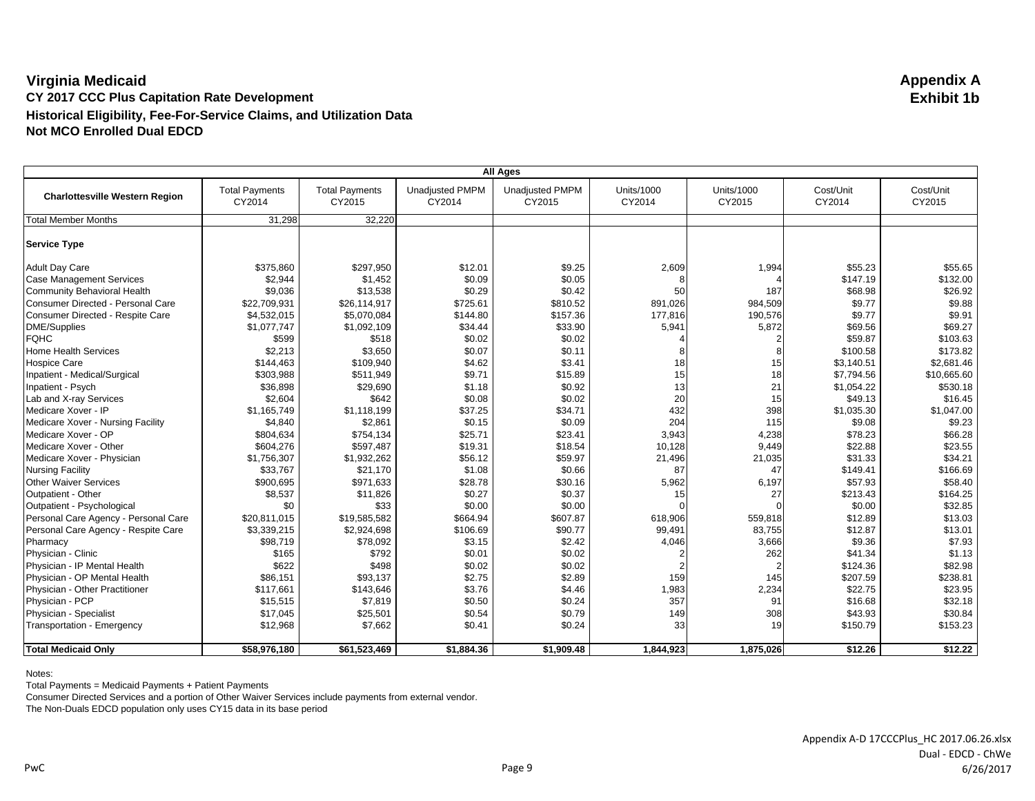# Virginia Medicaid

**Appendix A**
**Exhibit 1b**

## CY 2017 CCC Plus Capitation Rate Development

### Historical Eligibility, Fee-For-Service Claims, and Utilization Data

### Not MCO Enrolled Dual EDCD

| All Ages | | | | | | | | |
|---|---|---|---|---|---|---|---|---|
| **Charlottesville Western Region** | Total Payments CY2014 | Total Payments CY2015 | Unadjusted PMPM CY2014 | Unadjusted PMPM CY2015 | Units/1000 CY2014 | Units/1000 CY2015 | Cost/Unit CY2014 | Cost/Unit CY2015 |
| Total Member Months | 31,298 | 32,220 | | | | | | |
| **Service Type** | | | | | | | | |
| Adult Day Care | $375,860 | $297,950 | $12.01 | $9.25 | 2,609 | 1,994 | $55.23 | $55.65 |
| Case Management Services | $2,944 | $1,452 | $0.09 | $0.05 | 8 | 4 | $147.19 | $132.00 |
| Community Behavioral Health | $9,036 | $13,538 | $0.29 | $0.42 | 50 | 187 | $68.98 | $26.92 |
| Consumer Directed - Personal Care | $22,709,931 | $26,114,917 | $725.61 | $810.52 | 891,026 | 984,509 | $9.77 | $9.88 |
| Consumer Directed - Respite Care | $4,532,015 | $5,070,084 | $144.80 | $157.36 | 177,816 | 190,576 | $9.77 | $9.91 |
| DME/Supplies | $1,077,747 | $1,092,109 | $34.44 | $33.90 | 5,941 | 5,872 | $69.56 | $69.27 |
| FQHC | $599 | $518 | $0.02 | $0.02 | 4 | 2 | $59.87 | $103.63 |
| Home Health Services | $2,213 | $3,650 | $0.07 | $0.11 | 8 | 8 | $100.58 | $173.82 |
| Hospice Care | $144,463 | $109,940 | $4.62 | $3.41 | 18 | 15 | $3,140.51 | $2,681.46 |
| Inpatient - Medical/Surgical | $303,988 | $511,949 | $9.71 | $15.89 | 15 | 18 | $7,794.56 | $10,665.60 |
| Inpatient - Psych | $36,898 | $29,690 | $1.18 | $0.92 | 13 | 21 | $1,054.22 | $530.18 |
| Lab and X-ray Services | $2,604 | $642 | $0.08 | $0.02 | 20 | 15 | $49.13 | $16.45 |
| Medicare Xover - IP | $1,165,749 | $1,118,199 | $37.25 | $34.71 | 432 | 398 | $1,035.30 | $1,047.00 |
| Medicare Xover - Nursing Facility | $4,840 | $2,861 | $0.15 | $0.09 | 204 | 115 | $9.08 | $9.23 |
| Medicare Xover - OP | $804,634 | $754,134 | $25.71 | $23.41 | 3,943 | 4,238 | $78.23 | $66.28 |
| Medicare Xover - Other | $604,276 | $597,487 | $19.31 | $18.54 | 10,128 | 9,449 | $22.88 | $23.55 |
| Medicare Xover - Physician | $1,756,307 | $1,932,262 | $56.12 | $59.97 | 21,496 | 21,035 | $31.33 | $34.21 |
| Nursing Facility | $33,767 | $21,170 | $1.08 | $0.66 | 87 | 47 | $149.41 | $166.69 |
| Other Waiver Services | $900,695 | $971,633 | $28.78 | $30.16 | 5,962 | 6,197 | $57.93 | $58.40 |
| Outpatient - Other | $8,537 | $11,826 | $0.27 | $0.37 | 15 | 27 | $213.43 | $164.25 |
| Outpatient - Psychological | $0 | $33 | $0.00 | $0.00 | 0 | 0 | $0.00 | $32.85 |
| Personal Care Agency - Personal Care | $20,811,015 | $19,585,582 | $664.94 | $607.87 | 618,906 | 559,818 | $12.89 | $13.03 |
| Personal Care Agency - Respite Care | $3,339,215 | $2,924,698 | $106.69 | $90.77 | 99,491 | 83,755 | $12.87 | $13.01 |
| Pharmacy | $98,719 | $78,092 | $3.15 | $2.42 | 4,046 | 3,666 | $9.36 | $7.93 |
| Physician - Clinic | $165 | $792 | $0.01 | $0.02 | 2 | 262 | $41.34 | $1.13 |
| Physician - IP Mental Health | $622 | $498 | $0.02 | $0.02 | 2 | 2 | $124.36 | $82.98 |
| Physician - OP Mental Health | $86,151 | $93,137 | $2.75 | $2.89 | 159 | 145 | $207.59 | $238.81 |
| Physician - Other Practitioner | $117,661 | $143,646 | $3.76 | $4.46 | 1,983 | 2,234 | $22.75 | $23.95 |
| Physician - PCP | $15,515 | $7,819 | $0.50 | $0.24 | 357 | 91 | $16.68 | $32.18 |
| Physician - Specialist | $17,045 | $25,501 | $0.54 | $0.79 | 149 | 308 | $43.93 | $30.84 |
| Transportation - Emergency | $12,968 | $7,662 | $0.41 | $0.24 | 33 | 19 | $150.79 | $153.23 |
| **Total Medicaid Only** | **$58,976,180** | **$61,523,469** | **$1,884.36** | **$1,909.48** | **1,844,923** | **1,875,026** | **$12.26** | **$12.22** |

Notes:
Total Payments = Medicaid Payments + Patient Payments
Consumer Directed Services and a portion of Other Waiver Services include payments from external vendor.
The Non-Duals EDCD population only uses CY15 data in its base period

Appendix A-D 17CCCPlus_HC 2017.06.26.xlsx
Dual - EDCD - ChWe
6/26/2017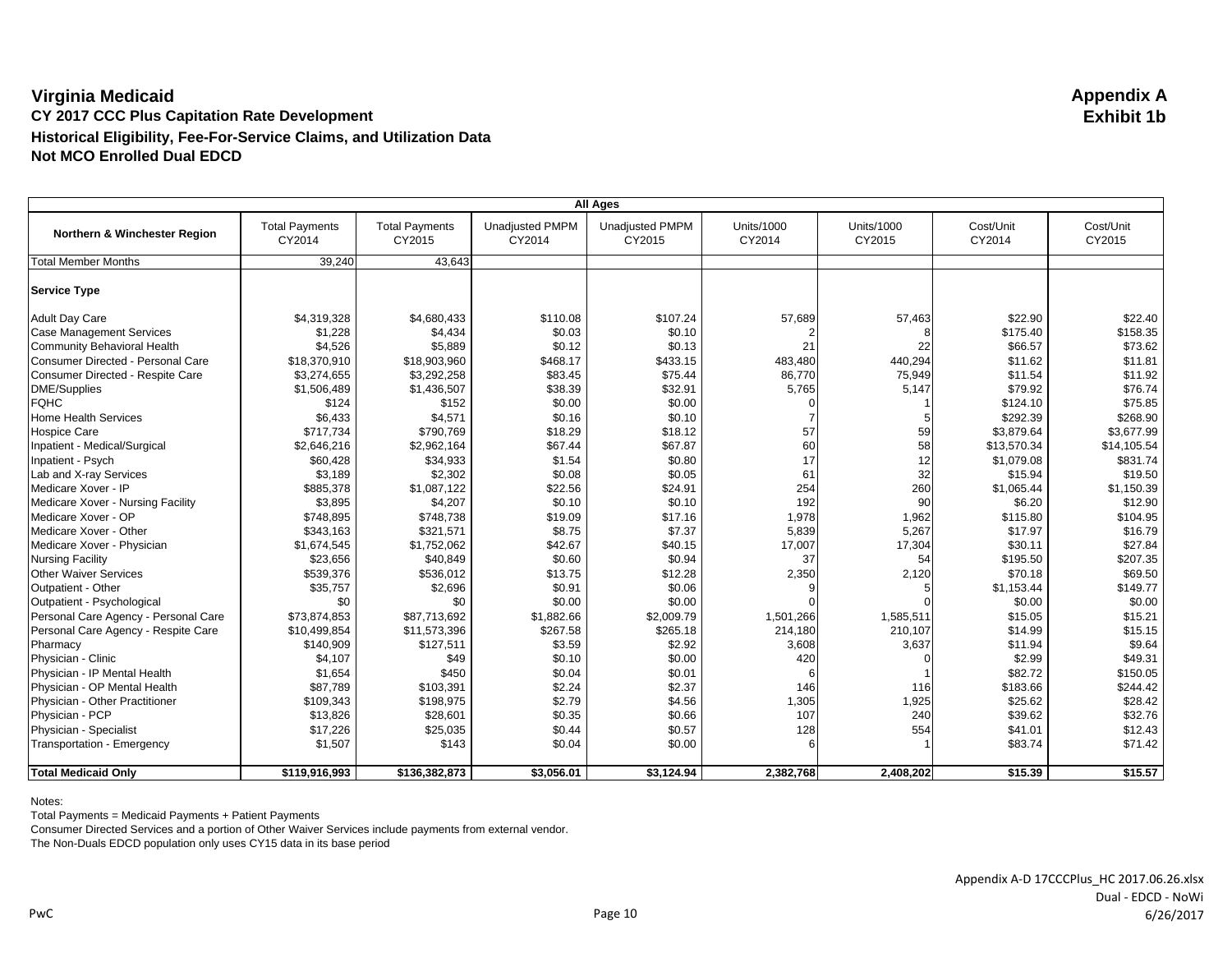# Virginia Medicaid

**Appendix A**
**Exhibit 1b**

**CY 2017 CCC Plus Capitation Rate Development**

**Historical Eligibility, Fee-For-Service Claims, and Utilization Data**

**Not MCO Enrolled Dual EDCD**

| All Ages | | | | | | | | |
|---|---|---|---|---|---|---|---|---|
| **Northern & Winchester Region** | Total Payments CY2014 | Total Payments CY2015 | Unadjusted PMPM CY2014 | Unadjusted PMPM CY2015 | Units/1000 CY2014 | Units/1000 CY2015 | Cost/Unit CY2014 | Cost/Unit CY2015 |
| Total Member Months | 39,240 | 43,643 | | | | | | |
| **Service Type** | | | | | | | | |
| Adult Day Care | $4,319,328 | $4,680,433 | $110.08 | $107.24 | 57,689 | 57,463 | $22.90 | $22.40 |
| Case Management Services | $1,228 | $4,434 | $0.03 | $0.10 | 2 | 8 | $175.40 | $158.35 |
| Community Behavioral Health | $4,526 | $5,889 | $0.12 | $0.13 | 21 | 22 | $66.57 | $73.62 |
| Consumer Directed - Personal Care | $18,370,910 | $18,903,960 | $468.17 | $433.15 | 483,480 | 440,294 | $11.62 | $11.81 |
| Consumer Directed - Respite Care | $3,274,655 | $3,292,258 | $83.45 | $75.44 | 86,770 | 75,949 | $11.54 | $11.92 |
| DME/Supplies | $1,506,489 | $1,436,507 | $38.39 | $32.91 | 5,765 | 5,147 | $79.92 | $76.74 |
| FQHC | $124 | $152 | $0.00 | $0.00 | 0 | 1 | $124.10 | $75.85 |
| Home Health Services | $6,433 | $4,571 | $0.16 | $0.10 | 7 | 5 | $292.39 | $268.90 |
| Hospice Care | $717,734 | $790,769 | $18.29 | $18.12 | 57 | 59 | $3,879.64 | $3,677.99 |
| Inpatient - Medical/Surgical | $2,646,216 | $2,962,164 | $67.44 | $67.87 | 60 | 58 | $13,570.34 | $14,105.54 |
| Inpatient - Psych | $60,428 | $34,933 | $1.54 | $0.80 | 17 | 12 | $1,079.08 | $831.74 |
| Lab and X-ray Services | $3,189 | $2,302 | $0.08 | $0.05 | 61 | 32 | $15.94 | $19.50 |
| Medicare Xover - IP | $885,378 | $1,087,122 | $22.56 | $24.91 | 254 | 260 | $1,065.44 | $1,150.39 |
| Medicare Xover - Nursing Facility | $3,895 | $4,207 | $0.10 | $0.10 | 192 | 90 | $6.20 | $12.90 |
| Medicare Xover - OP | $748,895 | $748,738 | $19.09 | $17.16 | 1,978 | 1,962 | $115.80 | $104.95 |
| Medicare Xover - Other | $343,163 | $321,571 | $8.75 | $7.37 | 5,839 | 5,267 | $17.97 | $16.79 |
| Medicare Xover - Physician | $1,674,545 | $1,752,062 | $42.67 | $40.15 | 17,007 | 17,304 | $30.11 | $27.84 |
| Nursing Facility | $23,656 | $40,849 | $0.60 | $0.94 | 37 | 54 | $195.50 | $207.35 |
| Other Waiver Services | $539,376 | $536,012 | $13.75 | $12.28 | 2,350 | 2,120 | $70.18 | $69.50 |
| Outpatient - Other | $35,757 | $2,696 | $0.91 | $0.06 | 9 | 5 | $1,153.44 | $149.77 |
| Outpatient - Psychological | $0 | $0 | $0.00 | $0.00 | 0 | 0 | $0.00 | $0.00 |
| Personal Care Agency - Personal Care | $73,874,853 | $87,713,692 | $1,882.66 | $2,009.79 | 1,501,266 | 1,585,511 | $15.05 | $15.21 |
| Personal Care Agency - Respite Care | $10,499,854 | $11,573,396 | $267.58 | $265.18 | 214,180 | 210,107 | $14.99 | $15.15 |
| Pharmacy | $140,909 | $127,511 | $3.59 | $2.92 | 3,608 | 3,637 | $11.94 | $9.64 |
| Physician - Clinic | $4,107 | $49 | $0.10 | $0.00 | 420 | 0 | $2.99 | $49.31 |
| Physician - IP Mental Health | $1,654 | $450 | $0.04 | $0.01 | 6 | 1 | $82.72 | $150.05 |
| Physician - OP Mental Health | $87,789 | $103,391 | $2.24 | $2.37 | 146 | 116 | $183.66 | $244.42 |
| Physician - Other Practitioner | $109,343 | $198,975 | $2.79 | $4.56 | 1,305 | 1,925 | $25.62 | $28.42 |
| Physician - PCP | $13,826 | $28,601 | $0.35 | $0.66 | 107 | 240 | $39.62 | $32.76 |
| Physician - Specialist | $17,226 | $25,035 | $0.44 | $0.57 | 128 | 554 | $41.01 | $12.43 |
| Transportation - Emergency | $1,507 | $143 | $0.04 | $0.00 | 6 | 1 | $83.74 | $71.42 |
| **Total Medicaid Only** | **$119,916,993** | **$136,382,873** | **$3,056.01** | **$3,124.94** | **2,382,768** | **2,408,202** | **$15.39** | **$15.57** |

Notes:
Total Payments = Medicaid Payments + Patient Payments
Consumer Directed Services and a portion of Other Waiver Services include payments from external vendor.
The Non-Duals EDCD population only uses CY15 data in its base period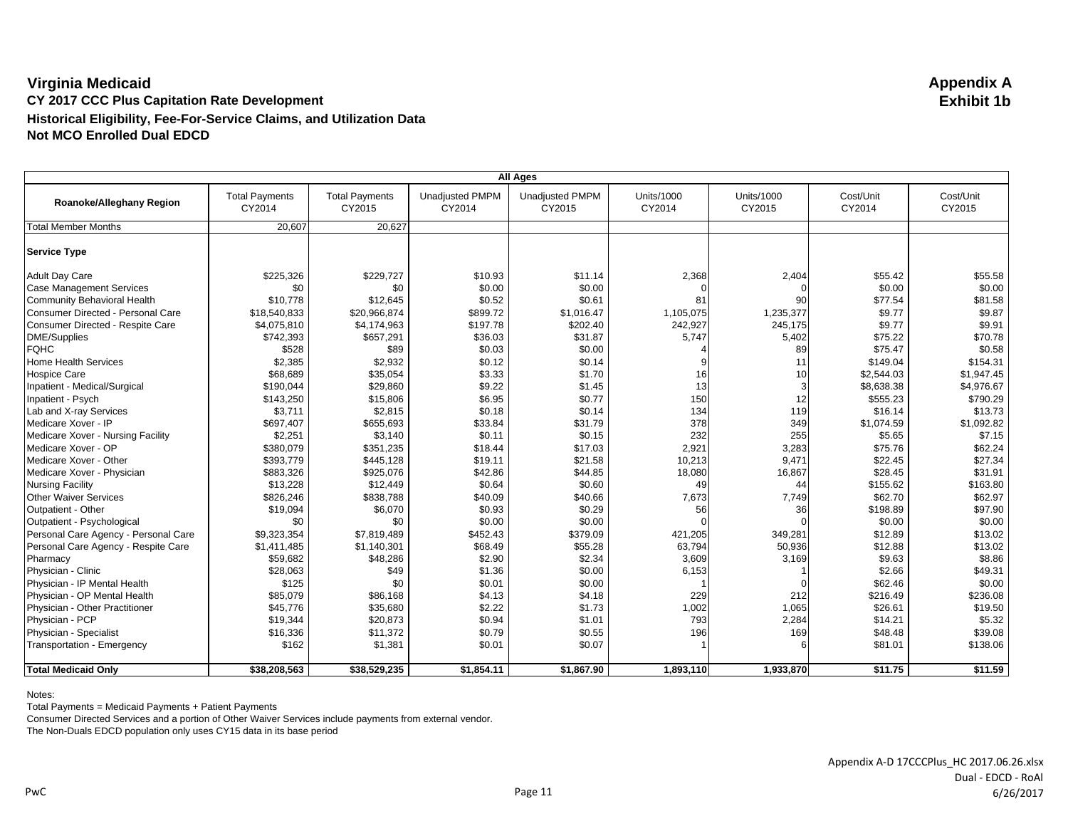# Virginia Medicaid

**Appendix A**
**Exhibit 1b**

## CY 2017 CCC Plus Capitation Rate Development

### Historical Eligibility, Fee-For-Service Claims, and Utilization Data

### Not MCO Enrolled Dual EDCD

| All Ages | | | | | | | | |
|---|---|---|---|---|---|---|---|---|
| **Roanoke/Alleghany Region** | Total Payments CY2014 | Total Payments CY2015 | Unadjusted PMPM CY2014 | Unadjusted PMPM CY2015 | Units/1000 CY2014 | Units/1000 CY2015 | Cost/Unit CY2014 | Cost/Unit CY2015 |
| Total Member Months | 20,607 | 20,627 | | | | | | |
| **Service Type** | | | | | | | | |
| Adult Day Care | $225,326 | $229,727 | $10.93 | $11.14 | 2,368 | 2,404 | $55.42 | $55.58 |
| Case Management Services | $0 | $0 | $0.00 | $0.00 | 0 | 0 | $0.00 | $0.00 |
| Community Behavioral Health | $10,778 | $12,645 | $0.52 | $0.61 | 81 | 90 | $77.54 | $81.58 |
| Consumer Directed - Personal Care | $18,540,833 | $20,966,874 | $899.72 | $1,016.47 | 1,105,075 | 1,235,377 | $9.77 | $9.87 |
| Consumer Directed - Respite Care | $4,075,810 | $4,174,963 | $197.78 | $202.40 | 242,927 | 245,175 | $9.77 | $9.91 |
| DME/Supplies | $742,393 | $657,291 | $36.03 | $31.87 | 5,747 | 5,402 | $75.22 | $70.78 |
| FQHC | $528 | $89 | $0.03 | $0.00 | 4 | 89 | $75.47 | $0.58 |
| Home Health Services | $2,385 | $2,932 | $0.12 | $0.14 | 9 | 11 | $149.04 | $154.31 |
| Hospice Care | $68,689 | $35,054 | $3.33 | $1.70 | 16 | 10 | $2,544.03 | $1,947.45 |
| Inpatient - Medical/Surgical | $190,044 | $29,860 | $9.22 | $1.45 | 13 | 3 | $8,638.38 | $4,976.67 |
| Inpatient - Psych | $143,250 | $15,806 | $6.95 | $0.77 | 150 | 12 | $555.23 | $790.29 |
| Lab and X-ray Services | $3,711 | $2,815 | $0.18 | $0.14 | 134 | 119 | $16.14 | $13.73 |
| Medicare Xover - IP | $697,407 | $655,693 | $33.84 | $31.79 | 378 | 349 | $1,074.59 | $1,092.82 |
| Medicare Xover - Nursing Facility | $2,251 | $3,140 | $0.11 | $0.15 | 232 | 255 | $5.65 | $7.15 |
| Medicare Xover - OP | $380,079 | $351,235 | $18.44 | $17.03 | 2,921 | 3,283 | $75.76 | $62.24 |
| Medicare Xover - Other | $393,779 | $445,128 | $19.11 | $21.58 | 10,213 | 9,471 | $22.45 | $27.34 |
| Medicare Xover - Physician | $883,326 | $925,076 | $42.86 | $44.85 | 18,080 | 16,867 | $28.45 | $31.91 |
| Nursing Facility | $13,228 | $12,449 | $0.64 | $0.60 | 49 | 44 | $155.62 | $163.80 |
| Other Waiver Services | $826,246 | $838,788 | $40.09 | $40.66 | 7,673 | 7,749 | $62.70 | $62.97 |
| Outpatient - Other | $19,094 | $6,070 | $0.93 | $0.29 | 56 | 36 | $198.89 | $97.90 |
| Outpatient - Psychological | $0 | $0 | $0.00 | $0.00 | 0 | 0 | $0.00 | $0.00 |
| Personal Care Agency - Personal Care | $9,323,354 | $7,819,489 | $452.43 | $379.09 | 421,205 | 349,281 | $12.89 | $13.02 |
| Personal Care Agency - Respite Care | $1,411,485 | $1,140,301 | $68.49 | $55.28 | 63,794 | 50,936 | $12.88 | $13.02 |
| Pharmacy | $59,682 | $48,286 | $2.90 | $2.34 | 3,609 | 3,169 | $9.63 | $8.86 |
| Physician - Clinic | $28,063 | $49 | $1.36 | $0.00 | 6,153 | 1 | $2.66 | $49.31 |
| Physician - IP Mental Health | $125 | $0 | $0.01 | $0.00 | 1 | 0 | $62.46 | $0.00 |
| Physician - OP Mental Health | $85,079 | $86,168 | $4.13 | $4.18 | 229 | 212 | $216.49 | $236.08 |
| Physician - Other Practitioner | $45,776 | $35,680 | $2.22 | $1.73 | 1,002 | 1,065 | $26.61 | $19.50 |
| Physician - PCP | $19,344 | $20,873 | $0.94 | $1.01 | 793 | 2,284 | $14.21 | $5.32 |
| Physician - Specialist | $16,336 | $11,372 | $0.79 | $0.55 | 196 | 169 | $48.48 | $39.08 |
| Transportation - Emergency | $162 | $1,381 | $0.01 | $0.07 | 1 | 6 | $81.01 | $138.06 |
| **Total Medicaid Only** | **$38,208,563** | **$38,529,235** | **$1,854.11** | **$1,867.90** | **1,893,110** | **1,933,870** | **$11.75** | **$11.59** |

Notes:
Total Payments = Medicaid Payments + Patient Payments
Consumer Directed Services and a portion of Other Waiver Services include payments from external vendor.
The Non-Duals EDCD population only uses CY15 data in its base period

Appendix A-D 17CCCPlus_HC 2017.06.26.xlsx
Dual - EDCD - RoAl
6/26/2017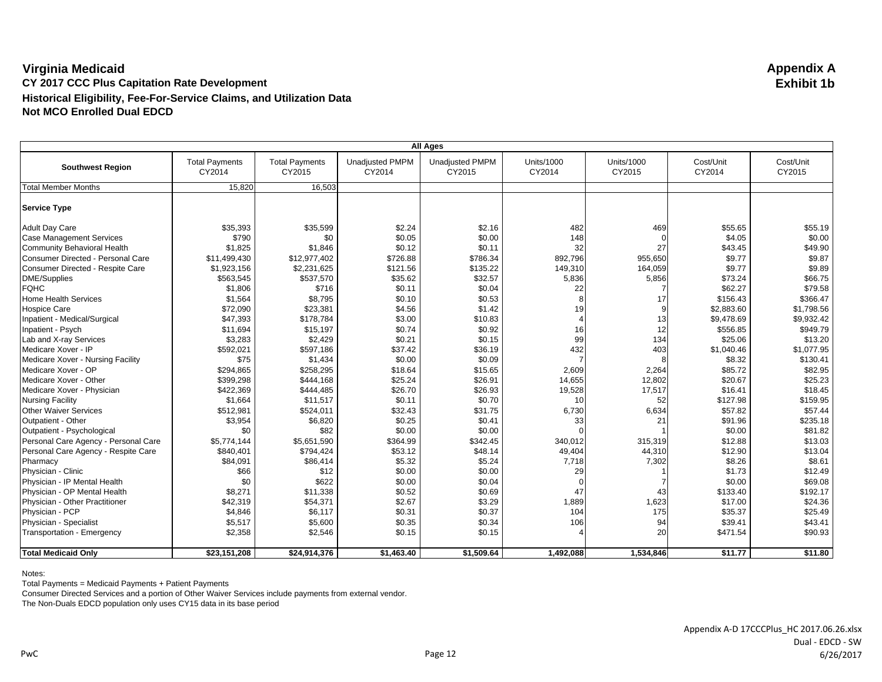**Virginia Medicaid**
**CY 2017 CCC Plus Capitation Rate Development**
**Historical Eligibility, Fee-For-Service Claims, and Utilization Data**
**Not MCO Enrolled Dual EDCD**

**Appendix A**
**Exhibit 1b**

| All Ages | | | | | | | | |
|---|---|---|---|---|---|---|---|---|
| **Southwest Region** | Total Payments CY2014 | Total Payments CY2015 | Unadjusted PMPM CY2014 | Unadjusted PMPM CY2015 | Units/1000 CY2014 | Units/1000 CY2015 | Cost/Unit CY2014 | Cost/Unit CY2015 |
| Total Member Months | 15,820 | 16,503 | | | | | | |
| **Service Type** | | | | | | | | |
| Adult Day Care | $35,393 | $35,599 | $2.24 | $2.16 | 482 | 469 | $55.65 | $55.19 |
| Case Management Services | $790 | $0 | $0.05 | $0.00 | 148 | 0 | $4.05 | $0.00 |
| Community Behavioral Health | $1,825 | $1,846 | $0.12 | $0.11 | 32 | 27 | $43.45 | $49.90 |
| Consumer Directed - Personal Care | $11,499,430 | $12,977,402 | $726.88 | $786.34 | 892,796 | 955,650 | $9.77 | $9.87 |
| Consumer Directed - Respite Care | $1,923,156 | $2,231,625 | $121.56 | $135.22 | 149,310 | 164,059 | $9.77 | $9.89 |
| DME/Supplies | $563,545 | $537,570 | $35.62 | $32.57 | 5,836 | 5,856 | $73.24 | $66.75 |
| FQHC | $1,806 | $716 | $0.11 | $0.04 | 22 | 7 | $62.27 | $79.58 |
| Home Health Services | $1,564 | $8,795 | $0.10 | $0.53 | 8 | 17 | $156.43 | $366.47 |
| Hospice Care | $72,090 | $23,381 | $4.56 | $1.42 | 19 | 9 | $2,883.60 | $1,798.56 |
| Inpatient - Medical/Surgical | $47,393 | $178,784 | $3.00 | $10.83 | 4 | 13 | $9,478.69 | $9,932.42 |
| Inpatient - Psych | $11,694 | $15,197 | $0.74 | $0.92 | 16 | 12 | $556.85 | $949.79 |
| Lab and X-ray Services | $3,283 | $2,429 | $0.21 | $0.15 | 99 | 134 | $25.06 | $13.20 |
| Medicare Xover - IP | $592,021 | $597,186 | $37.42 | $36.19 | 432 | 403 | $1,040.46 | $1,077.95 |
| Medicare Xover - Nursing Facility | $75 | $1,434 | $0.00 | $0.09 | 7 | 8 | $8.32 | $130.41 |
| Medicare Xover - OP | $294,865 | $258,295 | $18.64 | $15.65 | 2,609 | 2,264 | $85.72 | $82.95 |
| Medicare Xover - Other | $399,298 | $444,168 | $25.24 | $26.91 | 14,655 | 12,802 | $20.67 | $25.23 |
| Medicare Xover - Physician | $422,369 | $444,485 | $26.70 | $26.93 | 19,528 | 17,517 | $16.41 | $18.45 |
| Nursing Facility | $1,664 | $11,517 | $0.11 | $0.70 | 10 | 52 | $127.98 | $159.95 |
| Other Waiver Services | $512,981 | $524,011 | $32.43 | $31.75 | 6,730 | 6,634 | $57.82 | $57.44 |
| Outpatient - Other | $3,954 | $6,820 | $0.25 | $0.41 | 33 | 21 | $91.96 | $235.18 |
| Outpatient - Psychological | $0 | $82 | $0.00 | $0.00 | 0 | 1 | $0.00 | $81.82 |
| Personal Care Agency - Personal Care | $5,774,144 | $5,651,590 | $364.99 | $342.45 | 340,012 | 315,319 | $12.88 | $13.03 |
| Personal Care Agency - Respite Care | $840,401 | $794,424 | $53.12 | $48.14 | 49,404 | 44,310 | $12.90 | $13.04 |
| Pharmacy | $84,091 | $86,414 | $5.32 | $5.24 | 7,718 | 7,302 | $8.26 | $8.61 |
| Physician - Clinic | $66 | $12 | $0.00 | $0.00 | 29 | 1 | $1.73 | $12.49 |
| Physician - IP Mental Health | $0 | $622 | $0.00 | $0.04 | 0 | 7 | $0.00 | $69.08 |
| Physician - OP Mental Health | $8,271 | $11,338 | $0.52 | $0.69 | 47 | 43 | $133.40 | $192.17 |
| Physician - Other Practitioner | $42,319 | $54,371 | $2.67 | $3.29 | 1,889 | 1,623 | $17.00 | $24.36 |
| Physician - PCP | $4,846 | $6,117 | $0.31 | $0.37 | 104 | 175 | $35.37 | $25.49 |
| Physician - Specialist | $5,517 | $5,600 | $0.35 | $0.34 | 106 | 94 | $39.41 | $43.41 |
| Transportation - Emergency | $2,358 | $2,546 | $0.15 | $0.15 | 4 | 20 | $471.54 | $90.93 |
| **Total Medicaid Only** | **$23,151,208** | **$24,914,376** | **$1,463.40** | **$1,509.64** | **1,492,088** | **1,534,846** | **$11.77** | **$11.80** |

Notes:
Total Payments = Medicaid Payments + Patient Payments
Consumer Directed Services and a portion of Other Waiver Services include payments from external vendor.
The Non-Duals EDCD population only uses CY15 data in its base period

Appendix A-D 17CCCPlus_HC 2017.06.26.xlsx
Dual - EDCD - SW
6/26/2017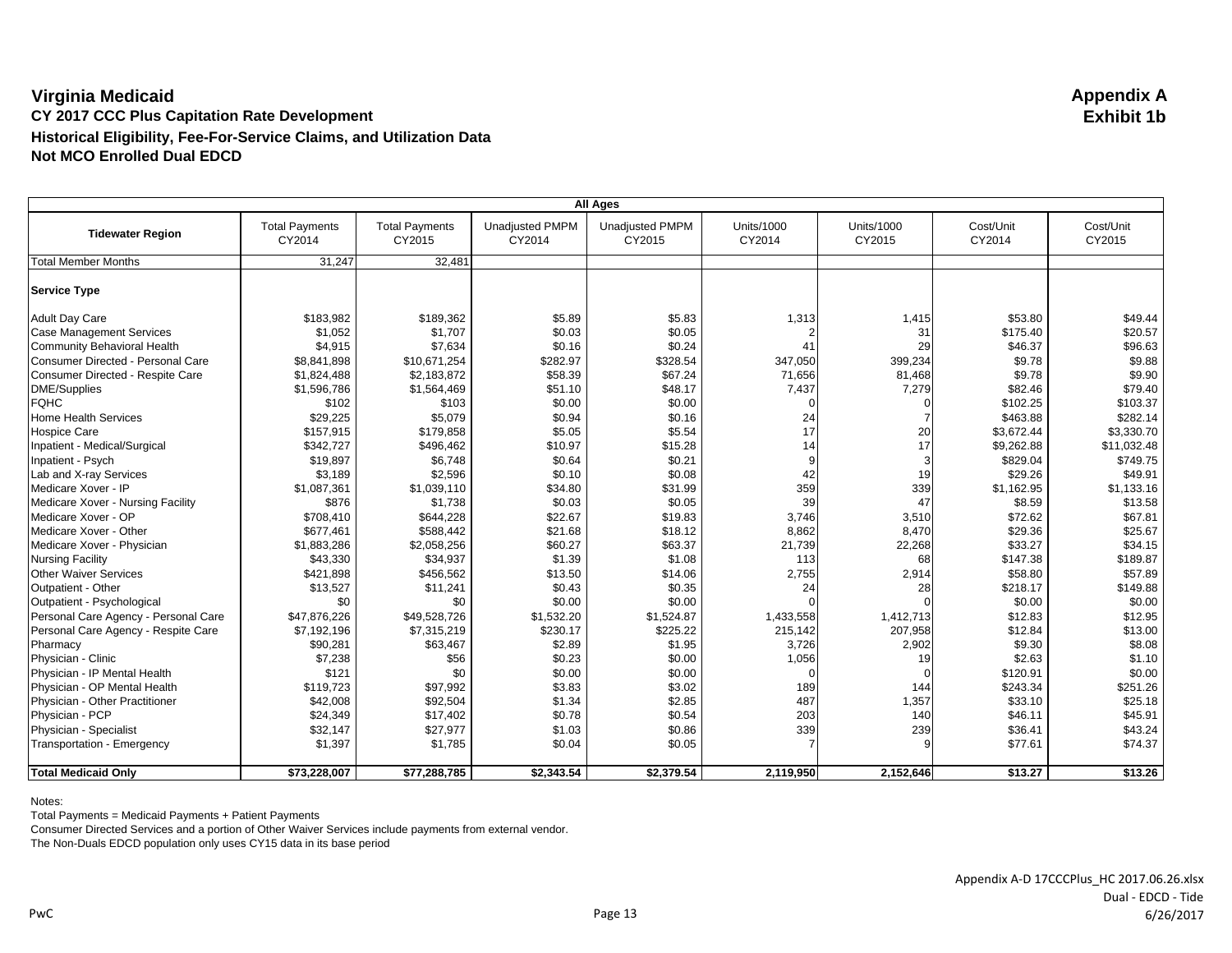# Virginia Medicaid

**Appendix A**
**Exhibit 1b**

## CY 2017 CCC Plus Capitation Rate Development

### Historical Eligibility, Fee-For-Service Claims, and Utilization Data

### Not MCO Enrolled Dual EDCD

| All Ages | | | | | | | | |
|---|---|---|---|---|---|---|---|---|
| **Tidewater Region** | Total Payments CY2014 | Total Payments CY2015 | Unadjusted PMPM CY2014 | Unadjusted PMPM CY2015 | Units/1000 CY2014 | Units/1000 CY2015 | Cost/Unit CY2014 | Cost/Unit CY2015 |
| Total Member Months | 31,247 | 32,481 | | | | | | |
| **Service Type** | | | | | | | | |
| Adult Day Care | $183,982 | $189,362 | $5.89 | $5.83 | 1,313 | 1,415 | $53.80 | $49.44 |
| Case Management Services | $1,052 | $1,707 | $0.03 | $0.05 | 2 | 31 | $175.40 | $20.57 |
| Community Behavioral Health | $4,915 | $7,634 | $0.16 | $0.24 | 41 | 29 | $46.37 | $96.63 |
| Consumer Directed - Personal Care | $8,841,898 | $10,671,254 | $282.97 | $328.54 | 347,050 | 399,234 | $9.78 | $9.88 |
| Consumer Directed - Respite Care | $1,824,488 | $2,183,872 | $58.39 | $67.24 | 71,656 | 81,468 | $9.78 | $9.90 |
| DME/Supplies | $1,596,786 | $1,564,469 | $51.10 | $48.17 | 7,437 | 7,279 | $82.46 | $79.40 |
| FQHC | $102 | $103 | $0.00 | $0.00 | 0 | 0 | $102.25 | $103.37 |
| Home Health Services | $29,225 | $5,079 | $0.94 | $0.16 | 24 | 7 | $463.88 | $282.14 |
| Hospice Care | $157,915 | $179,858 | $5.05 | $5.54 | 17 | 20 | $3,672.44 | $3,330.70 |
| Inpatient - Medical/Surgical | $342,727 | $496,462 | $10.97 | $15.28 | 14 | 17 | $9,262.88 | $11,032.48 |
| Inpatient - Psych | $19,897 | $6,748 | $0.64 | $0.21 | 9 | 3 | $829.04 | $749.75 |
| Lab and X-ray Services | $3,189 | $2,596 | $0.10 | $0.08 | 42 | 19 | $29.26 | $49.91 |
| Medicare Xover - IP | $1,087,361 | $1,039,110 | $34.80 | $31.99 | 359 | 339 | $1,162.95 | $1,133.16 |
| Medicare Xover - Nursing Facility | $876 | $1,738 | $0.03 | $0.05 | 39 | 47 | $8.59 | $13.58 |
| Medicare Xover - OP | $708,410 | $644,228 | $22.67 | $19.83 | 3,746 | 3,510 | $72.62 | $67.81 |
| Medicare Xover - Other | $677,461 | $588,442 | $21.68 | $18.12 | 8,862 | 8,470 | $29.36 | $25.67 |
| Medicare Xover - Physician | $1,883,286 | $2,058,256 | $60.27 | $63.37 | 21,739 | 22,268 | $33.27 | $34.15 |
| Nursing Facility | $43,330 | $34,937 | $1.39 | $1.08 | 113 | 68 | $147.38 | $189.87 |
| Other Waiver Services | $421,898 | $456,562 | $13.50 | $14.06 | 2,755 | 2,914 | $58.80 | $57.89 |
| Outpatient - Other | $13,527 | $11,241 | $0.43 | $0.35 | 24 | 28 | $218.17 | $149.88 |
| Outpatient - Psychological | $0 | $0 | $0.00 | $0.00 | 0 | 0 | $0.00 | $0.00 |
| Personal Care Agency - Personal Care | $47,876,226 | $49,528,726 | $1,532.20 | $1,524.87 | 1,433,558 | 1,412,713 | $12.83 | $12.95 |
| Personal Care Agency - Respite Care | $7,192,196 | $7,315,219 | $230.17 | $225.22 | 215,142 | 207,958 | $12.84 | $13.00 |
| Pharmacy | $90,281 | $63,467 | $2.89 | $1.95 | 3,726 | 2,902 | $9.30 | $8.08 |
| Physician - Clinic | $7,238 | $56 | $0.23 | $0.00 | 1,056 | 19 | $2.63 | $1.10 |
| Physician - IP Mental Health | $121 | $0 | $0.00 | $0.00 | 0 | 0 | $120.91 | $0.00 |
| Physician - OP Mental Health | $119,723 | $97,992 | $3.83 | $3.02 | 189 | 144 | $243.34 | $251.26 |
| Physician - Other Practitioner | $42,008 | $92,504 | $1.34 | $2.85 | 487 | 1,357 | $33.10 | $25.18 |
| Physician - PCP | $24,349 | $17,402 | $0.78 | $0.54 | 203 | 140 | $46.11 | $45.91 |
| Physician - Specialist | $32,147 | $27,977 | $1.03 | $0.86 | 339 | 239 | $36.41 | $43.24 |
| Transportation - Emergency | $1,397 | $1,785 | $0.04 | $0.05 | 7 | 9 | $77.61 | $74.37 |
| **Total Medicaid Only** | **$73,228,007** | **$77,288,785** | **$2,343.54** | **$2,379.54** | **2,119,950** | **2,152,646** | **$13.27** | **$13.26** |

Notes:
Total Payments = Medicaid Payments + Patient Payments
Consumer Directed Services and a portion of Other Waiver Services include payments from external vendor.
The Non-Duals EDCD population only uses CY15 data in its base period

Appendix A-D 17CCCPlus_HC 2017.06.26.xlsx
Dual - EDCD - Tide
6/26/2017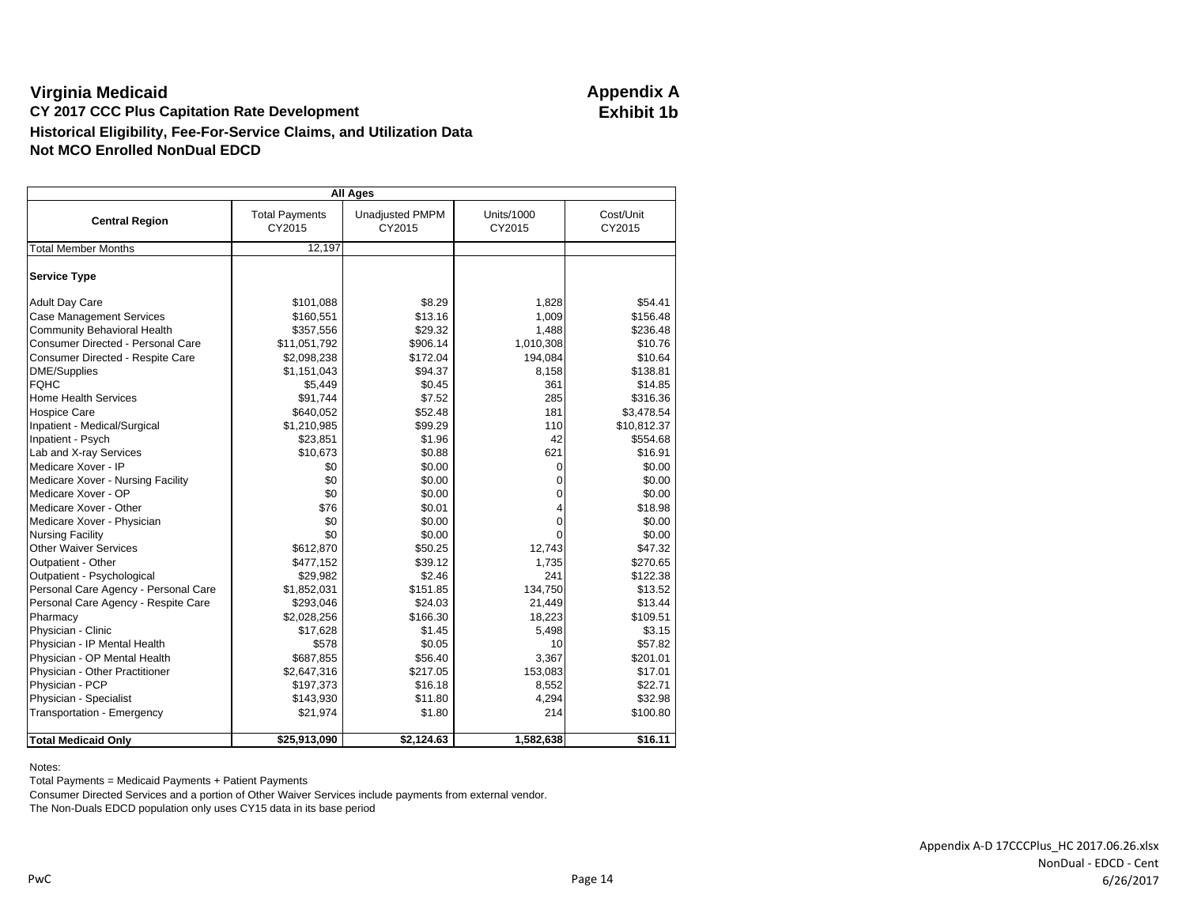# Virginia Medicaid

**Appendix A**
**Exhibit 1b**

## CY 2017 CCC Plus Capitation Rate Development

### Historical Eligibility, Fee-For-Service Claims, and Utilization Data

### Not MCO Enrolled NonDual EDCD

| All Ages | | | | |
|---|---|---|---|---|
| **Central Region** | Total Payments CY2015 | Unadjusted PMPM CY2015 | Units/1000 CY2015 | Cost/Unit CY2015 |
| Total Member Months | 12,197 | | | |
| **Service Type** | | | | |
| Adult Day Care | $101,088 | $8.29 | 1,828 | $54.41 |
| Case Management Services | $160,551 | $13.16 | 1,009 | $156.48 |
| Community Behavioral Health | $357,556 | $29.32 | 1,488 | $236.48 |
| Consumer Directed - Personal Care | $11,051,792 | $906.14 | 1,010,308 | $10.76 |
| Consumer Directed - Respite Care | $2,098,238 | $172.04 | 194,084 | $10.64 |
| DME/Supplies | $1,151,043 | $94.37 | 8,158 | $138.81 |
| FQHC | $5,449 | $0.45 | 361 | $14.85 |
| Home Health Services | $91,744 | $7.52 | 285 | $316.36 |
| Hospice Care | $640,052 | $52.48 | 181 | $3,478.54 |
| Inpatient - Medical/Surgical | $1,210,985 | $99.29 | 110 | $10,812.37 |
| Inpatient - Psych | $23,851 | $1.96 | 42 | $554.68 |
| Lab and X-ray Services | $10,673 | $0.88 | 621 | $16.91 |
| Medicare Xover - IP | $0 | $0.00 | 0 | $0.00 |
| Medicare Xover - Nursing Facility | $0 | $0.00 | 0 | $0.00 |
| Medicare Xover - OP | $0 | $0.00 | 0 | $0.00 |
| Medicare Xover - Other | $76 | $0.01 | 4 | $18.98 |
| Medicare Xover - Physician | $0 | $0.00 | 0 | $0.00 |
| Nursing Facility | $0 | $0.00 | 0 | $0.00 |
| Other Waiver Services | $612,870 | $50.25 | 12,743 | $47.32 |
| Outpatient - Other | $477,152 | $39.12 | 1,735 | $270.65 |
| Outpatient - Psychological | $29,982 | $2.46 | 241 | $122.38 |
| Personal Care Agency - Personal Care | $1,852,031 | $151.85 | 134,750 | $13.52 |
| Personal Care Agency - Respite Care | $293,046 | $24.03 | 21,449 | $13.44 |
| Pharmacy | $2,028,256 | $166.30 | 18,223 | $109.51 |
| Physician - Clinic | $17,628 | $1.45 | 5,498 | $3.15 |
| Physician - IP Mental Health | $578 | $0.05 | 10 | $57.82 |
| Physician - OP Mental Health | $687,855 | $56.40 | 3,367 | $201.01 |
| Physician - Other Practitioner | $2,647,316 | $217.05 | 153,083 | $17.01 |
| Physician - PCP | $197,373 | $16.18 | 8,552 | $22.71 |
| Physician - Specialist | $143,930 | $11.80 | 4,294 | $32.98 |
| Transportation - Emergency | $21,974 | $1.80 | 214 | $100.80 |
| **Total Medicaid Only** | **$25,913,090** | **$2,124.63** | **1,582,638** | **$16.11** |

Notes:

Total Payments = Medicaid Payments + Patient Payments

Consumer Directed Services and a portion of Other Waiver Services include payments from external vendor.

The Non-Duals EDCD population only uses CY15 data in its base period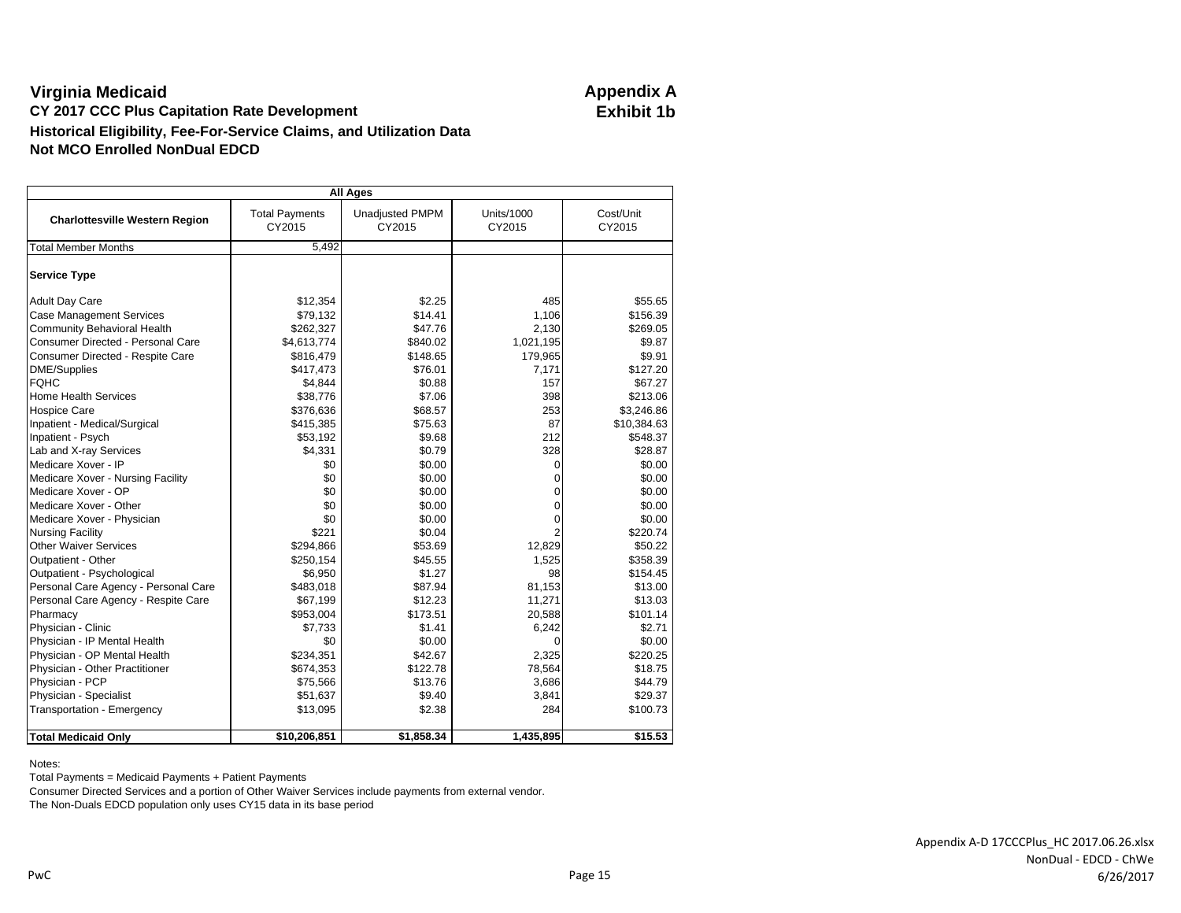# Virginia Medicaid

**CY 2017 CCC Plus Capitation Rate Development**

**Historical Eligibility, Fee-For-Service Claims, and Utilization Data**

**Not MCO Enrolled NonDual EDCD**

**Appendix A**
**Exhibit 1b**

| All Ages | | | | |
|---|---|---|---|---|
| **Charlottesville Western Region** | Total Payments CY2015 | Unadjusted PMPM CY2015 | Units/1000 CY2015 | Cost/Unit CY2015 |
| Total Member Months | 5,492 | | | |
| **Service Type** | | | | |
| Adult Day Care | $12,354 | $2.25 | 485 | $55.65 |
| Case Management Services | $79,132 | $14.41 | 1,106 | $156.39 |
| Community Behavioral Health | $262,327 | $47.76 | 2,130 | $269.05 |
| Consumer Directed - Personal Care | $4,613,774 | $840.02 | 1,021,195 | $9.87 |
| Consumer Directed - Respite Care | $816,479 | $148.65 | 179,965 | $9.91 |
| DME/Supplies | $417,473 | $76.01 | 7,171 | $127.20 |
| FQHC | $4,844 | $0.88 | 157 | $67.27 |
| Home Health Services | $38,776 | $7.06 | 398 | $213.06 |
| Hospice Care | $376,636 | $68.57 | 253 | $3,246.86 |
| Inpatient - Medical/Surgical | $415,385 | $75.63 | 87 | $10,384.63 |
| Inpatient - Psych | $53,192 | $9.68 | 212 | $548.37 |
| Lab and X-ray Services | $4,331 | $0.79 | 328 | $28.87 |
| Medicare Xover - IP | $0 | $0.00 | 0 | $0.00 |
| Medicare Xover - Nursing Facility | $0 | $0.00 | 0 | $0.00 |
| Medicare Xover - OP | $0 | $0.00 | 0 | $0.00 |
| Medicare Xover - Other | $0 | $0.00 | 0 | $0.00 |
| Medicare Xover - Physician | $0 | $0.00 | 0 | $0.00 |
| Nursing Facility | $221 | $0.04 | 2 | $220.74 |
| Other Waiver Services | $294,866 | $53.69 | 12,829 | $50.22 |
| Outpatient - Other | $250,154 | $45.55 | 1,525 | $358.39 |
| Outpatient - Psychological | $6,950 | $1.27 | 98 | $154.45 |
| Personal Care Agency - Personal Care | $483,018 | $87.94 | 81,153 | $13.00 |
| Personal Care Agency - Respite Care | $67,199 | $12.23 | 11,271 | $13.03 |
| Pharmacy | $953,004 | $173.51 | 20,588 | $101.14 |
| Physician - Clinic | $7,733 | $1.41 | 6,242 | $2.71 |
| Physician - IP Mental Health | $0 | $0.00 | 0 | $0.00 |
| Physician - OP Mental Health | $234,351 | $42.67 | 2,325 | $220.25 |
| Physician - Other Practitioner | $674,353 | $122.78 | 78,564 | $18.75 |
| Physician - PCP | $75,566 | $13.76 | 3,686 | $44.79 |
| Physician - Specialist | $51,637 | $9.40 | 3,841 | $29.37 |
| Transportation - Emergency | $13,095 | $2.38 | 284 | $100.73 |
| **Total Medicaid Only** | **$10,206,851** | **$1,858.34** | **1,435,895** | **$15.53** |

Notes:

Total Payments = Medicaid Payments + Patient Payments

Consumer Directed Services and a portion of Other Waiver Services include payments from external vendor.

The Non-Duals EDCD population only uses CY15 data in its base period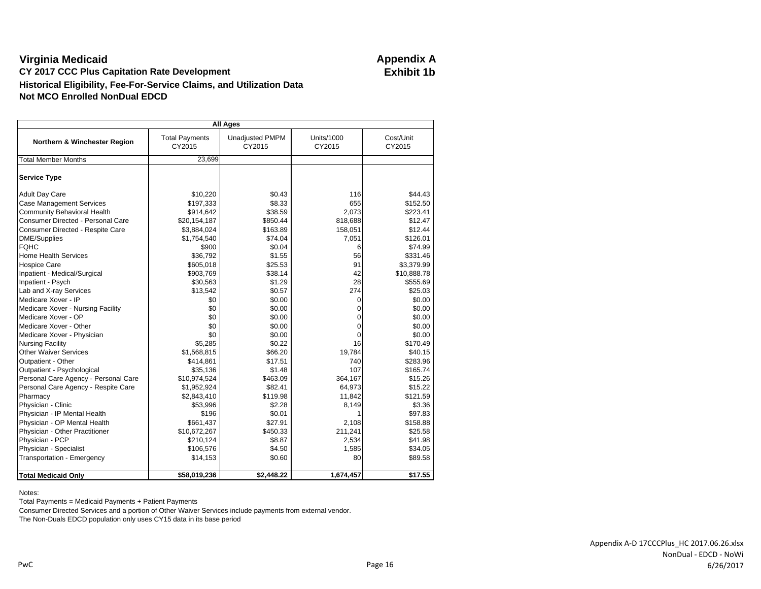# Virginia Medicaid

**Appendix A**
**Exhibit 1b**

**CY 2017 CCC Plus Capitation Rate Development**

**Historical Eligibility, Fee-For-Service Claims, and Utilization Data**

**Not MCO Enrolled NonDual EDCD**

| All Ages | | | | |
|---|---|---|---|---|
| **Northern & Winchester Region** | Total Payments CY2015 | Unadjusted PMPM CY2015 | Units/1000 CY2015 | Cost/Unit CY2015 |
| Total Member Months | 23,699 | | | |
| **Service Type** | | | | |
| Adult Day Care | $10,220 | $0.43 | 116 | $44.43 |
| Case Management Services | $197,333 | $8.33 | 655 | $152.50 |
| Community Behavioral Health | $914,642 | $38.59 | 2,073 | $223.41 |
| Consumer Directed - Personal Care | $20,154,187 | $850.44 | 818,688 | $12.47 |
| Consumer Directed - Respite Care | $3,884,024 | $163.89 | 158,051 | $12.44 |
| DME/Supplies | $1,754,540 | $74.04 | 7,051 | $126.01 |
| FQHC | $900 | $0.04 | 6 | $74.99 |
| Home Health Services | $36,792 | $1.55 | 56 | $331.46 |
| Hospice Care | $605,018 | $25.53 | 91 | $3,379.99 |
| Inpatient - Medical/Surgical | $903,769 | $38.14 | 42 | $10,888.78 |
| Inpatient - Psych | $30,563 | $1.29 | 28 | $555.69 |
| Lab and X-ray Services | $13,542 | $0.57 | 274 | $25.03 |
| Medicare Xover - IP | $0 | $0.00 | 0 | $0.00 |
| Medicare Xover - Nursing Facility | $0 | $0.00 | 0 | $0.00 |
| Medicare Xover - OP | $0 | $0.00 | 0 | $0.00 |
| Medicare Xover - Other | $0 | $0.00 | 0 | $0.00 |
| Medicare Xover - Physician | $0 | $0.00 | 0 | $0.00 |
| Nursing Facility | $5,285 | $0.22 | 16 | $170.49 |
| Other Waiver Services | $1,568,815 | $66.20 | 19,784 | $40.15 |
| Outpatient - Other | $414,861 | $17.51 | 740 | $283.96 |
| Outpatient - Psychological | $35,136 | $1.48 | 107 | $165.74 |
| Personal Care Agency - Personal Care | $10,974,524 | $463.09 | 364,167 | $15.26 |
| Personal Care Agency - Respite Care | $1,952,924 | $82.41 | 64,973 | $15.22 |
| Pharmacy | $2,843,410 | $119.98 | 11,842 | $121.59 |
| Physician - Clinic | $53,996 | $2.28 | 8,149 | $3.36 |
| Physician - IP Mental Health | $196 | $0.01 | 1 | $97.83 |
| Physician - OP Mental Health | $661,437 | $27.91 | 2,108 | $158.88 |
| Physician - Other Practitioner | $10,672,267 | $450.33 | 211,241 | $25.58 |
| Physician - PCP | $210,124 | $8.87 | 2,534 | $41.98 |
| Physician - Specialist | $106,576 | $4.50 | 1,585 | $34.05 |
| Transportation - Emergency | $14,153 | $0.60 | 80 | $89.58 |
| **Total Medicaid Only** | **$58,019,236** | **$2,448.22** | **1,674,457** | **$17.55** |

Notes:

Total Payments = Medicaid Payments + Patient Payments

Consumer Directed Services and a portion of Other Waiver Services include payments from external vendor.

The Non-Duals EDCD population only uses CY15 data in its base period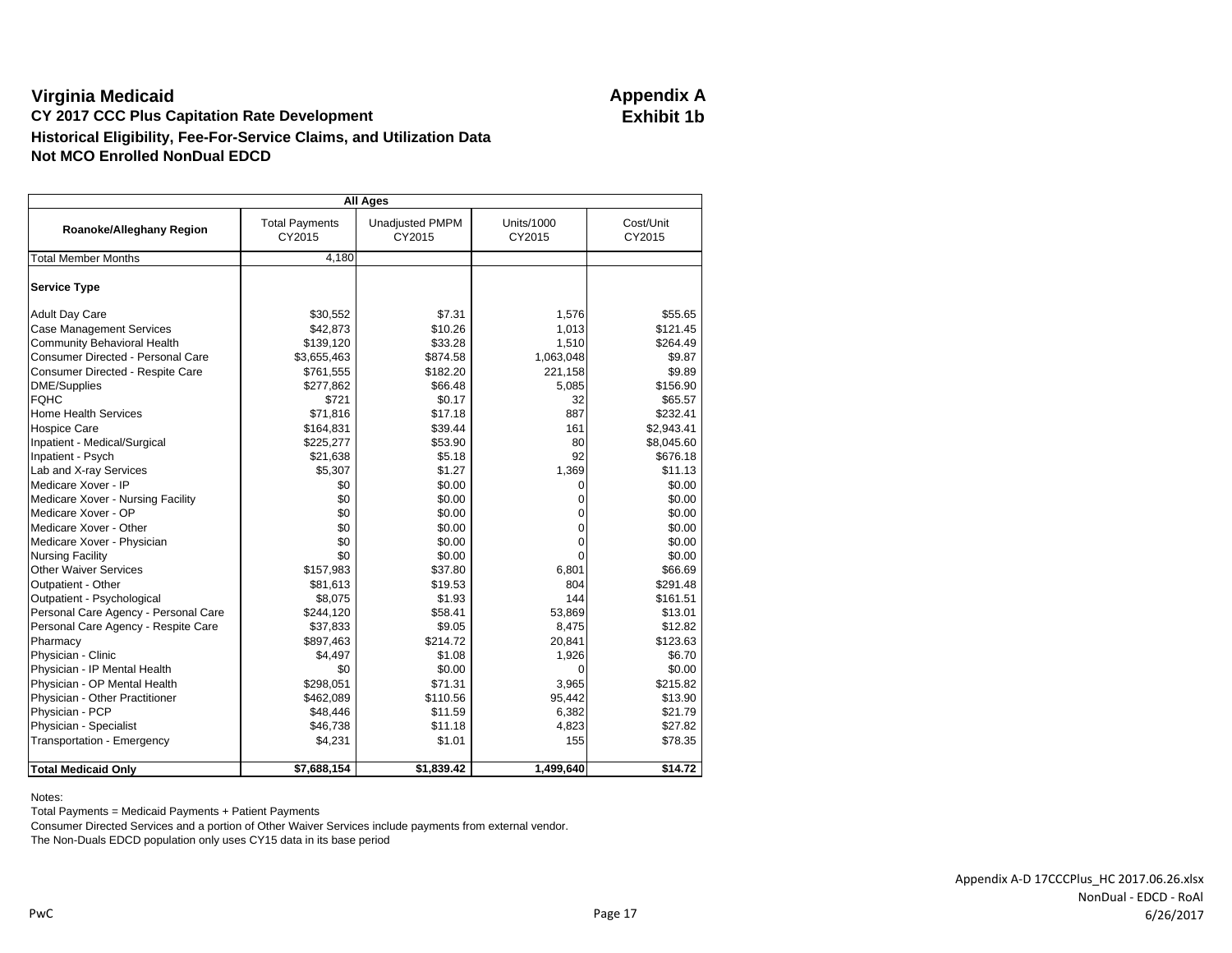# Virginia Medicaid

**Appendix A**
**Exhibit 1b**

## CY 2017 CCC Plus Capitation Rate Development

### Historical Eligibility, Fee-For-Service Claims, and Utilization Data

### Not MCO Enrolled NonDual EDCD

| All Ages | | | | |
|---|---|---|---|---|
| **Roanoke/Alleghany Region** | Total Payments CY2015 | Unadjusted PMPM CY2015 | Units/1000 CY2015 | Cost/Unit CY2015 |
| Total Member Months | 4,180 | | | |
| **Service Type** | | | | |
| Adult Day Care | $30,552 | $7.31 | 1,576 | $55.65 |
| Case Management Services | $42,873 | $10.26 | 1,013 | $121.45 |
| Community Behavioral Health | $139,120 | $33.28 | 1,510 | $264.49 |
| Consumer Directed - Personal Care | $3,655,463 | $874.58 | 1,063,048 | $9.87 |
| Consumer Directed - Respite Care | $761,555 | $182.20 | 221,158 | $9.89 |
| DME/Supplies | $277,862 | $66.48 | 5,085 | $156.90 |
| FQHC | $721 | $0.17 | 32 | $65.57 |
| Home Health Services | $71,816 | $17.18 | 887 | $232.41 |
| Hospice Care | $164,831 | $39.44 | 161 | $2,943.41 |
| Inpatient - Medical/Surgical | $225,277 | $53.90 | 80 | $8,045.60 |
| Inpatient - Psych | $21,638 | $5.18 | 92 | $676.18 |
| Lab and X-ray Services | $5,307 | $1.27 | 1,369 | $11.13 |
| Medicare Xover - IP | $0 | $0.00 | 0 | $0.00 |
| Medicare Xover - Nursing Facility | $0 | $0.00 | 0 | $0.00 |
| Medicare Xover - OP | $0 | $0.00 | 0 | $0.00 |
| Medicare Xover - Other | $0 | $0.00 | 0 | $0.00 |
| Medicare Xover - Physician | $0 | $0.00 | 0 | $0.00 |
| Nursing Facility | $0 | $0.00 | 0 | $0.00 |
| Other Waiver Services | $157,983 | $37.80 | 6,801 | $66.69 |
| Outpatient - Other | $81,613 | $19.53 | 804 | $291.48 |
| Outpatient - Psychological | $8,075 | $1.93 | 144 | $161.51 |
| Personal Care Agency - Personal Care | $244,120 | $58.41 | 53,869 | $13.01 |
| Personal Care Agency - Respite Care | $37,833 | $9.05 | 8,475 | $12.82 |
| Pharmacy | $897,463 | $214.72 | 20,841 | $123.63 |
| Physician - Clinic | $4,497 | $1.08 | 1,926 | $6.70 |
| Physician - IP Mental Health | $0 | $0.00 | 0 | $0.00 |
| Physician - OP Mental Health | $298,051 | $71.31 | 3,965 | $215.82 |
| Physician - Other Practitioner | $462,089 | $110.56 | 95,442 | $13.90 |
| Physician - PCP | $48,446 | $11.59 | 6,382 | $21.79 |
| Physician - Specialist | $46,738 | $11.18 | 4,823 | $27.82 |
| Transportation - Emergency | $4,231 | $1.01 | 155 | $78.35 |
| **Total Medicaid Only** | **$7,688,154** | **$1,839.42** | **1,499,640** | **$14.72** |

Notes:
Total Payments = Medicaid Payments + Patient Payments
Consumer Directed Services and a portion of Other Waiver Services include payments from external vendor.
The Non-Duals EDCD population only uses CY15 data in its base period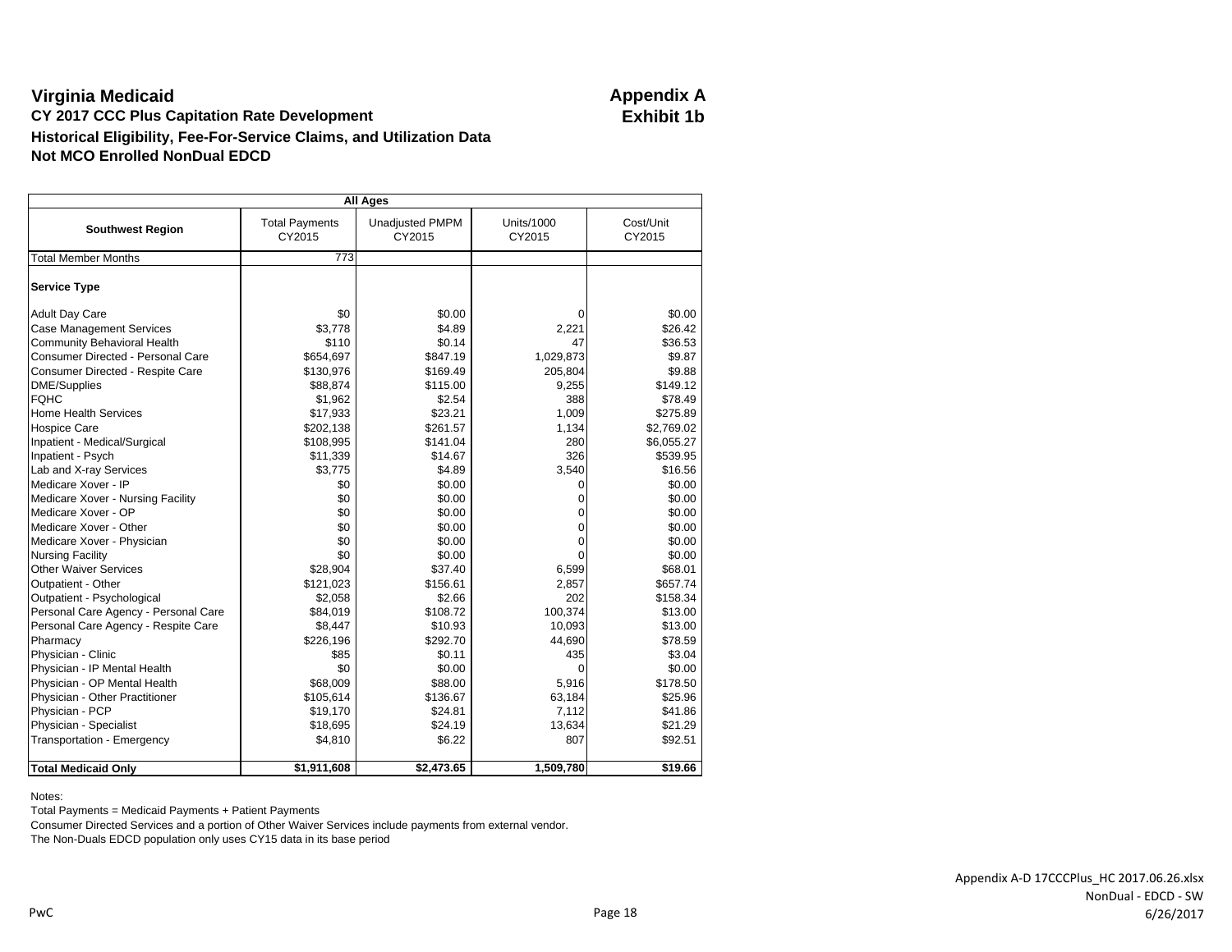# Virginia Medicaid

**CY 2017 CCC Plus Capitation Rate Development**

**Historical Eligibility, Fee-For-Service Claims, and Utilization Data**

**Not MCO Enrolled NonDual EDCD**

**Appendix A**
**Exhibit 1b**

| All Ages | | | | |
|---|---|---|---|---|
| **Southwest Region** | Total Payments CY2015 | Unadjusted PMPM CY2015 | Units/1000 CY2015 | Cost/Unit CY2015 |
| Total Member Months | 773 | | | |
| **Service Type** | | | | |
| Adult Day Care | $0 | $0.00 | 0 | $0.00 |
| Case Management Services | $3,778 | $4.89 | 2,221 | $26.42 |
| Community Behavioral Health | $110 | $0.14 | 47 | $36.53 |
| Consumer Directed - Personal Care | $654,697 | $847.19 | 1,029,873 | $9.87 |
| Consumer Directed - Respite Care | $130,976 | $169.49 | 205,804 | $9.88 |
| DME/Supplies | $88,874 | $115.00 | 9,255 | $149.12 |
| FQHC | $1,962 | $2.54 | 388 | $78.49 |
| Home Health Services | $17,933 | $23.21 | 1,009 | $275.89 |
| Hospice Care | $202,138 | $261.57 | 1,134 | $2,769.02 |
| Inpatient - Medical/Surgical | $108,995 | $141.04 | 280 | $6,055.27 |
| Inpatient - Psych | $11,339 | $14.67 | 326 | $539.95 |
| Lab and X-ray Services | $3,775 | $4.89 | 3,540 | $16.56 |
| Medicare Xover - IP | $0 | $0.00 | 0 | $0.00 |
| Medicare Xover - Nursing Facility | $0 | $0.00 | 0 | $0.00 |
| Medicare Xover - OP | $0 | $0.00 | 0 | $0.00 |
| Medicare Xover - Other | $0 | $0.00 | 0 | $0.00 |
| Medicare Xover - Physician | $0 | $0.00 | 0 | $0.00 |
| Nursing Facility | $0 | $0.00 | 0 | $0.00 |
| Other Waiver Services | $28,904 | $37.40 | 6,599 | $68.01 |
| Outpatient - Other | $121,023 | $156.61 | 2,857 | $657.74 |
| Outpatient - Psychological | $2,058 | $2.66 | 202 | $158.34 |
| Personal Care Agency - Personal Care | $84,019 | $108.72 | 100,374 | $13.00 |
| Personal Care Agency - Respite Care | $8,447 | $10.93 | 10,093 | $13.00 |
| Pharmacy | $226,196 | $292.70 | 44,690 | $78.59 |
| Physician - Clinic | $85 | $0.11 | 435 | $3.04 |
| Physician - IP Mental Health | $0 | $0.00 | 0 | $0.00 |
| Physician - OP Mental Health | $68,009 | $88.00 | 5,916 | $178.50 |
| Physician - Other Practitioner | $105,614 | $136.67 | 63,184 | $25.96 |
| Physician - PCP | $19,170 | $24.81 | 7,112 | $41.86 |
| Physician - Specialist | $18,695 | $24.19 | 13,634 | $21.29 |
| Transportation - Emergency | $4,810 | $6.22 | 807 | $92.51 |
| **Total Medicaid Only** | **$1,911,608** | **$2,473.65** | **1,509,780** | **$19.66** |

Notes:

Total Payments = Medicaid Payments + Patient Payments

Consumer Directed Services and a portion of Other Waiver Services include payments from external vendor.

The Non-Duals EDCD population only uses CY15 data in its base period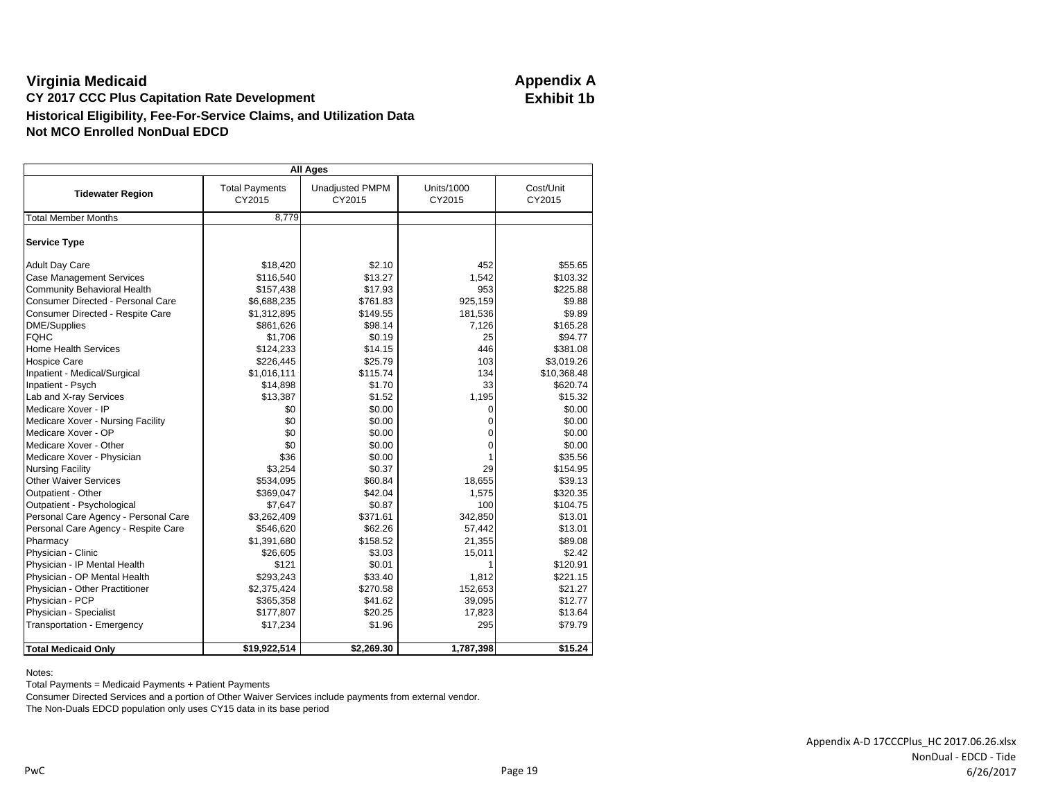# Virginia Medicaid

**Appendix A**
**Exhibit 1b**

**CY 2017 CCC Plus Capitation Rate Development**

**Historical Eligibility, Fee-For-Service Claims, and Utilization Data**

**Not MCO Enrolled NonDual EDCD**

| All Ages | | | | |
|---|---|---|---|---|
| **Tidewater Region** | Total Payments CY2015 | Unadjusted PMPM CY2015 | Units/1000 CY2015 | Cost/Unit CY2015 |
| Total Member Months | 8,779 | | | |
| **Service Type** | | | | |
| Adult Day Care | $18,420 | $2.10 | 452 | $55.65 |
| Case Management Services | $116,540 | $13.27 | 1,542 | $103.32 |
| Community Behavioral Health | $157,438 | $17.93 | 953 | $225.88 |
| Consumer Directed - Personal Care | $6,688,235 | $761.83 | 925,159 | $9.88 |
| Consumer Directed - Respite Care | $1,312,895 | $149.55 | 181,536 | $9.89 |
| DME/Supplies | $861,626 | $98.14 | 7,126 | $165.28 |
| FQHC | $1,706 | $0.19 | 25 | $94.77 |
| Home Health Services | $124,233 | $14.15 | 446 | $381.08 |
| Hospice Care | $226,445 | $25.79 | 103 | $3,019.26 |
| Inpatient - Medical/Surgical | $1,016,111 | $115.74 | 134 | $10,368.48 |
| Inpatient - Psych | $14,898 | $1.70 | 33 | $620.74 |
| Lab and X-ray Services | $13,387 | $1.52 | 1,195 | $15.32 |
| Medicare Xover - IP | $0 | $0.00 | 0 | $0.00 |
| Medicare Xover - Nursing Facility | $0 | $0.00 | 0 | $0.00 |
| Medicare Xover - OP | $0 | $0.00 | 0 | $0.00 |
| Medicare Xover - Other | $0 | $0.00 | 0 | $0.00 |
| Medicare Xover - Physician | $36 | $0.00 | 1 | $35.56 |
| Nursing Facility | $3,254 | $0.37 | 29 | $154.95 |
| Other Waiver Services | $534,095 | $60.84 | 18,655 | $39.13 |
| Outpatient - Other | $369,047 | $42.04 | 1,575 | $320.35 |
| Outpatient - Psychological | $7,647 | $0.87 | 100 | $104.75 |
| Personal Care Agency - Personal Care | $3,262,409 | $371.61 | 342,850 | $13.01 |
| Personal Care Agency - Respite Care | $546,620 | $62.26 | 57,442 | $13.01 |
| Pharmacy | $1,391,680 | $158.52 | 21,355 | $89.08 |
| Physician - Clinic | $26,605 | $3.03 | 15,011 | $2.42 |
| Physician - IP Mental Health | $121 | $0.01 | 1 | $120.91 |
| Physician - OP Mental Health | $293,243 | $33.40 | 1,812 | $221.15 |
| Physician - Other Practitioner | $2,375,424 | $270.58 | 152,653 | $21.27 |
| Physician - PCP | $365,358 | $41.62 | 39,095 | $12.77 |
| Physician - Specialist | $177,807 | $20.25 | 17,823 | $13.64 |
| Transportation - Emergency | $17,234 | $1.96 | 295 | $79.79 |
| **Total Medicaid Only** | **$19,922,514** | **$2,269.30** | **1,787,398** | **$15.24** |

Notes:

Total Payments = Medicaid Payments + Patient Payments

Consumer Directed Services and a portion of Other Waiver Services include payments from external vendor.

The Non-Duals EDCD population only uses CY15 data in its base period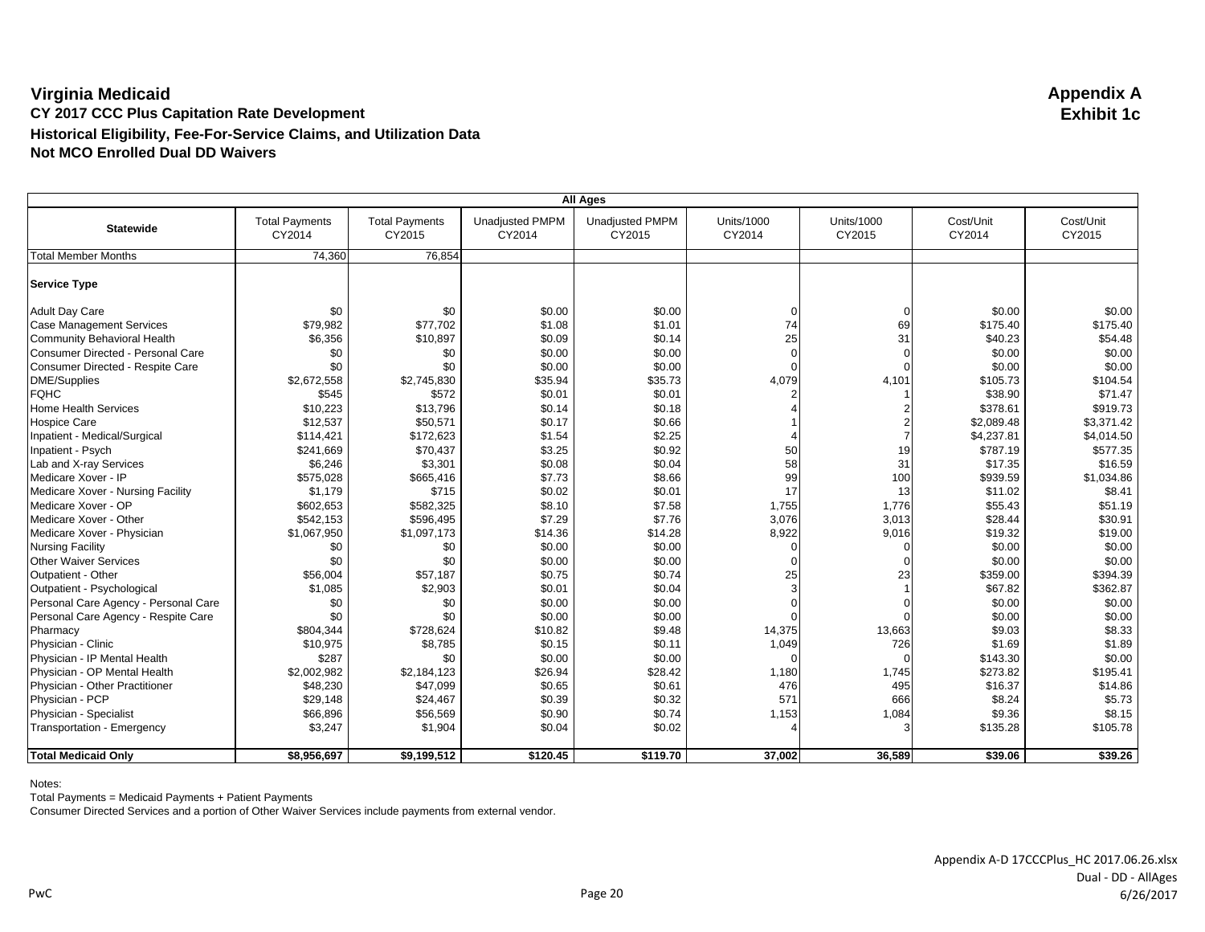# Virginia Medicaid

**Appendix A**
**Exhibit 1c**

## CY 2017 CCC Plus Capitation Rate Development

### Historical Eligibility, Fee-For-Service Claims, and Utilization Data

### Not MCO Enrolled Dual DD Waivers

| All Ages | | | | | | | | |
|---|---|---|---|---|---|---|---|---|
| **Statewide** | Total Payments CY2014 | Total Payments CY2015 | Unadjusted PMPM CY2014 | Unadjusted PMPM CY2015 | Units/1000 CY2014 | Units/1000 CY2015 | Cost/Unit CY2014 | Cost/Unit CY2015 |
| Total Member Months | 74,360 | 76,854 | | | | | | |
| **Service Type** | | | | | | | | |
| Adult Day Care | $0 | $0 | $0.00 | $0.00 | 0 | 0 | $0.00 | $0.00 |
| Case Management Services | $79,982 | $77,702 | $1.08 | $1.01 | 74 | 69 | $175.40 | $175.40 |
| Community Behavioral Health | $6,356 | $10,897 | $0.09 | $0.14 | 25 | 31 | $40.23 | $54.48 |
| Consumer Directed - Personal Care | $0 | $0 | $0.00 | $0.00 | 0 | 0 | $0.00 | $0.00 |
| Consumer Directed - Respite Care | $0 | $0 | $0.00 | $0.00 | 0 | 0 | $0.00 | $0.00 |
| DME/Supplies | $2,672,558 | $2,745,830 | $35.94 | $35.73 | 4,079 | 4,101 | $105.73 | $104.54 |
| FQHC | $545 | $572 | $0.01 | $0.01 | 2 | 1 | $38.90 | $71.47 |
| Home Health Services | $10,223 | $13,796 | $0.14 | $0.18 | 4 | 2 | $378.61 | $919.73 |
| Hospice Care | $12,537 | $50,571 | $0.17 | $0.66 | 1 | 2 | $2,089.48 | $3,371.42 |
| Inpatient - Medical/Surgical | $114,421 | $172,623 | $1.54 | $2.25 | 4 | 7 | $4,237.81 | $4,014.50 |
| Inpatient - Psych | $241,669 | $70,437 | $3.25 | $0.92 | 50 | 19 | $787.19 | $577.35 |
| Lab and X-ray Services | $6,246 | $3,301 | $0.08 | $0.04 | 58 | 31 | $17.35 | $16.59 |
| Medicare Xover - IP | $575,028 | $665,416 | $7.73 | $8.66 | 99 | 100 | $939.59 | $1,034.86 |
| Medicare Xover - Nursing Facility | $1,179 | $715 | $0.02 | $0.01 | 17 | 13 | $11.02 | $8.41 |
| Medicare Xover - OP | $602,653 | $582,325 | $8.10 | $7.58 | 1,755 | 1,776 | $55.43 | $51.19 |
| Medicare Xover - Other | $542,153 | $596,495 | $7.29 | $7.76 | 3,076 | 3,013 | $28.44 | $30.91 |
| Medicare Xover - Physician | $1,067,950 | $1,097,173 | $14.36 | $14.28 | 8,922 | 9,016 | $19.32 | $19.00 |
| Nursing Facility | $0 | $0 | $0.00 | $0.00 | 0 | 0 | $0.00 | $0.00 |
| Other Waiver Services | $0 | $0 | $0.00 | $0.00 | 0 | 0 | $0.00 | $0.00 |
| Outpatient - Other | $56,004 | $57,187 | $0.75 | $0.74 | 25 | 23 | $359.00 | $394.39 |
| Outpatient - Psychological | $1,085 | $2,903 | $0.01 | $0.04 | 3 | 1 | $67.82 | $362.87 |
| Personal Care Agency - Personal Care | $0 | $0 | $0.00 | $0.00 | 0 | 0 | $0.00 | $0.00 |
| Personal Care Agency - Respite Care | $0 | $0 | $0.00 | $0.00 | 0 | 0 | $0.00 | $0.00 |
| Pharmacy | $804,344 | $728,624 | $10.82 | $9.48 | 14,375 | 13,663 | $9.03 | $8.33 |
| Physician - Clinic | $10,975 | $8,785 | $0.15 | $0.11 | 1,049 | 726 | $1.69 | $1.89 |
| Physician - IP Mental Health | $287 | $0 | $0.00 | $0.00 | 0 | 0 | $143.30 | $0.00 |
| Physician - OP Mental Health | $2,002,982 | $2,184,123 | $26.94 | $28.42 | 1,180 | 1,745 | $273.82 | $195.41 |
| Physician - Other Practitioner | $48,230 | $47,099 | $0.65 | $0.61 | 476 | 495 | $16.37 | $14.86 |
| Physician - PCP | $29,148 | $24,467 | $0.39 | $0.32 | 571 | 666 | $8.24 | $5.73 |
| Physician - Specialist | $66,896 | $56,569 | $0.90 | $0.74 | 1,153 | 1,084 | $9.36 | $8.15 |
| Transportation - Emergency | $3,247 | $1,904 | $0.04 | $0.02 | 4 | 3 | $135.28 | $105.78 |
| **Total Medicaid Only** | **$8,956,697** | **$9,199,512** | **$120.45** | **$119.70** | **37,002** | **36,589** | **$39.06** | **$39.26** |

Notes:
Total Payments = Medicaid Payments + Patient Payments
Consumer Directed Services and a portion of Other Waiver Services include payments from external vendor.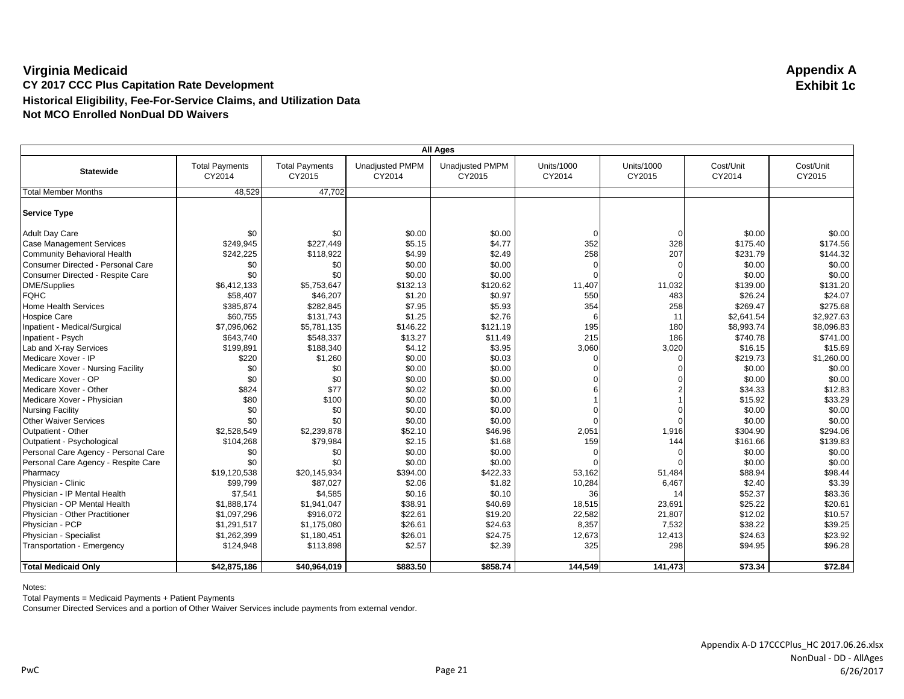# Virginia Medicaid

**Appendix A**
**Exhibit 1c**

### CY 2017 CCC Plus Capitation Rate Development
### Historical Eligibility, Fee-For-Service Claims, and Utilization Data
### Not MCO Enrolled NonDual DD Waivers

| All Ages | | | | | | | | |
|---|---|---|---|---|---|---|---|---|
| **Statewide** | Total Payments CY2014 | Total Payments CY2015 | Unadjusted PMPM CY2014 | Unadjusted PMPM CY2015 | Units/1000 CY2014 | Units/1000 CY2015 | Cost/Unit CY2014 | Cost/Unit CY2015 |
| Total Member Months | 48,529 | 47,702 | | | | | | |
| **Service Type** | | | | | | | | |
| Adult Day Care | $0 | $0 | $0.00 | $0.00 | 0 | 0 | $0.00 | $0.00 |
| Case Management Services | $249,945 | $227,449 | $5.15 | $4.77 | 352 | 328 | $175.40 | $174.56 |
| Community Behavioral Health | $242,225 | $118,922 | $4.99 | $2.49 | 258 | 207 | $231.79 | $144.32 |
| Consumer Directed - Personal Care | $0 | $0 | $0.00 | $0.00 | 0 | 0 | $0.00 | $0.00 |
| Consumer Directed - Respite Care | $0 | $0 | $0.00 | $0.00 | 0 | 0 | $0.00 | $0.00 |
| DME/Supplies | $6,412,133 | $5,753,647 | $132.13 | $120.62 | 11,407 | 11,032 | $139.00 | $131.20 |
| FQHC | $58,407 | $46,207 | $1.20 | $0.97 | 550 | 483 | $26.24 | $24.07 |
| Home Health Services | $385,874 | $282,845 | $7.95 | $5.93 | 354 | 258 | $269.47 | $275.68 |
| Hospice Care | $60,755 | $131,743 | $1.25 | $2.76 | 6 | 11 | $2,641.54 | $2,927.63 |
| Inpatient - Medical/Surgical | $7,096,062 | $5,781,135 | $146.22 | $121.19 | 195 | 180 | $8,993.74 | $8,096.83 |
| Inpatient - Psych | $643,740 | $548,337 | $13.27 | $11.49 | 215 | 186 | $740.78 | $741.00 |
| Lab and X-ray Services | $199,891 | $188,340 | $4.12 | $3.95 | 3,060 | 3,020 | $16.15 | $15.69 |
| Medicare Xover - IP | $220 | $1,260 | $0.00 | $0.03 | 0 | 0 | $219.73 | $1,260.00 |
| Medicare Xover - Nursing Facility | $0 | $0 | $0.00 | $0.00 | 0 | 0 | $0.00 | $0.00 |
| Medicare Xover - OP | $0 | $0 | $0.00 | $0.00 | 0 | 0 | $0.00 | $0.00 |
| Medicare Xover - Other | $824 | $77 | $0.02 | $0.00 | 6 | 2 | $34.33 | $12.83 |
| Medicare Xover - Physician | $80 | $100 | $0.00 | $0.00 | 1 | 1 | $15.92 | $33.29 |
| Nursing Facility | $0 | $0 | $0.00 | $0.00 | 0 | 0 | $0.00 | $0.00 |
| Other Waiver Services | $0 | $0 | $0.00 | $0.00 | 0 | 0 | $0.00 | $0.00 |
| Outpatient - Other | $2,528,549 | $2,239,878 | $52.10 | $46.96 | 2,051 | 1,916 | $304.90 | $294.06 |
| Outpatient - Psychological | $104,268 | $79,984 | $2.15 | $1.68 | 159 | 144 | $161.66 | $139.83 |
| Personal Care Agency - Personal Care | $0 | $0 | $0.00 | $0.00 | 0 | 0 | $0.00 | $0.00 |
| Personal Care Agency - Respite Care | $0 | $0 | $0.00 | $0.00 | 0 | 0 | $0.00 | $0.00 |
| Pharmacy | $19,120,538 | $20,145,934 | $394.00 | $422.33 | 53,162 | 51,484 | $88.94 | $98.44 |
| Physician - Clinic | $99,799 | $87,027 | $2.06 | $1.82 | 10,284 | 6,467 | $2.40 | $3.39 |
| Physician - IP Mental Health | $7,541 | $4,585 | $0.16 | $0.10 | 36 | 14 | $52.37 | $83.36 |
| Physician - OP Mental Health | $1,888,174 | $1,941,047 | $38.91 | $40.69 | 18,515 | 23,691 | $25.22 | $20.61 |
| Physician - Other Practitioner | $1,097,296 | $916,072 | $22.61 | $19.20 | 22,582 | 21,807 | $12.02 | $10.57 |
| Physician - PCP | $1,291,517 | $1,175,080 | $26.61 | $24.63 | 8,357 | 7,532 | $38.22 | $39.25 |
| Physician - Specialist | $1,262,399 | $1,180,451 | $26.01 | $24.75 | 12,673 | 12,413 | $24.63 | $23.92 |
| Transportation - Emergency | $124,948 | $113,898 | $2.57 | $2.39 | 325 | 298 | $94.95 | $96.28 |
| **Total Medicaid Only** | **$42,875,186** | **$40,964,019** | **$883.50** | **$858.74** | **144,549** | **141,473** | **$73.34** | **$72.84** |

Notes:
Total Payments = Medicaid Payments + Patient Payments
Consumer Directed Services and a portion of Other Waiver Services include payments from external vendor.

Appendix A-D 17CCCPlus_HC 2017.06.26.xlsx
NonDual - DD - AllAges
6/26/2017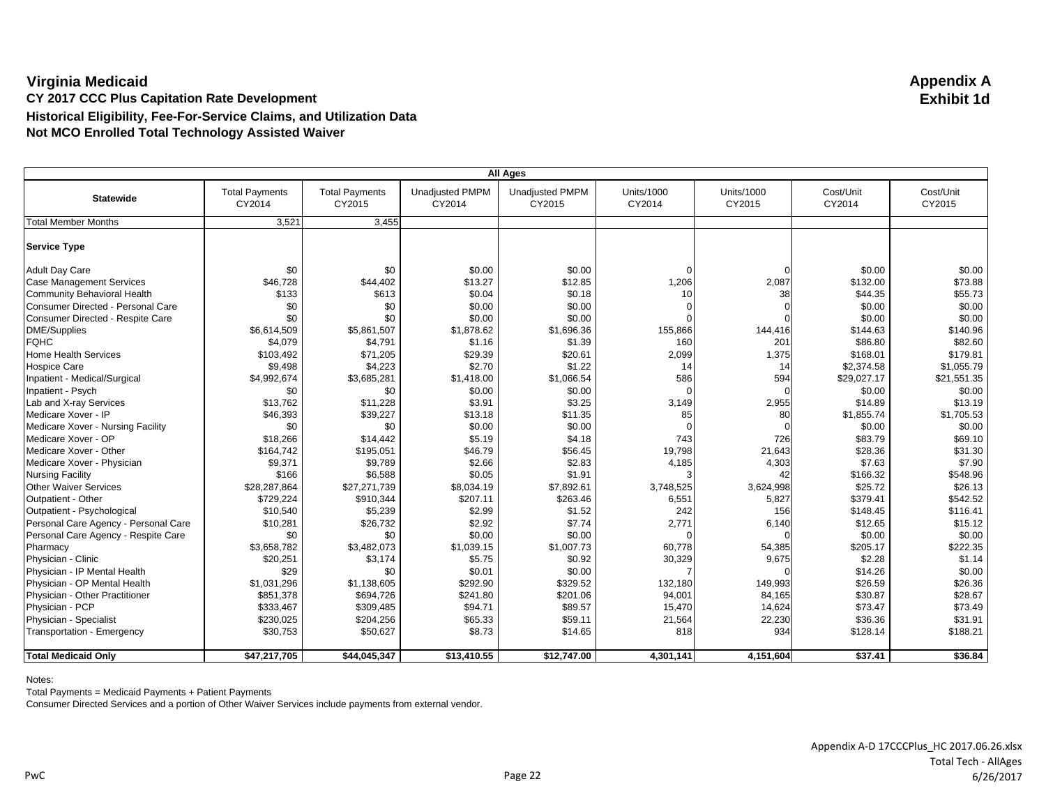# Virginia Medicaid

**Appendix A**
**Exhibit 1d**

## CY 2017 CCC Plus Capitation Rate Development

### Historical Eligibility, Fee-For-Service Claims, and Utilization Data

### Not MCO Enrolled Total Technology Assisted Waiver

| All Ages | | | | | | | | |
|---|---|---|---|---|---|---|---|---|
| **Statewide** | Total Payments CY2014 | Total Payments CY2015 | Unadjusted PMPM CY2014 | Unadjusted PMPM CY2015 | Units/1000 CY2014 | Units/1000 CY2015 | Cost/Unit CY2014 | Cost/Unit CY2015 |
| Total Member Months | 3,521 | 3,455 | | | | | | |
| **Service Type** | | | | | | | | |
| Adult Day Care | $0 | $0 | $0.00 | $0.00 | 0 | 0 | $0.00 | $0.00 |
| Case Management Services | $46,728 | $44,402 | $13.27 | $12.85 | 1,206 | 2,087 | $132.00 | $73.88 |
| Community Behavioral Health | $133 | $613 | $0.04 | $0.18 | 10 | 38 | $44.35 | $55.73 |
| Consumer Directed - Personal Care | $0 | $0 | $0.00 | $0.00 | 0 | 0 | $0.00 | $0.00 |
| Consumer Directed - Respite Care | $0 | $0 | $0.00 | $0.00 | 0 | 0 | $0.00 | $0.00 |
| DME/Supplies | $6,614,509 | $5,861,507 | $1,878.62 | $1,696.36 | 155,866 | 144,416 | $144.63 | $140.96 |
| FQHC | $4,079 | $4,791 | $1.16 | $1.39 | 160 | 201 | $86.80 | $82.60 |
| Home Health Services | $103,492 | $71,205 | $29.39 | $20.61 | 2,099 | 1,375 | $168.01 | $179.81 |
| Hospice Care | $9,498 | $4,223 | $2.70 | $1.22 | 14 | 14 | $2,374.58 | $1,055.79 |
| Inpatient - Medical/Surgical | $4,992,674 | $3,685,281 | $1,418.00 | $1,066.54 | 586 | 594 | $29,027.17 | $21,551.35 |
| Inpatient - Psych | $0 | $0 | $0.00 | $0.00 | 0 | 0 | $0.00 | $0.00 |
| Lab and X-ray Services | $13,762 | $11,228 | $3.91 | $3.25 | 3,149 | 2,955 | $14.89 | $13.19 |
| Medicare Xover - IP | $46,393 | $39,227 | $13.18 | $11.35 | 85 | 80 | $1,855.74 | $1,705.53 |
| Medicare Xover - Nursing Facility | $0 | $0 | $0.00 | $0.00 | 0 | 0 | $0.00 | $0.00 |
| Medicare Xover - OP | $18,266 | $14,442 | $5.19 | $4.18 | 743 | 726 | $83.79 | $69.10 |
| Medicare Xover - Other | $164,742 | $195,051 | $46.79 | $56.45 | 19,798 | 21,643 | $28.36 | $31.30 |
| Medicare Xover - Physician | $9,371 | $9,789 | $2.66 | $2.83 | 4,185 | 4,303 | $7.63 | $7.90 |
| Nursing Facility | $166 | $6,588 | $0.05 | $1.91 | 3 | 42 | $166.32 | $548.96 |
| Other Waiver Services | $28,287,864 | $27,271,739 | $8,034.19 | $7,892.61 | 3,748,525 | 3,624,998 | $25.72 | $26.13 |
| Outpatient - Other | $729,224 | $910,344 | $207.11 | $263.46 | 6,551 | 5,827 | $379.41 | $542.52 |
| Outpatient - Psychological | $10,540 | $5,239 | $2.99 | $1.52 | 242 | 156 | $148.45 | $116.41 |
| Personal Care Agency - Personal Care | $10,281 | $26,732 | $2.92 | $7.74 | 2,771 | 6,140 | $12.65 | $15.12 |
| Personal Care Agency - Respite Care | $0 | $0 | $0.00 | $0.00 | 0 | 0 | $0.00 | $0.00 |
| Pharmacy | $3,658,782 | $3,482,073 | $1,039.15 | $1,007.73 | 60,778 | 54,385 | $205.17 | $222.35 |
| Physician - Clinic | $20,251 | $3,174 | $5.75 | $0.92 | 30,329 | 9,675 | $2.28 | $1.14 |
| Physician - IP Mental Health | $29 | $0 | $0.01 | $0.00 | 7 | 0 | $14.26 | $0.00 |
| Physician - OP Mental Health | $1,031,296 | $1,138,605 | $292.90 | $329.52 | 132,180 | 149,993 | $26.59 | $26.36 |
| Physician - Other Practitioner | $851,378 | $694,726 | $241.80 | $201.06 | 94,001 | 84,165 | $30.87 | $28.67 |
| Physician - PCP | $333,467 | $309,485 | $94.71 | $89.57 | 15,470 | 14,624 | $73.47 | $73.49 |
| Physician - Specialist | $230,025 | $204,256 | $65.33 | $59.11 | 21,564 | 22,230 | $36.36 | $31.91 |
| Transportation - Emergency | $30,753 | $50,627 | $8.73 | $14.65 | 818 | 934 | $128.14 | $188.21 |
| **Total Medicaid Only** | **$47,217,705** | **$44,045,347** | **$13,410.55** | **$12,747.00** | **4,301,141** | **4,151,604** | **$37.41** | **$36.84** |

Notes:
Total Payments = Medicaid Payments + Patient Payments
Consumer Directed Services and a portion of Other Waiver Services include payments from external vendor.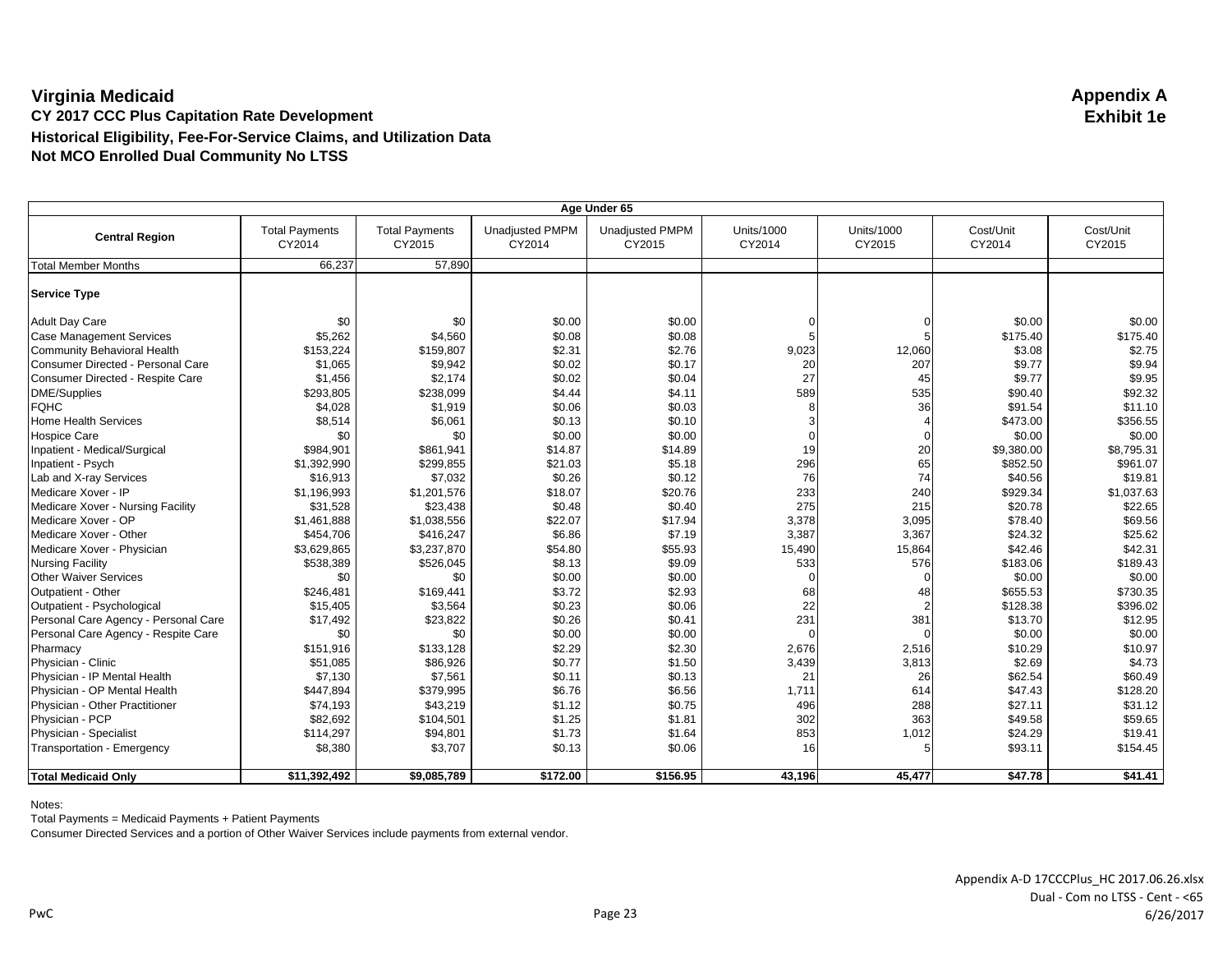# Virginia Medicaid

**Appendix A**
**Exhibit 1e**

### CY 2017 CCC Plus Capitation Rate Development
### Historical Eligibility, Fee-For-Service Claims, and Utilization Data
### Not MCO Enrolled Dual Community No LTSS

| Age Under 65 | | | | | | | | |
|---|---|---|---|---|---|---|---|---|
| **Central Region** | Total Payments CY2014 | Total Payments CY2015 | Unadjusted PMPM CY2014 | Unadjusted PMPM CY2015 | Units/1000 CY2014 | Units/1000 CY2015 | Cost/Unit CY2014 | Cost/Unit CY2015 |
| Total Member Months | 66,237 | 57,890 | | | | | | |
| **Service Type** | | | | | | | | |
| Adult Day Care | $0 | $0 | $0.00 | $0.00 | 0 | 0 | $0.00 | $0.00 |
| Case Management Services | $5,262 | $4,560 | $0.08 | $0.08 | 5 | 5 | $175.40 | $175.40 |
| Community Behavioral Health | $153,224 | $159,807 | $2.31 | $2.76 | 9,023 | 12,060 | $3.08 | $2.75 |
| Consumer Directed - Personal Care | $1,065 | $9,942 | $0.02 | $0.17 | 20 | 207 | $9.77 | $9.94 |
| Consumer Directed - Respite Care | $1,456 | $2,174 | $0.02 | $0.04 | 27 | 45 | $9.77 | $9.95 |
| DME/Supplies | $293,805 | $238,099 | $4.44 | $4.11 | 589 | 535 | $90.40 | $92.32 |
| FQHC | $4,028 | $1,919 | $0.06 | $0.03 | 8 | 36 | $91.54 | $11.10 |
| Home Health Services | $8,514 | $6,061 | $0.13 | $0.10 | 3 | 4 | $473.00 | $356.55 |
| Hospice Care | $0 | $0 | $0.00 | $0.00 | 0 | 0 | $0.00 | $0.00 |
| Inpatient - Medical/Surgical | $984,901 | $861,941 | $14.87 | $14.89 | 19 | 20 | $9,380.00 | $8,795.31 |
| Inpatient - Psych | $1,392,990 | $299,855 | $21.03 | $5.18 | 296 | 65 | $852.50 | $961.07 |
| Lab and X-ray Services | $16,913 | $7,032 | $0.26 | $0.12 | 76 | 74 | $40.56 | $19.81 |
| Medicare Xover - IP | $1,196,993 | $1,201,576 | $18.07 | $20.76 | 233 | 240 | $929.34 | $1,037.63 |
| Medicare Xover - Nursing Facility | $31,528 | $23,438 | $0.48 | $0.40 | 275 | 215 | $20.78 | $22.65 |
| Medicare Xover - OP | $1,461,888 | $1,038,556 | $22.07 | $17.94 | 3,378 | 3,095 | $78.40 | $69.56 |
| Medicare Xover - Other | $454,706 | $416,247 | $6.86 | $7.19 | 3,387 | 3,367 | $24.32 | $25.62 |
| Medicare Xover - Physician | $3,629,865 | $3,237,870 | $54.80 | $55.93 | 15,490 | 15,864 | $42.46 | $42.31 |
| Nursing Facility | $538,389 | $526,045 | $8.13 | $9.09 | 533 | 576 | $183.06 | $189.43 |
| Other Waiver Services | $0 | $0 | $0.00 | $0.00 | 0 | 0 | $0.00 | $0.00 |
| Outpatient - Other | $246,481 | $169,441 | $3.72 | $2.93 | 68 | 48 | $655.53 | $730.35 |
| Outpatient - Psychological | $15,405 | $3,564 | $0.23 | $0.06 | 22 | 2 | $128.38 | $396.02 |
| Personal Care Agency - Personal Care | $17,492 | $23,822 | $0.26 | $0.41 | 231 | 381 | $13.70 | $12.95 |
| Personal Care Agency - Respite Care | $0 | $0 | $0.00 | $0.00 | 0 | 0 | $0.00 | $0.00 |
| Pharmacy | $151,916 | $133,128 | $2.29 | $2.30 | 2,676 | 2,516 | $10.29 | $10.97 |
| Physician - Clinic | $51,085 | $86,926 | $0.77 | $1.50 | 3,439 | 3,813 | $2.69 | $4.73 |
| Physician - IP Mental Health | $7,130 | $7,561 | $0.11 | $0.13 | 21 | 26 | $62.54 | $60.49 |
| Physician - OP Mental Health | $447,894 | $379,995 | $6.76 | $6.56 | 1,711 | 614 | $47.43 | $128.20 |
| Physician - Other Practitioner | $74,193 | $43,219 | $1.12 | $0.75 | 496 | 288 | $27.11 | $31.12 |
| Physician - PCP | $82,692 | $104,501 | $1.25 | $1.81 | 302 | 363 | $49.58 | $59.65 |
| Physician - Specialist | $114,297 | $94,801 | $1.73 | $1.64 | 853 | 1,012 | $24.29 | $19.41 |
| Transportation - Emergency | $8,380 | $3,707 | $0.13 | $0.06 | 16 | 5 | $93.11 | $154.45 |
| **Total Medicaid Only** | **$11,392,492** | **$9,085,789** | **$172.00** | **$156.95** | **43,196** | **45,477** | **$47.78** | **$41.41** |

Notes:
Total Payments = Medicaid Payments + Patient Payments
Consumer Directed Services and a portion of Other Waiver Services include payments from external vendor.

Appendix A-D 17CCCPlus_HC 2017.06.26.xlsx
Dual - Com no LTSS - Cent - <65
6/26/2017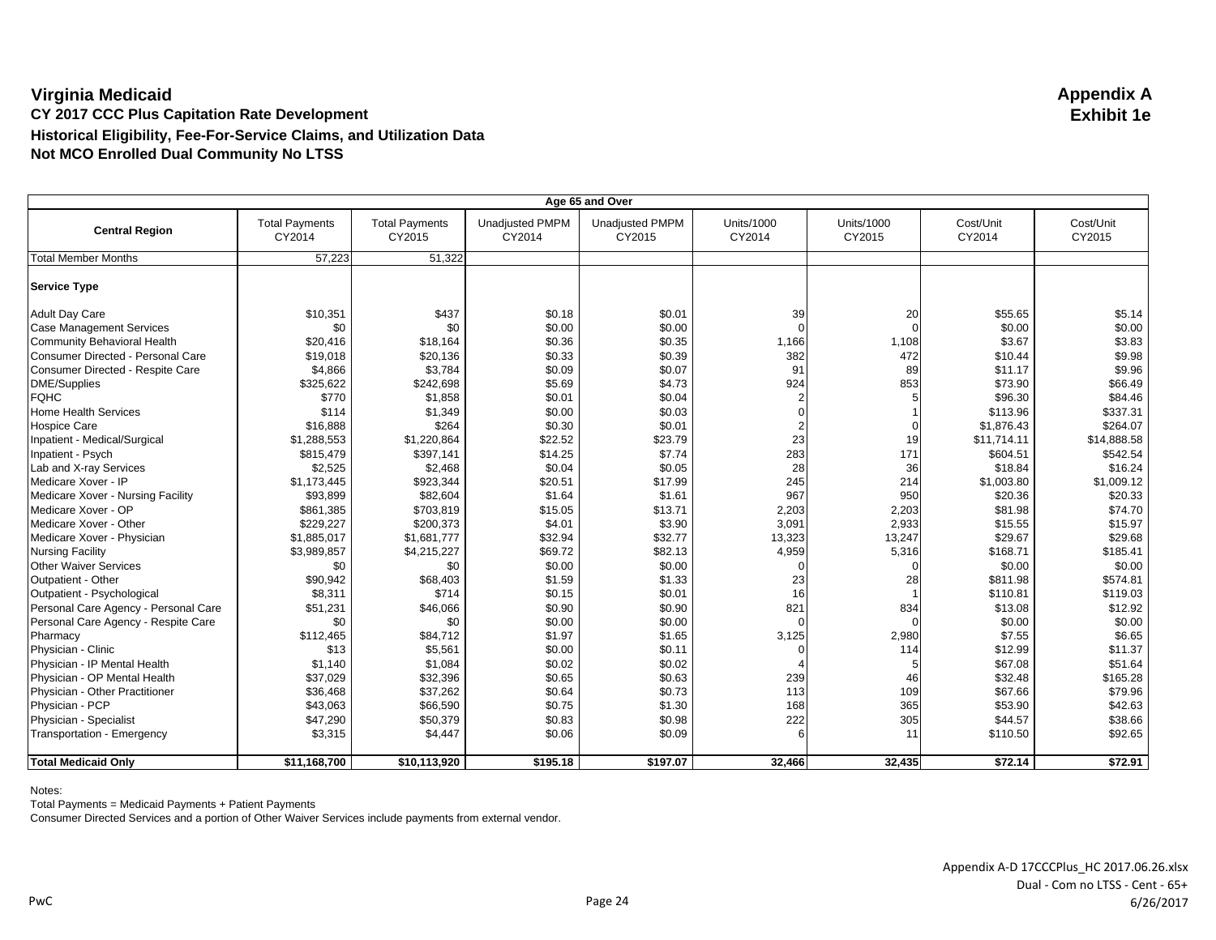# Virginia Medicaid

**Appendix A**
**Exhibit 1e**

**CY 2017 CCC Plus Capitation Rate Development**

**Historical Eligibility, Fee-For-Service Claims, and Utilization Data**

**Not MCO Enrolled Dual Community No LTSS**

| Age 65 and Over | | | | | | | | |
|---|---|---|---|---|---|---|---|---|
| **Central Region** | Total Payments CY2014 | Total Payments CY2015 | Unadjusted PMPM CY2014 | Unadjusted PMPM CY2015 | Units/1000 CY2014 | Units/1000 CY2015 | Cost/Unit CY2014 | Cost/Unit CY2015 |
| Total Member Months | 57,223 | 51,322 | | | | | | |
| **Service Type** | | | | | | | | |
| Adult Day Care | $10,351 | $437 | $0.18 | $0.01 | 39 | 20 | $55.65 | $5.14 |
| Case Management Services | $0 | $0 | $0.00 | $0.00 | 0 | 0 | $0.00 | $0.00 |
| Community Behavioral Health | $20,416 | $18,164 | $0.36 | $0.35 | 1,166 | 1,108 | $3.67 | $3.83 |
| Consumer Directed - Personal Care | $19,018 | $20,136 | $0.33 | $0.39 | 382 | 472 | $10.44 | $9.98 |
| Consumer Directed - Respite Care | $4,866 | $3,784 | $0.09 | $0.07 | 91 | 89 | $11.17 | $9.96 |
| DME/Supplies | $325,622 | $242,698 | $5.69 | $4.73 | 924 | 853 | $73.90 | $66.49 |
| FQHC | $770 | $1,858 | $0.01 | $0.04 | 2 | 5 | $96.30 | $84.46 |
| Home Health Services | $114 | $1,349 | $0.00 | $0.03 | 0 | 1 | $113.96 | $337.31 |
| Hospice Care | $16,888 | $264 | $0.30 | $0.01 | 2 | 0 | $1,876.43 | $264.07 |
| Inpatient - Medical/Surgical | $1,288,553 | $1,220,864 | $22.52 | $23.79 | 23 | 19 | $11,714.11 | $14,888.58 |
| Inpatient - Psych | $815,479 | $397,141 | $14.25 | $7.74 | 283 | 171 | $604.51 | $542.54 |
| Lab and X-ray Services | $2,525 | $2,468 | $0.04 | $0.05 | 28 | 36 | $18.84 | $16.24 |
| Medicare Xover - IP | $1,173,445 | $923,344 | $20.51 | $17.99 | 245 | 214 | $1,003.80 | $1,009.12 |
| Medicare Xover - Nursing Facility | $93,899 | $82,604 | $1.64 | $1.61 | 967 | 950 | $20.36 | $20.33 |
| Medicare Xover - OP | $861,385 | $703,819 | $15.05 | $13.71 | 2,203 | 2,203 | $81.98 | $74.70 |
| Medicare Xover - Other | $229,227 | $200,373 | $4.01 | $3.90 | 3,091 | 2,933 | $15.55 | $15.97 |
| Medicare Xover - Physician | $1,885,017 | $1,681,777 | $32.94 | $32.77 | 13,323 | 13,247 | $29.67 | $29.68 |
| Nursing Facility | $3,989,857 | $4,215,227 | $69.72 | $82.13 | 4,959 | 5,316 | $168.71 | $185.41 |
| Other Waiver Services | $0 | $0 | $0.00 | $0.00 | 0 | 0 | $0.00 | $0.00 |
| Outpatient - Other | $90,942 | $68,403 | $1.59 | $1.33 | 23 | 28 | $811.98 | $574.81 |
| Outpatient - Psychological | $8,311 | $714 | $0.15 | $0.01 | 16 | 1 | $110.81 | $119.03 |
| Personal Care Agency - Personal Care | $51,231 | $46,066 | $0.90 | $0.90 | 821 | 834 | $13.08 | $12.92 |
| Personal Care Agency - Respite Care | $0 | $0 | $0.00 | $0.00 | 0 | 0 | $0.00 | $0.00 |
| Pharmacy | $112,465 | $84,712 | $1.97 | $1.65 | 3,125 | 2,980 | $7.55 | $6.65 |
| Physician - Clinic | $13 | $5,561 | $0.00 | $0.11 | 0 | 114 | $12.99 | $11.37 |
| Physician - IP Mental Health | $1,140 | $1,084 | $0.02 | $0.02 | 4 | 5 | $67.08 | $51.64 |
| Physician - OP Mental Health | $37,029 | $32,396 | $0.65 | $0.63 | 239 | 46 | $32.48 | $165.28 |
| Physician - Other Practitioner | $36,468 | $37,262 | $0.64 | $0.73 | 113 | 109 | $67.66 | $79.96 |
| Physician - PCP | $43,063 | $66,590 | $0.75 | $1.30 | 168 | 365 | $53.90 | $42.63 |
| Physician - Specialist | $47,290 | $50,379 | $0.83 | $0.98 | 222 | 305 | $44.57 | $38.66 |
| Transportation - Emergency | $3,315 | $4,447 | $0.06 | $0.09 | 6 | 11 | $110.50 | $92.65 |
| **Total Medicaid Only** | **$11,168,700** | **$10,113,920** | **$195.18** | **$197.07** | **32,466** | **32,435** | **$72.14** | **$72.91** |

Notes:
Total Payments = Medicaid Payments + Patient Payments
Consumer Directed Services and a portion of Other Waiver Services include payments from external vendor.

Appendix A-D 17CCCPlus_HC 2017.06.26.xlsx
Dual - Com no LTSS - Cent - 65+
6/26/2017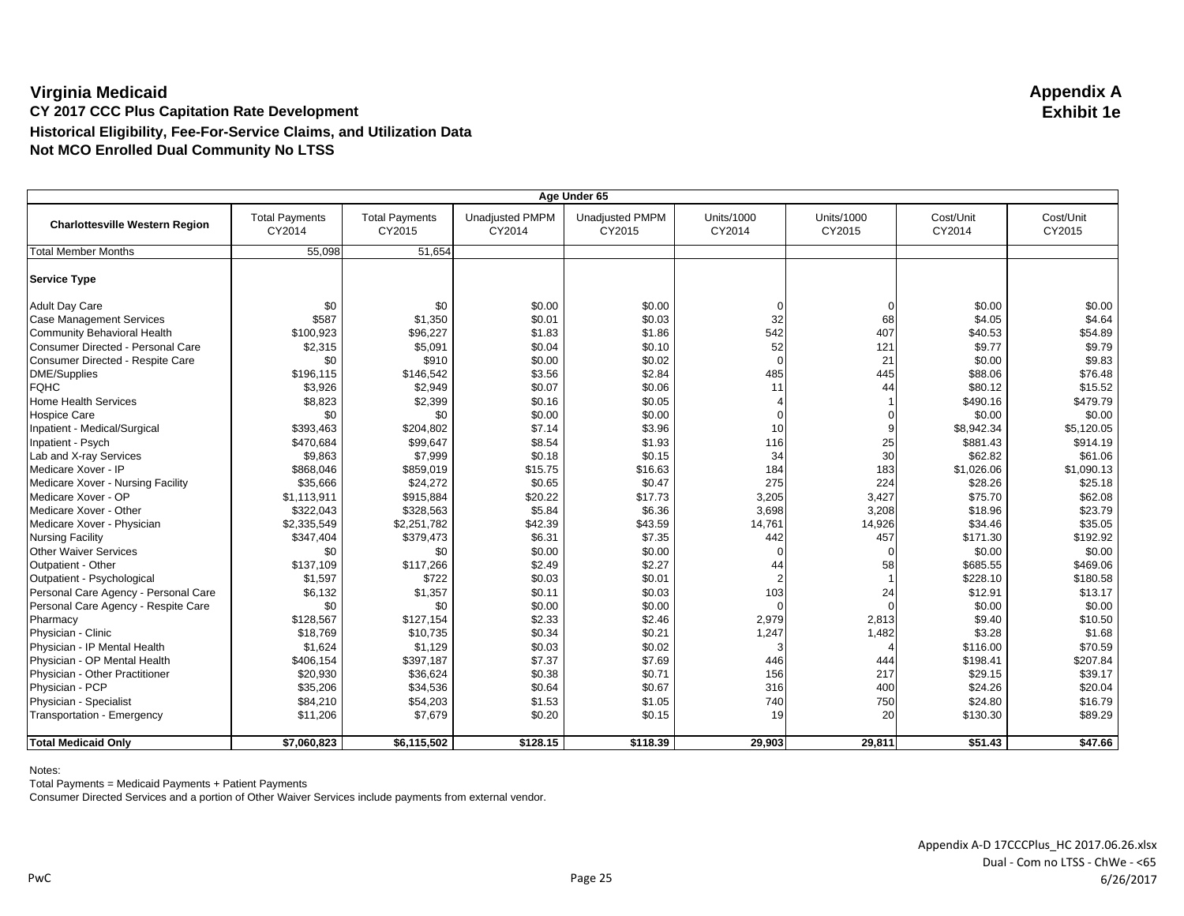# Virginia Medicaid

**Appendix A**
**Exhibit 1e**

**CY 2017 CCC Plus Capitation Rate Development**
**Historical Eligibility, Fee-For-Service Claims, and Utilization Data**
**Not MCO Enrolled Dual Community No LTSS**

| Age Under 65 | | | | | | | | |
|---|---|---|---|---|---|---|---|---|
| **Charlottesville Western Region** | Total Payments CY2014 | Total Payments CY2015 | Unadjusted PMPM CY2014 | Unadjusted PMPM CY2015 | Units/1000 CY2014 | Units/1000 CY2015 | Cost/Unit CY2014 | Cost/Unit CY2015 |
| Total Member Months | 55,098 | 51,654 | | | | | | |
| **Service Type** | | | | | | | | |
| Adult Day Care | $0 | $0 | $0.00 | $0.00 | 0 | 0 | $0.00 | $0.00 |
| Case Management Services | $587 | $1,350 | $0.01 | $0.03 | 32 | 68 | $4.05 | $4.64 |
| Community Behavioral Health | $100,923 | $96,227 | $1.83 | $1.86 | 542 | 407 | $40.53 | $54.89 |
| Consumer Directed - Personal Care | $2,315 | $5,091 | $0.04 | $0.10 | 52 | 121 | $9.77 | $9.79 |
| Consumer Directed - Respite Care | $0 | $910 | $0.00 | $0.02 | 0 | 21 | $0.00 | $9.83 |
| DME/Supplies | $196,115 | $146,542 | $3.56 | $2.84 | 485 | 445 | $88.06 | $76.48 |
| FQHC | $3,926 | $2,949 | $0.07 | $0.06 | 11 | 44 | $80.12 | $15.52 |
| Home Health Services | $8,823 | $2,399 | $0.16 | $0.05 | 4 | 1 | $490.16 | $479.79 |
| Hospice Care | $0 | $0 | $0.00 | $0.00 | 0 | 0 | $0.00 | $0.00 |
| Inpatient - Medical/Surgical | $393,463 | $204,802 | $7.14 | $3.96 | 10 | 9 | $8,942.34 | $5,120.05 |
| Inpatient - Psych | $470,684 | $99,647 | $8.54 | $1.93 | 116 | 25 | $881.43 | $914.19 |
| Lab and X-ray Services | $9,863 | $7,999 | $0.18 | $0.15 | 34 | 30 | $62.82 | $61.06 |
| Medicare Xover - IP | $868,046 | $859,019 | $15.75 | $16.63 | 184 | 183 | $1,026.06 | $1,090.13 |
| Medicare Xover - Nursing Facility | $35,666 | $24,272 | $0.65 | $0.47 | 275 | 224 | $28.26 | $25.18 |
| Medicare Xover - OP | $1,113,911 | $915,884 | $20.22 | $17.73 | 3,205 | 3,427 | $75.70 | $62.08 |
| Medicare Xover - Other | $322,043 | $328,563 | $5.84 | $6.36 | 3,698 | 3,208 | $18.96 | $23.79 |
| Medicare Xover - Physician | $2,335,549 | $2,251,782 | $42.39 | $43.59 | 14,761 | 14,926 | $34.46 | $35.05 |
| Nursing Facility | $347,404 | $379,473 | $6.31 | $7.35 | 442 | 457 | $171.30 | $192.92 |
| Other Waiver Services | $0 | $0 | $0.00 | $0.00 | 0 | 0 | $0.00 | $0.00 |
| Outpatient - Other | $137,109 | $117,266 | $2.49 | $2.27 | 44 | 58 | $685.55 | $469.06 |
| Outpatient - Psychological | $1,597 | $722 | $0.03 | $0.01 | 2 | 1 | $228.10 | $180.58 |
| Personal Care Agency - Personal Care | $6,132 | $1,357 | $0.11 | $0.03 | 103 | 24 | $12.91 | $13.17 |
| Personal Care Agency - Respite Care | $0 | $0 | $0.00 | $0.00 | 0 | 0 | $0.00 | $0.00 |
| Pharmacy | $128,567 | $127,154 | $2.33 | $2.46 | 2,979 | 2,813 | $9.40 | $10.50 |
| Physician - Clinic | $18,769 | $10,735 | $0.34 | $0.21 | 1,247 | 1,482 | $3.28 | $1.68 |
| Physician - IP Mental Health | $1,624 | $1,129 | $0.03 | $0.02 | 3 | 4 | $116.00 | $70.59 |
| Physician - OP Mental Health | $406,154 | $397,187 | $7.37 | $7.69 | 446 | 444 | $198.41 | $207.84 |
| Physician - Other Practitioner | $20,930 | $36,624 | $0.38 | $0.71 | 156 | 217 | $29.15 | $39.17 |
| Physician - PCP | $35,206 | $34,536 | $0.64 | $0.67 | 316 | 400 | $24.26 | $20.04 |
| Physician - Specialist | $84,210 | $54,203 | $1.53 | $1.05 | 740 | 750 | $24.80 | $16.79 |
| Transportation - Emergency | $11,206 | $7,679 | $0.20 | $0.15 | 19 | 20 | $130.30 | $89.29 |
| **Total Medicaid Only** | **$7,060,823** | **$6,115,502** | **$128.15** | **$118.39** | **29,903** | **29,811** | **$51.43** | **$47.66** |

Notes:
Total Payments = Medicaid Payments + Patient Payments
Consumer Directed Services and a portion of Other Waiver Services include payments from external vendor.

Appendix A-D 17CCCPlus_HC 2017.06.26.xlsx
Dual - Com no LTSS - ChWe - <65
6/26/2017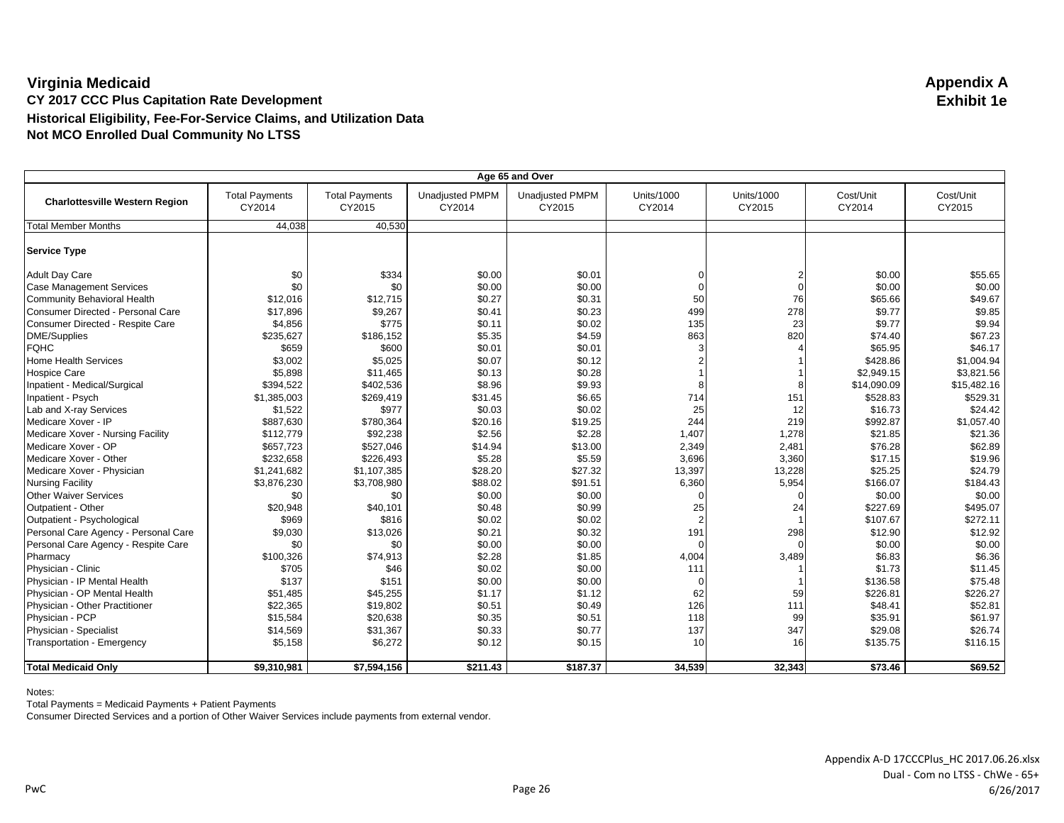# Virginia Medicaid

**Appendix A**
**Exhibit 1e**

## CY 2017 CCC Plus Capitation Rate Development

### Historical Eligibility, Fee-For-Service Claims, and Utilization Data

### Not MCO Enrolled Dual Community No LTSS

| Age 65 and Over | | | | | | | | |
|---|---|---|---|---|---|---|---|---|
| **Charlottesville Western Region** | Total Payments CY2014 | Total Payments CY2015 | Unadjusted PMPM CY2014 | Unadjusted PMPM CY2015 | Units/1000 CY2014 | Units/1000 CY2015 | Cost/Unit CY2014 | Cost/Unit CY2015 |
| Total Member Months | 44,038 | 40,530 | | | | | | |
| **Service Type** | | | | | | | | |
| Adult Day Care | $0 | $334 | $0.00 | $0.01 | 0 | 2 | $0.00 | $55.65 |
| Case Management Services | $0 | $0 | $0.00 | $0.00 | 0 | 0 | $0.00 | $0.00 |
| Community Behavioral Health | $12,016 | $12,715 | $0.27 | $0.31 | 50 | 76 | $65.66 | $49.67 |
| Consumer Directed - Personal Care | $17,896 | $9,267 | $0.41 | $0.23 | 499 | 278 | $9.77 | $9.85 |
| Consumer Directed - Respite Care | $4,856 | $775 | $0.11 | $0.02 | 135 | 23 | $9.77 | $9.94 |
| DME/Supplies | $235,627 | $186,152 | $5.35 | $4.59 | 863 | 820 | $74.40 | $67.23 |
| FQHC | $659 | $600 | $0.01 | $0.01 | 3 | 4 | $65.95 | $46.17 |
| Home Health Services | $3,002 | $5,025 | $0.07 | $0.12 | 2 | 1 | $428.86 | $1,004.94 |
| Hospice Care | $5,898 | $11,465 | $0.13 | $0.28 | 1 | 1 | $2,949.15 | $3,821.56 |
| Inpatient - Medical/Surgical | $394,522 | $402,536 | $8.96 | $9.93 | 8 | 8 | $14,090.09 | $15,482.16 |
| Inpatient - Psych | $1,385,003 | $269,419 | $31.45 | $6.65 | 714 | 151 | $528.83 | $529.31 |
| Lab and X-ray Services | $1,522 | $977 | $0.03 | $0.02 | 25 | 12 | $16.73 | $24.42 |
| Medicare Xover - IP | $887,630 | $780,364 | $20.16 | $19.25 | 244 | 219 | $992.87 | $1,057.40 |
| Medicare Xover - Nursing Facility | $112,779 | $92,238 | $2.56 | $2.28 | 1,407 | 1,278 | $21.85 | $21.36 |
| Medicare Xover - OP | $657,723 | $527,046 | $14.94 | $13.00 | 2,349 | 2,481 | $76.28 | $62.89 |
| Medicare Xover - Other | $232,658 | $226,493 | $5.28 | $5.59 | 3,696 | 3,360 | $17.15 | $19.96 |
| Medicare Xover - Physician | $1,241,682 | $1,107,385 | $28.20 | $27.32 | 13,397 | 13,228 | $25.25 | $24.79 |
| Nursing Facility | $3,876,230 | $3,708,980 | $88.02 | $91.51 | 6,360 | 5,954 | $166.07 | $184.43 |
| Other Waiver Services | $0 | $0 | $0.00 | $0.00 | 0 | 0 | $0.00 | $0.00 |
| Outpatient - Other | $20,948 | $40,101 | $0.48 | $0.99 | 25 | 24 | $227.69 | $495.07 |
| Outpatient - Psychological | $969 | $816 | $0.02 | $0.02 | 2 | 1 | $107.67 | $272.11 |
| Personal Care Agency - Personal Care | $9,030 | $13,026 | $0.21 | $0.32 | 191 | 298 | $12.90 | $12.92 |
| Personal Care Agency - Respite Care | $0 | $0 | $0.00 | $0.00 | 0 | 0 | $0.00 | $0.00 |
| Pharmacy | $100,326 | $74,913 | $2.28 | $1.85 | 4,004 | 3,489 | $6.83 | $6.36 |
| Physician - Clinic | $705 | $46 | $0.02 | $0.00 | 111 | 1 | $1.73 | $11.45 |
| Physician - IP Mental Health | $137 | $151 | $0.00 | $0.00 | 0 | 1 | $136.58 | $75.48 |
| Physician - OP Mental Health | $51,485 | $45,255 | $1.17 | $1.12 | 62 | 59 | $226.81 | $226.27 |
| Physician - Other Practitioner | $22,365 | $19,802 | $0.51 | $0.49 | 126 | 111 | $48.41 | $52.81 |
| Physician - PCP | $15,584 | $20,638 | $0.35 | $0.51 | 118 | 99 | $35.91 | $61.97 |
| Physician - Specialist | $14,569 | $31,367 | $0.33 | $0.77 | 137 | 347 | $29.08 | $26.74 |
| Transportation - Emergency | $5,158 | $6,272 | $0.12 | $0.15 | 10 | 16 | $135.75 | $116.15 |
| **Total Medicaid Only** | **$9,310,981** | **$7,594,156** | **$211.43** | **$187.37** | **34,539** | **32,343** | **$73.46** | **$69.52** |

Notes:
Total Payments = Medicaid Payments + Patient Payments
Consumer Directed Services and a portion of Other Waiver Services include payments from external vendor.

Appendix A-D 17CCCPlus_HC 2017.06.26.xlsx
Dual - Com no LTSS - ChWe - 65+
6/26/2017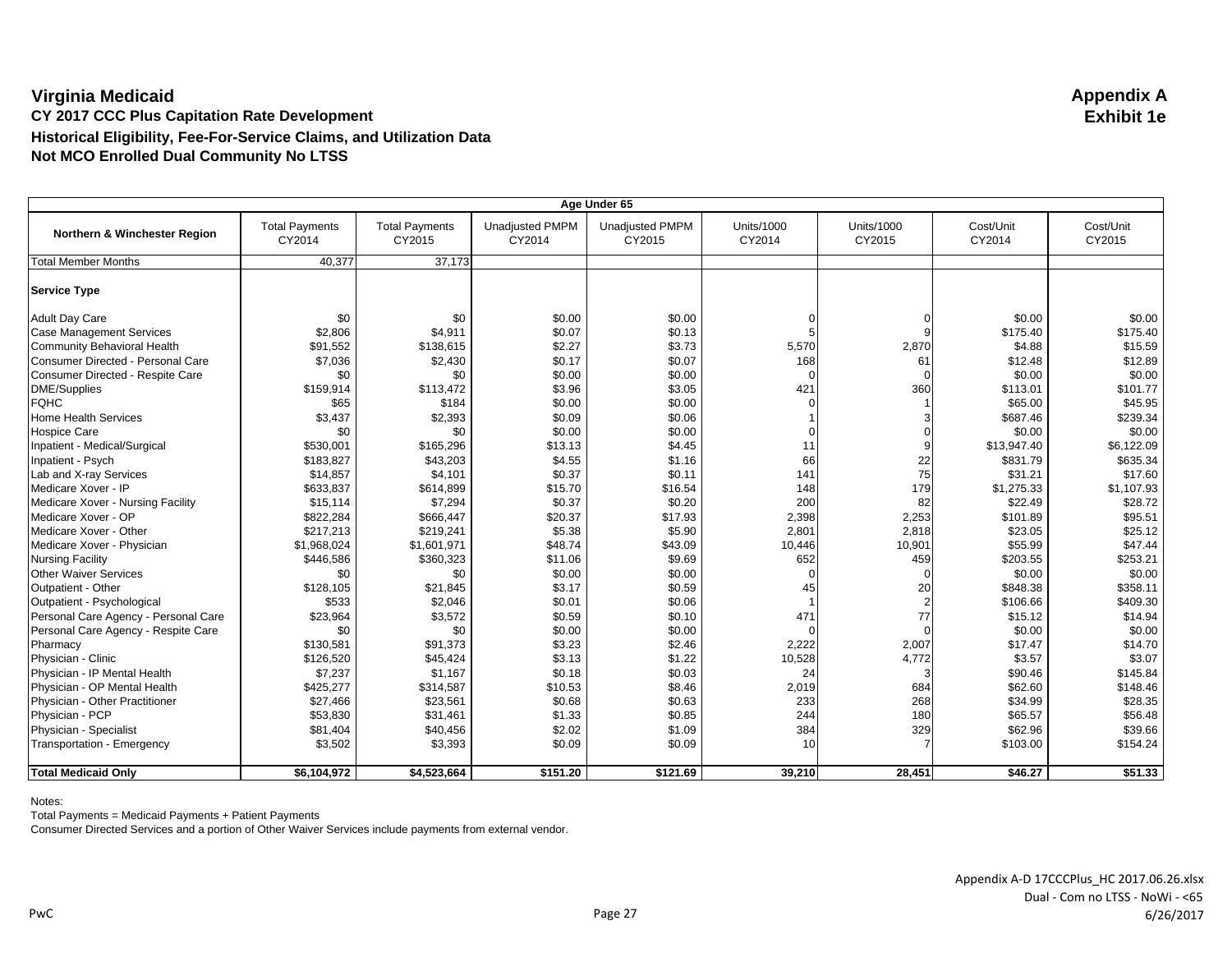# Virginia Medicaid

**Appendix A**
**Exhibit 1e**

**CY 2017 CCC Plus Capitation Rate Development**
**Historical Eligibility, Fee-For-Service Claims, and Utilization Data**
**Not MCO Enrolled Dual Community No LTSS**

| Age Under 65 | | | | | | | | |
|---|---|---|---|---|---|---|---|---|
| **Northern & Winchester Region** | Total Payments CY2014 | Total Payments CY2015 | Unadjusted PMPM CY2014 | Unadjusted PMPM CY2015 | Units/1000 CY2014 | Units/1000 CY2015 | Cost/Unit CY2014 | Cost/Unit CY2015 |
| Total Member Months | 40,377 | 37,173 | | | | | | |
| **Service Type** | | | | | | | | |
| Adult Day Care | $0 | $0 | $0.00 | $0.00 | 0 | 0 | $0.00 | $0.00 |
| Case Management Services | $2,806 | $4,911 | $0.07 | $0.13 | 5 | 9 | $175.40 | $175.40 |
| Community Behavioral Health | $91,552 | $138,615 | $2.27 | $3.73 | 5,570 | 2,870 | $4.88 | $15.59 |
| Consumer Directed - Personal Care | $7,036 | $2,430 | $0.17 | $0.07 | 168 | 61 | $12.48 | $12.89 |
| Consumer Directed - Respite Care | $0 | $0 | $0.00 | $0.00 | 0 | 0 | $0.00 | $0.00 |
| DME/Supplies | $159,914 | $113,472 | $3.96 | $3.05 | 421 | 360 | $113.01 | $101.77 |
| FQHC | $65 | $184 | $0.00 | $0.00 | 0 | 1 | $65.00 | $45.95 |
| Home Health Services | $3,437 | $2,393 | $0.09 | $0.06 | 1 | 3 | $687.46 | $239.34 |
| Hospice Care | $0 | $0 | $0.00 | $0.00 | 0 | 0 | $0.00 | $0.00 |
| Inpatient - Medical/Surgical | $530,001 | $165,296 | $13.13 | $4.45 | 11 | 9 | $13,947.40 | $6,122.09 |
| Inpatient - Psych | $183,827 | $43,203 | $4.55 | $1.16 | 66 | 22 | $831.79 | $635.34 |
| Lab and X-ray Services | $14,857 | $4,101 | $0.37 | $0.11 | 141 | 75 | $31.21 | $17.60 |
| Medicare Xover - IP | $633,837 | $614,899 | $15.70 | $16.54 | 148 | 179 | $1,275.33 | $1,107.93 |
| Medicare Xover - Nursing Facility | $15,114 | $7,294 | $0.37 | $0.20 | 200 | 82 | $22.49 | $28.72 |
| Medicare Xover - OP | $822,284 | $666,447 | $20.37 | $17.93 | 2,398 | 2,253 | $101.89 | $95.51 |
| Medicare Xover - Other | $217,213 | $219,241 | $5.38 | $5.90 | 2,801 | 2,818 | $23.05 | $25.12 |
| Medicare Xover - Physician | $1,968,024 | $1,601,971 | $48.74 | $43.09 | 10,446 | 10,901 | $55.99 | $47.44 |
| Nursing Facility | $446,586 | $360,323 | $11.06 | $9.69 | 652 | 459 | $203.55 | $253.21 |
| Other Waiver Services | $0 | $0 | $0.00 | $0.00 | 0 | 0 | $0.00 | $0.00 |
| Outpatient - Other | $128,105 | $21,845 | $3.17 | $0.59 | 45 | 20 | $848.38 | $358.11 |
| Outpatient - Psychological | $533 | $2,046 | $0.01 | $0.06 | 1 | 2 | $106.66 | $409.30 |
| Personal Care Agency - Personal Care | $23,964 | $3,572 | $0.59 | $0.10 | 471 | 77 | $15.12 | $14.94 |
| Personal Care Agency - Respite Care | $0 | $0 | $0.00 | $0.00 | 0 | 0 | $0.00 | $0.00 |
| Pharmacy | $130,581 | $91,373 | $3.23 | $2.46 | 2,222 | 2,007 | $17.47 | $14.70 |
| Physician - Clinic | $126,520 | $45,424 | $3.13 | $1.22 | 10,528 | 4,772 | $3.57 | $3.07 |
| Physician - IP Mental Health | $7,237 | $1,167 | $0.18 | $0.03 | 24 | 3 | $90.46 | $145.84 |
| Physician - OP Mental Health | $425,277 | $314,587 | $10.53 | $8.46 | 2,019 | 684 | $62.60 | $148.46 |
| Physician - Other Practitioner | $27,466 | $23,561 | $0.68 | $0.63 | 233 | 268 | $34.99 | $28.35 |
| Physician - PCP | $53,830 | $31,461 | $1.33 | $0.85 | 244 | 180 | $65.57 | $56.48 |
| Physician - Specialist | $81,404 | $40,456 | $2.02 | $1.09 | 384 | 329 | $62.96 | $39.66 |
| Transportation - Emergency | $3,502 | $3,393 | $0.09 | $0.09 | 10 | 7 | $103.00 | $154.24 |
| **Total Medicaid Only** | **$6,104,972** | **$4,523,664** | **$151.20** | **$121.69** | **39,210** | **28,451** | **$46.27** | **$51.33** |

Notes:
Total Payments = Medicaid Payments + Patient Payments
Consumer Directed Services and a portion of Other Waiver Services include payments from external vendor.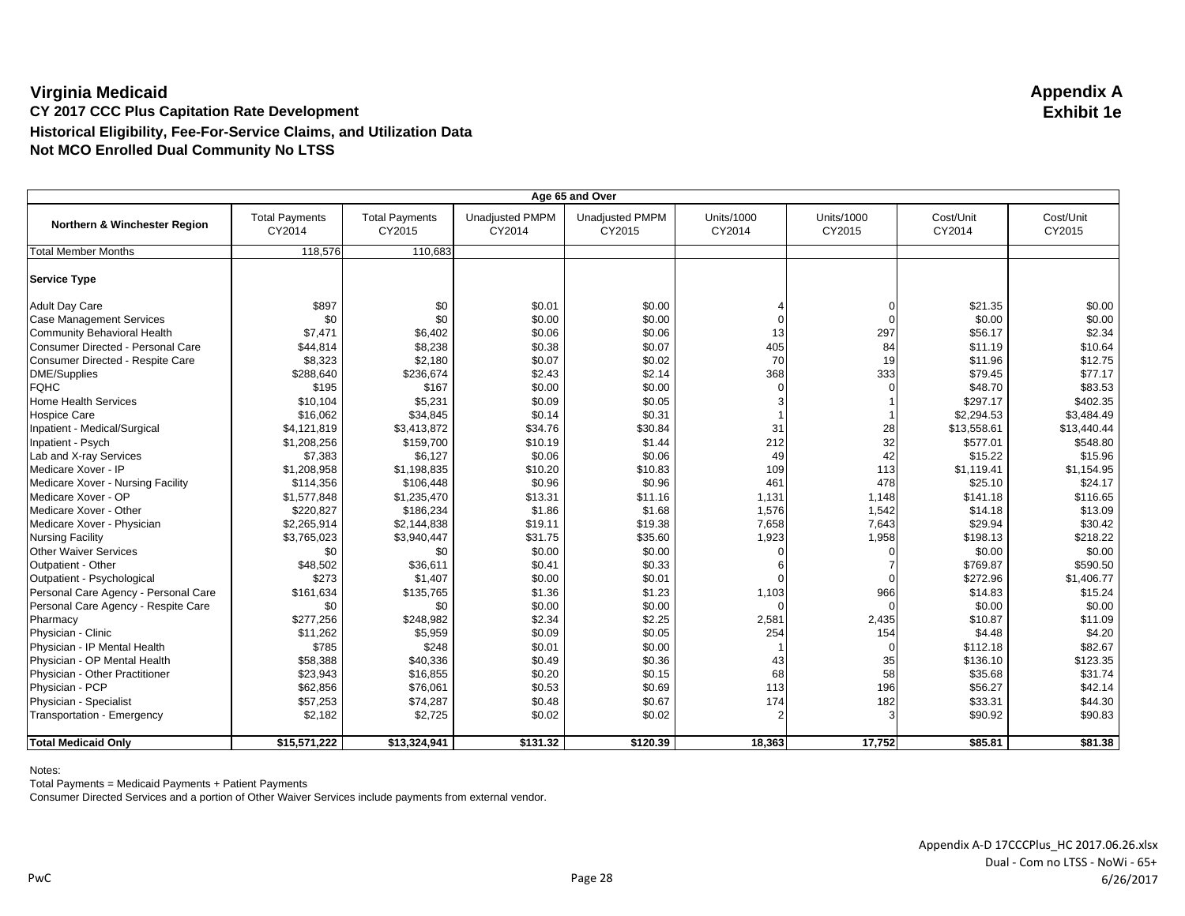# Virginia Medicaid

**Appendix A**
**Exhibit 1e**

**CY 2017 CCC Plus Capitation Rate Development**

**Historical Eligibility, Fee-For-Service Claims, and Utilization Data**

**Not MCO Enrolled Dual Community No LTSS**

| Age 65 and Over | | | | | | | | |
|---|---|---|---|---|---|---|---|---|
| **Northern & Winchester Region** | Total Payments CY2014 | Total Payments CY2015 | Unadjusted PMPM CY2014 | Unadjusted PMPM CY2015 | Units/1000 CY2014 | Units/1000 CY2015 | Cost/Unit CY2014 | Cost/Unit CY2015 |
| Total Member Months | 118,576 | 110,683 | | | | | | |
| **Service Type** | | | | | | | | |
| Adult Day Care | $897 | $0 | $0.01 | $0.00 | 4 | 0 | $21.35 | $0.00 |
| Case Management Services | $0 | $0 | $0.00 | $0.00 | 0 | 0 | $0.00 | $0.00 |
| Community Behavioral Health | $7,471 | $6,402 | $0.06 | $0.06 | 13 | 297 | $56.17 | $2.34 |
| Consumer Directed - Personal Care | $44,814 | $8,238 | $0.38 | $0.07 | 405 | 84 | $11.19 | $10.64 |
| Consumer Directed - Respite Care | $8,323 | $2,180 | $0.07 | $0.02 | 70 | 19 | $11.96 | $12.75 |
| DME/Supplies | $288,640 | $236,674 | $2.43 | $2.14 | 368 | 333 | $79.45 | $77.17 |
| FQHC | $195 | $167 | $0.00 | $0.00 | 0 | 0 | $48.70 | $83.53 |
| Home Health Services | $10,104 | $5,231 | $0.09 | $0.05 | 3 | 1 | $297.17 | $402.35 |
| Hospice Care | $16,062 | $34,845 | $0.14 | $0.31 | 1 | 1 | $2,294.53 | $3,484.49 |
| Inpatient - Medical/Surgical | $4,121,819 | $3,413,872 | $34.76 | $30.84 | 31 | 28 | $13,558.61 | $13,440.44 |
| Inpatient - Psych | $1,208,256 | $159,700 | $10.19 | $1.44 | 212 | 32 | $577.01 | $548.80 |
| Lab and X-ray Services | $7,383 | $6,127 | $0.06 | $0.06 | 49 | 42 | $15.22 | $15.96 |
| Medicare Xover - IP | $1,208,958 | $1,198,835 | $10.20 | $10.83 | 109 | 113 | $1,119.41 | $1,154.95 |
| Medicare Xover - Nursing Facility | $114,356 | $106,448 | $0.96 | $0.96 | 461 | 478 | $25.10 | $24.17 |
| Medicare Xover - OP | $1,577,848 | $1,235,470 | $13.31 | $11.16 | 1,131 | 1,148 | $141.18 | $116.65 |
| Medicare Xover - Other | $220,827 | $186,234 | $1.86 | $1.68 | 1,576 | 1,542 | $14.18 | $13.09 |
| Medicare Xover - Physician | $2,265,914 | $2,144,838 | $19.11 | $19.38 | 7,658 | 7,643 | $29.94 | $30.42 |
| Nursing Facility | $3,765,023 | $3,940,447 | $31.75 | $35.60 | 1,923 | 1,958 | $198.13 | $218.22 |
| Other Waiver Services | $0 | $0 | $0.00 | $0.00 | 0 | 0 | $0.00 | $0.00 |
| Outpatient - Other | $48,502 | $36,611 | $0.41 | $0.33 | 6 | 7 | $769.87 | $590.50 |
| Outpatient - Psychological | $273 | $1,407 | $0.00 | $0.01 | 0 | 0 | $272.96 | $1,406.77 |
| Personal Care Agency - Personal Care | $161,634 | $135,765 | $1.36 | $1.23 | 1,103 | 966 | $14.83 | $15.24 |
| Personal Care Agency - Respite Care | $0 | $0 | $0.00 | $0.00 | 0 | 0 | $0.00 | $0.00 |
| Pharmacy | $277,256 | $248,982 | $2.34 | $2.25 | 2,581 | 2,435 | $10.87 | $11.09 |
| Physician - Clinic | $11,262 | $5,959 | $0.09 | $0.05 | 254 | 154 | $4.48 | $4.20 |
| Physician - IP Mental Health | $785 | $248 | $0.01 | $0.00 | 1 | 0 | $112.18 | $82.67 |
| Physician - OP Mental Health | $58,388 | $40,336 | $0.49 | $0.36 | 43 | 35 | $136.10 | $123.35 |
| Physician - Other Practitioner | $23,943 | $16,855 | $0.20 | $0.15 | 68 | 58 | $35.68 | $31.74 |
| Physician - PCP | $62,856 | $76,061 | $0.53 | $0.69 | 113 | 196 | $56.27 | $42.14 |
| Physician - Specialist | $57,253 | $74,287 | $0.48 | $0.67 | 174 | 182 | $33.31 | $44.30 |
| Transportation - Emergency | $2,182 | $2,725 | $0.02 | $0.02 | 2 | 3 | $90.92 | $90.83 |
| **Total Medicaid Only** | **$15,571,222** | **$13,324,941** | **$131.32** | **$120.39** | **18,363** | **17,752** | **$85.81** | **$81.38** |

Notes:
Total Payments = Medicaid Payments + Patient Payments
Consumer Directed Services and a portion of Other Waiver Services include payments from external vendor.

Appendix A-D 17CCCPlus_HC 2017.06.26.xlsx
Dual - Com no LTSS - NoWi - 65+
6/26/2017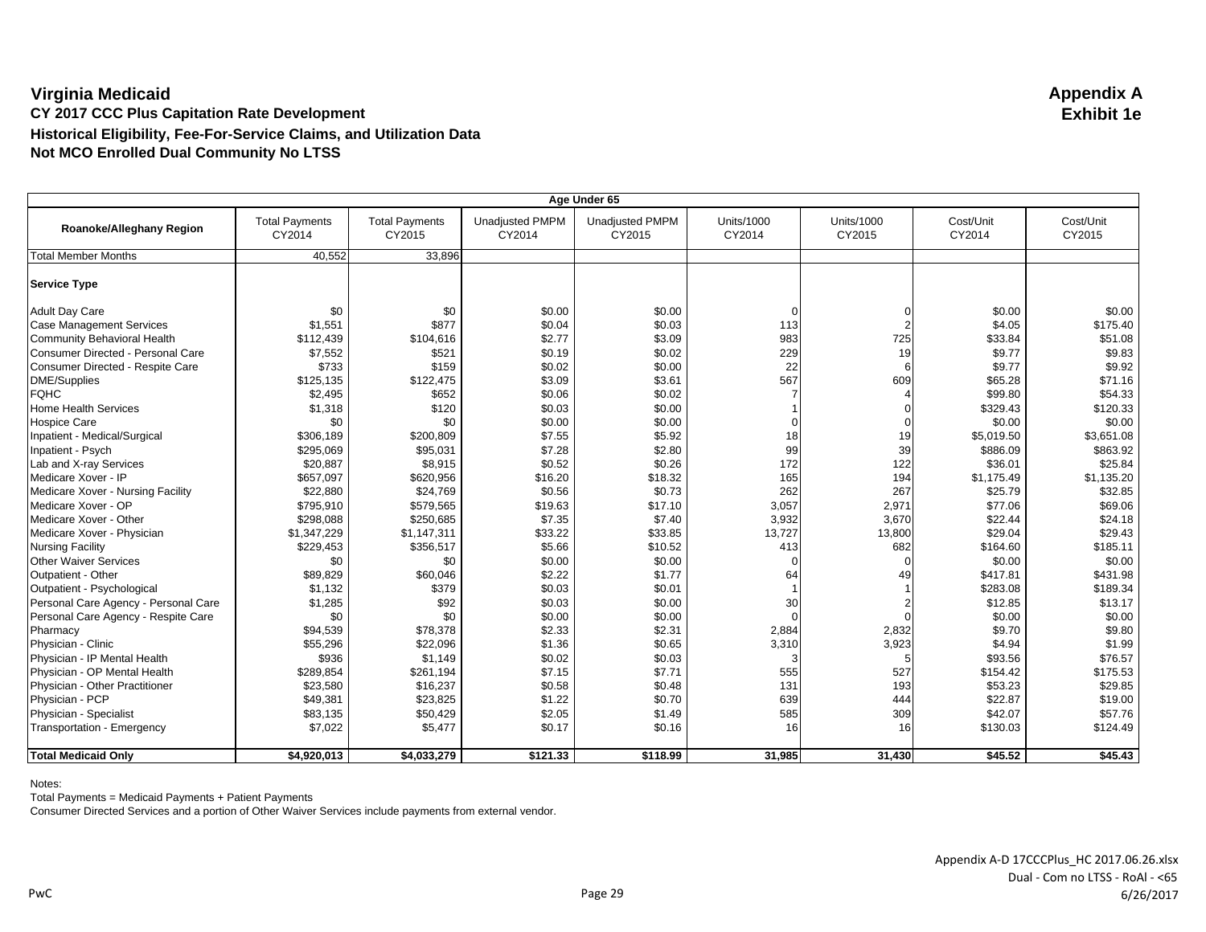**Virginia Medicaid**

**CY 2017 CCC Plus Capitation Rate Development**

**Historical Eligibility, Fee-For-Service Claims, and Utilization Data**

**Not MCO Enrolled Dual Community No LTSS**

**Appendix A**
**Exhibit 1e**

| Age Under 65 | | | | | | | | |
|---|---|---|---|---|---|---|---|---|
| **Roanoke/Alleghany Region** | Total Payments CY2014 | Total Payments CY2015 | Unadjusted PMPM CY2014 | Unadjusted PMPM CY2015 | Units/1000 CY2014 | Units/1000 CY2015 | Cost/Unit CY2014 | Cost/Unit CY2015 |
| Total Member Months | 40,552 | 33,896 | | | | | | |
| **Service Type** | | | | | | | | |
| Adult Day Care | $0 | $0 | $0.00 | $0.00 | 0 | 0 | $0.00 | $0.00 |
| Case Management Services | $1,551 | $877 | $0.04 | $0.03 | 113 | 2 | $4.05 | $175.40 |
| Community Behavioral Health | $112,439 | $104,616 | $2.77 | $3.09 | 983 | 725 | $33.84 | $51.08 |
| Consumer Directed - Personal Care | $7,552 | $521 | $0.19 | $0.02 | 229 | 19 | $9.77 | $9.83 |
| Consumer Directed - Respite Care | $733 | $159 | $0.02 | $0.00 | 22 | 6 | $9.77 | $9.92 |
| DME/Supplies | $125,135 | $122,475 | $3.09 | $3.61 | 567 | 609 | $65.28 | $71.16 |
| FQHC | $2,495 | $652 | $0.06 | $0.02 | 7 | 4 | $99.80 | $54.33 |
| Home Health Services | $1,318 | $120 | $0.03 | $0.00 | 1 | 0 | $329.43 | $120.33 |
| Hospice Care | $0 | $0 | $0.00 | $0.00 | 0 | 0 | $0.00 | $0.00 |
| Inpatient - Medical/Surgical | $306,189 | $200,809 | $7.55 | $5.92 | 18 | 19 | $5,019.50 | $3,651.08 |
| Inpatient - Psych | $295,069 | $95,031 | $7.28 | $2.80 | 99 | 39 | $886.09 | $863.92 |
| Lab and X-ray Services | $20,887 | $8,915 | $0.52 | $0.26 | 172 | 122 | $36.01 | $25.84 |
| Medicare Xover - IP | $657,097 | $620,956 | $16.20 | $18.32 | 165 | 194 | $1,175.49 | $1,135.20 |
| Medicare Xover - Nursing Facility | $22,880 | $24,769 | $0.56 | $0.73 | 262 | 267 | $25.79 | $32.85 |
| Medicare Xover - OP | $795,910 | $579,565 | $19.63 | $17.10 | 3,057 | 2,971 | $77.06 | $69.06 |
| Medicare Xover - Other | $298,088 | $250,685 | $7.35 | $7.40 | 3,932 | 3,670 | $22.44 | $24.18 |
| Medicare Xover - Physician | $1,347,229 | $1,147,311 | $33.22 | $33.85 | 13,727 | 13,800 | $29.04 | $29.43 |
| Nursing Facility | $229,453 | $356,517 | $5.66 | $10.52 | 413 | 682 | $164.60 | $185.11 |
| Other Waiver Services | $0 | $0 | $0.00 | $0.00 | 0 | 0 | $0.00 | $0.00 |
| Outpatient - Other | $89,829 | $60,046 | $2.22 | $1.77 | 64 | 49 | $417.81 | $431.98 |
| Outpatient - Psychological | $1,132 | $379 | $0.03 | $0.01 | 1 | 1 | $283.08 | $189.34 |
| Personal Care Agency - Personal Care | $1,285 | $92 | $0.03 | $0.00 | 30 | 2 | $12.85 | $13.17 |
| Personal Care Agency - Respite Care | $0 | $0 | $0.00 | $0.00 | 0 | 0 | $0.00 | $0.00 |
| Pharmacy | $94,539 | $78,378 | $2.33 | $2.31 | 2,884 | 2,832 | $9.70 | $9.80 |
| Physician - Clinic | $55,296 | $22,096 | $1.36 | $0.65 | 3,310 | 3,923 | $4.94 | $1.99 |
| Physician - IP Mental Health | $936 | $1,149 | $0.02 | $0.03 | 3 | 5 | $93.56 | $76.57 |
| Physician - OP Mental Health | $289,854 | $261,194 | $7.15 | $7.71 | 555 | 527 | $154.42 | $175.53 |
| Physician - Other Practitioner | $23,580 | $16,237 | $0.58 | $0.48 | 131 | 193 | $53.23 | $29.85 |
| Physician - PCP | $49,381 | $23,825 | $1.22 | $0.70 | 639 | 444 | $22.87 | $19.00 |
| Physician - Specialist | $83,135 | $50,429 | $2.05 | $1.49 | 585 | 309 | $42.07 | $57.76 |
| Transportation - Emergency | $7,022 | $5,477 | $0.17 | $0.16 | 16 | 16 | $130.03 | $124.49 |
| **Total Medicaid Only** | **$4,920,013** | **$4,033,279** | **$121.33** | **$118.99** | **31,985** | **31,430** | **$45.52** | **$45.43** |

Notes:
Total Payments = Medicaid Payments + Patient Payments
Consumer Directed Services and a portion of Other Waiver Services include payments from external vendor.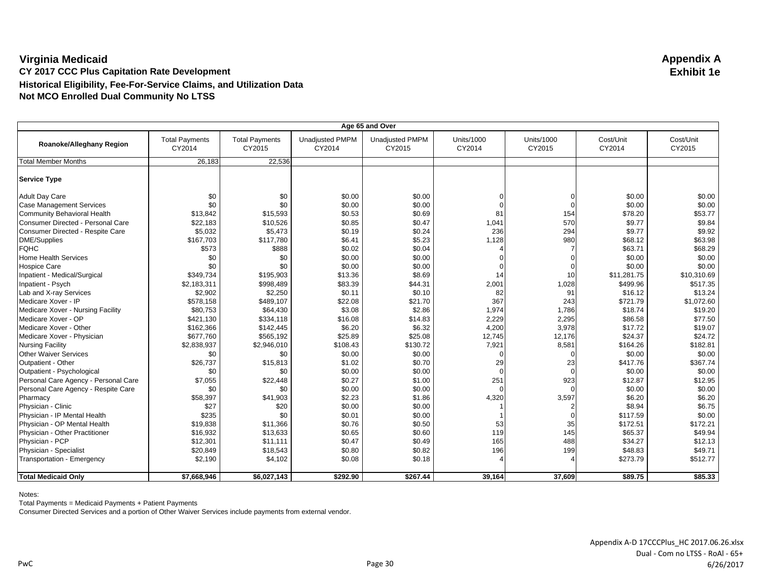# Virginia Medicaid

**Appendix A**
**Exhibit 1e**

## CY 2017 CCC Plus Capitation Rate Development

### Historical Eligibility, Fee-For-Service Claims, and Utilization Data

### Not MCO Enrolled Dual Community No LTSS

| Age 65 and Over | | | | | | | | |
|---|---|---|---|---|---|---|---|---|
| **Roanoke/Alleghany Region** | Total Payments CY2014 | Total Payments CY2015 | Unadjusted PMPM CY2014 | Unadjusted PMPM CY2015 | Units/1000 CY2014 | Units/1000 CY2015 | Cost/Unit CY2014 | Cost/Unit CY2015 |
| Total Member Months | 26,183 | 22,536 | | | | | | |
| **Service Type** | | | | | | | | |
| Adult Day Care | $0 | $0 | $0.00 | $0.00 | 0 | 0 | $0.00 | $0.00 |
| Case Management Services | $0 | $0 | $0.00 | $0.00 | 0 | 0 | $0.00 | $0.00 |
| Community Behavioral Health | $13,842 | $15,593 | $0.53 | $0.69 | 81 | 154 | $78.20 | $53.77 |
| Consumer Directed - Personal Care | $22,183 | $10,526 | $0.85 | $0.47 | 1,041 | 570 | $9.77 | $9.84 |
| Consumer Directed - Respite Care | $5,032 | $5,473 | $0.19 | $0.24 | 236 | 294 | $9.77 | $9.92 |
| DME/Supplies | $167,703 | $117,780 | $6.41 | $5.23 | 1,128 | 980 | $68.12 | $63.98 |
| FQHC | $573 | $888 | $0.02 | $0.04 | 4 | 7 | $63.71 | $68.29 |
| Home Health Services | $0 | $0 | $0.00 | $0.00 | 0 | 0 | $0.00 | $0.00 |
| Hospice Care | $0 | $0 | $0.00 | $0.00 | 0 | 0 | $0.00 | $0.00 |
| Inpatient - Medical/Surgical | $349,734 | $195,903 | $13.36 | $8.69 | 14 | 10 | $11,281.75 | $10,310.69 |
| Inpatient - Psych | $2,183,311 | $998,489 | $83.39 | $44.31 | 2,001 | 1,028 | $499.96 | $517.35 |
| Lab and X-ray Services | $2,902 | $2,250 | $0.11 | $0.10 | 82 | 91 | $16.12 | $13.24 |
| Medicare Xover - IP | $578,158 | $489,107 | $22.08 | $21.70 | 367 | 243 | $721.79 | $1,072.60 |
| Medicare Xover - Nursing Facility | $80,753 | $64,430 | $3.08 | $2.86 | 1,974 | 1,786 | $18.74 | $19.20 |
| Medicare Xover - OP | $421,130 | $334,118 | $16.08 | $14.83 | 2,229 | 2,295 | $86.58 | $77.50 |
| Medicare Xover - Other | $162,366 | $142,445 | $6.20 | $6.32 | 4,200 | 3,978 | $17.72 | $19.07 |
| Medicare Xover - Physician | $677,760 | $565,192 | $25.89 | $25.08 | 12,745 | 12,176 | $24.37 | $24.72 |
| Nursing Facility | $2,838,937 | $2,946,010 | $108.43 | $130.72 | 7,921 | 8,581 | $164.26 | $182.81 |
| Other Waiver Services | $0 | $0 | $0.00 | $0.00 | 0 | 0 | $0.00 | $0.00 |
| Outpatient - Other | $26,737 | $15,813 | $1.02 | $0.70 | 29 | 23 | $417.76 | $367.74 |
| Outpatient - Psychological | $0 | $0 | $0.00 | $0.00 | 0 | 0 | $0.00 | $0.00 |
| Personal Care Agency - Personal Care | $7,055 | $22,448 | $0.27 | $1.00 | 251 | 923 | $12.87 | $12.95 |
| Personal Care Agency - Respite Care | $0 | $0 | $0.00 | $0.00 | 0 | 0 | $0.00 | $0.00 |
| Pharmacy | $58,397 | $41,903 | $2.23 | $1.86 | 4,320 | 3,597 | $6.20 | $6.20 |
| Physician - Clinic | $27 | $20 | $0.00 | $0.00 | 1 | 2 | $8.94 | $6.75 |
| Physician - IP Mental Health | $235 | $0 | $0.01 | $0.00 | 1 | 0 | $117.59 | $0.00 |
| Physician - OP Mental Health | $19,838 | $11,366 | $0.76 | $0.50 | 53 | 35 | $172.51 | $172.21 |
| Physician - Other Practitioner | $16,932 | $13,633 | $0.65 | $0.60 | 119 | 145 | $65.37 | $49.94 |
| Physician - PCP | $12,301 | $11,111 | $0.47 | $0.49 | 165 | 488 | $34.27 | $12.13 |
| Physician - Specialist | $20,849 | $18,543 | $0.80 | $0.82 | 196 | 199 | $48.83 | $49.71 |
| Transportation - Emergency | $2,190 | $4,102 | $0.08 | $0.18 | 4 | 4 | $273.79 | $512.77 |
| **Total Medicaid Only** | **$7,668,946** | **$6,027,143** | **$292.90** | **$267.44** | **39,164** | **37,609** | **$89.75** | **$85.33** |

Notes:
Total Payments = Medicaid Payments + Patient Payments
Consumer Directed Services and a portion of Other Waiver Services include payments from external vendor.

Appendix A-D 17CCCPlus_HC 2017.06.26.xlsx
Dual - Com no LTSS - RoAl - 65+
6/26/2017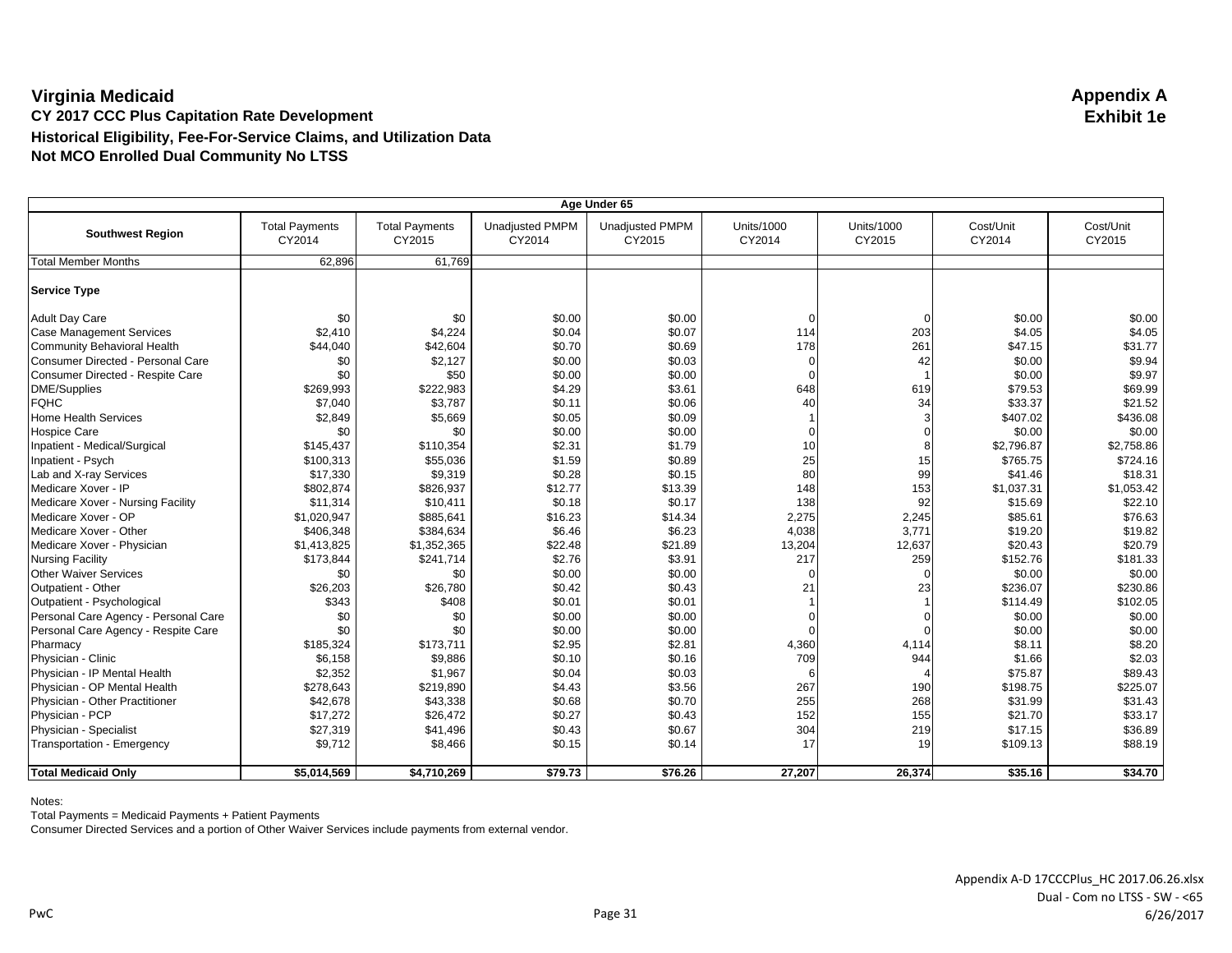# Virginia Medicaid

**Appendix A**
**Exhibit 1e**

**CY 2017 CCC Plus Capitation Rate Development**

**Historical Eligibility, Fee-For-Service Claims, and Utilization Data**

**Not MCO Enrolled Dual Community No LTSS**

| Age Under 65 | | | | | | | | |
|---|---|---|---|---|---|---|---|---|
| **Southwest Region** | Total Payments CY2014 | Total Payments CY2015 | Unadjusted PMPM CY2014 | Unadjusted PMPM CY2015 | Units/1000 CY2014 | Units/1000 CY2015 | Cost/Unit CY2014 | Cost/Unit CY2015 |
| Total Member Months | 62,896 | 61,769 | | | | | | |
| **Service Type** | | | | | | | | |
| Adult Day Care | $0 | $0 | $0.00 | $0.00 | 0 | 0 | $0.00 | $0.00 |
| Case Management Services | $2,410 | $4,224 | $0.04 | $0.07 | 114 | 203 | $4.05 | $4.05 |
| Community Behavioral Health | $44,040 | $42,604 | $0.70 | $0.69 | 178 | 261 | $47.15 | $31.77 |
| Consumer Directed - Personal Care | $0 | $2,127 | $0.00 | $0.03 | 0 | 42 | $0.00 | $9.94 |
| Consumer Directed - Respite Care | $0 | $50 | $0.00 | $0.00 | 0 | 1 | $0.00 | $9.97 |
| DME/Supplies | $269,993 | $222,983 | $4.29 | $3.61 | 648 | 619 | $79.53 | $69.99 |
| FQHC | $7,040 | $3,787 | $0.11 | $0.06 | 40 | 34 | $33.37 | $21.52 |
| Home Health Services | $2,849 | $5,669 | $0.05 | $0.09 | 1 | 3 | $407.02 | $436.08 |
| Hospice Care | $0 | $0 | $0.00 | $0.00 | 0 | 0 | $0.00 | $0.00 |
| Inpatient - Medical/Surgical | $145,437 | $110,354 | $2.31 | $1.79 | 10 | 8 | $2,796.87 | $2,758.86 |
| Inpatient - Psych | $100,313 | $55,036 | $1.59 | $0.89 | 25 | 15 | $765.75 | $724.16 |
| Lab and X-ray Services | $17,330 | $9,319 | $0.28 | $0.15 | 80 | 99 | $41.46 | $18.31 |
| Medicare Xover - IP | $802,874 | $826,937 | $12.77 | $13.39 | 148 | 153 | $1,037.31 | $1,053.42 |
| Medicare Xover - Nursing Facility | $11,314 | $10,411 | $0.18 | $0.17 | 138 | 92 | $15.69 | $22.10 |
| Medicare Xover - OP | $1,020,947 | $885,641 | $16.23 | $14.34 | 2,275 | 2,245 | $85.61 | $76.63 |
| Medicare Xover - Other | $406,348 | $384,634 | $6.46 | $6.23 | 4,038 | 3,771 | $19.20 | $19.82 |
| Medicare Xover - Physician | $1,413,825 | $1,352,365 | $22.48 | $21.89 | 13,204 | 12,637 | $20.43 | $20.79 |
| Nursing Facility | $173,844 | $241,714 | $2.76 | $3.91 | 217 | 259 | $152.76 | $181.33 |
| Other Waiver Services | $0 | $0 | $0.00 | $0.00 | 0 | 0 | $0.00 | $0.00 |
| Outpatient - Other | $26,203 | $26,780 | $0.42 | $0.43 | 21 | 23 | $236.07 | $230.86 |
| Outpatient - Psychological | $343 | $408 | $0.01 | $0.01 | 1 | 1 | $114.49 | $102.05 |
| Personal Care Agency - Personal Care | $0 | $0 | $0.00 | $0.00 | 0 | 0 | $0.00 | $0.00 |
| Personal Care Agency - Respite Care | $0 | $0 | $0.00 | $0.00 | 0 | 0 | $0.00 | $0.00 |
| Pharmacy | $185,324 | $173,711 | $2.95 | $2.81 | 4,360 | 4,114 | $8.11 | $8.20 |
| Physician - Clinic | $6,158 | $9,886 | $0.10 | $0.16 | 709 | 944 | $1.66 | $2.03 |
| Physician - IP Mental Health | $2,352 | $1,967 | $0.04 | $0.03 | 6 | 4 | $75.87 | $89.43 |
| Physician - OP Mental Health | $278,643 | $219,890 | $4.43 | $3.56 | 267 | 190 | $198.75 | $225.07 |
| Physician - Other Practitioner | $42,678 | $43,338 | $0.68 | $0.70 | 255 | 268 | $31.99 | $31.43 |
| Physician - PCP | $17,272 | $26,472 | $0.27 | $0.43 | 152 | 155 | $21.70 | $33.17 |
| Physician - Specialist | $27,319 | $41,496 | $0.43 | $0.67 | 304 | 219 | $17.15 | $36.89 |
| Transportation - Emergency | $9,712 | $8,466 | $0.15 | $0.14 | 17 | 19 | $109.13 | $88.19 |
| **Total Medicaid Only** | **$5,014,569** | **$4,710,269** | **$79.73** | **$76.26** | **27,207** | **26,374** | **$35.16** | **$34.70** |

Notes:
Total Payments = Medicaid Payments + Patient Payments
Consumer Directed Services and a portion of Other Waiver Services include payments from external vendor.

Appendix A-D 17CCCPlus_HC 2017.06.26.xlsx
Dual - Com no LTSS - SW - <65
6/26/2017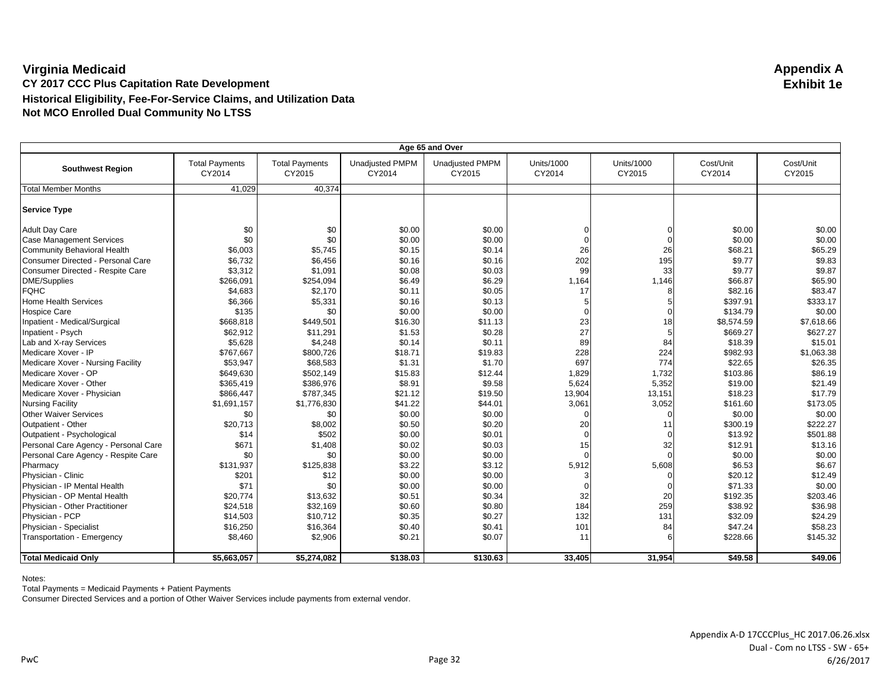# Virginia Medicaid

**Appendix A**
**Exhibit 1e**

**CY 2017 CCC Plus Capitation Rate Development**
**Historical Eligibility, Fee-For-Service Claims, and Utilization Data**
**Not MCO Enrolled Dual Community No LTSS**

| Age 65 and Over | | | | | | | | |
|---|---|---|---|---|---|---|---|---|
| **Southwest Region** | Total Payments CY2014 | Total Payments CY2015 | Unadjusted PMPM CY2014 | Unadjusted PMPM CY2015 | Units/1000 CY2014 | Units/1000 CY2015 | Cost/Unit CY2014 | Cost/Unit CY2015 |
| Total Member Months | 41,029 | 40,374 | | | | | | |
| **Service Type** | | | | | | | | |
| Adult Day Care | $0 | $0 | $0.00 | $0.00 | 0 | 0 | $0.00 | $0.00 |
| Case Management Services | $0 | $0 | $0.00 | $0.00 | 0 | 0 | $0.00 | $0.00 |
| Community Behavioral Health | $6,003 | $5,745 | $0.15 | $0.14 | 26 | 26 | $68.21 | $65.29 |
| Consumer Directed - Personal Care | $6,732 | $6,456 | $0.16 | $0.16 | 202 | 195 | $9.77 | $9.83 |
| Consumer Directed - Respite Care | $3,312 | $1,091 | $0.08 | $0.03 | 99 | 33 | $9.77 | $9.87 |
| DME/Supplies | $266,091 | $254,094 | $6.49 | $6.29 | 1,164 | 1,146 | $66.87 | $65.90 |
| FQHC | $4,683 | $2,170 | $0.11 | $0.05 | 17 | 8 | $82.16 | $83.47 |
| Home Health Services | $6,366 | $5,331 | $0.16 | $0.13 | 5 | 5 | $397.91 | $333.17 |
| Hospice Care | $135 | $0 | $0.00 | $0.00 | 0 | 0 | $134.79 | $0.00 |
| Inpatient - Medical/Surgical | $668,818 | $449,501 | $16.30 | $11.13 | 23 | 18 | $8,574.59 | $7,618.66 |
| Inpatient - Psych | $62,912 | $11,291 | $1.53 | $0.28 | 27 | 5 | $669.27 | $627.27 |
| Lab and X-ray Services | $5,628 | $4,248 | $0.14 | $0.11 | 89 | 84 | $18.39 | $15.01 |
| Medicare Xover - IP | $767,667 | $800,726 | $18.71 | $19.83 | 228 | 224 | $982.93 | $1,063.38 |
| Medicare Xover - Nursing Facility | $53,947 | $68,583 | $1.31 | $1.70 | 697 | 774 | $22.65 | $26.35 |
| Medicare Xover - OP | $649,630 | $502,149 | $15.83 | $12.44 | 1,829 | 1,732 | $103.86 | $86.19 |
| Medicare Xover - Other | $365,419 | $386,976 | $8.91 | $9.58 | 5,624 | 5,352 | $19.00 | $21.49 |
| Medicare Xover - Physician | $866,447 | $787,345 | $21.12 | $19.50 | 13,904 | 13,151 | $18.23 | $17.79 |
| Nursing Facility | $1,691,157 | $1,776,830 | $41.22 | $44.01 | 3,061 | 3,052 | $161.60 | $173.05 |
| Other Waiver Services | $0 | $0 | $0.00 | $0.00 | 0 | 0 | $0.00 | $0.00 |
| Outpatient - Other | $20,713 | $8,002 | $0.50 | $0.20 | 20 | 11 | $300.19 | $222.27 |
| Outpatient - Psychological | $14 | $502 | $0.00 | $0.01 | 0 | 0 | $13.92 | $501.88 |
| Personal Care Agency - Personal Care | $671 | $1,408 | $0.02 | $0.03 | 15 | 32 | $12.91 | $13.16 |
| Personal Care Agency - Respite Care | $0 | $0 | $0.00 | $0.00 | 0 | 0 | $0.00 | $0.00 |
| Pharmacy | $131,937 | $125,838 | $3.22 | $3.12 | 5,912 | 5,608 | $6.53 | $6.67 |
| Physician - Clinic | $201 | $12 | $0.00 | $0.00 | 3 | 0 | $20.12 | $12.49 |
| Physician - IP Mental Health | $71 | $0 | $0.00 | $0.00 | 0 | 0 | $71.33 | $0.00 |
| Physician - OP Mental Health | $20,774 | $13,632 | $0.51 | $0.34 | 32 | 20 | $192.35 | $203.46 |
| Physician - Other Practitioner | $24,518 | $32,169 | $0.60 | $0.80 | 184 | 259 | $38.92 | $36.98 |
| Physician - PCP | $14,503 | $10,712 | $0.35 | $0.27 | 132 | 131 | $32.09 | $24.29 |
| Physician - Specialist | $16,250 | $16,364 | $0.40 | $0.41 | 101 | 84 | $47.24 | $58.23 |
| Transportation - Emergency | $8,460 | $2,906 | $0.21 | $0.07 | 11 | 6 | $228.66 | $145.32 |
| **Total Medicaid Only** | **$5,663,057** | **$5,274,082** | **$138.03** | **$130.63** | **33,405** | **31,954** | **$49.58** | **$49.06** |

Notes:
Total Payments = Medicaid Payments + Patient Payments
Consumer Directed Services and a portion of Other Waiver Services include payments from external vendor.

Appendix A-D 17CCCPlus_HC 2017.06.26.xlsx
Dual - Com no LTSS - SW - 65+
6/26/2017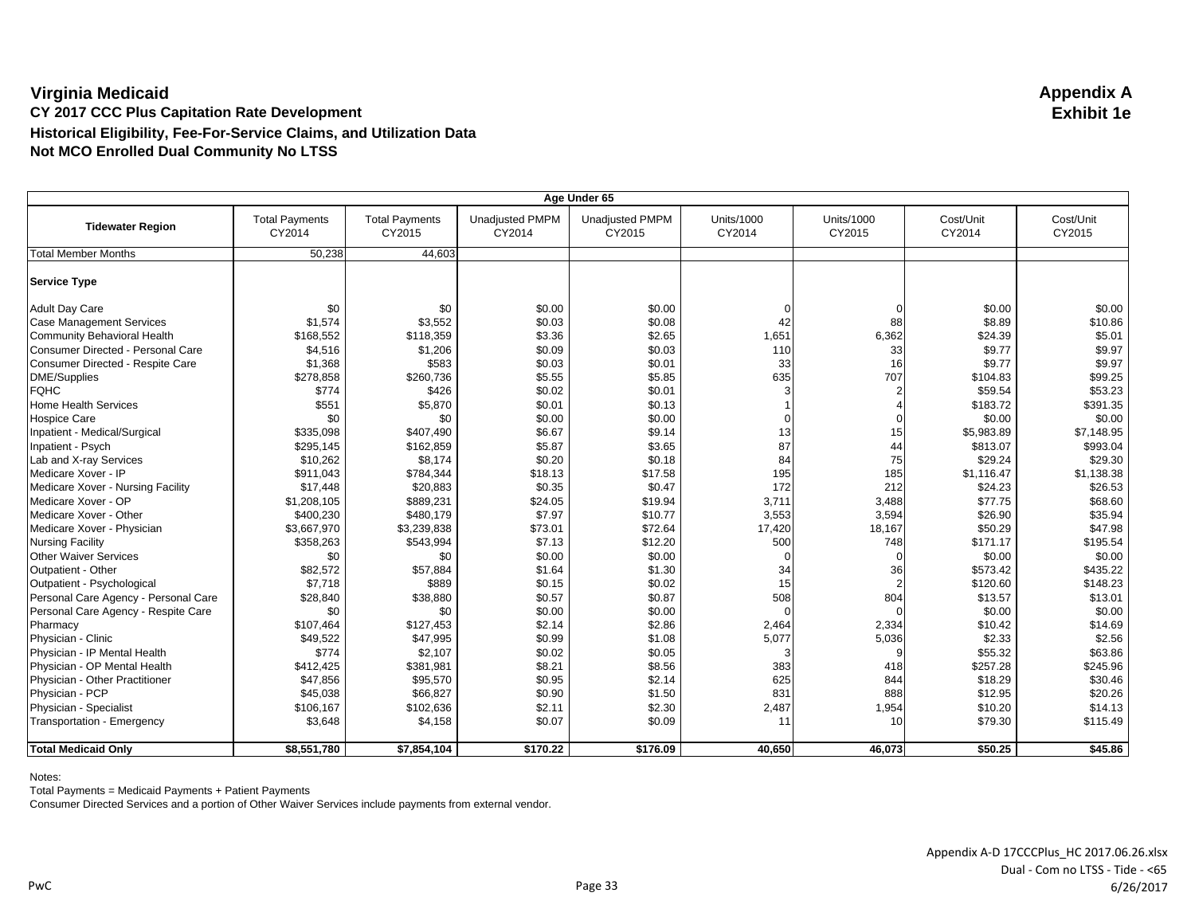# Virginia Medicaid

**Appendix A**
**Exhibit 1e**

## CY 2017 CCC Plus Capitation Rate Development

### Historical Eligibility, Fee-For-Service Claims, and Utilization Data

### Not MCO Enrolled Dual Community No LTSS

| Age Under 65 | | | | | | | | |
|---|---|---|---|---|---|---|---|---|
| **Tidewater Region** | Total Payments CY2014 | Total Payments CY2015 | Unadjusted PMPM CY2014 | Unadjusted PMPM CY2015 | Units/1000 CY2014 | Units/1000 CY2015 | Cost/Unit CY2014 | Cost/Unit CY2015 |
| Total Member Months | 50,238 | 44,603 | | | | | | |
| **Service Type** | | | | | | | | |
| Adult Day Care | $0 | $0 | $0.00 | $0.00 | 0 | 0 | $0.00 | $0.00 |
| Case Management Services | $1,574 | $3,552 | $0.03 | $0.08 | 42 | 88 | $8.89 | $10.86 |
| Community Behavioral Health | $168,552 | $118,359 | $3.36 | $2.65 | 1,651 | 6,362 | $24.39 | $5.01 |
| Consumer Directed - Personal Care | $4,516 | $1,206 | $0.09 | $0.03 | 110 | 33 | $9.77 | $9.97 |
| Consumer Directed - Respite Care | $1,368 | $583 | $0.03 | $0.01 | 33 | 16 | $9.77 | $9.97 |
| DME/Supplies | $278,858 | $260,736 | $5.55 | $5.85 | 635 | 707 | $104.83 | $99.25 |
| FQHC | $774 | $426 | $0.02 | $0.01 | 3 | 2 | $59.54 | $53.23 |
| Home Health Services | $551 | $5,870 | $0.01 | $0.13 | 1 | 4 | $183.72 | $391.35 |
| Hospice Care | $0 | $0 | $0.00 | $0.00 | 0 | 0 | $0.00 | $0.00 |
| Inpatient - Medical/Surgical | $335,098 | $407,490 | $6.67 | $9.14 | 13 | 15 | $5,983.89 | $7,148.95 |
| Inpatient - Psych | $295,145 | $162,859 | $5.87 | $3.65 | 87 | 44 | $813.07 | $993.04 |
| Lab and X-ray Services | $10,262 | $8,174 | $0.20 | $0.18 | 84 | 75 | $29.24 | $29.30 |
| Medicare Xover - IP | $911,043 | $784,344 | $18.13 | $17.58 | 195 | 185 | $1,116.47 | $1,138.38 |
| Medicare Xover - Nursing Facility | $17,448 | $20,883 | $0.35 | $0.47 | 172 | 212 | $24.23 | $26.53 |
| Medicare Xover - OP | $1,208,105 | $889,231 | $24.05 | $19.94 | 3,711 | 3,488 | $77.75 | $68.60 |
| Medicare Xover - Other | $400,230 | $480,179 | $7.97 | $10.77 | 3,553 | 3,594 | $26.90 | $35.94 |
| Medicare Xover - Physician | $3,667,970 | $3,239,838 | $73.01 | $72.64 | 17,420 | 18,167 | $50.29 | $47.98 |
| Nursing Facility | $358,263 | $543,994 | $7.13 | $12.20 | 500 | 748 | $171.17 | $195.54 |
| Other Waiver Services | $0 | $0 | $0.00 | $0.00 | 0 | 0 | $0.00 | $0.00 |
| Outpatient - Other | $82,572 | $57,884 | $1.64 | $1.30 | 34 | 36 | $573.42 | $435.22 |
| Outpatient - Psychological | $7,718 | $889 | $0.15 | $0.02 | 15 | 2 | $120.60 | $148.23 |
| Personal Care Agency - Personal Care | $28,840 | $38,880 | $0.57 | $0.87 | 508 | 804 | $13.57 | $13.01 |
| Personal Care Agency - Respite Care | $0 | $0 | $0.00 | $0.00 | 0 | 0 | $0.00 | $0.00 |
| Pharmacy | $107,464 | $127,453 | $2.14 | $2.86 | 2,464 | 2,334 | $10.42 | $14.69 |
| Physician - Clinic | $49,522 | $47,995 | $0.99 | $1.08 | 5,077 | 5,036 | $2.33 | $2.56 |
| Physician - IP Mental Health | $774 | $2,107 | $0.02 | $0.05 | 3 | 9 | $55.32 | $63.86 |
| Physician - OP Mental Health | $412,425 | $381,981 | $8.21 | $8.56 | 383 | 418 | $257.28 | $245.96 |
| Physician - Other Practitioner | $47,856 | $95,570 | $0.95 | $2.14 | 625 | 844 | $18.29 | $30.46 |
| Physician - PCP | $45,038 | $66,827 | $0.90 | $1.50 | 831 | 888 | $12.95 | $20.26 |
| Physician - Specialist | $106,167 | $102,636 | $2.11 | $2.30 | 2,487 | 1,954 | $10.20 | $14.13 |
| Transportation - Emergency | $3,648 | $4,158 | $0.07 | $0.09 | 11 | 10 | $79.30 | $115.49 |
| **Total Medicaid Only** | **$8,551,780** | **$7,854,104** | **$170.22** | **$176.09** | **40,650** | **46,073** | **$50.25** | **$45.86** |

Notes:
Total Payments = Medicaid Payments + Patient Payments
Consumer Directed Services and a portion of Other Waiver Services include payments from external vendor.

Appendix A-D 17CCCPlus_HC 2017.06.26.xlsx
Dual - Com no LTSS - Tide - <65
6/26/2017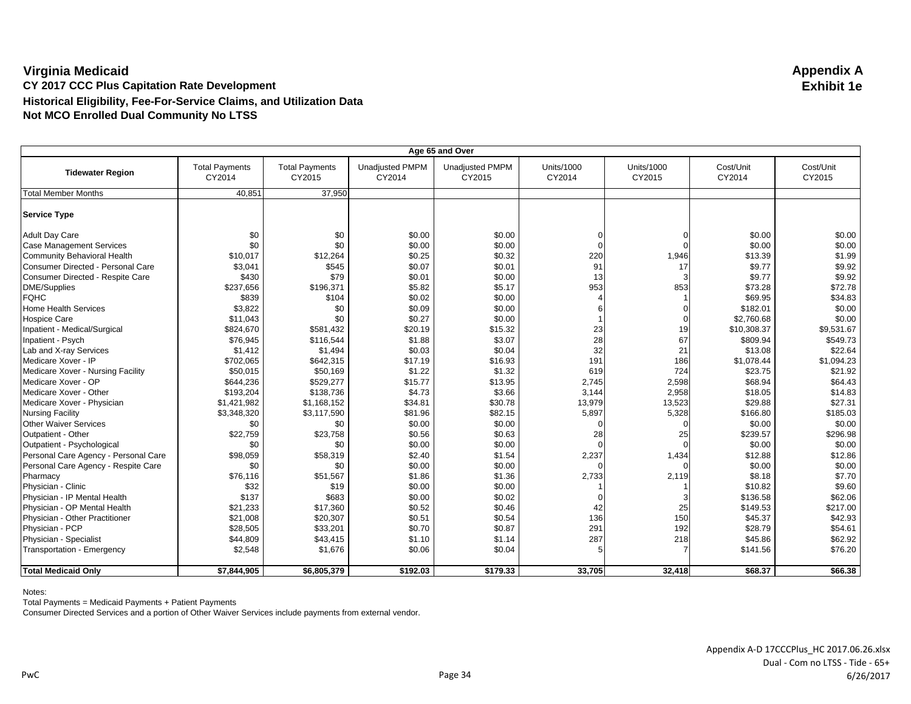# Virginia Medicaid

**Appendix A**
**Exhibit 1e**

## CY 2017 CCC Plus Capitation Rate Development

### Historical Eligibility, Fee-For-Service Claims, and Utilization Data

### Not MCO Enrolled Dual Community No LTSS

| Age 65 and Over | | | | | | | | |
|---|---|---|---|---|---|---|---|---|
| **Tidewater Region** | Total Payments CY2014 | Total Payments CY2015 | Unadjusted PMPM CY2014 | Unadjusted PMPM CY2015 | Units/1000 CY2014 | Units/1000 CY2015 | Cost/Unit CY2014 | Cost/Unit CY2015 |
| Total Member Months | 40,851 | 37,950 | | | | | | |
| **Service Type** | | | | | | | | |
| Adult Day Care | $0 | $0 | $0.00 | $0.00 | 0 | 0 | $0.00 | $0.00 |
| Case Management Services | $0 | $0 | $0.00 | $0.00 | 0 | 0 | $0.00 | $0.00 |
| Community Behavioral Health | $10,017 | $12,264 | $0.25 | $0.32 | 220 | 1,946 | $13.39 | $1.99 |
| Consumer Directed - Personal Care | $3,041 | $545 | $0.07 | $0.01 | 91 | 17 | $9.77 | $9.92 |
| Consumer Directed - Respite Care | $430 | $79 | $0.01 | $0.00 | 13 | 3 | $9.77 | $9.92 |
| DME/Supplies | $237,656 | $196,371 | $5.82 | $5.17 | 953 | 853 | $73.28 | $72.78 |
| FQHC | $839 | $104 | $0.02 | $0.00 | 4 | 1 | $69.95 | $34.83 |
| Home Health Services | $3,822 | $0 | $0.09 | $0.00 | 6 | 0 | $182.01 | $0.00 |
| Hospice Care | $11,043 | $0 | $0.27 | $0.00 | 1 | 0 | $2,760.68 | $0.00 |
| Inpatient - Medical/Surgical | $824,670 | $581,432 | $20.19 | $15.32 | 23 | 19 | $10,308.37 | $9,531.67 |
| Inpatient - Psych | $76,945 | $116,544 | $1.88 | $3.07 | 28 | 67 | $809.94 | $549.73 |
| Lab and X-ray Services | $1,412 | $1,494 | $0.03 | $0.04 | 32 | 21 | $13.08 | $22.64 |
| Medicare Xover - IP | $702,065 | $642,315 | $17.19 | $16.93 | 191 | 186 | $1,078.44 | $1,094.23 |
| Medicare Xover - Nursing Facility | $50,015 | $50,169 | $1.22 | $1.32 | 619 | 724 | $23.75 | $21.92 |
| Medicare Xover - OP | $644,236 | $529,277 | $15.77 | $13.95 | 2,745 | 2,598 | $68.94 | $64.43 |
| Medicare Xover - Other | $193,204 | $138,736 | $4.73 | $3.66 | 3,144 | 2,958 | $18.05 | $14.83 |
| Medicare Xover - Physician | $1,421,982 | $1,168,152 | $34.81 | $30.78 | 13,979 | 13,523 | $29.88 | $27.31 |
| Nursing Facility | $3,348,320 | $3,117,590 | $81.96 | $82.15 | 5,897 | 5,328 | $166.80 | $185.03 |
| Other Waiver Services | $0 | $0 | $0.00 | $0.00 | 0 | 0 | $0.00 | $0.00 |
| Outpatient - Other | $22,759 | $23,758 | $0.56 | $0.63 | 28 | 25 | $239.57 | $296.98 |
| Outpatient - Psychological | $0 | $0 | $0.00 | $0.00 | 0 | 0 | $0.00 | $0.00 |
| Personal Care Agency - Personal Care | $98,059 | $58,319 | $2.40 | $1.54 | 2,237 | 1,434 | $12.88 | $12.86 |
| Personal Care Agency - Respite Care | $0 | $0 | $0.00 | $0.00 | 0 | 0 | $0.00 | $0.00 |
| Pharmacy | $76,116 | $51,567 | $1.86 | $1.36 | 2,733 | 2,119 | $8.18 | $7.70 |
| Physician - Clinic | $32 | $19 | $0.00 | $0.00 | 1 | 1 | $10.82 | $9.60 |
| Physician - IP Mental Health | $137 | $683 | $0.00 | $0.02 | 0 | 3 | $136.58 | $62.06 |
| Physician - OP Mental Health | $21,233 | $17,360 | $0.52 | $0.46 | 42 | 25 | $149.53 | $217.00 |
| Physician - Other Practitioner | $21,008 | $20,307 | $0.51 | $0.54 | 136 | 150 | $45.37 | $42.93 |
| Physician - PCP | $28,505 | $33,201 | $0.70 | $0.87 | 291 | 192 | $28.79 | $54.61 |
| Physician - Specialist | $44,809 | $43,415 | $1.10 | $1.14 | 287 | 218 | $45.86 | $62.92 |
| Transportation - Emergency | $2,548 | $1,676 | $0.06 | $0.04 | 5 | 7 | $141.56 | $76.20 |
| **Total Medicaid Only** | **$7,844,905** | **$6,805,379** | **$192.03** | **$179.33** | **33,705** | **32,418** | **$68.37** | **$66.38** |

Notes:
Total Payments = Medicaid Payments + Patient Payments
Consumer Directed Services and a portion of Other Waiver Services include payments from external vendor.

Appendix A-D 17CCCPlus_HC 2017.06.26.xlsx
Dual - Com no LTSS - Tide - 65+
6/26/2017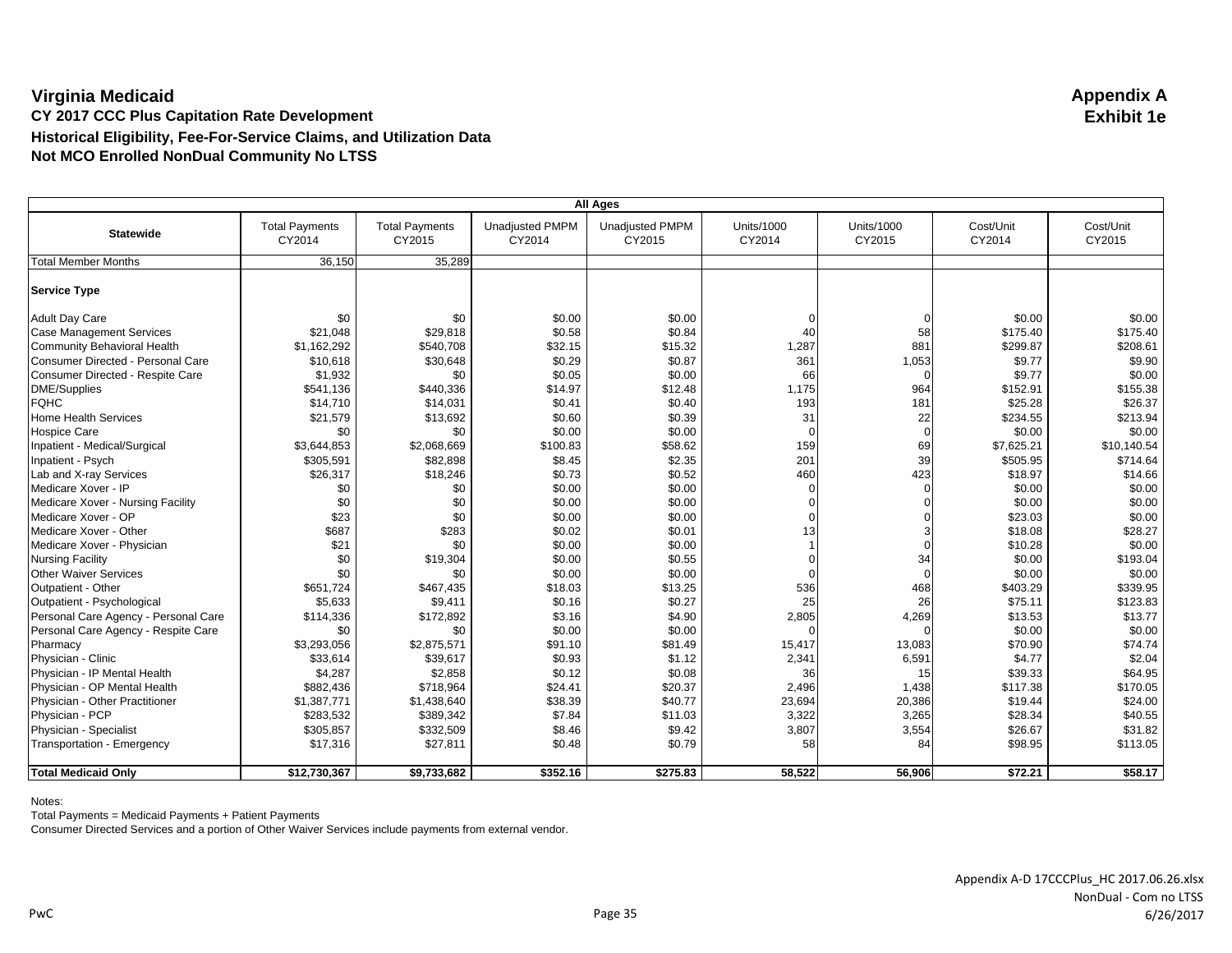# Virginia Medicaid

**Appendix A**
**Exhibit 1e**

## CY 2017 CCC Plus Capitation Rate Development

### Historical Eligibility, Fee-For-Service Claims, and Utilization Data

### Not MCO Enrolled NonDual Community No LTSS

| All Ages | | | | | | | | |
|---|---|---|---|---|---|---|---|---|
| **Statewide** | Total Payments CY2014 | Total Payments CY2015 | Unadjusted PMPM CY2014 | Unadjusted PMPM CY2015 | Units/1000 CY2014 | Units/1000 CY2015 | Cost/Unit CY2014 | Cost/Unit CY2015 |
| Total Member Months | 36,150 | 35,289 | | | | | | |
| **Service Type** | | | | | | | | |
| Adult Day Care | $0 | $0 | $0.00 | $0.00 | 0 | 0 | $0.00 | $0.00 |
| Case Management Services | $21,048 | $29,818 | $0.58 | $0.84 | 40 | 58 | $175.40 | $175.40 |
| Community Behavioral Health | $1,162,292 | $540,708 | $32.15 | $15.32 | 1,287 | 881 | $299.87 | $208.61 |
| Consumer Directed - Personal Care | $10,618 | $30,648 | $0.29 | $0.87 | 361 | 1,053 | $9.77 | $9.90 |
| Consumer Directed - Respite Care | $1,932 | $0 | $0.05 | $0.00 | 66 | 0 | $9.77 | $0.00 |
| DME/Supplies | $541,136 | $440,336 | $14.97 | $12.48 | 1,175 | 964 | $152.91 | $155.38 |
| FQHC | $14,710 | $14,031 | $0.41 | $0.40 | 193 | 181 | $25.28 | $26.37 |
| Home Health Services | $21,579 | $13,692 | $0.60 | $0.39 | 31 | 22 | $234.55 | $213.94 |
| Hospice Care | $0 | $0 | $0.00 | $0.00 | 0 | 0 | $0.00 | $0.00 |
| Inpatient - Medical/Surgical | $3,644,853 | $2,068,669 | $100.83 | $58.62 | 159 | 69 | $7,625.21 | $10,140.54 |
| Inpatient - Psych | $305,591 | $82,898 | $8.45 | $2.35 | 201 | 39 | $505.95 | $714.64 |
| Lab and X-ray Services | $26,317 | $18,246 | $0.73 | $0.52 | 460 | 423 | $18.97 | $14.66 |
| Medicare Xover - IP | $0 | $0 | $0.00 | $0.00 | 0 | 0 | $0.00 | $0.00 |
| Medicare Xover - Nursing Facility | $0 | $0 | $0.00 | $0.00 | 0 | 0 | $0.00 | $0.00 |
| Medicare Xover - OP | $23 | $0 | $0.00 | $0.00 | 0 | 0 | $23.03 | $0.00 |
| Medicare Xover - Other | $687 | $283 | $0.02 | $0.01 | 13 | 3 | $18.08 | $28.27 |
| Medicare Xover - Physician | $21 | $0 | $0.00 | $0.00 | 1 | 0 | $10.28 | $0.00 |
| Nursing Facility | $0 | $19,304 | $0.00 | $0.55 | 0 | 34 | $0.00 | $193.04 |
| Other Waiver Services | $0 | $0 | $0.00 | $0.00 | 0 | 0 | $0.00 | $0.00 |
| Outpatient - Other | $651,724 | $467,435 | $18.03 | $13.25 | 536 | 468 | $403.29 | $339.95 |
| Outpatient - Psychological | $5,633 | $9,411 | $0.16 | $0.27 | 25 | 26 | $75.11 | $123.83 |
| Personal Care Agency - Personal Care | $114,336 | $172,892 | $3.16 | $4.90 | 2,805 | 4,269 | $13.53 | $13.77 |
| Personal Care Agency - Respite Care | $0 | $0 | $0.00 | $0.00 | 0 | 0 | $0.00 | $0.00 |
| Pharmacy | $3,293,056 | $2,875,571 | $91.10 | $81.49 | 15,417 | 13,083 | $70.90 | $74.74 |
| Physician - Clinic | $33,614 | $39,617 | $0.93 | $1.12 | 2,341 | 6,591 | $4.77 | $2.04 |
| Physician - IP Mental Health | $4,287 | $2,858 | $0.12 | $0.08 | 36 | 15 | $39.33 | $64.95 |
| Physician - OP Mental Health | $882,436 | $718,964 | $24.41 | $20.37 | 2,496 | 1,438 | $117.38 | $170.05 |
| Physician - Other Practitioner | $1,387,771 | $1,438,640 | $38.39 | $40.77 | 23,694 | 20,386 | $19.44 | $24.00 |
| Physician - PCP | $283,532 | $389,342 | $7.84 | $11.03 | 3,322 | 3,265 | $28.34 | $40.55 |
| Physician - Specialist | $305,857 | $332,509 | $8.46 | $9.42 | 3,807 | 3,554 | $26.67 | $31.82 |
| Transportation - Emergency | $17,316 | $27,811 | $0.48 | $0.79 | 58 | 84 | $98.95 | $113.05 |
| **Total Medicaid Only** | **$12,730,367** | **$9,733,682** | **$352.16** | **$275.83** | **58,522** | **56,906** | **$72.21** | **$58.17** |

Notes:
Total Payments = Medicaid Payments + Patient Payments
Consumer Directed Services and a portion of Other Waiver Services include payments from external vendor.

Appendix A-D 17CCCPlus_HC 2017.06.26.xlsx
NonDual - Com no LTSS
6/26/2017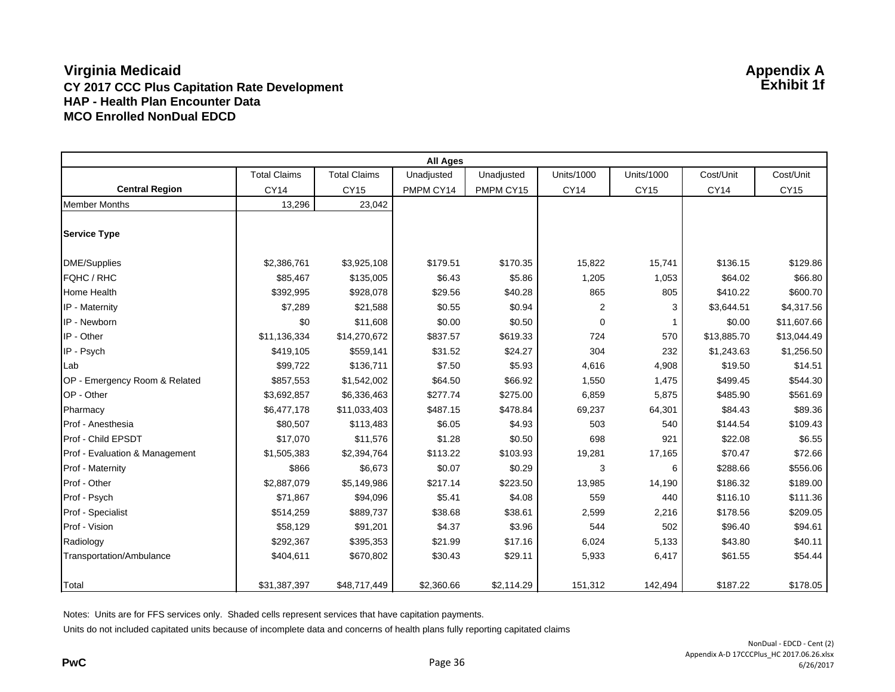# Virginia Medicaid

## CY 2017 CCC Plus Capitation Rate Development
## HAP - Health Plan Encounter Data
## MCO Enrolled NonDual EDCD

**Appendix A**
**Exhibit 1f**

| All Ages | | | | | | | | |
|---|---|---|---|---|---|---|---|---|
| **Central Region** | Total Claims CY14 | Total Claims CY15 | Unadjusted PMPM CY14 | Unadjusted PMPM CY15 | Units/1000 CY14 | Units/1000 CY15 | Cost/Unit CY14 | Cost/Unit CY15 |
| Member Months | 13,296 | 23,042 | | | | | | |
| **Service Type** | | | | | | | | |
| DME/Supplies | $2,386,761 | $3,925,108 | $179.51 | $170.35 | 15,822 | 15,741 | $136.15 | $129.86 |
| FQHC / RHC | $85,467 | $135,005 | $6.43 | $5.86 | 1,205 | 1,053 | $64.02 | $66.80 |
| Home Health | $392,995 | $928,078 | $29.56 | $40.28 | 865 | 805 | $410.22 | $600.70 |
| IP - Maternity | $7,289 | $21,588 | $0.55 | $0.94 | 2 | 3 | $3,644.51 | $4,317.56 |
| IP - Newborn | $0 | $11,608 | $0.00 | $0.50 | 0 | 1 | $0.00 | $11,607.66 |
| IP - Other | $11,136,334 | $14,270,672 | $837.57 | $619.33 | 724 | 570 | $13,885.70 | $13,044.49 |
| IP - Psych | $419,105 | $559,141 | $31.52 | $24.27 | 304 | 232 | $1,243.63 | $1,256.50 |
| Lab | $99,722 | $136,711 | $7.50 | $5.93 | 4,616 | 4,908 | $19.50 | $14.51 |
| OP - Emergency Room & Related | $857,553 | $1,542,002 | $64.50 | $66.92 | 1,550 | 1,475 | $499.45 | $544.30 |
| OP - Other | $3,692,857 | $6,336,463 | $277.74 | $275.00 | 6,859 | 5,875 | $485.90 | $561.69 |
| Pharmacy | $6,477,178 | $11,033,403 | $487.15 | $478.84 | 69,237 | 64,301 | $84.43 | $89.36 |
| Prof - Anesthesia | $80,507 | $113,483 | $6.05 | $4.93 | 503 | 540 | $144.54 | $109.43 |
| Prof - Child EPSDT | $17,070 | $11,576 | $1.28 | $0.50 | 698 | 921 | $22.08 | $6.55 |
| Prof - Evaluation & Management | $1,505,383 | $2,394,764 | $113.22 | $103.93 | 19,281 | 17,165 | $70.47 | $72.66 |
| Prof - Maternity | $866 | $6,673 | $0.07 | $0.29 | 3 | 6 | $288.66 | $556.06 |
| Prof - Other | $2,887,079 | $5,149,986 | $217.14 | $223.50 | 13,985 | 14,190 | $186.32 | $189.00 |
| Prof - Psych | $71,867 | $94,096 | $5.41 | $4.08 | 559 | 440 | $116.10 | $111.36 |
| Prof - Specialist | $514,259 | $889,737 | $38.68 | $38.61 | 2,599 | 2,216 | $178.56 | $209.05 |
| Prof - Vision | $58,129 | $91,201 | $4.37 | $3.96 | 544 | 502 | $96.40 | $94.61 |
| Radiology | $292,367 | $395,353 | $21.99 | $17.16 | 6,024 | 5,133 | $43.80 | $40.11 |
| Transportation/Ambulance | $404,611 | $670,802 | $30.43 | $29.11 | 5,933 | 6,417 | $61.55 | $54.44 |
| Total | $31,387,397 | $48,717,449 | $2,360.66 | $2,114.29 | 151,312 | 142,494 | $187.22 | $178.05 |

Notes: Units are for FFS services only. Shaded cells represent services that have capitation payments.

Units do not included capitated units because of incomplete data and concerns of health plans fully reporting capitated claims

NonDual - EDCD - Cent (2)
Appendix A-D 17CCCPlus_HC 2017.06.26.xlsx
6/26/2017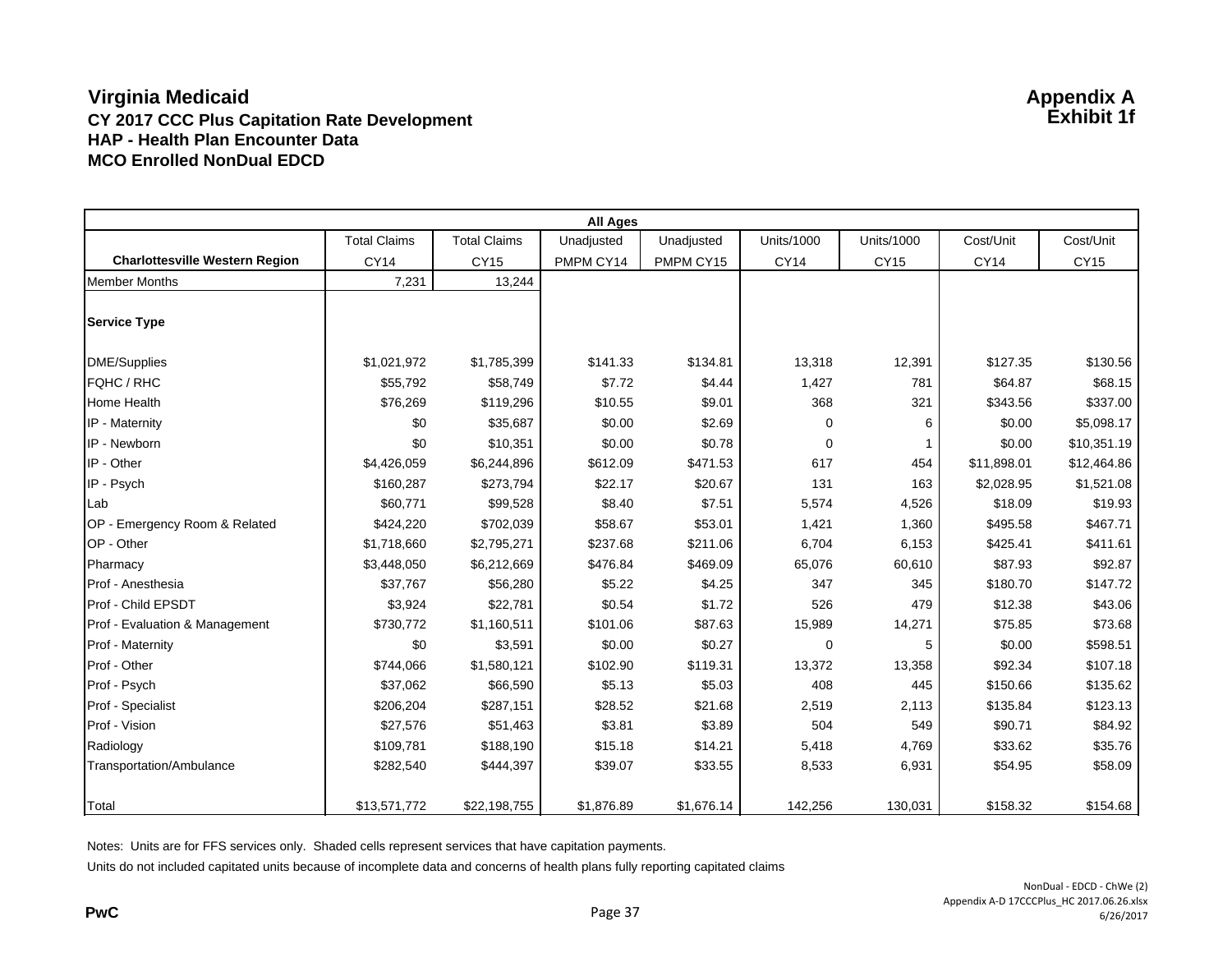# Virginia Medicaid

## CY 2017 CCC Plus Capitation Rate Development
## HAP - Health Plan Encounter Data
## MCO Enrolled NonDual EDCD

**Appendix A**
**Exhibit 1f**

| All Ages | | | | | | | | |
|---|---|---|---|---|---|---|---|---|
| **Charlottesville Western Region** | Total Claims CY14 | Total Claims CY15 | Unadjusted PMPM CY14 | Unadjusted PMPM CY15 | Units/1000 CY14 | Units/1000 CY15 | Cost/Unit CY14 | Cost/Unit CY15 |
| Member Months | 7,231 | 13,244 | | | | | | |
| **Service Type** | | | | | | | | |
| DME/Supplies | $1,021,972 | $1,785,399 | $141.33 | $134.81 | 13,318 | 12,391 | $127.35 | $130.56 |
| FQHC / RHC | $55,792 | $58,749 | $7.72 | $4.44 | 1,427 | 781 | $64.87 | $68.15 |
| Home Health | $76,269 | $119,296 | $10.55 | $9.01 | 368 | 321 | $343.56 | $337.00 |
| IP - Maternity | $0 | $35,687 | $0.00 | $2.69 | 0 | 6 | $0.00 | $5,098.17 |
| IP - Newborn | $0 | $10,351 | $0.00 | $0.78 | 0 | 1 | $0.00 | $10,351.19 |
| IP - Other | $4,426,059 | $6,244,896 | $612.09 | $471.53 | 617 | 454 | $11,898.01 | $12,464.86 |
| IP - Psych | $160,287 | $273,794 | $22.17 | $20.67 | 131 | 163 | $2,028.95 | $1,521.08 |
| Lab | $60,771 | $99,528 | $8.40 | $7.51 | 5,574 | 4,526 | $18.09 | $19.93 |
| OP - Emergency Room & Related | $424,220 | $702,039 | $58.67 | $53.01 | 1,421 | 1,360 | $495.58 | $467.71 |
| OP - Other | $1,718,660 | $2,795,271 | $237.68 | $211.06 | 6,704 | 6,153 | $425.41 | $411.61 |
| Pharmacy | $3,448,050 | $6,212,669 | $476.84 | $469.09 | 65,076 | 60,610 | $87.93 | $92.87 |
| Prof - Anesthesia | $37,767 | $56,280 | $5.22 | $4.25 | 347 | 345 | $180.70 | $147.72 |
| Prof - Child EPSDT | $3,924 | $22,781 | $0.54 | $1.72 | 526 | 479 | $12.38 | $43.06 |
| Prof - Evaluation & Management | $730,772 | $1,160,511 | $101.06 | $87.63 | 15,989 | 14,271 | $75.85 | $73.68 |
| Prof - Maternity | $0 | $3,591 | $0.00 | $0.27 | 0 | 5 | $0.00 | $598.51 |
| Prof - Other | $744,066 | $1,580,121 | $102.90 | $119.31 | 13,372 | 13,358 | $92.34 | $107.18 |
| Prof - Psych | $37,062 | $66,590 | $5.13 | $5.03 | 408 | 445 | $150.66 | $135.62 |
| Prof - Specialist | $206,204 | $287,151 | $28.52 | $21.68 | 2,519 | 2,113 | $135.84 | $123.13 |
| Prof - Vision | $27,576 | $51,463 | $3.81 | $3.89 | 504 | 549 | $90.71 | $84.92 |
| Radiology | $109,781 | $188,190 | $15.18 | $14.21 | 5,418 | 4,769 | $33.62 | $35.76 |
| Transportation/Ambulance | $282,540 | $444,397 | $39.07 | $33.55 | 8,533 | 6,931 | $54.95 | $58.09 |
| Total | $13,571,772 | $22,198,755 | $1,876.89 | $1,676.14 | 142,256 | 130,031 | $158.32 | $154.68 |

Notes: Units are for FFS services only. Shaded cells represent services that have capitation payments.

Units do not included capitated units because of incomplete data and concerns of health plans fully reporting capitated claims

NonDual - EDCD - ChWe (2)
Appendix A-D 17CCCPlus_HC 2017.06.26.xlsx
6/26/2017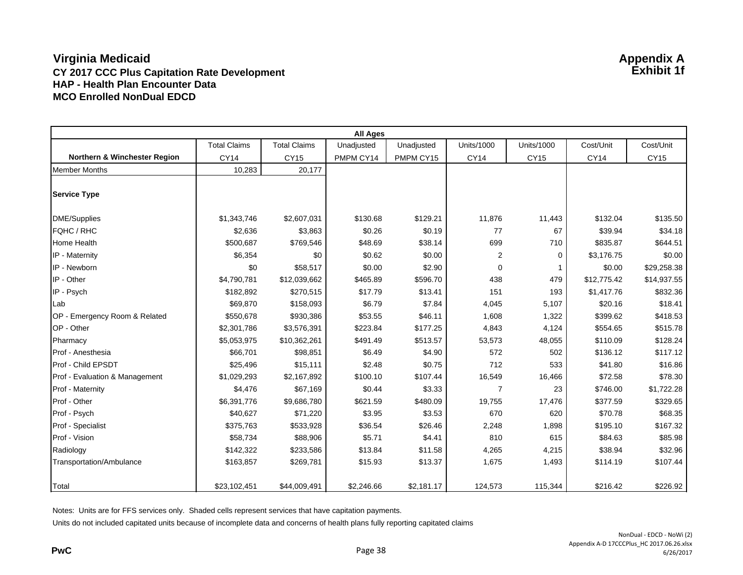# Virginia Medicaid

**Appendix A**
**Exhibit 1f**

### CY 2017 CCC Plus Capitation Rate Development
### HAP - Health Plan Encounter Data
### MCO Enrolled NonDual EDCD

| All Ages | | | | | | | | |
|---|---|---|---|---|---|---|---|---|
| | Total Claims | Total Claims | Unadjusted | Unadjusted | Units/1000 | Units/1000 | Cost/Unit | Cost/Unit |
| **Northern & Winchester Region** | CY14 | CY15 | PMPM CY14 | PMPM CY15 | CY14 | CY15 | CY14 | CY15 |
| Member Months | 10,283 | 20,177 | | | | | | |
| **Service Type** | | | | | | | | |
| DME/Supplies | $1,343,746 | $2,607,031 | $130.68 | $129.21 | 11,876 | 11,443 | $132.04 | $135.50 |
| FQHC / RHC | $2,636 | $3,863 | $0.26 | $0.19 | 77 | 67 | $39.94 | $34.18 |
| Home Health | $500,687 | $769,546 | $48.69 | $38.14 | 699 | 710 | $835.87 | $644.51 |
| IP - Maternity | $6,354 | $0 | $0.62 | $0.00 | 2 | 0 | $3,176.75 | $0.00 |
| IP - Newborn | $0 | $58,517 | $0.00 | $2.90 | 0 | 1 | $0.00 | $29,258.38 |
| IP - Other | $4,790,781 | $12,039,662 | $465.89 | $596.70 | 438 | 479 | $12,775.42 | $14,937.55 |
| IP - Psych | $182,892 | $270,515 | $17.79 | $13.41 | 151 | 193 | $1,417.76 | $832.36 |
| Lab | $69,870 | $158,093 | $6.79 | $7.84 | 4,045 | 5,107 | $20.16 | $18.41 |
| OP - Emergency Room & Related | $550,678 | $930,386 | $53.55 | $46.11 | 1,608 | 1,322 | $399.62 | $418.53 |
| OP - Other | $2,301,786 | $3,576,391 | $223.84 | $177.25 | 4,843 | 4,124 | $554.65 | $515.78 |
| Pharmacy | $5,053,975 | $10,362,261 | $491.49 | $513.57 | 53,573 | 48,055 | $110.09 | $128.24 |
| Prof - Anesthesia | $66,701 | $98,851 | $6.49 | $4.90 | 572 | 502 | $136.12 | $117.12 |
| Prof - Child EPSDT | $25,496 | $15,111 | $2.48 | $0.75 | 712 | 533 | $41.80 | $16.86 |
| Prof - Evaluation & Management | $1,029,293 | $2,167,892 | $100.10 | $107.44 | 16,549 | 16,466 | $72.58 | $78.30 |
| Prof - Maternity | $4,476 | $67,169 | $0.44 | $3.33 | 7 | 23 | $746.00 | $1,722.28 |
| Prof - Other | $6,391,776 | $9,686,780 | $621.59 | $480.09 | 19,755 | 17,476 | $377.59 | $329.65 |
| Prof - Psych | $40,627 | $71,220 | $3.95 | $3.53 | 670 | 620 | $70.78 | $68.35 |
| Prof - Specialist | $375,763 | $533,928 | $36.54 | $26.46 | 2,248 | 1,898 | $195.10 | $167.32 |
| Prof - Vision | $58,734 | $88,906 | $5.71 | $4.41 | 810 | 615 | $84.63 | $85.98 |
| Radiology | $142,322 | $233,586 | $13.84 | $11.58 | 4,265 | 4,215 | $38.94 | $32.96 |
| Transportation/Ambulance | $163,857 | $269,781 | $15.93 | $13.37 | 1,675 | 1,493 | $114.19 | $107.44 |
| Total | $23,102,451 | $44,009,491 | $2,246.66 | $2,181.17 | 124,573 | 115,344 | $216.42 | $226.92 |

Notes: Units are for FFS services only. Shaded cells represent services that have capitation payments.

Units do not included capitated units because of incomplete data and concerns of health plans fully reporting capitated claims

NonDual - EDCD - NoWi (2)
Appendix A-D 17CCCPlus_HC 2017.06.26.xlsx
6/26/2017

PwC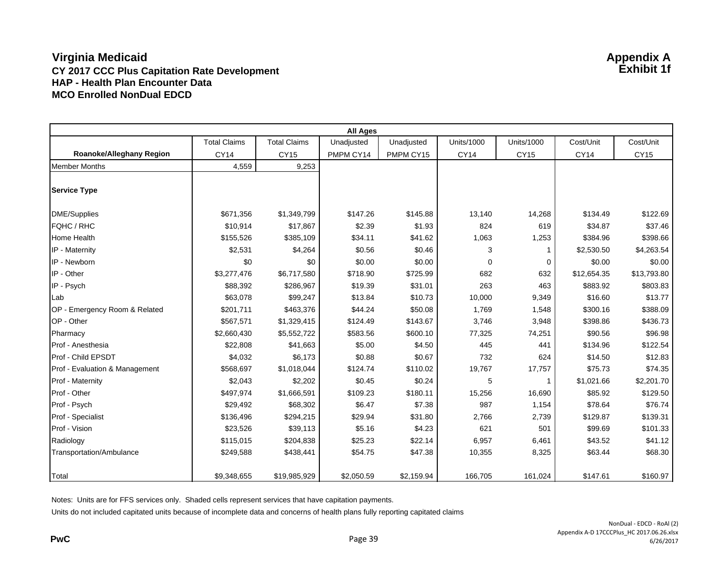# Virginia Medicaid

**Appendix A**
**Exhibit 1f**

### CY 2017 CCC Plus Capitation Rate Development
### HAP - Health Plan Encounter Data
### MCO Enrolled NonDual EDCD

| All Ages | | | | | | | | |
|---|---|---|---|---|---|---|---|---|
| **Roanoke/Alleghany Region** | Total Claims CY14 | Total Claims CY15 | Unadjusted PMPM CY14 | Unadjusted PMPM CY15 | Units/1000 CY14 | Units/1000 CY15 | Cost/Unit CY14 | Cost/Unit CY15 |
| Member Months | 4,559 | 9,253 | | | | | | |
| **Service Type** | | | | | | | | |
| DME/Supplies | $671,356 | $1,349,799 | $147.26 | $145.88 | 13,140 | 14,268 | $134.49 | $122.69 |
| FQHC / RHC | $10,914 | $17,867 | $2.39 | $1.93 | 824 | 619 | $34.87 | $37.46 |
| Home Health | $155,526 | $385,109 | $34.11 | $41.62 | 1,063 | 1,253 | $384.96 | $398.66 |
| IP - Maternity | $2,531 | $4,264 | $0.56 | $0.46 | 3 | 1 | $2,530.50 | $4,263.54 |
| IP - Newborn | $0 | $0 | $0.00 | $0.00 | 0 | 0 | $0.00 | $0.00 |
| IP - Other | $3,277,476 | $6,717,580 | $718.90 | $725.99 | 682 | 632 | $12,654.35 | $13,793.80 |
| IP - Psych | $88,392 | $286,967 | $19.39 | $31.01 | 263 | 463 | $883.92 | $803.83 |
| Lab | $63,078 | $99,247 | $13.84 | $10.73 | 10,000 | 9,349 | $16.60 | $13.77 |
| OP - Emergency Room & Related | $201,711 | $463,376 | $44.24 | $50.08 | 1,769 | 1,548 | $300.16 | $388.09 |
| OP - Other | $567,571 | $1,329,415 | $124.49 | $143.67 | 3,746 | 3,948 | $398.86 | $436.73 |
| Pharmacy | $2,660,430 | $5,552,722 | $583.56 | $600.10 | 77,325 | 74,251 | $90.56 | $96.98 |
| Prof - Anesthesia | $22,808 | $41,663 | $5.00 | $4.50 | 445 | 441 | $134.96 | $122.54 |
| Prof - Child EPSDT | $4,032 | $6,173 | $0.88 | $0.67 | 732 | 624 | $14.50 | $12.83 |
| Prof - Evaluation & Management | $568,697 | $1,018,044 | $124.74 | $110.02 | 19,767 | 17,757 | $75.73 | $74.35 |
| Prof - Maternity | $2,043 | $2,202 | $0.45 | $0.24 | 5 | 1 | $1,021.66 | $2,201.70 |
| Prof - Other | $497,974 | $1,666,591 | $109.23 | $180.11 | 15,256 | 16,690 | $85.92 | $129.50 |
| Prof - Psych | $29,492 | $68,302 | $6.47 | $7.38 | 987 | 1,154 | $78.64 | $76.74 |
| Prof - Specialist | $136,496 | $294,215 | $29.94 | $31.80 | 2,766 | 2,739 | $129.87 | $139.31 |
| Prof - Vision | $23,526 | $39,113 | $5.16 | $4.23 | 621 | 501 | $99.69 | $101.33 |
| Radiology | $115,015 | $204,838 | $25.23 | $22.14 | 6,957 | 6,461 | $43.52 | $41.12 |
| Transportation/Ambulance | $249,588 | $438,441 | $54.75 | $47.38 | 10,355 | 8,325 | $63.44 | $68.30 |
| Total | $9,348,655 | $19,985,929 | $2,050.59 | $2,159.94 | 166,705 | 161,024 | $147.61 | $160.97 |

Notes: Units are for FFS services only. Shaded cells represent services that have capitation payments.

Units do not included capitated units because of incomplete data and concerns of health plans fully reporting capitated claims

NonDual - EDCD - RoAl (2)
Appendix A-D 17CCCPlus_HC 2017.06.26.xlsx
6/26/2017

PwC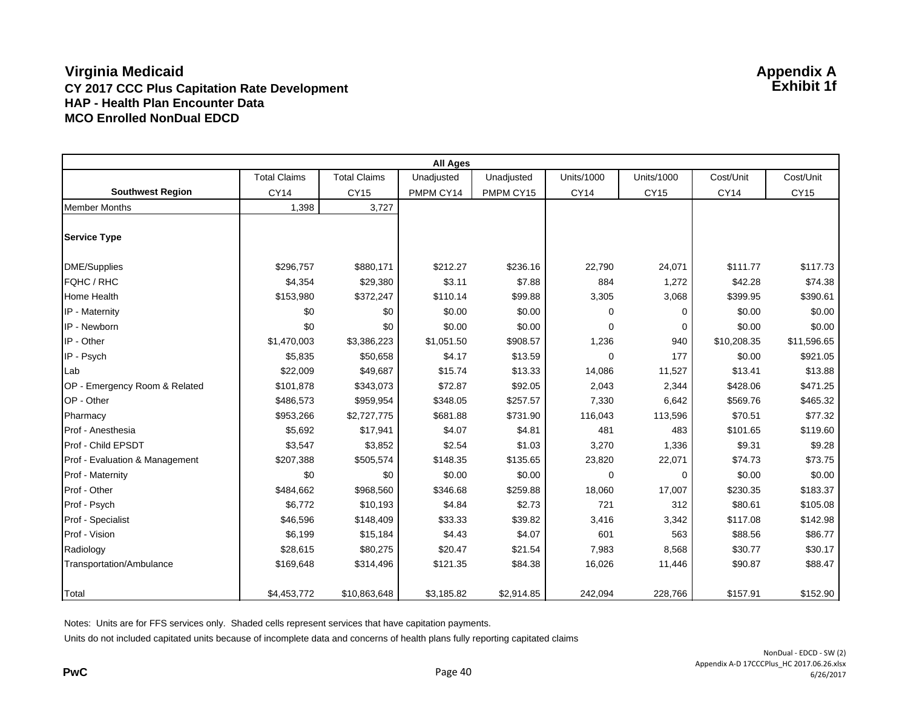# Virginia Medicaid

## CY 2017 CCC Plus Capitation Rate Development
## HAP - Health Plan Encounter Data
## MCO Enrolled NonDual EDCD

**Appendix A**
**Exhibit 1f**

| All Ages | | | | | | | | |
|---|---|---|---|---|---|---|---|---|
| | Total Claims | Total Claims | Unadjusted | Unadjusted | Units/1000 | Units/1000 | Cost/Unit | Cost/Unit |
| **Southwest Region** | CY14 | CY15 | PMPM CY14 | PMPM CY15 | CY14 | CY15 | CY14 | CY15 |
| Member Months | 1,398 | 3,727 | | | | | | |
| **Service Type** | | | | | | | | |
| DME/Supplies | $296,757 | $880,171 | $212.27 | $236.16 | 22,790 | 24,071 | $111.77 | $117.73 |
| FQHC / RHC | $4,354 | $29,380 | $3.11 | $7.88 | 884 | 1,272 | $42.28 | $74.38 |
| Home Health | $153,980 | $372,247 | $110.14 | $99.88 | 3,305 | 3,068 | $399.95 | $390.61 |
| IP - Maternity | $0 | $0 | $0.00 | $0.00 | 0 | 0 | $0.00 | $0.00 |
| IP - Newborn | $0 | $0 | $0.00 | $0.00 | 0 | 0 | $0.00 | $0.00 |
| IP - Other | $1,470,003 | $3,386,223 | $1,051.50 | $908.57 | 1,236 | 940 | $10,208.35 | $11,596.65 |
| IP - Psych | $5,835 | $50,658 | $4.17 | $13.59 | 0 | 177 | $0.00 | $921.05 |
| Lab | $22,009 | $49,687 | $15.74 | $13.33 | 14,086 | 11,527 | $13.41 | $13.88 |
| OP - Emergency Room & Related | $101,878 | $343,073 | $72.87 | $92.05 | 2,043 | 2,344 | $428.06 | $471.25 |
| OP - Other | $486,573 | $959,954 | $348.05 | $257.57 | 7,330 | 6,642 | $569.76 | $465.32 |
| Pharmacy | $953,266 | $2,727,775 | $681.88 | $731.90 | 116,043 | 113,596 | $70.51 | $77.32 |
| Prof - Anesthesia | $5,692 | $17,941 | $4.07 | $4.81 | 481 | 483 | $101.65 | $119.60 |
| Prof - Child EPSDT | $3,547 | $3,852 | $2.54 | $1.03 | 3,270 | 1,336 | $9.31 | $9.28 |
| Prof - Evaluation & Management | $207,388 | $505,574 | $148.35 | $135.65 | 23,820 | 22,071 | $74.73 | $73.75 |
| Prof - Maternity | $0 | $0 | $0.00 | $0.00 | 0 | 0 | $0.00 | $0.00 |
| Prof - Other | $484,662 | $968,560 | $346.68 | $259.88 | 18,060 | 17,007 | $230.35 | $183.37 |
| Prof - Psych | $6,772 | $10,193 | $4.84 | $2.73 | 721 | 312 | $80.61 | $105.08 |
| Prof - Specialist | $46,596 | $148,409 | $33.33 | $39.82 | 3,416 | 3,342 | $117.08 | $142.98 |
| Prof - Vision | $6,199 | $15,184 | $4.43 | $4.07 | 601 | 563 | $88.56 | $86.77 |
| Radiology | $28,615 | $80,275 | $20.47 | $21.54 | 7,983 | 8,568 | $30.77 | $30.17 |
| Transportation/Ambulance | $169,648 | $314,496 | $121.35 | $84.38 | 16,026 | 11,446 | $90.87 | $88.47 |
| Total | $4,453,772 | $10,863,648 | $3,185.82 | $2,914.85 | 242,094 | 228,766 | $157.91 | $152.90 |

Notes: Units are for FFS services only. Shaded cells represent services that have capitation payments.

Units do not included capitated units because of incomplete data and concerns of health plans fully reporting capitated claims

NonDual - EDCD - SW (2)
Appendix A-D 17CCCPlus_HC 2017.06.26.xlsx
6/26/2017

PwC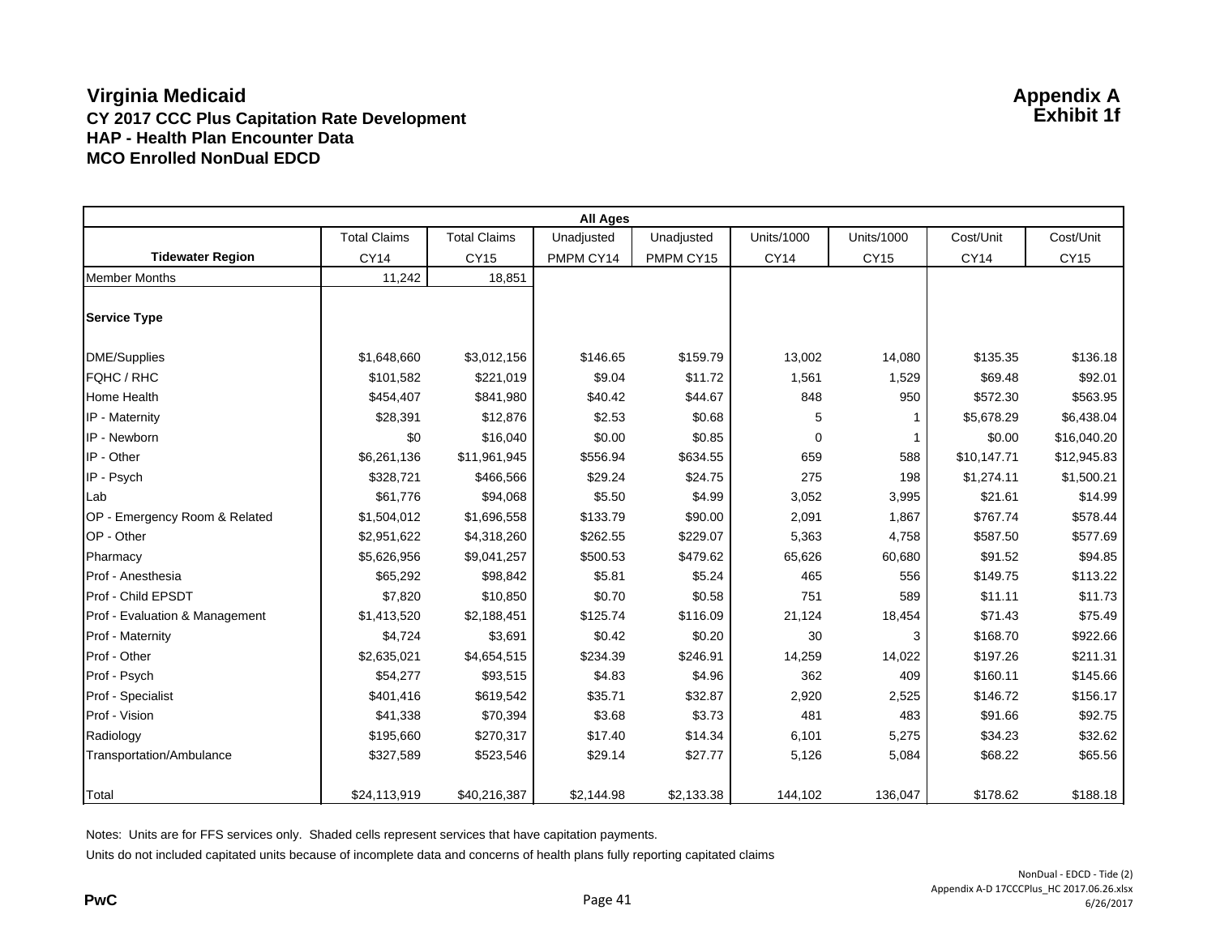# Virginia Medicaid

**Appendix A**
**Exhibit 1f**

### CY 2017 CCC Plus Capitation Rate Development
### HAP - Health Plan Encounter Data
### MCO Enrolled NonDual EDCD

| All Ages | | | | | | | | |
|---|---|---|---|---|---|---|---|---|
| | Total Claims | Total Claims | Unadjusted | Unadjusted | Units/1000 | Units/1000 | Cost/Unit | Cost/Unit |
| **Tidewater Region** | CY14 | CY15 | PMPM CY14 | PMPM CY15 | CY14 | CY15 | CY14 | CY15 |
| Member Months | 11,242 | 18,851 | | | | | | |
| **Service Type** | | | | | | | | |
| DME/Supplies | $1,648,660 | $3,012,156 | $146.65 | $159.79 | 13,002 | 14,080 | $135.35 | $136.18 |
| FQHC / RHC | $101,582 | $221,019 | $9.04 | $11.72 | 1,561 | 1,529 | $69.48 | $92.01 |
| Home Health | $454,407 | $841,980 | $40.42 | $44.67 | 848 | 950 | $572.30 | $563.95 |
| IP - Maternity | $28,391 | $12,876 | $2.53 | $0.68 | 5 | 1 | $5,678.29 | $6,438.04 |
| IP - Newborn | $0 | $16,040 | $0.00 | $0.85 | 0 | 1 | $0.00 | $16,040.20 |
| IP - Other | $6,261,136 | $11,961,945 | $556.94 | $634.55 | 659 | 588 | $10,147.71 | $12,945.83 |
| IP - Psych | $328,721 | $466,566 | $29.24 | $24.75 | 275 | 198 | $1,274.11 | $1,500.21 |
| Lab | $61,776 | $94,068 | $5.50 | $4.99 | 3,052 | 3,995 | $21.61 | $14.99 |
| OP - Emergency Room & Related | $1,504,012 | $1,696,558 | $133.79 | $90.00 | 2,091 | 1,867 | $767.74 | $578.44 |
| OP - Other | $2,951,622 | $4,318,260 | $262.55 | $229.07 | 5,363 | 4,758 | $587.50 | $577.69 |
| Pharmacy | $5,626,956 | $9,041,257 | $500.53 | $479.62 | 65,626 | 60,680 | $91.52 | $94.85 |
| Prof - Anesthesia | $65,292 | $98,842 | $5.81 | $5.24 | 465 | 556 | $149.75 | $113.22 |
| Prof - Child EPSDT | $7,820 | $10,850 | $0.70 | $0.58 | 751 | 589 | $11.11 | $11.73 |
| Prof - Evaluation & Management | $1,413,520 | $2,188,451 | $125.74 | $116.09 | 21,124 | 18,454 | $71.43 | $75.49 |
| Prof - Maternity | $4,724 | $3,691 | $0.42 | $0.20 | 30 | 3 | $168.70 | $922.66 |
| Prof - Other | $2,635,021 | $4,654,515 | $234.39 | $246.91 | 14,259 | 14,022 | $197.26 | $211.31 |
| Prof - Psych | $54,277 | $93,515 | $4.83 | $4.96 | 362 | 409 | $160.11 | $145.66 |
| Prof - Specialist | $401,416 | $619,542 | $35.71 | $32.87 | 2,920 | 2,525 | $146.72 | $156.17 |
| Prof - Vision | $41,338 | $70,394 | $3.68 | $3.73 | 481 | 483 | $91.66 | $92.75 |
| Radiology | $195,660 | $270,317 | $17.40 | $14.34 | 6,101 | 5,275 | $34.23 | $32.62 |
| Transportation/Ambulance | $327,589 | $523,546 | $29.14 | $27.77 | 5,126 | 5,084 | $68.22 | $65.56 |
| Total | $24,113,919 | $40,216,387 | $2,144.98 | $2,133.38 | 144,102 | 136,047 | $178.62 | $188.18 |

Notes: Units are for FFS services only. Shaded cells represent services that have capitation payments.

Units do not included capitated units because of incomplete data and concerns of health plans fully reporting capitated claims

NonDual - EDCD - Tide (2)
Appendix A-D 17CCCPlus_HC 2017.06.26.xlsx
6/26/2017

PwC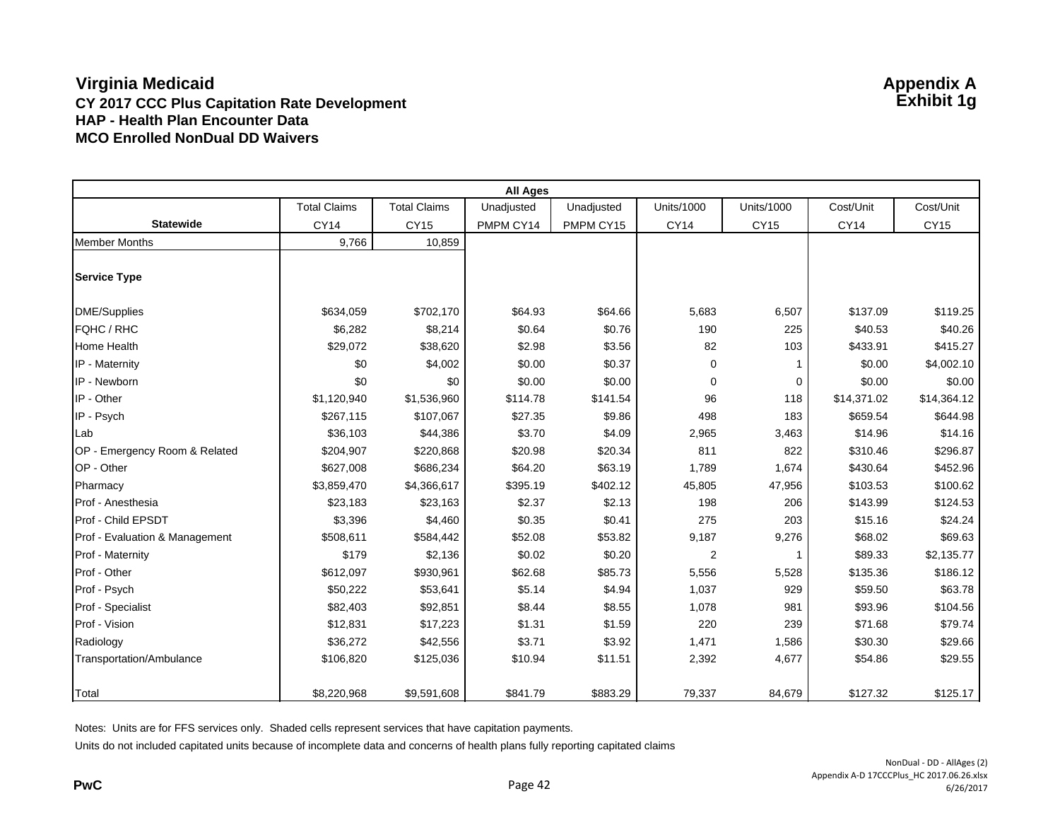# Virginia Medicaid

**CY 2017 CCC Plus Capitation Rate Development**
**HAP - Health Plan Encounter Data**
**MCO Enrolled NonDual DD Waivers**

**Appendix A**
**Exhibit 1g**

| All Ages | | | | | | | | |
|---|---|---|---|---|---|---|---|---|
| | Total Claims | Total Claims | Unadjusted | Unadjusted | Units/1000 | Units/1000 | Cost/Unit | Cost/Unit |
| **Statewide** | CY14 | CY15 | PMPM CY14 | PMPM CY15 | CY14 | CY15 | CY14 | CY15 |
| Member Months | 9,766 | 10,859 | | | | | | |
| **Service Type** | | | | | | | | |
| DME/Supplies | $634,059 | $702,170 | $64.93 | $64.66 | 5,683 | 6,507 | $137.09 | $119.25 |
| FQHC / RHC | $6,282 | $8,214 | $0.64 | $0.76 | 190 | 225 | $40.53 | $40.26 |
| Home Health | $29,072 | $38,620 | $2.98 | $3.56 | 82 | 103 | $433.91 | $415.27 |
| IP - Maternity | $0 | $4,002 | $0.00 | $0.37 | 0 | 1 | $0.00 | $4,002.10 |
| IP - Newborn | $0 | $0 | $0.00 | $0.00 | 0 | 0 | $0.00 | $0.00 |
| IP - Other | $1,120,940 | $1,536,960 | $114.78 | $141.54 | 96 | 118 | $14,371.02 | $14,364.12 |
| IP - Psych | $267,115 | $107,067 | $27.35 | $9.86 | 498 | 183 | $659.54 | $644.98 |
| Lab | $36,103 | $44,386 | $3.70 | $4.09 | 2,965 | 3,463 | $14.96 | $14.16 |
| OP - Emergency Room & Related | $204,907 | $220,868 | $20.98 | $20.34 | 811 | 822 | $310.46 | $296.87 |
| OP - Other | $627,008 | $686,234 | $64.20 | $63.19 | 1,789 | 1,674 | $430.64 | $452.96 |
| Pharmacy | $3,859,470 | $4,366,617 | $395.19 | $402.12 | 45,805 | 47,956 | $103.53 | $100.62 |
| Prof - Anesthesia | $23,183 | $23,163 | $2.37 | $2.13 | 198 | 206 | $143.99 | $124.53 |
| Prof - Child EPSDT | $3,396 | $4,460 | $0.35 | $0.41 | 275 | 203 | $15.16 | $24.24 |
| Prof - Evaluation & Management | $508,611 | $584,442 | $52.08 | $53.82 | 9,187 | 9,276 | $68.02 | $69.63 |
| Prof - Maternity | $179 | $2,136 | $0.02 | $0.20 | 2 | 1 | $89.33 | $2,135.77 |
| Prof - Other | $612,097 | $930,961 | $62.68 | $85.73 | 5,556 | 5,528 | $135.36 | $186.12 |
| Prof - Psych | $50,222 | $53,641 | $5.14 | $4.94 | 1,037 | 929 | $59.50 | $63.78 |
| Prof - Specialist | $82,403 | $92,851 | $8.44 | $8.55 | 1,078 | 981 | $93.96 | $104.56 |
| Prof - Vision | $12,831 | $17,223 | $1.31 | $1.59 | 220 | 239 | $71.68 | $79.74 |
| Radiology | $36,272 | $42,556 | $3.71 | $3.92 | 1,471 | 1,586 | $30.30 | $29.66 |
| Transportation/Ambulance | $106,820 | $125,036 | $10.94 | $11.51 | 2,392 | 4,677 | $54.86 | $29.55 |
| Total | $8,220,968 | $9,591,608 | $841.79 | $883.29 | 79,337 | 84,679 | $127.32 | $125.17 |

Notes: Units are for FFS services only. Shaded cells represent services that have capitation payments.

Units do not included capitated units because of incomplete data and concerns of health plans fully reporting capitated claims

NonDual - DD - AllAges (2)
Appendix A-D 17CCCPlus_HC 2017.06.26.xlsx
6/26/2017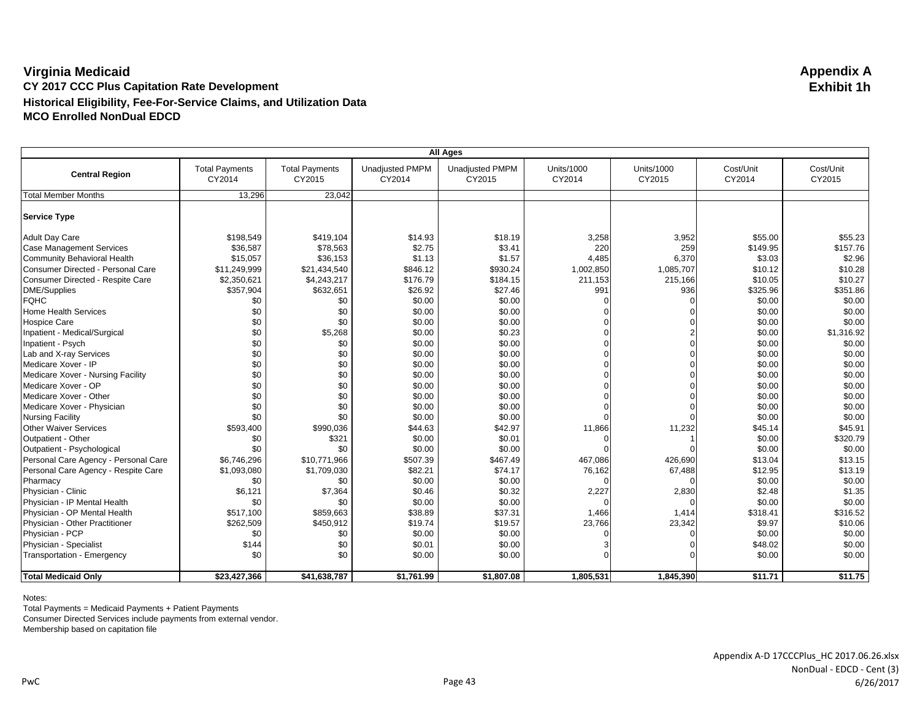# Virginia Medicaid

**Appendix A**
**Exhibit 1h**

## CY 2017 CCC Plus Capitation Rate Development

### Historical Eligibility, Fee-For-Service Claims, and Utilization Data

### MCO Enrolled NonDual EDCD

| All Ages | | | | | | | | |
|---|---|---|---|---|---|---|---|---|
| **Central Region** | Total Payments CY2014 | Total Payments CY2015 | Unadjusted PMPM CY2014 | Unadjusted PMPM CY2015 | Units/1000 CY2014 | Units/1000 CY2015 | Cost/Unit CY2014 | Cost/Unit CY2015 |
| Total Member Months | 13,296 | 23,042 | | | | | | |
| **Service Type** | | | | | | | | |
| Adult Day Care | $198,549 | $419,104 | $14.93 | $18.19 | 3,258 | 3,952 | $55.00 | $55.23 |
| Case Management Services | $36,587 | $78,563 | $2.75 | $3.41 | 220 | 259 | $149.95 | $157.76 |
| Community Behavioral Health | $15,057 | $36,153 | $1.13 | $1.57 | 4,485 | 6,370 | $3.03 | $2.96 |
| Consumer Directed - Personal Care | $11,249,999 | $21,434,540 | $846.12 | $930.24 | 1,002,850 | 1,085,707 | $10.12 | $10.28 |
| Consumer Directed - Respite Care | $2,350,621 | $4,243,217 | $176.79 | $184.15 | 211,153 | 215,166 | $10.05 | $10.27 |
| DME/Supplies | $357,904 | $632,651 | $26.92 | $27.46 | 991 | 936 | $325.96 | $351.86 |
| FQHC | $0 | $0 | $0.00 | $0.00 | 0 | 0 | $0.00 | $0.00 |
| Home Health Services | $0 | $0 | $0.00 | $0.00 | 0 | 0 | $0.00 | $0.00 |
| Hospice Care | $0 | $0 | $0.00 | $0.00 | 0 | 0 | $0.00 | $0.00 |
| Inpatient - Medical/Surgical | $0 | $5,268 | $0.00 | $0.23 | 0 | 2 | $0.00 | $1,316.92 |
| Inpatient - Psych | $0 | $0 | $0.00 | $0.00 | 0 | 0 | $0.00 | $0.00 |
| Lab and X-ray Services | $0 | $0 | $0.00 | $0.00 | 0 | 0 | $0.00 | $0.00 |
| Medicare Xover - IP | $0 | $0 | $0.00 | $0.00 | 0 | 0 | $0.00 | $0.00 |
| Medicare Xover - Nursing Facility | $0 | $0 | $0.00 | $0.00 | 0 | 0 | $0.00 | $0.00 |
| Medicare Xover - OP | $0 | $0 | $0.00 | $0.00 | 0 | 0 | $0.00 | $0.00 |
| Medicare Xover - Other | $0 | $0 | $0.00 | $0.00 | 0 | 0 | $0.00 | $0.00 |
| Medicare Xover - Physician | $0 | $0 | $0.00 | $0.00 | 0 | 0 | $0.00 | $0.00 |
| Nursing Facility | $0 | $0 | $0.00 | $0.00 | 0 | 0 | $0.00 | $0.00 |
| Other Waiver Services | $593,400 | $990,036 | $44.63 | $42.97 | 11,866 | 11,232 | $45.14 | $45.91 |
| Outpatient - Other | $0 | $321 | $0.00 | $0.01 | 0 | 1 | $0.00 | $320.79 |
| Outpatient - Psychological | $0 | $0 | $0.00 | $0.00 | 0 | 0 | $0.00 | $0.00 |
| Personal Care Agency - Personal Care | $6,746,296 | $10,771,966 | $507.39 | $467.49 | 467,086 | 426,690 | $13.04 | $13.15 |
| Personal Care Agency - Respite Care | $1,093,080 | $1,709,030 | $82.21 | $74.17 | 76,162 | 67,488 | $12.95 | $13.19 |
| Pharmacy | $0 | $0 | $0.00 | $0.00 | 0 | 0 | $0.00 | $0.00 |
| Physician - Clinic | $6,121 | $7,364 | $0.46 | $0.32 | 2,227 | 2,830 | $2.48 | $1.35 |
| Physician - IP Mental Health | $0 | $0 | $0.00 | $0.00 | 0 | 0 | $0.00 | $0.00 |
| Physician - OP Mental Health | $517,100 | $859,663 | $38.89 | $37.31 | 1,466 | 1,414 | $318.41 | $316.52 |
| Physician - Other Practitioner | $262,509 | $450,912 | $19.74 | $19.57 | 23,766 | 23,342 | $9.97 | $10.06 |
| Physician - PCP | $0 | $0 | $0.00 | $0.00 | 0 | 0 | $0.00 | $0.00 |
| Physician - Specialist | $144 | $0 | $0.01 | $0.00 | 3 | 0 | $48.02 | $0.00 |
| Transportation - Emergency | $0 | $0 | $0.00 | $0.00 | 0 | 0 | $0.00 | $0.00 |
| **Total Medicaid Only** | **$23,427,366** | **$41,638,787** | **$1,761.99** | **$1,807.08** | **1,805,531** | **1,845,390** | **$11.71** | **$11.75** |

Notes:
Total Payments = Medicaid Payments + Patient Payments
Consumer Directed Services include payments from external vendor.
Membership based on capitation file

Appendix A-D 17CCCPlus_HC 2017.06.26.xlsx
NonDual - EDCD - Cent (3)
6/26/2017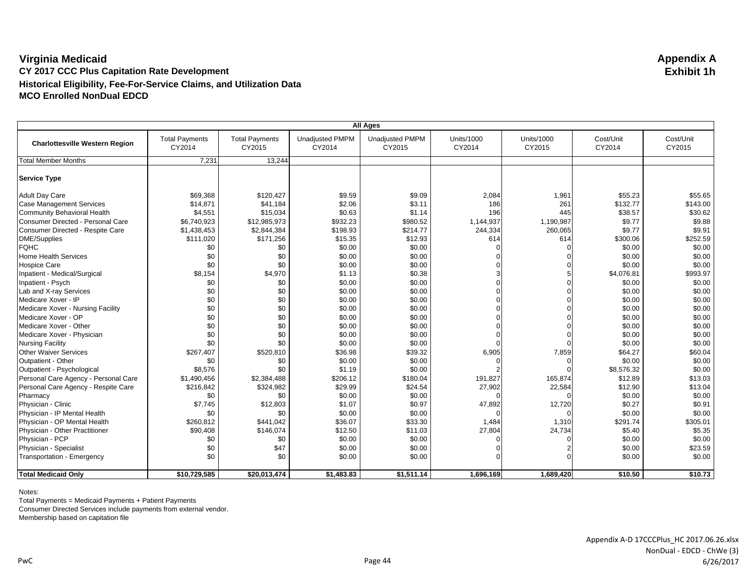# Virginia Medicaid

**Appendix A**
**Exhibit 1h**

## CY 2017 CCC Plus Capitation Rate Development

### Historical Eligibility, Fee-For-Service Claims, and Utilization Data

### MCO Enrolled NonDual EDCD

| All Ages | | | | | | | | |
|---|---|---|---|---|---|---|---|---|
| **Charlottesville Western Region** | Total Payments CY2014 | Total Payments CY2015 | Unadjusted PMPM CY2014 | Unadjusted PMPM CY2015 | Units/1000 CY2014 | Units/1000 CY2015 | Cost/Unit CY2014 | Cost/Unit CY2015 |
| Total Member Months | 7,231 | 13,244 | | | | | | |
| **Service Type** | | | | | | | | |
| Adult Day Care | $69,368 | $120,427 | $9.59 | $9.09 | 2,084 | 1,961 | $55.23 | $55.65 |
| Case Management Services | $14,871 | $41,184 | $2.06 | $3.11 | 186 | 261 | $132.77 | $143.00 |
| Community Behavioral Health | $4,551 | $15,034 | $0.63 | $1.14 | 196 | 445 | $38.57 | $30.62 |
| Consumer Directed - Personal Care | $6,740,923 | $12,985,973 | $932.23 | $980.52 | 1,144,937 | 1,190,987 | $9.77 | $9.88 |
| Consumer Directed - Respite Care | $1,438,453 | $2,844,384 | $198.93 | $214.77 | 244,334 | 260,065 | $9.77 | $9.91 |
| DME/Supplies | $111,020 | $171,256 | $15.35 | $12.93 | 614 | 614 | $300.06 | $252.59 |
| FQHC | $0 | $0 | $0.00 | $0.00 | 0 | 0 | $0.00 | $0.00 |
| Home Health Services | $0 | $0 | $0.00 | $0.00 | 0 | 0 | $0.00 | $0.00 |
| Hospice Care | $0 | $0 | $0.00 | $0.00 | 0 | 0 | $0.00 | $0.00 |
| Inpatient - Medical/Surgical | $8,154 | $4,970 | $1.13 | $0.38 | 3 | 5 | $4,076.81 | $993.97 |
| Inpatient - Psych | $0 | $0 | $0.00 | $0.00 | 0 | 0 | $0.00 | $0.00 |
| Lab and X-ray Services | $0 | $0 | $0.00 | $0.00 | 0 | 0 | $0.00 | $0.00 |
| Medicare Xover - IP | $0 | $0 | $0.00 | $0.00 | 0 | 0 | $0.00 | $0.00 |
| Medicare Xover - Nursing Facility | $0 | $0 | $0.00 | $0.00 | 0 | 0 | $0.00 | $0.00 |
| Medicare Xover - OP | $0 | $0 | $0.00 | $0.00 | 0 | 0 | $0.00 | $0.00 |
| Medicare Xover - Other | $0 | $0 | $0.00 | $0.00 | 0 | 0 | $0.00 | $0.00 |
| Medicare Xover - Physician | $0 | $0 | $0.00 | $0.00 | 0 | 0 | $0.00 | $0.00 |
| Nursing Facility | $0 | $0 | $0.00 | $0.00 | 0 | 0 | $0.00 | $0.00 |
| Other Waiver Services | $267,407 | $520,810 | $36.98 | $39.32 | 6,905 | 7,859 | $64.27 | $60.04 |
| Outpatient - Other | $0 | $0 | $0.00 | $0.00 | 0 | 0 | $0.00 | $0.00 |
| Outpatient - Psychological | $8,576 | $0 | $1.19 | $0.00 | 2 | 0 | $8,576.32 | $0.00 |
| Personal Care Agency - Personal Care | $1,490,456 | $2,384,488 | $206.12 | $180.04 | 191,827 | 165,874 | $12.89 | $13.03 |
| Personal Care Agency - Respite Care | $216,842 | $324,982 | $29.99 | $24.54 | 27,902 | 22,584 | $12.90 | $13.04 |
| Pharmacy | $0 | $0 | $0.00 | $0.00 | 0 | 0 | $0.00 | $0.00 |
| Physician - Clinic | $7,745 | $12,803 | $1.07 | $0.97 | 47,892 | 12,720 | $0.27 | $0.91 |
| Physician - IP Mental Health | $0 | $0 | $0.00 | $0.00 | 0 | 0 | $0.00 | $0.00 |
| Physician - OP Mental Health | $260,812 | $441,042 | $36.07 | $33.30 | 1,484 | 1,310 | $291.74 | $305.01 |
| Physician - Other Practitioner | $90,408 | $146,074 | $12.50 | $11.03 | 27,804 | 24,734 | $5.40 | $5.35 |
| Physician - PCP | $0 | $0 | $0.00 | $0.00 | 0 | 0 | $0.00 | $0.00 |
| Physician - Specialist | $0 | $47 | $0.00 | $0.00 | 0 | 2 | $0.00 | $23.59 |
| Transportation - Emergency | $0 | $0 | $0.00 | $0.00 | 0 | 0 | $0.00 | $0.00 |
| **Total Medicaid Only** | **$10,729,585** | **$20,013,474** | **$1,483.83** | **$1,511.14** | **1,696,169** | **1,689,420** | **$10.50** | **$10.73** |

Notes:
Total Payments = Medicaid Payments + Patient Payments
Consumer Directed Services include payments from external vendor.
Membership based on capitation file

Appendix A-D 17CCCPlus_HC 2017.06.26.xlsx
NonDual - EDCD - ChWe (3)
6/26/2017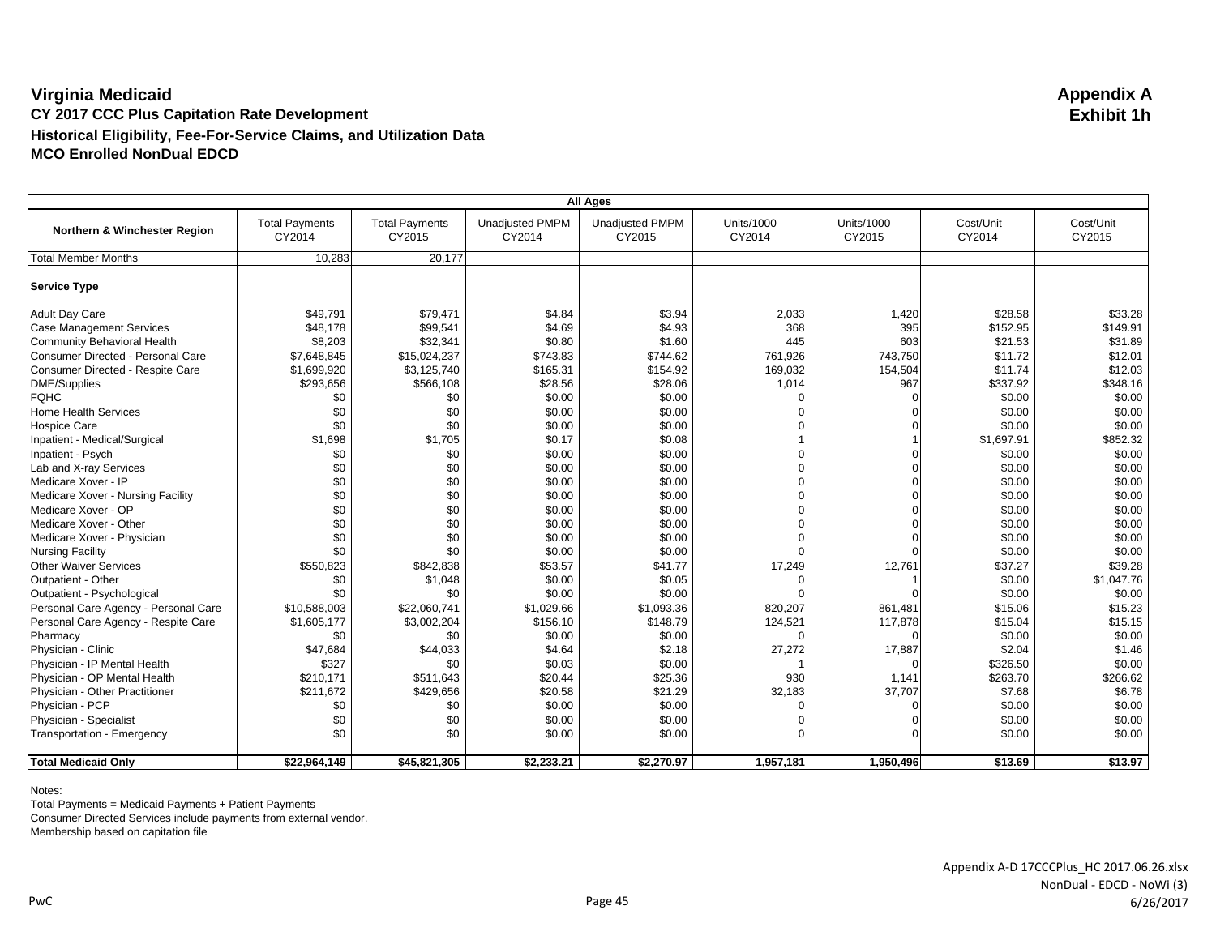# Virginia Medicaid

**Appendix A**
**Exhibit 1h**

**CY 2017 CCC Plus Capitation Rate Development**

**Historical Eligibility, Fee-For-Service Claims, and Utilization Data**

**MCO Enrolled NonDual EDCD**

| All Ages | | | | | | | | |
|---|---|---|---|---|---|---|---|---|
| **Northern & Winchester Region** | Total Payments CY2014 | Total Payments CY2015 | Unadjusted PMPM CY2014 | Unadjusted PMPM CY2015 | Units/1000 CY2014 | Units/1000 CY2015 | Cost/Unit CY2014 | Cost/Unit CY2015 |
| Total Member Months | 10,283 | 20,177 | | | | | | |
| **Service Type** | | | | | | | | |
| Adult Day Care | $49,791 | $79,471 | $4.84 | $3.94 | 2,033 | 1,420 | $28.58 | $33.28 |
| Case Management Services | $48,178 | $99,541 | $4.69 | $4.93 | 368 | 395 | $152.95 | $149.91 |
| Community Behavioral Health | $8,203 | $32,341 | $0.80 | $1.60 | 445 | 603 | $21.53 | $31.89 |
| Consumer Directed - Personal Care | $7,648,845 | $15,024,237 | $743.83 | $744.62 | 761,926 | 743,750 | $11.72 | $12.01 |
| Consumer Directed - Respite Care | $1,699,920 | $3,125,740 | $165.31 | $154.92 | 169,032 | 154,504 | $11.74 | $12.03 |
| DME/Supplies | $293,656 | $566,108 | $28.56 | $28.06 | 1,014 | 967 | $337.92 | $348.16 |
| FQHC | $0 | $0 | $0.00 | $0.00 | 0 | 0 | $0.00 | $0.00 |
| Home Health Services | $0 | $0 | $0.00 | $0.00 | 0 | 0 | $0.00 | $0.00 |
| Hospice Care | $0 | $0 | $0.00 | $0.00 | 0 | 0 | $0.00 | $0.00 |
| Inpatient - Medical/Surgical | $1,698 | $1,705 | $0.17 | $0.08 | 1 | 1 | $1,697.91 | $852.32 |
| Inpatient - Psych | $0 | $0 | $0.00 | $0.00 | 0 | 0 | $0.00 | $0.00 |
| Lab and X-ray Services | $0 | $0 | $0.00 | $0.00 | 0 | 0 | $0.00 | $0.00 |
| Medicare Xover - IP | $0 | $0 | $0.00 | $0.00 | 0 | 0 | $0.00 | $0.00 |
| Medicare Xover - Nursing Facility | $0 | $0 | $0.00 | $0.00 | 0 | 0 | $0.00 | $0.00 |
| Medicare Xover - OP | $0 | $0 | $0.00 | $0.00 | 0 | 0 | $0.00 | $0.00 |
| Medicare Xover - Other | $0 | $0 | $0.00 | $0.00 | 0 | 0 | $0.00 | $0.00 |
| Medicare Xover - Physician | $0 | $0 | $0.00 | $0.00 | 0 | 0 | $0.00 | $0.00 |
| Nursing Facility | $0 | $0 | $0.00 | $0.00 | 0 | 0 | $0.00 | $0.00 |
| Other Waiver Services | $550,823 | $842,838 | $53.57 | $41.77 | 17,249 | 12,761 | $37.27 | $39.28 |
| Outpatient - Other | $0 | $1,048 | $0.00 | $0.05 | 0 | 1 | $0.00 | $1,047.76 |
| Outpatient - Psychological | $0 | $0 | $0.00 | $0.00 | 0 | 0 | $0.00 | $0.00 |
| Personal Care Agency - Personal Care | $10,588,003 | $22,060,741 | $1,029.66 | $1,093.36 | 820,207 | 861,481 | $15.06 | $15.23 |
| Personal Care Agency - Respite Care | $1,605,177 | $3,002,204 | $156.10 | $148.79 | 124,521 | 117,878 | $15.04 | $15.15 |
| Pharmacy | $0 | $0 | $0.00 | $0.00 | 0 | 0 | $0.00 | $0.00 |
| Physician - Clinic | $47,684 | $44,033 | $4.64 | $2.18 | 27,272 | 17,887 | $2.04 | $1.46 |
| Physician - IP Mental Health | $327 | $0 | $0.03 | $0.00 | 1 | 0 | $326.50 | $0.00 |
| Physician - OP Mental Health | $210,171 | $511,643 | $20.44 | $25.36 | 930 | 1,141 | $263.70 | $266.62 |
| Physician - Other Practitioner | $211,672 | $429,656 | $20.58 | $21.29 | 32,183 | 37,707 | $7.68 | $6.78 |
| Physician - PCP | $0 | $0 | $0.00 | $0.00 | 0 | 0 | $0.00 | $0.00 |
| Physician - Specialist | $0 | $0 | $0.00 | $0.00 | 0 | 0 | $0.00 | $0.00 |
| Transportation - Emergency | $0 | $0 | $0.00 | $0.00 | 0 | 0 | $0.00 | $0.00 |
| **Total Medicaid Only** | **$22,964,149** | **$45,821,305** | **$2,233.21** | **$2,270.97** | **1,957,181** | **1,950,496** | **$13.69** | **$13.97** |

Notes:
Total Payments = Medicaid Payments + Patient Payments
Consumer Directed Services include payments from external vendor.
Membership based on capitation file

PwC

Appendix A-D 17CCCPlus_HC 2017.06.26.xlsx
NonDual - EDCD - NoWi (3)
6/26/2017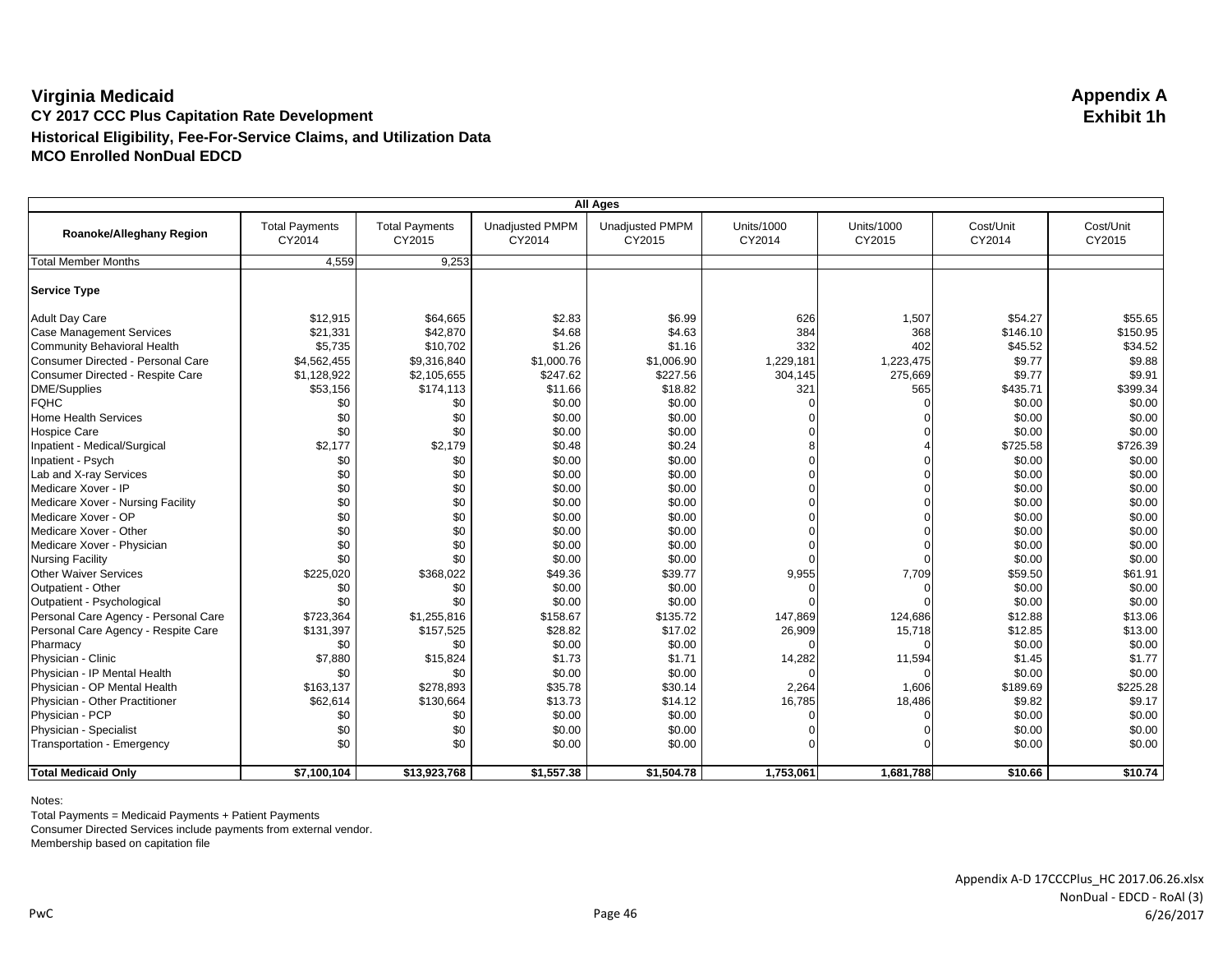# Virginia Medicaid

**Appendix A**
**Exhibit 1h**

**CY 2017 CCC Plus Capitation Rate Development**

**Historical Eligibility, Fee-For-Service Claims, and Utilization Data**

**MCO Enrolled NonDual EDCD**

| All Ages | | | | | | | | |
|---|---|---|---|---|---|---|---|---|
| **Roanoke/Alleghany Region** | Total Payments CY2014 | Total Payments CY2015 | Unadjusted PMPM CY2014 | Unadjusted PMPM CY2015 | Units/1000 CY2014 | Units/1000 CY2015 | Cost/Unit CY2014 | Cost/Unit CY2015 |
| Total Member Months | 4,559 | 9,253 | | | | | | |
| **Service Type** | | | | | | | | |
| Adult Day Care | $12,915 | $64,665 | $2.83 | $6.99 | 626 | 1,507 | $54.27 | $55.65 |
| Case Management Services | $21,331 | $42,870 | $4.68 | $4.63 | 384 | 368 | $146.10 | $150.95 |
| Community Behavioral Health | $5,735 | $10,702 | $1.26 | $1.16 | 332 | 402 | $45.52 | $34.52 |
| Consumer Directed - Personal Care | $4,562,455 | $9,316,840 | $1,000.76 | $1,006.90 | 1,229,181 | 1,223,475 | $9.77 | $9.88 |
| Consumer Directed - Respite Care | $1,128,922 | $2,105,655 | $247.62 | $227.56 | 304,145 | 275,669 | $9.77 | $9.91 |
| DME/Supplies | $53,156 | $174,113 | $11.66 | $18.82 | 321 | 565 | $435.71 | $399.34 |
| FQHC | $0 | $0 | $0.00 | $0.00 | 0 | 0 | $0.00 | $0.00 |
| Home Health Services | $0 | $0 | $0.00 | $0.00 | 0 | 0 | $0.00 | $0.00 |
| Hospice Care | $0 | $0 | $0.00 | $0.00 | 0 | 0 | $0.00 | $0.00 |
| Inpatient - Medical/Surgical | $2,177 | $2,179 | $0.48 | $0.24 | 8 | 4 | $725.58 | $726.39 |
| Inpatient - Psych | $0 | $0 | $0.00 | $0.00 | 0 | 0 | $0.00 | $0.00 |
| Lab and X-ray Services | $0 | $0 | $0.00 | $0.00 | 0 | 0 | $0.00 | $0.00 |
| Medicare Xover - IP | $0 | $0 | $0.00 | $0.00 | 0 | 0 | $0.00 | $0.00 |
| Medicare Xover - Nursing Facility | $0 | $0 | $0.00 | $0.00 | 0 | 0 | $0.00 | $0.00 |
| Medicare Xover - OP | $0 | $0 | $0.00 | $0.00 | 0 | 0 | $0.00 | $0.00 |
| Medicare Xover - Other | $0 | $0 | $0.00 | $0.00 | 0 | 0 | $0.00 | $0.00 |
| Medicare Xover - Physician | $0 | $0 | $0.00 | $0.00 | 0 | 0 | $0.00 | $0.00 |
| Nursing Facility | $0 | $0 | $0.00 | $0.00 | 0 | 0 | $0.00 | $0.00 |
| Other Waiver Services | $225,020 | $368,022 | $49.36 | $39.77 | 9,955 | 7,709 | $59.50 | $61.91 |
| Outpatient - Other | $0 | $0 | $0.00 | $0.00 | 0 | 0 | $0.00 | $0.00 |
| Outpatient - Psychological | $0 | $0 | $0.00 | $0.00 | 0 | 0 | $0.00 | $0.00 |
| Personal Care Agency - Personal Care | $723,364 | $1,255,816 | $158.67 | $135.72 | 147,869 | 124,686 | $12.88 | $13.06 |
| Personal Care Agency - Respite Care | $131,397 | $157,525 | $28.82 | $17.02 | 26,909 | 15,718 | $12.85 | $13.00 |
| Pharmacy | $0 | $0 | $0.00 | $0.00 | 0 | 0 | $0.00 | $0.00 |
| Physician - Clinic | $7,880 | $15,824 | $1.73 | $1.71 | 14,282 | 11,594 | $1.45 | $1.77 |
| Physician - IP Mental Health | $0 | $0 | $0.00 | $0.00 | 0 | 0 | $0.00 | $0.00 |
| Physician - OP Mental Health | $163,137 | $278,893 | $35.78 | $30.14 | 2,264 | 1,606 | $189.69 | $225.28 |
| Physician - Other Practitioner | $62,614 | $130,664 | $13.73 | $14.12 | 16,785 | 18,486 | $9.82 | $9.17 |
| Physician - PCP | $0 | $0 | $0.00 | $0.00 | 0 | 0 | $0.00 | $0.00 |
| Physician - Specialist | $0 | $0 | $0.00 | $0.00 | 0 | 0 | $0.00 | $0.00 |
| Transportation - Emergency | $0 | $0 | $0.00 | $0.00 | 0 | 0 | $0.00 | $0.00 |
| **Total Medicaid Only** | **$7,100,104** | **$13,923,768** | **$1,557.38** | **$1,504.78** | **1,753,061** | **1,681,788** | **$10.66** | **$10.74** |

Notes:
Total Payments = Medicaid Payments + Patient Payments
Consumer Directed Services include payments from external vendor.
Membership based on capitation file

PwC

Appendix A-D 17CCCPlus_HC 2017.06.26.xlsx
NonDual - EDCD - RoAl (3)
6/26/2017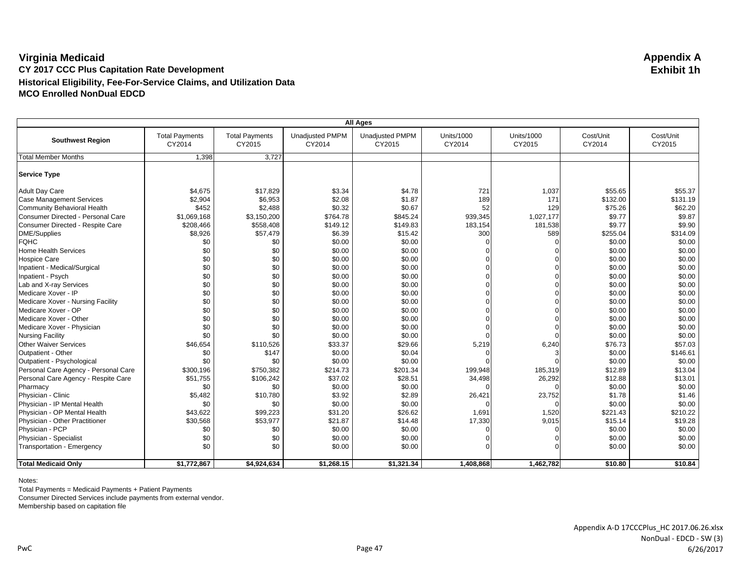# Virginia Medicaid

**Appendix A**
**Exhibit 1h**

## CY 2017 CCC Plus Capitation Rate Development

### Historical Eligibility, Fee-For-Service Claims, and Utilization Data

### MCO Enrolled NonDual EDCD

| All Ages | | | | | | | | |
|---|---|---|---|---|---|---|---|---|
| **Southwest Region** | Total Payments CY2014 | Total Payments CY2015 | Unadjusted PMPM CY2014 | Unadjusted PMPM CY2015 | Units/1000 CY2014 | Units/1000 CY2015 | Cost/Unit CY2014 | Cost/Unit CY2015 |
| Total Member Months | 1,398 | 3,727 | | | | | | |
| **Service Type** | | | | | | | | |
| Adult Day Care | $4,675 | $17,829 | $3.34 | $4.78 | 721 | 1,037 | $55.65 | $55.37 |
| Case Management Services | $2,904 | $6,953 | $2.08 | $1.87 | 189 | 171 | $132.00 | $131.19 |
| Community Behavioral Health | $452 | $2,488 | $0.32 | $0.67 | 52 | 129 | $75.26 | $62.20 |
| Consumer Directed - Personal Care | $1,069,168 | $3,150,200 | $764.78 | $845.24 | 939,345 | 1,027,177 | $9.77 | $9.87 |
| Consumer Directed - Respite Care | $208,466 | $558,408 | $149.12 | $149.83 | 183,154 | 181,538 | $9.77 | $9.90 |
| DME/Supplies | $8,926 | $57,479 | $6.39 | $15.42 | 300 | 589 | $255.04 | $314.09 |
| FQHC | $0 | $0 | $0.00 | $0.00 | 0 | 0 | $0.00 | $0.00 |
| Home Health Services | $0 | $0 | $0.00 | $0.00 | 0 | 0 | $0.00 | $0.00 |
| Hospice Care | $0 | $0 | $0.00 | $0.00 | 0 | 0 | $0.00 | $0.00 |
| Inpatient - Medical/Surgical | $0 | $0 | $0.00 | $0.00 | 0 | 0 | $0.00 | $0.00 |
| Inpatient - Psych | $0 | $0 | $0.00 | $0.00 | 0 | 0 | $0.00 | $0.00 |
| Lab and X-ray Services | $0 | $0 | $0.00 | $0.00 | 0 | 0 | $0.00 | $0.00 |
| Medicare Xover - IP | $0 | $0 | $0.00 | $0.00 | 0 | 0 | $0.00 | $0.00 |
| Medicare Xover - Nursing Facility | $0 | $0 | $0.00 | $0.00 | 0 | 0 | $0.00 | $0.00 |
| Medicare Xover - OP | $0 | $0 | $0.00 | $0.00 | 0 | 0 | $0.00 | $0.00 |
| Medicare Xover - Other | $0 | $0 | $0.00 | $0.00 | 0 | 0 | $0.00 | $0.00 |
| Medicare Xover - Physician | $0 | $0 | $0.00 | $0.00 | 0 | 0 | $0.00 | $0.00 |
| Nursing Facility | $0 | $0 | $0.00 | $0.00 | 0 | 0 | $0.00 | $0.00 |
| Other Waiver Services | $46,654 | $110,526 | $33.37 | $29.66 | 5,219 | 6,240 | $76.73 | $57.03 |
| Outpatient - Other | $0 | $147 | $0.00 | $0.04 | 0 | 3 | $0.00 | $146.61 |
| Outpatient - Psychological | $0 | $0 | $0.00 | $0.00 | 0 | 0 | $0.00 | $0.00 |
| Personal Care Agency - Personal Care | $300,196 | $750,382 | $214.73 | $201.34 | 199,948 | 185,319 | $12.89 | $13.04 |
| Personal Care Agency - Respite Care | $51,755 | $106,242 | $37.02 | $28.51 | 34,498 | 26,292 | $12.88 | $13.01 |
| Pharmacy | $0 | $0 | $0.00 | $0.00 | 0 | 0 | $0.00 | $0.00 |
| Physician - Clinic | $5,482 | $10,780 | $3.92 | $2.89 | 26,421 | 23,752 | $1.78 | $1.46 |
| Physician - IP Mental Health | $0 | $0 | $0.00 | $0.00 | 0 | 0 | $0.00 | $0.00 |
| Physician - OP Mental Health | $43,622 | $99,223 | $31.20 | $26.62 | 1,691 | 1,520 | $221.43 | $210.22 |
| Physician - Other Practitioner | $30,568 | $53,977 | $21.87 | $14.48 | 17,330 | 9,015 | $15.14 | $19.28 |
| Physician - PCP | $0 | $0 | $0.00 | $0.00 | 0 | 0 | $0.00 | $0.00 |
| Physician - Specialist | $0 | $0 | $0.00 | $0.00 | 0 | 0 | $0.00 | $0.00 |
| Transportation - Emergency | $0 | $0 | $0.00 | $0.00 | 0 | 0 | $0.00 | $0.00 |
| **Total Medicaid Only** | **$1,772,867** | **$4,924,634** | **$1,268.15** | **$1,321.34** | **1,408,868** | **1,462,782** | **$10.80** | **$10.84** |

Notes:
Total Payments = Medicaid Payments + Patient Payments
Consumer Directed Services include payments from external vendor.
Membership based on capitation file

Appendix A-D 17CCCPlus_HC 2017.06.26.xlsx
NonDual - EDCD - SW (3)
6/26/2017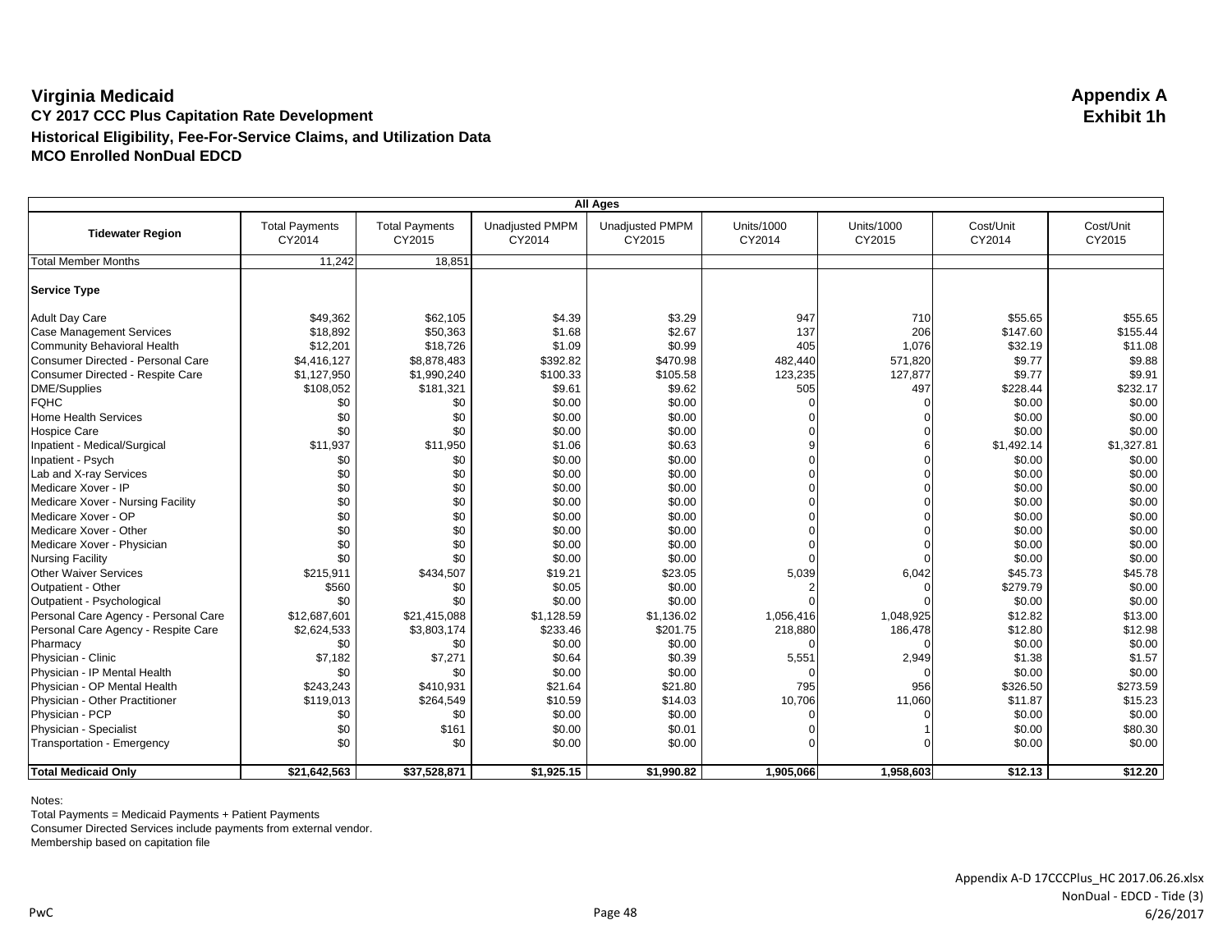# Virginia Medicaid

## CY 2017 CCC Plus Capitation Rate Development

### Historical Eligibility, Fee-For-Service Claims, and Utilization Data

### MCO Enrolled NonDual EDCD

**Appendix A**
**Exhibit 1h**

| All Ages | | | | | | | | |
|---|---|---|---|---|---|---|---|---|
| **Tidewater Region** | Total Payments CY2014 | Total Payments CY2015 | Unadjusted PMPM CY2014 | Unadjusted PMPM CY2015 | Units/1000 CY2014 | Units/1000 CY2015 | Cost/Unit CY2014 | Cost/Unit CY2015 |
| Total Member Months | 11,242 | 18,851 | | | | | | |
| **Service Type** | | | | | | | | |
| Adult Day Care | $49,362 | $62,105 | $4.39 | $3.29 | 947 | 710 | $55.65 | $55.65 |
| Case Management Services | $18,892 | $50,363 | $1.68 | $2.67 | 137 | 206 | $147.60 | $155.44 |
| Community Behavioral Health | $12,201 | $18,726 | $1.09 | $0.99 | 405 | 1,076 | $32.19 | $11.08 |
| Consumer Directed - Personal Care | $4,416,127 | $8,878,483 | $392.82 | $470.98 | 482,440 | 571,820 | $9.77 | $9.88 |
| Consumer Directed - Respite Care | $1,127,950 | $1,990,240 | $100.33 | $105.58 | 123,235 | 127,877 | $9.77 | $9.91 |
| DME/Supplies | $108,052 | $181,321 | $9.61 | $9.62 | 505 | 497 | $228.44 | $232.17 |
| FQHC | $0 | $0 | $0.00 | $0.00 | 0 | 0 | $0.00 | $0.00 |
| Home Health Services | $0 | $0 | $0.00 | $0.00 | 0 | 0 | $0.00 | $0.00 |
| Hospice Care | $0 | $0 | $0.00 | $0.00 | 0 | 0 | $0.00 | $0.00 |
| Inpatient - Medical/Surgical | $11,937 | $11,950 | $1.06 | $0.63 | 9 | 6 | $1,492.14 | $1,327.81 |
| Inpatient - Psych | $0 | $0 | $0.00 | $0.00 | 0 | 0 | $0.00 | $0.00 |
| Lab and X-ray Services | $0 | $0 | $0.00 | $0.00 | 0 | 0 | $0.00 | $0.00 |
| Medicare Xover - IP | $0 | $0 | $0.00 | $0.00 | 0 | 0 | $0.00 | $0.00 |
| Medicare Xover - Nursing Facility | $0 | $0 | $0.00 | $0.00 | 0 | 0 | $0.00 | $0.00 |
| Medicare Xover - OP | $0 | $0 | $0.00 | $0.00 | 0 | 0 | $0.00 | $0.00 |
| Medicare Xover - Other | $0 | $0 | $0.00 | $0.00 | 0 | 0 | $0.00 | $0.00 |
| Medicare Xover - Physician | $0 | $0 | $0.00 | $0.00 | 0 | 0 | $0.00 | $0.00 |
| Nursing Facility | $0 | $0 | $0.00 | $0.00 | 0 | 0 | $0.00 | $0.00 |
| Other Waiver Services | $215,911 | $434,507 | $19.21 | $23.05 | 5,039 | 6,042 | $45.73 | $45.78 |
| Outpatient - Other | $560 | $0 | $0.05 | $0.00 | 2 | 0 | $279.79 | $0.00 |
| Outpatient - Psychological | $0 | $0 | $0.00 | $0.00 | 0 | 0 | $0.00 | $0.00 |
| Personal Care Agency - Personal Care | $12,687,601 | $21,415,088 | $1,128.59 | $1,136.02 | 1,056,416 | 1,048,925 | $12.82 | $13.00 |
| Personal Care Agency - Respite Care | $2,624,533 | $3,803,174 | $233.46 | $201.75 | 218,880 | 186,478 | $12.80 | $12.98 |
| Pharmacy | $0 | $0 | $0.00 | $0.00 | 0 | 0 | $0.00 | $0.00 |
| Physician - Clinic | $7,182 | $7,271 | $0.64 | $0.39 | 5,551 | 2,949 | $1.38 | $1.57 |
| Physician - IP Mental Health | $0 | $0 | $0.00 | $0.00 | 0 | 0 | $0.00 | $0.00 |
| Physician - OP Mental Health | $243,243 | $410,931 | $21.64 | $21.80 | 795 | 956 | $326.50 | $273.59 |
| Physician - Other Practitioner | $119,013 | $264,549 | $10.59 | $14.03 | 10,706 | 11,060 | $11.87 | $15.23 |
| Physician - PCP | $0 | $0 | $0.00 | $0.00 | 0 | 0 | $0.00 | $0.00 |
| Physician - Specialist | $0 | $161 | $0.00 | $0.01 | 0 | 1 | $0.00 | $80.30 |
| Transportation - Emergency | $0 | $0 | $0.00 | $0.00 | 0 | 0 | $0.00 | $0.00 |
| **Total Medicaid Only** | **$21,642,563** | **$37,528,871** | **$1,925.15** | **$1,990.82** | **1,905,066** | **1,958,603** | **$12.13** | **$12.20** |

Notes:
Total Payments = Medicaid Payments + Patient Payments
Consumer Directed Services include payments from external vendor.
Membership based on capitation file

Appendix A-D 17CCCPlus_HC 2017.06.26.xlsx
NonDual - EDCD - Tide (3)
6/26/2017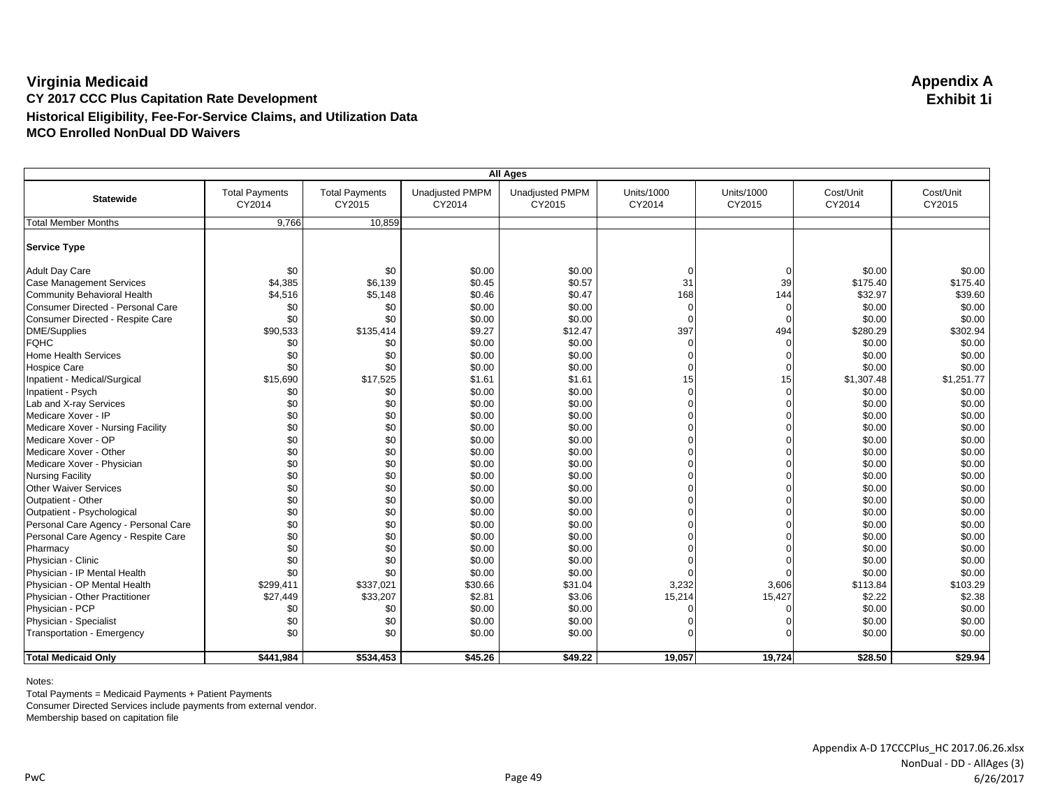# Virginia Medicaid

**Appendix A**
**Exhibit 1i**

**CY 2017 CCC Plus Capitation Rate Development**
**Historical Eligibility, Fee-For-Service Claims, and Utilization Data**
**MCO Enrolled NonDual DD Waivers**

| All Ages | | | | | | | | |
|---|---|---|---|---|---|---|---|---|
| **Statewide** | Total Payments CY2014 | Total Payments CY2015 | Unadjusted PMPM CY2014 | Unadjusted PMPM CY2015 | Units/1000 CY2014 | Units/1000 CY2015 | Cost/Unit CY2014 | Cost/Unit CY2015 |
| Total Member Months | 9,766 | 10,859 | | | | | | |
| **Service Type** | | | | | | | | |
| Adult Day Care | $0 | $0 | $0.00 | $0.00 | 0 | 0 | $0.00 | $0.00 |
| Case Management Services | $4,385 | $6,139 | $0.45 | $0.57 | 31 | 39 | $175.40 | $175.40 |
| Community Behavioral Health | $4,516 | $5,148 | $0.46 | $0.47 | 168 | 144 | $32.97 | $39.60 |
| Consumer Directed - Personal Care | $0 | $0 | $0.00 | $0.00 | 0 | 0 | $0.00 | $0.00 |
| Consumer Directed - Respite Care | $0 | $0 | $0.00 | $0.00 | 0 | 0 | $0.00 | $0.00 |
| DME/Supplies | $90,533 | $135,414 | $9.27 | $12.47 | 397 | 494 | $280.29 | $302.94 |
| FQHC | $0 | $0 | $0.00 | $0.00 | 0 | 0 | $0.00 | $0.00 |
| Home Health Services | $0 | $0 | $0.00 | $0.00 | 0 | 0 | $0.00 | $0.00 |
| Hospice Care | $0 | $0 | $0.00 | $0.00 | 0 | 0 | $0.00 | $0.00 |
| Inpatient - Medical/Surgical | $15,690 | $17,525 | $1.61 | $1.61 | 15 | 15 | $1,307.48 | $1,251.77 |
| Inpatient - Psych | $0 | $0 | $0.00 | $0.00 | 0 | 0 | $0.00 | $0.00 |
| Lab and X-ray Services | $0 | $0 | $0.00 | $0.00 | 0 | 0 | $0.00 | $0.00 |
| Medicare Xover - IP | $0 | $0 | $0.00 | $0.00 | 0 | 0 | $0.00 | $0.00 |
| Medicare Xover - Nursing Facility | $0 | $0 | $0.00 | $0.00 | 0 | 0 | $0.00 | $0.00 |
| Medicare Xover - OP | $0 | $0 | $0.00 | $0.00 | 0 | 0 | $0.00 | $0.00 |
| Medicare Xover - Other | $0 | $0 | $0.00 | $0.00 | 0 | 0 | $0.00 | $0.00 |
| Medicare Xover - Physician | $0 | $0 | $0.00 | $0.00 | 0 | 0 | $0.00 | $0.00 |
| Nursing Facility | $0 | $0 | $0.00 | $0.00 | 0 | 0 | $0.00 | $0.00 |
| Other Waiver Services | $0 | $0 | $0.00 | $0.00 | 0 | 0 | $0.00 | $0.00 |
| Outpatient - Other | $0 | $0 | $0.00 | $0.00 | 0 | 0 | $0.00 | $0.00 |
| Outpatient - Psychological | $0 | $0 | $0.00 | $0.00 | 0 | 0 | $0.00 | $0.00 |
| Personal Care Agency - Personal Care | $0 | $0 | $0.00 | $0.00 | 0 | 0 | $0.00 | $0.00 |
| Personal Care Agency - Respite Care | $0 | $0 | $0.00 | $0.00 | 0 | 0 | $0.00 | $0.00 |
| Pharmacy | $0 | $0 | $0.00 | $0.00 | 0 | 0 | $0.00 | $0.00 |
| Physician - Clinic | $0 | $0 | $0.00 | $0.00 | 0 | 0 | $0.00 | $0.00 |
| Physician - IP Mental Health | $0 | $0 | $0.00 | $0.00 | 0 | 0 | $0.00 | $0.00 |
| Physician - OP Mental Health | $299,411 | $337,021 | $30.66 | $31.04 | 3,232 | 3,606 | $113.84 | $103.29 |
| Physician - Other Practitioner | $27,449 | $33,207 | $2.81 | $3.06 | 15,214 | 15,427 | $2.22 | $2.38 |
| Physician - PCP | $0 | $0 | $0.00 | $0.00 | 0 | 0 | $0.00 | $0.00 |
| Physician - Specialist | $0 | $0 | $0.00 | $0.00 | 0 | 0 | $0.00 | $0.00 |
| Transportation - Emergency | $0 | $0 | $0.00 | $0.00 | 0 | 0 | $0.00 | $0.00 |
| **Total Medicaid Only** | **$441,984** | **$534,453** | **$45.26** | **$49.22** | **19,057** | **19,724** | **$28.50** | **$29.94** |

Notes:
Total Payments = Medicaid Payments + Patient Payments
Consumer Directed Services include payments from external vendor.
Membership based on capitation file

Appendix A-D 17CCCPlus_HC 2017.06.26.xlsx
NonDual - DD - AllAges (3)
6/26/2017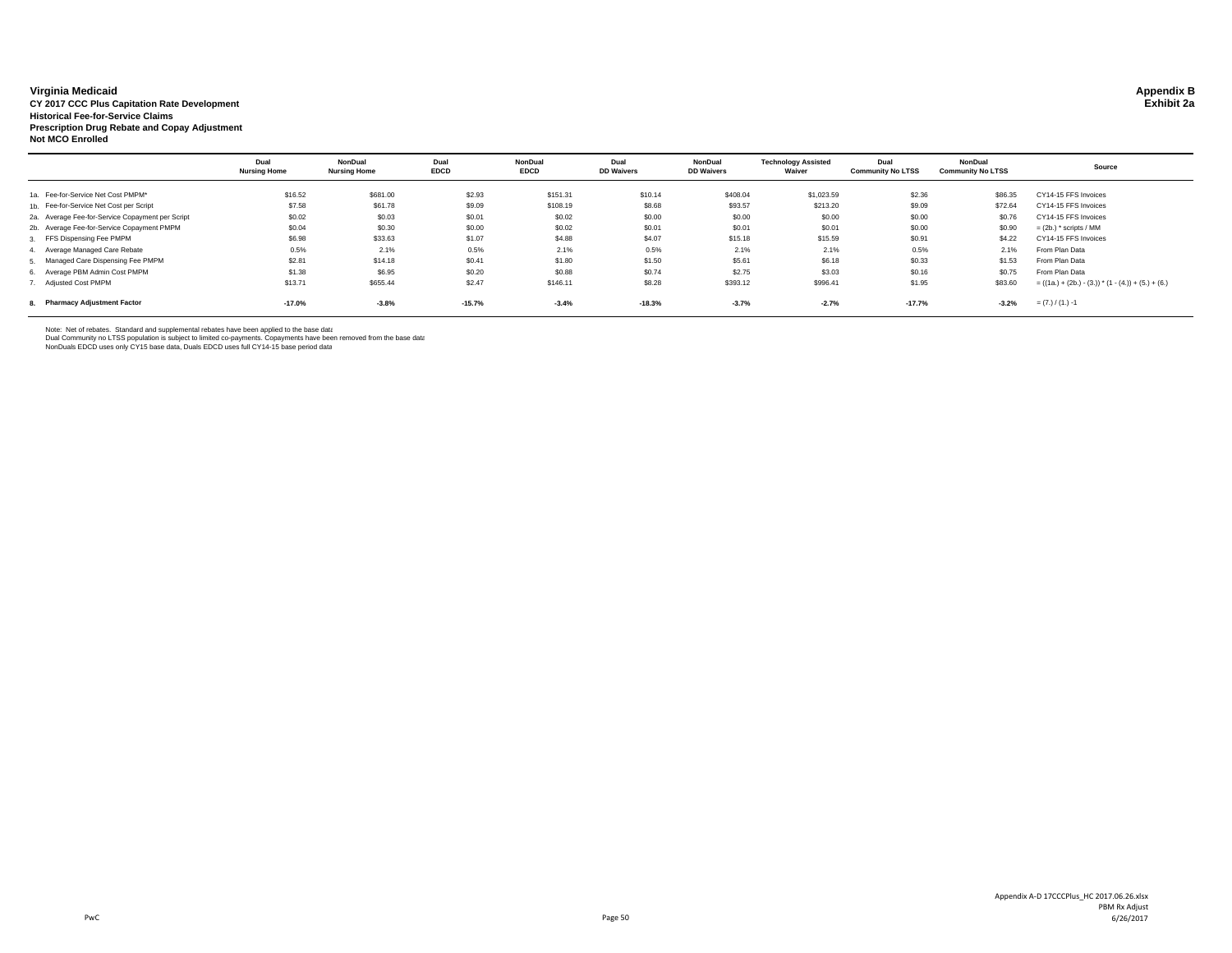**Virginia Medicaid**
**CY 2017 CCC Plus Capitation Rate Development**
**Historical Fee-for-Service Claims**
**Prescription Drug Rebate and Copay Adjustment**
**Not MCO Enrolled**

**Appendix B**
**Exhibit 2a**

| | Dual Nursing Home | NonDual Nursing Home | Dual EDCD | NonDual EDCD | Dual DD Waivers | NonDual DD Waivers | Technology Assisted Waiver | Dual Community No LTSS | NonDual Community No LTSS | Source |
|---|---|---|---|---|---|---|---|---|---|---|
| 1a. Fee-for-Service Net Cost PMPM* | $16.52 | $681.00 | $2.93 | $151.31 | $10.14 | $408.04 | $1,023.59 | $2.36 | $86.35 | CY14-15 FFS Invoices |
| 1b. Fee-for-Service Net Cost per Script | $7.58 | $61.78 | $9.09 | $108.19 | $8.68 | $93.57 | $213.20 | $9.09 | $72.64 | CY14-15 FFS Invoices |
| 2a. Average Fee-for-Service Copayment per Script | $0.02 | $0.03 | $0.01 | $0.02 | $0.00 | $0.00 | $0.00 | $0.00 | $0.76 | CY14-15 FFS Invoices |
| 2b. Average Fee-for-Service Copayment PMPM | $0.04 | $0.30 | $0.00 | $0.02 | $0.01 | $0.01 | $0.01 | $0.00 | $0.90 | = (2b.) * scripts / MM |
| 3. FFS Dispensing Fee PMPM | $6.98 | $33.63 | $1.07 | $4.88 | $4.07 | $15.18 | $15.59 | $0.91 | $4.22 | CY14-15 FFS Invoices |
| 4. Average Managed Care Rebate | 0.5% | 2.1% | 0.5% | 2.1% | 0.5% | 2.1% | 2.1% | 0.5% | 2.1% | From Plan Data |
| 5. Managed Care Dispensing Fee PMPM | $2.81 | $14.18 | $0.41 | $1.80 | $1.50 | $5.61 | $6.18 | $0.33 | $1.53 | From Plan Data |
| 6. Average PBM Admin Cost PMPM | $1.38 | $6.95 | $0.20 | $0.88 | $0.74 | $2.75 | $3.03 | $0.16 | $0.75 | From Plan Data |
| 7. Adjusted Cost PMPM | $13.71 | $655.44 | $2.47 | $146.11 | $8.28 | $393.12 | $996.41 | $1.95 | $83.60 | = ((1a.) + (2b.) - (3.)) * (1 - (4.)) + (5.) + (6.) |
| **8. Pharmacy Adjustment Factor** | **-17.0%** | **-3.8%** | **-15.7%** | **-3.4%** | **-18.3%** | **-3.7%** | **-2.7%** | **-17.7%** | **-3.2%** | = (7.) / (1.) -1 |

Note: Net of rebates. Standard and supplemental rebates have been applied to the base data
Dual Community no LTSS population is subject to limited co-payments. Copayments have been removed from the base data
NonDuals EDCD uses only CY15 base data, Duals EDCD uses full CY14-15 base period data

Appendix A-D 17CCCPlus_HC 2017.06.26.xlsx
PBM Rx Adjust
6/26/2017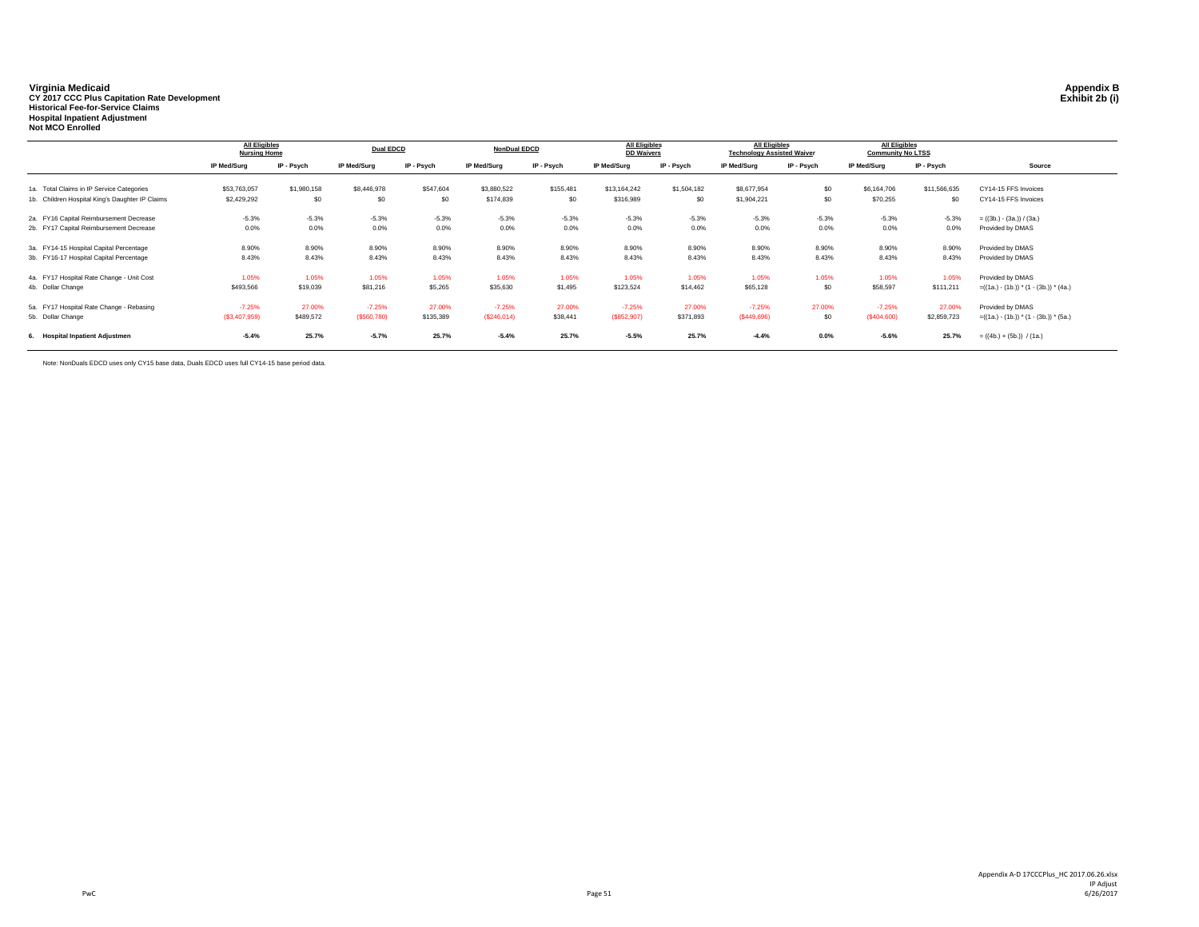**Virginia Medicaid**
**CY 2017 CCC Plus Capitation Rate Development**
**Historical Fee-for-Service Claims**
**Hospital Inpatient Adjustment**
**Not MCO Enrolled**

**Appendix B**
**Exhibit 2b (i)**

| | All Eligibles Nursing Home | | Dual EDCD | | NonDual EDCD | | All Eligibles DD Waivers | | All Eligibles Technology Assisted Waiver | | All Eligibles Community No LTSS | | |
|---|---|---|---|---|---|---|---|---|---|---|---|---|---|
| | IP Med/Surg | IP - Psych | IP Med/Surg | IP - Psych | IP Med/Surg | IP - Psych | IP Med/Surg | IP - Psych | IP Med/Surg | IP - Psych | IP Med/Surg | IP - Psych | Source |
| 1a. Total Claims in IP Service Categories | $53,763,057 | $1,980,158 | $8,446,978 | $547,604 | $3,880,522 | $155,481 | $13,164,242 | $1,504,182 | $8,677,954 | $0 | $6,164,706 | $11,566,635 | CY14-15 FFS Invoices |
| 1b. Children Hospital King's Daughter IP Claims | $2,429,292 | $0 | $0 | $0 | $174,839 | $0 | $316,989 | $0 | $1,904,221 | $0 | $70,255 | $0 | CY14-15 FFS Invoices |
| 2a. FY16 Capital Reimbursement Decrease | -5.3% | -5.3% | -5.3% | -5.3% | -5.3% | -5.3% | -5.3% | -5.3% | -5.3% | -5.3% | -5.3% | -5.3% | = ((3b.) - (3a.)) / (3a.) |
| 2b. FY17 Capital Reimbursement Decrease | 0.0% | 0.0% | 0.0% | 0.0% | 0.0% | 0.0% | 0.0% | 0.0% | 0.0% | 0.0% | 0.0% | 0.0% | Provided by DMAS |
| 3a. FY14-15 Hospital Capital Percentage | 8.90% | 8.90% | 8.90% | 8.90% | 8.90% | 8.90% | 8.90% | 8.90% | 8.90% | 8.90% | 8.90% | 8.90% | Provided by DMAS |
| 3b. FY16-17 Hospital Capital Percentage | 8.43% | 8.43% | 8.43% | 8.43% | 8.43% | 8.43% | 8.43% | 8.43% | 8.43% | 8.43% | 8.43% | 8.43% | Provided by DMAS |
| 4a. FY17 Hospital Rate Change - Unit Cost | 1.05% | 1.05% | 1.05% | 1.05% | 1.05% | 1.05% | 1.05% | 1.05% | 1.05% | 1.05% | 1.05% | 1.05% | Provided by DMAS |
| 4b. Dollar Change | $493,566 | $19,039 | $81,216 | $5,265 | $35,630 | $1,495 | $123,524 | $14,462 | $65,128 | $0 | $58,597 | $111,211 | =((1a.) - (1b.)) * (1 - (3b.)) * (4a.) |
| 5a. FY17 Hospital Rate Change - Rebasing | -7.25% | 27.00% | -7.25% | 27.00% | -7.25% | 27.00% | -7.25% | 27.00% | -7.25% | 27.00% | -7.25% | 27.00% | Provided by DMAS |
| 5b. Dollar Change | ($3,407,959) | $489,572 | ($560,780) | $135,389 | ($246,014) | $38,441 | ($852,907) | $371,893 | ($449,696) | $0 | ($404,600) | $2,859,723 | =((1a.) - (1b.)) * (1 - (3b.)) * (5a.) |
| **6. Hospital Inpatient Adjustmen** | **-5.4%** | **25.7%** | **-5.7%** | **25.7%** | **-5.4%** | **25.7%** | **-5.5%** | **25.7%** | **-4.4%** | **0.0%** | **-5.6%** | **25.7%** | = ((4b.) + (5b.)) / (1a.) |

Note: NonDuals EDCD uses only CY15 base data, Duals EDCD uses full CY14-15 base period data.

Appendix A-D 17CCCPlus_HC 2017.06.26.xlsx
IP Adjust
6/26/2017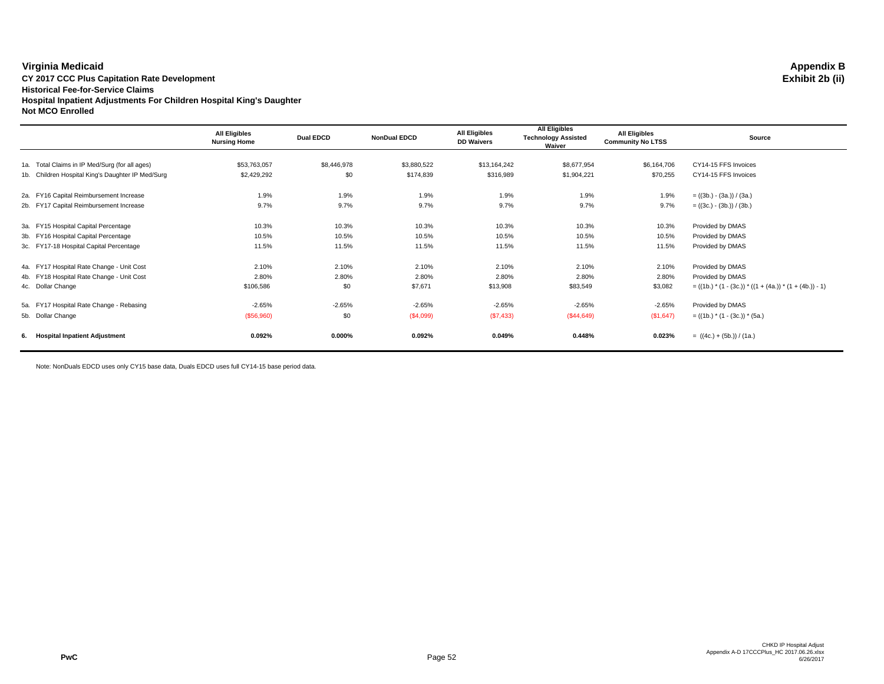**Virginia Medicaid**
**CY 2017 CCC Plus Capitation Rate Development**
**Historical Fee-for-Service Claims**
**Hospital Inpatient Adjustments For Children Hospital King's Daughter**
**Not MCO Enrolled**

**Appendix B**
**Exhibit 2b (ii)**

| | All Eligibles Nursing Home | Dual EDCD | NonDual EDCD | All Eligibles DD Waivers | All Eligibles Technology Assisted Waiver | All Eligibles Community No LTSS | Source |
|---|---|---|---|---|---|---|---|
| 1a. Total Claims in IP Med/Surg (for all ages) | $53,763,057 | $8,446,978 | $3,880,522 | $13,164,242 | $8,677,954 | $6,164,706 | CY14-15 FFS Invoices |
| 1b. Children Hospital King's Daughter IP Med/Surg | $2,429,292 | $0 | $174,839 | $316,989 | $1,904,221 | $70,255 | CY14-15 FFS Invoices |
| 2a. FY16 Capital Reimbursement Increase | 1.9% | 1.9% | 1.9% | 1.9% | 1.9% | 1.9% | = ((3b.) - (3a.)) / (3a.) |
| 2b. FY17 Capital Reimbursement Increase | 9.7% | 9.7% | 9.7% | 9.7% | 9.7% | 9.7% | = ((3c.) - (3b.)) / (3b.) |
| 3a. FY15 Hospital Capital Percentage | 10.3% | 10.3% | 10.3% | 10.3% | 10.3% | 10.3% | Provided by DMAS |
| 3b. FY16 Hospital Capital Percentage | 10.5% | 10.5% | 10.5% | 10.5% | 10.5% | 10.5% | Provided by DMAS |
| 3c. FY17-18 Hospital Capital Percentage | 11.5% | 11.5% | 11.5% | 11.5% | 11.5% | 11.5% | Provided by DMAS |
| 4a. FY17 Hospital Rate Change - Unit Cost | 2.10% | 2.10% | 2.10% | 2.10% | 2.10% | 2.10% | Provided by DMAS |
| 4b. FY18 Hospital Rate Change - Unit Cost | 2.80% | 2.80% | 2.80% | 2.80% | 2.80% | 2.80% | Provided by DMAS |
| 4c. Dollar Change | $106,586 | $0 | $7,671 | $13,908 | $83,549 | $3,082 | = ((1b.) * (1 - (3c.)) * ((1 + (4a.)) * (1 + (4b.)) - 1) |
| 5a. FY17 Hospital Rate Change - Rebasing | -2.65% | -2.65% | -2.65% | -2.65% | -2.65% | -2.65% | Provided by DMAS |
| 5b. Dollar Change | ($56,960) | $0 | ($4,099) | ($7,433) | ($44,649) | ($1,647) | = ((1b.) * (1 - (3c.)) * (5a.) |
| **6. Hospital Inpatient Adjustment** | **0.092%** | **0.000%** | **0.092%** | **0.049%** | **0.448%** | **0.023%** | = ((4c.) + (5b.)) / (1a.) |

Note: NonDuals EDCD uses only CY15 base data, Duals EDCD uses full CY14-15 base period data.

PwC

CHKD IP Hospital Adjust
Appendix A-D 17CCCPlus_HC 2017.06.26.xlsx
6/26/2017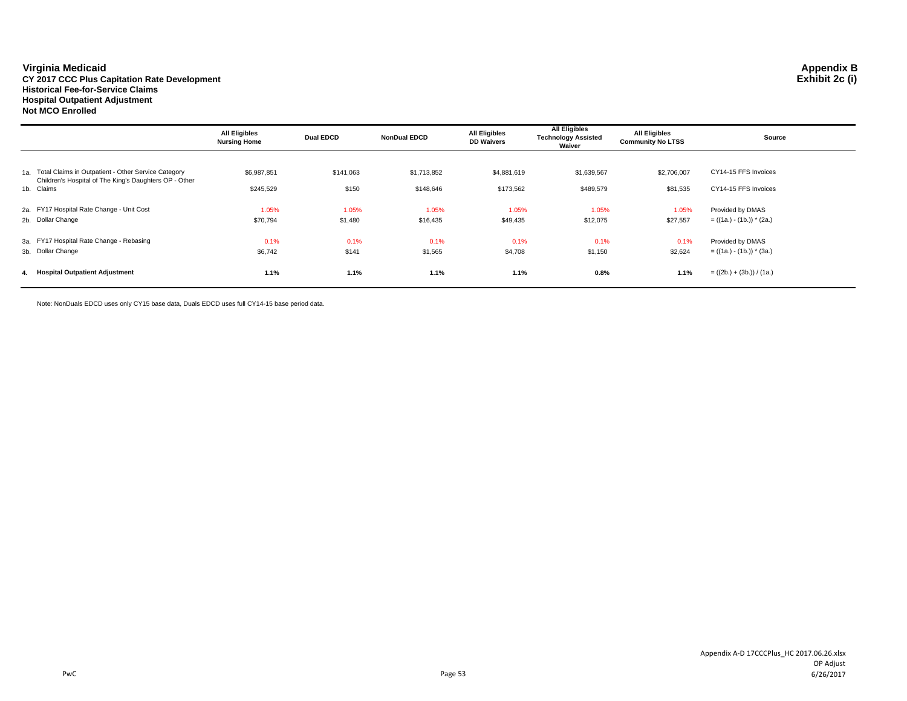# Virginia Medicaid

**Appendix B**
**Exhibit 2c (i)**

**CY 2017 CCC Plus Capitation Rate Development**
**Historical Fee-for-Service Claims**
**Hospital Outpatient Adjustment**
**Not MCO Enrolled**

| | All Eligibles Nursing Home | Dual EDCD | NonDual EDCD | All Eligibles DD Waivers | All Eligibles Technology Assisted Waiver | All Eligibles Community No LTSS | Source |
|---|---|---|---|---|---|---|---|
| 1a. Total Claims in Outpatient - Other Service Category | $6,987,851 | $141,063 | $1,713,852 | $4,881,619 | $1,639,567 | $2,706,007 | CY14-15 FFS Invoices |
| 1b. Children's Hospital of The King's Daughters OP - Other Claims | $245,529 | $150 | $148,646 | $173,562 | $489,579 | $81,535 | CY14-15 FFS Invoices |
| 2a. FY17 Hospital Rate Change - Unit Cost | 1.05% | 1.05% | 1.05% | 1.05% | 1.05% | 1.05% | Provided by DMAS |
| 2b. Dollar Change | $70,794 | $1,480 | $16,435 | $49,435 | $12,075 | $27,557 | = ((1a.) - (1b.)) * (2a.) |
| 3a. FY17 Hospital Rate Change - Rebasing | 0.1% | 0.1% | 0.1% | 0.1% | 0.1% | 0.1% | Provided by DMAS |
| 3b. Dollar Change | $6,742 | $141 | $1,565 | $4,708 | $1,150 | $2,624 | = ((1a.) - (1b.)) * (3a.) |
| **4. Hospital Outpatient Adjustment** | **1.1%** | **1.1%** | **1.1%** | **1.1%** | **0.8%** | **1.1%** | = ((2b.) + (3b.)) / (1a.) |

Note: NonDuals EDCD uses only CY15 base data, Duals EDCD uses full CY14-15 base period data.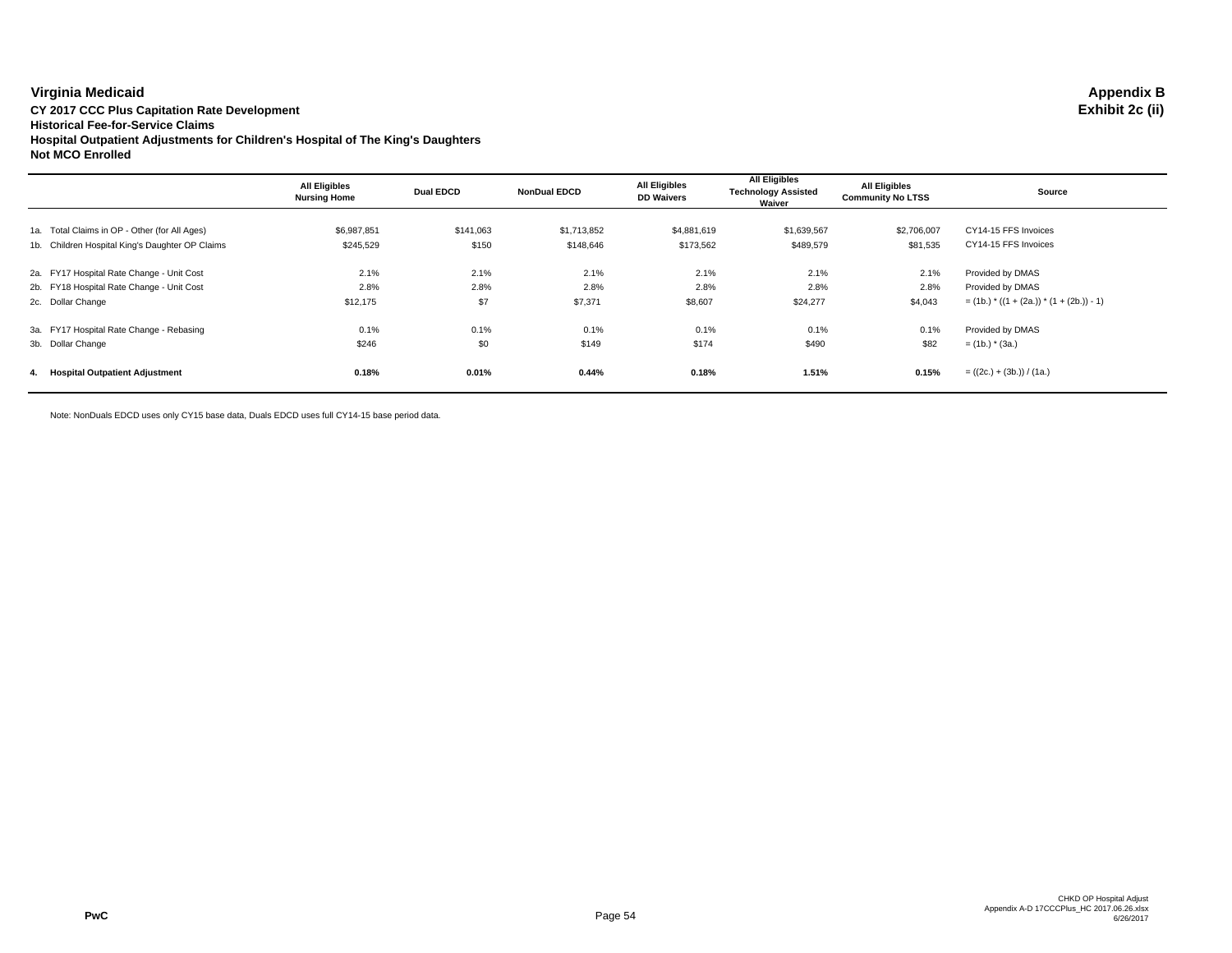# Virginia Medicaid

**Appendix B**
**Exhibit 2c (ii)**

**CY 2017 CCC Plus Capitation Rate Development**
**Historical Fee-for-Service Claims**
**Hospital Outpatient Adjustments for Children's Hospital of The King's Daughters**
**Not MCO Enrolled**

| | All Eligibles Nursing Home | Dual EDCD | NonDual EDCD | All Eligibles DD Waivers | All Eligibles Technology Assisted Waiver | All Eligibles Community No LTSS | Source |
|---|---|---|---|---|---|---|---|
| 1a. Total Claims in OP - Other (for All Ages) | $6,987,851 | $141,063 | $1,713,852 | $4,881,619 | $1,639,567 | $2,706,007 | CY14-15 FFS Invoices |
| 1b. Children Hospital King's Daughter OP Claims | $245,529 | $150 | $148,646 | $173,562 | $489,579 | $81,535 | CY14-15 FFS Invoices |
| 2a. FY17 Hospital Rate Change - Unit Cost | 2.1% | 2.1% | 2.1% | 2.1% | 2.1% | 2.1% | Provided by DMAS |
| 2b. FY18 Hospital Rate Change - Unit Cost | 2.8% | 2.8% | 2.8% | 2.8% | 2.8% | 2.8% | Provided by DMAS |
| 2c. Dollar Change | $12,175 | $7 | $7,371 | $8,607 | $24,277 | $4,043 | = (1b.) * ((1 + (2a.)) * (1 + (2b.)) - 1) |
| 3a. FY17 Hospital Rate Change - Rebasing | 0.1% | 0.1% | 0.1% | 0.1% | 0.1% | 0.1% | Provided by DMAS |
| 3b. Dollar Change | $246 | $0 | $149 | $174 | $490 | $82 | = (1b.) * (3a.) |
| **4. Hospital Outpatient Adjustment** | **0.18%** | **0.01%** | **0.44%** | **0.18%** | **1.51%** | **0.15%** | = ((2c.) + (3b.)) / (1a.) |

Note: NonDuals EDCD uses only CY15 base data, Duals EDCD uses full CY14-15 base period data.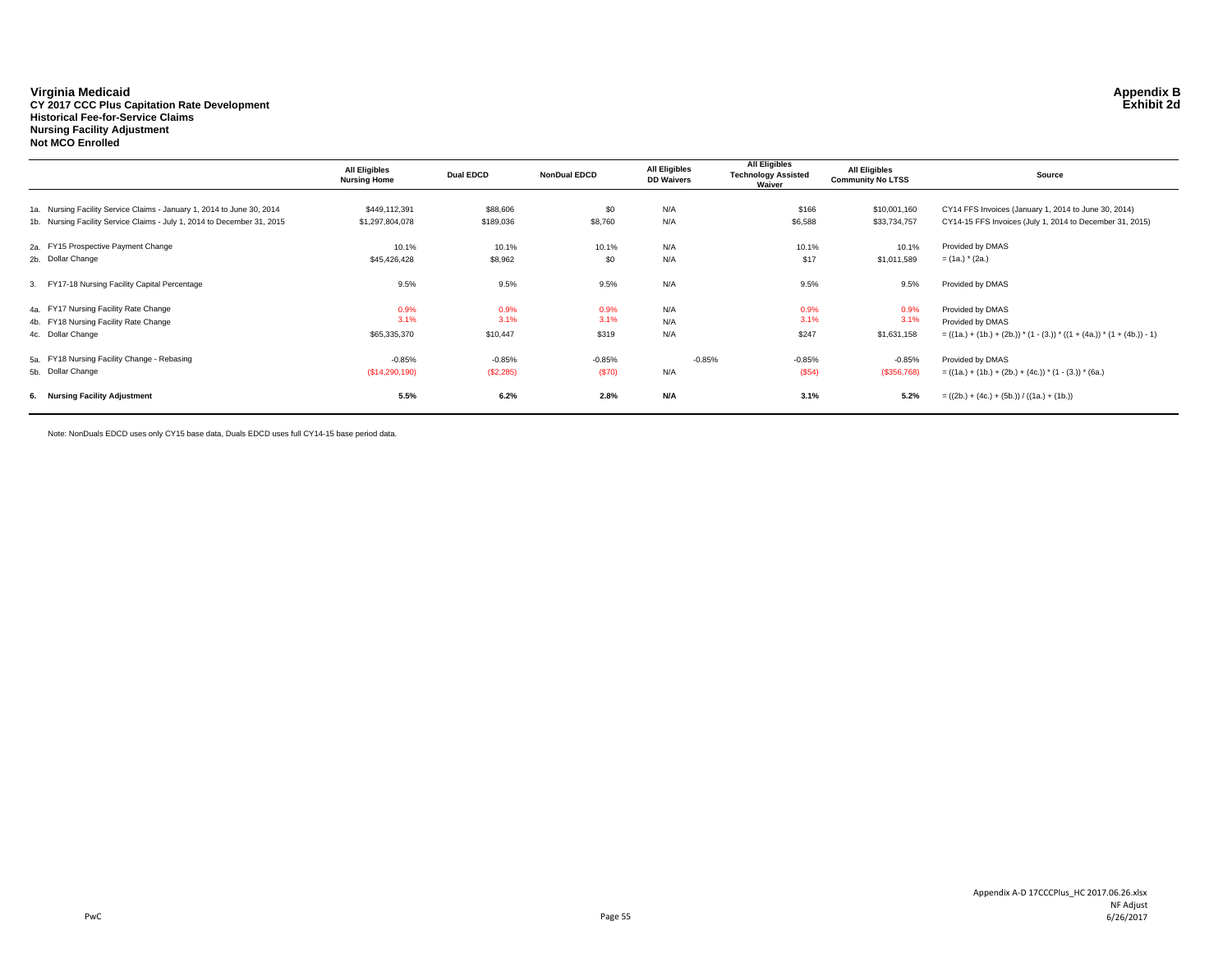**Virginia Medicaid**
**CY 2017 CCC Plus Capitation Rate Development**
**Historical Fee-for-Service Claims**
**Nursing Facility Adjustment**
**Not MCO Enrolled**

**Appendix B**
**Exhibit 2d**

| | All Eligibles Nursing Home | Dual EDCD | NonDual EDCD | All Eligibles DD Waivers | All Eligibles Technology Assisted Waiver | All Eligibles Community No LTSS | Source |
|---|---|---|---|---|---|---|---|
| 1a. Nursing Facility Service Claims - January 1, 2014 to June 30, 2014 | $449,112,391 | $88,606 | $0 | N/A | $166 | $10,001,160 | CY14 FFS Invoices (January 1, 2014 to June 30, 2014) |
| 1b. Nursing Facility Service Claims - July 1, 2014 to December 31, 2015 | $1,297,804,078 | $189,036 | $8,760 | N/A | $6,588 | $33,734,757 | CY14-15 FFS Invoices (July 1, 2014 to December 31, 2015) |
| 2a. FY15 Prospective Payment Change | 10.1% | 10.1% | 10.1% | N/A | 10.1% | 10.1% | Provided by DMAS |
| 2b. Dollar Change | $45,426,428 | $8,962 | $0 | N/A | $17 | $1,011,589 | = (1a.) * (2a.) |
| 3. FY17-18 Nursing Facility Capital Percentage | 9.5% | 9.5% | 9.5% | N/A | 9.5% | 9.5% | Provided by DMAS |
| 4a. FY17 Nursing Facility Rate Change | 0.9% | 0.9% | 0.9% | N/A | 0.9% | 0.9% | Provided by DMAS |
| 4b. FY18 Nursing Facility Rate Change | 3.1% | 3.1% | 3.1% | N/A | 3.1% | 3.1% | Provided by DMAS |
| 4c. Dollar Change | $65,335,370 | $10,447 | $319 | N/A | $247 | $1,631,158 | = ((1a.) + (1b.) + (2b.)) * (1 - (3.)) * ((1 + (4a.)) * (1 + (4b.)) - 1) |
| 5a. FY18 Nursing Facility Change - Rebasing | -0.85% | -0.85% | -0.85% | -0.85% | -0.85% | -0.85% | Provided by DMAS |
| 5b. Dollar Change | ($14,290,190) | ($2,285) | ($70) | N/A | ($54) | ($356,768) | = ((1a.) + (1b.) + (2b.) + (4c.)) * (1 - (3.)) * (6a.) |
| **6. Nursing Facility Adjustment** | **5.5%** | **6.2%** | **2.8%** | **N/A** | **3.1%** | **5.2%** | = ((2b.) + (4c.) + (5b.)) / ((1a.) + (1b.)) |

Note: NonDuals EDCD uses only CY15 base data, Duals EDCD uses full CY14-15 base period data.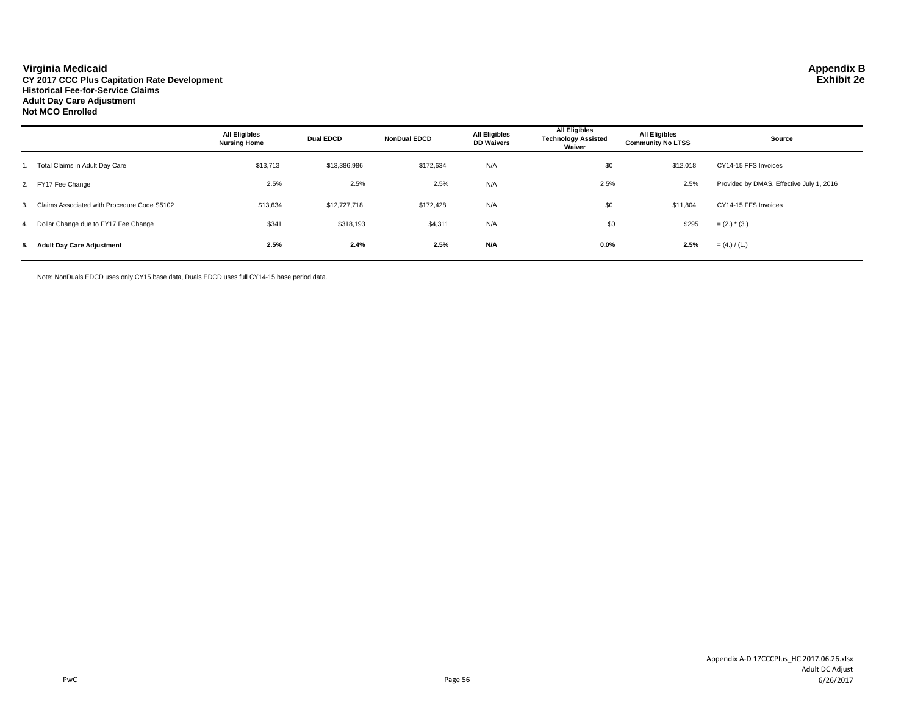**Virginia Medicaid**
**CY 2017 CCC Plus Capitation Rate Development**
**Historical Fee-for-Service Claims**
**Adult Day Care Adjustment**
**Not MCO Enrolled**

**Appendix B**
**Exhibit 2e**

| | All Eligibles Nursing Home | Dual EDCD | NonDual EDCD | All Eligibles DD Waivers | All Eligibles Technology Assisted Waiver | All Eligibles Community No LTSS | Source |
|---|---|---|---|---|---|---|---|
| 1. Total Claims in Adult Day Care | $13,713 | $13,386,986 | $172,634 | N/A | $0 | $12,018 | CY14-15 FFS Invoices |
| 2. FY17 Fee Change | 2.5% | 2.5% | 2.5% | N/A | 2.5% | 2.5% | Provided by DMAS, Effective July 1, 2016 |
| 3. Claims Associated with Procedure Code S5102 | $13,634 | $12,727,718 | $172,428 | N/A | $0 | $11,804 | CY14-15 FFS Invoices |
| 4. Dollar Change due to FY17 Fee Change | $341 | $318,193 | $4,311 | N/A | $0 | $295 | = (2.) * (3.) |
| **5. Adult Day Care Adjustment** | **2.5%** | **2.4%** | **2.5%** | **N/A** | **0.0%** | **2.5%** | = (4.) / (1.) |

Note: NonDuals EDCD uses only CY15 base data, Duals EDCD uses full CY14-15 base period data.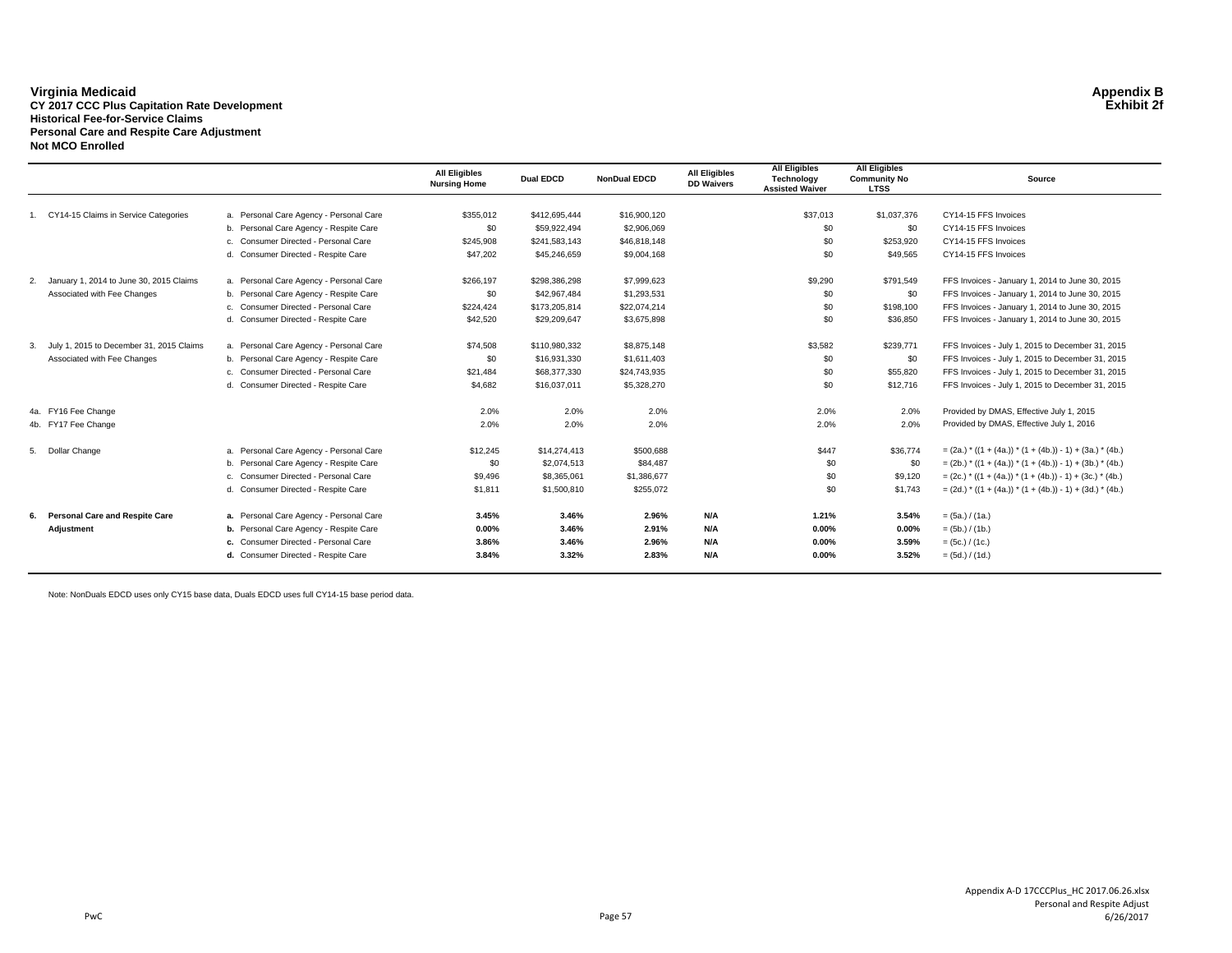**Virginia Medicaid**
**CY 2017 CCC Plus Capitation Rate Development**
**Historical Fee-for-Service Claims**
**Personal Care and Respite Care Adjustment**
**Not MCO Enrolled**

**Appendix B**
**Exhibit 2f**

| | | All Eligibles Nursing Home | Dual EDCD | NonDual EDCD | All Eligibles DD Waivers | All Eligibles Technology Assisted Waiver | All Eligibles Community No LTSS | Source |
|---|---|---|---|---|---|---|---|---|
| 1. CY14-15 Claims in Service Categories | a. Personal Care Agency - Personal Care | $355,012 | $412,695,444 | $16,900,120 | | $37,013 | $1,037,376 | CY14-15 FFS Invoices |
| | b. Personal Care Agency - Respite Care | $0 | $59,922,494 | $2,906,069 | | $0 | $0 | CY14-15 FFS Invoices |
| | c. Consumer Directed - Personal Care | $245,908 | $241,583,143 | $46,818,148 | | $0 | $253,920 | CY14-15 FFS Invoices |
| | d. Consumer Directed - Respite Care | $47,202 | $45,246,659 | $9,004,168 | | $0 | $49,565 | CY14-15 FFS Invoices |
| 2. January 1, 2014 to June 30, 2015 Claims Associated with Fee Changes | a. Personal Care Agency - Personal Care | $266,197 | $298,386,298 | $7,999,623 | | $9,290 | $791,549 | FFS Invoices - January 1, 2014 to June 30, 2015 |
| | b. Personal Care Agency - Respite Care | $0 | $42,967,484 | $1,293,531 | | $0 | $0 | FFS Invoices - January 1, 2014 to June 30, 2015 |
| | c. Consumer Directed - Personal Care | $224,424 | $173,205,814 | $22,074,214 | | $0 | $198,100 | FFS Invoices - January 1, 2014 to June 30, 2015 |
| | d. Consumer Directed - Respite Care | $42,520 | $29,209,647 | $3,675,898 | | $0 | $36,850 | FFS Invoices - January 1, 2014 to June 30, 2015 |
| 3. July 1, 2015 to December 31, 2015 Claims Associated with Fee Changes | a. Personal Care Agency - Personal Care | $74,508 | $110,980,332 | $8,875,148 | | $3,582 | $239,771 | FFS Invoices - July 1, 2015 to December 31, 2015 |
| | b. Personal Care Agency - Respite Care | $0 | $16,931,330 | $1,611,403 | | $0 | $0 | FFS Invoices - July 1, 2015 to December 31, 2015 |
| | c. Consumer Directed - Personal Care | $21,484 | $68,377,330 | $24,743,935 | | $0 | $55,820 | FFS Invoices - July 1, 2015 to December 31, 2015 |
| | d. Consumer Directed - Respite Care | $4,682 | $16,037,011 | $5,328,270 | | $0 | $12,716 | FFS Invoices - July 1, 2015 to December 31, 2015 |
| 4a. FY16 Fee Change | | 2.0% | 2.0% | 2.0% | | 2.0% | 2.0% | Provided by DMAS, Effective July 1, 2015 |
| 4b. FY17 Fee Change | | 2.0% | 2.0% | 2.0% | | 2.0% | 2.0% | Provided by DMAS, Effective July 1, 2016 |
| 5. Dollar Change | a. Personal Care Agency - Personal Care | $12,245 | $14,274,413 | $500,688 | | $447 | $36,774 | = (2a.) * ((1 + (4a.)) * (1 + (4b.)) - 1) + (3a.) * (4b.) |
| | b. Personal Care Agency - Respite Care | $0 | $2,074,513 | $84,487 | | $0 | $0 | = (2b.) * ((1 + (4a.)) * (1 + (4b.)) - 1) + (3b.) * (4b.) |
| | c. Consumer Directed - Personal Care | $9,496 | $8,365,061 | $1,386,677 | | $0 | $9,120 | = (2c.) * ((1 + (4a.)) * (1 + (4b.)) - 1) + (3c.) * (4b.) |
| | d. Consumer Directed - Respite Care | $1,811 | $1,500,810 | $255,072 | | $0 | $1,743 | = (2d.) * ((1 + (4a.)) * (1 + (4b.)) - 1) + (3d.) * (4b.) |
| **6. Personal Care and Respite Care Adjustment** | **a.** Personal Care Agency - Personal Care | **3.45%** | **3.46%** | **2.96%** | **N/A** | **1.21%** | **3.54%** | = (5a.) / (1a.) |
| | **b.** Personal Care Agency - Respite Care | **0.00%** | **3.46%** | **2.91%** | **N/A** | **0.00%** | **0.00%** | = (5b.) / (1b.) |
| | **c.** Consumer Directed - Personal Care | **3.86%** | **3.46%** | **2.96%** | **N/A** | **0.00%** | **3.59%** | = (5c.) / (1c.) |
| | **d.** Consumer Directed - Respite Care | **3.84%** | **3.32%** | **2.83%** | **N/A** | **0.00%** | **3.52%** | = (5d.) / (1d.) |

Note: NonDuals EDCD uses only CY15 base data, Duals EDCD uses full CY14-15 base period data.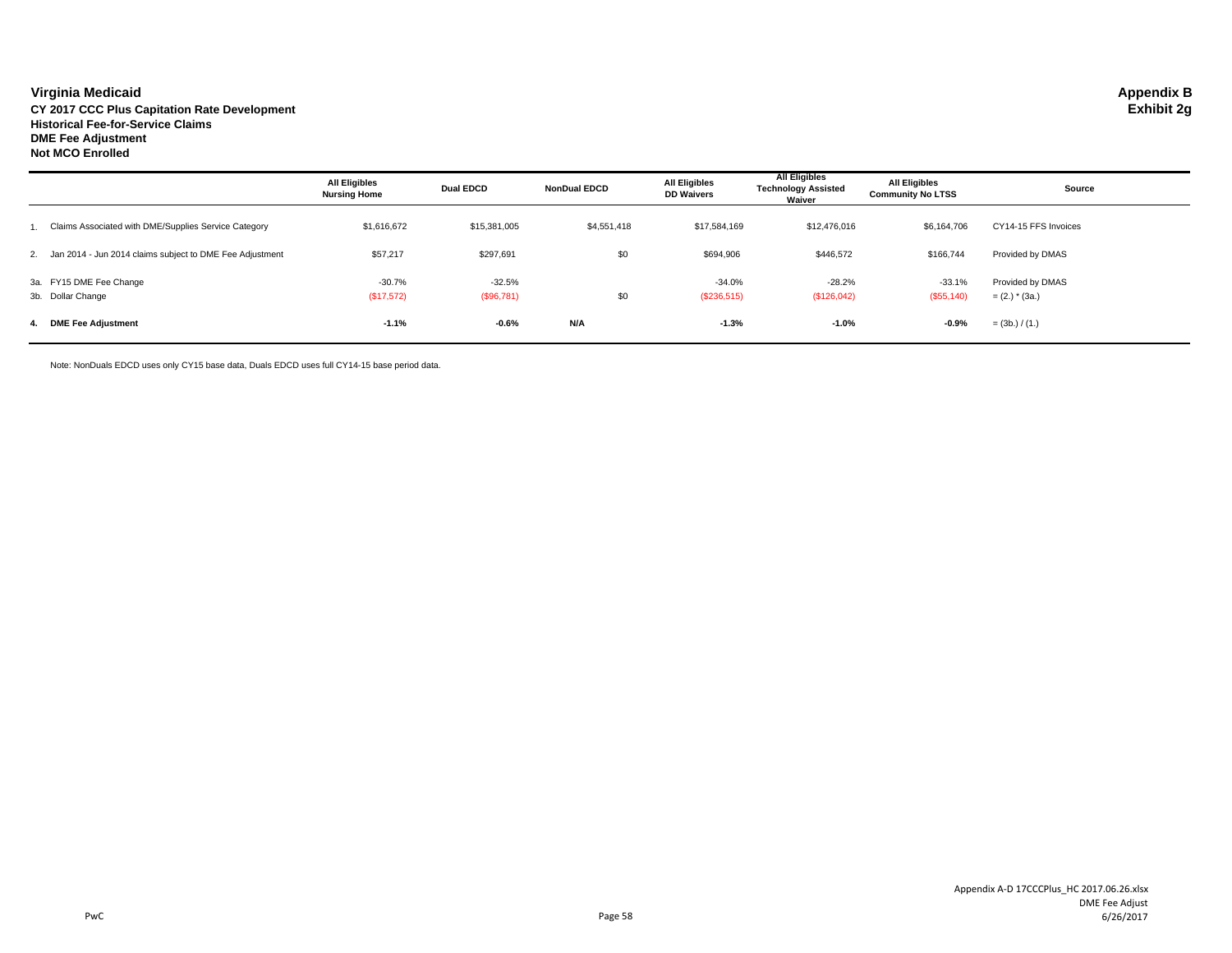**Virginia Medicaid**
**CY 2017 CCC Plus Capitation Rate Development**
**Historical Fee-for-Service Claims**
**DME Fee Adjustment**
**Not MCO Enrolled**

**Appendix B**
**Exhibit 2g**

| | | All Eligibles Nursing Home | Dual EDCD | NonDual EDCD | All Eligibles DD Waivers | All Eligibles Technology Assisted Waiver | All Eligibles Community No LTSS | Source |
|---|---|---|---|---|---|---|---|---|
| 1. | Claims Associated with DME/Supplies Service Category | $1,616,672 | $15,381,005 | $4,551,418 | $17,584,169 | $12,476,016 | $6,164,706 | CY14-15 FFS Invoices |
| 2. | Jan 2014 - Jun 2014 claims subject to DME Fee Adjustment | $57,217 | $297,691 | $0 | $694,906 | $446,572 | $166,744 | Provided by DMAS |
| 3a. | FY15 DME Fee Change | -30.7% | -32.5% | | -34.0% | -28.2% | -33.1% | Provided by DMAS |
| 3b. | Dollar Change | ($17,572) | ($96,781) | $0 | ($236,515) | ($126,042) | ($55,140) | = (2.) * (3a.) |
| **4.** | **DME Fee Adjustment** | **-1.1%** | **-0.6%** | **N/A** | **-1.3%** | **-1.0%** | **-0.9%** | = (3b.) / (1.) |

Note: NonDuals EDCD uses only CY15 base data, Duals EDCD uses full CY14-15 base period data.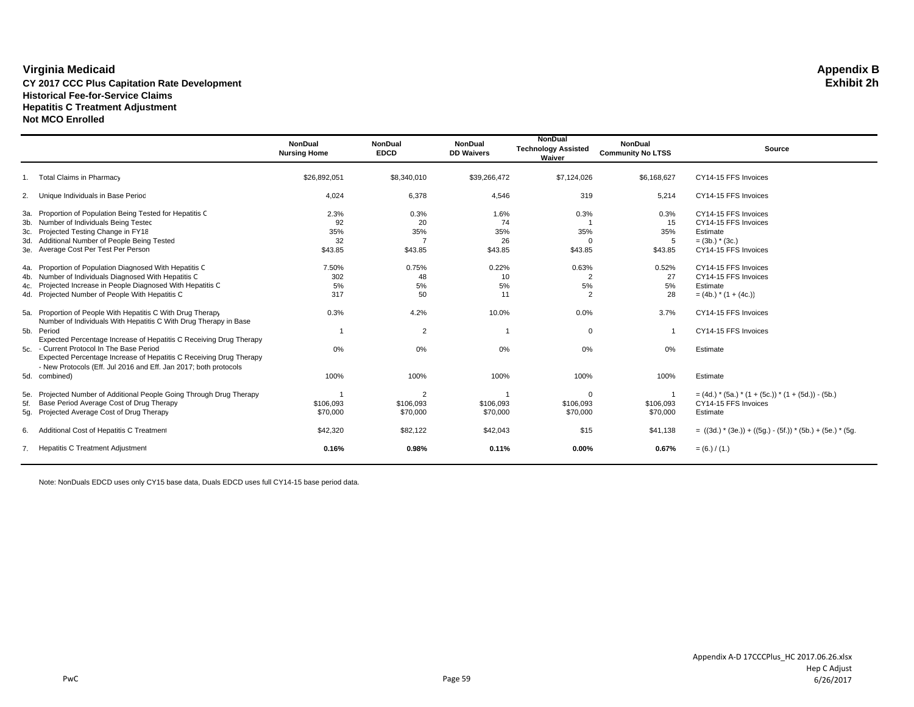# Virginia Medicaid

**Appendix B**
**Exhibit 2h**

**CY 2017 CCC Plus Capitation Rate Development**
**Historical Fee-for-Service Claims**
**Hepatitis C Treatment Adjustment**
**Not MCO Enrolled**

| | | NonDual Nursing Home | NonDual EDCD | NonDual DD Waivers | NonDual Technology Assisted Waiver | NonDual Community No LTSS | Source |
|---|---|---|---|---|---|---|---|
| 1. | Total Claims in Pharmacy | $26,892,051 | $8,340,010 | $39,266,472 | $7,124,026 | $6,168,627 | CY14-15 FFS Invoices |
| 2. | Unique Individuals in Base Period | 4,024 | 6,378 | 4,546 | 319 | 5,214 | CY14-15 FFS Invoices |
| 3a. | Proportion of Population Being Tested for Hepatitis C | 2.3% | 0.3% | 1.6% | 0.3% | 0.3% | CY14-15 FFS Invoices |
| 3b. | Number of Individuals Being Tested | 92 | 20 | 74 | 1 | 15 | CY14-15 FFS Invoices |
| 3c. | Projected Testing Change in FY18 | 35% | 35% | 35% | 35% | 35% | Estimate |
| 3d. | Additional Number of People Being Tested | 32 | 7 | 26 | 0 | 5 | = (3b.) * (3c.) |
| 3e. | Average Cost Per Test Per Person | $43.85 | $43.85 | $43.85 | $43.85 | $43.85 | CY14-15 FFS Invoices |
| 4a. | Proportion of Population Diagnosed With Hepatitis C | 7.50% | 0.75% | 0.22% | 0.63% | 0.52% | CY14-15 FFS Invoices |
| 4b. | Number of Individuals Diagnosed With Hepatitis C | 302 | 48 | 10 | 2 | 27 | CY14-15 FFS Invoices |
| 4c. | Projected Increase in People Diagnosed With Hepatitis C | 5% | 5% | 5% | 5% | 5% | Estimate |
| 4d. | Projected Number of People With Hepatitis C | 317 | 50 | 11 | 2 | 28 | = (4b.) * (1 + (4c.)) |
| 5a. | Proportion of People With Hepatitis C With Drug Therapy | 0.3% | 4.2% | 10.0% | 0.0% | 3.7% | CY14-15 FFS Invoices |
| 5b. | Number of Individuals With Hepatitis C With Drug Therapy in Base Period | 1 | 2 | 1 | 0 | 1 | CY14-15 FFS Invoices |
| 5c. | Expected Percentage Increase of Hepatitis C Receiving Drug Therapy - Current Protocol In The Base Period | 0% | 0% | 0% | 0% | 0% | Estimate |
| 5d. | Expected Percentage Increase of Hepatitis C Receiving Drug Therapy - New Protocols (Eff. Jul 2016 and Eff. Jan 2017; both protocols combined) | 100% | 100% | 100% | 100% | 100% | Estimate |
| 5e. | Projected Number of Additional People Going Through Drug Therapy | 1 | 2 | 1 | 0 | 1 | = (4d.) * (5a.) * (1 + (5c.)) * (1 + (5d.)) - (5b.) |
| 5f. | Base Period Average Cost of Drug Therapy | $106,093 | $106,093 | $106,093 | $106,093 | $106,093 | CY14-15 FFS Invoices |
| 5g. | Projected Average Cost of Drug Therapy | $70,000 | $70,000 | $70,000 | $70,000 | $70,000 | Estimate |
| 6. | Additional Cost of Hepatitis C Treatment | $42,320 | $82,122 | $42,043 | $15 | $41,138 | = ((3d.) * (3e.)) + ((5g.) - (5f.)) * (5b.) + (5e.) * (5g. |
| 7. | Hepatitis C Treatment Adjustment | **0.16%** | **0.98%** | **0.11%** | **0.00%** | **0.67%** | = (6.) / (1.) |

Note: NonDuals EDCD uses only CY15 base data, Duals EDCD uses full CY14-15 base period data.

Appendix A-D 17CCCPlus_HC 2017.06.26.xlsx
Hep C Adjust
6/26/2017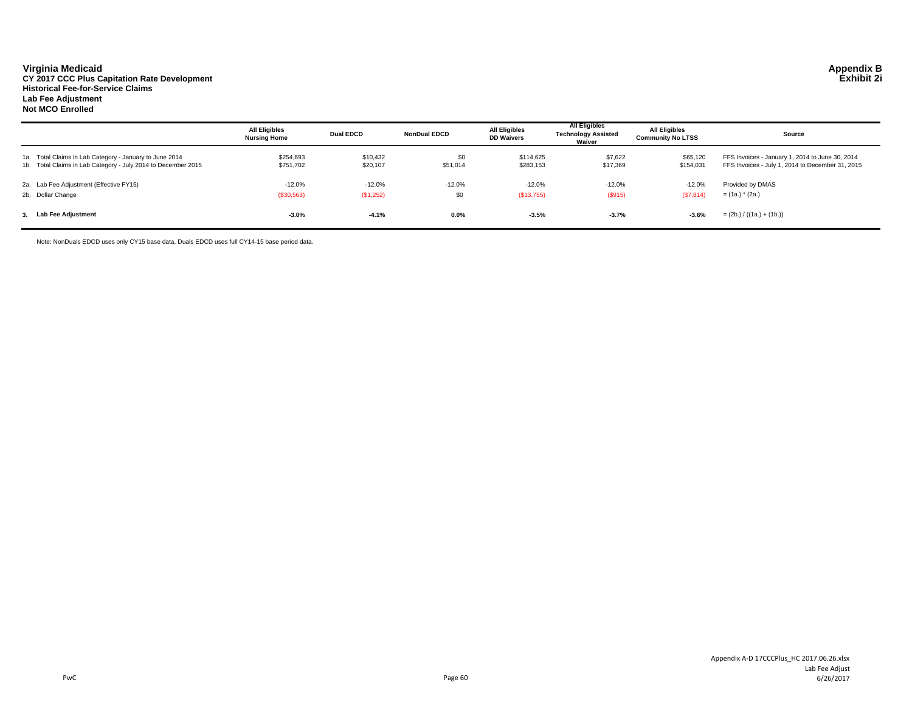**Virginia Medicaid**
**CY 2017 CCC Plus Capitation Rate Development**
**Historical Fee-for-Service Claims**
**Lab Fee Adjustment**
**Not MCO Enrolled**

**Appendix B**
**Exhibit 2i**

| | All Eligibles Nursing Home | Dual EDCD | NonDual EDCD | All Eligibles DD Waivers | All Eligibles Technology Assisted Waiver | All Eligibles Community No LTSS | Source |
|---|---|---|---|---|---|---|---|
| 1a. Total Claims in Lab Category - January to June 2014 | $254,693 | $10,432 | $0 | $114,625 | $7,622 | $65,120 | FFS Invoices - January 1, 2014 to June 30, 2014 |
| 1b. Total Claims in Lab Category - July 2014 to December 2015 | $751,702 | $20,107 | $51,014 | $283,153 | $17,369 | $154,031 | FFS Invoices - July 1, 2014 to December 31, 2015 |
| 2a. Lab Fee Adjustment (Effective FY15) | -12.0% | -12.0% | -12.0% | -12.0% | -12.0% | -12.0% | Provided by DMAS |
| 2b. Dollar Change | ($30,563) | ($1,252) | $0 | ($13,755) | ($915) | ($7,814) | = (1a.) * (2a.) |
| **3. Lab Fee Adjustment** | **-3.0%** | **-4.1%** | **0.0%** | **-3.5%** | **-3.7%** | **-3.6%** | = (2b.) / ((1a.) + (1b.)) |

Note: NonDuals EDCD uses only CY15 base data, Duals EDCD uses full CY14-15 base period data.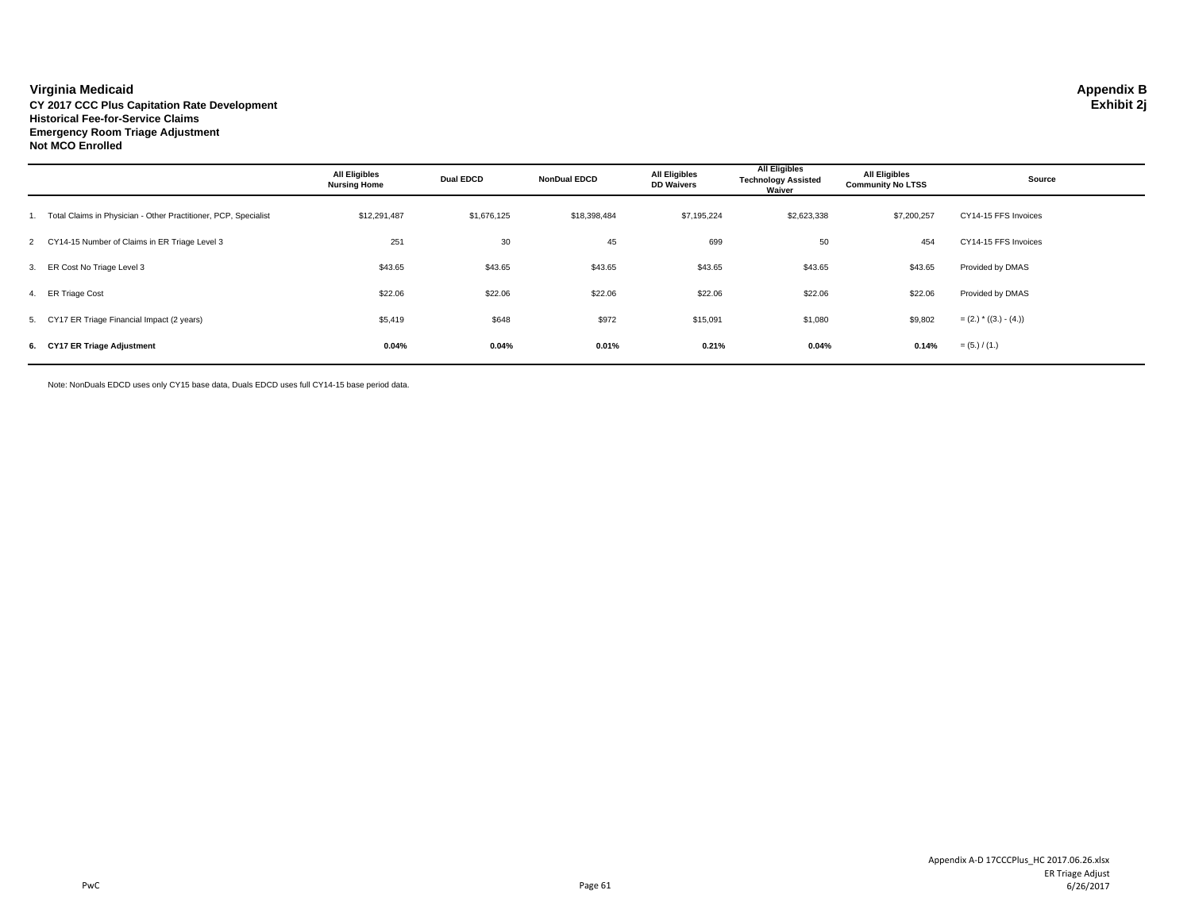**Virginia Medicaid**
**CY 2017 CCC Plus Capitation Rate Development**
**Historical Fee-for-Service Claims**
**Emergency Room Triage Adjustment**
**Not MCO Enrolled**

**Appendix B**
**Exhibit 2j**

| | | All Eligibles Nursing Home | Dual EDCD | NonDual EDCD | All Eligibles DD Waivers | All Eligibles Technology Assisted Waiver | All Eligibles Community No LTSS | Source |
|---|---|---|---|---|---|---|---|---|
| 1. | Total Claims in Physician - Other Practitioner, PCP, Specialist | $12,291,487 | $1,676,125 | $18,398,484 | $7,195,224 | $2,623,338 | $7,200,257 | CY14-15 FFS Invoices |
| 2 | CY14-15 Number of Claims in ER Triage Level 3 | 251 | 30 | 45 | 699 | 50 | 454 | CY14-15 FFS Invoices |
| 3. | ER Cost No Triage Level 3 | $43.65 | $43.65 | $43.65 | $43.65 | $43.65 | $43.65 | Provided by DMAS |
| 4. | ER Triage Cost | $22.06 | $22.06 | $22.06 | $22.06 | $22.06 | $22.06 | Provided by DMAS |
| 5. | CY17 ER Triage Financial Impact (2 years) | $5,419 | $648 | $972 | $15,091 | $1,080 | $9,802 | = (2.) * ((3.) - (4.)) |
| **6.** | **CY17 ER Triage Adjustment** | **0.04%** | **0.04%** | **0.01%** | **0.21%** | **0.04%** | **0.14%** | = (5.) / (1.) |

Note: NonDuals EDCD uses only CY15 base data, Duals EDCD uses full CY14-15 base period data.

PwC

Appendix A-D 17CCCPlus_HC 2017.06.26.xlsx
ER Triage Adjust
6/26/2017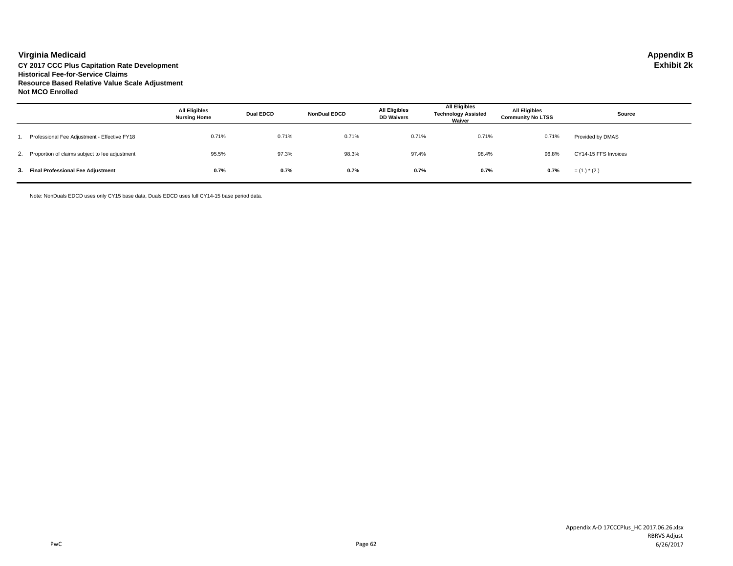**Virginia Medicaid**

**Appendix B**
**Exhibit 2k**

**CY 2017 CCC Plus Capitation Rate Development**
**Historical Fee-for-Service Claims**
**Resource Based Relative Value Scale Adjustment**
**Not MCO Enrolled**

| | All Eligibles Nursing Home | Dual EDCD | NonDual EDCD | All Eligibles DD Waivers | All Eligibles Technology Assisted Waiver | All Eligibles Community No LTSS | Source |
|---|---|---|---|---|---|---|---|
| 1. Professional Fee Adjustment - Effective FY18 | 0.71% | 0.71% | 0.71% | 0.71% | 0.71% | 0.71% | Provided by DMAS |
| 2. Proportion of claims subject to fee adjustment | 95.5% | 97.3% | 98.3% | 97.4% | 98.4% | 96.8% | CY14-15 FFS Invoices |
| **3. Final Professional Fee Adjustment** | **0.7%** | **0.7%** | **0.7%** | **0.7%** | **0.7%** | **0.7%** | = (1.) * (2.) |

Note: NonDuals EDCD uses only CY15 base data, Duals EDCD uses full CY14-15 base period data.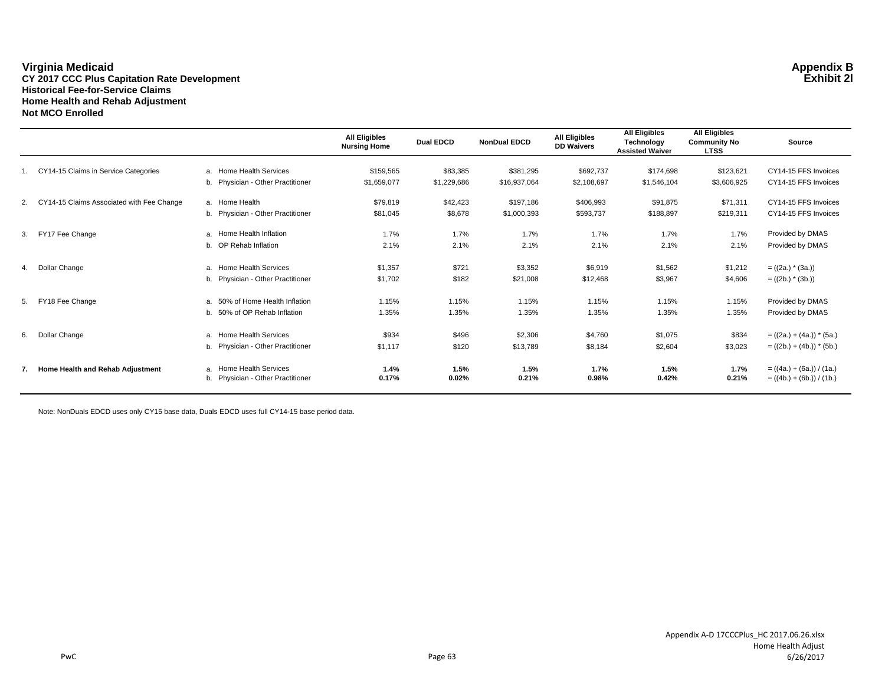**Virginia Medicaid**
**CY 2017 CCC Plus Capitation Rate Development**
**Historical Fee-for-Service Claims**
**Home Health and Rehab Adjustment**
**Not MCO Enrolled**

**Appendix B**
**Exhibit 2I**

| | | | All Eligibles Nursing Home | Dual EDCD | NonDual EDCD | All Eligibles DD Waivers | All Eligibles Technology Assisted Waiver | All Eligibles Community No LTSS | Source |
|---|---|---|---|---|---|---|---|---|---|
| 1. | CY14-15 Claims in Service Categories | a. Home Health Services | $159,565 | $83,385 | $381,295 | $692,737 | $174,698 | $123,621 | CY14-15 FFS Invoices |
| | | b. Physician - Other Practitioner | $1,659,077 | $1,229,686 | $16,937,064 | $2,108,697 | $1,546,104 | $3,606,925 | CY14-15 FFS Invoices |
| 2. | CY14-15 Claims Associated with Fee Change | a. Home Health | $79,819 | $42,423 | $197,186 | $406,993 | $91,875 | $71,311 | CY14-15 FFS Invoices |
| | | b. Physician - Other Practitioner | $81,045 | $8,678 | $1,000,393 | $593,737 | $188,897 | $219,311 | CY14-15 FFS Invoices |
| 3. | FY17 Fee Change | a. Home Health Inflation | 1.7% | 1.7% | 1.7% | 1.7% | 1.7% | 1.7% | Provided by DMAS |
| | | b. OP Rehab Inflation | 2.1% | 2.1% | 2.1% | 2.1% | 2.1% | 2.1% | Provided by DMAS |
| 4. | Dollar Change | a. Home Health Services | $1,357 | $721 | $3,352 | $6,919 | $1,562 | $1,212 | = ((2a.) * (3a.)) |
| | | b. Physician - Other Practitioner | $1,702 | $182 | $21,008 | $12,468 | $3,967 | $4,606 | = ((2b.) * (3b.)) |
| 5. | FY18 Fee Change | a. 50% of Home Health Inflation | 1.15% | 1.15% | 1.15% | 1.15% | 1.15% | 1.15% | Provided by DMAS |
| | | b. 50% of OP Rehab Inflation | 1.35% | 1.35% | 1.35% | 1.35% | 1.35% | 1.35% | Provided by DMAS |
| 6. | Dollar Change | a. Home Health Services | $934 | $496 | $2,306 | $4,760 | $1,075 | $834 | = ((2a.) + (4a.)) * (5a.) |
| | | b. Physician - Other Practitioner | $1,117 | $120 | $13,789 | $8,184 | $2,604 | $3,023 | = ((2b.) + (4b.)) * (5b.) |
| **7.** | **Home Health and Rehab Adjustment** | a. Home Health Services | **1.4%** | **1.5%** | **1.5%** | **1.7%** | **1.5%** | **1.7%** | = ((4a.) + (6a.)) / (1a.) |
| | | b. Physician - Other Practitioner | **0.17%** | **0.02%** | **0.21%** | **0.98%** | **0.42%** | **0.21%** | = ((4b.) + (6b.)) / (1b.) |

Note: NonDuals EDCD uses only CY15 base data, Duals EDCD uses full CY14-15 base period data.

PwC

Appendix A-D 17CCCPlus_HC 2017.06.26.xlsx
Home Health Adjust
6/26/2017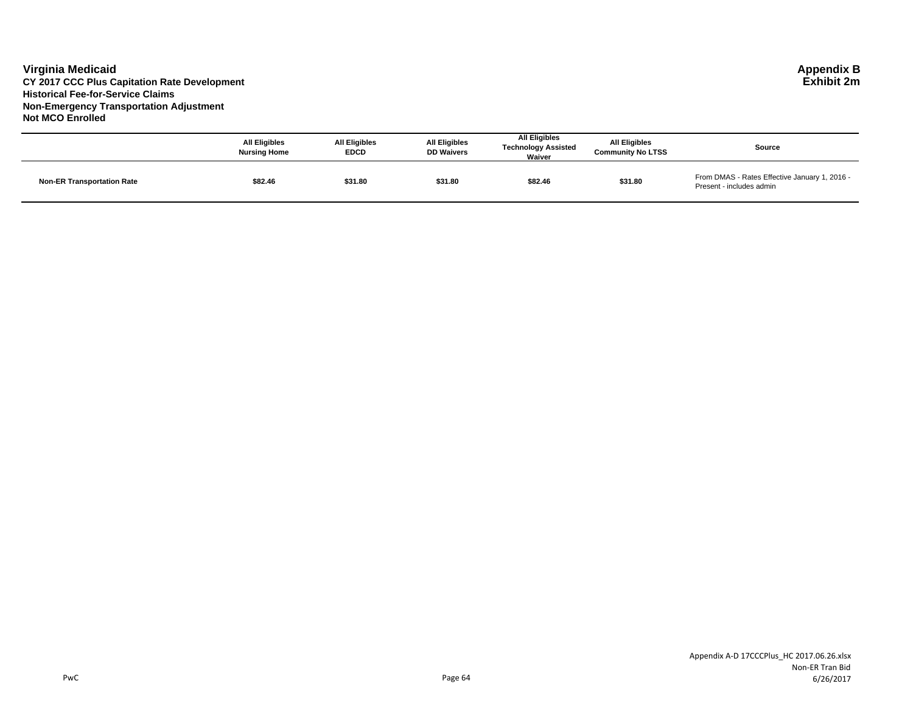# Virginia Medicaid

**CY 2017 CCC Plus Capitation Rate Development**
**Historical Fee-for-Service Claims**
**Non-Emergency Transportation Adjustment**
**Not MCO Enrolled**

**Appendix B**
**Exhibit 2m**

| | All Eligibles Nursing Home | All Eligibles EDCD | All Eligibles DD Waivers | All Eligibles Technology Assisted Waiver | All Eligibles Community No LTSS | Source |
|---|---|---|---|---|---|---|
| **Non-ER Transportation Rate** | **$82.46** | **$31.80** | **$31.80** | **$82.46** | **$31.80** | From DMAS - Rates Effective January 1, 2016 - Present - includes admin |

PwC

Appendix A-D 17CCCPlus_HC 2017.06.26.xlsx
Non-ER Tran Bid
6/26/2017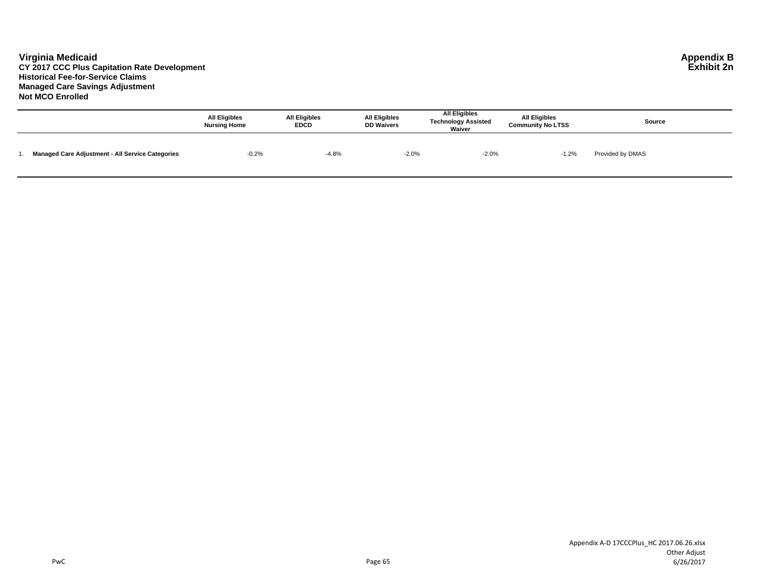**Virginia Medicaid**
**CY 2017 CCC Plus Capitation Rate Development**
**Historical Fee-for-Service Claims**
**Managed Care Savings Adjustment**
**Not MCO Enrolled**

**Appendix B**
**Exhibit 2n**

| | All Eligibles Nursing Home | All Eligibles EDCD | All Eligibles DD Waivers | All Eligibles Technology Assisted Waiver | All Eligibles Community No LTSS | Source |
|---|---|---|---|---|---|---|
| 1. **Managed Care Adjustment - All Service Categories** | -0.2% | -4.8% | -2.0% | -2.0% | -1.2% | Provided by DMAS |

Appendix A-D 17CCCPlus_HC 2017.06.26.xlsx
Other Adjust
6/26/2017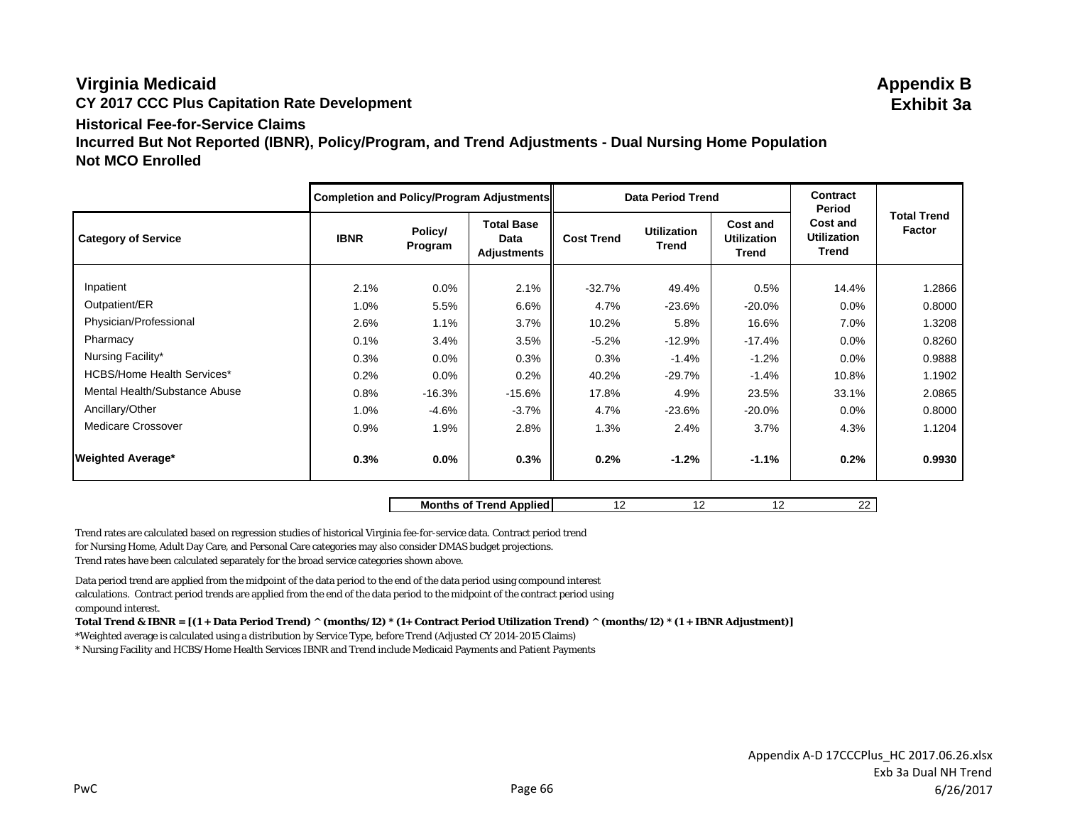# Virginia Medicaid

**Appendix B**
**Exhibit 3a**

## CY 2017 CCC Plus Capitation Rate Development

### Historical Fee-for-Service Claims

### Incurred But Not Reported (IBNR), Policy/Program, and Trend Adjustments - Dual Nursing Home Population Not MCO Enrolled

| | Completion and Policy/Program Adjustments | | | Data Period Trend | | | Contract Period | |
|---|---|---|---|---|---|---|---|---|
| **Category of Service** | **IBNR** | **Policy/ Program** | **Total Base Data Adjustments** | **Cost Trend** | **Utilization Trend** | **Cost and Utilization Trend** | **Cost and Utilization Trend** | **Total Trend Factor** |
| Inpatient | 2.1% | 0.0% | 2.1% | -32.7% | 49.4% | 0.5% | 14.4% | 1.2866 |
| Outpatient/ER | 1.0% | 5.5% | 6.6% | 4.7% | -23.6% | -20.0% | 0.0% | 0.8000 |
| Physician/Professional | 2.6% | 1.1% | 3.7% | 10.2% | 5.8% | 16.6% | 7.0% | 1.3208 |
| Pharmacy | 0.1% | 3.4% | 3.5% | -5.2% | -12.9% | -17.4% | 0.0% | 0.8260 |
| Nursing Facility* | 0.3% | 0.0% | 0.3% | 0.3% | -1.4% | -1.2% | 0.0% | 0.9888 |
| HCBS/Home Health Services* | 0.2% | 0.0% | 0.2% | 40.2% | -29.7% | -1.4% | 10.8% | 1.1902 |
| Mental Health/Substance Abuse | 0.8% | -16.3% | -15.6% | 17.8% | 4.9% | 23.5% | 33.1% | 2.0865 |
| Ancillary/Other | 1.0% | -4.6% | -3.7% | 4.7% | -23.6% | -20.0% | 0.0% | 0.8000 |
| Medicare Crossover | 0.9% | 1.9% | 2.8% | 1.3% | 2.4% | 3.7% | 4.3% | 1.1204 |
| **Weighted Average*** | **0.3%** | **0.0%** | **0.3%** | **0.2%** | **-1.2%** | **-1.1%** | **0.2%** | **0.9930** |

| **Months of Trend Applied** | 12 | 12 | 12 | 22 |
|---|---|---|---|---|

Trend rates are calculated based on regression studies of historical Virginia fee-for-service data. Contract period trend for Nursing Home, Adult Day Care, and Personal Care categories may also consider DMAS budget projections. Trend rates have been calculated separately for the broad service categories shown above.

Data period trend are applied from the midpoint of the data period to the end of the data period using compound interest calculations. Contract period trends are applied from the end of the data period to the midpoint of the contract period using compound interest.

**Total Trend & IBNR = [(1 + Data Period Trend) ^ (months/12) * (1+ Contract Period Utilization Trend) ^ (months/12) * (1 + IBNR Adjustment)]**

*Weighted average is calculated using a distribution by Service Type, before Trend (Adjusted CY 2014-2015 Claims)

* Nursing Facility and HCBS/Home Health Services IBNR and Trend include Medicaid Payments and Patient Payments

Appendix A-D 17CCCPlus_HC 2017.06.26.xlsx
Exb 3a Dual NH Trend
6/26/2017

PwC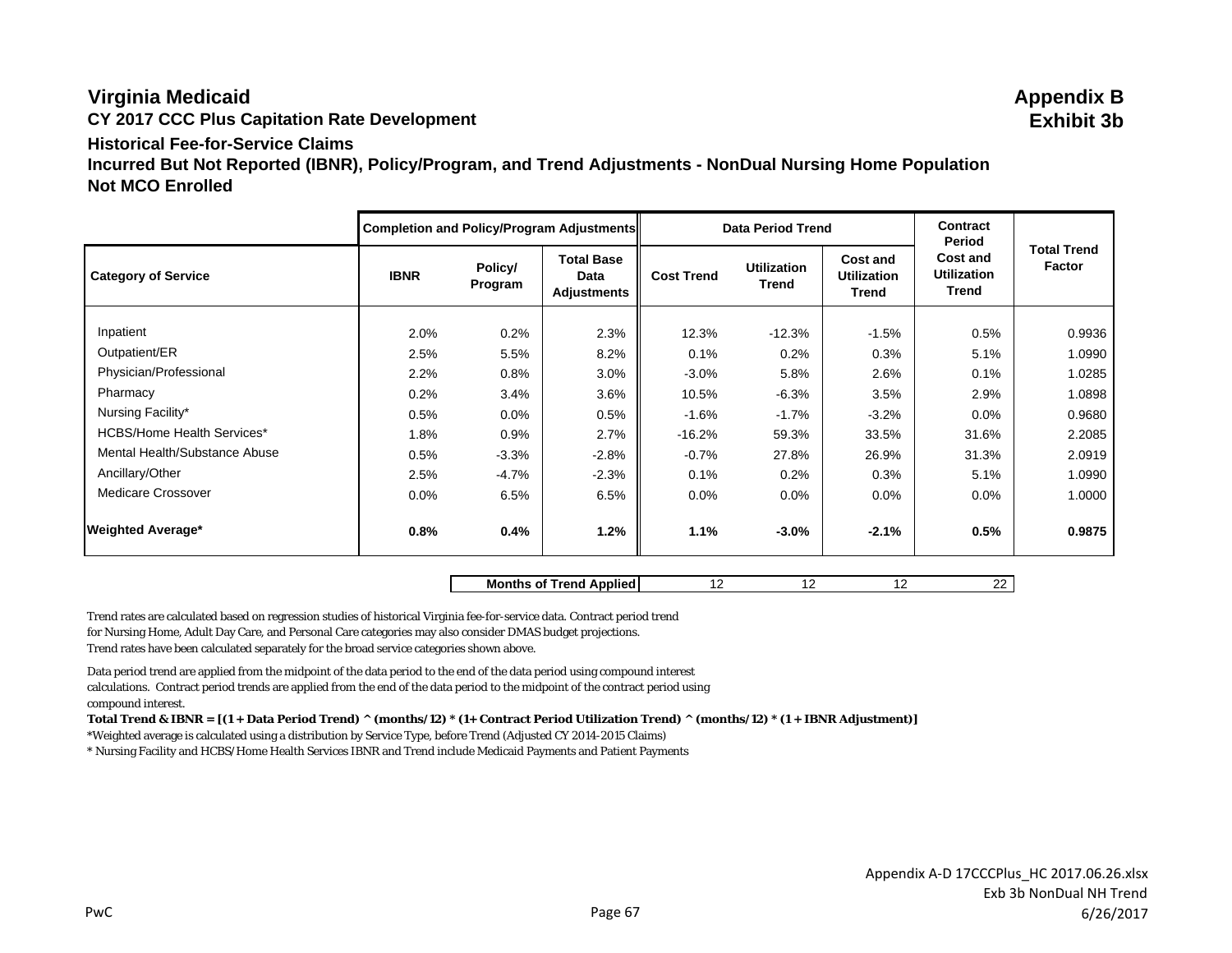# Virginia Medicaid

**Appendix B**
**Exhibit 3b**

## CY 2017 CCC Plus Capitation Rate Development

### Historical Fee-for-Service Claims

### Incurred But Not Reported (IBNR), Policy/Program, and Trend Adjustments - NonDual Nursing Home Population

### Not MCO Enrolled

| | Completion and Policy/Program Adjustments | | | Data Period Trend | | | Contract Period | |
|---|---|---|---|---|---|---|---|---|
| **Category of Service** | **IBNR** | **Policy/ Program** | **Total Base Data Adjustments** | **Cost Trend** | **Utilization Trend** | **Cost and Utilization Trend** | **Cost and Utilization Trend** | **Total Trend Factor** |
| Inpatient | 2.0% | 0.2% | 2.3% | 12.3% | -12.3% | -1.5% | 0.5% | 0.9936 |
| Outpatient/ER | 2.5% | 5.5% | 8.2% | 0.1% | 0.2% | 0.3% | 5.1% | 1.0990 |
| Physician/Professional | 2.2% | 0.8% | 3.0% | -3.0% | 5.8% | 2.6% | 0.1% | 1.0285 |
| Pharmacy | 0.2% | 3.4% | 3.6% | 10.5% | -6.3% | 3.5% | 2.9% | 1.0898 |
| Nursing Facility* | 0.5% | 0.0% | 0.5% | -1.6% | -1.7% | -3.2% | 0.0% | 0.9680 |
| HCBS/Home Health Services* | 1.8% | 0.9% | 2.7% | -16.2% | 59.3% | 33.5% | 31.6% | 2.2085 |
| Mental Health/Substance Abuse | 0.5% | -3.3% | -2.8% | -0.7% | 27.8% | 26.9% | 31.3% | 2.0919 |
| Ancillary/Other | 2.5% | -4.7% | -2.3% | 0.1% | 0.2% | 0.3% | 5.1% | 1.0990 |
| Medicare Crossover | 0.0% | 6.5% | 6.5% | 0.0% | 0.0% | 0.0% | 0.0% | 1.0000 |
| **Weighted Average*** | **0.8%** | **0.4%** | **1.2%** | **1.1%** | **-3.0%** | **-2.1%** | **0.5%** | **0.9875** |
| | | | **Months of Trend Applied** | 12 | 12 | 12 | 22 | |

Trend rates are calculated based on regression studies of historical Virginia fee-for-service data. Contract period trend for Nursing Home, Adult Day Care, and Personal Care categories may also consider DMAS budget projections. Trend rates have been calculated separately for the broad service categories shown above.

Data period trend are applied from the midpoint of the data period to the end of the data period using compound interest calculations. Contract period trends are applied from the end of the data period to the midpoint of the contract period using compound interest.

**Total Trend & IBNR = [(1 + Data Period Trend) ^ (months/12) * (1+ Contract Period Utilization Trend) ^ (months/12) * (1 + IBNR Adjustment)]**

*Weighted average is calculated using a distribution by Service Type, before Trend (Adjusted CY 2014-2015 Claims)

* Nursing Facility and HCBS/Home Health Services IBNR and Trend include Medicaid Payments and Patient Payments

PwC

Appendix A-D 17CCCPlus_HC 2017.06.26.xlsx
Exb 3b NonDual NH Trend
6/26/2017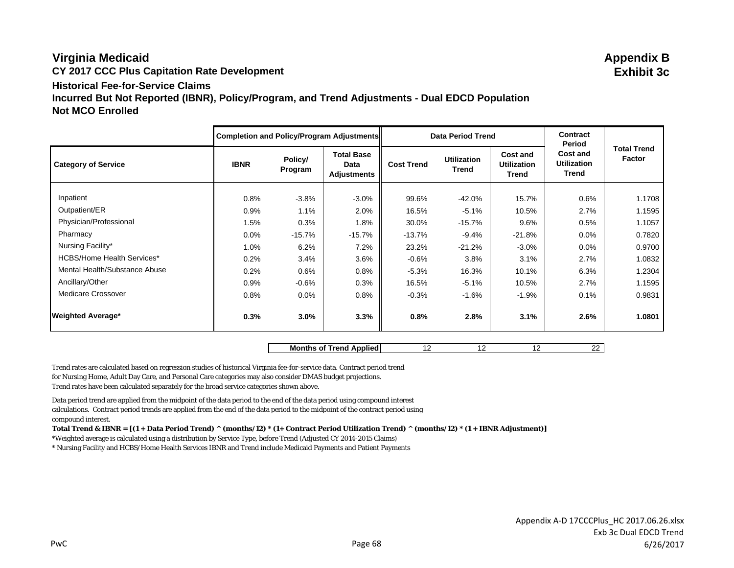# Virginia Medicaid

**Appendix B**
**Exhibit 3c**

## CY 2017 CCC Plus Capitation Rate Development

### Historical Fee-for-Service Claims

### Incurred But Not Reported (IBNR), Policy/Program, and Trend Adjustments - Dual EDCD Population

### Not MCO Enrolled

| | Completion and Policy/Program Adjustments | | | Data Period Trend | | | Contract Period | |
|---|---|---|---|---|---|---|---|---|
| **Category of Service** | **IBNR** | **Policy/ Program** | **Total Base Data Adjustments** | **Cost Trend** | **Utilization Trend** | **Cost and Utilization Trend** | **Cost and Utilization Trend** | **Total Trend Factor** |
| Inpatient | 0.8% | -3.8% | -3.0% | 99.6% | -42.0% | 15.7% | 0.6% | 1.1708 |
| Outpatient/ER | 0.9% | 1.1% | 2.0% | 16.5% | -5.1% | 10.5% | 2.7% | 1.1595 |
| Physician/Professional | 1.5% | 0.3% | 1.8% | 30.0% | -15.7% | 9.6% | 0.5% | 1.1057 |
| Pharmacy | 0.0% | -15.7% | -15.7% | -13.7% | -9.4% | -21.8% | 0.0% | 0.7820 |
| Nursing Facility* | 1.0% | 6.2% | 7.2% | 23.2% | -21.2% | -3.0% | 0.0% | 0.9700 |
| HCBS/Home Health Services* | 0.2% | 3.4% | 3.6% | -0.6% | 3.8% | 3.1% | 2.7% | 1.0832 |
| Mental Health/Substance Abuse | 0.2% | 0.6% | 0.8% | -5.3% | 16.3% | 10.1% | 6.3% | 1.2304 |
| Ancillary/Other | 0.9% | -0.6% | 0.3% | 16.5% | -5.1% | 10.5% | 2.7% | 1.1595 |
| Medicare Crossover | 0.8% | 0.0% | 0.8% | -0.3% | -1.6% | -1.9% | 0.1% | 0.9831 |
| **Weighted Average*** | **0.3%** | **3.0%** | **3.3%** | **0.8%** | **2.8%** | **3.1%** | **2.6%** | **1.0801** |
| | | | **Months of Trend Applied** | 12 | 12 | 12 | 22 | |

Trend rates are calculated based on regression studies of historical Virginia fee-for-service data. Contract period trend for Nursing Home, Adult Day Care, and Personal Care categories may also consider DMAS budget projections.
Trend rates have been calculated separately for the broad service categories shown above.

Data period trend are applied from the midpoint of the data period to the end of the data period using compound interest calculations. Contract period trends are applied from the end of the data period to the midpoint of the contract period using compound interest.

**Total Trend & IBNR = [(1 + Data Period Trend) ^ (months/12) * (1+ Contract Period Utilization Trend) ^ (months/12) * (1 + IBNR Adjustment)]**

*Weighted average is calculated using a distribution by Service Type, before Trend (Adjusted CY 2014-2015 Claims)

* Nursing Facility and HCBS/Home Health Services IBNR and Trend include Medicaid Payments and Patient Payments

PwC

Appendix A-D 17CCCPlus_HC 2017.06.26.xlsx
Exb 3c Dual EDCD Trend
6/26/2017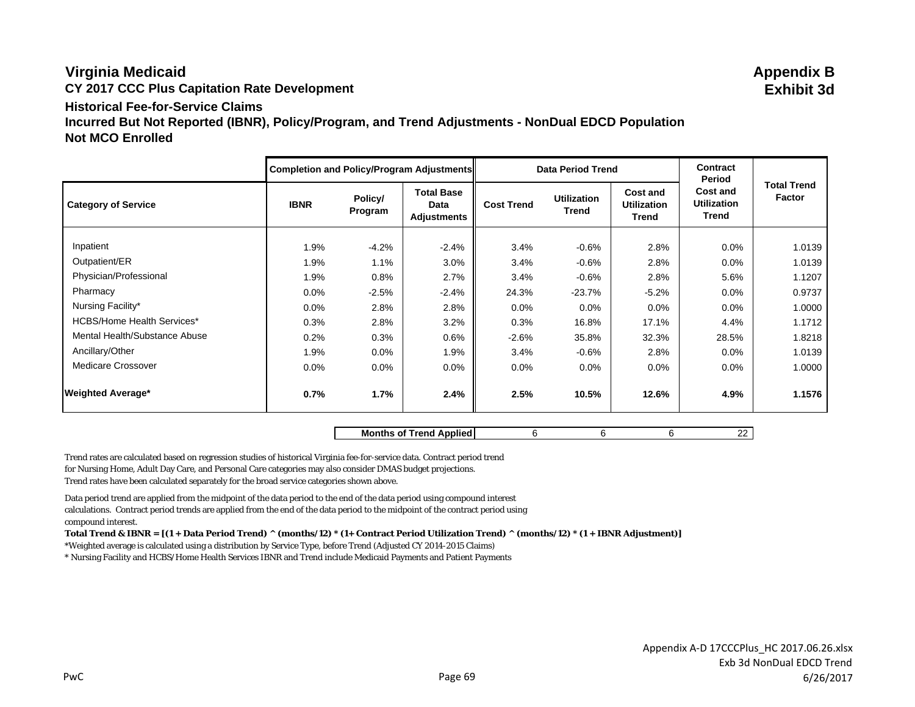# Virginia Medicaid

**Appendix B**
**Exhibit 3d**

## CY 2017 CCC Plus Capitation Rate Development

### Historical Fee-for-Service Claims

### Incurred But Not Reported (IBNR), Policy/Program, and Trend Adjustments - NonDual EDCD Population

### Not MCO Enrolled

| | Completion and Policy/Program Adjustments | | | Data Period Trend | | | Contract Period | |
|---|---|---|---|---|---|---|---|---|
| **Category of Service** | **IBNR** | **Policy/ Program** | **Total Base Data Adjustments** | **Cost Trend** | **Utilization Trend** | **Cost and Utilization Trend** | **Cost and Utilization Trend** | **Total Trend Factor** |
| Inpatient | 1.9% | -4.2% | -2.4% | 3.4% | -0.6% | 2.8% | 0.0% | 1.0139 |
| Outpatient/ER | 1.9% | 1.1% | 3.0% | 3.4% | -0.6% | 2.8% | 0.0% | 1.0139 |
| Physician/Professional | 1.9% | 0.8% | 2.7% | 3.4% | -0.6% | 2.8% | 5.6% | 1.1207 |
| Pharmacy | 0.0% | -2.5% | -2.4% | 24.3% | -23.7% | -5.2% | 0.0% | 0.9737 |
| Nursing Facility* | 0.0% | 2.8% | 2.8% | 0.0% | 0.0% | 0.0% | 0.0% | 1.0000 |
| HCBS/Home Health Services* | 0.3% | 2.8% | 3.2% | 0.3% | 16.8% | 17.1% | 4.4% | 1.1712 |
| Mental Health/Substance Abuse | 0.2% | 0.3% | 0.6% | -2.6% | 35.8% | 32.3% | 28.5% | 1.8218 |
| Ancillary/Other | 1.9% | 0.0% | 1.9% | 3.4% | -0.6% | 2.8% | 0.0% | 1.0139 |
| Medicare Crossover | 0.0% | 0.0% | 0.0% | 0.0% | 0.0% | 0.0% | 0.0% | 1.0000 |
| **Weighted Average*** | **0.7%** | **1.7%** | **2.4%** | **2.5%** | **10.5%** | **12.6%** | **4.9%** | **1.1576** |
| | | | **Months of Trend Applied** | 6 | 6 | 6 | 22 | |

Trend rates are calculated based on regression studies of historical Virginia fee-for-service data. Contract period trend for Nursing Home, Adult Day Care, and Personal Care categories may also consider DMAS budget projections. Trend rates have been calculated separately for the broad service categories shown above.

Data period trend are applied from the midpoint of the data period to the end of the data period using compound interest calculations. Contract period trends are applied from the end of the data period to the midpoint of the contract period using compound interest.

**Total Trend & IBNR = [(1 + Data Period Trend) ^ (months/12) * (1+ Contract Period Utilization Trend) ^ (months/12) * (1 + IBNR Adjustment)]**

*Weighted average is calculated using a distribution by Service Type, before Trend (Adjusted CY 2014-2015 Claims)

* Nursing Facility and HCBS/Home Health Services IBNR and Trend include Medicaid Payments and Patient Payments

Appendix A-D 17CCCPlus_HC 2017.06.26.xlsx
Exb 3d NonDual EDCD Trend
6/26/2017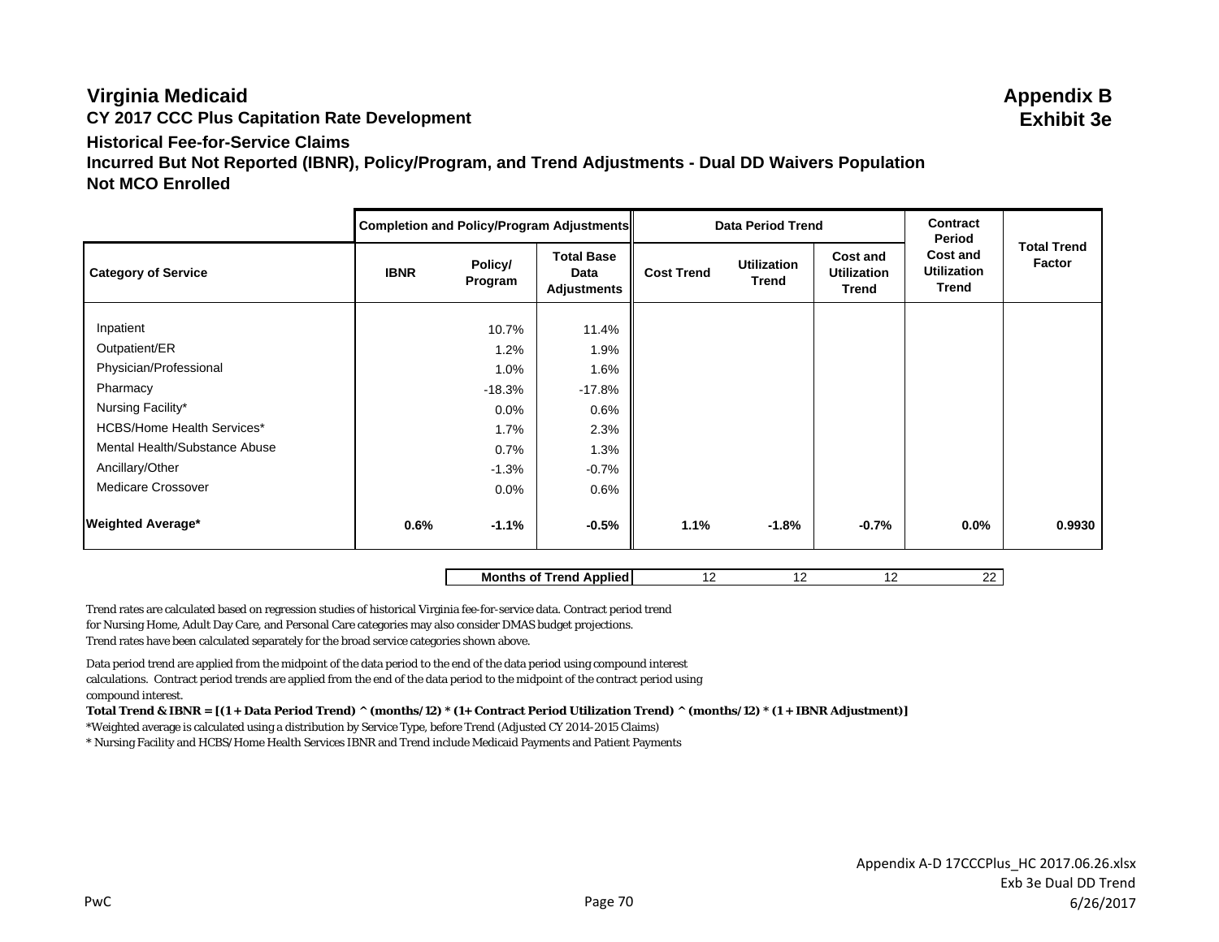# Virginia Medicaid

**Appendix B**
**Exhibit 3e**

## CY 2017 CCC Plus Capitation Rate Development

### Historical Fee-for-Service Claims

### Incurred But Not Reported (IBNR), Policy/Program, and Trend Adjustments - Dual DD Waivers Population

### Not MCO Enrolled

| | Completion and Policy/Program Adjustments | | | Data Period Trend | | | Contract Period | |
|---|---|---|---|---|---|---|---|---|
| **Category of Service** | **IBNR** | **Policy/ Program** | **Total Base Data Adjustments** | **Cost Trend** | **Utilization Trend** | **Cost and Utilization Trend** | **Cost and Utilization Trend** | **Total Trend Factor** |
| Inpatient | | 10.7% | 11.4% | | | | | |
| Outpatient/ER | | 1.2% | 1.9% | | | | | |
| Physician/Professional | | 1.0% | 1.6% | | | | | |
| Pharmacy | | -18.3% | -17.8% | | | | | |
| Nursing Facility* | | 0.0% | 0.6% | | | | | |
| HCBS/Home Health Services* | | 1.7% | 2.3% | | | | | |
| Mental Health/Substance Abuse | | 0.7% | 1.3% | | | | | |
| Ancillary/Other | | -1.3% | -0.7% | | | | | |
| Medicare Crossover | | 0.0% | 0.6% | | | | | |
| **Weighted Average*** | **0.6%** | **-1.1%** | **-0.5%** | **1.1%** | **-1.8%** | **-0.7%** | **0.0%** | **0.9930** |
| | | | **Months of Trend Applied** | 12 | 12 | 12 | 22 | |

Trend rates are calculated based on regression studies of historical Virginia fee-for-service data. Contract period trend for Nursing Home, Adult Day Care, and Personal Care categories may also consider DMAS budget projections.
Trend rates have been calculated separately for the broad service categories shown above.

Data period trend are applied from the midpoint of the data period to the end of the data period using compound interest calculations. Contract period trends are applied from the end of the data period to the midpoint of the contract period using compound interest.

**Total Trend & IBNR = [(1 + Data Period Trend) ^ (months/12) * (1+ Contract Period Utilization Trend) ^ (months/12) * (1 + IBNR Adjustment)]**

*Weighted average is calculated using a distribution by Service Type, before Trend (Adjusted CY 2014-2015 Claims)

* Nursing Facility and HCBS/Home Health Services IBNR and Trend include Medicaid Payments and Patient Payments

Appendix A-D 17CCCPlus_HC 2017.06.26.xlsx
Exb 3e Dual DD Trend
6/26/2017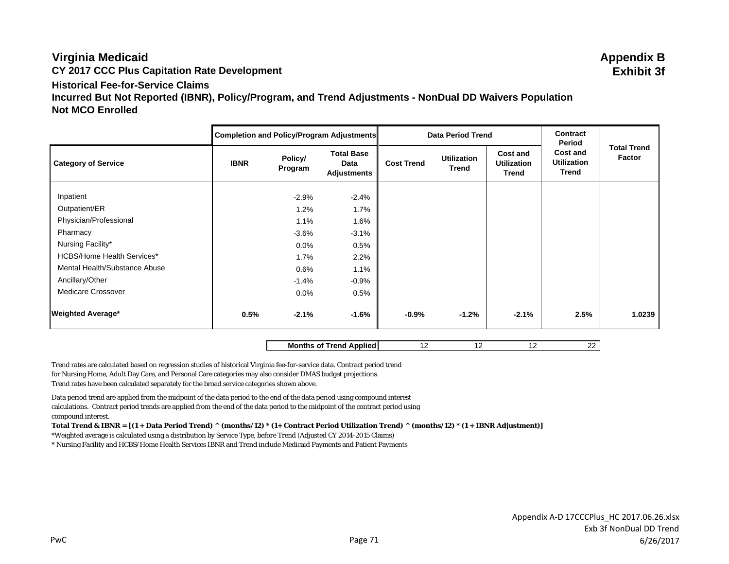# Virginia Medicaid

**Appendix B**
**Exhibit 3f**

## CY 2017 CCC Plus Capitation Rate Development

### Historical Fee-for-Service Claims

### Incurred But Not Reported (IBNR), Policy/Program, and Trend Adjustments - NonDual DD Waivers Population

### Not MCO Enrolled

| | Completion and Policy/Program Adjustments | | | Data Period Trend | | | Contract Period | |
|---|---|---|---|---|---|---|---|---|
| **Category of Service** | **IBNR** | **Policy/ Program** | **Total Base Data Adjustments** | **Cost Trend** | **Utilization Trend** | **Cost and Utilization Trend** | **Cost and Utilization Trend** | **Total Trend Factor** |
| Inpatient | | -2.9% | -2.4% | | | | | |
| Outpatient/ER | | 1.2% | 1.7% | | | | | |
| Physician/Professional | | 1.1% | 1.6% | | | | | |
| Pharmacy | | -3.6% | -3.1% | | | | | |
| Nursing Facility* | | 0.0% | 0.5% | | | | | |
| HCBS/Home Health Services* | | 1.7% | 2.2% | | | | | |
| Mental Health/Substance Abuse | | 0.6% | 1.1% | | | | | |
| Ancillary/Other | | -1.4% | -0.9% | | | | | |
| Medicare Crossover | | 0.0% | 0.5% | | | | | |
| **Weighted Average*** | **0.5%** | **-2.1%** | **-1.6%** | **-0.9%** | **-1.2%** | **-2.1%** | **2.5%** | **1.0239** |
| | | | **Months of Trend Applied** | 12 | 12 | 12 | 22 | |

Trend rates are calculated based on regression studies of historical Virginia fee-for-service data. Contract period trend for Nursing Home, Adult Day Care, and Personal Care categories may also consider DMAS budget projections. Trend rates have been calculated separately for the broad service categories shown above.

Data period trend are applied from the midpoint of the data period to the end of the data period using compound interest calculations. Contract period trends are applied from the end of the data period to the midpoint of the contract period using compound interest.

**Total Trend & IBNR = [(1 + Data Period Trend) ^ (months/12) * (1+ Contract Period Utilization Trend) ^ (months/12) * (1 + IBNR Adjustment)]**

*Weighted average is calculated using a distribution by Service Type, before Trend (Adjusted CY 2014-2015 Claims)

* Nursing Facility and HCBS/Home Health Services IBNR and Trend include Medicaid Payments and Patient Payments

Appendix A-D 17CCCPlus_HC 2017.06.26.xlsx
Exb 3f NonDual DD Trend
6/26/2017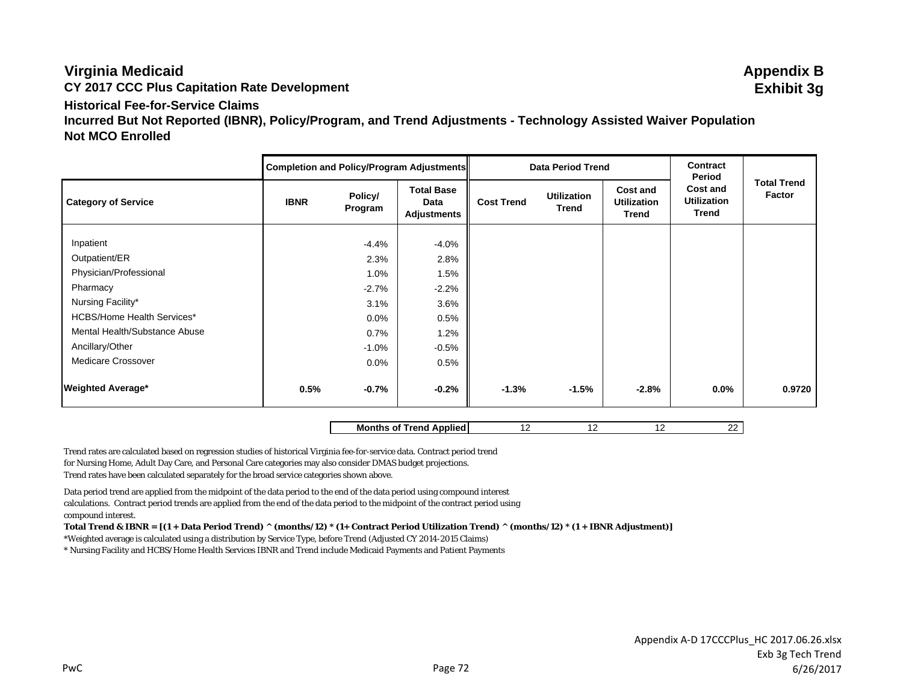# Virginia Medicaid

**Appendix B**
**Exhibit 3g**

## CY 2017 CCC Plus Capitation Rate Development

### Historical Fee-for-Service Claims

### Incurred But Not Reported (IBNR), Policy/Program, and Trend Adjustments - Technology Assisted Waiver Population

### Not MCO Enrolled

| | Completion and Policy/Program Adjustments | | | Data Period Trend | | | Contract Period | |
|---|---|---|---|---|---|---|---|---|
| **Category of Service** | **IBNR** | **Policy/ Program** | **Total Base Data Adjustments** | **Cost Trend** | **Utilization Trend** | **Cost and Utilization Trend** | **Cost and Utilization Trend** | **Total Trend Factor** |
| Inpatient | | -4.4% | -4.0% | | | | | |
| Outpatient/ER | | 2.3% | 2.8% | | | | | |
| Physician/Professional | | 1.0% | 1.5% | | | | | |
| Pharmacy | | -2.7% | -2.2% | | | | | |
| Nursing Facility* | | 3.1% | 3.6% | | | | | |
| HCBS/Home Health Services* | | 0.0% | 0.5% | | | | | |
| Mental Health/Substance Abuse | | 0.7% | 1.2% | | | | | |
| Ancillary/Other | | -1.0% | -0.5% | | | | | |
| Medicare Crossover | | 0.0% | 0.5% | | | | | |
| **Weighted Average*** | **0.5%** | **-0.7%** | **-0.2%** | **-1.3%** | **-1.5%** | **-2.8%** | **0.0%** | **0.9720** |
| | | | **Months of Trend Applied** | 12 | 12 | 12 | 22 | |

Trend rates are calculated based on regression studies of historical Virginia fee-for-service data. Contract period trend for Nursing Home, Adult Day Care, and Personal Care categories may also consider DMAS budget projections.
Trend rates have been calculated separately for the broad service categories shown above.

Data period trend are applied from the midpoint of the data period to the end of the data period using compound interest calculations. Contract period trends are applied from the end of the data period to the midpoint of the contract period using compound interest.

**Total Trend & IBNR = [(1 + Data Period Trend) ^ (months/12) * (1+ Contract Period Utilization Trend) ^ (months/12) * (1 + IBNR Adjustment)]**

*Weighted average is calculated using a distribution by Service Type, before Trend (Adjusted CY 2014-2015 Claims)

* Nursing Facility and HCBS/Home Health Services IBNR and Trend include Medicaid Payments and Patient Payments

PwC

Appendix A-D 17CCCPlus_HC 2017.06.26.xlsx
Exb 3g Tech Trend
6/26/2017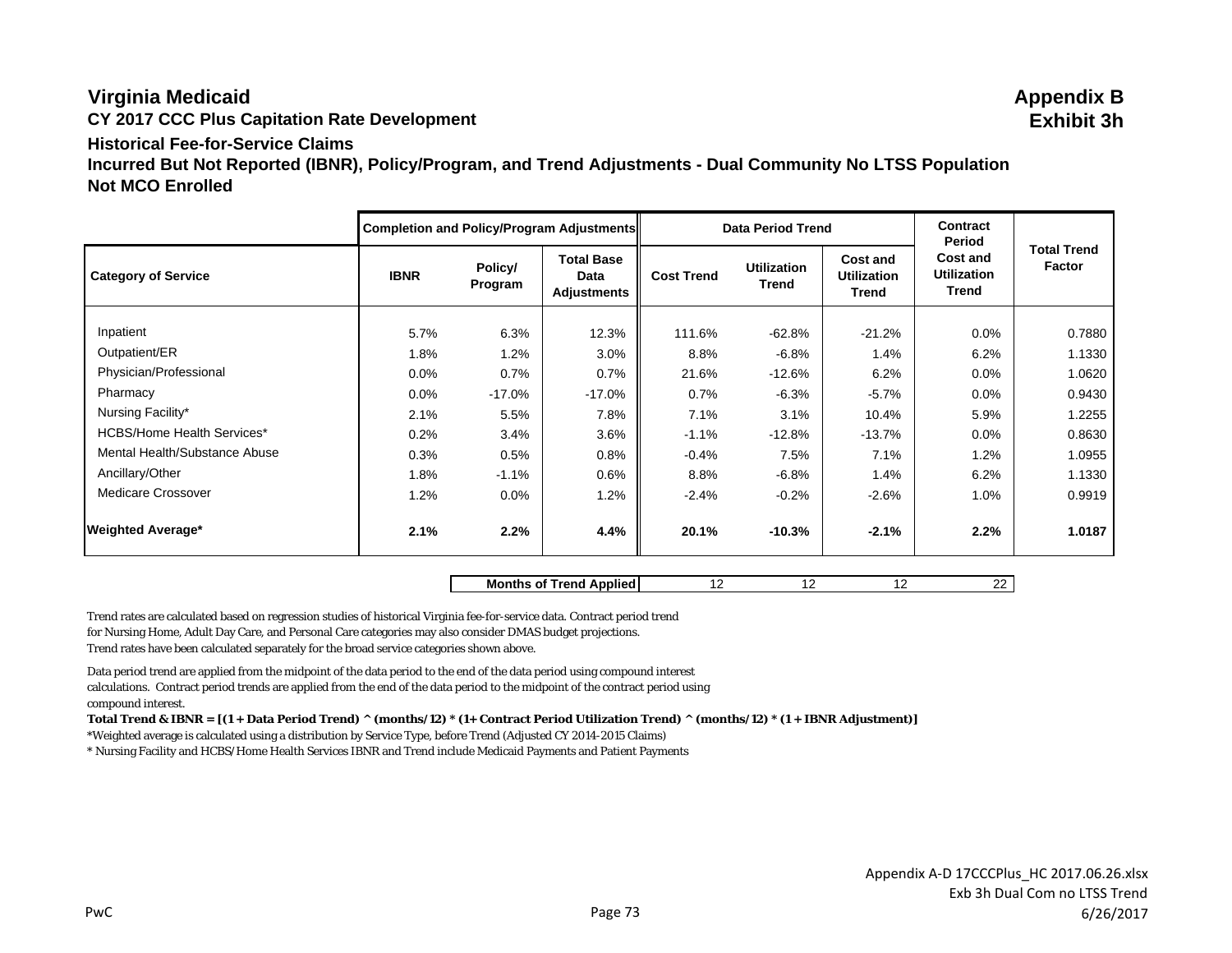# Virginia Medicaid

**Appendix B**
**Exhibit 3h**

## CY 2017 CCC Plus Capitation Rate Development

### Historical Fee-for-Service Claims

### Incurred But Not Reported (IBNR), Policy/Program, and Trend Adjustments - Dual Community No LTSS Population

### Not MCO Enrolled

| | Completion and Policy/Program Adjustments | | | Data Period Trend | | | Contract Period | |
|---|---|---|---|---|---|---|---|---|
| **Category of Service** | **IBNR** | **Policy/ Program** | **Total Base Data Adjustments** | **Cost Trend** | **Utilization Trend** | **Cost and Utilization Trend** | **Cost and Utilization Trend** | **Total Trend Factor** |
| Inpatient | 5.7% | 6.3% | 12.3% | 111.6% | -62.8% | -21.2% | 0.0% | 0.7880 |
| Outpatient/ER | 1.8% | 1.2% | 3.0% | 8.8% | -6.8% | 1.4% | 6.2% | 1.1330 |
| Physician/Professional | 0.0% | 0.7% | 0.7% | 21.6% | -12.6% | 6.2% | 0.0% | 1.0620 |
| Pharmacy | 0.0% | -17.0% | -17.0% | 0.7% | -6.3% | -5.7% | 0.0% | 0.9430 |
| Nursing Facility* | 2.1% | 5.5% | 7.8% | 7.1% | 3.1% | 10.4% | 5.9% | 1.2255 |
| HCBS/Home Health Services* | 0.2% | 3.4% | 3.6% | -1.1% | -12.8% | -13.7% | 0.0% | 0.8630 |
| Mental Health/Substance Abuse | 0.3% | 0.5% | 0.8% | -0.4% | 7.5% | 7.1% | 1.2% | 1.0955 |
| Ancillary/Other | 1.8% | -1.1% | 0.6% | 8.8% | -6.8% | 1.4% | 6.2% | 1.1330 |
| Medicare Crossover | 1.2% | 0.0% | 1.2% | -2.4% | -0.2% | -2.6% | 1.0% | 0.9919 |
| **Weighted Average*** | **2.1%** | **2.2%** | **4.4%** | **20.1%** | **-10.3%** | **-2.1%** | **2.2%** | **1.0187** |
| | | | **Months of Trend Applied** | 12 | 12 | 12 | 22 | |

Trend rates are calculated based on regression studies of historical Virginia fee-for-service data. Contract period trend for Nursing Home, Adult Day Care, and Personal Care categories may also consider DMAS budget projections.
Trend rates have been calculated separately for the broad service categories shown above.

Data period trend are applied from the midpoint of the data period to the end of the data period using compound interest calculations. Contract period trends are applied from the end of the data period to the midpoint of the contract period using compound interest.

**Total Trend & IBNR = [(1 + Data Period Trend) ^ (months/12) * (1+ Contract Period Utilization Trend) ^ (months/12) * (1 + IBNR Adjustment)]**

*Weighted average is calculated using a distribution by Service Type, before Trend (Adjusted CY 2014-2015 Claims)

* Nursing Facility and HCBS/Home Health Services IBNR and Trend include Medicaid Payments and Patient Payments

Appendix A-D 17CCCPlus_HC 2017.06.26.xlsx
Exb 3h Dual Com no LTSS Trend
6/26/2017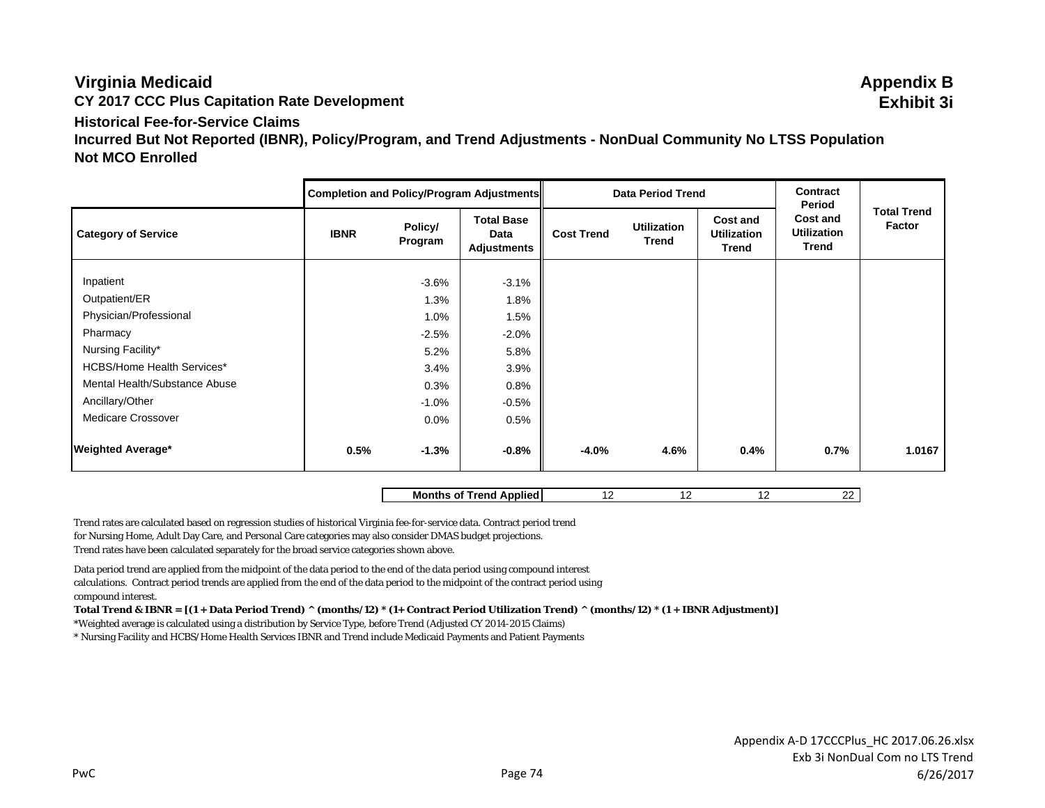# Virginia Medicaid

**Appendix B**
**Exhibit 3i**

**CY 2017 CCC Plus Capitation Rate Development**

**Historical Fee-for-Service Claims**

**Incurred But Not Reported (IBNR), Policy/Program, and Trend Adjustments - NonDual Community No LTSS Population**
**Not MCO Enrolled**

| | Completion and Policy/Program Adjustments | | | Data Period Trend | | | Contract Period | |
|---|---|---|---|---|---|---|---|---|
| **Category of Service** | **IBNR** | **Policy/ Program** | **Total Base Data Adjustments** | **Cost Trend** | **Utilization Trend** | **Cost and Utilization Trend** | **Cost and Utilization Trend** | **Total Trend Factor** |
| Inpatient | | -3.6% | -3.1% | | | | | |
| Outpatient/ER | | 1.3% | 1.8% | | | | | |
| Physician/Professional | | 1.0% | 1.5% | | | | | |
| Pharmacy | | -2.5% | -2.0% | | | | | |
| Nursing Facility* | | 5.2% | 5.8% | | | | | |
| HCBS/Home Health Services* | | 3.4% | 3.9% | | | | | |
| Mental Health/Substance Abuse | | 0.3% | 0.8% | | | | | |
| Ancillary/Other | | -1.0% | -0.5% | | | | | |
| Medicare Crossover | | 0.0% | 0.5% | | | | | |
| **Weighted Average*** | **0.5%** | **-1.3%** | **-0.8%** | **-4.0%** | **4.6%** | **0.4%** | **0.7%** | **1.0167** |
| | | | **Months of Trend Applied** | 12 | 12 | 12 | 22 | |

Trend rates are calculated based on regression studies of historical Virginia fee-for-service data. Contract period trend for Nursing Home, Adult Day Care, and Personal Care categories may also consider DMAS budget projections. Trend rates have been calculated separately for the broad service categories shown above.

Data period trend are applied from the midpoint of the data period to the end of the data period using compound interest calculations. Contract period trends are applied from the end of the data period to the midpoint of the contract period using compound interest.

**Total Trend & IBNR = [(1 + Data Period Trend) ^ (months/12) * (1+ Contract Period Utilization Trend) ^ (months/12) * (1 + IBNR Adjustment)]**

*Weighted average is calculated using a distribution by Service Type, before Trend (Adjusted CY 2014-2015 Claims)

* Nursing Facility and HCBS/Home Health Services IBNR and Trend include Medicaid Payments and Patient Payments

Appendix A-D 17CCCPlus_HC 2017.06.26.xlsx
Exb 3i NonDual Com no LTS Trend
6/26/2017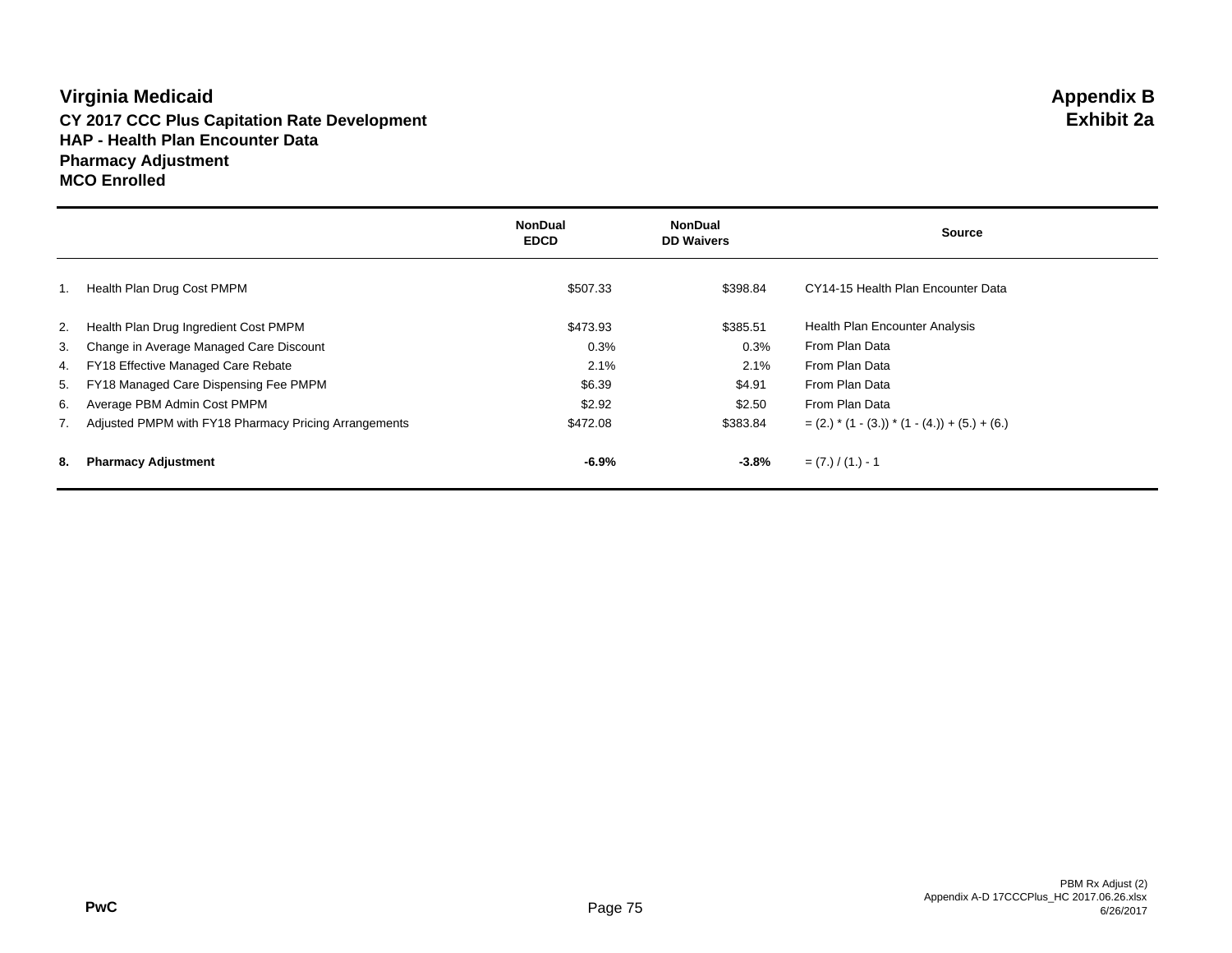# Virginia Medicaid

**Appendix B**
**Exhibit 2a**

**CY 2017 CCC Plus Capitation Rate Development**
**HAP - Health Plan Encounter Data**
**Pharmacy Adjustment**
**MCO Enrolled**

| | | NonDual EDCD | NonDual DD Waivers | Source |
|---|---|---|---|---|
| 1. | Health Plan Drug Cost PMPM | $507.33 | $398.84 | CY14-15 Health Plan Encounter Data |
| 2. | Health Plan Drug Ingredient Cost PMPM | $473.93 | $385.51 | Health Plan Encounter Analysis |
| 3. | Change in Average Managed Care Discount | 0.3% | 0.3% | From Plan Data |
| 4. | FY18 Effective Managed Care Rebate | 2.1% | 2.1% | From Plan Data |
| 5. | FY18 Managed Care Dispensing Fee PMPM | $6.39 | $4.91 | From Plan Data |
| 6. | Average PBM Admin Cost PMPM | $2.92 | $2.50 | From Plan Data |
| 7. | Adjusted PMPM with FY18 Pharmacy Pricing Arrangements | $472.08 | $383.84 | = (2.) * (1 - (3.)) * (1 - (4.)) + (5.) + (6.) |
| **8.** | **Pharmacy Adjustment** | **-6.9%** | **-3.8%** | = (7.) / (1.) - 1 |

PwC

PBM Rx Adjust (2)
Appendix A-D 17CCCPlus_HC 2017.06.26.xlsx
6/26/2017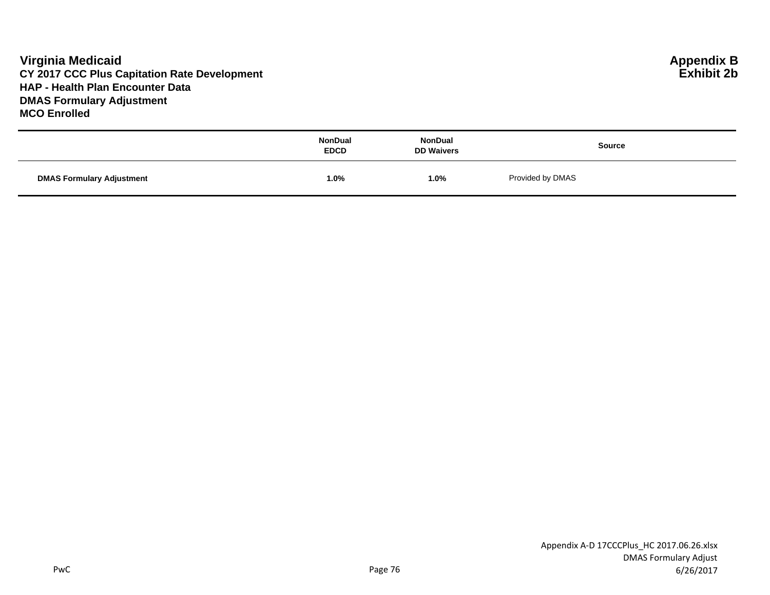**Virginia Medicaid**
**CY 2017 CCC Plus Capitation Rate Development**
**HAP - Health Plan Encounter Data**
**DMAS Formulary Adjustment**
**MCO Enrolled**

**Appendix B**
**Exhibit 2b**

| | NonDual EDCD | NonDual DD Waivers | Source |
|---|---|---|---|
| **DMAS Formulary Adjustment** | **1.0%** | **1.0%** | Provided by DMAS |

Appendix A-D 17CCCPlus_HC 2017.06.26.xlsx
DMAS Formulary Adjust
6/26/2017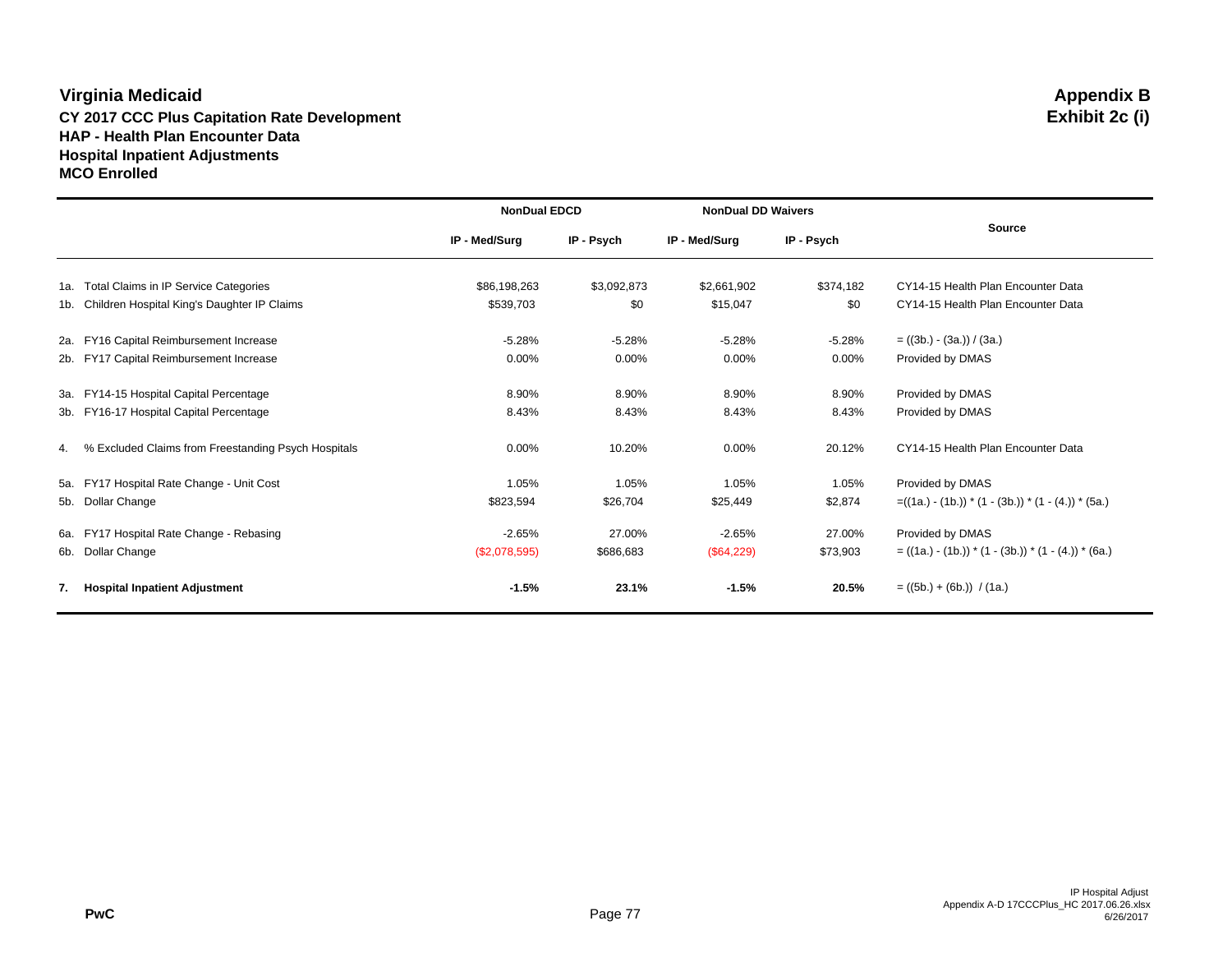# Virginia Medicaid

**Appendix B**
**Exhibit 2c (i)**

**CY 2017 CCC Plus Capitation Rate Development**
**HAP - Health Plan Encounter Data**
**Hospital Inpatient Adjustments**
**MCO Enrolled**

| | NonDual EDCD | | NonDual DD Waivers | | Source |
|---|---|---|---|---|---|
| | IP - Med/Surg | IP - Psych | IP - Med/Surg | IP - Psych | |
| 1a. Total Claims in IP Service Categories | $86,198,263 | $3,092,873 | $2,661,902 | $374,182 | CY14-15 Health Plan Encounter Data |
| 1b. Children Hospital King's Daughter IP Claims | $539,703 | $0 | $15,047 | $0 | CY14-15 Health Plan Encounter Data |
| 2a. FY16 Capital Reimbursement Increase | -5.28% | -5.28% | -5.28% | -5.28% | = ((3b.) - (3a.)) / (3a.) |
| 2b. FY17 Capital Reimbursement Increase | 0.00% | 0.00% | 0.00% | 0.00% | Provided by DMAS |
| 3a. FY14-15 Hospital Capital Percentage | 8.90% | 8.90% | 8.90% | 8.90% | Provided by DMAS |
| 3b. FY16-17 Hospital Capital Percentage | 8.43% | 8.43% | 8.43% | 8.43% | Provided by DMAS |
| 4. % Excluded Claims from Freestanding Psych Hospitals | 0.00% | 10.20% | 0.00% | 20.12% | CY14-15 Health Plan Encounter Data |
| 5a. FY17 Hospital Rate Change - Unit Cost | 1.05% | 1.05% | 1.05% | 1.05% | Provided by DMAS |
| 5b. Dollar Change | $823,594 | $26,704 | $25,449 | $2,874 | =((1a.) - (1b.)) * (1 - (3b.)) * (1 - (4.)) * (5a.) |
| 6a. FY17 Hospital Rate Change - Rebasing | -2.65% | 27.00% | -2.65% | 27.00% | Provided by DMAS |
| 6b. Dollar Change | ($2,078,595) | $686,683 | ($64,229) | $73,903 | = ((1a.) - (1b.)) * (1 - (3b.)) * (1 - (4.)) * (6a.) |
| **7. Hospital Inpatient Adjustment** | **-1.5%** | **23.1%** | **-1.5%** | **20.5%** | = ((5b.) + (6b.)) / (1a.) |

PwC

IP Hospital Adjust
Appendix A-D 17CCCPlus_HC 2017.06.26.xlsx
6/26/2017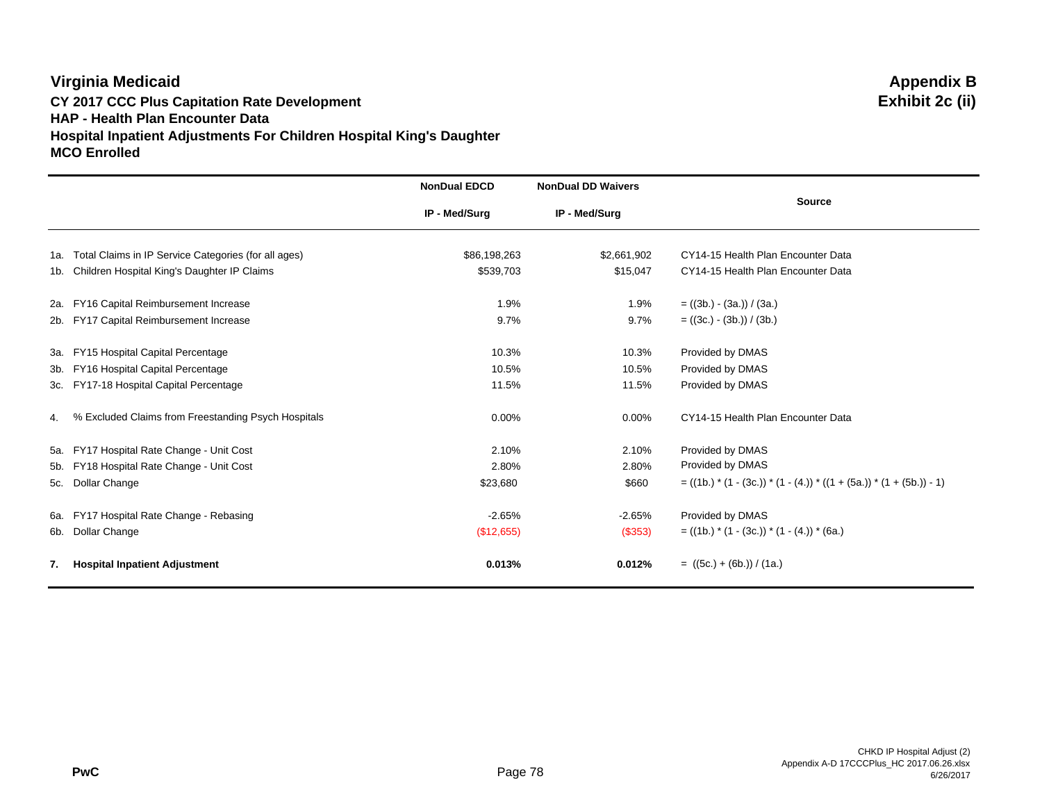# Virginia Medicaid

**Appendix B**
**Exhibit 2c (ii)**

## CY 2017 CCC Plus Capitation Rate Development
## HAP - Health Plan Encounter Data
## Hospital Inpatient Adjustments For Children Hospital King's Daughter
## MCO Enrolled

| | | NonDual EDCD | NonDual DD Waivers | Source |
|---|---|---|---|---|
| | | IP - Med/Surg | IP - Med/Surg | |
| 1a. | Total Claims in IP Service Categories (for all ages) | $86,198,263 | $2,661,902 | CY14-15 Health Plan Encounter Data |
| 1b. | Children Hospital King's Daughter IP Claims | $539,703 | $15,047 | CY14-15 Health Plan Encounter Data |
| 2a. | FY16 Capital Reimbursement Increase | 1.9% | 1.9% | = ((3b.) - (3a.)) / (3a.) |
| 2b. | FY17 Capital Reimbursement Increase | 9.7% | 9.7% | = ((3c.) - (3b.)) / (3b.) |
| 3a. | FY15 Hospital Capital Percentage | 10.3% | 10.3% | Provided by DMAS |
| 3b. | FY16 Hospital Capital Percentage | 10.5% | 10.5% | Provided by DMAS |
| 3c. | FY17-18 Hospital Capital Percentage | 11.5% | 11.5% | Provided by DMAS |
| 4. | % Excluded Claims from Freestanding Psych Hospitals | 0.00% | 0.00% | CY14-15 Health Plan Encounter Data |
| 5a. | FY17 Hospital Rate Change - Unit Cost | 2.10% | 2.10% | Provided by DMAS |
| 5b. | FY18 Hospital Rate Change - Unit Cost | 2.80% | 2.80% | Provided by DMAS |
| 5c. | Dollar Change | $23,680 | $660 | = ((1b.) * (1 - (3c.)) * (1 - (4.)) * ((1 + (5a.)) * (1 + (5b.)) - 1) |
| 6a. | FY17 Hospital Rate Change - Rebasing | -2.65% | -2.65% | Provided by DMAS |
| 6b. | Dollar Change | ($12,655) | ($353) | = ((1b.) * (1 - (3c.)) * (1 - (4.)) * (6a.) |
| **7.** | **Hospital Inpatient Adjustment** | **0.013%** | **0.012%** | = ((5c.) + (6b.)) / (1a.) |

PwC

CHKD IP Hospital Adjust (2)
Appendix A-D 17CCCPlus_HC 2017.06.26.xlsx
6/26/2017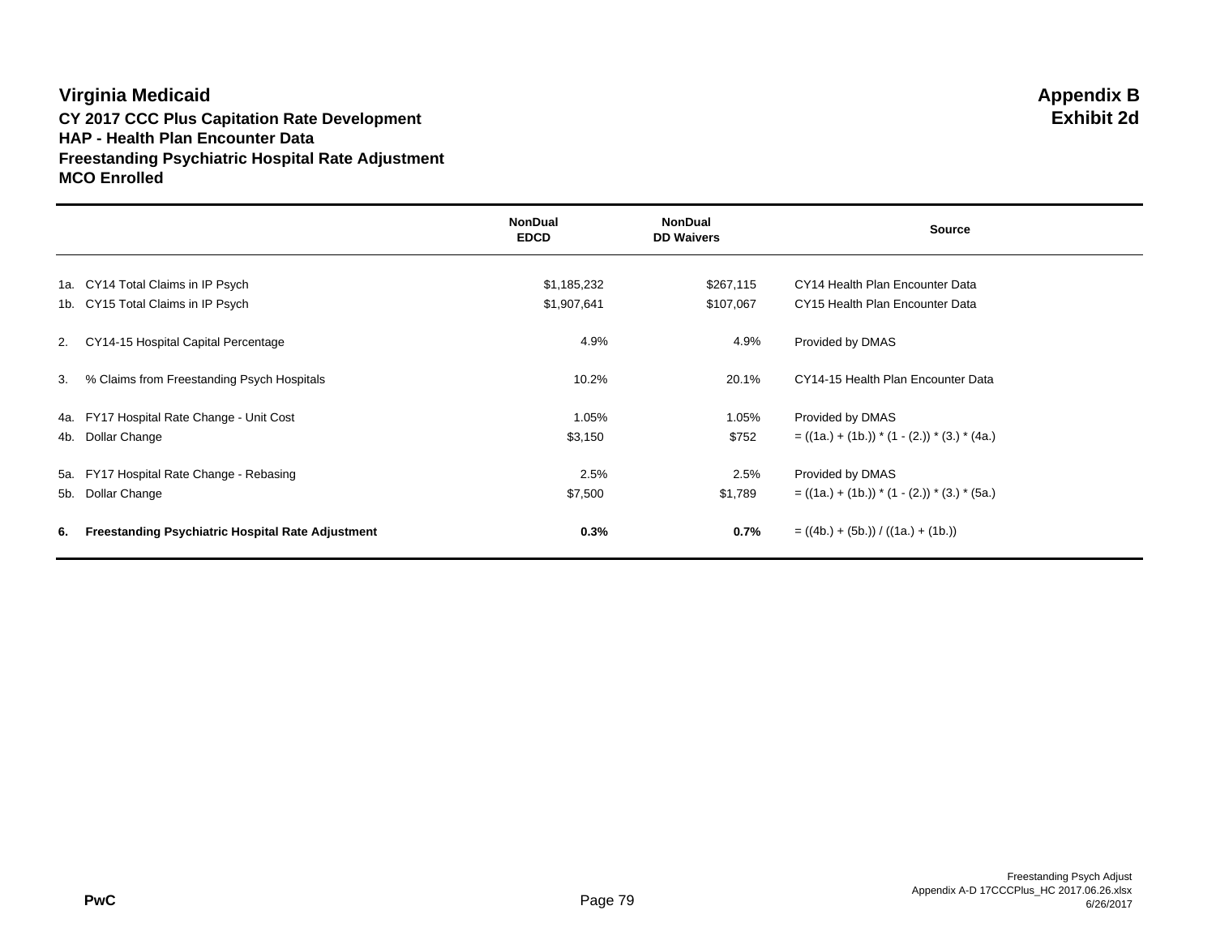# Virginia Medicaid

**Appendix B**
**Exhibit 2d**

**CY 2017 CCC Plus Capitation Rate Development**
**HAP - Health Plan Encounter Data**
**Freestanding Psychiatric Hospital Rate Adjustment**
**MCO Enrolled**

| | | NonDual EDCD | NonDual DD Waivers | Source |
|---|---|---|---|---|
| 1a. | CY14 Total Claims in IP Psych | $1,185,232 | $267,115 | CY14 Health Plan Encounter Data |
| 1b. | CY15 Total Claims in IP Psych | $1,907,641 | $107,067 | CY15 Health Plan Encounter Data |
| 2. | CY14-15 Hospital Capital Percentage | 4.9% | 4.9% | Provided by DMAS |
| 3. | % Claims from Freestanding Psych Hospitals | 10.2% | 20.1% | CY14-15 Health Plan Encounter Data |
| 4a. | FY17 Hospital Rate Change - Unit Cost | 1.05% | 1.05% | Provided by DMAS |
| 4b. | Dollar Change | $3,150 | $752 | = ((1a.) + (1b.)) * (1 - (2.)) * (3.) * (4a.) |
| 5a. | FY17 Hospital Rate Change - Rebasing | 2.5% | 2.5% | Provided by DMAS |
| 5b. | Dollar Change | $7,500 | $1,789 | = ((1a.) + (1b.)) * (1 - (2.)) * (3.) * (5a.) |
| **6.** | **Freestanding Psychiatric Hospital Rate Adjustment** | **0.3%** | **0.7%** | = ((4b.) + (5b.)) / ((1a.) + (1b.)) |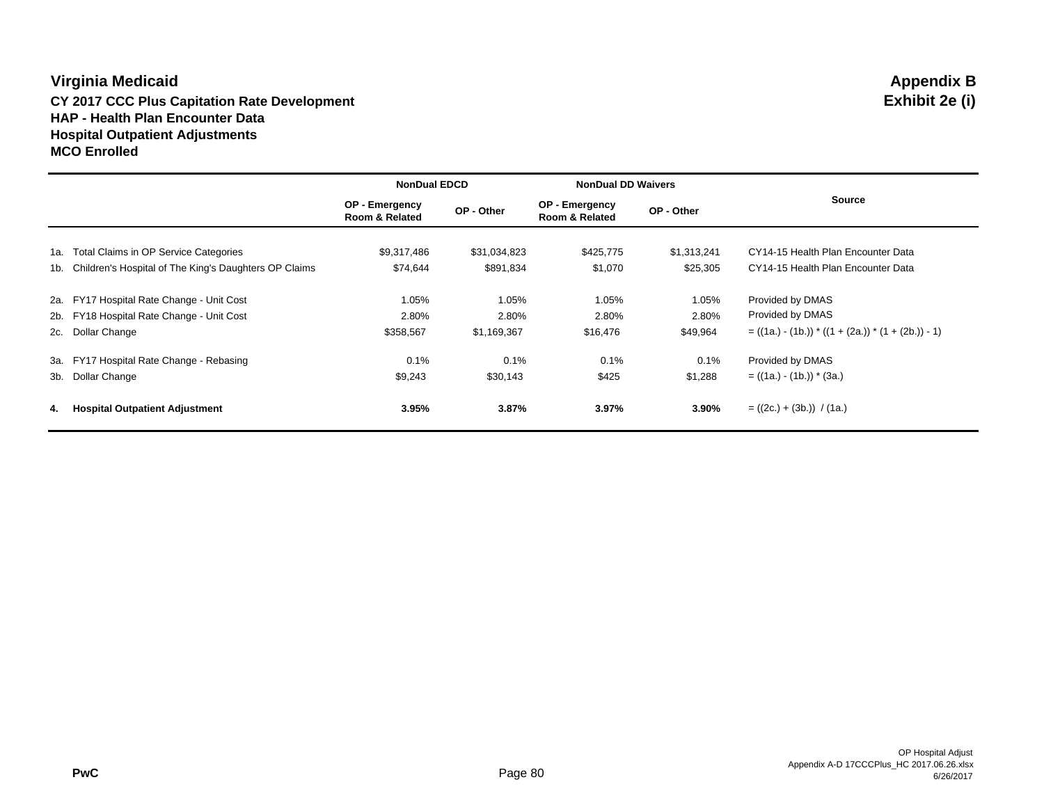# Virginia Medicaid

**Appendix B**
**Exhibit 2e (i)**

**CY 2017 CCC Plus Capitation Rate Development**
**HAP - Health Plan Encounter Data**
**Hospital Outpatient Adjustments**
**MCO Enrolled**

| | | NonDual EDCD | | NonDual DD Waivers | | |
|---|---|---|---|---|---|---|
| | | OP - Emergency Room & Related | OP - Other | OP - Emergency Room & Related | OP - Other | Source |
| 1a. | Total Claims in OP Service Categories | $9,317,486 | $31,034,823 | $425,775 | $1,313,241 | CY14-15 Health Plan Encounter Data |
| 1b. | Children's Hospital of The King's Daughters OP Claims | $74,644 | $891,834 | $1,070 | $25,305 | CY14-15 Health Plan Encounter Data |
| 2a. | FY17 Hospital Rate Change - Unit Cost | 1.05% | 1.05% | 1.05% | 1.05% | Provided by DMAS |
| 2b. | FY18 Hospital Rate Change - Unit Cost | 2.80% | 2.80% | 2.80% | 2.80% | Provided by DMAS |
| 2c. | Dollar Change | $358,567 | $1,169,367 | $16,476 | $49,964 | = ((1a.) - (1b.)) * ((1 + (2a.)) * (1 + (2b.)) - 1) |
| 3a. | FY17 Hospital Rate Change - Rebasing | 0.1% | 0.1% | 0.1% | 0.1% | Provided by DMAS |
| 3b. | Dollar Change | $9,243 | $30,143 | $425 | $1,288 | = ((1a.) - (1b.)) * (3a.) |
| **4.** | **Hospital Outpatient Adjustment** | **3.95%** | **3.87%** | **3.97%** | **3.90%** | = ((2c.) + (3b.)) / (1a.) |

PwC

OP Hospital Adjust
Appendix A-D 17CCCPlus_HC 2017.06.26.xlsx
6/26/2017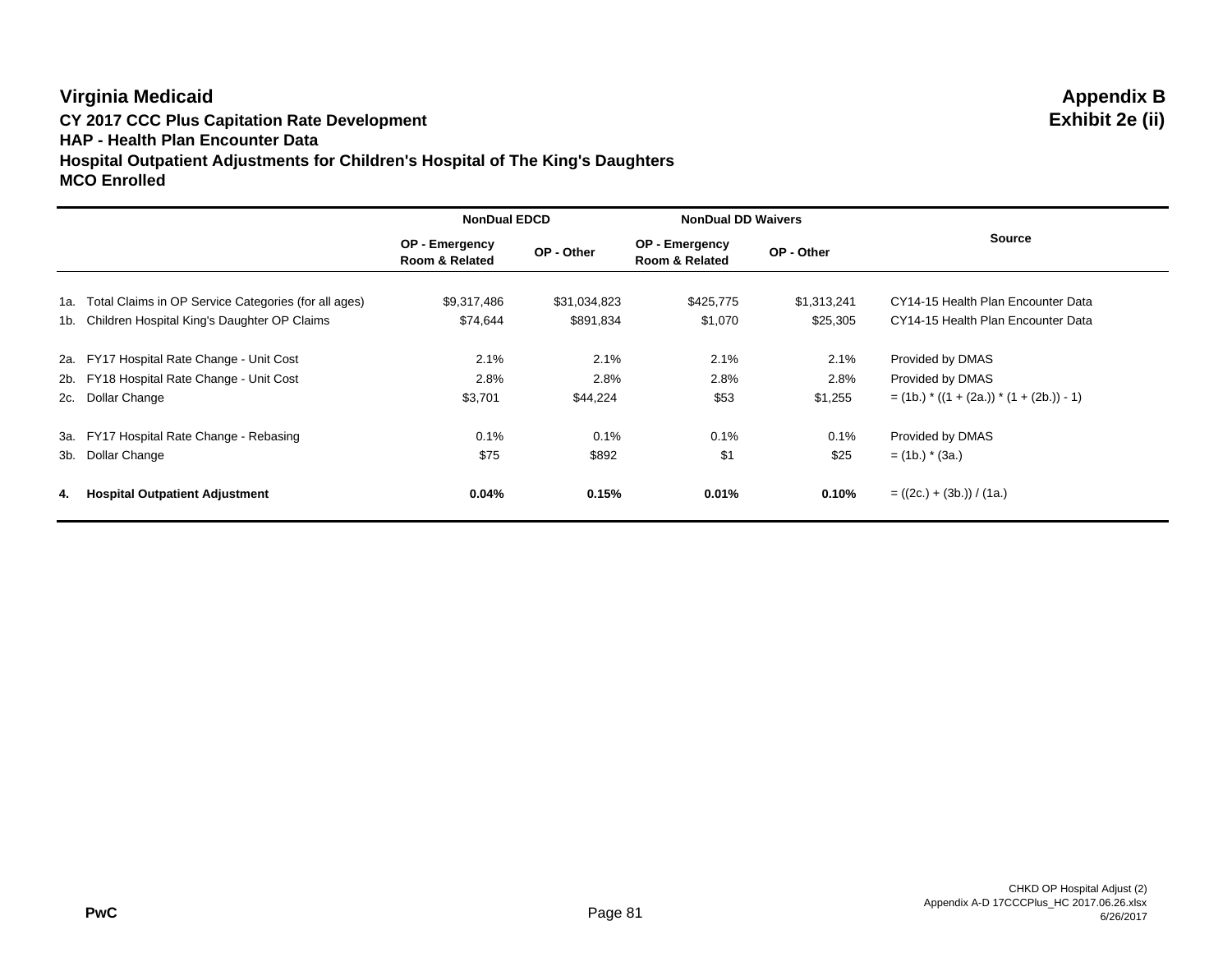# Virginia Medicaid

**Appendix B**
**Exhibit 2e (ii)**

**CY 2017 CCC Plus Capitation Rate Development**
**HAP - Health Plan Encounter Data**
**Hospital Outpatient Adjustments for Children's Hospital of The King's Daughters**
**MCO Enrolled**

| | | NonDual EDCD | | NonDual DD Waivers | | |
|---|---|---|---|---|---|---|
| | | OP - Emergency Room & Related | OP - Other | OP - Emergency Room & Related | OP - Other | Source |
| 1a. | Total Claims in OP Service Categories (for all ages) | $9,317,486 | $31,034,823 | $425,775 | $1,313,241 | CY14-15 Health Plan Encounter Data |
| 1b. | Children Hospital King's Daughter OP Claims | $74,644 | $891,834 | $1,070 | $25,305 | CY14-15 Health Plan Encounter Data |
| 2a. | FY17 Hospital Rate Change - Unit Cost | 2.1% | 2.1% | 2.1% | 2.1% | Provided by DMAS |
| 2b. | FY18 Hospital Rate Change - Unit Cost | 2.8% | 2.8% | 2.8% | 2.8% | Provided by DMAS |
| 2c. | Dollar Change | $3,701 | $44,224 | $53 | $1,255 | = (1b.) * ((1 + (2a.)) * (1 + (2b.)) - 1) |
| 3a. | FY17 Hospital Rate Change - Rebasing | 0.1% | 0.1% | 0.1% | 0.1% | Provided by DMAS |
| 3b. | Dollar Change | $75 | $892 | $1 | $25 | = (1b.) * (3a.) |
| **4.** | **Hospital Outpatient Adjustment** | **0.04%** | **0.15%** | **0.01%** | **0.10%** | = ((2c.) + (3b.)) / (1a.) |

PwC

CHKD OP Hospital Adjust (2)
Appendix A-D 17CCCPlus_HC 2017.06.26.xlsx
6/26/2017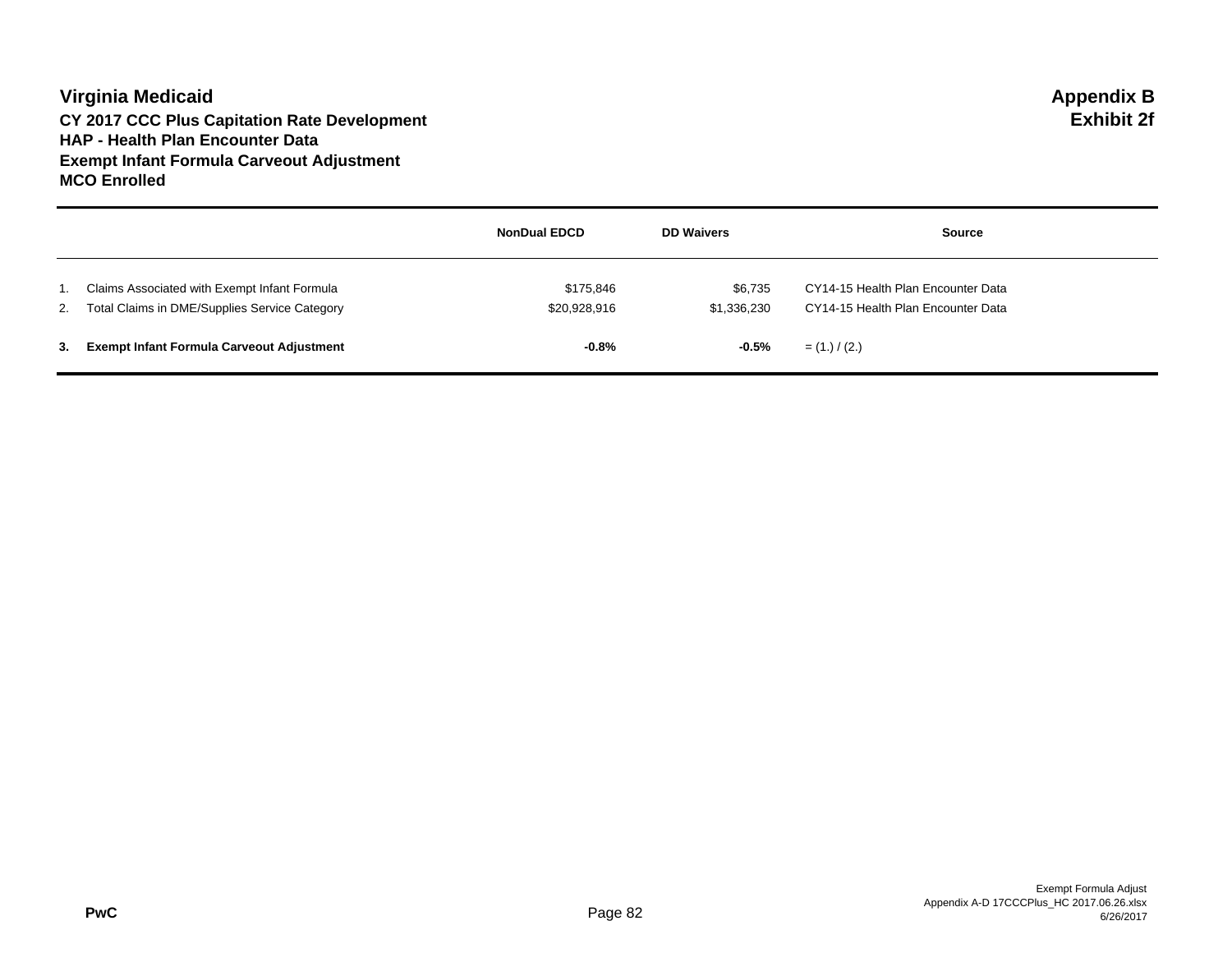# Virginia Medicaid

**Appendix B**
**Exhibit 2f**

**CY 2017 CCC Plus Capitation Rate Development**
**HAP - Health Plan Encounter Data**
**Exempt Infant Formula Carveout Adjustment**
**MCO Enrolled**

| | | NonDual EDCD | DD Waivers | Source |
|---|---|---|---|---|
| 1. | Claims Associated with Exempt Infant Formula | $175,846 | $6,735 | CY14-15 Health Plan Encounter Data |
| 2. | Total Claims in DME/Supplies Service Category | $20,928,916 | $1,336,230 | CY14-15 Health Plan Encounter Data |
| **3.** | **Exempt Infant Formula Carveout Adjustment** | **-0.8%** | **-0.5%** | = (1.) / (2.) |

PwC

Exempt Formula Adjust
Appendix A-D 17CCCPlus_HC 2017.06.26.xlsx
6/26/2017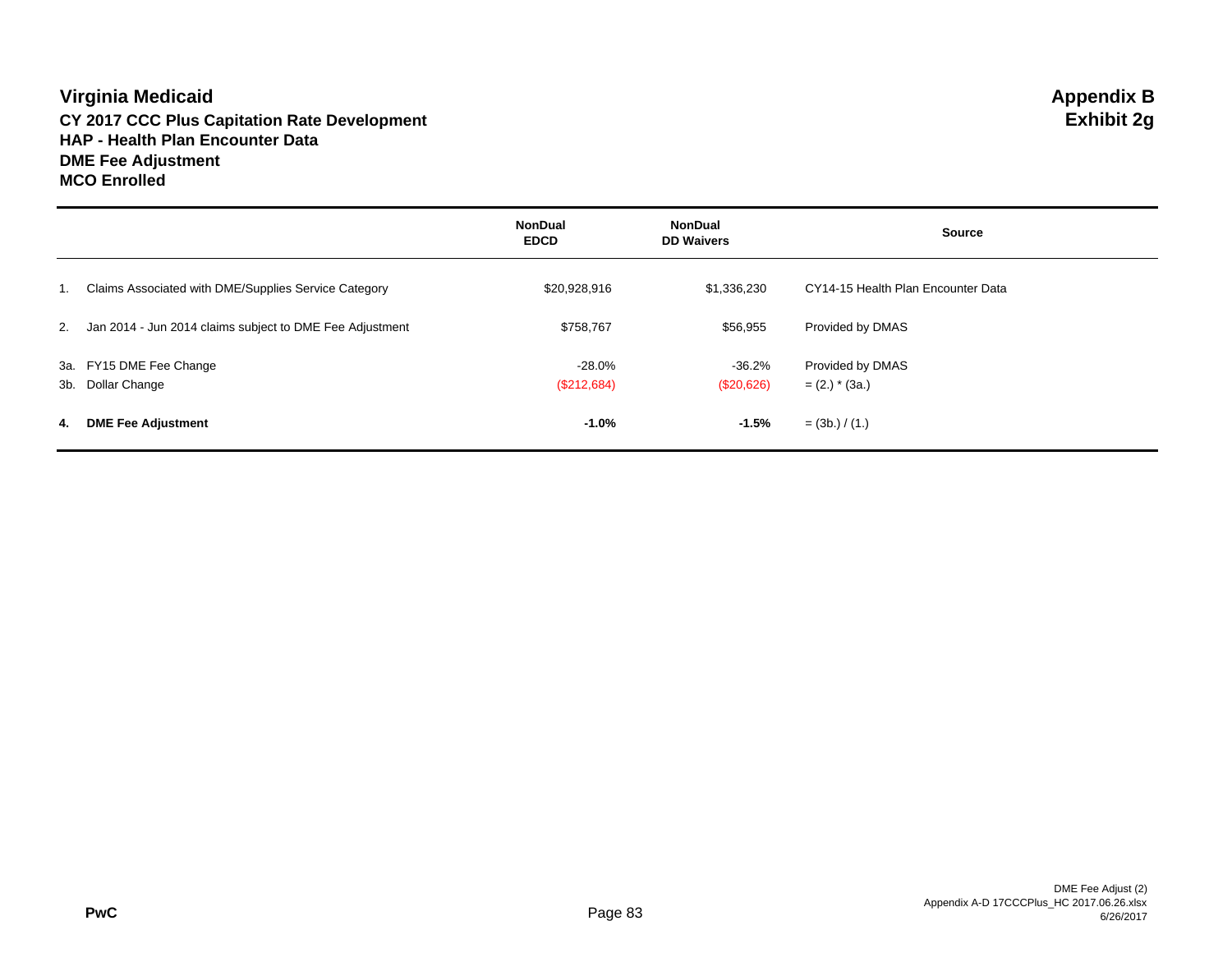# Virginia Medicaid

## CY 2017 CCC Plus Capitation Rate Development
## HAP - Health Plan Encounter Data
## DME Fee Adjustment
## MCO Enrolled

**Appendix B**
**Exhibit 2g**

| | | NonDual EDCD | NonDual DD Waivers | Source |
|---|---|---|---|---|
| 1. | Claims Associated with DME/Supplies Service Category | $20,928,916 | $1,336,230 | CY14-15 Health Plan Encounter Data |
| 2. | Jan 2014 - Jun 2014 claims subject to DME Fee Adjustment | $758,767 | $56,955 | Provided by DMAS |
| 3a. | FY15 DME Fee Change | -28.0% | -36.2% | Provided by DMAS |
| 3b. | Dollar Change | ($212,684) | ($20,626) | = (2.) * (3a.) |
| **4.** | **DME Fee Adjustment** | **-1.0%** | **-1.5%** | = (3b.) / (1.) |

PwC

DME Fee Adjust (2)
Appendix A-D 17CCCPlus_HC 2017.06.26.xlsx
6/26/2017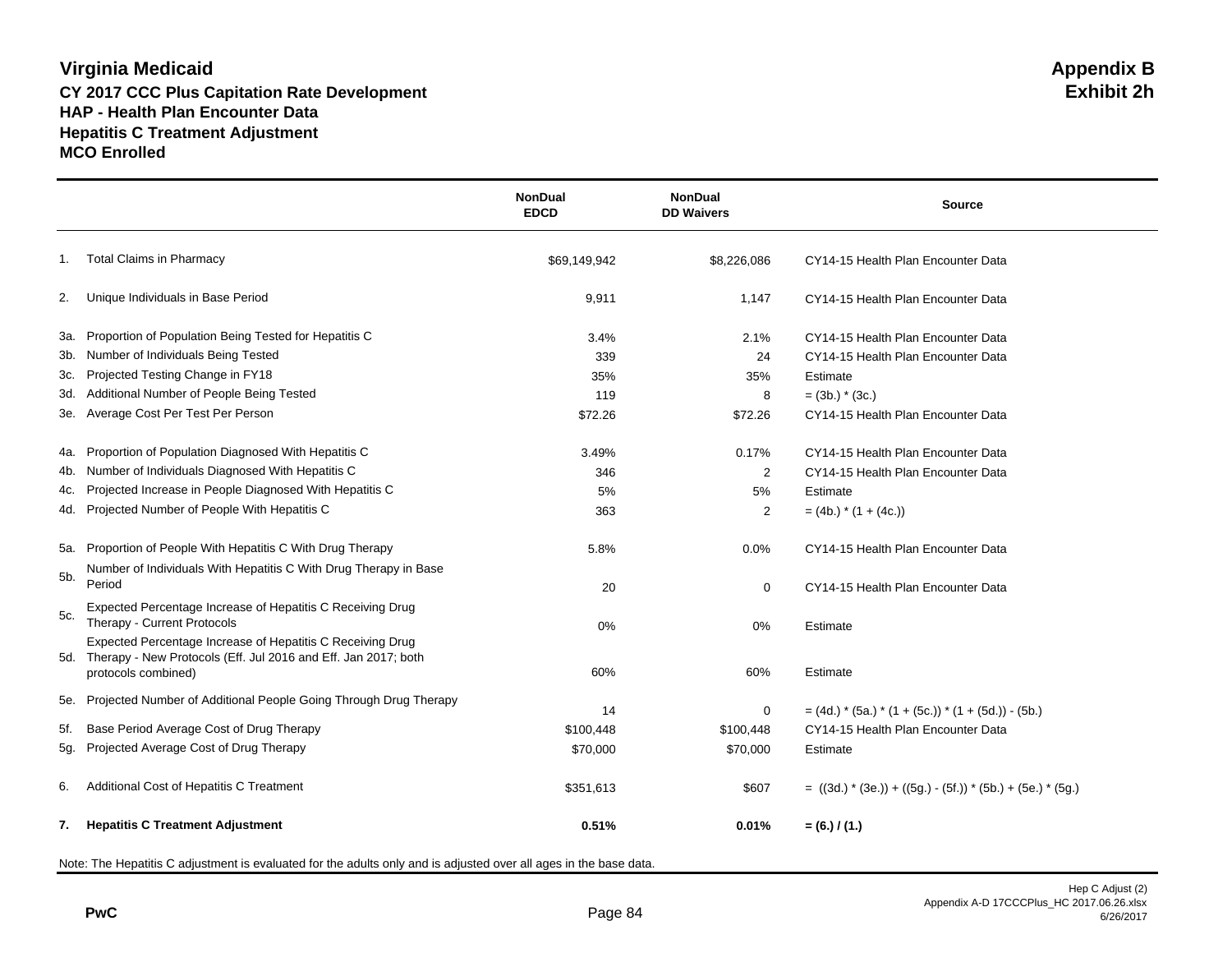# Virginia Medicaid

**Appendix B**
**Exhibit 2h**

### CY 2017 CCC Plus Capitation Rate Development
### HAP - Health Plan Encounter Data
### Hepatitis C Treatment Adjustment
### MCO Enrolled

| | | NonDual EDCD | NonDual DD Waivers | Source |
|---|---|---|---|---|
| 1. | Total Claims in Pharmacy | $69,149,942 | $8,226,086 | CY14-15 Health Plan Encounter Data |
| 2. | Unique Individuals in Base Period | 9,911 | 1,147 | CY14-15 Health Plan Encounter Data |
| 3a. | Proportion of Population Being Tested for Hepatitis C | 3.4% | 2.1% | CY14-15 Health Plan Encounter Data |
| 3b. | Number of Individuals Being Tested | 339 | 24 | CY14-15 Health Plan Encounter Data |
| 3c. | Projected Testing Change in FY18 | 35% | 35% | Estimate |
| 3d. | Additional Number of People Being Tested | 119 | 8 | = (3b.) * (3c.) |
| 3e. | Average Cost Per Test Per Person | $72.26 | $72.26 | CY14-15 Health Plan Encounter Data |
| 4a. | Proportion of Population Diagnosed With Hepatitis C | 3.49% | 0.17% | CY14-15 Health Plan Encounter Data |
| 4b. | Number of Individuals Diagnosed With Hepatitis C | 346 | 2 | CY14-15 Health Plan Encounter Data |
| 4c. | Projected Increase in People Diagnosed With Hepatitis C | 5% | 5% | Estimate |
| 4d. | Projected Number of People With Hepatitis C | 363 | 2 | = (4b.) * (1 + (4c.)) |
| 5a. | Proportion of People With Hepatitis C With Drug Therapy | 5.8% | 0.0% | CY14-15 Health Plan Encounter Data |
| 5b. | Number of Individuals With Hepatitis C With Drug Therapy in Base Period | 20 | 0 | CY14-15 Health Plan Encounter Data |
| 5c. | Expected Percentage Increase of Hepatitis C Receiving Drug Therapy - Current Protocols | 0% | 0% | Estimate |
| 5d. | Expected Percentage Increase of Hepatitis C Receiving Drug Therapy - New Protocols (Eff. Jul 2016 and Eff. Jan 2017; both protocols combined) | 60% | 60% | Estimate |
| 5e. | Projected Number of Additional People Going Through Drug Therapy | 14 | 0 | = (4d.) * (5a.) * (1 + (5c.)) * (1 + (5d.)) - (5b.) |
| 5f. | Base Period Average Cost of Drug Therapy | $100,448 | $100,448 | CY14-15 Health Plan Encounter Data |
| 5g. | Projected Average Cost of Drug Therapy | $70,000 | $70,000 | Estimate |
| 6. | Additional Cost of Hepatitis C Treatment | $351,613 | $607 | = ((3d.) * (3e.)) + ((5g.) - (5f.)) * (5b.) + (5e.) * (5g.) |
| **7.** | **Hepatitis C Treatment Adjustment** | **0.51%** | **0.01%** | **= (6.) / (1.)** |

Note: The Hepatitis C adjustment is evaluated for the adults only and is adjusted over all ages in the base data.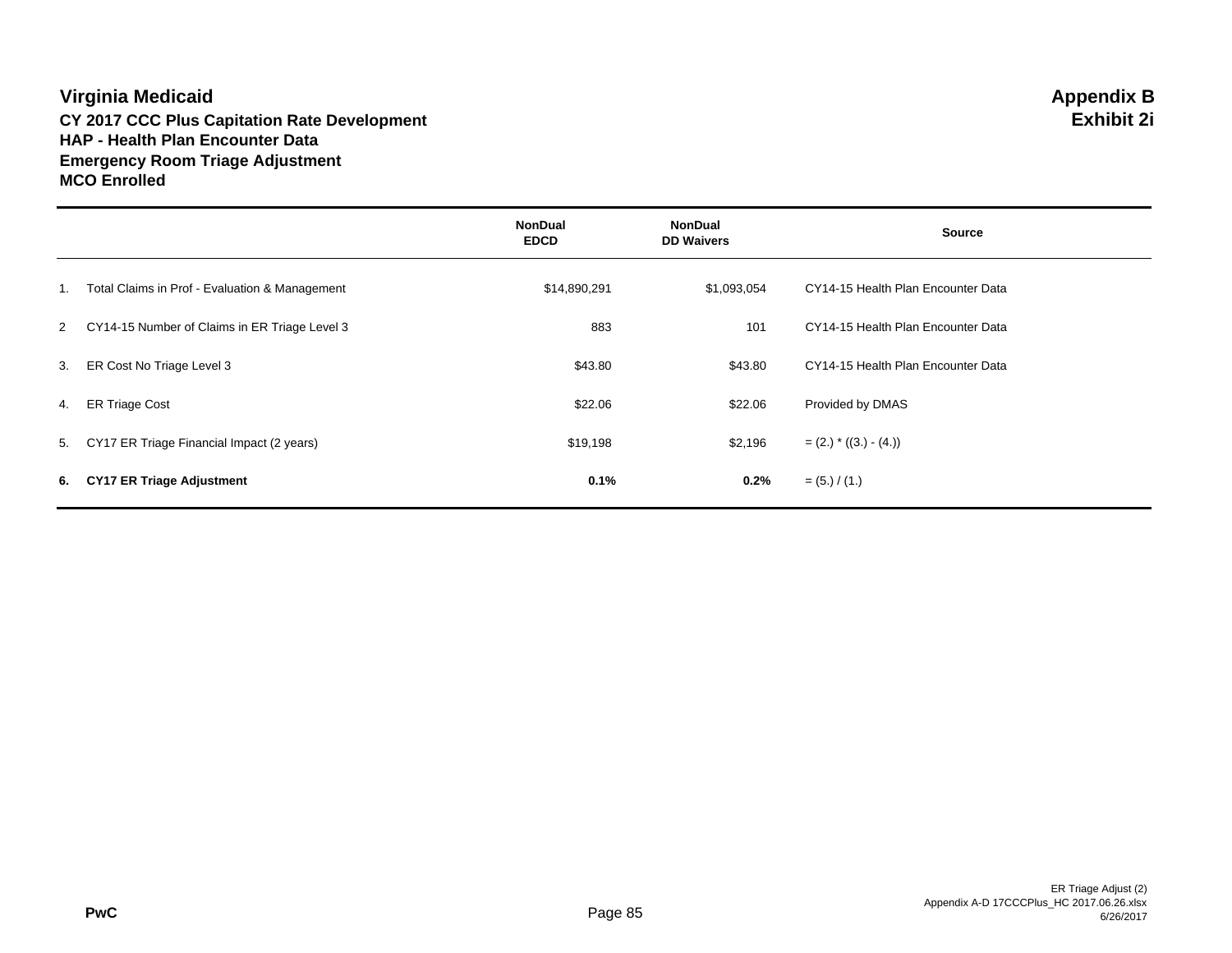# Virginia Medicaid

**Appendix B**
**Exhibit 2i**

**CY 2017 CCC Plus Capitation Rate Development**
**HAP - Health Plan Encounter Data**
**Emergency Room Triage Adjustment**
**MCO Enrolled**

| | | NonDual EDCD | NonDual DD Waivers | Source |
|---|---|---|---|---|
| 1. | Total Claims in Prof - Evaluation & Management | $14,890,291 | $1,093,054 | CY14-15 Health Plan Encounter Data |
| 2 | CY14-15 Number of Claims in ER Triage Level 3 | 883 | 101 | CY14-15 Health Plan Encounter Data |
| 3. | ER Cost No Triage Level 3 | $43.80 | $43.80 | CY14-15 Health Plan Encounter Data |
| 4. | ER Triage Cost | $22.06 | $22.06 | Provided by DMAS |
| 5. | CY17 ER Triage Financial Impact (2 years) | $19,198 | $2,196 | = (2.) * ((3.) - (4.)) |
| **6.** | **CY17 ER Triage Adjustment** | **0.1%** | **0.2%** | = (5.) / (1.) |

PwC

ER Triage Adjust (2)
Appendix A-D 17CCCPlus_HC 2017.06.26.xlsx
6/26/2017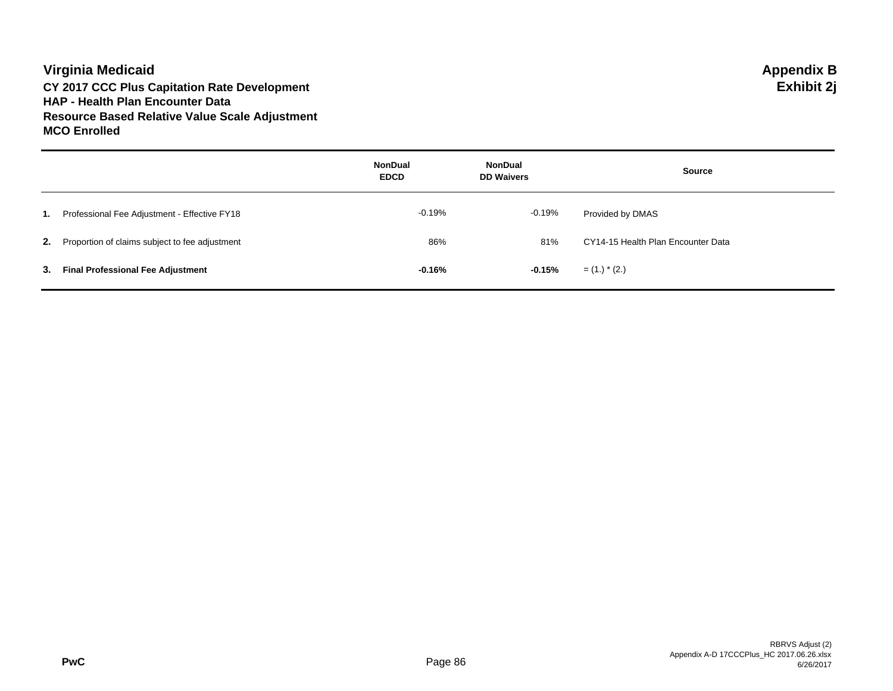# Virginia Medicaid

**Appendix B**
**Exhibit 2j**

**CY 2017 CCC Plus Capitation Rate Development**
**HAP - Health Plan Encounter Data**
**Resource Based Relative Value Scale Adjustment**
**MCO Enrolled**

| | | NonDual EDCD | NonDual DD Waivers | Source |
|---|---|---|---|---|
| **1.** | Professional Fee Adjustment - Effective FY18 | -0.19% | -0.19% | Provided by DMAS |
| **2.** | Proportion of claims subject to fee adjustment | 86% | 81% | CY14-15 Health Plan Encounter Data |
| **3.** | **Final Professional Fee Adjustment** | **-0.16%** | **-0.15%** | = (1.) * (2.) |

PwC

RBRVS Adjust (2)
Appendix A-D 17CCCPlus_HC 2017.06.26.xlsx
6/26/2017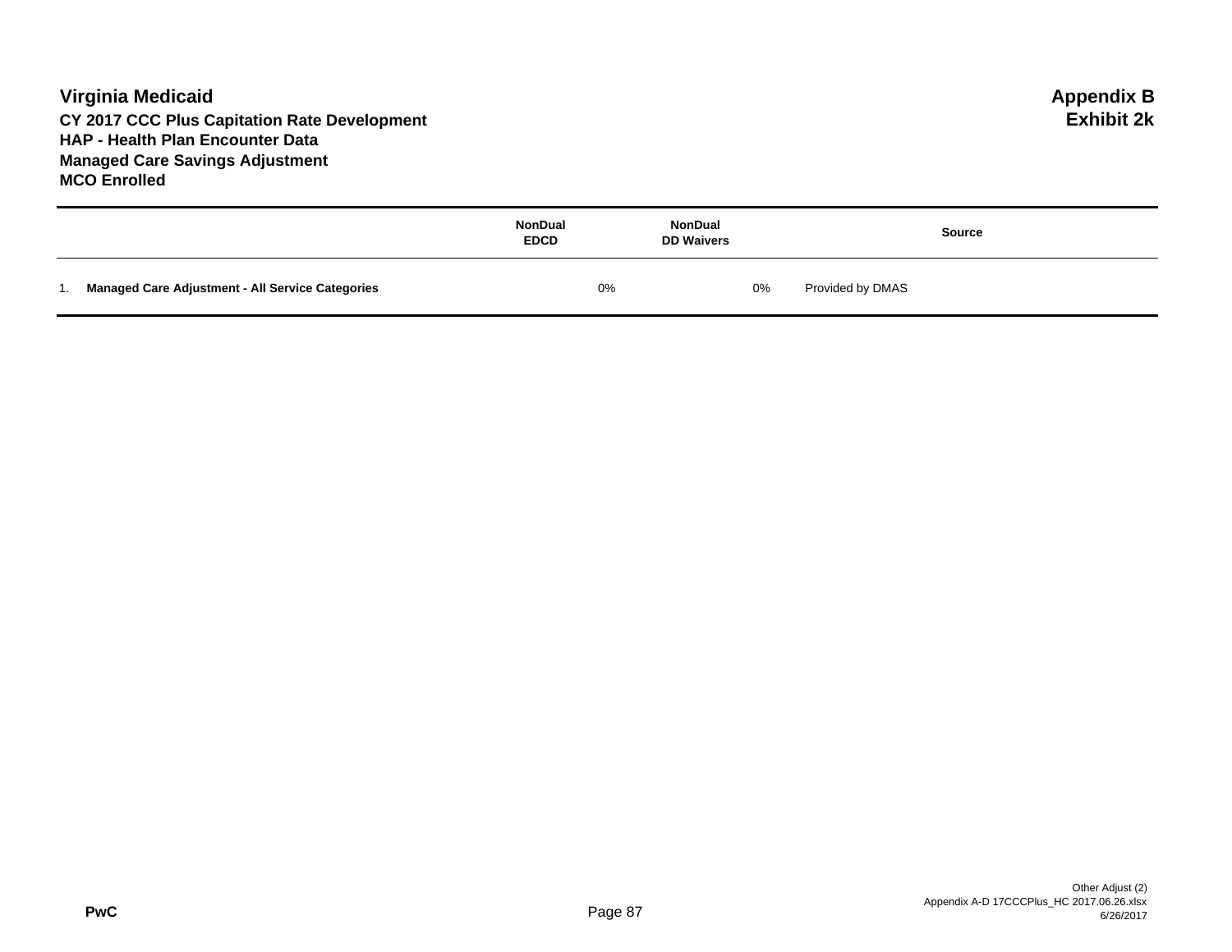# Virginia Medicaid

**Appendix B**
**Exhibit 2k**

**CY 2017 CCC Plus Capitation Rate Development**
**HAP - Health Plan Encounter Data**
**Managed Care Savings Adjustment**
**MCO Enrolled**

| | NonDual EDCD | NonDual DD Waivers | Source |
|---|---|---|---|
| 1. **Managed Care Adjustment - All Service Categories** | 0% | 0% | Provided by DMAS |

PwC

Other Adjust (2)
Appendix A-D 17CCCPlus_HC 2017.06.26.xlsx
6/26/2017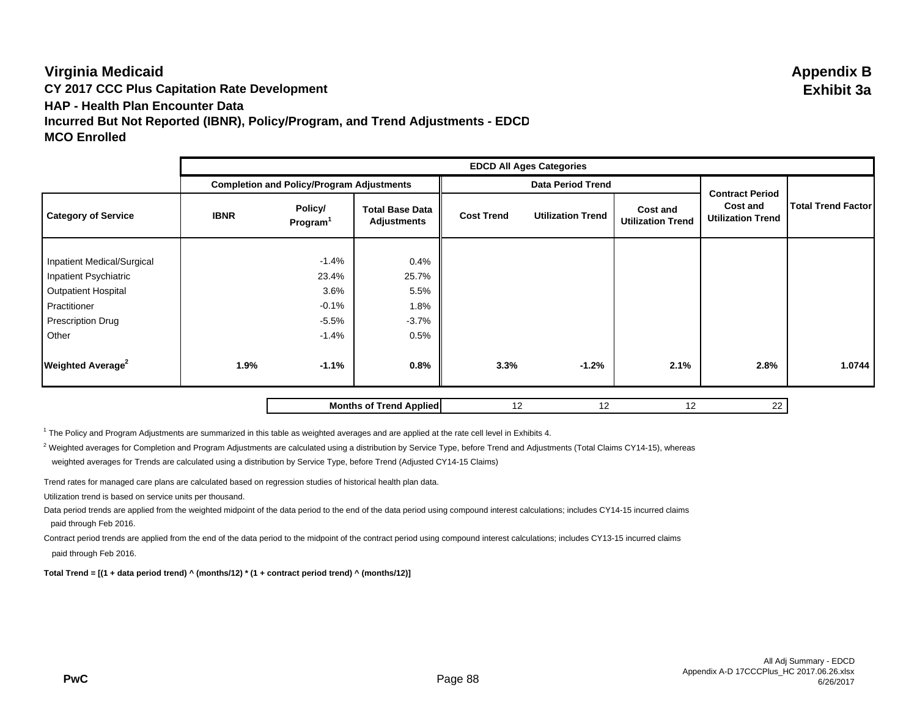# Virginia Medicaid

**Appendix B**
**Exhibit 3a**

## CY 2017 CCC Plus Capitation Rate Development

## HAP - Health Plan Encounter Data

## Incurred But Not Reported (IBNR), Policy/Program, and Trend Adjustments - EDCD

## MCO Enrolled

| | EDCD All Ages Categories | | | | | | | |
|---|---|---|---|---|---|---|---|---|
| | Completion and Policy/Program Adjustments | | | Data Period Trend | | | | |
| **Category of Service** | **IBNR** | **Policy/ Program[1]** | **Total Base Data Adjustments** | **Cost Trend** | **Utilization Trend** | **Cost and Utilization Trend** | **Contract Period Cost and Utilization Trend** | **Total Trend Factor** |
| Inpatient Medical/Surgical | | -1.4% | 0.4% | | | | | |
| Inpatient Psychiatric | | 23.4% | 25.7% | | | | | |
| Outpatient Hospital | | 3.6% | 5.5% | | | | | |
| Practitioner | | -0.1% | 1.8% | | | | | |
| Prescription Drug | | -5.5% | -3.7% | | | | | |
| Other | | -1.4% | 0.5% | | | | | |
| **Weighted Average[2]** | **1.9%** | **-1.1%** | **0.8%** | **3.3%** | **-1.2%** | **2.1%** | **2.8%** | **1.0744** |
| | | | **Months of Trend Applied** | 12 | 12 | 12 | 22 | |

[1] The Policy and Program Adjustments are summarized in this table as weighted averages and are applied at the rate cell level in Exhibits 4.

[2] Weighted averages for Completion and Program Adjustments are calculated using a distribution by Service Type, before Trend and Adjustments (Total Claims CY14-15), whereas weighted averages for Trends are calculated using a distribution by Service Type, before Trend (Adjusted CY14-15 Claims)

Trend rates for managed care plans are calculated based on regression studies of historical health plan data.

Utilization trend is based on service units per thousand.

Data period trends are applied from the weighted midpoint of the data period to the end of the data period using compound interest calculations; includes CY14-15 incurred claims paid through Feb 2016.

Contract period trends are applied from the end of the data period to the midpoint of the contract period using compound interest calculations; includes CY13-15 incurred claims paid through Feb 2016.

**Total Trend = [(1 + data period trend) ^ (months/12) * (1 + contract period trend) ^ (months/12)]**

PwC

All Adj Summary - EDCD
Appendix A-D 17CCCPlus_HC 2017.06.26.xlsx
6/26/2017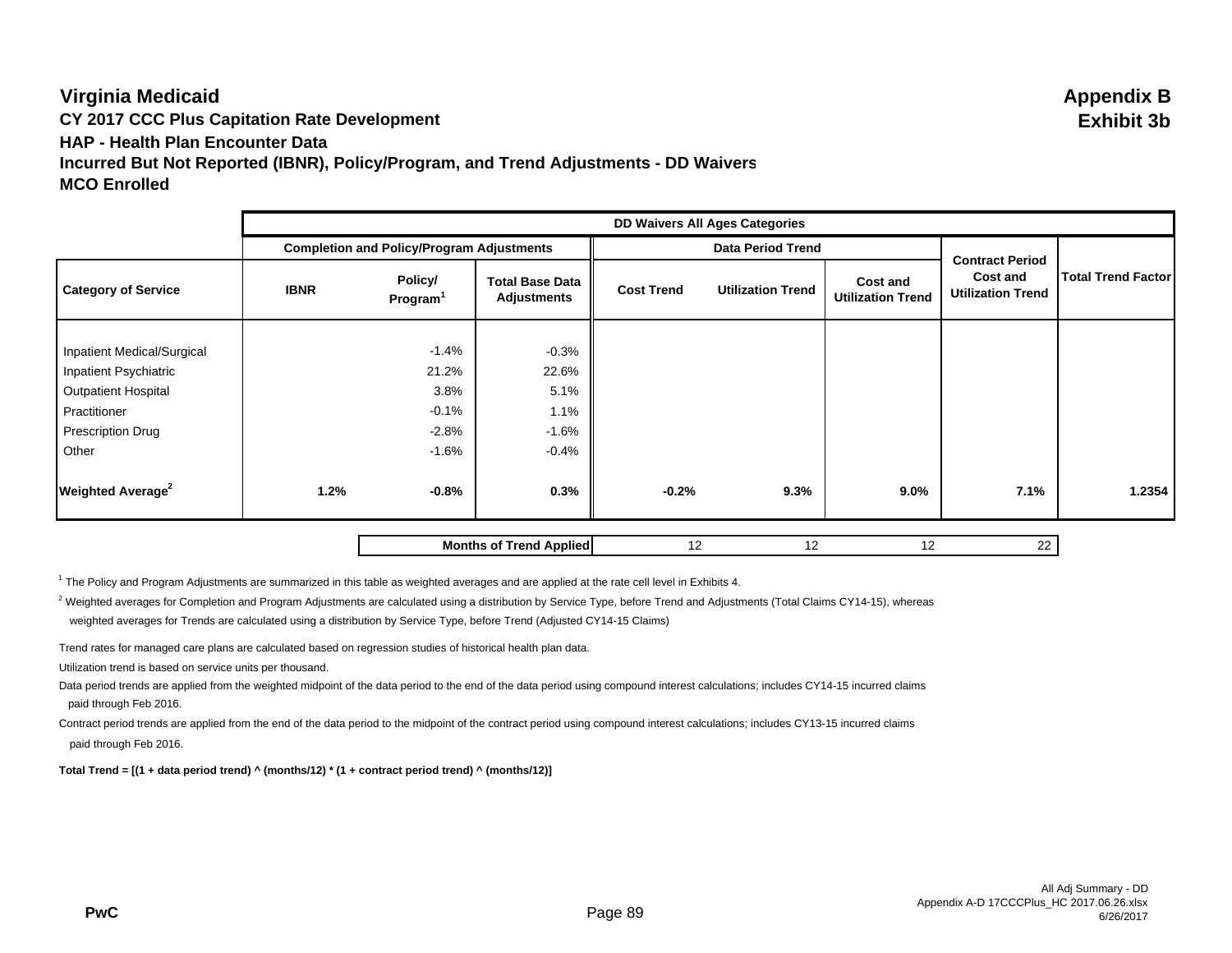# Virginia Medicaid

**Appendix B**
**Exhibit 3b**

## CY 2017 CCC Plus Capitation Rate Development

### HAP - Health Plan Encounter Data

### Incurred But Not Reported (IBNR), Policy/Program, and Trend Adjustments - DD Waivers

### MCO Enrolled

| | DD Waivers All Ages Categories | | | | | | | |
|---|---|---|---|---|---|---|---|---|
| | Completion and Policy/Program Adjustments | | | Data Period Trend | | | | |
| **Category of Service** | **IBNR** | **Policy/ Program[1]** | **Total Base Data Adjustments** | **Cost Trend** | **Utilization Trend** | **Cost and Utilization Trend** | **Contract Period Cost and Utilization Trend** | **Total Trend Factor** |
| Inpatient Medical/Surgical | | -1.4% | -0.3% | | | | | |
| Inpatient Psychiatric | | 21.2% | 22.6% | | | | | |
| Outpatient Hospital | | 3.8% | 5.1% | | | | | |
| Practitioner | | -0.1% | 1.1% | | | | | |
| Prescription Drug | | -2.8% | -1.6% | | | | | |
| Other | | -1.6% | -0.4% | | | | | |
| **Weighted Average[2]** | **1.2%** | **-0.8%** | **0.3%** | **-0.2%** | **9.3%** | **9.0%** | **7.1%** | **1.2354** |
| | | | **Months of Trend Applied** | 12 | 12 | 12 | 22 | |

[1] The Policy and Program Adjustments are summarized in this table as weighted averages and are applied at the rate cell level in Exhibits 4.

[2] Weighted averages for Completion and Program Adjustments are calculated using a distribution by Service Type, before Trend and Adjustments (Total Claims CY14-15), whereas weighted averages for Trends are calculated using a distribution by Service Type, before Trend (Adjusted CY14-15 Claims)

Trend rates for managed care plans are calculated based on regression studies of historical health plan data.

Utilization trend is based on service units per thousand.

Data period trends are applied from the weighted midpoint of the data period to the end of the data period using compound interest calculations; includes CY14-15 incurred claims paid through Feb 2016.

Contract period trends are applied from the end of the data period to the midpoint of the contract period using compound interest calculations; includes CY13-15 incurred claims paid through Feb 2016.

**Total Trend = [(1 + data period trend) ^ (months/12) * (1 + contract period trend) ^ (months/12)]**

PwC

All Adj Summary - DD
Appendix A-D 17CCCPlus_HC 2017.06.26.xlsx
6/26/2017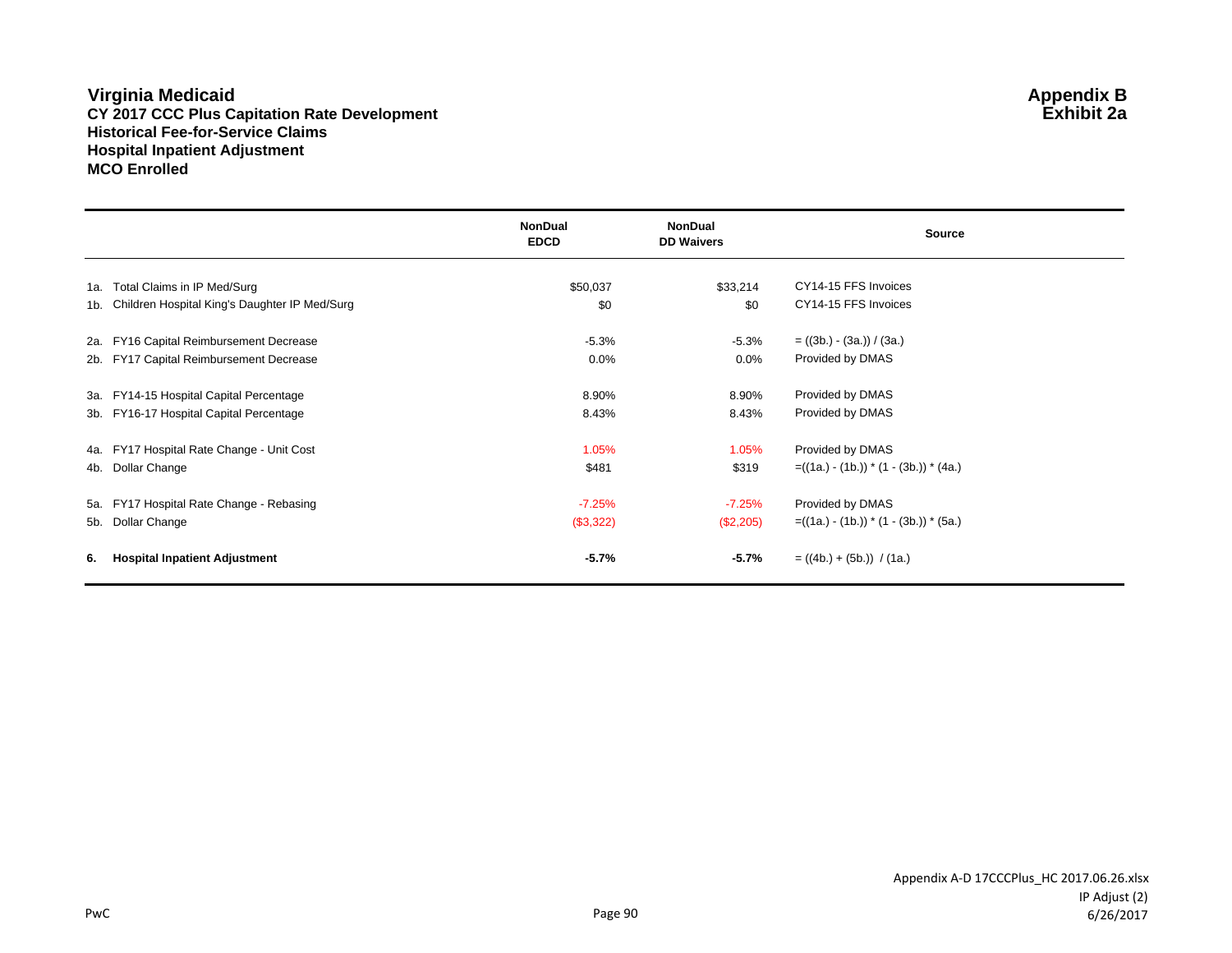# Virginia Medicaid
## CY 2017 CCC Plus Capitation Rate Development
## Historical Fee-for-Service Claims
## Hospital Inpatient Adjustment
## MCO Enrolled

**Appendix B**
**Exhibit 2a**

| | NonDual EDCD | NonDual DD Waivers | Source |
|---|---|---|---|
| 1a. Total Claims in IP Med/Surg | $50,037 | $33,214 | CY14-15 FFS Invoices |
| 1b. Children Hospital King's Daughter IP Med/Surg | $0 | $0 | CY14-15 FFS Invoices |
| 2a. FY16 Capital Reimbursement Decrease | -5.3% | -5.3% | = ((3b.) - (3a.)) / (3a.) |
| 2b. FY17 Capital Reimbursement Decrease | 0.0% | 0.0% | Provided by DMAS |
| 3a. FY14-15 Hospital Capital Percentage | 8.90% | 8.90% | Provided by DMAS |
| 3b. FY16-17 Hospital Capital Percentage | 8.43% | 8.43% | Provided by DMAS |
| 4a. FY17 Hospital Rate Change - Unit Cost | 1.05% | 1.05% | Provided by DMAS |
| 4b. Dollar Change | $481 | $319 | =((1a.) - (1b.)) * (1 - (3b.)) * (4a.) |
| 5a. FY17 Hospital Rate Change - Rebasing | -7.25% | -7.25% | Provided by DMAS |
| 5b. Dollar Change | ($3,322) | ($2,205) | =((1a.) - (1b.)) * (1 - (3b.)) * (5a.) |
| **6. Hospital Inpatient Adjustment** | **-5.7%** | **-5.7%** | = ((4b.) + (5b.)) / (1a.) |

Appendix A-D 17CCCPlus_HC 2017.06.26.xlsx
IP Adjust (2)
6/26/2017

PwC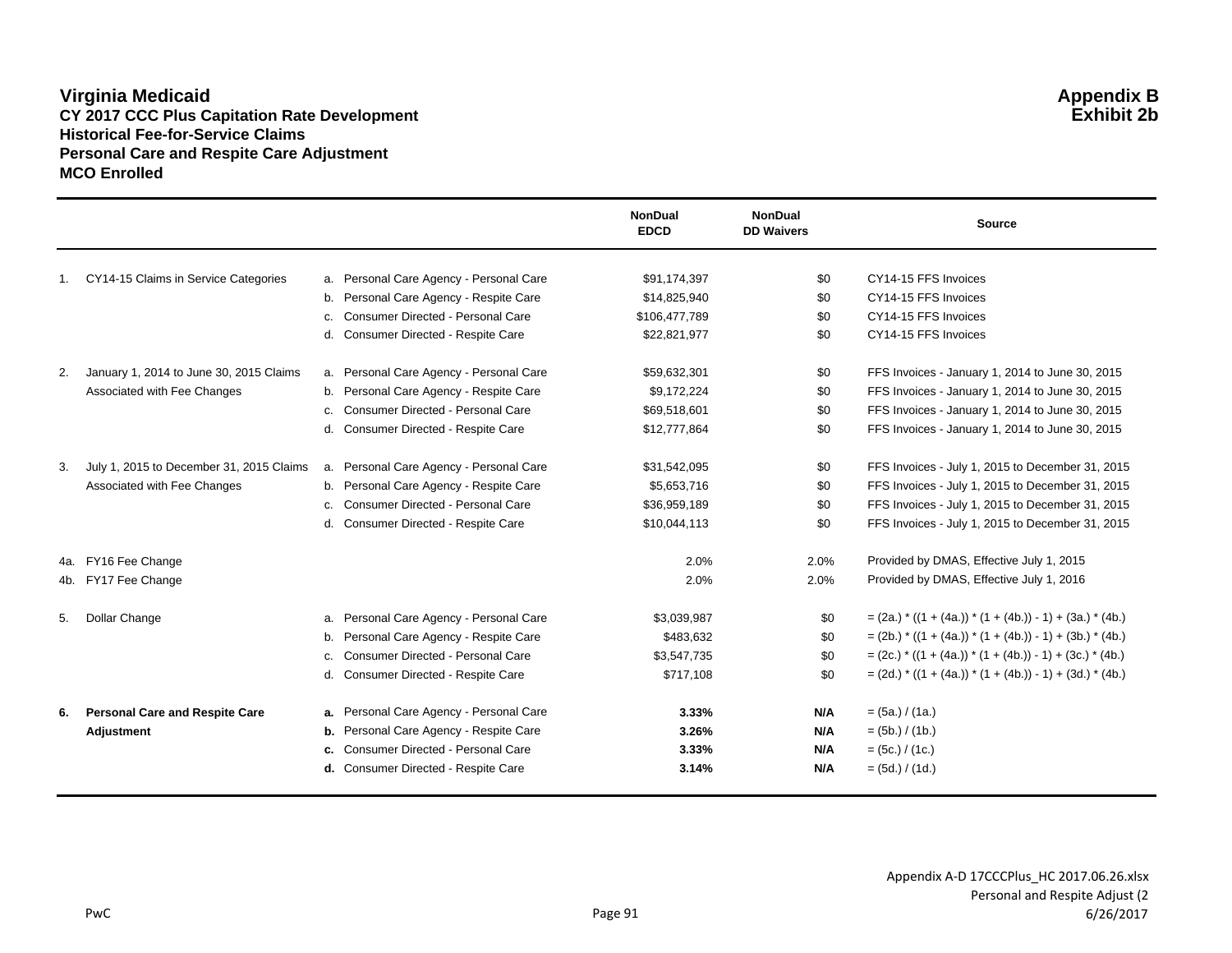# Virginia Medicaid

**Appendix B**
**Exhibit 2b**

**CY 2017 CCC Plus Capitation Rate Development**
**Historical Fee-for-Service Claims**
**Personal Care and Respite Care Adjustment**
**MCO Enrolled**

| | | | NonDual EDCD | NonDual DD Waivers | Source |
|---|---|---|---|---|---|
| 1. | CY14-15 Claims in Service Categories | a. Personal Care Agency - Personal Care | $91,174,397 | $0 | CY14-15 FFS Invoices |
| | | b. Personal Care Agency - Respite Care | $14,825,940 | $0 | CY14-15 FFS Invoices |
| | | c. Consumer Directed - Personal Care | $106,477,789 | $0 | CY14-15 FFS Invoices |
| | | d. Consumer Directed - Respite Care | $22,821,977 | $0 | CY14-15 FFS Invoices |
| 2. | January 1, 2014 to June 30, 2015 Claims Associated with Fee Changes | a. Personal Care Agency - Personal Care | $59,632,301 | $0 | FFS Invoices - January 1, 2014 to June 30, 2015 |
| | | b. Personal Care Agency - Respite Care | $9,172,224 | $0 | FFS Invoices - January 1, 2014 to June 30, 2015 |
| | | c. Consumer Directed - Personal Care | $69,518,601 | $0 | FFS Invoices - January 1, 2014 to June 30, 2015 |
| | | d. Consumer Directed - Respite Care | $12,777,864 | $0 | FFS Invoices - January 1, 2014 to June 30, 2015 |
| 3. | July 1, 2015 to December 31, 2015 Claims Associated with Fee Changes | a. Personal Care Agency - Personal Care | $31,542,095 | $0 | FFS Invoices - July 1, 2015 to December 31, 2015 |
| | | b. Personal Care Agency - Respite Care | $5,653,716 | $0 | FFS Invoices - July 1, 2015 to December 31, 2015 |
| | | c. Consumer Directed - Personal Care | $36,959,189 | $0 | FFS Invoices - July 1, 2015 to December 31, 2015 |
| | | d. Consumer Directed - Respite Care | $10,044,113 | $0 | FFS Invoices - July 1, 2015 to December 31, 2015 |
| 4a. | FY16 Fee Change | | 2.0% | 2.0% | Provided by DMAS, Effective July 1, 2015 |
| 4b. | FY17 Fee Change | | 2.0% | 2.0% | Provided by DMAS, Effective July 1, 2016 |
| 5. | Dollar Change | a. Personal Care Agency - Personal Care | $3,039,987 | $0 | = (2a.) * ((1 + (4a.)) * (1 + (4b.)) - 1) + (3a.) * (4b.) |
| | | b. Personal Care Agency - Respite Care | $483,632 | $0 | = (2b.) * ((1 + (4a.)) * (1 + (4b.)) - 1) + (3b.) * (4b.) |
| | | c. Consumer Directed - Personal Care | $3,547,735 | $0 | = (2c.) * ((1 + (4a.)) * (1 + (4b.)) - 1) + (3c.) * (4b.) |
| | | d. Consumer Directed - Respite Care | $717,108 | $0 | = (2d.) * ((1 + (4a.)) * (1 + (4b.)) - 1) + (3d.) * (4b.) |
| **6.** | **Personal Care and Respite Care Adjustment** | **a.** Personal Care Agency - Personal Care | **3.33%** | **N/A** | = (5a.) / (1a.) |
| | | **b.** Personal Care Agency - Respite Care | **3.26%** | **N/A** | = (5b.) / (1b.) |
| | | **c.** Consumer Directed - Personal Care | **3.33%** | **N/A** | = (5c.) / (1c.) |
| | | **d.** Consumer Directed - Respite Care | **3.14%** | **N/A** | = (5d.) / (1d.) |

PwC

Appendix A-D 17CCCPlus_HC 2017.06.26.xlsx
Personal and Respite Adjust (2
6/26/2017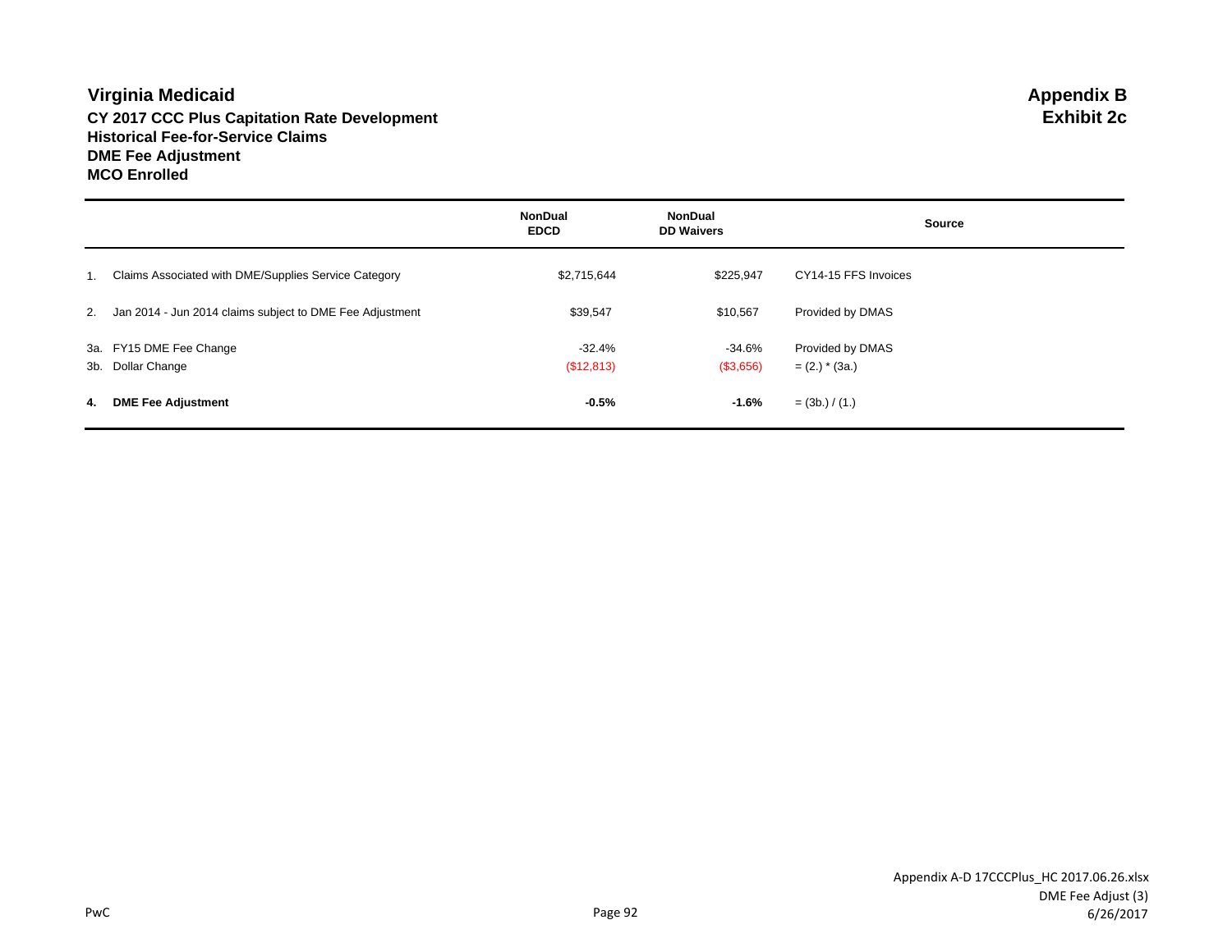# Virginia Medicaid

**Appendix B**
**Exhibit 2c**

**CY 2017 CCC Plus Capitation Rate Development**
**Historical Fee-for-Service Claims**
**DME Fee Adjustment**
**MCO Enrolled**

| | | NonDual EDCD | NonDual DD Waivers | Source |
|---|---|---|---|---|
| 1. | Claims Associated with DME/Supplies Service Category | $2,715,644 | $225,947 | CY14-15 FFS Invoices |
| 2. | Jan 2014 - Jun 2014 claims subject to DME Fee Adjustment | $39,547 | $10,567 | Provided by DMAS |
| 3a. | FY15 DME Fee Change | -32.4% | -34.6% | Provided by DMAS |
| 3b. | Dollar Change | ($12,813) | ($3,656) | = (2.) * (3a.) |
| **4.** | **DME Fee Adjustment** | **-0.5%** | **-1.6%** | = (3b.) / (1.) |

PwC

Appendix A-D 17CCCPlus_HC 2017.06.26.xlsx
DME Fee Adjust (3)
6/26/2017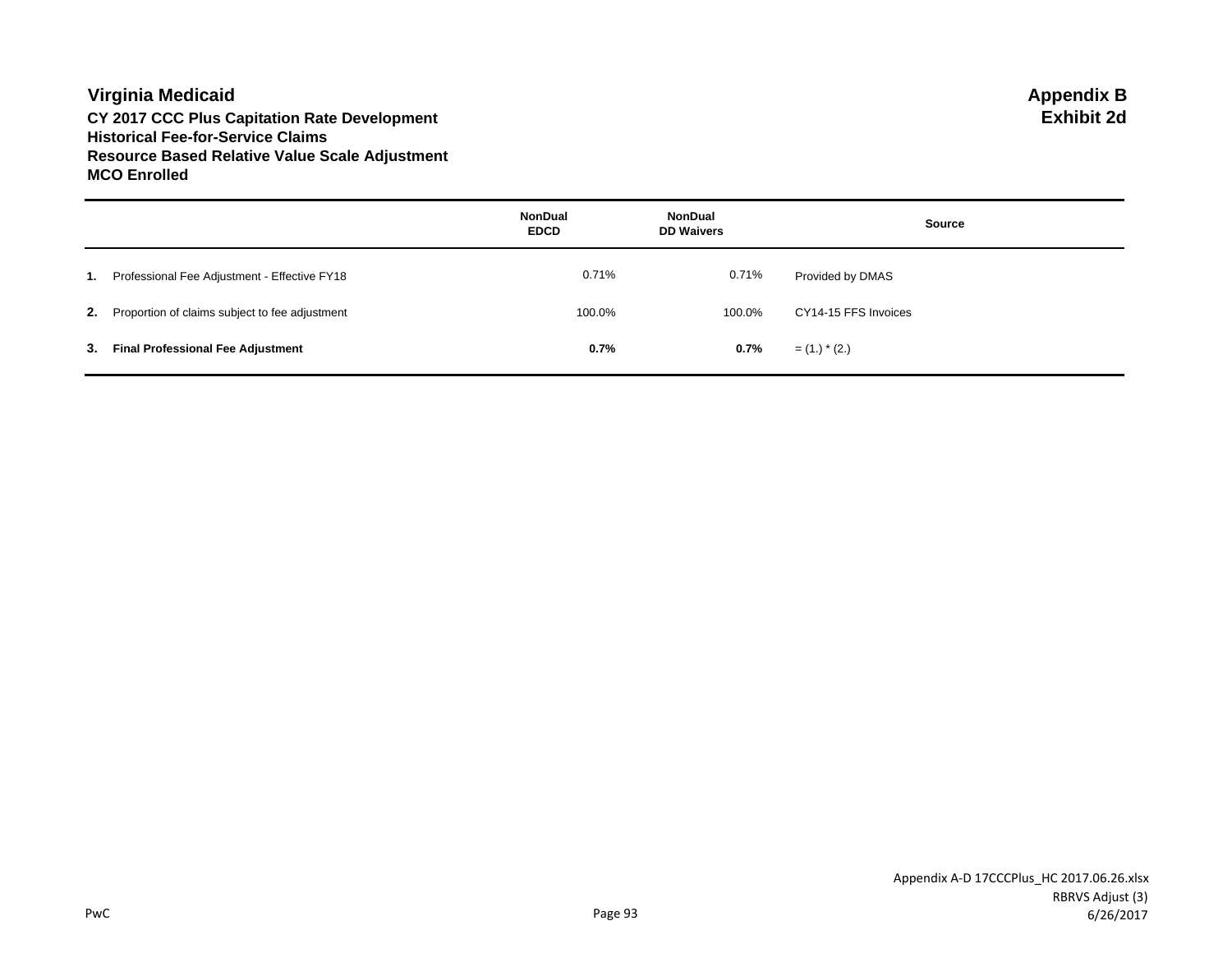# Virginia Medicaid

**Appendix B**
**Exhibit 2d**

**CY 2017 CCC Plus Capitation Rate Development**
**Historical Fee-for-Service Claims**
**Resource Based Relative Value Scale Adjustment**
**MCO Enrolled**

| | | NonDual EDCD | NonDual DD Waivers | Source |
|---|---|---|---|---|
| **1.** | Professional Fee Adjustment - Effective FY18 | 0.71% | 0.71% | Provided by DMAS |
| **2.** | Proportion of claims subject to fee adjustment | 100.0% | 100.0% | CY14-15 FFS Invoices |
| **3.** | **Final Professional Fee Adjustment** | **0.7%** | **0.7%** | = (1.) * (2.) |

PwC

Appendix A-D 17CCCPlus_HC 2017.06.26.xlsx
RBRVS Adjust (3)
6/26/2017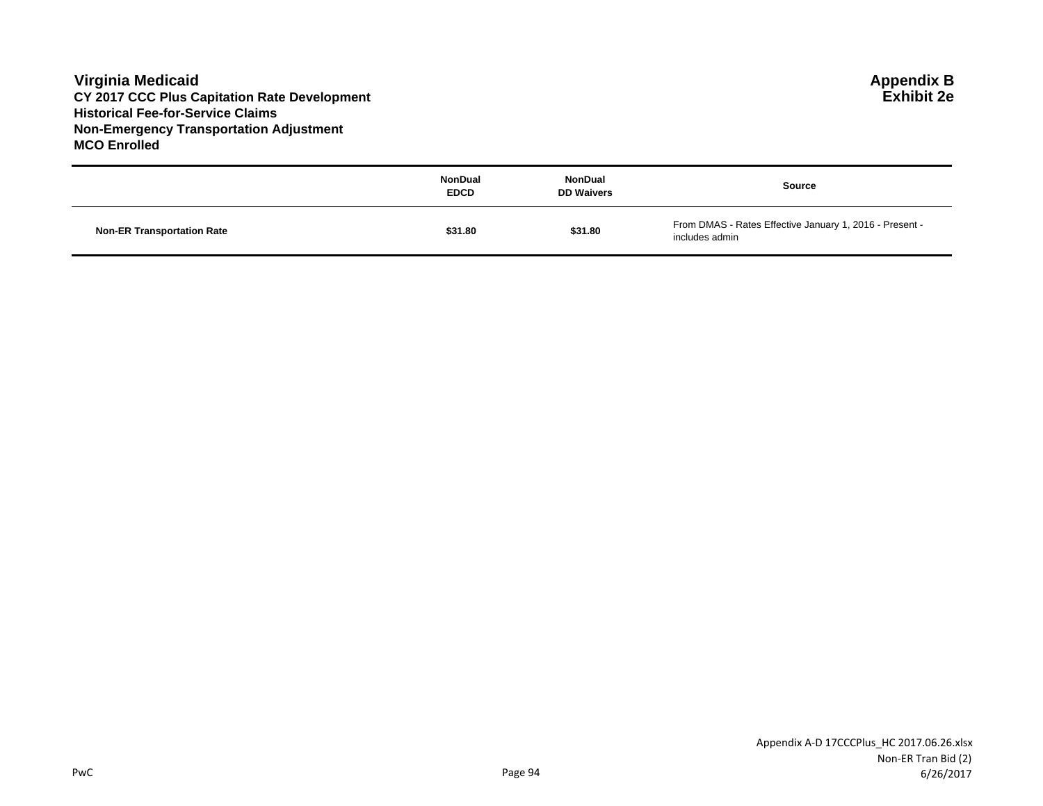**Virginia Medicaid**
**CY 2017 CCC Plus Capitation Rate Development**
**Historical Fee-for-Service Claims**
**Non-Emergency Transportation Adjustment**
**MCO Enrolled**

**Appendix B**
**Exhibit 2e**

| | NonDual EDCD | NonDual DD Waivers | Source |
|---|---|---|---|
| **Non-ER Transportation Rate** | **$31.80** | **$31.80** | From DMAS - Rates Effective January 1, 2016 - Present - includes admin |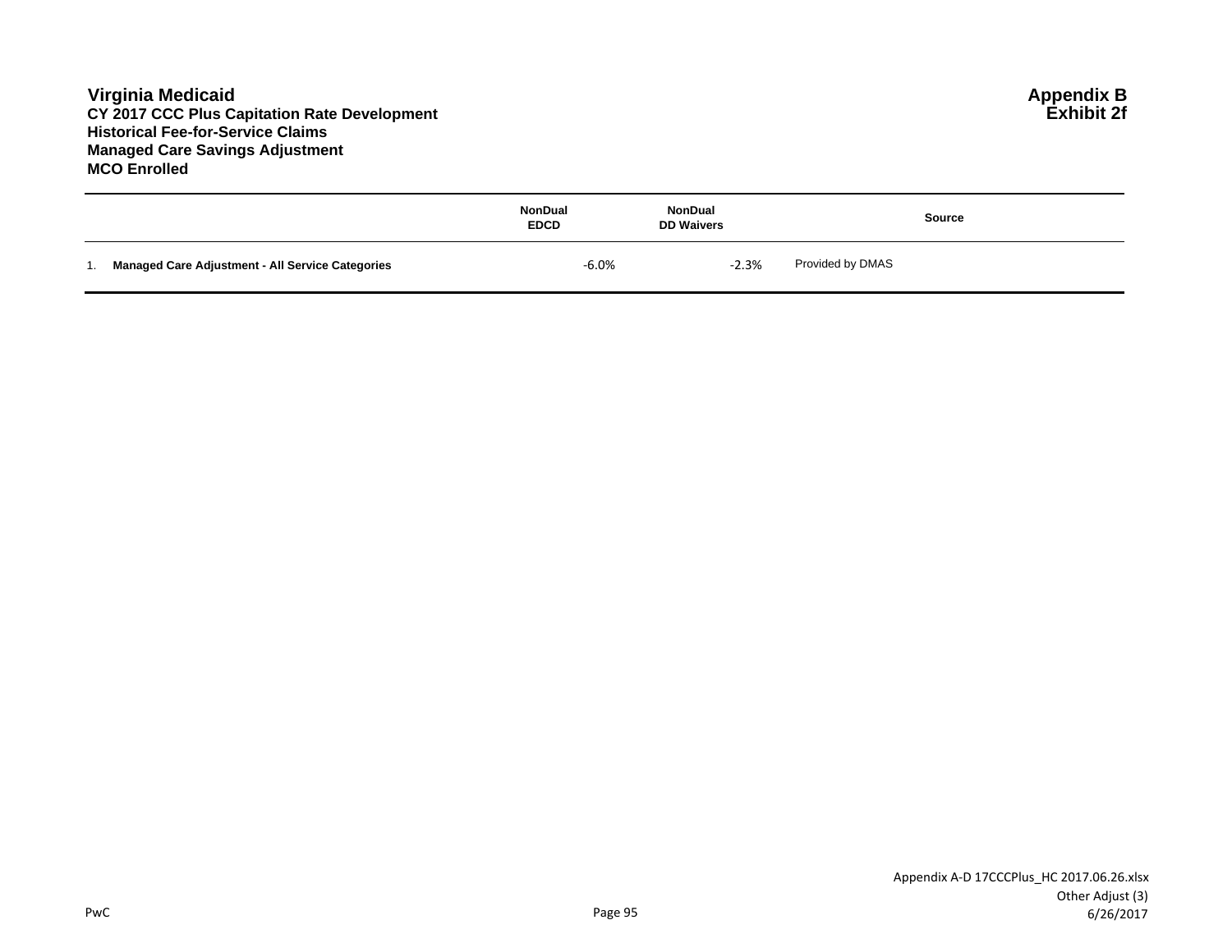**Virginia Medicaid**
**CY 2017 CCC Plus Capitation Rate Development**
**Historical Fee-for-Service Claims**
**Managed Care Savings Adjustment**
**MCO Enrolled**

**Appendix B**
**Exhibit 2f**

| | NonDual EDCD | NonDual DD Waivers | Source |
|---|---|---|---|
| 1. **Managed Care Adjustment - All Service Categories** | -6.0% | -2.3% | Provided by DMAS |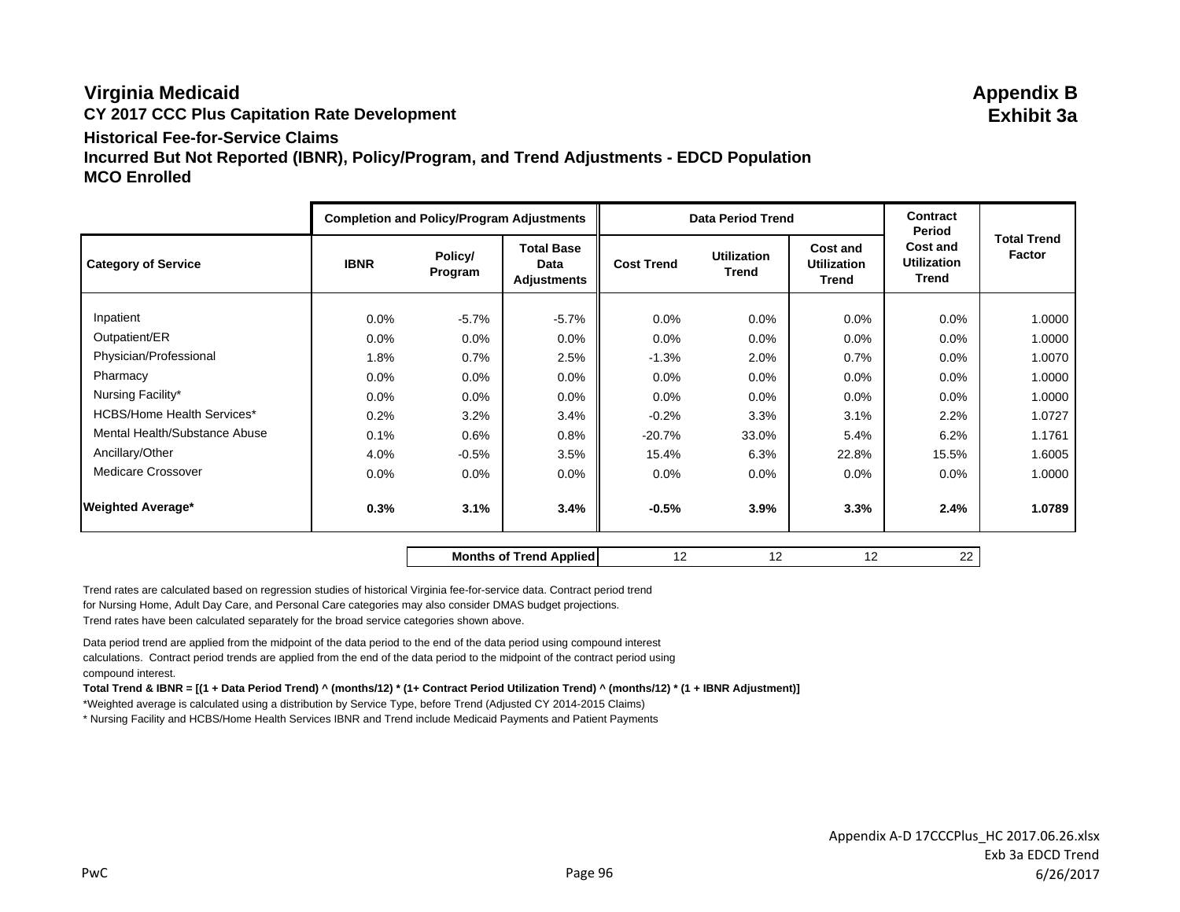# Virginia Medicaid

**Appendix B**
**Exhibit 3a**

## CY 2017 CCC Plus Capitation Rate Development

### Historical Fee-for-Service Claims
### Incurred But Not Reported (IBNR), Policy/Program, and Trend Adjustments - EDCD Population
### MCO Enrolled

| | Completion and Policy/Program Adjustments | | | Data Period Trend | | | Contract Period | |
|---|---|---|---|---|---|---|---|---|
| **Category of Service** | **IBNR** | **Policy/ Program** | **Total Base Data Adjustments** | **Cost Trend** | **Utilization Trend** | **Cost and Utilization Trend** | **Cost and Utilization Trend** | **Total Trend Factor** |
| Inpatient | 0.0% | -5.7% | -5.7% | 0.0% | 0.0% | 0.0% | 0.0% | 1.0000 |
| Outpatient/ER | 0.0% | 0.0% | 0.0% | 0.0% | 0.0% | 0.0% | 0.0% | 1.0000 |
| Physician/Professional | 1.8% | 0.7% | 2.5% | -1.3% | 2.0% | 0.7% | 0.0% | 1.0070 |
| Pharmacy | 0.0% | 0.0% | 0.0% | 0.0% | 0.0% | 0.0% | 0.0% | 1.0000 |
| Nursing Facility* | 0.0% | 0.0% | 0.0% | 0.0% | 0.0% | 0.0% | 0.0% | 1.0000 |
| HCBS/Home Health Services* | 0.2% | 3.2% | 3.4% | -0.2% | 3.3% | 3.1% | 2.2% | 1.0727 |
| Mental Health/Substance Abuse | 0.1% | 0.6% | 0.8% | -20.7% | 33.0% | 5.4% | 6.2% | 1.1761 |
| Ancillary/Other | 4.0% | -0.5% | 3.5% | 15.4% | 6.3% | 22.8% | 15.5% | 1.6005 |
| Medicare Crossover | 0.0% | 0.0% | 0.0% | 0.0% | 0.0% | 0.0% | 0.0% | 1.0000 |
| **Weighted Average*** | **0.3%** | **3.1%** | **3.4%** | **-0.5%** | **3.9%** | **3.3%** | **2.4%** | **1.0789** |
| | | | **Months of Trend Applied** | 12 | 12 | 12 | 22 | |

Trend rates are calculated based on regression studies of historical Virginia fee-for-service data. Contract period trend for Nursing Home, Adult Day Care, and Personal Care categories may also consider DMAS budget projections.
Trend rates have been calculated separately for the broad service categories shown above.

Data period trend are applied from the midpoint of the data period to the end of the data period using compound interest calculations. Contract period trends are applied from the end of the data period to the midpoint of the contract period using compound interest.

**Total Trend & IBNR = [(1 + Data Period Trend) ^ (months/12) * (1+ Contract Period Utilization Trend) ^ (months/12) * (1 + IBNR Adjustment)]**

*Weighted average is calculated using a distribution by Service Type, before Trend (Adjusted CY 2014-2015 Claims)

* Nursing Facility and HCBS/Home Health Services IBNR and Trend include Medicaid Payments and Patient Payments

Appendix A-D 17CCCPlus_HC 2017.06.26.xlsx
Exb 3a EDCD Trend
6/26/2017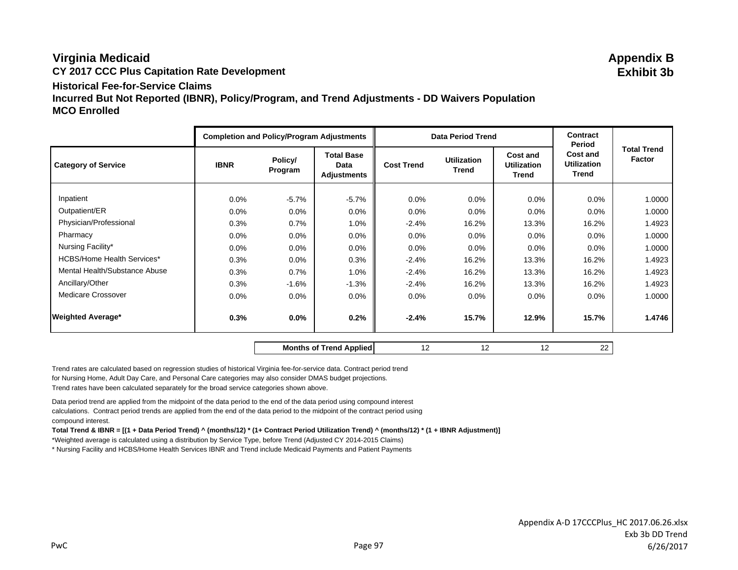# Virginia Medicaid

**Appendix B**
**Exhibit 3b**

## CY 2017 CCC Plus Capitation Rate Development

### Historical Fee-for-Service Claims

### Incurred But Not Reported (IBNR), Policy/Program, and Trend Adjustments - DD Waivers Population

### MCO Enrolled

| | Completion and Policy/Program Adjustments | | | Data Period Trend | | | Contract Period | |
|---|---|---|---|---|---|---|---|---|
| Category of Service | IBNR | Policy/ Program | Total Base Data Adjustments | Cost Trend | Utilization Trend | Cost and Utilization Trend | Cost and Utilization Trend | Total Trend Factor |
| Inpatient | 0.0% | -5.7% | -5.7% | 0.0% | 0.0% | 0.0% | 0.0% | 1.0000 |
| Outpatient/ER | 0.0% | 0.0% | 0.0% | 0.0% | 0.0% | 0.0% | 0.0% | 1.0000 |
| Physician/Professional | 0.3% | 0.7% | 1.0% | -2.4% | 16.2% | 13.3% | 16.2% | 1.4923 |
| Pharmacy | 0.0% | 0.0% | 0.0% | 0.0% | 0.0% | 0.0% | 0.0% | 1.0000 |
| Nursing Facility* | 0.0% | 0.0% | 0.0% | 0.0% | 0.0% | 0.0% | 0.0% | 1.0000 |
| HCBS/Home Health Services* | 0.3% | 0.0% | 0.3% | -2.4% | 16.2% | 13.3% | 16.2% | 1.4923 |
| Mental Health/Substance Abuse | 0.3% | 0.7% | 1.0% | -2.4% | 16.2% | 13.3% | 16.2% | 1.4923 |
| Ancillary/Other | 0.3% | -1.6% | -1.3% | -2.4% | 16.2% | 13.3% | 16.2% | 1.4923 |
| Medicare Crossover | 0.0% | 0.0% | 0.0% | 0.0% | 0.0% | 0.0% | 0.0% | 1.0000 |
| **Weighted Average*** | **0.3%** | **0.0%** | **0.2%** | **-2.4%** | **15.7%** | **12.9%** | **15.7%** | **1.4746** |
| | | | **Months of Trend Applied** | 12 | 12 | 12 | 22 | |

Trend rates are calculated based on regression studies of historical Virginia fee-for-service data. Contract period trend for Nursing Home, Adult Day Care, and Personal Care categories may also consider DMAS budget projections. Trend rates have been calculated separately for the broad service categories shown above.

Data period trend are applied from the midpoint of the data period to the end of the data period using compound interest calculations. Contract period trends are applied from the end of the data period to the midpoint of the contract period using compound interest.

**Total Trend & IBNR = [(1 + Data Period Trend) ^ (months/12) * (1+ Contract Period Utilization Trend) ^ (months/12) * (1 + IBNR Adjustment)]**

*Weighted average is calculated using a distribution by Service Type, before Trend (Adjusted CY 2014-2015 Claims)

* Nursing Facility and HCBS/Home Health Services IBNR and Trend include Medicaid Payments and Patient Payments

Appendix A-D 17CCCPlus_HC 2017.06.26.xlsx
Exb 3b DD Trend
6/26/2017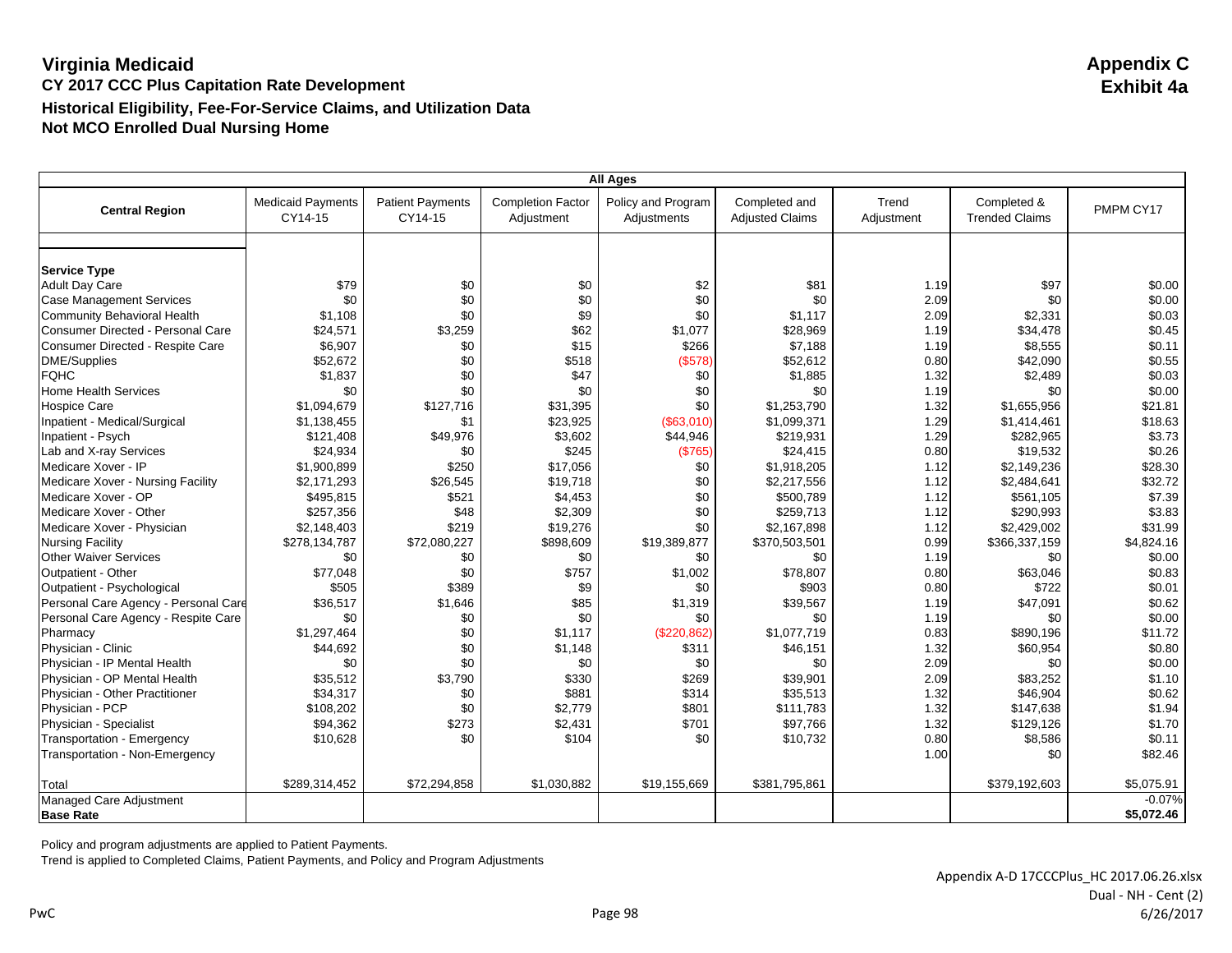# Virginia Medicaid

**Appendix C**
**Exhibit 4a**

## CY 2017 CCC Plus Capitation Rate Development

### Historical Eligibility, Fee-For-Service Claims, and Utilization Data

### Not MCO Enrolled Dual Nursing Home

| All Ages | | | | | | | | |
|---|---|---|---|---|---|---|---|---|
| **Central Region** | Medicaid Payments CY14-15 | Patient Payments CY14-15 | Completion Factor Adjustment | Policy and Program Adjustments | Completed and Adjusted Claims | Trend Adjustment | Completed & Trended Claims | PMPM CY17 |
| | | | | | | | | |
| **Service Type** | | | | | | | | |
| Adult Day Care | $79 | $0 | $0 | $2 | $81 | 1.19 | $97 | $0.00 |
| Case Management Services | $0 | $0 | $0 | $0 | $0 | 2.09 | $0 | $0.00 |
| Community Behavioral Health | $1,108 | $0 | $9 | $0 | $1,117 | 2.09 | $2,331 | $0.03 |
| Consumer Directed - Personal Care | $24,571 | $3,259 | $62 | $1,077 | $28,969 | 1.19 | $34,478 | $0.45 |
| Consumer Directed - Respite Care | $6,907 | $0 | $15 | $266 | $7,188 | 1.19 | $8,555 | $0.11 |
| DME/Supplies | $52,672 | $0 | $518 | ($578) | $52,612 | 0.80 | $42,090 | $0.55 |
| FQHC | $1,837 | $0 | $47 | $0 | $1,885 | 1.32 | $2,489 | $0.03 |
| Home Health Services | $0 | $0 | $0 | $0 | $0 | 1.19 | $0 | $0.00 |
| Hospice Care | $1,094,679 | $127,716 | $31,395 | $0 | $1,253,790 | 1.32 | $1,655,956 | $21.81 |
| Inpatient - Medical/Surgical | $1,138,455 | $1 | $23,925 | ($63,010) | $1,099,371 | 1.29 | $1,414,461 | $18.63 |
| Inpatient - Psych | $121,408 | $49,976 | $3,602 | $44,946 | $219,931 | 1.29 | $282,965 | $3.73 |
| Lab and X-ray Services | $24,934 | $0 | $245 | ($765) | $24,415 | 0.80 | $19,532 | $0.26 |
| Medicare Xover - IP | $1,900,899 | $250 | $17,056 | $0 | $1,918,205 | 1.12 | $2,149,236 | $28.30 |
| Medicare Xover - Nursing Facility | $2,171,293 | $26,545 | $19,718 | $0 | $2,217,556 | 1.12 | $2,484,641 | $32.72 |
| Medicare Xover - OP | $495,815 | $521 | $4,453 | $0 | $500,789 | 1.12 | $561,105 | $7.39 |
| Medicare Xover - Other | $257,356 | $48 | $2,309 | $0 | $259,713 | 1.12 | $290,993 | $3.83 |
| Medicare Xover - Physician | $2,148,403 | $219 | $19,276 | $0 | $2,167,898 | 1.12 | $2,429,002 | $31.99 |
| Nursing Facility | $278,134,787 | $72,080,227 | $898,609 | $19,389,877 | $370,503,501 | 0.99 | $366,337,159 | $4,824.16 |
| Other Waiver Services | $0 | $0 | $0 | $0 | $0 | 1.19 | $0 | $0.00 |
| Outpatient - Other | $77,048 | $0 | $757 | $1,002 | $78,807 | 0.80 | $63,046 | $0.83 |
| Outpatient - Psychological | $505 | $389 | $9 | $0 | $903 | 0.80 | $722 | $0.01 |
| Personal Care Agency - Personal Care | $36,517 | $1,646 | $85 | $1,319 | $39,567 | 1.19 | $47,091 | $0.62 |
| Personal Care Agency - Respite Care | $0 | $0 | $0 | $0 | $0 | 1.19 | $0 | $0.00 |
| Pharmacy | $1,297,464 | $0 | $1,117 | ($220,862) | $1,077,719 | 0.83 | $890,196 | $11.72 |
| Physician - Clinic | $44,692 | $0 | $1,148 | $311 | $46,151 | 1.32 | $60,954 | $0.80 |
| Physician - IP Mental Health | $0 | $0 | $0 | $0 | $0 | 2.09 | $0 | $0.00 |
| Physician - OP Mental Health | $35,512 | $3,790 | $330 | $269 | $39,901 | 2.09 | $83,252 | $1.10 |
| Physician - Other Practitioner | $34,317 | $0 | $881 | $314 | $35,513 | 1.32 | $46,904 | $0.62 |
| Physician - PCP | $108,202 | $0 | $2,779 | $801 | $111,783 | 1.32 | $147,638 | $1.94 |
| Physician - Specialist | $94,362 | $273 | $2,431 | $701 | $97,766 | 1.32 | $129,126 | $1.70 |
| Transportation - Emergency | $10,628 | $0 | $104 | $0 | $10,732 | 0.80 | $8,586 | $0.11 |
| Transportation - Non-Emergency | | | | | | 1.00 | $0 | $82.46 |
| | | | | | | | | |
| Total | $289,314,452 | $72,294,858 | $1,030,882 | $19,155,669 | $381,795,861 | | $379,192,603 | $5,075.91 |
| Managed Care Adjustment | | | | | | | | -0.07% |
| **Base Rate** | | | | | | | | **$5,072.46** |

Policy and program adjustments are applied to Patient Payments.

Trend is applied to Completed Claims, Patient Payments, and Policy and Program Adjustments

Appendix A-D 17CCCPlus_HC 2017.06.26.xlsx
Dual - NH - Cent (2)
6/26/2017

PwC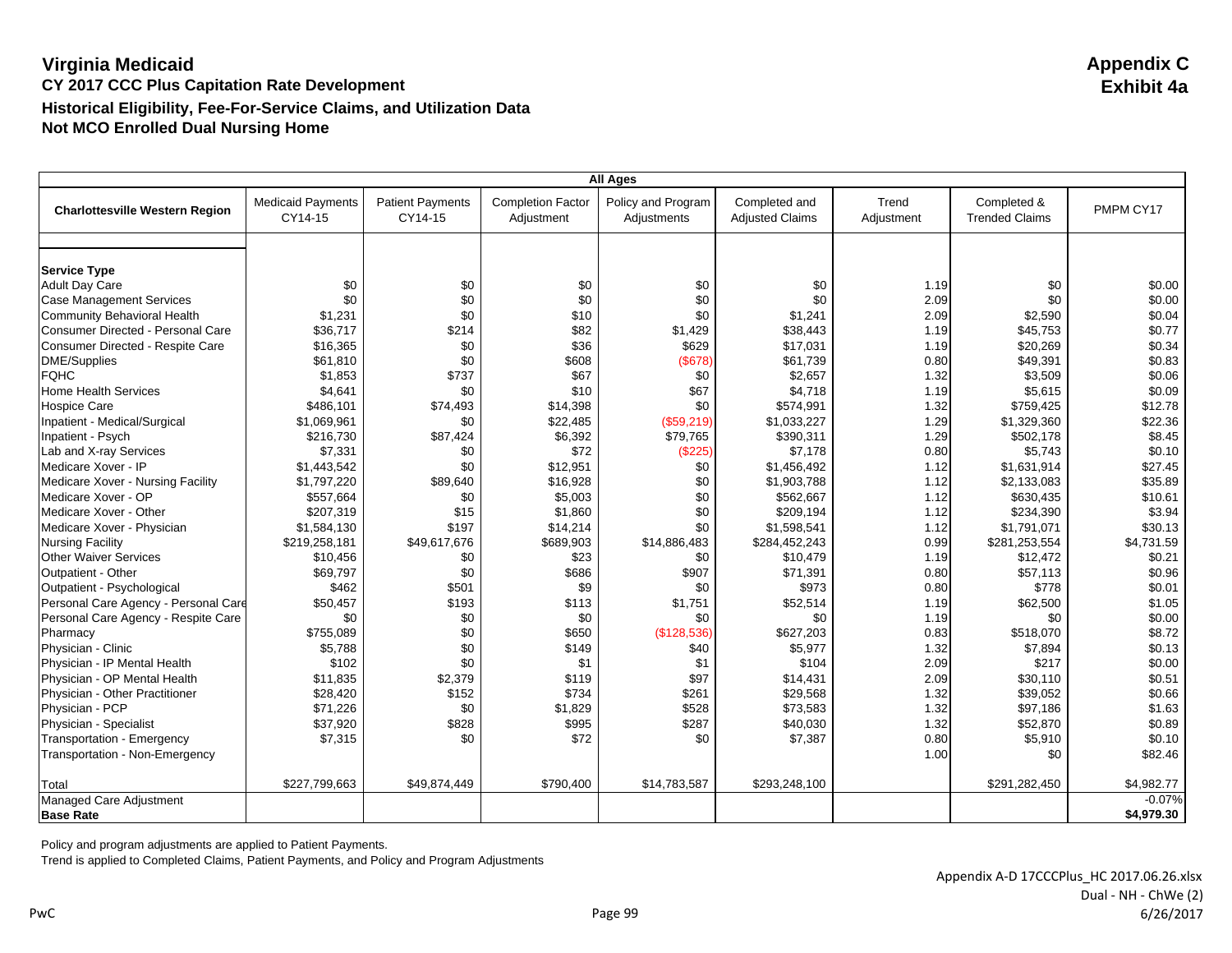# Virginia Medicaid

**Appendix C**
**Exhibit 4a**

## CY 2017 CCC Plus Capitation Rate Development

### Historical Eligibility, Fee-For-Service Claims, and Utilization Data

### Not MCO Enrolled Dual Nursing Home

| All Ages | | | | | | | | |
|---|---|---|---|---|---|---|---|---|
| **Charlottesville Western Region** | Medicaid Payments CY14-15 | Patient Payments CY14-15 | Completion Factor Adjustment | Policy and Program Adjustments | Completed and Adjusted Claims | Trend Adjustment | Completed & Trended Claims | PMPM CY17 |
| | | | | | | | | |
| **Service Type** | | | | | | | | |
| Adult Day Care | $0 | $0 | $0 | $0 | $0 | 1.19 | $0 | $0.00 |
| Case Management Services | $0 | $0 | $0 | $0 | $0 | 2.09 | $0 | $0.00 |
| Community Behavioral Health | $1,231 | $0 | $10 | $0 | $1,241 | 2.09 | $2,590 | $0.04 |
| Consumer Directed - Personal Care | $36,717 | $214 | $82 | $1,429 | $38,443 | 1.19 | $45,753 | $0.77 |
| Consumer Directed - Respite Care | $16,365 | $0 | $36 | $629 | $17,031 | 1.19 | $20,269 | $0.34 |
| DME/Supplies | $61,810 | $0 | $608 | ($678) | $61,739 | 0.80 | $49,391 | $0.83 |
| FQHC | $1,853 | $737 | $67 | $0 | $2,657 | 1.32 | $3,509 | $0.06 |
| Home Health Services | $4,641 | $0 | $10 | $67 | $4,718 | 1.19 | $5,615 | $0.09 |
| Hospice Care | $486,101 | $74,493 | $14,398 | $0 | $574,991 | 1.32 | $759,425 | $12.78 |
| Inpatient - Medical/Surgical | $1,069,961 | $0 | $22,485 | ($59,219) | $1,033,227 | 1.29 | $1,329,360 | $22.36 |
| Inpatient - Psych | $216,730 | $87,424 | $6,392 | $79,765 | $390,311 | 1.29 | $502,178 | $8.45 |
| Lab and X-ray Services | $7,331 | $0 | $72 | ($225) | $7,178 | 0.80 | $5,743 | $0.10 |
| Medicare Xover - IP | $1,443,542 | $0 | $12,951 | $0 | $1,456,492 | 1.12 | $1,631,914 | $27.45 |
| Medicare Xover - Nursing Facility | $1,797,220 | $89,640 | $16,928 | $0 | $1,903,788 | 1.12 | $2,133,083 | $35.89 |
| Medicare Xover - OP | $557,664 | $0 | $5,003 | $0 | $562,667 | 1.12 | $630,435 | $10.61 |
| Medicare Xover - Other | $207,319 | $15 | $1,860 | $0 | $209,194 | 1.12 | $234,390 | $3.94 |
| Medicare Xover - Physician | $1,584,130 | $197 | $14,214 | $0 | $1,598,541 | 1.12 | $1,791,071 | $30.13 |
| Nursing Facility | $219,258,181 | $49,617,676 | $689,903 | $14,886,483 | $284,452,243 | 0.99 | $281,253,554 | $4,731.59 |
| Other Waiver Services | $10,456 | $0 | $23 | $0 | $10,479 | 1.19 | $12,472 | $0.21 |
| Outpatient - Other | $69,797 | $0 | $686 | $907 | $71,391 | 0.80 | $57,113 | $0.96 |
| Outpatient - Psychological | $462 | $501 | $9 | $0 | $973 | 0.80 | $778 | $0.01 |
| Personal Care Agency - Personal Care | $50,457 | $193 | $113 | $1,751 | $52,514 | 1.19 | $62,500 | $1.05 |
| Personal Care Agency - Respite Care | $0 | $0 | $0 | $0 | $0 | 1.19 | $0 | $0.00 |
| Pharmacy | $755,089 | $0 | $650 | ($128,536) | $627,203 | 0.83 | $518,070 | $8.72 |
| Physician - Clinic | $5,788 | $0 | $149 | $40 | $5,977 | 1.32 | $7,894 | $0.13 |
| Physician - IP Mental Health | $102 | $0 | $1 | $1 | $104 | 2.09 | $217 | $0.00 |
| Physician - OP Mental Health | $11,835 | $2,379 | $119 | $97 | $14,431 | 2.09 | $30,110 | $0.51 |
| Physician - Other Practitioner | $28,420 | $152 | $734 | $261 | $29,568 | 1.32 | $39,052 | $0.66 |
| Physician - PCP | $71,226 | $0 | $1,829 | $528 | $73,583 | 1.32 | $97,186 | $1.63 |
| Physician - Specialist | $37,920 | $828 | $995 | $287 | $40,030 | 1.32 | $52,870 | $0.89 |
| Transportation - Emergency | $7,315 | $0 | $72 | $0 | $7,387 | 0.80 | $5,910 | $0.10 |
| Transportation - Non-Emergency | | | | | | 1.00 | $0 | $82.46 |
| | | | | | | | | |
| Total | $227,799,663 | $49,874,449 | $790,400 | $14,783,587 | $293,248,100 | | $291,282,450 | $4,982.77 |
| Managed Care Adjustment | | | | | | | | -0.07% |
| **Base Rate** | | | | | | | | **$4,979.30** |

Policy and program adjustments are applied to Patient Payments.
Trend is applied to Completed Claims, Patient Payments, and Policy and Program Adjustments

PwC

Appendix A-D 17CCCPlus_HC 2017.06.26.xlsx
Dual - NH - ChWe (2)
6/26/2017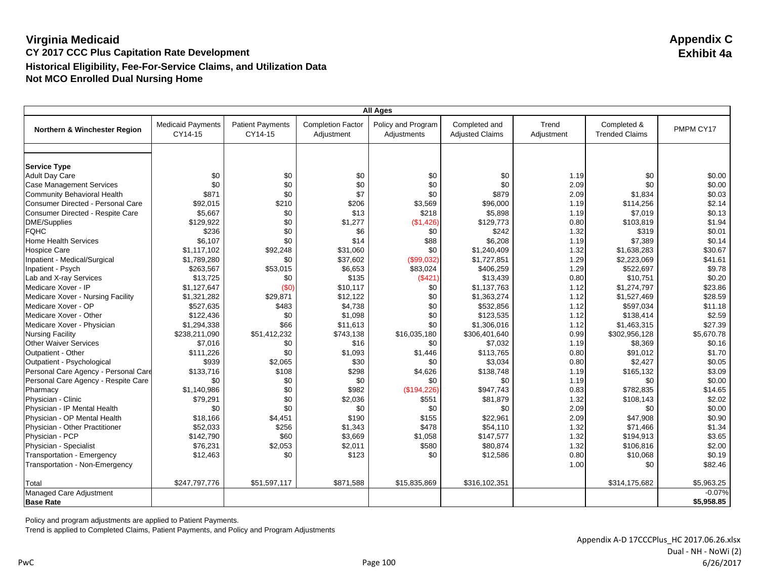# Virginia Medicaid

**Appendix C**
**Exhibit 4a**

## CY 2017 CCC Plus Capitation Rate Development

### Historical Eligibility, Fee-For-Service Claims, and Utilization Data

### Not MCO Enrolled Dual Nursing Home

| All Ages | | | | | | | | |
|---|---|---|---|---|---|---|---|---|
| **Northern & Winchester Region** | Medicaid Payments CY14-15 | Patient Payments CY14-15 | Completion Factor Adjustment | Policy and Program Adjustments | Completed and Adjusted Claims | Trend Adjustment | Completed & Trended Claims | PMPM CY17 |
| | | | | | | | | |
| **Service Type** | | | | | | | | |
| Adult Day Care | $0 | $0 | $0 | $0 | $0 | 1.19 | $0 | $0.00 |
| Case Management Services | $0 | $0 | $0 | $0 | $0 | 2.09 | $0 | $0.00 |
| Community Behavioral Health | $871 | $0 | $7 | $0 | $879 | 2.09 | $1,834 | $0.03 |
| Consumer Directed - Personal Care | $92,015 | $210 | $206 | $3,569 | $96,000 | 1.19 | $114,256 | $2.14 |
| Consumer Directed - Respite Care | $5,667 | $0 | $13 | $218 | $5,898 | 1.19 | $7,019 | $0.13 |
| DME/Supplies | $129,922 | $0 | $1,277 | ($1,426) | $129,773 | 0.80 | $103,819 | $1.94 |
| FQHC | $236 | $0 | $6 | $0 | $242 | 1.32 | $319 | $0.01 |
| Home Health Services | $6,107 | $0 | $14 | $88 | $6,208 | 1.19 | $7,389 | $0.14 |
| Hospice Care | $1,117,102 | $92,248 | $31,060 | $0 | $1,240,409 | 1.32 | $1,638,283 | $30.67 |
| Inpatient - Medical/Surgical | $1,789,280 | $0 | $37,602 | ($99,032) | $1,727,851 | 1.29 | $2,223,069 | $41.61 |
| Inpatient - Psych | $263,567 | $53,015 | $6,653 | $83,024 | $406,259 | 1.29 | $522,697 | $9.78 |
| Lab and X-ray Services | $13,725 | $0 | $135 | ($421) | $13,439 | 0.80 | $10,751 | $0.20 |
| Medicare Xover - IP | $1,127,647 | ($0) | $10,117 | $0 | $1,137,763 | 1.12 | $1,274,797 | $23.86 |
| Medicare Xover - Nursing Facility | $1,321,282 | $29,871 | $12,122 | $0 | $1,363,274 | 1.12 | $1,527,469 | $28.59 |
| Medicare Xover - OP | $527,635 | $483 | $4,738 | $0 | $532,856 | 1.12 | $597,034 | $11.18 |
| Medicare Xover - Other | $122,436 | $0 | $1,098 | $0 | $123,535 | 1.12 | $138,414 | $2.59 |
| Medicare Xover - Physician | $1,294,338 | $66 | $11,613 | $0 | $1,306,016 | 1.12 | $1,463,315 | $27.39 |
| Nursing Facility | $238,211,090 | $51,412,232 | $743,138 | $16,035,180 | $306,401,640 | 0.99 | $302,956,128 | $5,670.78 |
| Other Waiver Services | $7,016 | $0 | $16 | $0 | $7,032 | 1.19 | $8,369 | $0.16 |
| Outpatient - Other | $111,226 | $0 | $1,093 | $1,446 | $113,765 | 0.80 | $91,012 | $1.70 |
| Outpatient - Psychological | $939 | $2,065 | $30 | $0 | $3,034 | 0.80 | $2,427 | $0.05 |
| Personal Care Agency - Personal Care | $133,716 | $108 | $298 | $4,626 | $138,748 | 1.19 | $165,132 | $3.09 |
| Personal Care Agency - Respite Care | $0 | $0 | $0 | $0 | $0 | 1.19 | $0 | $0.00 |
| Pharmacy | $1,140,986 | $0 | $982 | ($194,226) | $947,743 | 0.83 | $782,835 | $14.65 |
| Physician - Clinic | $79,291 | $0 | $2,036 | $551 | $81,879 | 1.32 | $108,143 | $2.02 |
| Physician - IP Mental Health | $0 | $0 | $0 | $0 | $0 | 2.09 | $0 | $0.00 |
| Physician - OP Mental Health | $18,166 | $4,451 | $190 | $155 | $22,961 | 2.09 | $47,908 | $0.90 |
| Physician - Other Practitioner | $52,033 | $256 | $1,343 | $478 | $54,110 | 1.32 | $71,466 | $1.34 |
| Physician - PCP | $142,790 | $60 | $3,669 | $1,058 | $147,577 | 1.32 | $194,913 | $3.65 |
| Physician - Specialist | $76,231 | $2,053 | $2,011 | $580 | $80,874 | 1.32 | $106,816 | $2.00 |
| Transportation - Emergency | $12,463 | $0 | $123 | $0 | $12,586 | 0.80 | $10,068 | $0.19 |
| Transportation - Non-Emergency | | | | | | 1.00 | $0 | $82.46 |
| | | | | | | | | |
| Total | $247,797,776 | $51,597,117 | $871,588 | $15,835,869 | $316,102,351 | | $314,175,682 | $5,963.25 |
| Managed Care Adjustment | | | | | | | | -0.07% |
| **Base Rate** | | | | | | | | **$5,958.85** |

Policy and program adjustments are applied to Patient Payments.

Trend is applied to Completed Claims, Patient Payments, and Policy and Program Adjustments

Appendix A-D 17CCCPlus_HC 2017.06.26.xlsx
Dual - NH - NoWi (2)
6/26/2017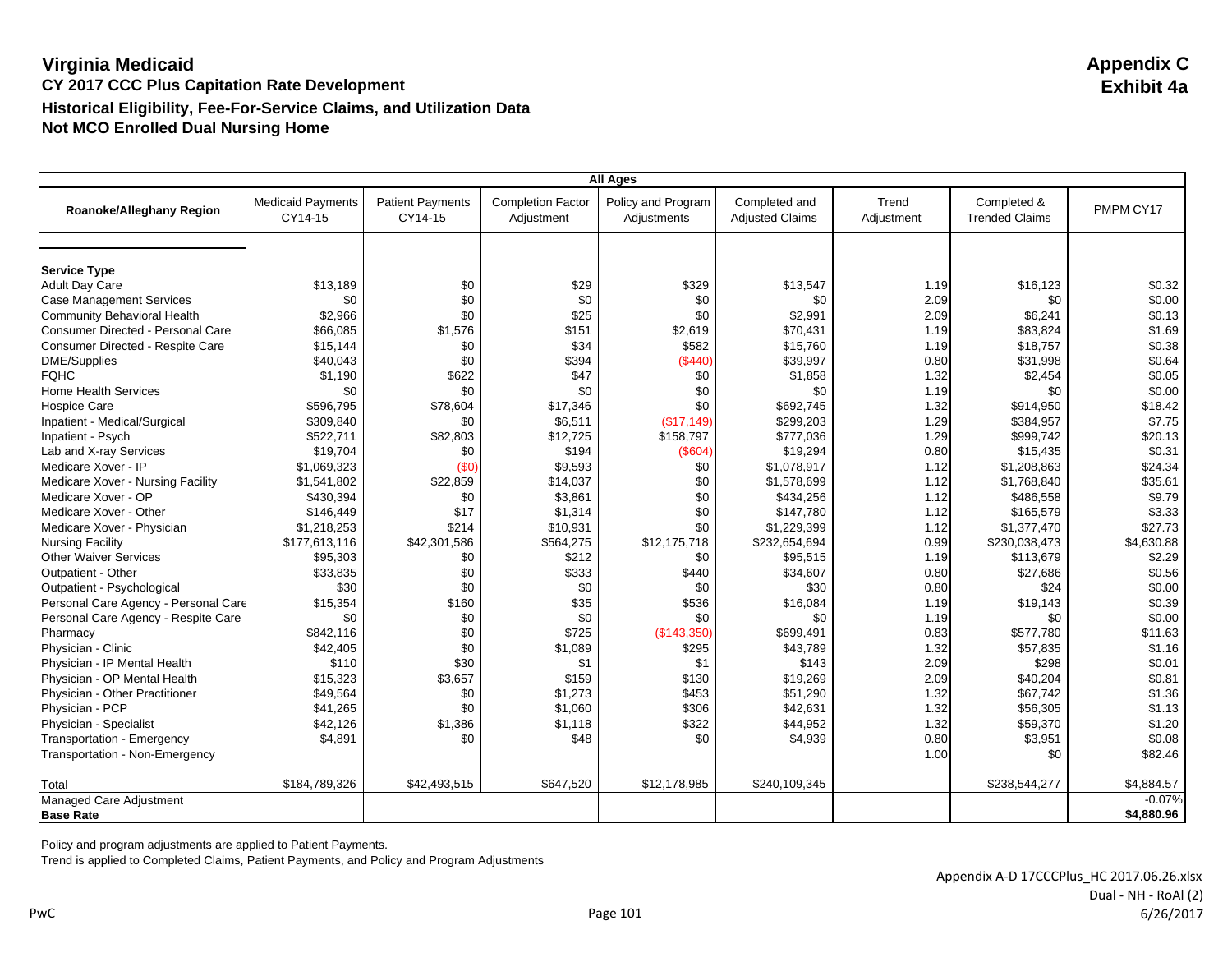# Virginia Medicaid

## Appendix C
## Exhibit 4a

### CY 2017 CCC Plus Capitation Rate Development
### Historical Eligibility, Fee-For-Service Claims, and Utilization Data
### Not MCO Enrolled Dual Nursing Home

| All Ages | | | | | | | | |
|---|---|---|---|---|---|---|---|---|
| Roanoke/Alleghany Region | Medicaid Payments CY14-15 | Patient Payments CY14-15 | Completion Factor Adjustment | Policy and Program Adjustments | Completed and Adjusted Claims | Trend Adjustment | Completed & Trended Claims | PMPM CY17 |
| **Service Type** | | | | | | | | |
| Adult Day Care | $13,189 | $0 | $29 | $329 | $13,547 | 1.19 | $16,123 | $0.32 |
| Case Management Services | $0 | $0 | $0 | $0 | $0 | 2.09 | $0 | $0.00 |
| Community Behavioral Health | $2,966 | $0 | $25 | $0 | $2,991 | 2.09 | $6,241 | $0.13 |
| Consumer Directed - Personal Care | $66,085 | $1,576 | $151 | $2,619 | $70,431 | 1.19 | $83,824 | $1.69 |
| Consumer Directed - Respite Care | $15,144 | $0 | $34 | $582 | $15,760 | 1.19 | $18,757 | $0.38 |
| DME/Supplies | $40,043 | $0 | $394 | ($440) | $39,997 | 0.80 | $31,998 | $0.64 |
| FQHC | $1,190 | $622 | $47 | $0 | $1,858 | 1.32 | $2,454 | $0.05 |
| Home Health Services | $0 | $0 | $0 | $0 | $0 | 1.19 | $0 | $0.00 |
| Hospice Care | $596,795 | $78,604 | $17,346 | $0 | $692,745 | 1.32 | $914,950 | $18.42 |
| Inpatient - Medical/Surgical | $309,840 | $0 | $6,511 | ($17,149) | $299,203 | 1.29 | $384,957 | $7.75 |
| Inpatient - Psych | $522,711 | $82,803 | $12,725 | $158,797 | $777,036 | 1.29 | $999,742 | $20.13 |
| Lab and X-ray Services | $19,704 | $0 | $194 | ($604) | $19,294 | 0.80 | $15,435 | $0.31 |
| Medicare Xover - IP | $1,069,323 | ($0) | $9,593 | $0 | $1,078,917 | 1.12 | $1,208,863 | $24.34 |
| Medicare Xover - Nursing Facility | $1,541,802 | $22,859 | $14,037 | $0 | $1,578,699 | 1.12 | $1,768,840 | $35.61 |
| Medicare Xover - OP | $430,394 | $0 | $3,861 | $0 | $434,256 | 1.12 | $486,558 | $9.79 |
| Medicare Xover - Other | $146,449 | $17 | $1,314 | $0 | $147,780 | 1.12 | $165,579 | $3.33 |
| Medicare Xover - Physician | $1,218,253 | $214 | $10,931 | $0 | $1,229,399 | 1.12 | $1,377,470 | $27.73 |
| Nursing Facility | $177,613,116 | $42,301,586 | $564,275 | $12,175,718 | $232,654,694 | 0.99 | $230,038,473 | $4,630.88 |
| Other Waiver Services | $95,303 | $0 | $212 | $0 | $95,515 | 1.19 | $113,679 | $2.29 |
| Outpatient - Other | $33,835 | $0 | $333 | $440 | $34,607 | 0.80 | $27,686 | $0.56 |
| Outpatient - Psychological | $30 | $0 | $0 | $0 | $30 | 0.80 | $24 | $0.00 |
| Personal Care Agency - Personal Care | $15,354 | $160 | $35 | $536 | $16,084 | 1.19 | $19,143 | $0.39 |
| Personal Care Agency - Respite Care | $0 | $0 | $0 | $0 | $0 | 1.19 | $0 | $0.00 |
| Pharmacy | $842,116 | $0 | $725 | ($143,350) | $699,491 | 0.83 | $577,780 | $11.63 |
| Physician - Clinic | $42,405 | $0 | $1,089 | $295 | $43,789 | 1.32 | $57,835 | $1.16 |
| Physician - IP Mental Health | $110 | $30 | $1 | $1 | $143 | 2.09 | $298 | $0.01 |
| Physician - OP Mental Health | $15,323 | $3,657 | $159 | $130 | $19,269 | 2.09 | $40,204 | $0.81 |
| Physician - Other Practitioner | $49,564 | $0 | $1,273 | $453 | $51,290 | 1.32 | $67,742 | $1.36 |
| Physician - PCP | $41,265 | $0 | $1,060 | $306 | $42,631 | 1.32 | $56,305 | $1.13 |
| Physician - Specialist | $42,126 | $1,386 | $1,118 | $322 | $44,952 | 1.32 | $59,370 | $1.20 |
| Transportation - Emergency | $4,891 | $0 | $48 | $0 | $4,939 | 0.80 | $3,951 | $0.08 |
| Transportation - Non-Emergency | | | | | | 1.00 | $0 | $82.46 |
| Total | $184,789,326 | $42,493,515 | $647,520 | $12,178,985 | $240,109,345 | | $238,544,277 | $4,884.57 |
| Managed Care Adjustment | | | | | | | | -0.07% |
| **Base Rate** | | | | | | | | **$4,880.96** |

Policy and program adjustments are applied to Patient Payments.
Trend is applied to Completed Claims, Patient Payments, and Policy and Program Adjustments

Appendix A-D 17CCCPlus_HC 2017.06.26.xlsx
Dual - NH - RoAl (2)
6/26/2017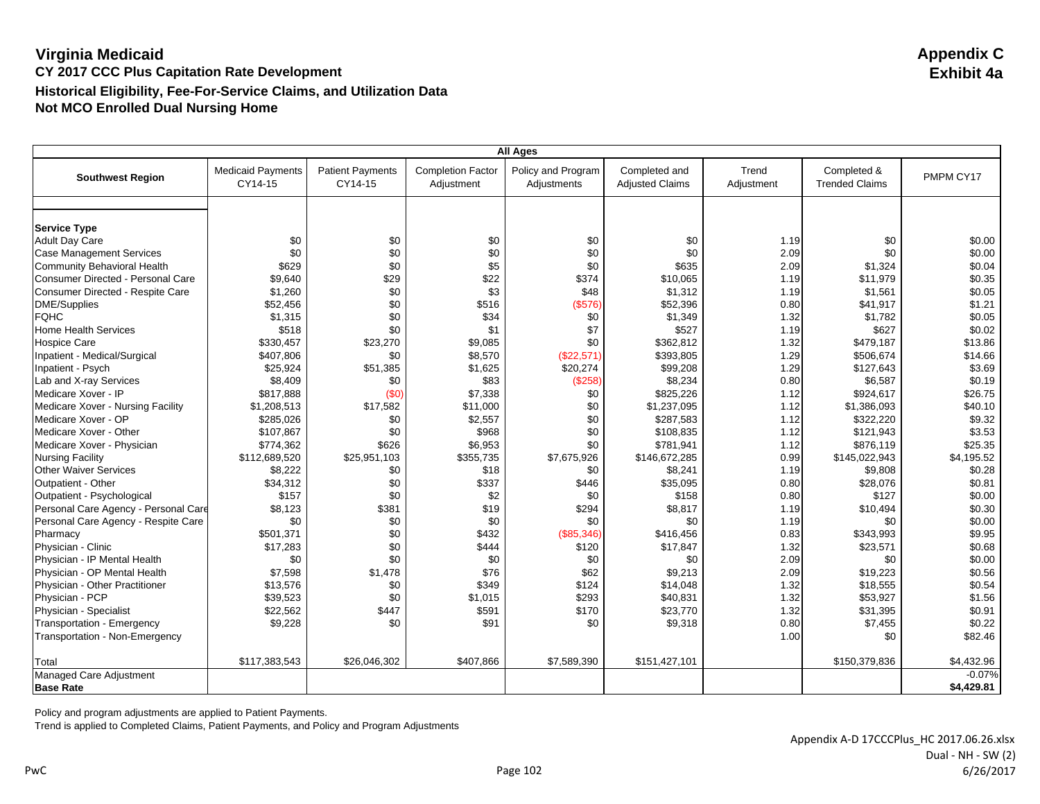# Virginia Medicaid

## Appendix C
## Exhibit 4a

**CY 2017 CCC Plus Capitation Rate Development**
**Historical Eligibility, Fee-For-Service Claims, and Utilization Data**
**Not MCO Enrolled Dual Nursing Home**

| All Ages | | | | | | | | |
|---|---|---|---|---|---|---|---|---|
| **Southwest Region** | Medicaid Payments CY14-15 | Patient Payments CY14-15 | Completion Factor Adjustment | Policy and Program Adjustments | Completed and Adjusted Claims | Trend Adjustment | Completed & Trended Claims | PMPM CY17 |
| **Service Type** | | | | | | | | |
| Adult Day Care | $0 | $0 | $0 | $0 | $0 | 1.19 | $0 | $0.00 |
| Case Management Services | $0 | $0 | $0 | $0 | $0 | 2.09 | $0 | $0.00 |
| Community Behavioral Health | $629 | $0 | $5 | $0 | $635 | 2.09 | $1,324 | $0.04 |
| Consumer Directed - Personal Care | $9,640 | $29 | $22 | $374 | $10,065 | 1.19 | $11,979 | $0.35 |
| Consumer Directed - Respite Care | $1,260 | $0 | $3 | $48 | $1,312 | 1.19 | $1,561 | $0.05 |
| DME/Supplies | $52,456 | $0 | $516 | ($576) | $52,396 | 0.80 | $41,917 | $1.21 |
| FQHC | $1,315 | $0 | $34 | $0 | $1,349 | 1.32 | $1,782 | $0.05 |
| Home Health Services | $518 | $0 | $1 | $7 | $527 | 1.19 | $627 | $0.02 |
| Hospice Care | $330,457 | $23,270 | $9,085 | $0 | $362,812 | 1.32 | $479,187 | $13.86 |
| Inpatient - Medical/Surgical | $407,806 | $0 | $8,570 | ($22,571) | $393,805 | 1.29 | $506,674 | $14.66 |
| Inpatient - Psych | $25,924 | $51,385 | $1,625 | $20,274 | $99,208 | 1.29 | $127,643 | $3.69 |
| Lab and X-ray Services | $8,409 | $0 | $83 | ($258) | $8,234 | 0.80 | $6,587 | $0.19 |
| Medicare Xover - IP | $817,888 | ($0) | $7,338 | $0 | $825,226 | 1.12 | $924,617 | $26.75 |
| Medicare Xover - Nursing Facility | $1,208,513 | $17,582 | $11,000 | $0 | $1,237,095 | 1.12 | $1,386,093 | $40.10 |
| Medicare Xover - OP | $285,026 | $0 | $2,557 | $0 | $287,583 | 1.12 | $322,220 | $9.32 |
| Medicare Xover - Other | $107,867 | $0 | $968 | $0 | $108,835 | 1.12 | $121,943 | $3.53 |
| Medicare Xover - Physician | $774,362 | $626 | $6,953 | $0 | $781,941 | 1.12 | $876,119 | $25.35 |
| Nursing Facility | $112,689,520 | $25,951,103 | $355,735 | $7,675,926 | $146,672,285 | 0.99 | $145,022,943 | $4,195.52 |
| Other Waiver Services | $8,222 | $0 | $18 | $0 | $8,241 | 1.19 | $9,808 | $0.28 |
| Outpatient - Other | $34,312 | $0 | $337 | $446 | $35,095 | 0.80 | $28,076 | $0.81 |
| Outpatient - Psychological | $157 | $0 | $2 | $0 | $158 | 0.80 | $127 | $0.00 |
| Personal Care Agency - Personal Care | $8,123 | $381 | $19 | $294 | $8,817 | 1.19 | $10,494 | $0.30 |
| Personal Care Agency - Respite Care | $0 | $0 | $0 | $0 | $0 | 1.19 | $0 | $0.00 |
| Pharmacy | $501,371 | $0 | $432 | ($85,346) | $416,456 | 0.83 | $343,993 | $9.95 |
| Physician - Clinic | $17,283 | $0 | $444 | $120 | $17,847 | 1.32 | $23,571 | $0.68 |
| Physician - IP Mental Health | $0 | $0 | $0 | $0 | $0 | 2.09 | $0 | $0.00 |
| Physician - OP Mental Health | $7,598 | $1,478 | $76 | $62 | $9,213 | 2.09 | $19,223 | $0.56 |
| Physician - Other Practitioner | $13,576 | $0 | $349 | $124 | $14,048 | 1.32 | $18,555 | $0.54 |
| Physician - PCP | $39,523 | $0 | $1,015 | $293 | $40,831 | 1.32 | $53,927 | $1.56 |
| Physician - Specialist | $22,562 | $447 | $591 | $170 | $23,770 | 1.32 | $31,395 | $0.91 |
| Transportation - Emergency | $9,228 | $0 | $91 | $0 | $9,318 | 0.80 | $7,455 | $0.22 |
| Transportation - Non-Emergency | | | | | | 1.00 | $0 | $82.46 |
| Total | $117,383,543 | $26,046,302 | $407,866 | $7,589,390 | $151,427,101 | | $150,379,836 | $4,432.96 |
| Managed Care Adjustment | | | | | | | | -0.07% |
| **Base Rate** | | | | | | | | **$4,429.81** |

Policy and program adjustments are applied to Patient Payments.
Trend is applied to Completed Claims, Patient Payments, and Policy and Program Adjustments

Appendix A-D 17CCCPlus_HC 2017.06.26.xlsx
Dual - NH - SW (2)
6/26/2017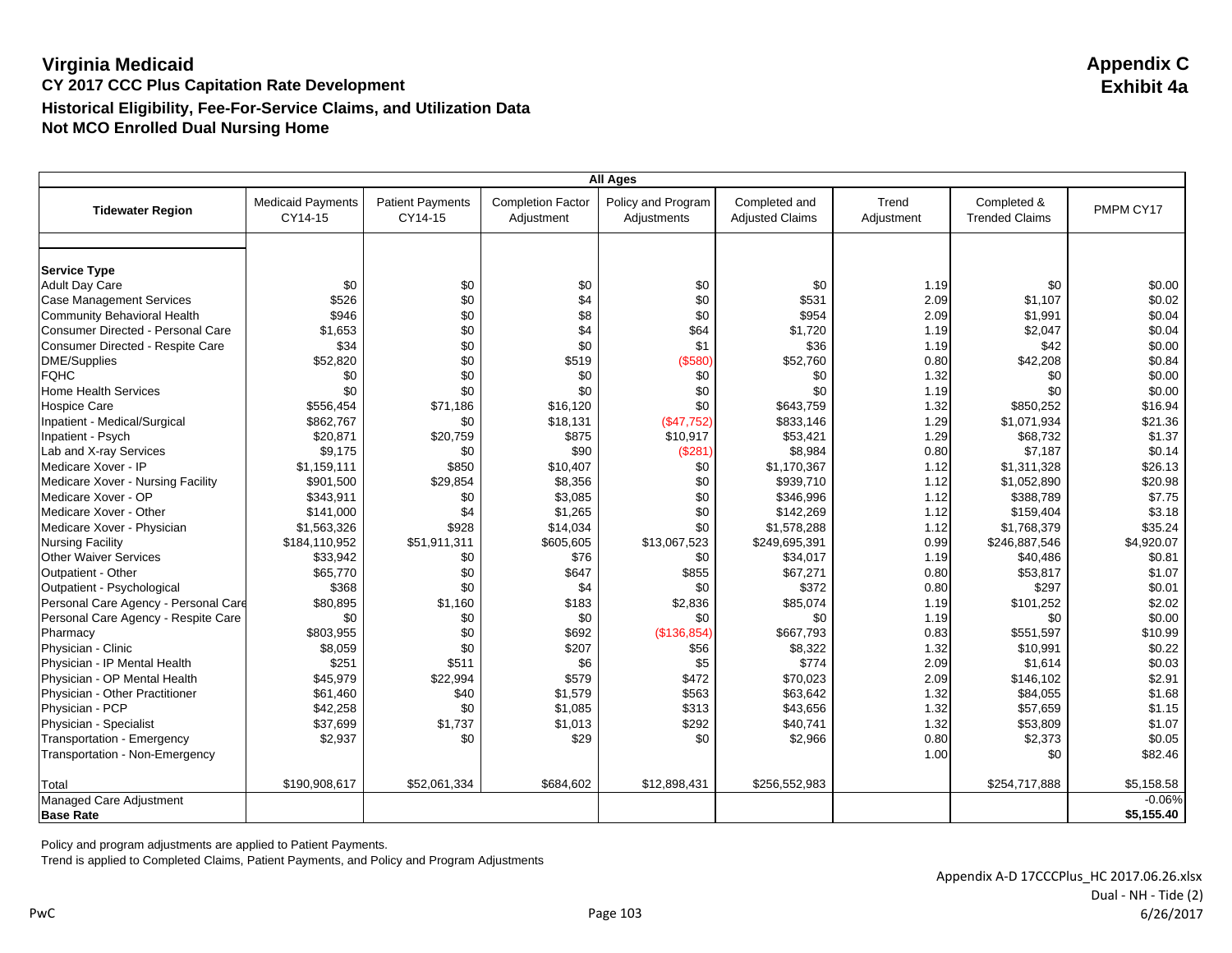# Virginia Medicaid

## Appendix C
## Exhibit 4a

### CY 2017 CCC Plus Capitation Rate Development
### Historical Eligibility, Fee-For-Service Claims, and Utilization Data
### Not MCO Enrolled Dual Nursing Home

| All Ages | | | | | | | | |
|---|---|---|---|---|---|---|---|---|
| **Tidewater Region** | Medicaid Payments CY14-15 | Patient Payments CY14-15 | Completion Factor Adjustment | Policy and Program Adjustments | Completed and Adjusted Claims | Trend Adjustment | Completed & Trended Claims | PMPM CY17 |
| **Service Type** | | | | | | | | |
| Adult Day Care | $0 | $0 | $0 | $0 | $0 | 1.19 | $0 | $0.00 |
| Case Management Services | $526 | $0 | $4 | $0 | $531 | 2.09 | $1,107 | $0.02 |
| Community Behavioral Health | $946 | $0 | $8 | $0 | $954 | 2.09 | $1,991 | $0.04 |
| Consumer Directed - Personal Care | $1,653 | $0 | $4 | $64 | $1,720 | 1.19 | $2,047 | $0.04 |
| Consumer Directed - Respite Care | $34 | $0 | $0 | $1 | $36 | 1.19 | $42 | $0.00 |
| DME/Supplies | $52,820 | $0 | $519 | ($580) | $52,760 | 0.80 | $42,208 | $0.84 |
| FQHC | $0 | $0 | $0 | $0 | $0 | 1.32 | $0 | $0.00 |
| Home Health Services | $0 | $0 | $0 | $0 | $0 | 1.19 | $0 | $0.00 |
| Hospice Care | $556,454 | $71,186 | $16,120 | $0 | $643,759 | 1.32 | $850,252 | $16.94 |
| Inpatient - Medical/Surgical | $862,767 | $0 | $18,131 | ($47,752) | $833,146 | 1.29 | $1,071,934 | $21.36 |
| Inpatient - Psych | $20,871 | $20,759 | $875 | $10,917 | $53,421 | 1.29 | $68,732 | $1.37 |
| Lab and X-ray Services | $9,175 | $0 | $90 | ($281) | $8,984 | 0.80 | $7,187 | $0.14 |
| Medicare Xover - IP | $1,159,111 | $850 | $10,407 | $0 | $1,170,367 | 1.12 | $1,311,328 | $26.13 |
| Medicare Xover - Nursing Facility | $901,500 | $29,854 | $8,356 | $0 | $939,710 | 1.12 | $1,052,890 | $20.98 |
| Medicare Xover - OP | $343,911 | $0 | $3,085 | $0 | $346,996 | 1.12 | $388,789 | $7.75 |
| Medicare Xover - Other | $141,000 | $4 | $1,265 | $0 | $142,269 | 1.12 | $159,404 | $3.18 |
| Medicare Xover - Physician | $1,563,326 | $928 | $14,034 | $0 | $1,578,288 | 1.12 | $1,768,379 | $35.24 |
| Nursing Facility | $184,110,952 | $51,911,311 | $605,605 | $13,067,523 | $249,695,391 | 0.99 | $246,887,546 | $4,920.07 |
| Other Waiver Services | $33,942 | $0 | $76 | $0 | $34,017 | 1.19 | $40,486 | $0.81 |
| Outpatient - Other | $65,770 | $0 | $647 | $855 | $67,271 | 0.80 | $53,817 | $1.07 |
| Outpatient - Psychological | $368 | $0 | $4 | $0 | $372 | 0.80 | $297 | $0.01 |
| Personal Care Agency - Personal Care | $80,895 | $1,160 | $183 | $2,836 | $85,074 | 1.19 | $101,252 | $2.02 |
| Personal Care Agency - Respite Care | $0 | $0 | $0 | $0 | $0 | 1.19 | $0 | $0.00 |
| Pharmacy | $803,955 | $0 | $692 | ($136,854) | $667,793 | 0.83 | $551,597 | $10.99 |
| Physician - Clinic | $8,059 | $0 | $207 | $56 | $8,322 | 1.32 | $10,991 | $0.22 |
| Physician - IP Mental Health | $251 | $511 | $6 | $5 | $774 | 2.09 | $1,614 | $0.03 |
| Physician - OP Mental Health | $45,979 | $22,994 | $579 | $472 | $70,023 | 2.09 | $146,102 | $2.91 |
| Physician - Other Practitioner | $61,460 | $40 | $1,579 | $563 | $63,642 | 1.32 | $84,055 | $1.68 |
| Physician - PCP | $42,258 | $0 | $1,085 | $313 | $43,656 | 1.32 | $57,659 | $1.15 |
| Physician - Specialist | $37,699 | $1,737 | $1,013 | $292 | $40,741 | 1.32 | $53,809 | $1.07 |
| Transportation - Emergency | $2,937 | $0 | $29 | $0 | $2,966 | 0.80 | $2,373 | $0.05 |
| Transportation - Non-Emergency | | | | | | 1.00 | $0 | $82.46 |
| Total | $190,908,617 | $52,061,334 | $684,602 | $12,898,431 | $256,552,983 | | $254,717,888 | $5,158.58 |
| Managed Care Adjustment | | | | | | | | -0.06% |
| **Base Rate** | | | | | | | | **$5,155.40** |

Policy and program adjustments are applied to Patient Payments.

Trend is applied to Completed Claims, Patient Payments, and Policy and Program Adjustments

Appendix A-D 17CCCPlus_HC 2017.06.26.xlsx
Dual - NH - Tide (2)
6/26/2017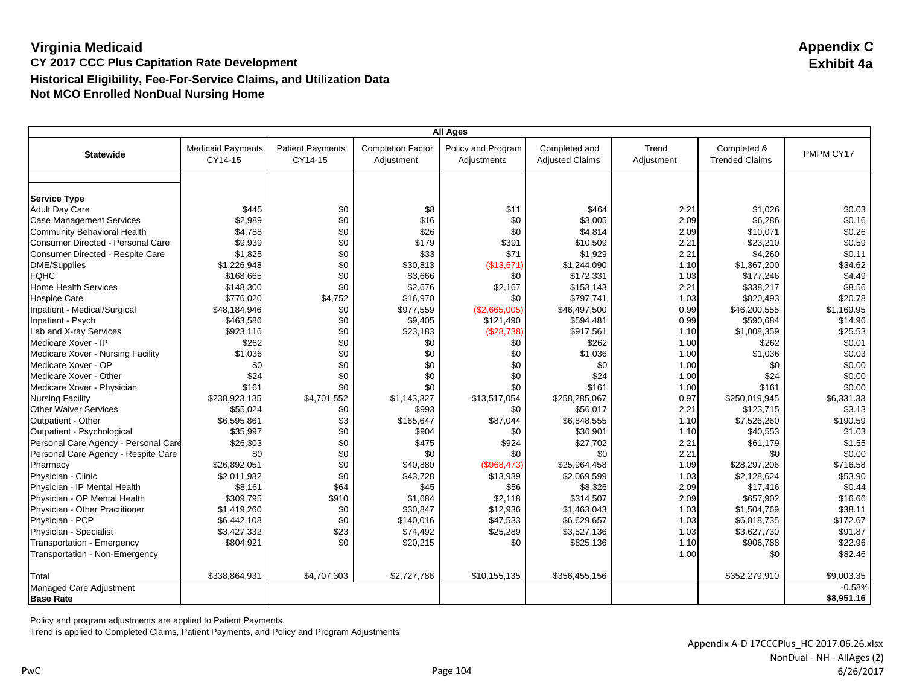# Virginia Medicaid

**Appendix C**
**Exhibit 4a**

## CY 2017 CCC Plus Capitation Rate Development

### Historical Eligibility, Fee-For-Service Claims, and Utilization Data

### Not MCO Enrolled NonDual Nursing Home

| All Ages | | | | | | | | |
|---|---|---|---|---|---|---|---|---|
| **Statewide** | Medicaid Payments CY14-15 | Patient Payments CY14-15 | Completion Factor Adjustment | Policy and Program Adjustments | Completed and Adjusted Claims | Trend Adjustment | Completed & Trended Claims | PMPM CY17 |
| **Service Type** | | | | | | | | |
| Adult Day Care | $445 | $0 | $8 | $11 | $464 | 2.21 | $1,026 | $0.03 |
| Case Management Services | $2,989 | $0 | $16 | $0 | $3,005 | 2.09 | $6,286 | $0.16 |
| Community Behavioral Health | $4,788 | $0 | $26 | $0 | $4,814 | 2.09 | $10,071 | $0.26 |
| Consumer Directed - Personal Care | $9,939 | $0 | $179 | $391 | $10,509 | 2.21 | $23,210 | $0.59 |
| Consumer Directed - Respite Care | $1,825 | $0 | $33 | $71 | $1,929 | 2.21 | $4,260 | $0.11 |
| DME/Supplies | $1,226,948 | $0 | $30,813 | ($13,671) | $1,244,090 | 1.10 | $1,367,200 | $34.62 |
| FQHC | $168,665 | $0 | $3,666 | $0 | $172,331 | 1.03 | $177,246 | $4.49 |
| Home Health Services | $148,300 | $0 | $2,676 | $2,167 | $153,143 | 2.21 | $338,217 | $8.56 |
| Hospice Care | $776,020 | $4,752 | $16,970 | $0 | $797,741 | 1.03 | $820,493 | $20.78 |
| Inpatient - Medical/Surgical | $48,184,946 | $0 | $977,559 | ($2,665,005) | $46,497,500 | 0.99 | $46,200,555 | $1,169.95 |
| Inpatient - Psych | $463,586 | $0 | $9,405 | $121,490 | $594,481 | 0.99 | $590,684 | $14.96 |
| Lab and X-ray Services | $923,116 | $0 | $23,183 | ($28,738) | $917,561 | 1.10 | $1,008,359 | $25.53 |
| Medicare Xover - IP | $262 | $0 | $0 | $0 | $262 | 1.00 | $262 | $0.01 |
| Medicare Xover - Nursing Facility | $1,036 | $0 | $0 | $0 | $1,036 | 1.00 | $1,036 | $0.03 |
| Medicare Xover - OP | $0 | $0 | $0 | $0 | $0 | 1.00 | $0 | $0.00 |
| Medicare Xover - Other | $24 | $0 | $0 | $0 | $24 | 1.00 | $24 | $0.00 |
| Medicare Xover - Physician | $161 | $0 | $0 | $0 | $161 | 1.00 | $161 | $0.00 |
| Nursing Facility | $238,923,135 | $4,701,552 | $1,143,327 | $13,517,054 | $258,285,067 | 0.97 | $250,019,945 | $6,331.33 |
| Other Waiver Services | $55,024 | $0 | $993 | $0 | $56,017 | 2.21 | $123,715 | $3.13 |
| Outpatient - Other | $6,595,861 | $3 | $165,647 | $87,044 | $6,848,555 | 1.10 | $7,526,260 | $190.59 |
| Outpatient - Psychological | $35,997 | $0 | $904 | $0 | $36,901 | 1.10 | $40,553 | $1.03 |
| Personal Care Agency - Personal Care | $26,303 | $0 | $475 | $924 | $27,702 | 2.21 | $61,179 | $1.55 |
| Personal Care Agency - Respite Care | $0 | $0 | $0 | $0 | $0 | 2.21 | $0 | $0.00 |
| Pharmacy | $26,892,051 | $0 | $40,880 | ($968,473) | $25,964,458 | 1.09 | $28,297,206 | $716.58 |
| Physician - Clinic | $2,011,932 | $0 | $43,728 | $13,939 | $2,069,599 | 1.03 | $2,128,624 | $53.90 |
| Physician - IP Mental Health | $8,161 | $64 | $45 | $56 | $8,326 | 2.09 | $17,416 | $0.44 |
| Physician - OP Mental Health | $309,795 | $910 | $1,684 | $2,118 | $314,507 | 2.09 | $657,902 | $16.66 |
| Physician - Other Practitioner | $1,419,260 | $0 | $30,847 | $12,936 | $1,463,043 | 1.03 | $1,504,769 | $38.11 |
| Physician - PCP | $6,442,108 | $0 | $140,016 | $47,533 | $6,629,657 | 1.03 | $6,818,735 | $172.67 |
| Physician - Specialist | $3,427,332 | $23 | $74,492 | $25,289 | $3,527,136 | 1.03 | $3,627,730 | $91.87 |
| Transportation - Emergency | $804,921 | $0 | $20,215 | $0 | $825,136 | 1.10 | $906,788 | $22.96 |
| Transportation - Non-Emergency | | | | | | 1.00 | $0 | $82.46 |
| Total | $338,864,931 | $4,707,303 | $2,727,786 | $10,155,135 | $356,455,156 | | $352,279,910 | $9,003.35 |
| Managed Care Adjustment | | | | | | | | -0.58% |
| **Base Rate** | | | | | | | | **$8,951.16** |

Policy and program adjustments are applied to Patient Payments.
Trend is applied to Completed Claims, Patient Payments, and Policy and Program Adjustments

Appendix A-D 17CCCPlus_HC 2017.06.26.xlsx
NonDual - NH - AllAges (2)
6/26/2017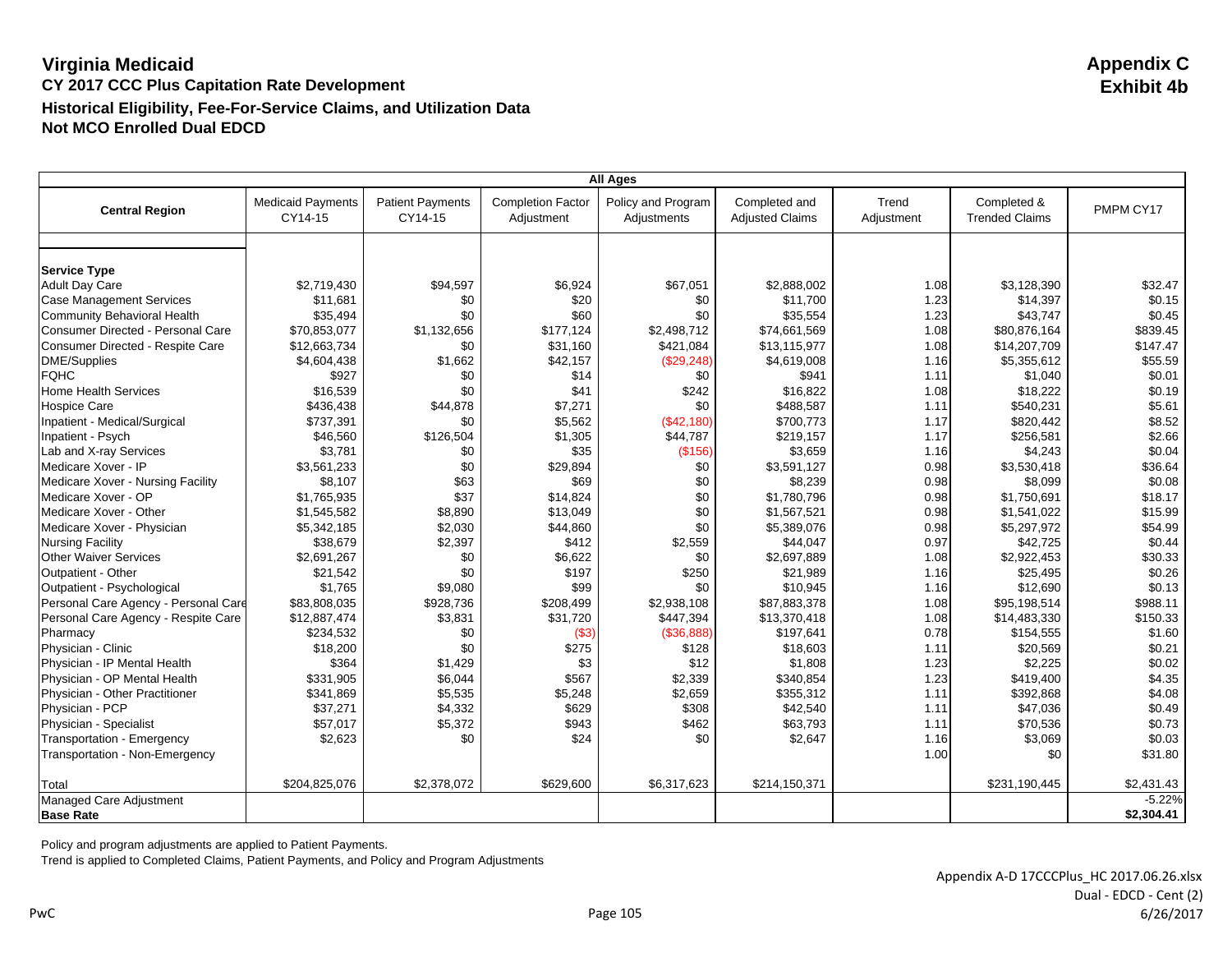# Virginia Medicaid

## Appendix C
## Exhibit 4b

**CY 2017 CCC Plus Capitation Rate Development**

**Historical Eligibility, Fee-For-Service Claims, and Utilization Data**

**Not MCO Enrolled Dual EDCD**

| All Ages | | | | | | | | |
|---|---|---|---|---|---|---|---|---|
| **Central Region** | Medicaid Payments CY14-15 | Patient Payments CY14-15 | Completion Factor Adjustment | Policy and Program Adjustments | Completed and Adjusted Claims | Trend Adjustment | Completed & Trended Claims | PMPM CY17 |
| **Service Type** | | | | | | | | |
| Adult Day Care | $2,719,430 | $94,597 | $6,924 | $67,051 | $2,888,002 | 1.08 | $3,128,390 | $32.47 |
| Case Management Services | $11,681 | $0 | $20 | $0 | $11,700 | 1.23 | $14,397 | $0.15 |
| Community Behavioral Health | $35,494 | $0 | $60 | $0 | $35,554 | 1.23 | $43,747 | $0.45 |
| Consumer Directed - Personal Care | $70,853,077 | $1,132,656 | $177,124 | $2,498,712 | $74,661,569 | 1.08 | $80,876,164 | $839.45 |
| Consumer Directed - Respite Care | $12,663,734 | $0 | $31,160 | $421,084 | $13,115,977 | 1.08 | $14,207,709 | $147.47 |
| DME/Supplies | $4,604,438 | $1,662 | $42,157 | ($29,248) | $4,619,008 | 1.16 | $5,355,612 | $55.59 |
| FQHC | $927 | $0 | $14 | $0 | $941 | 1.11 | $1,040 | $0.01 |
| Home Health Services | $16,539 | $0 | $41 | $242 | $16,822 | 1.08 | $18,222 | $0.19 |
| Hospice Care | $436,438 | $44,878 | $7,271 | $0 | $488,587 | 1.11 | $540,231 | $5.61 |
| Inpatient - Medical/Surgical | $737,391 | $0 | $5,562 | ($42,180) | $700,773 | 1.17 | $820,442 | $8.52 |
| Inpatient - Psych | $46,560 | $126,504 | $1,305 | $44,787 | $219,157 | 1.17 | $256,581 | $2.66 |
| Lab and X-ray Services | $3,781 | $0 | $35 | ($156) | $3,659 | 1.16 | $4,243 | $0.04 |
| Medicare Xover - IP | $3,561,233 | $0 | $29,894 | $0 | $3,591,127 | 0.98 | $3,530,418 | $36.64 |
| Medicare Xover - Nursing Facility | $8,107 | $63 | $69 | $0 | $8,239 | 0.98 | $8,099 | $0.08 |
| Medicare Xover - OP | $1,765,935 | $37 | $14,824 | $0 | $1,780,796 | 0.98 | $1,750,691 | $18.17 |
| Medicare Xover - Other | $1,545,582 | $8,890 | $13,049 | $0 | $1,567,521 | 0.98 | $1,541,022 | $15.99 |
| Medicare Xover - Physician | $5,342,185 | $2,030 | $44,860 | $0 | $5,389,076 | 0.98 | $5,297,972 | $54.99 |
| Nursing Facility | $38,679 | $2,397 | $412 | $2,559 | $44,047 | 0.97 | $42,725 | $0.44 |
| Other Waiver Services | $2,691,267 | $0 | $6,622 | $0 | $2,697,889 | 1.08 | $2,922,453 | $30.33 |
| Outpatient - Other | $21,542 | $0 | $197 | $250 | $21,989 | 1.16 | $25,495 | $0.26 |
| Outpatient - Psychological | $1,765 | $9,080 | $99 | $0 | $10,945 | 1.16 | $12,690 | $0.13 |
| Personal Care Agency - Personal Care | $83,808,035 | $928,736 | $208,499 | $2,938,108 | $87,883,378 | 1.08 | $95,198,514 | $988.11 |
| Personal Care Agency - Respite Care | $12,887,474 | $3,831 | $31,720 | $447,394 | $13,370,418 | 1.08 | $14,483,330 | $150.33 |
| Pharmacy | $234,532 | $0 | ($3) | ($36,888) | $197,641 | 0.78 | $154,555 | $1.60 |
| Physician - Clinic | $18,200 | $0 | $275 | $128 | $18,603 | 1.11 | $20,569 | $0.21 |
| Physician - IP Mental Health | $364 | $1,429 | $3 | $12 | $1,808 | 1.23 | $2,225 | $0.02 |
| Physician - OP Mental Health | $331,905 | $6,044 | $567 | $2,339 | $340,854 | 1.23 | $419,400 | $4.35 |
| Physician - Other Practitioner | $341,869 | $5,535 | $5,248 | $2,659 | $355,312 | 1.11 | $392,868 | $4.08 |
| Physician - PCP | $37,271 | $4,332 | $629 | $308 | $42,540 | 1.11 | $47,036 | $0.49 |
| Physician - Specialist | $57,017 | $5,372 | $943 | $462 | $63,793 | 1.11 | $70,536 | $0.73 |
| Transportation - Emergency | $2,623 | $0 | $24 | $0 | $2,647 | 1.16 | $3,069 | $0.03 |
| Transportation - Non-Emergency | | | | | | 1.00 | $0 | $31.80 |
| Total | $204,825,076 | $2,378,072 | $629,600 | $6,317,623 | $214,150,371 | | $231,190,445 | $2,431.43 |
| Managed Care Adjustment | | | | | | | | -5.22% |
| **Base Rate** | | | | | | | | **$2,304.41** |

Policy and program adjustments are applied to Patient Payments.

Trend is applied to Completed Claims, Patient Payments, and Policy and Program Adjustments

Appendix A-D 17CCCPlus_HC 2017.06.26.xlsx
Dual - EDCD - Cent (2)
6/26/2017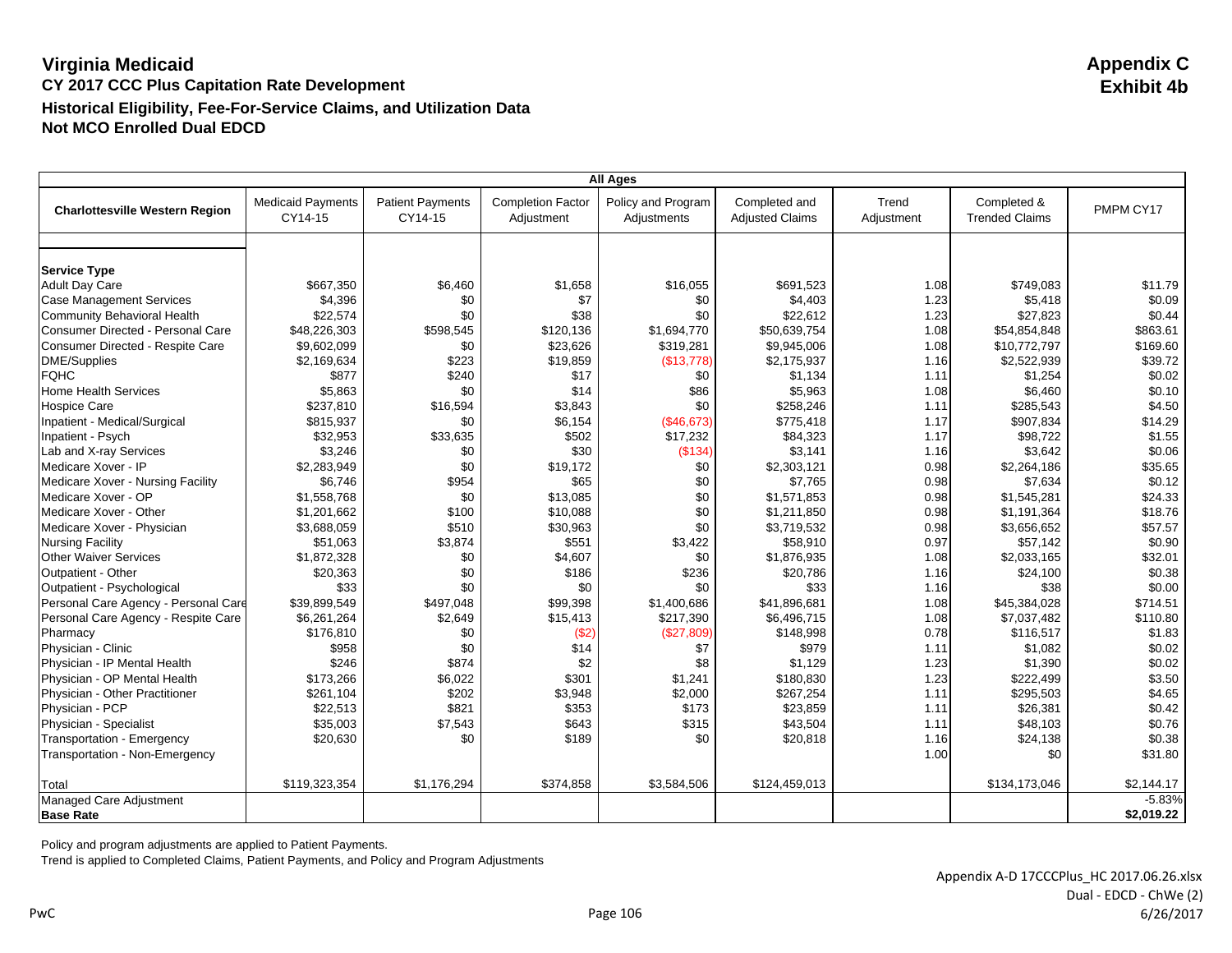# Virginia Medicaid

**Appendix C**
**Exhibit 4b**

## CY 2017 CCC Plus Capitation Rate Development

## Historical Eligibility, Fee-For-Service Claims, and Utilization Data

## Not MCO Enrolled Dual EDCD

| All Ages | | | | | | | | |
|---|---|---|---|---|---|---|---|---|
| **Charlottesville Western Region** | Medicaid Payments CY14-15 | Patient Payments CY14-15 | Completion Factor Adjustment | Policy and Program Adjustments | Completed and Adjusted Claims | Trend Adjustment | Completed & Trended Claims | PMPM CY17 |
| **Service Type** | | | | | | | | |
| Adult Day Care | $667,350 | $6,460 | $1,658 | $16,055 | $691,523 | 1.08 | $749,083 | $11.79 |
| Case Management Services | $4,396 | $0 | $7 | $0 | $4,403 | 1.23 | $5,418 | $0.09 |
| Community Behavioral Health | $22,574 | $0 | $38 | $0 | $22,612 | 1.23 | $27,823 | $0.44 |
| Consumer Directed - Personal Care | $48,226,303 | $598,545 | $120,136 | $1,694,770 | $50,639,754 | 1.08 | $54,854,848 | $863.61 |
| Consumer Directed - Respite Care | $9,602,099 | $0 | $23,626 | $319,281 | $9,945,006 | 1.08 | $10,772,797 | $169.60 |
| DME/Supplies | $2,169,634 | $223 | $19,859 | ($13,778) | $2,175,937 | 1.16 | $2,522,939 | $39.72 |
| FQHC | $877 | $240 | $17 | $0 | $1,134 | 1.11 | $1,254 | $0.02 |
| Home Health Services | $5,863 | $0 | $14 | $86 | $5,963 | 1.08 | $6,460 | $0.10 |
| Hospice Care | $237,810 | $16,594 | $3,843 | $0 | $258,246 | 1.11 | $285,543 | $4.50 |
| Inpatient - Medical/Surgical | $815,937 | $0 | $6,154 | ($46,673) | $775,418 | 1.17 | $907,834 | $14.29 |
| Inpatient - Psych | $32,953 | $33,635 | $502 | $17,232 | $84,323 | 1.17 | $98,722 | $1.55 |
| Lab and X-ray Services | $3,246 | $0 | $30 | ($134) | $3,141 | 1.16 | $3,642 | $0.06 |
| Medicare Xover - IP | $2,283,949 | $0 | $19,172 | $0 | $2,303,121 | 0.98 | $2,264,186 | $35.65 |
| Medicare Xover - Nursing Facility | $6,746 | $954 | $65 | $0 | $7,765 | 0.98 | $7,634 | $0.12 |
| Medicare Xover - OP | $1,558,768 | $0 | $13,085 | $0 | $1,571,853 | 0.98 | $1,545,281 | $24.33 |
| Medicare Xover - Other | $1,201,662 | $100 | $10,088 | $0 | $1,211,850 | 0.98 | $1,191,364 | $18.76 |
| Medicare Xover - Physician | $3,688,059 | $510 | $30,963 | $0 | $3,719,532 | 0.98 | $3,656,652 | $57.57 |
| Nursing Facility | $51,063 | $3,874 | $551 | $3,422 | $58,910 | 0.97 | $57,142 | $0.90 |
| Other Waiver Services | $1,872,328 | $0 | $4,607 | $0 | $1,876,935 | 1.08 | $2,033,165 | $32.01 |
| Outpatient - Other | $20,363 | $0 | $186 | $236 | $20,786 | 1.16 | $24,100 | $0.38 |
| Outpatient - Psychological | $33 | $0 | $0 | $0 | $33 | 1.16 | $38 | $0.00 |
| Personal Care Agency - Personal Care | $39,899,549 | $497,048 | $99,398 | $1,400,686 | $41,896,681 | 1.08 | $45,384,028 | $714.51 |
| Personal Care Agency - Respite Care | $6,261,264 | $2,649 | $15,413 | $217,390 | $6,496,715 | 1.08 | $7,037,482 | $110.80 |
| Pharmacy | $176,810 | $0 | ($2) | ($27,809) | $148,998 | 0.78 | $116,517 | $1.83 |
| Physician - Clinic | $958 | $0 | $14 | $7 | $979 | 1.11 | $1,082 | $0.02 |
| Physician - IP Mental Health | $246 | $874 | $2 | $8 | $1,129 | 1.23 | $1,390 | $0.02 |
| Physician - OP Mental Health | $173,266 | $6,022 | $301 | $1,241 | $180,830 | 1.23 | $222,499 | $3.50 |
| Physician - Other Practitioner | $261,104 | $202 | $3,948 | $2,000 | $267,254 | 1.11 | $295,503 | $4.65 |
| Physician - PCP | $22,513 | $821 | $353 | $173 | $23,859 | 1.11 | $26,381 | $0.42 |
| Physician - Specialist | $35,003 | $7,543 | $643 | $315 | $43,504 | 1.11 | $48,103 | $0.76 |
| Transportation - Emergency | $20,630 | $0 | $189 | $0 | $20,818 | 1.16 | $24,138 | $0.38 |
| Transportation - Non-Emergency | | | | | | 1.00 | $0 | $31.80 |
| Total | $119,323,354 | $1,176,294 | $374,858 | $3,584,506 | $124,459,013 | | $134,173,046 | $2,144.17 |
| Managed Care Adjustment | | | | | | | | -5.83% |
| **Base Rate** | | | | | | | | **$2,019.22** |

Policy and program adjustments are applied to Patient Payments.
Trend is applied to Completed Claims, Patient Payments, and Policy and Program Adjustments

Appendix A-D 17CCCPlus_HC 2017.06.26.xlsx
Dual - EDCD - ChWe (2)
6/26/2017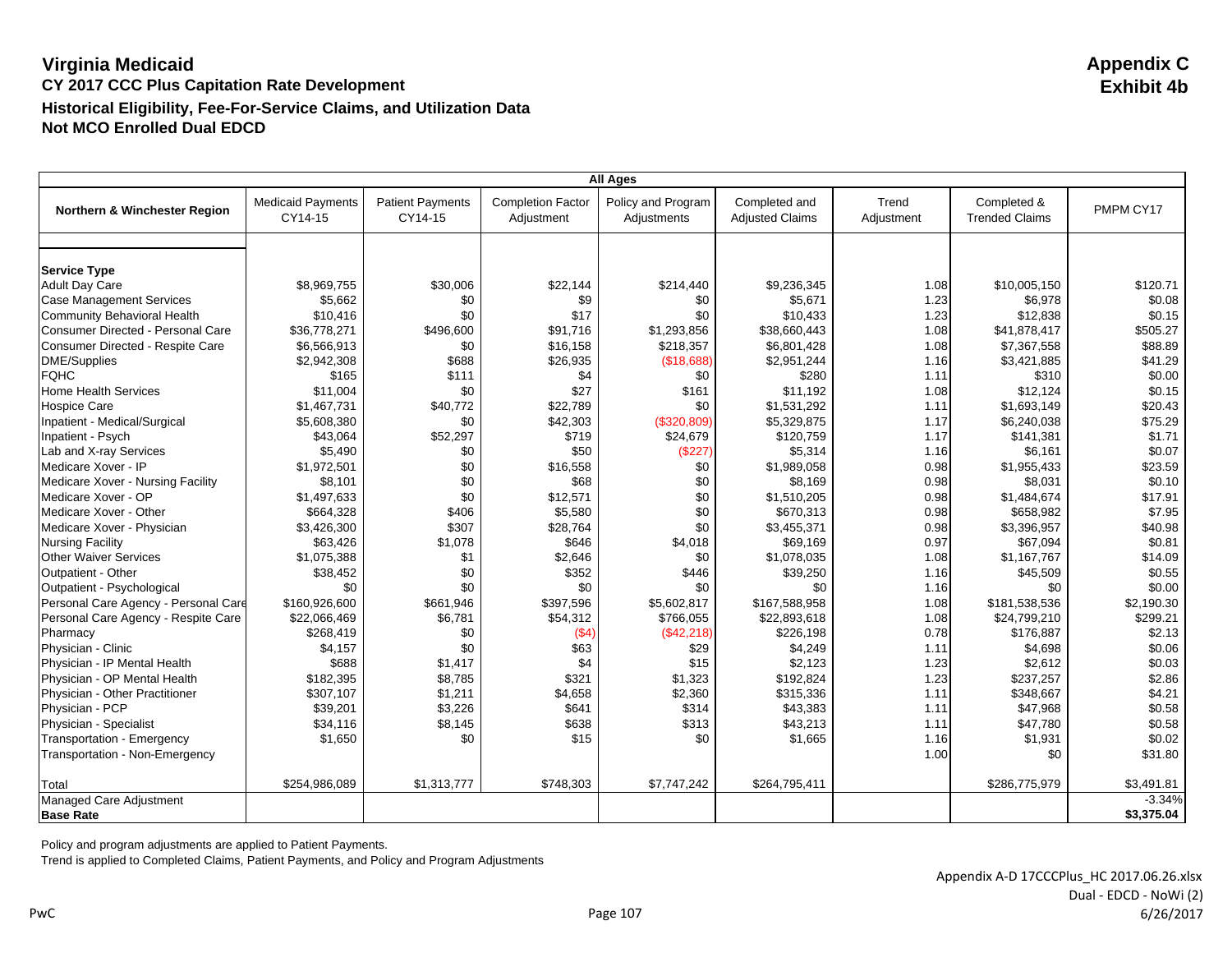# Virginia Medicaid

**Appendix C**
**Exhibit 4b**

## CY 2017 CCC Plus Capitation Rate Development

## Historical Eligibility, Fee-For-Service Claims, and Utilization Data

## Not MCO Enrolled Dual EDCD

| All Ages | | | | | | | | |
|---|---|---|---|---|---|---|---|---|
| **Northern & Winchester Region** | Medicaid Payments CY14-15 | Patient Payments CY14-15 | Completion Factor Adjustment | Policy and Program Adjustments | Completed and Adjusted Claims | Trend Adjustment | Completed & Trended Claims | PMPM CY17 |
| **Service Type** | | | | | | | | |
| Adult Day Care | $8,969,755 | $30,006 | $22,144 | $214,440 | $9,236,345 | 1.08 | $10,005,150 | $120.71 |
| Case Management Services | $5,662 | $0 | $9 | $0 | $5,671 | 1.23 | $6,978 | $0.08 |
| Community Behavioral Health | $10,416 | $0 | $17 | $0 | $10,433 | 1.23 | $12,838 | $0.15 |
| Consumer Directed - Personal Care | $36,778,271 | $496,600 | $91,716 | $1,293,856 | $38,660,443 | 1.08 | $41,878,417 | $505.27 |
| Consumer Directed - Respite Care | $6,566,913 | $0 | $16,158 | $218,357 | $6,801,428 | 1.08 | $7,367,558 | $88.89 |
| DME/Supplies | $2,942,308 | $688 | $26,935 | ($18,688) | $2,951,244 | 1.16 | $3,421,885 | $41.29 |
| FQHC | $165 | $111 | $4 | $0 | $280 | 1.11 | $310 | $0.00 |
| Home Health Services | $11,004 | $0 | $27 | $161 | $11,192 | 1.08 | $12,124 | $0.15 |
| Hospice Care | $1,467,731 | $40,772 | $22,789 | $0 | $1,531,292 | 1.11 | $1,693,149 | $20.43 |
| Inpatient - Medical/Surgical | $5,608,380 | $0 | $42,303 | ($320,809) | $5,329,875 | 1.17 | $6,240,038 | $75.29 |
| Inpatient - Psych | $43,064 | $52,297 | $719 | $24,679 | $120,759 | 1.17 | $141,381 | $1.71 |
| Lab and X-ray Services | $5,490 | $0 | $50 | ($227) | $5,314 | 1.16 | $6,161 | $0.07 |
| Medicare Xover - IP | $1,972,501 | $0 | $16,558 | $0 | $1,989,058 | 0.98 | $1,955,433 | $23.59 |
| Medicare Xover - Nursing Facility | $8,101 | $0 | $68 | $0 | $8,169 | 0.98 | $8,031 | $0.10 |
| Medicare Xover - OP | $1,497,633 | $0 | $12,571 | $0 | $1,510,205 | 0.98 | $1,484,674 | $17.91 |
| Medicare Xover - Other | $664,328 | $406 | $5,580 | $0 | $670,313 | 0.98 | $658,982 | $7.95 |
| Medicare Xover - Physician | $3,426,300 | $307 | $28,764 | $0 | $3,455,371 | 0.98 | $3,396,957 | $40.98 |
| Nursing Facility | $63,426 | $1,078 | $646 | $4,018 | $69,169 | 0.97 | $67,094 | $0.81 |
| Other Waiver Services | $1,075,388 | $1 | $2,646 | $0 | $1,078,035 | 1.08 | $1,167,767 | $14.09 |
| Outpatient - Other | $38,452 | $0 | $352 | $446 | $39,250 | 1.16 | $45,509 | $0.55 |
| Outpatient - Psychological | $0 | $0 | $0 | $0 | $0 | 1.16 | $0 | $0.00 |
| Personal Care Agency - Personal Care | $160,926,600 | $661,946 | $397,596 | $5,602,817 | $167,588,958 | 1.08 | $181,538,536 | $2,190.30 |
| Personal Care Agency - Respite Care | $22,066,469 | $6,781 | $54,312 | $766,055 | $22,893,618 | 1.08 | $24,799,210 | $299.21 |
| Pharmacy | $268,419 | $0 | ($4) | ($42,218) | $226,198 | 0.78 | $176,887 | $2.13 |
| Physician - Clinic | $4,157 | $0 | $63 | $29 | $4,249 | 1.11 | $4,698 | $0.06 |
| Physician - IP Mental Health | $688 | $1,417 | $4 | $15 | $2,123 | 1.23 | $2,612 | $0.03 |
| Physician - OP Mental Health | $182,395 | $8,785 | $321 | $1,323 | $192,824 | 1.23 | $237,257 | $2.86 |
| Physician - Other Practitioner | $307,107 | $1,211 | $4,658 | $2,360 | $315,336 | 1.11 | $348,667 | $4.21 |
| Physician - PCP | $39,201 | $3,226 | $641 | $314 | $43,383 | 1.11 | $47,968 | $0.58 |
| Physician - Specialist | $34,116 | $8,145 | $638 | $313 | $43,213 | 1.11 | $47,780 | $0.58 |
| Transportation - Emergency | $1,650 | $0 | $15 | $0 | $1,665 | 1.16 | $1,931 | $0.02 |
| Transportation - Non-Emergency | | | | | | 1.00 | $0 | $31.80 |
| Total | $254,986,089 | $1,313,777 | $748,303 | $7,747,242 | $264,795,411 | | $286,775,979 | $3,491.81 |
| Managed Care Adjustment | | | | | | | | -3.34% |
| **Base Rate** | | | | | | | | **$3,375.04** |

Policy and program adjustments are applied to Patient Payments.
Trend is applied to Completed Claims, Patient Payments, and Policy and Program Adjustments

Appendix A-D 17CCCPlus_HC 2017.06.26.xlsx
Dual - EDCD - NoWi (2)
6/26/2017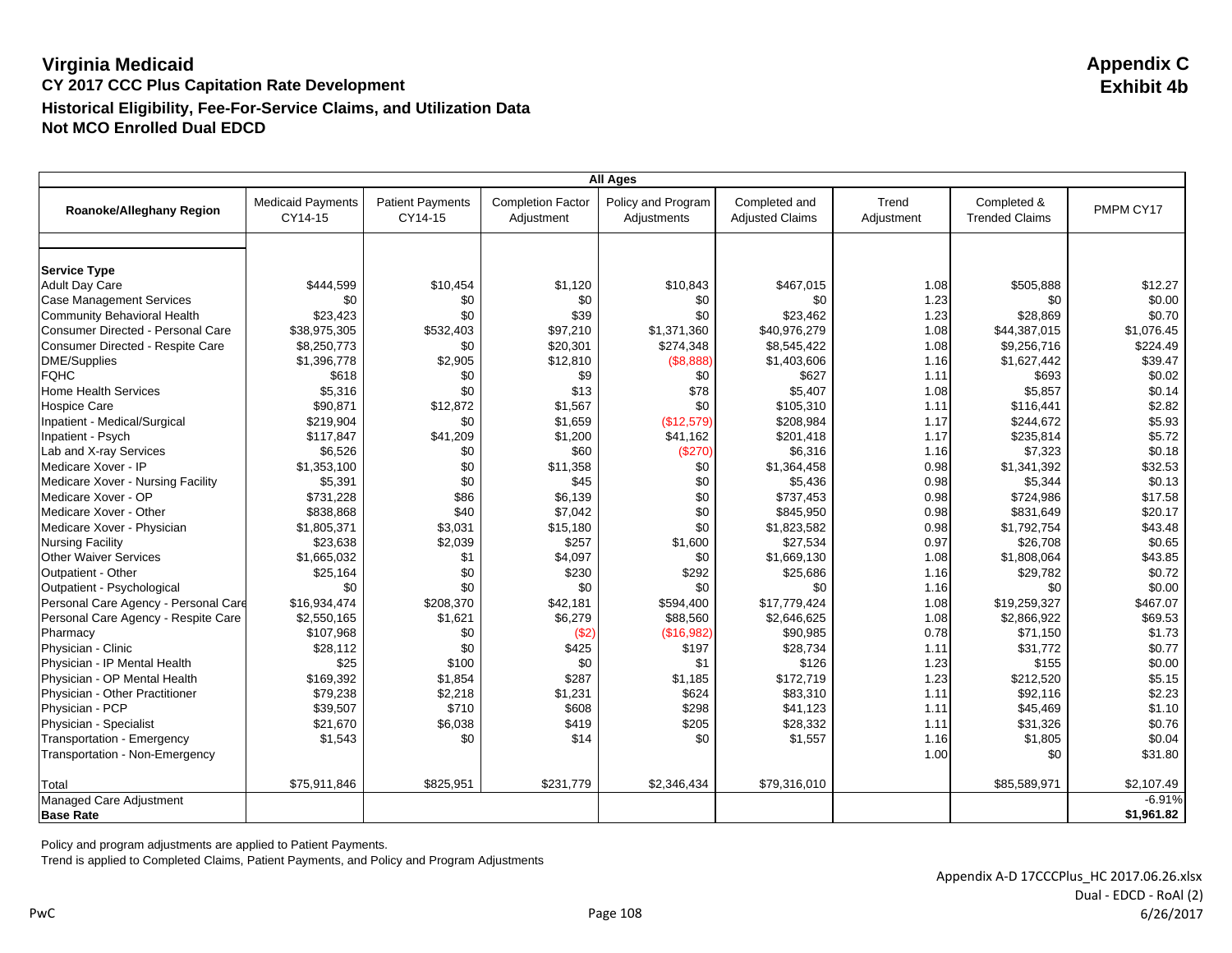# Virginia Medicaid

**Appendix C**
**Exhibit 4b**

## CY 2017 CCC Plus Capitation Rate Development

## Historical Eligibility, Fee-For-Service Claims, and Utilization Data

## Not MCO Enrolled Dual EDCD

| All Ages | | | | | | | | |
|---|---|---|---|---|---|---|---|---|
| Roanoke/Alleghany Region | Medicaid Payments CY14-15 | Patient Payments CY14-15 | Completion Factor Adjustment | Policy and Program Adjustments | Completed and Adjusted Claims | Trend Adjustment | Completed & Trended Claims | PMPM CY17 |
| **Service Type** | | | | | | | | |
| Adult Day Care | $444,599 | $10,454 | $1,120 | $10,843 | $467,015 | 1.08 | $505,888 | $12.27 |
| Case Management Services | $0 | $0 | $0 | $0 | $0 | 1.23 | $0 | $0.00 |
| Community Behavioral Health | $23,423 | $0 | $39 | $0 | $23,462 | 1.23 | $28,869 | $0.70 |
| Consumer Directed - Personal Care | $38,975,305 | $532,403 | $97,210 | $1,371,360 | $40,976,279 | 1.08 | $44,387,015 | $1,076.45 |
| Consumer Directed - Respite Care | $8,250,773 | $0 | $20,301 | $274,348 | $8,545,422 | 1.08 | $9,256,716 | $224.49 |
| DME/Supplies | $1,396,778 | $2,905 | $12,810 | ($8,888) | $1,403,606 | 1.16 | $1,627,442 | $39.47 |
| FQHC | $618 | $0 | $9 | $0 | $627 | 1.11 | $693 | $0.02 |
| Home Health Services | $5,316 | $0 | $13 | $78 | $5,407 | 1.08 | $5,857 | $0.14 |
| Hospice Care | $90,871 | $12,872 | $1,567 | $0 | $105,310 | 1.11 | $116,441 | $2.82 |
| Inpatient - Medical/Surgical | $219,904 | $0 | $1,659 | ($12,579) | $208,984 | 1.17 | $244,672 | $5.93 |
| Inpatient - Psych | $117,847 | $41,209 | $1,200 | $41,162 | $201,418 | 1.17 | $235,814 | $5.72 |
| Lab and X-ray Services | $6,526 | $0 | $60 | ($270) | $6,316 | 1.16 | $7,323 | $0.18 |
| Medicare Xover - IP | $1,353,100 | $0 | $11,358 | $0 | $1,364,458 | 0.98 | $1,341,392 | $32.53 |
| Medicare Xover - Nursing Facility | $5,391 | $0 | $45 | $0 | $5,436 | 0.98 | $5,344 | $0.13 |
| Medicare Xover - OP | $731,228 | $86 | $6,139 | $0 | $737,453 | 0.98 | $724,986 | $17.58 |
| Medicare Xover - Other | $838,868 | $40 | $7,042 | $0 | $845,950 | 0.98 | $831,649 | $20.17 |
| Medicare Xover - Physician | $1,805,371 | $3,031 | $15,180 | $0 | $1,823,582 | 0.98 | $1,792,754 | $43.48 |
| Nursing Facility | $23,638 | $2,039 | $257 | $1,600 | $27,534 | 0.97 | $26,708 | $0.65 |
| Other Waiver Services | $1,665,032 | $1 | $4,097 | $0 | $1,669,130 | 1.08 | $1,808,064 | $43.85 |
| Outpatient - Other | $25,164 | $0 | $230 | $292 | $25,686 | 1.16 | $29,782 | $0.72 |
| Outpatient - Psychological | $0 | $0 | $0 | $0 | $0 | 1.16 | $0 | $0.00 |
| Personal Care Agency - Personal Care | $16,934,474 | $208,370 | $42,181 | $594,400 | $17,779,424 | 1.08 | $19,259,327 | $467.07 |
| Personal Care Agency - Respite Care | $2,550,165 | $1,621 | $6,279 | $88,560 | $2,646,625 | 1.08 | $2,866,922 | $69.53 |
| Pharmacy | $107,968 | $0 | ($2) | ($16,982) | $90,985 | 0.78 | $71,150 | $1.73 |
| Physician - Clinic | $28,112 | $0 | $425 | $197 | $28,734 | 1.11 | $31,772 | $0.77 |
| Physician - IP Mental Health | $25 | $100 | $0 | $1 | $126 | 1.23 | $155 | $0.00 |
| Physician - OP Mental Health | $169,392 | $1,854 | $287 | $1,185 | $172,719 | 1.23 | $212,520 | $5.15 |
| Physician - Other Practitioner | $79,238 | $2,218 | $1,231 | $624 | $83,310 | 1.11 | $92,116 | $2.23 |
| Physician - PCP | $39,507 | $710 | $608 | $298 | $41,123 | 1.11 | $45,469 | $1.10 |
| Physician - Specialist | $21,670 | $6,038 | $419 | $205 | $28,332 | 1.11 | $31,326 | $0.76 |
| Transportation - Emergency | $1,543 | $0 | $14 | $0 | $1,557 | 1.16 | $1,805 | $0.04 |
| Transportation - Non-Emergency | | | | | | 1.00 | $0 | $31.80 |
| Total | $75,911,846 | $825,951 | $231,779 | $2,346,434 | $79,316,010 | | $85,589,971 | $2,107.49 |
| Managed Care Adjustment | | | | | | | | -6.91% |
| **Base Rate** | | | | | | | | **$1,961.82** |

Policy and program adjustments are applied to Patient Payments.
Trend is applied to Completed Claims, Patient Payments, and Policy and Program Adjustments

Appendix A-D 17CCCPlus_HC 2017.06.26.xlsx
Dual - EDCD - RoAl (2)
6/26/2017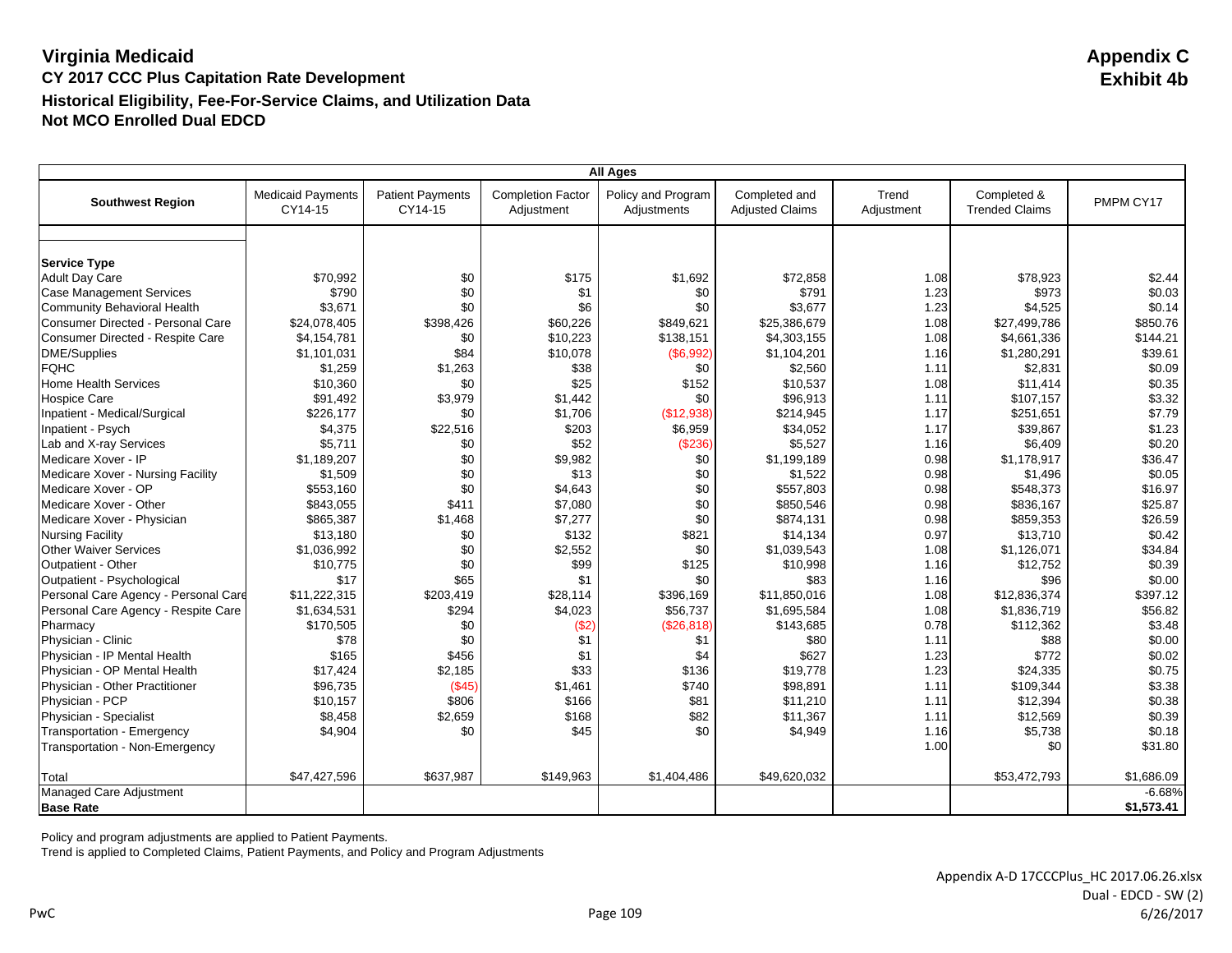# Virginia Medicaid

**Appendix C**
**Exhibit 4b**

## CY 2017 CCC Plus Capitation Rate Development

### Historical Eligibility, Fee-For-Service Claims, and Utilization Data

### Not MCO Enrolled Dual EDCD

| All Ages | | | | | | | | |
|---|---|---|---|---|---|---|---|---|
| **Southwest Region** | Medicaid Payments CY14-15 | Patient Payments CY14-15 | Completion Factor Adjustment | Policy and Program Adjustments | Completed and Adjusted Claims | Trend Adjustment | Completed & Trended Claims | PMPM CY17 |
| **Service Type** | | | | | | | | |
| Adult Day Care | $70,992 | $0 | $175 | $1,692 | $72,858 | 1.08 | $78,923 | $2.44 |
| Case Management Services | $790 | $0 | $1 | $0 | $791 | 1.23 | $973 | $0.03 |
| Community Behavioral Health | $3,671 | $0 | $6 | $0 | $3,677 | 1.23 | $4,525 | $0.14 |
| Consumer Directed - Personal Care | $24,078,405 | $398,426 | $60,226 | $849,621 | $25,386,679 | 1.08 | $27,499,786 | $850.76 |
| Consumer Directed - Respite Care | $4,154,781 | $0 | $10,223 | $138,151 | $4,303,155 | 1.08 | $4,661,336 | $144.21 |
| DME/Supplies | $1,101,031 | $84 | $10,078 | ($6,992) | $1,104,201 | 1.16 | $1,280,291 | $39.61 |
| FQHC | $1,259 | $1,263 | $38 | $0 | $2,560 | 1.11 | $2,831 | $0.09 |
| Home Health Services | $10,360 | $0 | $25 | $152 | $10,537 | 1.08 | $11,414 | $0.35 |
| Hospice Care | $91,492 | $3,979 | $1,442 | $0 | $96,913 | 1.11 | $107,157 | $3.32 |
| Inpatient - Medical/Surgical | $226,177 | $0 | $1,706 | ($12,938) | $214,945 | 1.17 | $251,651 | $7.79 |
| Inpatient - Psych | $4,375 | $22,516 | $203 | $6,959 | $34,052 | 1.17 | $39,867 | $1.23 |
| Lab and X-ray Services | $5,711 | $0 | $52 | ($236) | $5,527 | 1.16 | $6,409 | $0.20 |
| Medicare Xover - IP | $1,189,207 | $0 | $9,982 | $0 | $1,199,189 | 0.98 | $1,178,917 | $36.47 |
| Medicare Xover - Nursing Facility | $1,509 | $0 | $13 | $0 | $1,522 | 0.98 | $1,496 | $0.05 |
| Medicare Xover - OP | $553,160 | $0 | $4,643 | $0 | $557,803 | 0.98 | $548,373 | $16.97 |
| Medicare Xover - Other | $843,055 | $411 | $7,080 | $0 | $850,546 | 0.98 | $836,167 | $25.87 |
| Medicare Xover - Physician | $865,387 | $1,468 | $7,277 | $0 | $874,131 | 0.98 | $859,353 | $26.59 |
| Nursing Facility | $13,180 | $0 | $132 | $821 | $14,134 | 0.97 | $13,710 | $0.42 |
| Other Waiver Services | $1,036,992 | $0 | $2,552 | $0 | $1,039,543 | 1.08 | $1,126,071 | $34.84 |
| Outpatient - Other | $10,775 | $0 | $99 | $125 | $10,998 | 1.16 | $12,752 | $0.39 |
| Outpatient - Psychological | $17 | $65 | $1 | $0 | $83 | 1.16 | $96 | $0.00 |
| Personal Care Agency - Personal Care | $11,222,315 | $203,419 | $28,114 | $396,169 | $11,850,016 | 1.08 | $12,836,374 | $397.12 |
| Personal Care Agency - Respite Care | $1,634,531 | $294 | $4,023 | $56,737 | $1,695,584 | 1.08 | $1,836,719 | $56.82 |
| Pharmacy | $170,505 | $0 | ($2) | ($26,818) | $143,685 | 0.78 | $112,362 | $3.48 |
| Physician - Clinic | $78 | $0 | $1 | $1 | $80 | 1.11 | $88 | $0.00 |
| Physician - IP Mental Health | $165 | $456 | $1 | $4 | $627 | 1.23 | $772 | $0.02 |
| Physician - OP Mental Health | $17,424 | $2,185 | $33 | $136 | $19,778 | 1.23 | $24,335 | $0.75 |
| Physician - Other Practitioner | $96,735 | ($45) | $1,461 | $740 | $98,891 | 1.11 | $109,344 | $3.38 |
| Physician - PCP | $10,157 | $806 | $166 | $81 | $11,210 | 1.11 | $12,394 | $0.38 |
| Physician - Specialist | $8,458 | $2,659 | $168 | $82 | $11,367 | 1.11 | $12,569 | $0.39 |
| Transportation - Emergency | $4,904 | $0 | $45 | $0 | $4,949 | 1.16 | $5,738 | $0.18 |
| Transportation - Non-Emergency | | | | | | 1.00 | $0 | $31.80 |
| Total | $47,427,596 | $637,987 | $149,963 | $1,404,486 | $49,620,032 | | $53,472,793 | $1,686.09 |
| Managed Care Adjustment | | | | | | | | -6.68% |
| **Base Rate** | | | | | | | | **$1,573.41** |

Policy and program adjustments are applied to Patient Payments.
Trend is applied to Completed Claims, Patient Payments, and Policy and Program Adjustments

Appendix A-D 17CCCPlus_HC 2017.06.26.xlsx
Dual - EDCD - SW (2)
6/26/2017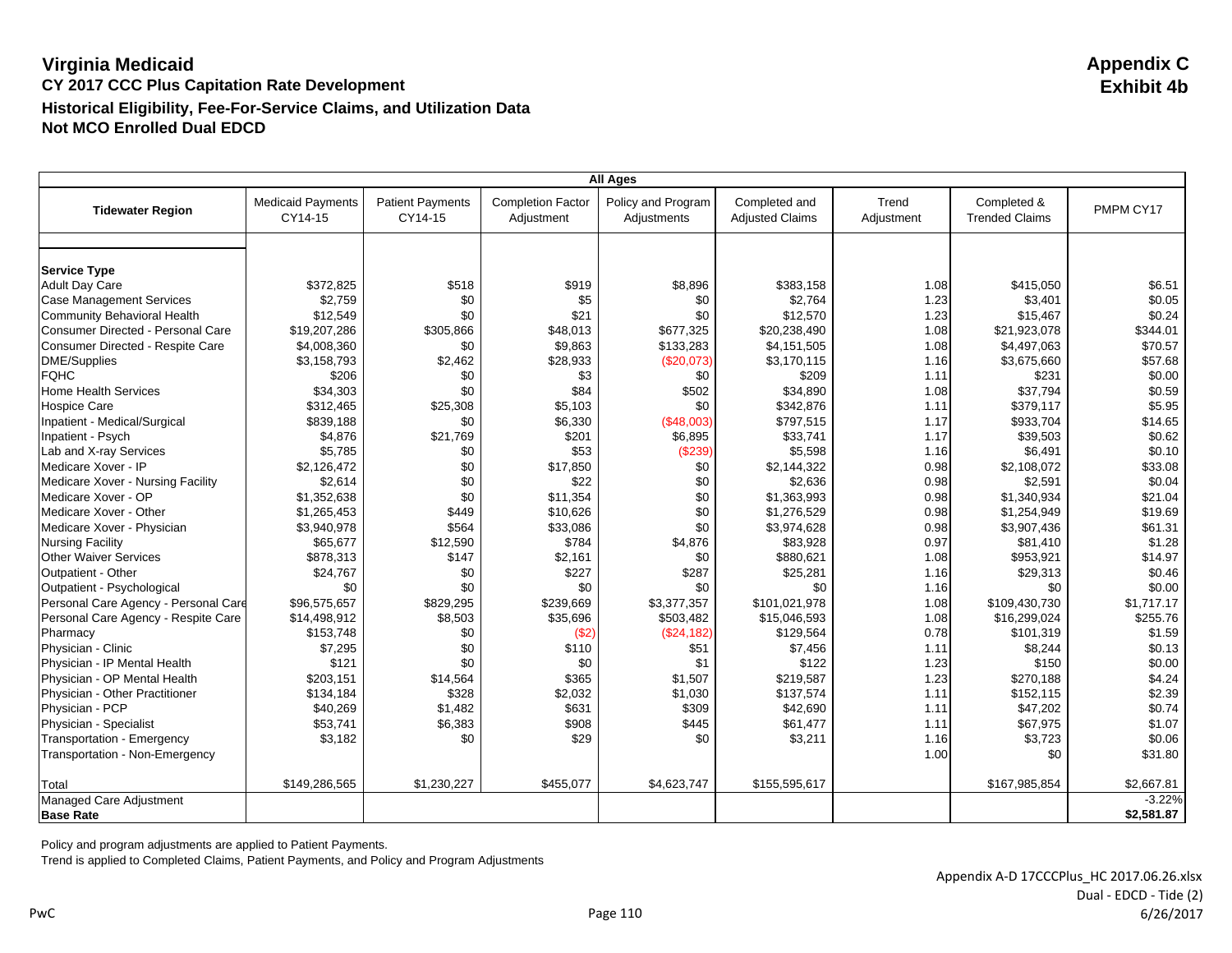# Virginia Medicaid

**Appendix C**
**Exhibit 4b**

### CY 2017 CCC Plus Capitation Rate Development
### Historical Eligibility, Fee-For-Service Claims, and Utilization Data
### Not MCO Enrolled Dual EDCD

| All Ages | | | | | | | | |
|---|---|---|---|---|---|---|---|---|
| **Tidewater Region** | Medicaid Payments CY14-15 | Patient Payments CY14-15 | Completion Factor Adjustment | Policy and Program Adjustments | Completed and Adjusted Claims | Trend Adjustment | Completed & Trended Claims | PMPM CY17 |
| **Service Type** | | | | | | | | |
| Adult Day Care | $372,825 | $518 | $919 | $8,896 | $383,158 | 1.08 | $415,050 | $6.51 |
| Case Management Services | $2,759 | $0 | $5 | $0 | $2,764 | 1.23 | $3,401 | $0.05 |
| Community Behavioral Health | $12,549 | $0 | $21 | $0 | $12,570 | 1.23 | $15,467 | $0.24 |
| Consumer Directed - Personal Care | $19,207,286 | $305,866 | $48,013 | $677,325 | $20,238,490 | 1.08 | $21,923,078 | $344.01 |
| Consumer Directed - Respite Care | $4,008,360 | $0 | $9,863 | $133,283 | $4,151,505 | 1.08 | $4,497,063 | $70.57 |
| DME/Supplies | $3,158,793 | $2,462 | $28,933 | ($20,073) | $3,170,115 | 1.16 | $3,675,660 | $57.68 |
| FQHC | $206 | $0 | $3 | $0 | $209 | 1.11 | $231 | $0.00 |
| Home Health Services | $34,303 | $0 | $84 | $502 | $34,890 | 1.08 | $37,794 | $0.59 |
| Hospice Care | $312,465 | $25,308 | $5,103 | $0 | $342,876 | 1.11 | $379,117 | $5.95 |
| Inpatient - Medical/Surgical | $839,188 | $0 | $6,330 | ($48,003) | $797,515 | 1.17 | $933,704 | $14.65 |
| Inpatient - Psych | $4,876 | $21,769 | $201 | $6,895 | $33,741 | 1.17 | $39,503 | $0.62 |
| Lab and X-ray Services | $5,785 | $0 | $53 | ($239) | $5,598 | 1.16 | $6,491 | $0.10 |
| Medicare Xover - IP | $2,126,472 | $0 | $17,850 | $0 | $2,144,322 | 0.98 | $2,108,072 | $33.08 |
| Medicare Xover - Nursing Facility | $2,614 | $0 | $22 | $0 | $2,636 | 0.98 | $2,591 | $0.04 |
| Medicare Xover - OP | $1,352,638 | $0 | $11,354 | $0 | $1,363,993 | 0.98 | $1,340,934 | $21.04 |
| Medicare Xover - Other | $1,265,453 | $449 | $10,626 | $0 | $1,276,529 | 0.98 | $1,254,949 | $19.69 |
| Medicare Xover - Physician | $3,940,978 | $564 | $33,086 | $0 | $3,974,628 | 0.98 | $3,907,436 | $61.31 |
| Nursing Facility | $65,677 | $12,590 | $784 | $4,876 | $83,928 | 0.97 | $81,410 | $1.28 |
| Other Waiver Services | $878,313 | $147 | $2,161 | $0 | $880,621 | 1.08 | $953,921 | $14.97 |
| Outpatient - Other | $24,767 | $0 | $227 | $287 | $25,281 | 1.16 | $29,313 | $0.46 |
| Outpatient - Psychological | $0 | $0 | $0 | $0 | $0 | 1.16 | $0 | $0.00 |
| Personal Care Agency - Personal Care | $96,575,657 | $829,295 | $239,669 | $3,377,357 | $101,021,978 | 1.08 | $109,430,730 | $1,717.17 |
| Personal Care Agency - Respite Care | $14,498,912 | $8,503 | $35,696 | $503,482 | $15,046,593 | 1.08 | $16,299,024 | $255.76 |
| Pharmacy | $153,748 | $0 | ($2) | ($24,182) | $129,564 | 0.78 | $101,319 | $1.59 |
| Physician - Clinic | $7,295 | $0 | $110 | $51 | $7,456 | 1.11 | $8,244 | $0.13 |
| Physician - IP Mental Health | $121 | $0 | $0 | $1 | $122 | 1.23 | $150 | $0.00 |
| Physician - OP Mental Health | $203,151 | $14,564 | $365 | $1,507 | $219,587 | 1.23 | $270,188 | $4.24 |
| Physician - Other Practitioner | $134,184 | $328 | $2,032 | $1,030 | $137,574 | 1.11 | $152,115 | $2.39 |
| Physician - PCP | $40,269 | $1,482 | $631 | $309 | $42,690 | 1.11 | $47,202 | $0.74 |
| Physician - Specialist | $53,741 | $6,383 | $908 | $445 | $61,477 | 1.11 | $67,975 | $1.07 |
| Transportation - Emergency | $3,182 | $0 | $29 | $0 | $3,211 | 1.16 | $3,723 | $0.06 |
| Transportation - Non-Emergency | | | | | | 1.00 | $0 | $31.80 |
| Total | $149,286,565 | $1,230,227 | $455,077 | $4,623,747 | $155,595,617 | | $167,985,854 | $2,667.81 |
| Managed Care Adjustment | | | | | | | | -3.22% |
| **Base Rate** | | | | | | | | **$2,581.87** |

Policy and program adjustments are applied to Patient Payments.

Trend is applied to Completed Claims, Patient Payments, and Policy and Program Adjustments

Appendix A-D 17CCCPlus_HC 2017.06.26.xlsx
Dual - EDCD - Tide (2)
6/26/2017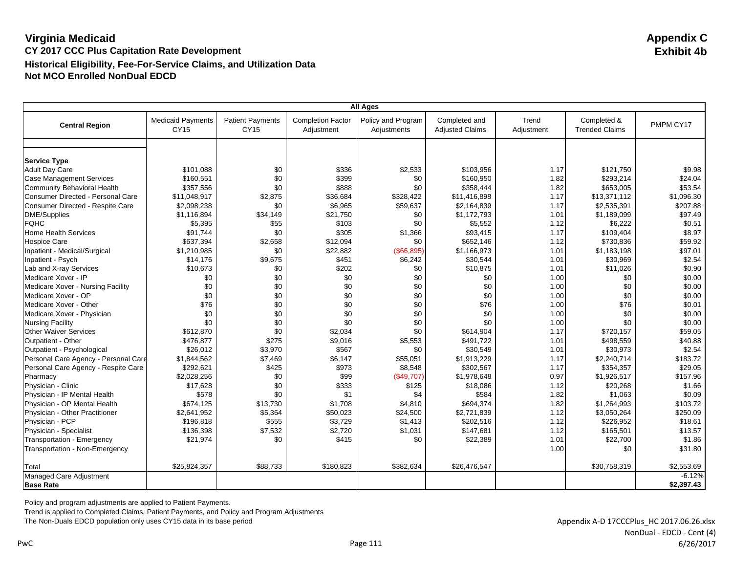# Virginia Medicaid

**Appendix C**
**Exhibit 4b**

**CY 2017 CCC Plus Capitation Rate Development**

**Historical Eligibility, Fee-For-Service Claims, and Utilization Data**

**Not MCO Enrolled NonDual EDCD**

| All Ages | | | | | | | | |
|---|---|---|---|---|---|---|---|---|
| **Central Region** | Medicaid Payments CY15 | Patient Payments CY15 | Completion Factor Adjustment | Policy and Program Adjustments | Completed and Adjusted Claims | Trend Adjustment | Completed & Trended Claims | PMPM CY17 |
| **Service Type** | | | | | | | | |
| Adult Day Care | $101,088 | $0 | $336 | $2,533 | $103,956 | 1.17 | $121,750 | $9.98 |
| Case Management Services | $160,551 | $0 | $399 | $0 | $160,950 | 1.82 | $293,214 | $24.04 |
| Community Behavioral Health | $357,556 | $0 | $888 | $0 | $358,444 | 1.82 | $653,005 | $53.54 |
| Consumer Directed - Personal Care | $11,048,917 | $2,875 | $36,684 | $328,422 | $11,416,898 | 1.17 | $13,371,112 | $1,096.30 |
| Consumer Directed - Respite Care | $2,098,238 | $0 | $6,965 | $59,637 | $2,164,839 | 1.17 | $2,535,391 | $207.88 |
| DME/Supplies | $1,116,894 | $34,149 | $21,750 | $0 | $1,172,793 | 1.01 | $1,189,099 | $97.49 |
| FQHC | $5,395 | $55 | $103 | $0 | $5,552 | 1.12 | $6,222 | $0.51 |
| Home Health Services | $91,744 | $0 | $305 | $1,366 | $93,415 | 1.17 | $109,404 | $8.97 |
| Hospice Care | $637,394 | $2,658 | $12,094 | $0 | $652,146 | 1.12 | $730,836 | $59.92 |
| Inpatient - Medical/Surgical | $1,210,985 | $0 | $22,882 | ($66,895) | $1,166,973 | 1.01 | $1,183,198 | $97.01 |
| Inpatient - Psych | $14,176 | $9,675 | $451 | $6,242 | $30,544 | 1.01 | $30,969 | $2.54 |
| Lab and X-ray Services | $10,673 | $0 | $202 | $0 | $10,875 | 1.01 | $11,026 | $0.90 |
| Medicare Xover - IP | $0 | $0 | $0 | $0 | $0 | 1.00 | $0 | $0.00 |
| Medicare Xover - Nursing Facility | $0 | $0 | $0 | $0 | $0 | 1.00 | $0 | $0.00 |
| Medicare Xover - OP | $0 | $0 | $0 | $0 | $0 | 1.00 | $0 | $0.00 |
| Medicare Xover - Other | $76 | $0 | $0 | $0 | $76 | 1.00 | $76 | $0.01 |
| Medicare Xover - Physician | $0 | $0 | $0 | $0 | $0 | 1.00 | $0 | $0.00 |
| Nursing Facility | $0 | $0 | $0 | $0 | $0 | 1.00 | $0 | $0.00 |
| Other Waiver Services | $612,870 | $0 | $2,034 | $0 | $614,904 | 1.17 | $720,157 | $59.05 |
| Outpatient - Other | $476,877 | $275 | $9,016 | $5,553 | $491,722 | 1.01 | $498,559 | $40.88 |
| Outpatient - Psychological | $26,012 | $3,970 | $567 | $0 | $30,549 | 1.01 | $30,973 | $2.54 |
| Personal Care Agency - Personal Care | $1,844,562 | $7,469 | $6,147 | $55,051 | $1,913,229 | 1.17 | $2,240,714 | $183.72 |
| Personal Care Agency - Respite Care | $292,621 | $425 | $973 | $8,548 | $302,567 | 1.17 | $354,357 | $29.05 |
| Pharmacy | $2,028,256 | $0 | $99 | ($49,707) | $1,978,648 | 0.97 | $1,926,517 | $157.96 |
| Physician - Clinic | $17,628 | $0 | $333 | $125 | $18,086 | 1.12 | $20,268 | $1.66 |
| Physician - IP Mental Health | $578 | $0 | $1 | $4 | $584 | 1.82 | $1,063 | $0.09 |
| Physician - OP Mental Health | $674,125 | $13,730 | $1,708 | $4,810 | $694,374 | 1.82 | $1,264,993 | $103.72 |
| Physician - Other Practitioner | $2,641,952 | $5,364 | $50,023 | $24,500 | $2,721,839 | 1.12 | $3,050,264 | $250.09 |
| Physician - PCP | $196,818 | $555 | $3,729 | $1,413 | $202,516 | 1.12 | $226,952 | $18.61 |
| Physician - Specialist | $136,398 | $7,532 | $2,720 | $1,031 | $147,681 | 1.12 | $165,501 | $13.57 |
| Transportation - Emergency | $21,974 | $0 | $415 | $0 | $22,389 | 1.01 | $22,700 | $1.86 |
| Transportation - Non-Emergency | | | | | | 1.00 | $0 | $31.80 |
| Total | $25,824,357 | $88,733 | $180,823 | $382,634 | $26,476,547 | | $30,758,319 | $2,553.69 |
| Managed Care Adjustment | | | | | | | | -6.12% |
| **Base Rate** | | | | | | | | **$2,397.43** |

Policy and program adjustments are applied to Patient Payments.

Trend is applied to Completed Claims, Patient Payments, and Policy and Program Adjustments

The Non-Duals EDCD population only uses CY15 data in its base period

Appendix A-D 17CCCPlus_HC 2017.06.26.xlsx
NonDual - EDCD - Cent (4)
6/26/2017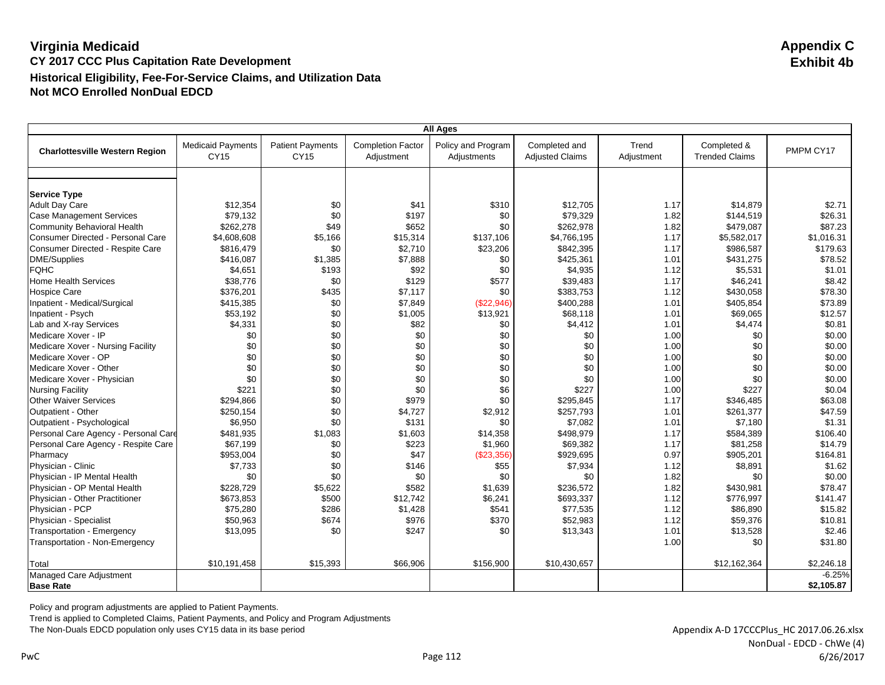# Virginia Medicaid

**Appendix C**
**Exhibit 4b**

**CY 2017 CCC Plus Capitation Rate Development**
**Historical Eligibility, Fee-For-Service Claims, and Utilization Data**
**Not MCO Enrolled NonDual EDCD**

| All Ages | | | | | | | | |
|---|---|---|---|---|---|---|---|---|
| **Charlottesville Western Region** | Medicaid Payments CY15 | Patient Payments CY15 | Completion Factor Adjustment | Policy and Program Adjustments | Completed and Adjusted Claims | Trend Adjustment | Completed & Trended Claims | PMPM CY17 |
| **Service Type** | | | | | | | | |
| Adult Day Care | $12,354 | $0 | $41 | $310 | $12,705 | 1.17 | $14,879 | $2.71 |
| Case Management Services | $79,132 | $0 | $197 | $0 | $79,329 | 1.82 | $144,519 | $26.31 |
| Community Behavioral Health | $262,278 | $49 | $652 | $0 | $262,978 | 1.82 | $479,087 | $87.23 |
| Consumer Directed - Personal Care | $4,608,608 | $5,166 | $15,314 | $137,106 | $4,766,195 | 1.17 | $5,582,017 | $1,016.31 |
| Consumer Directed - Respite Care | $816,479 | $0 | $2,710 | $23,206 | $842,395 | 1.17 | $986,587 | $179.63 |
| DME/Supplies | $416,087 | $1,385 | $7,888 | $0 | $425,361 | 1.01 | $431,275 | $78.52 |
| FQHC | $4,651 | $193 | $92 | $0 | $4,935 | 1.12 | $5,531 | $1.01 |
| Home Health Services | $38,776 | $0 | $129 | $577 | $39,483 | 1.17 | $46,241 | $8.42 |
| Hospice Care | $376,201 | $435 | $7,117 | $0 | $383,753 | 1.12 | $430,058 | $78.30 |
| Inpatient - Medical/Surgical | $415,385 | $0 | $7,849 | ($22,946) | $400,288 | 1.01 | $405,854 | $73.89 |
| Inpatient - Psych | $53,192 | $0 | $1,005 | $13,921 | $68,118 | 1.01 | $69,065 | $12.57 |
| Lab and X-ray Services | $4,331 | $0 | $82 | $0 | $4,412 | 1.01 | $4,474 | $0.81 |
| Medicare Xover - IP | $0 | $0 | $0 | $0 | $0 | 1.00 | $0 | $0.00 |
| Medicare Xover - Nursing Facility | $0 | $0 | $0 | $0 | $0 | 1.00 | $0 | $0.00 |
| Medicare Xover - OP | $0 | $0 | $0 | $0 | $0 | 1.00 | $0 | $0.00 |
| Medicare Xover - Other | $0 | $0 | $0 | $0 | $0 | 1.00 | $0 | $0.00 |
| Medicare Xover - Physician | $0 | $0 | $0 | $0 | $0 | 1.00 | $0 | $0.00 |
| Nursing Facility | $221 | $0 | $0 | $6 | $227 | 1.00 | $227 | $0.04 |
| Other Waiver Services | $294,866 | $0 | $979 | $0 | $295,845 | 1.17 | $346,485 | $63.08 |
| Outpatient - Other | $250,154 | $0 | $4,727 | $2,912 | $257,793 | 1.01 | $261,377 | $47.59 |
| Outpatient - Psychological | $6,950 | $0 | $131 | $0 | $7,082 | 1.01 | $7,180 | $1.31 |
| Personal Care Agency - Personal Care | $481,935 | $1,083 | $1,603 | $14,358 | $498,979 | 1.17 | $584,389 | $106.40 |
| Personal Care Agency - Respite Care | $67,199 | $0 | $223 | $1,960 | $69,382 | 1.17 | $81,258 | $14.79 |
| Pharmacy | $953,004 | $0 | $47 | ($23,356) | $929,695 | 0.97 | $905,201 | $164.81 |
| Physician - Clinic | $7,733 | $0 | $146 | $55 | $7,934 | 1.12 | $8,891 | $1.62 |
| Physician - IP Mental Health | $0 | $0 | $0 | $0 | $0 | 1.82 | $0 | $0.00 |
| Physician - OP Mental Health | $228,729 | $5,622 | $582 | $1,639 | $236,572 | 1.82 | $430,981 | $78.47 |
| Physician - Other Practitioner | $673,853 | $500 | $12,742 | $6,241 | $693,337 | 1.12 | $776,997 | $141.47 |
| Physician - PCP | $75,280 | $286 | $1,428 | $541 | $77,535 | 1.12 | $86,890 | $15.82 |
| Physician - Specialist | $50,963 | $674 | $976 | $370 | $52,983 | 1.12 | $59,376 | $10.81 |
| Transportation - Emergency | $13,095 | $0 | $247 | $0 | $13,343 | 1.01 | $13,528 | $2.46 |
| Transportation - Non-Emergency | | | | | | 1.00 | $0 | $31.80 |
| Total | $10,191,458 | $15,393 | $66,906 | $156,900 | $10,430,657 | | $12,162,364 | $2,246.18 |
| Managed Care Adjustment | | | | | | | | -6.25% |
| **Base Rate** | | | | | | | | **$2,105.87** |

Policy and program adjustments are applied to Patient Payments.
Trend is applied to Completed Claims, Patient Payments, and Policy and Program Adjustments
The Non-Duals EDCD population only uses CY15 data in its base period

Appendix A-D 17CCCPlus_HC 2017.06.26.xlsx
NonDual - EDCD - ChWe (4)
6/26/2017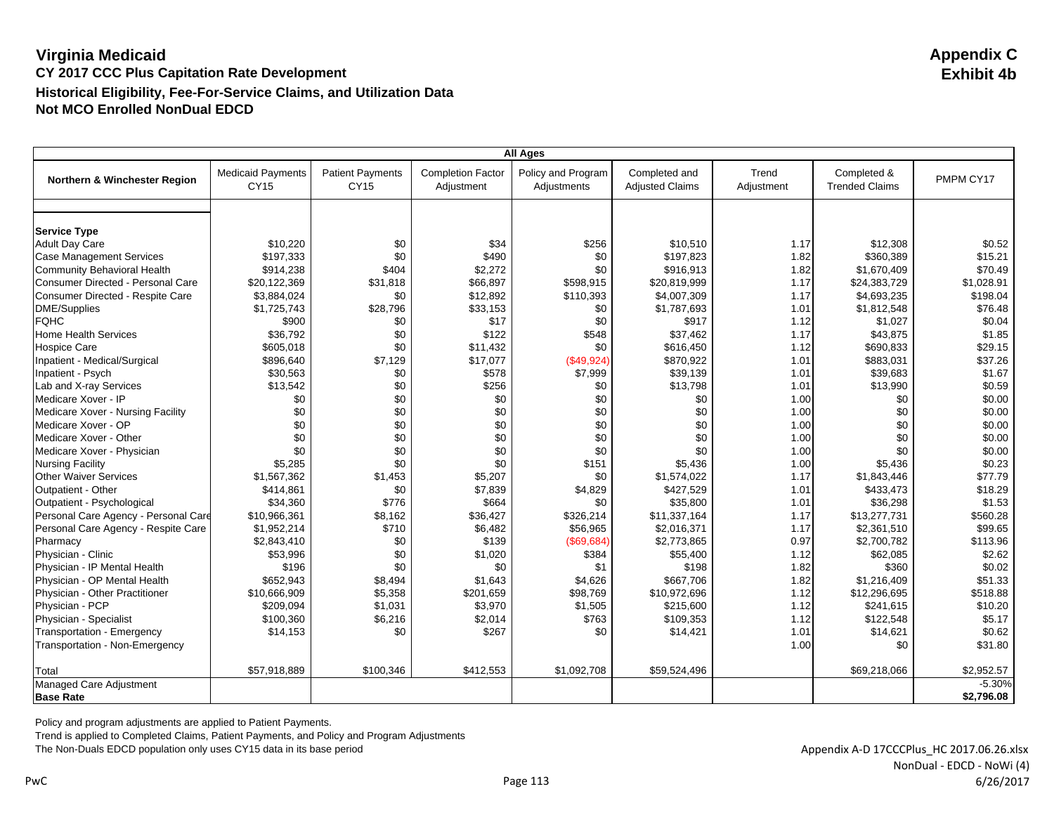# Virginia Medicaid

## Appendix C
## Exhibit 4b

### CY 2017 CCC Plus Capitation Rate Development
### Historical Eligibility, Fee-For-Service Claims, and Utilization Data
### Not MCO Enrolled NonDual EDCD

| All Ages | | | | | | | | |
|---|---|---|---|---|---|---|---|---|
| **Northern & Winchester Region** | Medicaid Payments CY15 | Patient Payments CY15 | Completion Factor Adjustment | Policy and Program Adjustments | Completed and Adjusted Claims | Trend Adjustment | Completed & Trended Claims | PMPM CY17 |
| **Service Type** | | | | | | | | |
| Adult Day Care | $10,220 | $0 | $34 | $256 | $10,510 | 1.17 | $12,308 | $0.52 |
| Case Management Services | $197,333 | $0 | $490 | $0 | $197,823 | 1.82 | $360,389 | $15.21 |
| Community Behavioral Health | $914,238 | $404 | $2,272 | $0 | $916,913 | 1.82 | $1,670,409 | $70.49 |
| Consumer Directed - Personal Care | $20,122,369 | $31,818 | $66,897 | $598,915 | $20,819,999 | 1.17 | $24,383,729 | $1,028.91 |
| Consumer Directed - Respite Care | $3,884,024 | $0 | $12,892 | $110,393 | $4,007,309 | 1.17 | $4,693,235 | $198.04 |
| DME/Supplies | $1,725,743 | $28,796 | $33,153 | $0 | $1,787,693 | 1.01 | $1,812,548 | $76.48 |
| FQHC | $900 | $0 | $17 | $0 | $917 | 1.12 | $1,027 | $0.04 |
| Home Health Services | $36,792 | $0 | $122 | $548 | $37,462 | 1.17 | $43,875 | $1.85 |
| Hospice Care | $605,018 | $0 | $11,432 | $0 | $616,450 | 1.12 | $690,833 | $29.15 |
| Inpatient - Medical/Surgical | $896,640 | $7,129 | $17,077 | ($49,924) | $870,922 | 1.01 | $883,031 | $37.26 |
| Inpatient - Psych | $30,563 | $0 | $578 | $7,999 | $39,139 | 1.01 | $39,683 | $1.67 |
| Lab and X-ray Services | $13,542 | $0 | $256 | $0 | $13,798 | 1.01 | $13,990 | $0.59 |
| Medicare Xover - IP | $0 | $0 | $0 | $0 | $0 | 1.00 | $0 | $0.00 |
| Medicare Xover - Nursing Facility | $0 | $0 | $0 | $0 | $0 | 1.00 | $0 | $0.00 |
| Medicare Xover - OP | $0 | $0 | $0 | $0 | $0 | 1.00 | $0 | $0.00 |
| Medicare Xover - Other | $0 | $0 | $0 | $0 | $0 | 1.00 | $0 | $0.00 |
| Medicare Xover - Physician | $0 | $0 | $0 | $0 | $0 | 1.00 | $0 | $0.00 |
| Nursing Facility | $5,285 | $0 | $0 | $151 | $5,436 | 1.00 | $5,436 | $0.23 |
| Other Waiver Services | $1,567,362 | $1,453 | $5,207 | $0 | $1,574,022 | 1.17 | $1,843,446 | $77.79 |
| Outpatient - Other | $414,861 | $0 | $7,839 | $4,829 | $427,529 | 1.01 | $433,473 | $18.29 |
| Outpatient - Psychological | $34,360 | $776 | $664 | $0 | $35,800 | 1.01 | $36,298 | $1.53 |
| Personal Care Agency - Personal Care | $10,966,361 | $8,162 | $36,427 | $326,214 | $11,337,164 | 1.17 | $13,277,731 | $560.28 |
| Personal Care Agency - Respite Care | $1,952,214 | $710 | $6,482 | $56,965 | $2,016,371 | 1.17 | $2,361,510 | $99.65 |
| Pharmacy | $2,843,410 | $0 | $139 | ($69,684) | $2,773,865 | 0.97 | $2,700,782 | $113.96 |
| Physician - Clinic | $53,996 | $0 | $1,020 | $384 | $55,400 | 1.12 | $62,085 | $2.62 |
| Physician - IP Mental Health | $196 | $0 | $0 | $1 | $198 | 1.82 | $360 | $0.02 |
| Physician - OP Mental Health | $652,943 | $8,494 | $1,643 | $4,626 | $667,706 | 1.82 | $1,216,409 | $51.33 |
| Physician - Other Practitioner | $10,666,909 | $5,358 | $201,659 | $98,769 | $10,972,696 | 1.12 | $12,296,695 | $518.88 |
| Physician - PCP | $209,094 | $1,031 | $3,970 | $1,505 | $215,600 | 1.12 | $241,615 | $10.20 |
| Physician - Specialist | $100,360 | $6,216 | $2,014 | $763 | $109,353 | 1.12 | $122,548 | $5.17 |
| Transportation - Emergency | $14,153 | $0 | $267 | $0 | $14,421 | 1.01 | $14,621 | $0.62 |
| Transportation - Non-Emergency | | | | | | 1.00 | $0 | $31.80 |
| Total | $57,918,889 | $100,346 | $412,553 | $1,092,708 | $59,524,496 | | $69,218,066 | $2,952.57 |
| Managed Care Adjustment | | | | | | | | -5.30% |
| **Base Rate** | | | | | | | | **$2,796.08** |

Policy and program adjustments are applied to Patient Payments.
Trend is applied to Completed Claims, Patient Payments, and Policy and Program Adjustments
The Non-Duals EDCD population only uses CY15 data in its base period

Appendix A-D 17CCCPlus_HC 2017.06.26.xlsx
NonDual - EDCD - NoWi (4)
6/26/2017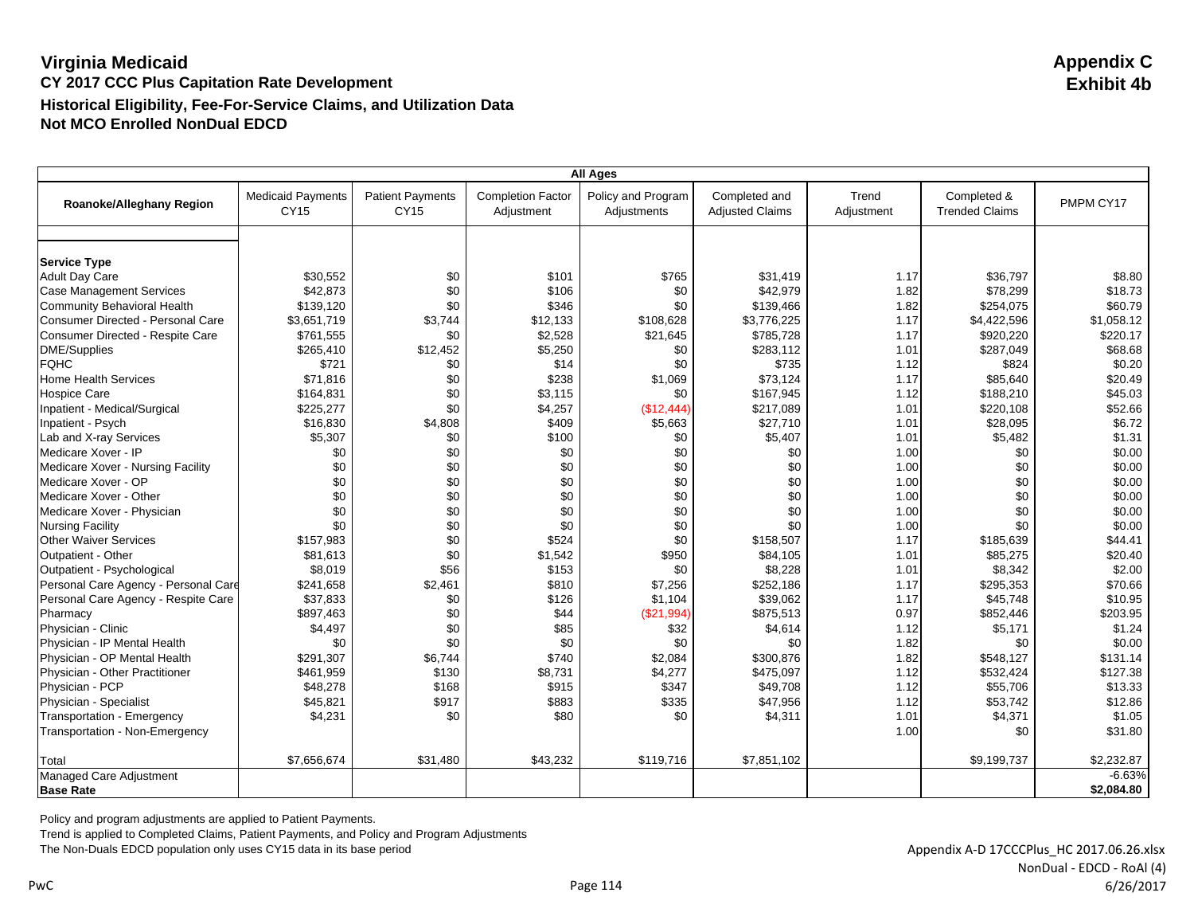# Virginia Medicaid

**Appendix C**
**Exhibit 4b**

## CY 2017 CCC Plus Capitation Rate Development

### Historical Eligibility, Fee-For-Service Claims, and Utilization Data

### Not MCO Enrolled NonDual EDCD

| All Ages | | | | | | | | |
|---|---|---|---|---|---|---|---|---|
| **Roanoke/Alleghany Region** | Medicaid Payments CY15 | Patient Payments CY15 | Completion Factor Adjustment | Policy and Program Adjustments | Completed and Adjusted Claims | Trend Adjustment | Completed & Trended Claims | PMPM CY17 |
| **Service Type** | | | | | | | | |
| Adult Day Care | $30,552 | $0 | $101 | $765 | $31,419 | 1.17 | $36,797 | $8.80 |
| Case Management Services | $42,873 | $0 | $106 | $0 | $42,979 | 1.82 | $78,299 | $18.73 |
| Community Behavioral Health | $139,120 | $0 | $346 | $0 | $139,466 | 1.82 | $254,075 | $60.79 |
| Consumer Directed - Personal Care | $3,651,719 | $3,744 | $12,133 | $108,628 | $3,776,225 | 1.17 | $4,422,596 | $1,058.12 |
| Consumer Directed - Respite Care | $761,555 | $0 | $2,528 | $21,645 | $785,728 | 1.17 | $920,220 | $220.17 |
| DME/Supplies | $265,410 | $12,452 | $5,250 | $0 | $283,112 | 1.01 | $287,049 | $68.68 |
| FQHC | $721 | $0 | $14 | $0 | $735 | 1.12 | $824 | $0.20 |
| Home Health Services | $71,816 | $0 | $238 | $1,069 | $73,124 | 1.17 | $85,640 | $20.49 |
| Hospice Care | $164,831 | $0 | $3,115 | $0 | $167,945 | 1.12 | $188,210 | $45.03 |
| Inpatient - Medical/Surgical | $225,277 | $0 | $4,257 | ($12,444) | $217,089 | 1.01 | $220,108 | $52.66 |
| Inpatient - Psych | $16,830 | $4,808 | $409 | $5,663 | $27,710 | 1.01 | $28,095 | $6.72 |
| Lab and X-ray Services | $5,307 | $0 | $100 | $0 | $5,407 | 1.01 | $5,482 | $1.31 |
| Medicare Xover - IP | $0 | $0 | $0 | $0 | $0 | 1.00 | $0 | $0.00 |
| Medicare Xover - Nursing Facility | $0 | $0 | $0 | $0 | $0 | 1.00 | $0 | $0.00 |
| Medicare Xover - OP | $0 | $0 | $0 | $0 | $0 | 1.00 | $0 | $0.00 |
| Medicare Xover - Other | $0 | $0 | $0 | $0 | $0 | 1.00 | $0 | $0.00 |
| Medicare Xover - Physician | $0 | $0 | $0 | $0 | $0 | 1.00 | $0 | $0.00 |
| Nursing Facility | $0 | $0 | $0 | $0 | $0 | 1.00 | $0 | $0.00 |
| Other Waiver Services | $157,983 | $0 | $524 | $0 | $158,507 | 1.17 | $185,639 | $44.41 |
| Outpatient - Other | $81,613 | $0 | $1,542 | $950 | $84,105 | 1.01 | $85,275 | $20.40 |
| Outpatient - Psychological | $8,019 | $56 | $153 | $0 | $8,228 | 1.01 | $8,342 | $2.00 |
| Personal Care Agency - Personal Care | $241,658 | $2,461 | $810 | $7,256 | $252,186 | 1.17 | $295,353 | $70.66 |
| Personal Care Agency - Respite Care | $37,833 | $0 | $126 | $1,104 | $39,062 | 1.17 | $45,748 | $10.95 |
| Pharmacy | $897,463 | $0 | $44 | ($21,994) | $875,513 | 0.97 | $852,446 | $203.95 |
| Physician - Clinic | $4,497 | $0 | $85 | $32 | $4,614 | 1.12 | $5,171 | $1.24 |
| Physician - IP Mental Health | $0 | $0 | $0 | $0 | $0 | 1.82 | $0 | $0.00 |
| Physician - OP Mental Health | $291,307 | $6,744 | $740 | $2,084 | $300,876 | 1.82 | $548,127 | $131.14 |
| Physician - Other Practitioner | $461,959 | $130 | $8,731 | $4,277 | $475,097 | 1.12 | $532,424 | $127.38 |
| Physician - PCP | $48,278 | $168 | $915 | $347 | $49,708 | 1.12 | $55,706 | $13.33 |
| Physician - Specialist | $45,821 | $917 | $883 | $335 | $47,956 | 1.12 | $53,742 | $12.86 |
| Transportation - Emergency | $4,231 | $0 | $80 | $0 | $4,311 | 1.01 | $4,371 | $1.05 |
| Transportation - Non-Emergency | | | | | | 1.00 | $0 | $31.80 |
| Total | $7,656,674 | $31,480 | $43,232 | $119,716 | $7,851,102 | | $9,199,737 | $2,232.87 |
| Managed Care Adjustment | | | | | | | | -6.63% |
| **Base Rate** | | | | | | | | **$2,084.80** |

Policy and program adjustments are applied to Patient Payments.

Trend is applied to Completed Claims, Patient Payments, and Policy and Program Adjustments

The Non-Duals EDCD population only uses CY15 data in its base period

Appendix A-D 17CCCPlus_HC 2017.06.26.xlsx
NonDual - EDCD - RoAl (4)
6/26/2017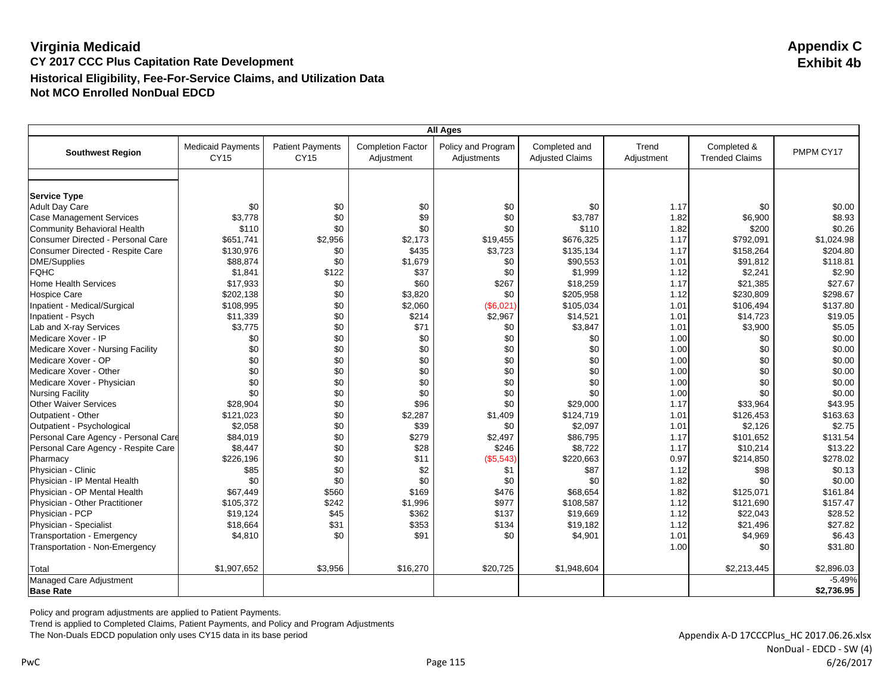# Virginia Medicaid

**Appendix C**
**Exhibit 4b**

## CY 2017 CCC Plus Capitation Rate Development

## Historical Eligibility, Fee-For-Service Claims, and Utilization Data

## Not MCO Enrolled NonDual EDCD

| All Ages | | | | | | | | |
|---|---|---|---|---|---|---|---|---|
| **Southwest Region** | Medicaid Payments CY15 | Patient Payments CY15 | Completion Factor Adjustment | Policy and Program Adjustments | Completed and Adjusted Claims | Trend Adjustment | Completed & Trended Claims | PMPM CY17 |
| | | | | | | | | |
| **Service Type** | | | | | | | | |
| Adult Day Care | $0 | $0 | $0 | $0 | $0 | 1.17 | $0 | $0.00 |
| Case Management Services | $3,778 | $0 | $9 | $0 | $3,787 | 1.82 | $6,900 | $8.93 |
| Community Behavioral Health | $110 | $0 | $0 | $0 | $110 | 1.82 | $200 | $0.26 |
| Consumer Directed - Personal Care | $651,741 | $2,956 | $2,173 | $19,455 | $676,325 | 1.17 | $792,091 | $1,024.98 |
| Consumer Directed - Respite Care | $130,976 | $0 | $435 | $3,723 | $135,134 | 1.17 | $158,264 | $204.80 |
| DME/Supplies | $88,874 | $0 | $1,679 | $0 | $90,553 | 1.01 | $91,812 | $118.81 |
| FQHC | $1,841 | $122 | $37 | $0 | $1,999 | 1.12 | $2,241 | $2.90 |
| Home Health Services | $17,933 | $0 | $60 | $267 | $18,259 | 1.17 | $21,385 | $27.67 |
| Hospice Care | $202,138 | $0 | $3,820 | $0 | $205,958 | 1.12 | $230,809 | $298.67 |
| Inpatient - Medical/Surgical | $108,995 | $0 | $2,060 | ($6,021) | $105,034 | 1.01 | $106,494 | $137.80 |
| Inpatient - Psych | $11,339 | $0 | $214 | $2,967 | $14,521 | 1.01 | $14,723 | $19.05 |
| Lab and X-ray Services | $3,775 | $0 | $71 | $0 | $3,847 | 1.01 | $3,900 | $5.05 |
| Medicare Xover - IP | $0 | $0 | $0 | $0 | $0 | 1.00 | $0 | $0.00 |
| Medicare Xover - Nursing Facility | $0 | $0 | $0 | $0 | $0 | 1.00 | $0 | $0.00 |
| Medicare Xover - OP | $0 | $0 | $0 | $0 | $0 | 1.00 | $0 | $0.00 |
| Medicare Xover - Other | $0 | $0 | $0 | $0 | $0 | 1.00 | $0 | $0.00 |
| Medicare Xover - Physician | $0 | $0 | $0 | $0 | $0 | 1.00 | $0 | $0.00 |
| Nursing Facility | $0 | $0 | $0 | $0 | $0 | 1.00 | $0 | $0.00 |
| Other Waiver Services | $28,904 | $0 | $96 | $0 | $29,000 | 1.17 | $33,964 | $43.95 |
| Outpatient - Other | $121,023 | $0 | $2,287 | $1,409 | $124,719 | 1.01 | $126,453 | $163.63 |
| Outpatient - Psychological | $2,058 | $0 | $39 | $0 | $2,097 | 1.01 | $2,126 | $2.75 |
| Personal Care Agency - Personal Care | $84,019 | $0 | $279 | $2,497 | $86,795 | 1.17 | $101,652 | $131.54 |
| Personal Care Agency - Respite Care | $8,447 | $0 | $28 | $246 | $8,722 | 1.17 | $10,214 | $13.22 |
| Pharmacy | $226,196 | $0 | $11 | ($5,543) | $220,663 | 0.97 | $214,850 | $278.02 |
| Physician - Clinic | $85 | $0 | $2 | $1 | $87 | 1.12 | $98 | $0.13 |
| Physician - IP Mental Health | $0 | $0 | $0 | $0 | $0 | 1.82 | $0 | $0.00 |
| Physician - OP Mental Health | $67,449 | $560 | $169 | $476 | $68,654 | 1.82 | $125,071 | $161.84 |
| Physician - Other Practitioner | $105,372 | $242 | $1,996 | $977 | $108,587 | 1.12 | $121,690 | $157.47 |
| Physician - PCP | $19,124 | $45 | $362 | $137 | $19,669 | 1.12 | $22,043 | $28.52 |
| Physician - Specialist | $18,664 | $31 | $353 | $134 | $19,182 | 1.12 | $21,496 | $27.82 |
| Transportation - Emergency | $4,810 | $0 | $91 | $0 | $4,901 | 1.01 | $4,969 | $6.43 |
| Transportation - Non-Emergency | | | | | | 1.00 | $0 | $31.80 |
| | | | | | | | | |
| Total | $1,907,652 | $3,956 | $16,270 | $20,725 | $1,948,604 | | $2,213,445 | $2,896.03 |
| Managed Care Adjustment | | | | | | | | -5.49% |
| **Base Rate** | | | | | | | | **$2,736.95** |

Policy and program adjustments are applied to Patient Payments.

Trend is applied to Completed Claims, Patient Payments, and Policy and Program Adjustments

The Non-Duals EDCD population only uses CY15 data in its base period

Appendix A-D 17CCCPlus_HC 2017.06.26.xlsx
NonDual - EDCD - SW (4)
6/26/2017

PwC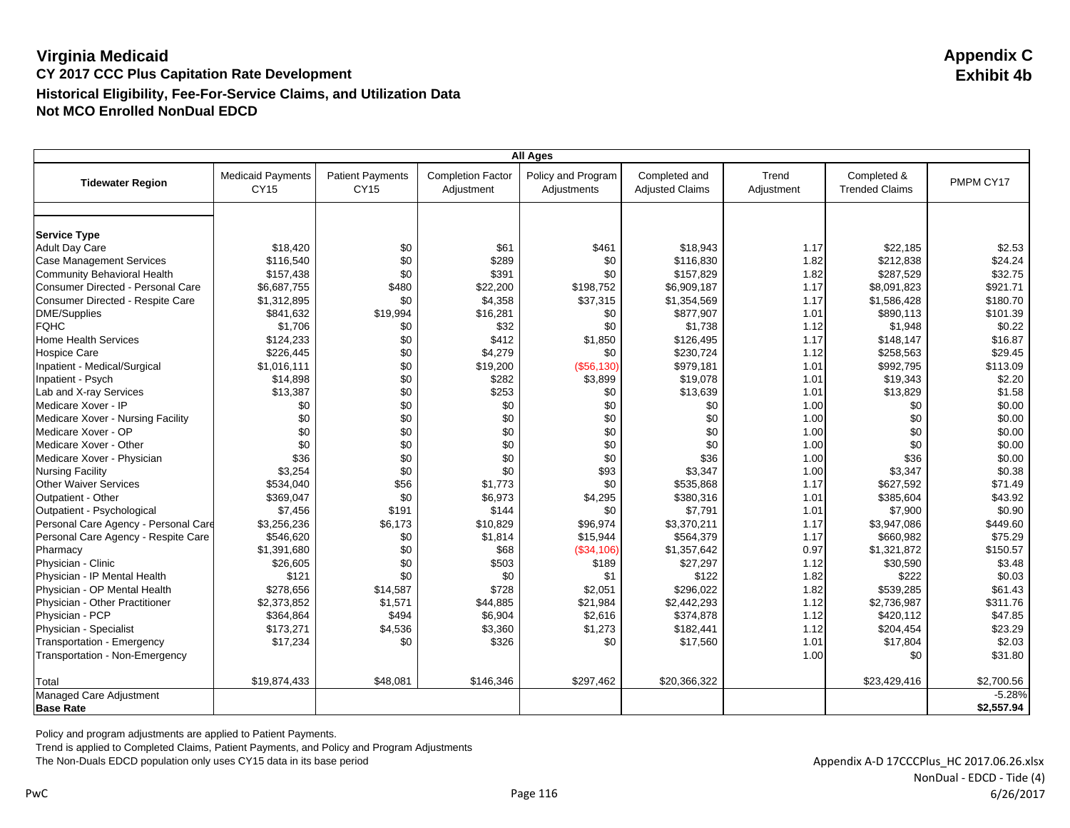# Virginia Medicaid

## Appendix C
## Exhibit 4b

### CY 2017 CCC Plus Capitation Rate Development
### Historical Eligibility, Fee-For-Service Claims, and Utilization Data
### Not MCO Enrolled NonDual EDCD

| All Ages | | | | | | | | |
|---|---|---|---|---|---|---|---|---|
| **Tidewater Region** | Medicaid Payments CY15 | Patient Payments CY15 | Completion Factor Adjustment | Policy and Program Adjustments | Completed and Adjusted Claims | Trend Adjustment | Completed & Trended Claims | PMPM CY17 |
| **Service Type** | | | | | | | | |
| Adult Day Care | $18,420 | $0 | $61 | $461 | $18,943 | 1.17 | $22,185 | $2.53 |
| Case Management Services | $116,540 | $0 | $289 | $0 | $116,830 | 1.82 | $212,838 | $24.24 |
| Community Behavioral Health | $157,438 | $0 | $391 | $0 | $157,829 | 1.82 | $287,529 | $32.75 |
| Consumer Directed - Personal Care | $6,687,755 | $480 | $22,200 | $198,752 | $6,909,187 | 1.17 | $8,091,823 | $921.71 |
| Consumer Directed - Respite Care | $1,312,895 | $0 | $4,358 | $37,315 | $1,354,569 | 1.17 | $1,586,428 | $180.70 |
| DME/Supplies | $841,632 | $19,994 | $16,281 | $0 | $877,907 | 1.01 | $890,113 | $101.39 |
| FQHC | $1,706 | $0 | $32 | $0 | $1,738 | 1.12 | $1,948 | $0.22 |
| Home Health Services | $124,233 | $0 | $412 | $1,850 | $126,495 | 1.17 | $148,147 | $16.87 |
| Hospice Care | $226,445 | $0 | $4,279 | $0 | $230,724 | 1.12 | $258,563 | $29.45 |
| Inpatient - Medical/Surgical | $1,016,111 | $0 | $19,200 | ($56,130) | $979,181 | 1.01 | $992,795 | $113.09 |
| Inpatient - Psych | $14,898 | $0 | $282 | $3,899 | $19,078 | 1.01 | $19,343 | $2.20 |
| Lab and X-ray Services | $13,387 | $0 | $253 | $0 | $13,639 | 1.01 | $13,829 | $1.58 |
| Medicare Xover - IP | $0 | $0 | $0 | $0 | $0 | 1.00 | $0 | $0.00 |
| Medicare Xover - Nursing Facility | $0 | $0 | $0 | $0 | $0 | 1.00 | $0 | $0.00 |
| Medicare Xover - OP | $0 | $0 | $0 | $0 | $0 | 1.00 | $0 | $0.00 |
| Medicare Xover - Other | $0 | $0 | $0 | $0 | $0 | 1.00 | $0 | $0.00 |
| Medicare Xover - Physician | $36 | $0 | $0 | $0 | $36 | 1.00 | $36 | $0.00 |
| Nursing Facility | $3,254 | $0 | $0 | $93 | $3,347 | 1.00 | $3,347 | $0.38 |
| Other Waiver Services | $534,040 | $56 | $1,773 | $0 | $535,868 | 1.17 | $627,592 | $71.49 |
| Outpatient - Other | $369,047 | $0 | $6,973 | $4,295 | $380,316 | 1.01 | $385,604 | $43.92 |
| Outpatient - Psychological | $7,456 | $191 | $144 | $0 | $7,791 | 1.01 | $7,900 | $0.90 |
| Personal Care Agency - Personal Care | $3,256,236 | $6,173 | $10,829 | $96,974 | $3,370,211 | 1.17 | $3,947,086 | $449.60 |
| Personal Care Agency - Respite Care | $546,620 | $0 | $1,814 | $15,944 | $564,379 | 1.17 | $660,982 | $75.29 |
| Pharmacy | $1,391,680 | $0 | $68 | ($34,106) | $1,357,642 | 0.97 | $1,321,872 | $150.57 |
| Physician - Clinic | $26,605 | $0 | $503 | $189 | $27,297 | 1.12 | $30,590 | $3.48 |
| Physician - IP Mental Health | $121 | $0 | $0 | $1 | $122 | 1.82 | $222 | $0.03 |
| Physician - OP Mental Health | $278,656 | $14,587 | $728 | $2,051 | $296,022 | 1.82 | $539,285 | $61.43 |
| Physician - Other Practitioner | $2,373,852 | $1,571 | $44,885 | $21,984 | $2,442,293 | 1.12 | $2,736,987 | $311.76 |
| Physician - PCP | $364,864 | $494 | $6,904 | $2,616 | $374,878 | 1.12 | $420,112 | $47.85 |
| Physician - Specialist | $173,271 | $4,536 | $3,360 | $1,273 | $182,441 | 1.12 | $204,454 | $23.29 |
| Transportation - Emergency | $17,234 | $0 | $326 | $0 | $17,560 | 1.01 | $17,804 | $2.03 |
| Transportation - Non-Emergency | | | | | | 1.00 | $0 | $31.80 |
| Total | $19,874,433 | $48,081 | $146,346 | $297,462 | $20,366,322 | | $23,429,416 | $2,700.56 |
| Managed Care Adjustment | | | | | | | | -5.28% |
| **Base Rate** | | | | | | | | **$2,557.94** |

Policy and program adjustments are applied to Patient Payments.
Trend is applied to Completed Claims, Patient Payments, and Policy and Program Adjustments
The Non-Duals EDCD population only uses CY15 data in its base period

Appendix A-D 17CCCPlus_HC 2017.06.26.xlsx
NonDual - EDCD - Tide (4)
6/26/2017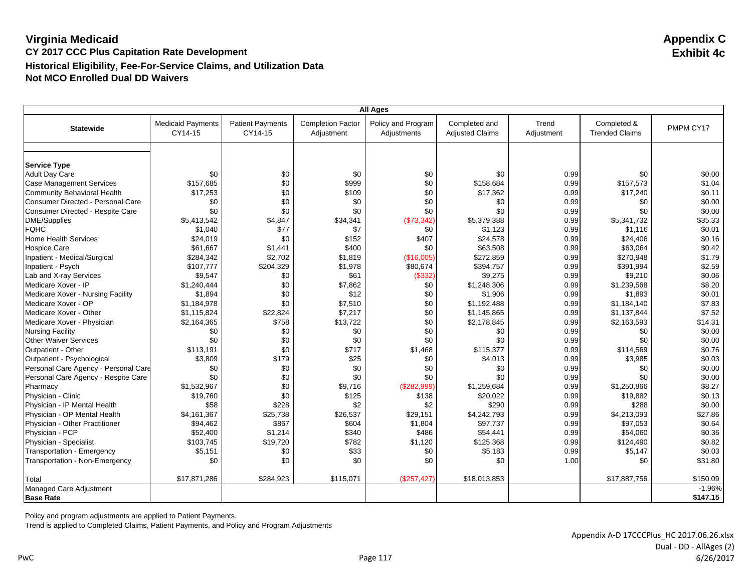# Virginia Medicaid

## Appendix C
## Exhibit 4c

### CY 2017 CCC Plus Capitation Rate Development
### Historical Eligibility, Fee-For-Service Claims, and Utilization Data
### Not MCO Enrolled Dual DD Waivers

| All Ages | | | | | | | | |
|---|---|---|---|---|---|---|---|---|
| Statewide | Medicaid Payments CY14-15 | Patient Payments CY14-15 | Completion Factor Adjustment | Policy and Program Adjustments | Completed and Adjusted Claims | Trend Adjustment | Completed & Trended Claims | PMPM CY17 |
| **Service Type** | | | | | | | | |
| Adult Day Care | $0 | $0 | $0 | $0 | $0 | 0.99 | $0 | $0.00 |
| Case Management Services | $157,685 | $0 | $999 | $0 | $158,684 | 0.99 | $157,573 | $1.04 |
| Community Behavioral Health | $17,253 | $0 | $109 | $0 | $17,362 | 0.99 | $17,240 | $0.11 |
| Consumer Directed - Personal Care | $0 | $0 | $0 | $0 | $0 | 0.99 | $0 | $0.00 |
| Consumer Directed - Respite Care | $0 | $0 | $0 | $0 | $0 | 0.99 | $0 | $0.00 |
| DME/Supplies | $5,413,542 | $4,847 | $34,341 | ($73,342) | $5,379,388 | 0.99 | $5,341,732 | $35.33 |
| FQHC | $1,040 | $77 | $7 | $0 | $1,123 | 0.99 | $1,116 | $0.01 |
| Home Health Services | $24,019 | $0 | $152 | $407 | $24,578 | 0.99 | $24,406 | $0.16 |
| Hospice Care | $61,667 | $1,441 | $400 | $0 | $63,508 | 0.99 | $63,064 | $0.42 |
| Inpatient - Medical/Surgical | $284,342 | $2,702 | $1,819 | ($16,005) | $272,859 | 0.99 | $270,948 | $1.79 |
| Inpatient - Psych | $107,777 | $204,329 | $1,978 | $80,674 | $394,757 | 0.99 | $391,994 | $2.59 |
| Lab and X-ray Services | $9,547 | $0 | $61 | ($332) | $9,275 | 0.99 | $9,210 | $0.06 |
| Medicare Xover - IP | $1,240,444 | $0 | $7,862 | $0 | $1,248,306 | 0.99 | $1,239,568 | $8.20 |
| Medicare Xover - Nursing Facility | $1,894 | $0 | $12 | $0 | $1,906 | 0.99 | $1,893 | $0.01 |
| Medicare Xover - OP | $1,184,978 | $0 | $7,510 | $0 | $1,192,488 | 0.99 | $1,184,140 | $7.83 |
| Medicare Xover - Other | $1,115,824 | $22,824 | $7,217 | $0 | $1,145,865 | 0.99 | $1,137,844 | $7.52 |
| Medicare Xover - Physician | $2,164,365 | $758 | $13,722 | $0 | $2,178,845 | 0.99 | $2,163,593 | $14.31 |
| Nursing Facility | $0 | $0 | $0 | $0 | $0 | 0.99 | $0 | $0.00 |
| Other Waiver Services | $0 | $0 | $0 | $0 | $0 | 0.99 | $0 | $0.00 |
| Outpatient - Other | $113,191 | $0 | $717 | $1,468 | $115,377 | 0.99 | $114,569 | $0.76 |
| Outpatient - Psychological | $3,809 | $179 | $25 | $0 | $4,013 | 0.99 | $3,985 | $0.03 |
| Personal Care Agency - Personal Care | $0 | $0 | $0 | $0 | $0 | 0.99 | $0 | $0.00 |
| Personal Care Agency - Respite Care | $0 | $0 | $0 | $0 | $0 | 0.99 | $0 | $0.00 |
| Pharmacy | $1,532,967 | $0 | $9,716 | ($282,999) | $1,259,684 | 0.99 | $1,250,866 | $8.27 |
| Physician - Clinic | $19,760 | $0 | $125 | $138 | $20,022 | 0.99 | $19,882 | $0.13 |
| Physician - IP Mental Health | $58 | $228 | $2 | $2 | $290 | 0.99 | $288 | $0.00 |
| Physician - OP Mental Health | $4,161,367 | $25,738 | $26,537 | $29,151 | $4,242,793 | 0.99 | $4,213,093 | $27.86 |
| Physician - Other Practitioner | $94,462 | $867 | $604 | $1,804 | $97,737 | 0.99 | $97,053 | $0.64 |
| Physician - PCP | $52,400 | $1,214 | $340 | $486 | $54,441 | 0.99 | $54,060 | $0.36 |
| Physician - Specialist | $103,745 | $19,720 | $782 | $1,120 | $125,368 | 0.99 | $124,490 | $0.82 |
| Transportation - Emergency | $5,151 | $0 | $33 | $0 | $5,183 | 0.99 | $5,147 | $0.03 |
| Transportation - Non-Emergency | $0 | $0 | $0 | $0 | $0 | 1.00 | $0 | $31.80 |
| Total | $17,871,286 | $284,923 | $115,071 | ($257,427) | $18,013,853 | | $17,887,756 | $150.09 |
| Managed Care Adjustment | | | | | | | | -1.96% |
| **Base Rate** | | | | | | | | **$147.15** |

Policy and program adjustments are applied to Patient Payments.

Trend is applied to Completed Claims, Patient Payments, and Policy and Program Adjustments

Appendix A-D 17CCCPlus_HC 2017.06.26.xlsx
Dual - DD - AllAges (2)
6/26/2017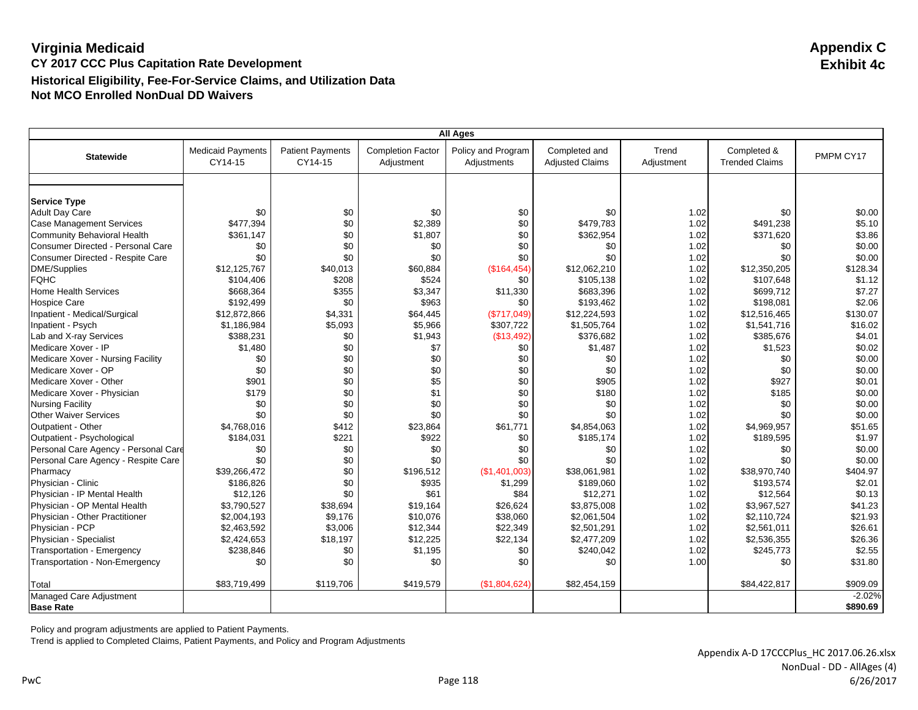# Virginia Medicaid

**Appendix C**
**Exhibit 4c**

## CY 2017 CCC Plus Capitation Rate Development

## Historical Eligibility, Fee-For-Service Claims, and Utilization Data

## Not MCO Enrolled NonDual DD Waivers

| All Ages | | | | | | | | |
|---|---|---|---|---|---|---|---|---|
| **Statewide** | Medicaid Payments CY14-15 | Patient Payments CY14-15 | Completion Factor Adjustment | Policy and Program Adjustments | Completed and Adjusted Claims | Trend Adjustment | Completed & Trended Claims | PMPM CY17 |
| **Service Type** | | | | | | | | |
| Adult Day Care | $0 | $0 | $0 | $0 | $0 | 1.02 | $0 | $0.00 |
| Case Management Services | $477,394 | $0 | $2,389 | $0 | $479,783 | 1.02 | $491,238 | $5.10 |
| Community Behavioral Health | $361,147 | $0 | $1,807 | $0 | $362,954 | 1.02 | $371,620 | $3.86 |
| Consumer Directed - Personal Care | $0 | $0 | $0 | $0 | $0 | 1.02 | $0 | $0.00 |
| Consumer Directed - Respite Care | $0 | $0 | $0 | $0 | $0 | 1.02 | $0 | $0.00 |
| DME/Supplies | $12,125,767 | $40,013 | $60,884 | ($164,454) | $12,062,210 | 1.02 | $12,350,205 | $128.34 |
| FQHC | $104,406 | $208 | $524 | $0 | $105,138 | 1.02 | $107,648 | $1.12 |
| Home Health Services | $668,364 | $355 | $3,347 | $11,330 | $683,396 | 1.02 | $699,712 | $7.27 |
| Hospice Care | $192,499 | $0 | $963 | $0 | $193,462 | 1.02 | $198,081 | $2.06 |
| Inpatient - Medical/Surgical | $12,872,866 | $4,331 | $64,445 | ($717,049) | $12,224,593 | 1.02 | $12,516,465 | $130.07 |
| Inpatient - Psych | $1,186,984 | $5,093 | $5,966 | $307,722 | $1,505,764 | 1.02 | $1,541,716 | $16.02 |
| Lab and X-ray Services | $388,231 | $0 | $1,943 | ($13,492) | $376,682 | 1.02 | $385,676 | $4.01 |
| Medicare Xover - IP | $1,480 | $0 | $7 | $0 | $1,487 | 1.02 | $1,523 | $0.02 |
| Medicare Xover - Nursing Facility | $0 | $0 | $0 | $0 | $0 | 1.02 | $0 | $0.00 |
| Medicare Xover - OP | $0 | $0 | $0 | $0 | $0 | 1.02 | $0 | $0.00 |
| Medicare Xover - Other | $901 | $0 | $5 | $0 | $905 | 1.02 | $927 | $0.01 |
| Medicare Xover - Physician | $179 | $0 | $1 | $0 | $180 | 1.02 | $185 | $0.00 |
| Nursing Facility | $0 | $0 | $0 | $0 | $0 | 1.02 | $0 | $0.00 |
| Other Waiver Services | $0 | $0 | $0 | $0 | $0 | 1.02 | $0 | $0.00 |
| Outpatient - Other | $4,768,016 | $412 | $23,864 | $61,771 | $4,854,063 | 1.02 | $4,969,957 | $51.65 |
| Outpatient - Psychological | $184,031 | $221 | $922 | $0 | $185,174 | 1.02 | $189,595 | $1.97 |
| Personal Care Agency - Personal Care | $0 | $0 | $0 | $0 | $0 | 1.02 | $0 | $0.00 |
| Personal Care Agency - Respite Care | $0 | $0 | $0 | $0 | $0 | 1.02 | $0 | $0.00 |
| Pharmacy | $39,266,472 | $0 | $196,512 | ($1,401,003) | $38,061,981 | 1.02 | $38,970,740 | $404.97 |
| Physician - Clinic | $186,826 | $0 | $935 | $1,299 | $189,060 | 1.02 | $193,574 | $2.01 |
| Physician - IP Mental Health | $12,126 | $0 | $61 | $84 | $12,271 | 1.02 | $12,564 | $0.13 |
| Physician - OP Mental Health | $3,790,527 | $38,694 | $19,164 | $26,624 | $3,875,008 | 1.02 | $3,967,527 | $41.23 |
| Physician - Other Practitioner | $2,004,193 | $9,176 | $10,076 | $38,060 | $2,061,504 | 1.02 | $2,110,724 | $21.93 |
| Physician - PCP | $2,463,592 | $3,006 | $12,344 | $22,349 | $2,501,291 | 1.02 | $2,561,011 | $26.61 |
| Physician - Specialist | $2,424,653 | $18,197 | $12,225 | $22,134 | $2,477,209 | 1.02 | $2,536,355 | $26.36 |
| Transportation - Emergency | $238,846 | $0 | $1,195 | $0 | $240,042 | 1.02 | $245,773 | $2.55 |
| Transportation - Non-Emergency | $0 | $0 | $0 | $0 | $0 | 1.00 | $0 | $31.80 |
| Total | $83,719,499 | $119,706 | $419,579 | ($1,804,624) | $82,454,159 | | $84,422,817 | $909.09 |
| Managed Care Adjustment | | | | | | | | -2.02% |
| **Base Rate** | | | | | | | | **$890.69** |

Policy and program adjustments are applied to Patient Payments.
Trend is applied to Completed Claims, Patient Payments, and Policy and Program Adjustments

Appendix A-D 17CCCPlus_HC 2017.06.26.xlsx
NonDual - DD - AllAges (4)
6/26/2017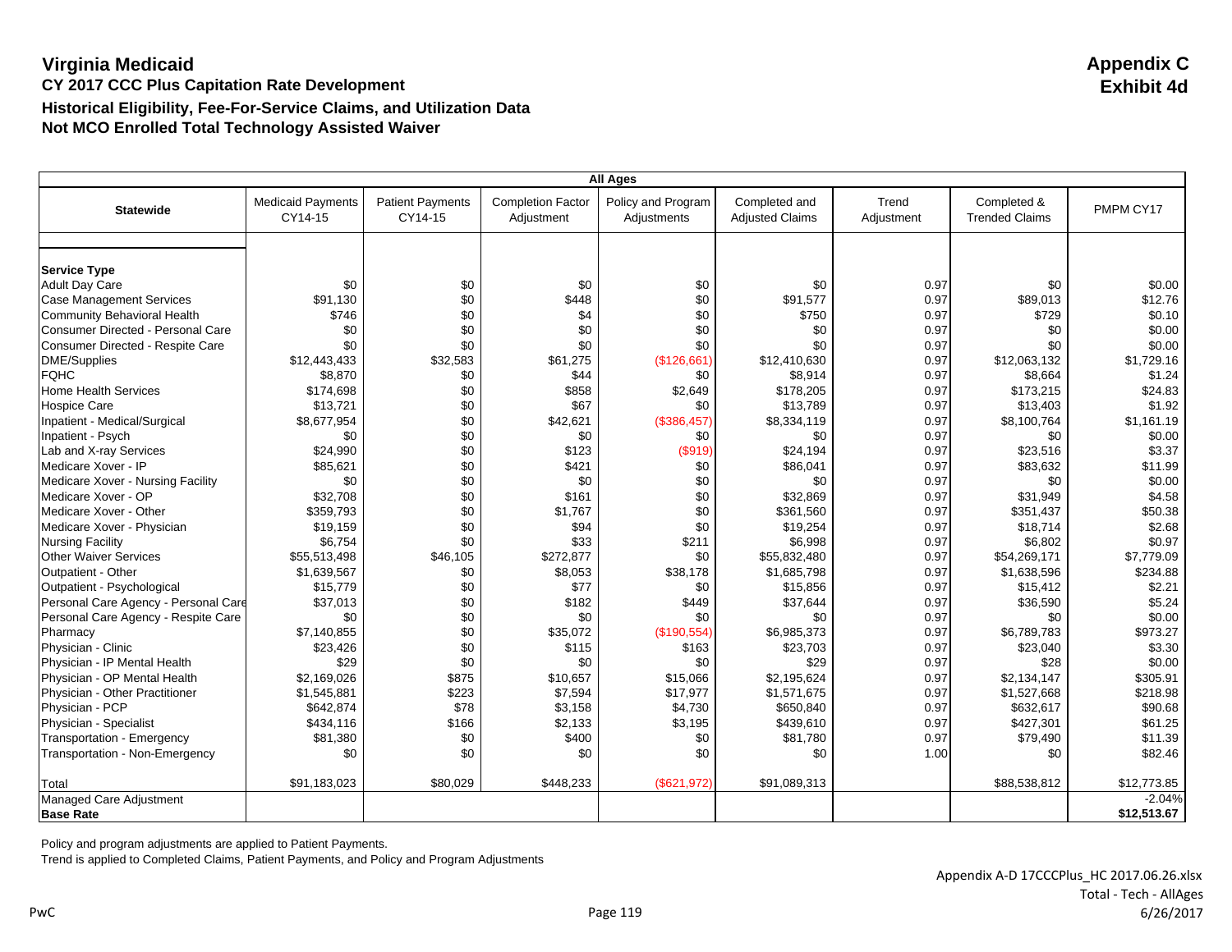# Virginia Medicaid

## Appendix C
## Exhibit 4d

### CY 2017 CCC Plus Capitation Rate Development
### Historical Eligibility, Fee-For-Service Claims, and Utilization Data
### Not MCO Enrolled Total Technology Assisted Waiver

| All Ages | | | | | | | | |
|---|---|---|---|---|---|---|---|---|
| **Statewide** | Medicaid Payments CY14-15 | Patient Payments CY14-15 | Completion Factor Adjustment | Policy and Program Adjustments | Completed and Adjusted Claims | Trend Adjustment | Completed & Trended Claims | PMPM CY17 |
| **Service Type** | | | | | | | | |
| Adult Day Care | $0 | $0 | $0 | $0 | $0 | 0.97 | $0 | $0.00 |
| Case Management Services | $91,130 | $0 | $448 | $0 | $91,577 | 0.97 | $89,013 | $12.76 |
| Community Behavioral Health | $746 | $0 | $4 | $0 | $750 | 0.97 | $729 | $0.10 |
| Consumer Directed - Personal Care | $0 | $0 | $0 | $0 | $0 | 0.97 | $0 | $0.00 |
| Consumer Directed - Respite Care | $0 | $0 | $0 | $0 | $0 | 0.97 | $0 | $0.00 |
| DME/Supplies | $12,443,433 | $32,583 | $61,275 | ($126,661) | $12,410,630 | 0.97 | $12,063,132 | $1,729.16 |
| FQHC | $8,870 | $0 | $44 | $0 | $8,914 | 0.97 | $8,664 | $1.24 |
| Home Health Services | $174,698 | $0 | $858 | $2,649 | $178,205 | 0.97 | $173,215 | $24.83 |
| Hospice Care | $13,721 | $0 | $67 | $0 | $13,789 | 0.97 | $13,403 | $1.92 |
| Inpatient - Medical/Surgical | $8,677,954 | $0 | $42,621 | ($386,457) | $8,334,119 | 0.97 | $8,100,764 | $1,161.19 |
| Inpatient - Psych | $0 | $0 | $0 | $0 | $0 | 0.97 | $0 | $0.00 |
| Lab and X-ray Services | $24,990 | $0 | $123 | ($919) | $24,194 | 0.97 | $23,516 | $3.37 |
| Medicare Xover - IP | $85,621 | $0 | $421 | $0 | $86,041 | 0.97 | $83,632 | $11.99 |
| Medicare Xover - Nursing Facility | $0 | $0 | $0 | $0 | $0 | 0.97 | $0 | $0.00 |
| Medicare Xover - OP | $32,708 | $0 | $161 | $0 | $32,869 | 0.97 | $31,949 | $4.58 |
| Medicare Xover - Other | $359,793 | $0 | $1,767 | $0 | $361,560 | 0.97 | $351,437 | $50.38 |
| Medicare Xover - Physician | $19,159 | $0 | $94 | $0 | $19,254 | 0.97 | $18,714 | $2.68 |
| Nursing Facility | $6,754 | $0 | $33 | $211 | $6,998 | 0.97 | $6,802 | $0.97 |
| Other Waiver Services | $55,513,498 | $46,105 | $272,877 | $0 | $55,832,480 | 0.97 | $54,269,171 | $7,779.09 |
| Outpatient - Other | $1,639,567 | $0 | $8,053 | $38,178 | $1,685,798 | 0.97 | $1,638,596 | $234.88 |
| Outpatient - Psychological | $15,779 | $0 | $77 | $0 | $15,856 | 0.97 | $15,412 | $2.21 |
| Personal Care Agency - Personal Care | $37,013 | $0 | $182 | $449 | $37,644 | 0.97 | $36,590 | $5.24 |
| Personal Care Agency - Respite Care | $0 | $0 | $0 | $0 | $0 | 0.97 | $0 | $0.00 |
| Pharmacy | $7,140,855 | $0 | $35,072 | ($190,554) | $6,985,373 | 0.97 | $6,789,783 | $973.27 |
| Physician - Clinic | $23,426 | $0 | $115 | $163 | $23,703 | 0.97 | $23,040 | $3.30 |
| Physician - IP Mental Health | $29 | $0 | $0 | $0 | $29 | 0.97 | $28 | $0.00 |
| Physician - OP Mental Health | $2,169,026 | $875 | $10,657 | $15,066 | $2,195,624 | 0.97 | $2,134,147 | $305.91 |
| Physician - Other Practitioner | $1,545,881 | $223 | $7,594 | $17,977 | $1,571,675 | 0.97 | $1,527,668 | $218.98 |
| Physician - PCP | $642,874 | $78 | $3,158 | $4,730 | $650,840 | 0.97 | $632,617 | $90.68 |
| Physician - Specialist | $434,116 | $166 | $2,133 | $3,195 | $439,610 | 0.97 | $427,301 | $61.25 |
| Transportation - Emergency | $81,380 | $0 | $400 | $0 | $81,780 | 0.97 | $79,490 | $11.39 |
| Transportation - Non-Emergency | $0 | $0 | $0 | $0 | $0 | 1.00 | $0 | $82.46 |
| Total | $91,183,023 | $80,029 | $448,233 | ($621,972) | $91,089,313 | | $88,538,812 | $12,773.85 |
| Managed Care Adjustment | | | | | | | | -2.04% |
| **Base Rate** | | | | | | | | **$12,513.67** |

Policy and program adjustments are applied to Patient Payments.
Trend is applied to Completed Claims, Patient Payments, and Policy and Program Adjustments

Appendix A-D 17CCCPlus_HC 2017.06.26.xlsx
Total - Tech - AllAges
6/26/2017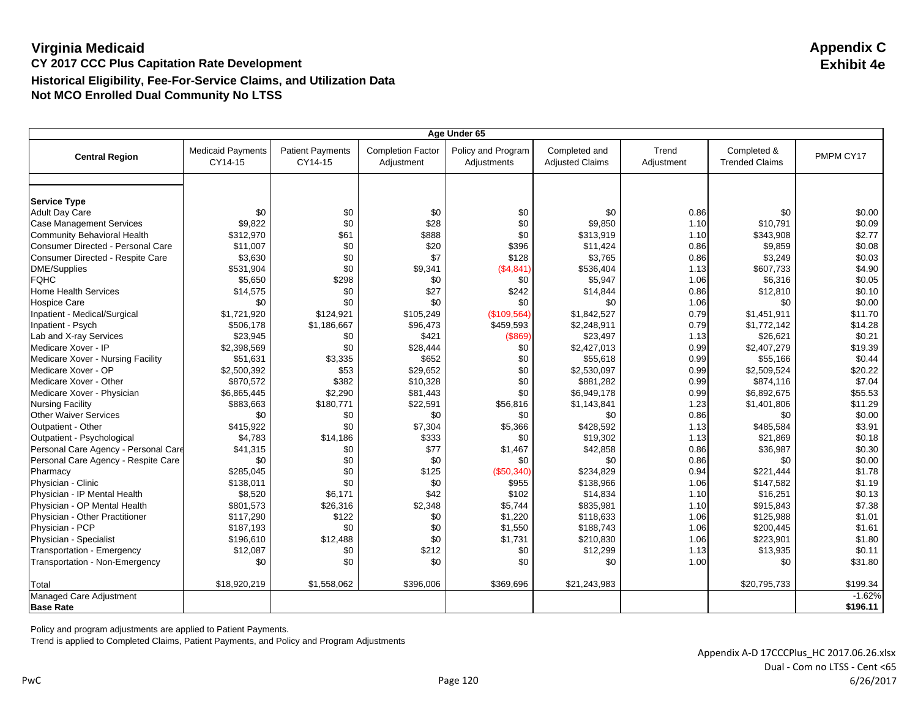# Virginia Medicaid

**Appendix C**
**Exhibit 4e**

## CY 2017 CCC Plus Capitation Rate Development

### Historical Eligibility, Fee-For-Service Claims, and Utilization Data

### Not MCO Enrolled Dual Community No LTSS

| Age Under 65 | | | | | | | | |
|---|---|---|---|---|---|---|---|---|
| **Central Region** | Medicaid Payments CY14-15 | Patient Payments CY14-15 | Completion Factor Adjustment | Policy and Program Adjustments | Completed and Adjusted Claims | Trend Adjustment | Completed & Trended Claims | PMPM CY17 |
| | | | | | | | | |
| **Service Type** | | | | | | | | |
| Adult Day Care | $0 | $0 | $0 | $0 | $0 | 0.86 | $0 | $0.00 |
| Case Management Services | $9,822 | $0 | $28 | $0 | $9,850 | 1.10 | $10,791 | $0.09 |
| Community Behavioral Health | $312,970 | $61 | $888 | $0 | $313,919 | 1.10 | $343,908 | $2.77 |
| Consumer Directed - Personal Care | $11,007 | $0 | $20 | $396 | $11,424 | 0.86 | $9,859 | $0.08 |
| Consumer Directed - Respite Care | $3,630 | $0 | $7 | $128 | $3,765 | 0.86 | $3,249 | $0.03 |
| DME/Supplies | $531,904 | $0 | $9,341 | ($4,841) | $536,404 | 1.13 | $607,733 | $4.90 |
| FQHC | $5,650 | $298 | $0 | $0 | $5,947 | 1.06 | $6,316 | $0.05 |
| Home Health Services | $14,575 | $0 | $27 | $242 | $14,844 | 0.86 | $12,810 | $0.10 |
| Hospice Care | $0 | $0 | $0 | $0 | $0 | 1.06 | $0 | $0.00 |
| Inpatient - Medical/Surgical | $1,721,920 | $124,921 | $105,249 | ($109,564) | $1,842,527 | 0.79 | $1,451,911 | $11.70 |
| Inpatient - Psych | $506,178 | $1,186,667 | $96,473 | $459,593 | $2,248,911 | 0.79 | $1,772,142 | $14.28 |
| Lab and X-ray Services | $23,945 | $0 | $421 | ($869) | $23,497 | 1.13 | $26,621 | $0.21 |
| Medicare Xover - IP | $2,398,569 | $0 | $28,444 | $0 | $2,427,013 | 0.99 | $2,407,279 | $19.39 |
| Medicare Xover - Nursing Facility | $51,631 | $3,335 | $652 | $0 | $55,618 | 0.99 | $55,166 | $0.44 |
| Medicare Xover - OP | $2,500,392 | $53 | $29,652 | $0 | $2,530,097 | 0.99 | $2,509,524 | $20.22 |
| Medicare Xover - Other | $870,572 | $382 | $10,328 | $0 | $881,282 | 0.99 | $874,116 | $7.04 |
| Medicare Xover - Physician | $6,865,445 | $2,290 | $81,443 | $0 | $6,949,178 | 0.99 | $6,892,675 | $55.53 |
| Nursing Facility | $883,663 | $180,771 | $22,591 | $56,816 | $1,143,841 | 1.23 | $1,401,806 | $11.29 |
| Other Waiver Services | $0 | $0 | $0 | $0 | $0 | 0.86 | $0 | $0.00 |
| Outpatient - Other | $415,922 | $0 | $7,304 | $5,366 | $428,592 | 1.13 | $485,584 | $3.91 |
| Outpatient - Psychological | $4,783 | $14,186 | $333 | $0 | $19,302 | 1.13 | $21,869 | $0.18 |
| Personal Care Agency - Personal Care | $41,315 | $0 | $77 | $1,467 | $42,858 | 0.86 | $36,987 | $0.30 |
| Personal Care Agency - Respite Care | $0 | $0 | $0 | $0 | $0 | 0.86 | $0 | $0.00 |
| Pharmacy | $285,045 | $0 | $125 | ($50,340) | $234,829 | 0.94 | $221,444 | $1.78 |
| Physician - Clinic | $138,011 | $0 | $0 | $955 | $138,966 | 1.06 | $147,582 | $1.19 |
| Physician - IP Mental Health | $8,520 | $6,171 | $42 | $102 | $14,834 | 1.10 | $16,251 | $0.13 |
| Physician - OP Mental Health | $801,573 | $26,316 | $2,348 | $5,744 | $835,981 | 1.10 | $915,843 | $7.38 |
| Physician - Other Practitioner | $117,290 | $122 | $0 | $1,220 | $118,633 | 1.06 | $125,988 | $1.01 |
| Physician - PCP | $187,193 | $0 | $0 | $1,550 | $188,743 | 1.06 | $200,445 | $1.61 |
| Physician - Specialist | $196,610 | $12,488 | $0 | $1,731 | $210,830 | 1.06 | $223,901 | $1.80 |
| Transportation - Emergency | $12,087 | $0 | $212 | $0 | $12,299 | 1.13 | $13,935 | $0.11 |
| Transportation - Non-Emergency | $0 | $0 | $0 | $0 | $0 | 1.00 | $0 | $31.80 |
| | | | | | | | | |
| Total | $18,920,219 | $1,558,062 | $396,006 | $369,696 | $21,243,983 | | $20,795,733 | $199.34 |
| Managed Care Adjustment | | | | | | | | -1.62% |
| **Base Rate** | | | | | | | | **$196.11** |

Policy and program adjustments are applied to Patient Payments.

Trend is applied to Completed Claims, Patient Payments, and Policy and Program Adjustments

Appendix A-D 17CCCPlus_HC 2017.06.26.xlsx
Dual - Com no LTSS - Cent <65
6/26/2017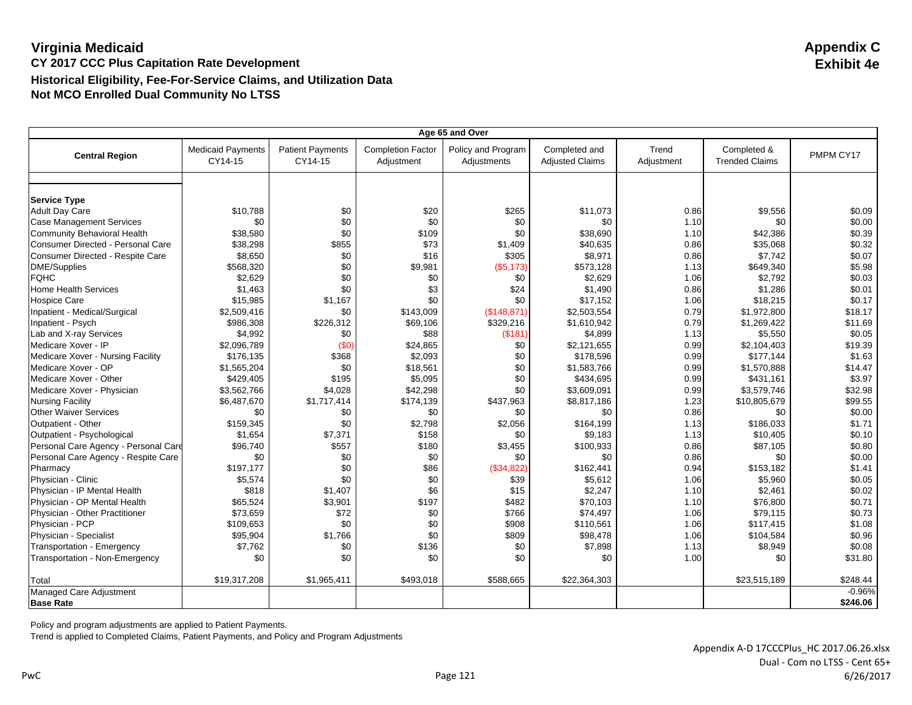# Virginia Medicaid

**Appendix C**
**Exhibit 4e**

## CY 2017 CCC Plus Capitation Rate Development

### Historical Eligibility, Fee-For-Service Claims, and Utilization Data
### Not MCO Enrolled Dual Community No LTSS

| Age 65 and Over | | | | | | | | |
|---|---|---|---|---|---|---|---|---|
| **Central Region** | Medicaid Payments CY14-15 | Patient Payments CY14-15 | Completion Factor Adjustment | Policy and Program Adjustments | Completed and Adjusted Claims | Trend Adjustment | Completed & Trended Claims | PMPM CY17 |
| **Service Type** | | | | | | | | |
| Adult Day Care | $10,788 | $0 | $20 | $265 | $11,073 | 0.86 | $9,556 | $0.09 |
| Case Management Services | $0 | $0 | $0 | $0 | $0 | 1.10 | $0 | $0.00 |
| Community Behavioral Health | $38,580 | $0 | $109 | $0 | $38,690 | 1.10 | $42,386 | $0.39 |
| Consumer Directed - Personal Care | $38,298 | $855 | $73 | $1,409 | $40,635 | 0.86 | $35,068 | $0.32 |
| Consumer Directed - Respite Care | $8,650 | $0 | $16 | $305 | $8,971 | 0.86 | $7,742 | $0.07 |
| DME/Supplies | $568,320 | $0 | $9,981 | ($5,173) | $573,128 | 1.13 | $649,340 | $5.98 |
| FQHC | $2,629 | $0 | $0 | $0 | $2,629 | 1.06 | $2,792 | $0.03 |
| Home Health Services | $1,463 | $0 | $3 | $24 | $1,490 | 0.86 | $1,286 | $0.01 |
| Hospice Care | $15,985 | $1,167 | $0 | $0 | $17,152 | 1.06 | $18,215 | $0.17 |
| Inpatient - Medical/Surgical | $2,509,416 | $0 | $143,009 | ($148,871) | $2,503,554 | 0.79 | $1,972,800 | $18.17 |
| Inpatient - Psych | $986,308 | $226,312 | $69,106 | $329,216 | $1,610,942 | 0.79 | $1,269,422 | $11.69 |
| Lab and X-ray Services | $4,992 | $0 | $88 | ($181) | $4,899 | 1.13 | $5,550 | $0.05 |
| Medicare Xover - IP | $2,096,789 | ($0) | $24,865 | $0 | $2,121,655 | 0.99 | $2,104,403 | $19.39 |
| Medicare Xover - Nursing Facility | $176,135 | $368 | $2,093 | $0 | $178,596 | 0.99 | $177,144 | $1.63 |
| Medicare Xover - OP | $1,565,204 | $0 | $18,561 | $0 | $1,583,766 | 0.99 | $1,570,888 | $14.47 |
| Medicare Xover - Other | $429,405 | $195 | $5,095 | $0 | $434,695 | 0.99 | $431,161 | $3.97 |
| Medicare Xover - Physician | $3,562,766 | $4,028 | $42,298 | $0 | $3,609,091 | 0.99 | $3,579,746 | $32.98 |
| Nursing Facility | $6,487,670 | $1,717,414 | $174,139 | $437,963 | $8,817,186 | 1.23 | $10,805,679 | $99.55 |
| Other Waiver Services | $0 | $0 | $0 | $0 | $0 | 0.86 | $0 | $0.00 |
| Outpatient - Other | $159,345 | $0 | $2,798 | $2,056 | $164,199 | 1.13 | $186,033 | $1.71 |
| Outpatient - Psychological | $1,654 | $7,371 | $158 | $0 | $9,183 | 1.13 | $10,405 | $0.10 |
| Personal Care Agency - Personal Care | $96,740 | $557 | $180 | $3,455 | $100,933 | 0.86 | $87,105 | $0.80 |
| Personal Care Agency - Respite Care | $0 | $0 | $0 | $0 | $0 | 0.86 | $0 | $0.00 |
| Pharmacy | $197,177 | $0 | $86 | ($34,822) | $162,441 | 0.94 | $153,182 | $1.41 |
| Physician - Clinic | $5,574 | $0 | $0 | $39 | $5,612 | 1.06 | $5,960 | $0.05 |
| Physician - IP Mental Health | $818 | $1,407 | $6 | $15 | $2,247 | 1.10 | $2,461 | $0.02 |
| Physician - OP Mental Health | $65,524 | $3,901 | $197 | $482 | $70,103 | 1.10 | $76,800 | $0.71 |
| Physician - Other Practitioner | $73,659 | $72 | $0 | $766 | $74,497 | 1.06 | $79,115 | $0.73 |
| Physician - PCP | $109,653 | $0 | $0 | $908 | $110,561 | 1.06 | $117,415 | $1.08 |
| Physician - Specialist | $95,904 | $1,766 | $0 | $809 | $98,478 | 1.06 | $104,584 | $0.96 |
| Transportation - Emergency | $7,762 | $0 | $136 | $0 | $7,898 | 1.13 | $8,949 | $0.08 |
| Transportation - Non-Emergency | $0 | $0 | $0 | $0 | $0 | 1.00 | $0 | $31.80 |
| Total | $19,317,208 | $1,965,411 | $493,018 | $588,665 | $22,364,303 | | $23,515,189 | $248.44 |
| Managed Care Adjustment | | | | | | | | -0.96% |
| **Base Rate** | | | | | | | | **$246.06** |

Policy and program adjustments are applied to Patient Payments.

Trend is applied to Completed Claims, Patient Payments, and Policy and Program Adjustments

Appendix A-D 17CCCPlus_HC 2017.06.26.xlsx
Dual - Com no LTSS - Cent 65+
6/26/2017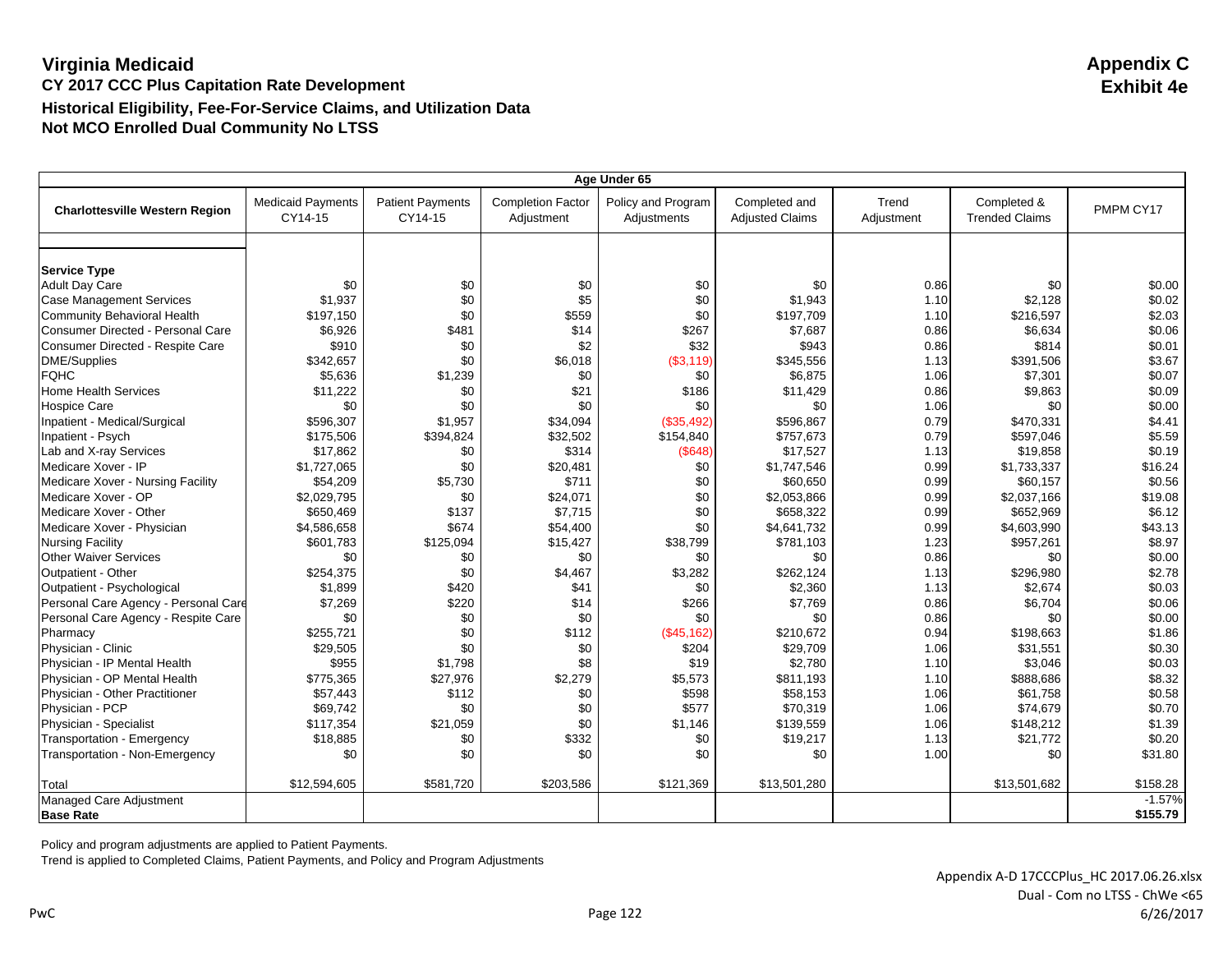# Virginia Medicaid

## CY 2017 CCC Plus Capitation Rate Development

### Historical Eligibility, Fee-For-Service Claims, and Utilization Data

### Not MCO Enrolled Dual Community No LTSS

**Appendix C**
**Exhibit 4e**

| Age Under 65 | | | | | | | | |
|---|---|---|---|---|---|---|---|---|
| **Charlottesville Western Region** | Medicaid Payments CY14-15 | Patient Payments CY14-15 | Completion Factor Adjustment | Policy and Program Adjustments | Completed and Adjusted Claims | Trend Adjustment | Completed & Trended Claims | PMPM CY17 |
| **Service Type** | | | | | | | | |
| Adult Day Care | $0 | $0 | $0 | $0 | $0 | 0.86 | $0 | $0.00 |
| Case Management Services | $1,937 | $0 | $5 | $0 | $1,943 | 1.10 | $2,128 | $0.02 |
| Community Behavioral Health | $197,150 | $0 | $559 | $0 | $197,709 | 1.10 | $216,597 | $2.03 |
| Consumer Directed - Personal Care | $6,926 | $481 | $14 | $267 | $7,687 | 0.86 | $6,634 | $0.06 |
| Consumer Directed - Respite Care | $910 | $0 | $2 | $32 | $943 | 0.86 | $814 | $0.01 |
| DME/Supplies | $342,657 | $0 | $6,018 | ($3,119) | $345,556 | 1.13 | $391,506 | $3.67 |
| FQHC | $5,636 | $1,239 | $0 | $0 | $6,875 | 1.06 | $7,301 | $0.07 |
| Home Health Services | $11,222 | $0 | $21 | $186 | $11,429 | 0.86 | $9,863 | $0.09 |
| Hospice Care | $0 | $0 | $0 | $0 | $0 | 1.06 | $0 | $0.00 |
| Inpatient - Medical/Surgical | $596,307 | $1,957 | $34,094 | ($35,492) | $596,867 | 0.79 | $470,331 | $4.41 |
| Inpatient - Psych | $175,506 | $394,824 | $32,502 | $154,840 | $757,673 | 0.79 | $597,046 | $5.59 |
| Lab and X-ray Services | $17,862 | $0 | $314 | ($648) | $17,527 | 1.13 | $19,858 | $0.19 |
| Medicare Xover - IP | $1,727,065 | $0 | $20,481 | $0 | $1,747,546 | 0.99 | $1,733,337 | $16.24 |
| Medicare Xover - Nursing Facility | $54,209 | $5,730 | $711 | $0 | $60,650 | 0.99 | $60,157 | $0.56 |
| Medicare Xover - OP | $2,029,795 | $0 | $24,071 | $0 | $2,053,866 | 0.99 | $2,037,166 | $19.08 |
| Medicare Xover - Other | $650,469 | $137 | $7,715 | $0 | $658,322 | 0.99 | $652,969 | $6.12 |
| Medicare Xover - Physician | $4,586,658 | $674 | $54,400 | $0 | $4,641,732 | 0.99 | $4,603,990 | $43.13 |
| Nursing Facility | $601,783 | $125,094 | $15,427 | $38,799 | $781,103 | 1.23 | $957,261 | $8.97 |
| Other Waiver Services | $0 | $0 | $0 | $0 | $0 | 0.86 | $0 | $0.00 |
| Outpatient - Other | $254,375 | $0 | $4,467 | $3,282 | $262,124 | 1.13 | $296,980 | $2.78 |
| Outpatient - Psychological | $1,899 | $420 | $41 | $0 | $2,360 | 1.13 | $2,674 | $0.03 |
| Personal Care Agency - Personal Care | $7,269 | $220 | $14 | $266 | $7,769 | 0.86 | $6,704 | $0.06 |
| Personal Care Agency - Respite Care | $0 | $0 | $0 | $0 | $0 | 0.86 | $0 | $0.00 |
| Pharmacy | $255,721 | $0 | $112 | ($45,162) | $210,672 | 0.94 | $198,663 | $1.86 |
| Physician - Clinic | $29,505 | $0 | $0 | $204 | $29,709 | 1.06 | $31,551 | $0.30 |
| Physician - IP Mental Health | $955 | $1,798 | $8 | $19 | $2,780 | 1.10 | $3,046 | $0.03 |
| Physician - OP Mental Health | $775,365 | $27,976 | $2,279 | $5,573 | $811,193 | 1.10 | $888,686 | $8.32 |
| Physician - Other Practitioner | $57,443 | $112 | $0 | $598 | $58,153 | 1.06 | $61,758 | $0.58 |
| Physician - PCP | $69,742 | $0 | $0 | $577 | $70,319 | 1.06 | $74,679 | $0.70 |
| Physician - Specialist | $117,354 | $21,059 | $0 | $1,146 | $139,559 | 1.06 | $148,212 | $1.39 |
| Transportation - Emergency | $18,885 | $0 | $332 | $0 | $19,217 | 1.13 | $21,772 | $0.20 |
| Transportation - Non-Emergency | $0 | $0 | $0 | $0 | $0 | 1.00 | $0 | $31.80 |
| Total | $12,594,605 | $581,720 | $203,586 | $121,369 | $13,501,280 | | $13,501,682 | $158.28 |
| Managed Care Adjustment | | | | | | | | -1.57% |
| **Base Rate** | | | | | | | | **$155.79** |

Policy and program adjustments are applied to Patient Payments.
Trend is applied to Completed Claims, Patient Payments, and Policy and Program Adjustments

Appendix A-D 17CCCPlus_HC 2017.06.26.xlsx
Dual - Com no LTSS - ChWe <65
6/26/2017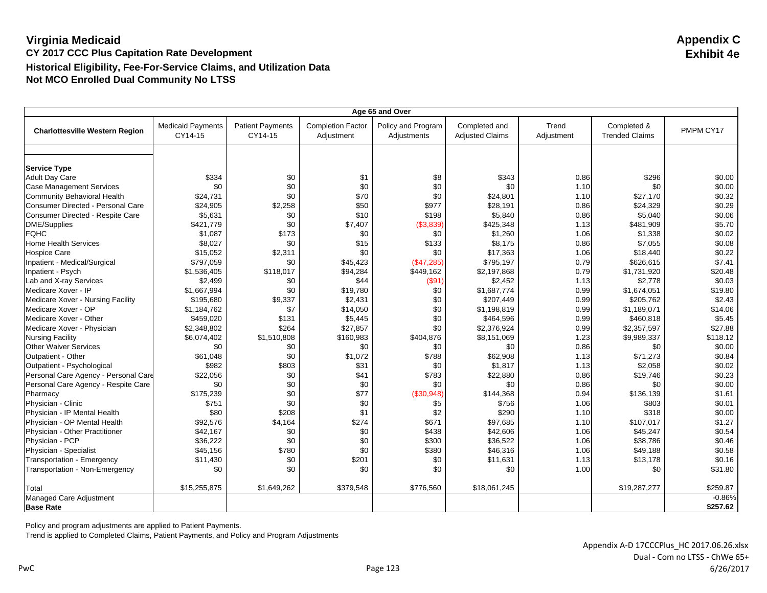# Virginia Medicaid

**Appendix C**
**Exhibit 4e**

## CY 2017 CCC Plus Capitation Rate Development

### Historical Eligibility, Fee-For-Service Claims, and Utilization Data

### Not MCO Enrolled Dual Community No LTSS

| Age 65 and Over | | | | | | | | |
|---|---|---|---|---|---|---|---|---|
| **Charlottesville Western Region** | Medicaid Payments CY14-15 | Patient Payments CY14-15 | Completion Factor Adjustment | Policy and Program Adjustments | Completed and Adjusted Claims | Trend Adjustment | Completed & Trended Claims | PMPM CY17 |
| **Service Type** | | | | | | | | |
| Adult Day Care | $334 | $0 | $1 | $8 | $343 | 0.86 | $296 | $0.00 |
| Case Management Services | $0 | $0 | $0 | $0 | $0 | 1.10 | $0 | $0.00 |
| Community Behavioral Health | $24,731 | $0 | $70 | $0 | $24,801 | 1.10 | $27,170 | $0.32 |
| Consumer Directed - Personal Care | $24,905 | $2,258 | $50 | $977 | $28,191 | 0.86 | $24,329 | $0.29 |
| Consumer Directed - Respite Care | $5,631 | $0 | $10 | $198 | $5,840 | 0.86 | $5,040 | $0.06 |
| DME/Supplies | $421,779 | $0 | $7,407 | ($3,839) | $425,348 | 1.13 | $481,909 | $5.70 |
| FQHC | $1,087 | $173 | $0 | $0 | $1,260 | 1.06 | $1,338 | $0.02 |
| Home Health Services | $8,027 | $0 | $15 | $133 | $8,175 | 0.86 | $7,055 | $0.08 |
| Hospice Care | $15,052 | $2,311 | $0 | $0 | $17,363 | 1.06 | $18,440 | $0.22 |
| Inpatient - Medical/Surgical | $797,059 | $0 | $45,423 | ($47,285) | $795,197 | 0.79 | $626,615 | $7.41 |
| Inpatient - Psych | $1,536,405 | $118,017 | $94,284 | $449,162 | $2,197,868 | 0.79 | $1,731,920 | $20.48 |
| Lab and X-ray Services | $2,499 | $0 | $44 | ($91) | $2,452 | 1.13 | $2,778 | $0.03 |
| Medicare Xover - IP | $1,667,994 | $0 | $19,780 | $0 | $1,687,774 | 0.99 | $1,674,051 | $19.80 |
| Medicare Xover - Nursing Facility | $195,680 | $9,337 | $2,431 | $0 | $207,449 | 0.99 | $205,762 | $2.43 |
| Medicare Xover - OP | $1,184,762 | $7 | $14,050 | $0 | $1,198,819 | 0.99 | $1,189,071 | $14.06 |
| Medicare Xover - Other | $459,020 | $131 | $5,445 | $0 | $464,596 | 0.99 | $460,818 | $5.45 |
| Medicare Xover - Physician | $2,348,802 | $264 | $27,857 | $0 | $2,376,924 | 0.99 | $2,357,597 | $27.88 |
| Nursing Facility | $6,074,402 | $1,510,808 | $160,983 | $404,876 | $8,151,069 | 1.23 | $9,989,337 | $118.12 |
| Other Waiver Services | $0 | $0 | $0 | $0 | $0 | 0.86 | $0 | $0.00 |
| Outpatient - Other | $61,048 | $0 | $1,072 | $788 | $62,908 | 1.13 | $71,273 | $0.84 |
| Outpatient - Psychological | $982 | $803 | $31 | $0 | $1,817 | 1.13 | $2,058 | $0.02 |
| Personal Care Agency - Personal Care | $22,056 | $0 | $41 | $783 | $22,880 | 0.86 | $19,746 | $0.23 |
| Personal Care Agency - Respite Care | $0 | $0 | $0 | $0 | $0 | 0.86 | $0 | $0.00 |
| Pharmacy | $175,239 | $0 | $77 | ($30,948) | $144,368 | 0.94 | $136,139 | $1.61 |
| Physician - Clinic | $751 | $0 | $0 | $5 | $756 | 1.06 | $803 | $0.01 |
| Physician - IP Mental Health | $80 | $208 | $1 | $2 | $290 | 1.10 | $318 | $0.00 |
| Physician - OP Mental Health | $92,576 | $4,164 | $274 | $671 | $97,685 | 1.10 | $107,017 | $1.27 |
| Physician - Other Practitioner | $42,167 | $0 | $0 | $438 | $42,606 | 1.06 | $45,247 | $0.54 |
| Physician - PCP | $36,222 | $0 | $0 | $300 | $36,522 | 1.06 | $38,786 | $0.46 |
| Physician - Specialist | $45,156 | $780 | $0 | $380 | $46,316 | 1.06 | $49,188 | $0.58 |
| Transportation - Emergency | $11,430 | $0 | $201 | $0 | $11,631 | 1.13 | $13,178 | $0.16 |
| Transportation - Non-Emergency | $0 | $0 | $0 | $0 | $0 | 1.00 | $0 | $31.80 |
| Total | $15,255,875 | $1,649,262 | $379,548 | $776,560 | $18,061,245 | | $19,287,277 | $259.87 |
| Managed Care Adjustment | | | | | | | | -0.86% |
| **Base Rate** | | | | | | | | **$257.62** |

Policy and program adjustments are applied to Patient Payments.

Trend is applied to Completed Claims, Patient Payments, and Policy and Program Adjustments

Appendix A-D 17CCCPlus_HC 2017.06.26.xlsx
Dual - Com no LTSS - ChWe 65+
6/26/2017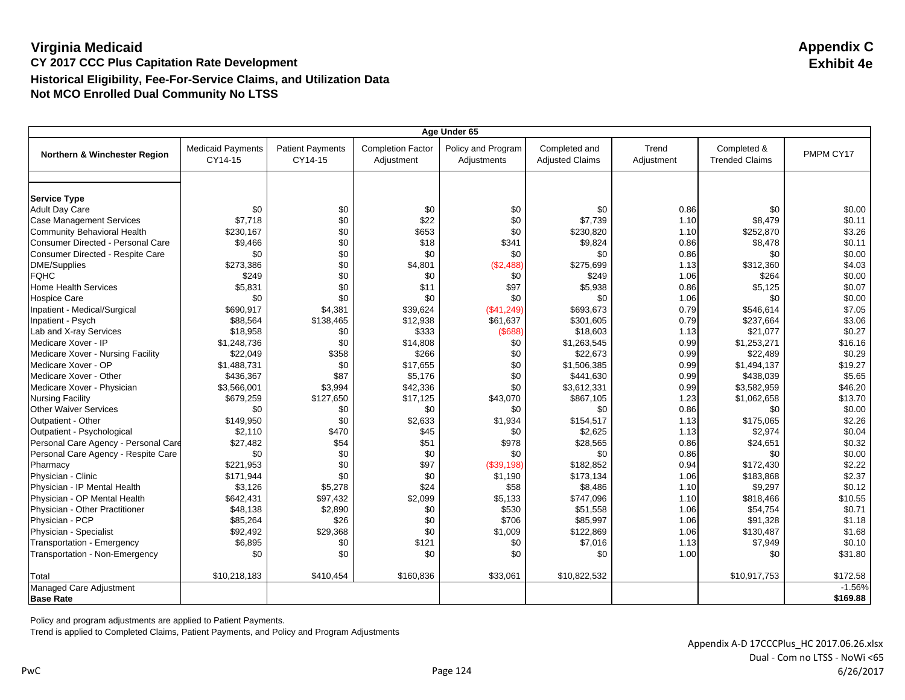# Virginia Medicaid

**Appendix C**
**Exhibit 4e**

## CY 2017 CCC Plus Capitation Rate Development

### Historical Eligibility, Fee-For-Service Claims, and Utilization Data

### Not MCO Enrolled Dual Community No LTSS

| Age Under 65 | | | | | | | | |
|---|---|---|---|---|---|---|---|---|
| **Northern & Winchester Region** | Medicaid Payments CY14-15 | Patient Payments CY14-15 | Completion Factor Adjustment | Policy and Program Adjustments | Completed and Adjusted Claims | Trend Adjustment | Completed & Trended Claims | PMPM CY17 |
| **Service Type** | | | | | | | | |
| Adult Day Care | $0 | $0 | $0 | $0 | $0 | 0.86 | $0 | $0.00 |
| Case Management Services | $7,718 | $0 | $22 | $0 | $7,739 | 1.10 | $8,479 | $0.11 |
| Community Behavioral Health | $230,167 | $0 | $653 | $0 | $230,820 | 1.10 | $252,870 | $3.26 |
| Consumer Directed - Personal Care | $9,466 | $0 | $18 | $341 | $9,824 | 0.86 | $8,478 | $0.11 |
| Consumer Directed - Respite Care | $0 | $0 | $0 | $0 | $0 | 0.86 | $0 | $0.00 |
| DME/Supplies | $273,386 | $0 | $4,801 | ($2,488) | $275,699 | 1.13 | $312,360 | $4.03 |
| FQHC | $249 | $0 | $0 | $0 | $249 | 1.06 | $264 | $0.00 |
| Home Health Services | $5,831 | $0 | $11 | $97 | $5,938 | 0.86 | $5,125 | $0.07 |
| Hospice Care | $0 | $0 | $0 | $0 | $0 | 1.06 | $0 | $0.00 |
| Inpatient - Medical/Surgical | $690,917 | $4,381 | $39,624 | ($41,249) | $693,673 | 0.79 | $546,614 | $7.05 |
| Inpatient - Psych | $88,564 | $138,465 | $12,938 | $61,637 | $301,605 | 0.79 | $237,664 | $3.06 |
| Lab and X-ray Services | $18,958 | $0 | $333 | ($688) | $18,603 | 1.13 | $21,077 | $0.27 |
| Medicare Xover - IP | $1,248,736 | $0 | $14,808 | $0 | $1,263,545 | 0.99 | $1,253,271 | $16.16 |
| Medicare Xover - Nursing Facility | $22,049 | $358 | $266 | $0 | $22,673 | 0.99 | $22,489 | $0.29 |
| Medicare Xover - OP | $1,488,731 | $0 | $17,655 | $0 | $1,506,385 | 0.99 | $1,494,137 | $19.27 |
| Medicare Xover - Other | $436,367 | $87 | $5,176 | $0 | $441,630 | 0.99 | $438,039 | $5.65 |
| Medicare Xover - Physician | $3,566,001 | $3,994 | $42,336 | $0 | $3,612,331 | 0.99 | $3,582,959 | $46.20 |
| Nursing Facility | $679,259 | $127,650 | $17,125 | $43,070 | $867,105 | 1.23 | $1,062,658 | $13.70 |
| Other Waiver Services | $0 | $0 | $0 | $0 | $0 | 0.86 | $0 | $0.00 |
| Outpatient - Other | $149,950 | $0 | $2,633 | $1,934 | $154,517 | 1.13 | $175,065 | $2.26 |
| Outpatient - Psychological | $2,110 | $470 | $45 | $0 | $2,625 | 1.13 | $2,974 | $0.04 |
| Personal Care Agency - Personal Care | $27,482 | $54 | $51 | $978 | $28,565 | 0.86 | $24,651 | $0.32 |
| Personal Care Agency - Respite Care | $0 | $0 | $0 | $0 | $0 | 0.86 | $0 | $0.00 |
| Pharmacy | $221,953 | $0 | $97 | ($39,198) | $182,852 | 0.94 | $172,430 | $2.22 |
| Physician - Clinic | $171,944 | $0 | $0 | $1,190 | $173,134 | 1.06 | $183,868 | $2.37 |
| Physician - IP Mental Health | $3,126 | $5,278 | $24 | $58 | $8,486 | 1.10 | $9,297 | $0.12 |
| Physician - OP Mental Health | $642,431 | $97,432 | $2,099 | $5,133 | $747,096 | 1.10 | $818,466 | $10.55 |
| Physician - Other Practitioner | $48,138 | $2,890 | $0 | $530 | $51,558 | 1.06 | $54,754 | $0.71 |
| Physician - PCP | $85,264 | $26 | $0 | $706 | $85,997 | 1.06 | $91,328 | $1.18 |
| Physician - Specialist | $92,492 | $29,368 | $0 | $1,009 | $122,869 | 1.06 | $130,487 | $1.68 |
| Transportation - Emergency | $6,895 | $0 | $121 | $0 | $7,016 | 1.13 | $7,949 | $0.10 |
| Transportation - Non-Emergency | $0 | $0 | $0 | $0 | $0 | 1.00 | $0 | $31.80 |
| Total | $10,218,183 | $410,454 | $160,836 | $33,061 | $10,822,532 | | $10,917,753 | $172.58 |
| Managed Care Adjustment | | | | | | | | -1.56% |
| **Base Rate** | | | | | | | | **$169.88** |

Policy and program adjustments are applied to Patient Payments.

Trend is applied to Completed Claims, Patient Payments, and Policy and Program Adjustments

Appendix A-D 17CCCPlus_HC 2017.06.26.xlsx
Dual - Com no LTSS - NoWi <65
6/26/2017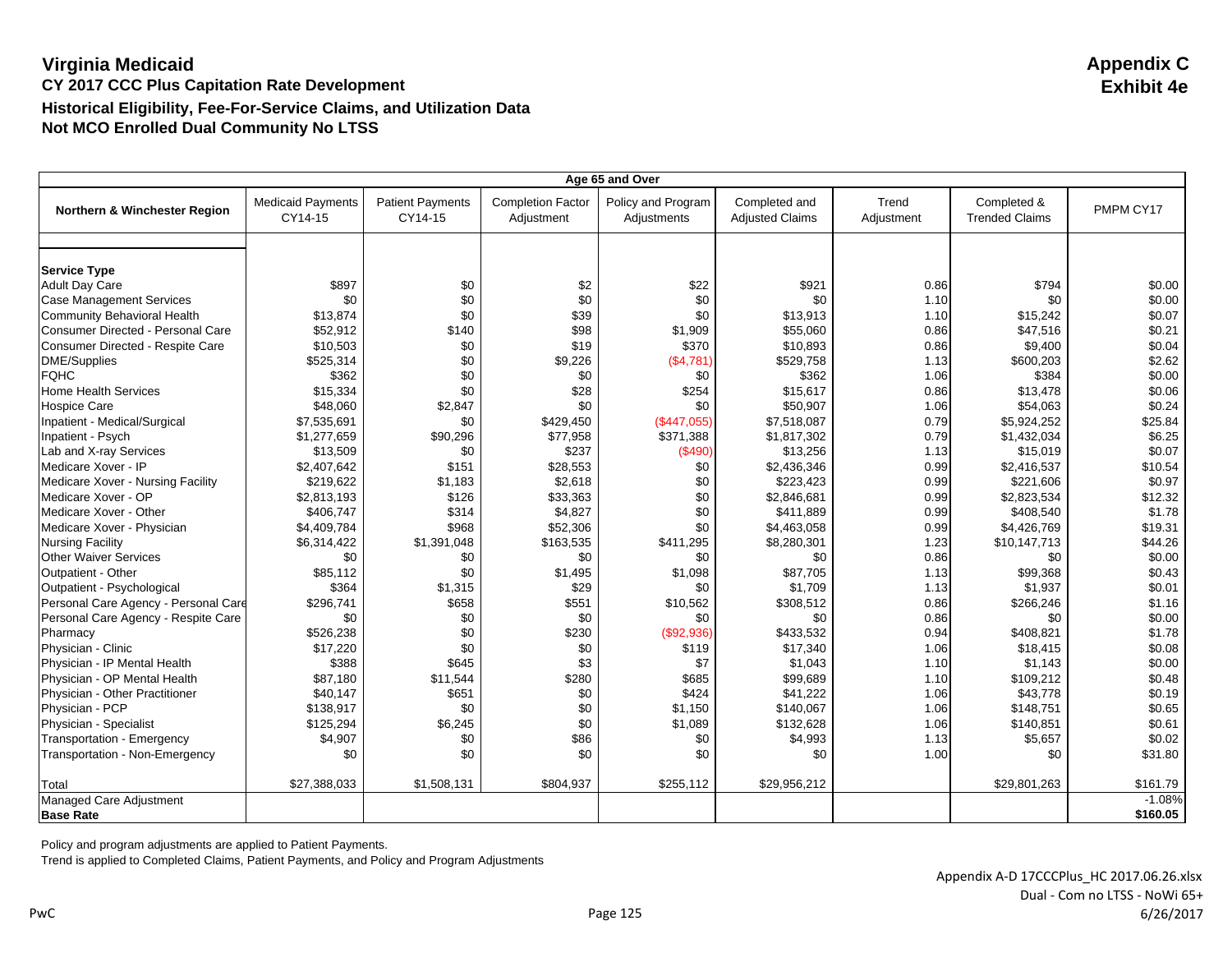# Virginia Medicaid

**Appendix C**
**Exhibit 4e**

## CY 2017 CCC Plus Capitation Rate Development

### Historical Eligibility, Fee-For-Service Claims, and Utilization Data

### Not MCO Enrolled Dual Community No LTSS

| Age 65 and Over | | | | | | | | |
|---|---|---|---|---|---|---|---|---|
| **Northern & Winchester Region** | Medicaid Payments CY14-15 | Patient Payments CY14-15 | Completion Factor Adjustment | Policy and Program Adjustments | Completed and Adjusted Claims | Trend Adjustment | Completed & Trended Claims | PMPM CY17 |
| **Service Type** | | | | | | | | |
| Adult Day Care | $897 | $0 | $2 | $22 | $921 | 0.86 | $794 | $0.00 |
| Case Management Services | $0 | $0 | $0 | $0 | $0 | 1.10 | $0 | $0.00 |
| Community Behavioral Health | $13,874 | $0 | $39 | $0 | $13,913 | 1.10 | $15,242 | $0.07 |
| Consumer Directed - Personal Care | $52,912 | $140 | $98 | $1,909 | $55,060 | 0.86 | $47,516 | $0.21 |
| Consumer Directed - Respite Care | $10,503 | $0 | $19 | $370 | $10,893 | 0.86 | $9,400 | $0.04 |
| DME/Supplies | $525,314 | $0 | $9,226 | ($4,781) | $529,758 | 1.13 | $600,203 | $2.62 |
| FQHC | $362 | $0 | $0 | $0 | $362 | 1.06 | $384 | $0.00 |
| Home Health Services | $15,334 | $0 | $28 | $254 | $15,617 | 0.86 | $13,478 | $0.06 |
| Hospice Care | $48,060 | $2,847 | $0 | $0 | $50,907 | 1.06 | $54,063 | $0.24 |
| Inpatient - Medical/Surgical | $7,535,691 | $0 | $429,450 | ($447,055) | $7,518,087 | 0.79 | $5,924,252 | $25.84 |
| Inpatient - Psych | $1,277,659 | $90,296 | $77,958 | $371,388 | $1,817,302 | 0.79 | $1,432,034 | $6.25 |
| Lab and X-ray Services | $13,509 | $0 | $237 | ($490) | $13,256 | 1.13 | $15,019 | $0.07 |
| Medicare Xover - IP | $2,407,642 | $151 | $28,553 | $0 | $2,436,346 | 0.99 | $2,416,537 | $10.54 |
| Medicare Xover - Nursing Facility | $219,622 | $1,183 | $2,618 | $0 | $223,423 | 0.99 | $221,606 | $0.97 |
| Medicare Xover - OP | $2,813,193 | $126 | $33,363 | $0 | $2,846,681 | 0.99 | $2,823,534 | $12.32 |
| Medicare Xover - Other | $406,747 | $314 | $4,827 | $0 | $411,889 | 0.99 | $408,540 | $1.78 |
| Medicare Xover - Physician | $4,409,784 | $968 | $52,306 | $0 | $4,463,058 | 0.99 | $4,426,769 | $19.31 |
| Nursing Facility | $6,314,422 | $1,391,048 | $163,535 | $411,295 | $8,280,301 | 1.23 | $10,147,713 | $44.26 |
| Other Waiver Services | $0 | $0 | $0 | $0 | $0 | 0.86 | $0 | $0.00 |
| Outpatient - Other | $85,112 | $0 | $1,495 | $1,098 | $87,705 | 1.13 | $99,368 | $0.43 |
| Outpatient - Psychological | $364 | $1,315 | $29 | $0 | $1,709 | 1.13 | $1,937 | $0.01 |
| Personal Care Agency - Personal Care | $296,741 | $658 | $551 | $10,562 | $308,512 | 0.86 | $266,246 | $1.16 |
| Personal Care Agency - Respite Care | $0 | $0 | $0 | $0 | $0 | 0.86 | $0 | $0.00 |
| Pharmacy | $526,238 | $0 | $230 | ($92,936) | $433,532 | 0.94 | $408,821 | $1.78 |
| Physician - Clinic | $17,220 | $0 | $0 | $119 | $17,340 | 1.06 | $18,415 | $0.08 |
| Physician - IP Mental Health | $388 | $645 | $3 | $7 | $1,043 | 1.10 | $1,143 | $0.00 |
| Physician - OP Mental Health | $87,180 | $11,544 | $280 | $685 | $99,689 | 1.10 | $109,212 | $0.48 |
| Physician - Other Practitioner | $40,147 | $651 | $0 | $424 | $41,222 | 1.06 | $43,778 | $0.19 |
| Physician - PCP | $138,917 | $0 | $0 | $1,150 | $140,067 | 1.06 | $148,751 | $0.65 |
| Physician - Specialist | $125,294 | $6,245 | $0 | $1,089 | $132,628 | 1.06 | $140,851 | $0.61 |
| Transportation - Emergency | $4,907 | $0 | $86 | $0 | $4,993 | 1.13 | $5,657 | $0.02 |
| Transportation - Non-Emergency | $0 | $0 | $0 | $0 | $0 | 1.00 | $0 | $31.80 |
| Total | $27,388,033 | $1,508,131 | $804,937 | $255,112 | $29,956,212 | | $29,801,263 | $161.79 |
| Managed Care Adjustment | | | | | | | | -1.08% |
| **Base Rate** | | | | | | | | **$160.05** |

Policy and program adjustments are applied to Patient Payments.
Trend is applied to Completed Claims, Patient Payments, and Policy and Program Adjustments

Appendix A-D 17CCCPlus_HC 2017.06.26.xlsx
Dual - Com no LTSS - NoWi 65+
6/26/2017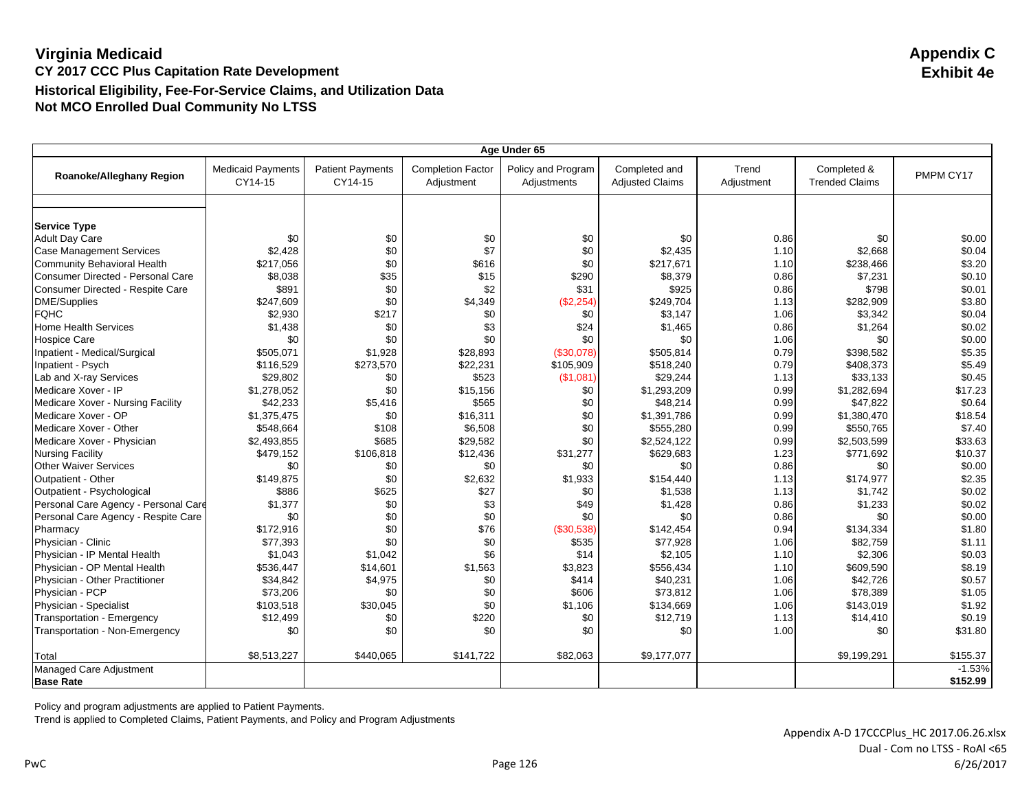# Virginia Medicaid

**Appendix C**
**Exhibit 4e**

## CY 2017 CCC Plus Capitation Rate Development

### Historical Eligibility, Fee-For-Service Claims, and Utilization Data

### Not MCO Enrolled Dual Community No LTSS

| Age Under 65 | | | | | | | | |
|---|---|---|---|---|---|---|---|---|
| **Roanoke/Alleghany Region** | Medicaid Payments CY14-15 | Patient Payments CY14-15 | Completion Factor Adjustment | Policy and Program Adjustments | Completed and Adjusted Claims | Trend Adjustment | Completed & Trended Claims | PMPM CY17 |
| **Service Type** | | | | | | | | |
| Adult Day Care | $0 | $0 | $0 | $0 | $0 | 0.86 | $0 | $0.00 |
| Case Management Services | $2,428 | $0 | $7 | $0 | $2,435 | 1.10 | $2,668 | $0.04 |
| Community Behavioral Health | $217,056 | $0 | $616 | $0 | $217,671 | 1.10 | $238,466 | $3.20 |
| Consumer Directed - Personal Care | $8,038 | $35 | $15 | $290 | $8,379 | 0.86 | $7,231 | $0.10 |
| Consumer Directed - Respite Care | $891 | $0 | $2 | $31 | $925 | 0.86 | $798 | $0.01 |
| DME/Supplies | $247,609 | $0 | $4,349 | ($2,254) | $249,704 | 1.13 | $282,909 | $3.80 |
| FQHC | $2,930 | $217 | $0 | $0 | $3,147 | 1.06 | $3,342 | $0.04 |
| Home Health Services | $1,438 | $0 | $3 | $24 | $1,465 | 0.86 | $1,264 | $0.02 |
| Hospice Care | $0 | $0 | $0 | $0 | $0 | 1.06 | $0 | $0.00 |
| Inpatient - Medical/Surgical | $505,071 | $1,928 | $28,893 | ($30,078) | $505,814 | 0.79 | $398,582 | $5.35 |
| Inpatient - Psych | $116,529 | $273,570 | $22,231 | $105,909 | $518,240 | 0.79 | $408,373 | $5.49 |
| Lab and X-ray Services | $29,802 | $0 | $523 | ($1,081) | $29,244 | 1.13 | $33,133 | $0.45 |
| Medicare Xover - IP | $1,278,052 | $0 | $15,156 | $0 | $1,293,209 | 0.99 | $1,282,694 | $17.23 |
| Medicare Xover - Nursing Facility | $42,233 | $5,416 | $565 | $0 | $48,214 | 0.99 | $47,822 | $0.64 |
| Medicare Xover - OP | $1,375,475 | $0 | $16,311 | $0 | $1,391,786 | 0.99 | $1,380,470 | $18.54 |
| Medicare Xover - Other | $548,664 | $108 | $6,508 | $0 | $555,280 | 0.99 | $550,765 | $7.40 |
| Medicare Xover - Physician | $2,493,855 | $685 | $29,582 | $0 | $2,524,122 | 0.99 | $2,503,599 | $33.63 |
| Nursing Facility | $479,152 | $106,818 | $12,436 | $31,277 | $629,683 | 1.23 | $771,692 | $10.37 |
| Other Waiver Services | $0 | $0 | $0 | $0 | $0 | 0.86 | $0 | $0.00 |
| Outpatient - Other | $149,875 | $0 | $2,632 | $1,933 | $154,440 | 1.13 | $174,977 | $2.35 |
| Outpatient - Psychological | $886 | $625 | $27 | $0 | $1,538 | 1.13 | $1,742 | $0.02 |
| Personal Care Agency - Personal Care | $1,377 | $0 | $3 | $49 | $1,428 | 0.86 | $1,233 | $0.02 |
| Personal Care Agency - Respite Care | $0 | $0 | $0 | $0 | $0 | 0.86 | $0 | $0.00 |
| Pharmacy | $172,916 | $0 | $76 | ($30,538) | $142,454 | 0.94 | $134,334 | $1.80 |
| Physician - Clinic | $77,393 | $0 | $0 | $535 | $77,928 | 1.06 | $82,759 | $1.11 |
| Physician - IP Mental Health | $1,043 | $1,042 | $6 | $14 | $2,105 | 1.10 | $2,306 | $0.03 |
| Physician - OP Mental Health | $536,447 | $14,601 | $1,563 | $3,823 | $556,434 | 1.10 | $609,590 | $8.19 |
| Physician - Other Practitioner | $34,842 | $4,975 | $0 | $414 | $40,231 | 1.06 | $42,726 | $0.57 |
| Physician - PCP | $73,206 | $0 | $0 | $606 | $73,812 | 1.06 | $78,389 | $1.05 |
| Physician - Specialist | $103,518 | $30,045 | $0 | $1,106 | $134,669 | 1.06 | $143,019 | $1.92 |
| Transportation - Emergency | $12,499 | $0 | $220 | $0 | $12,719 | 1.13 | $14,410 | $0.19 |
| Transportation - Non-Emergency | $0 | $0 | $0 | $0 | $0 | 1.00 | $0 | $31.80 |
| Total | $8,513,227 | $440,065 | $141,722 | $82,063 | $9,177,077 | | $9,199,291 | $155.37 |
| Managed Care Adjustment | | | | | | | | -1.53% |
| **Base Rate** | | | | | | | | **$152.99** |

Policy and program adjustments are applied to Patient Payments.
Trend is applied to Completed Claims, Patient Payments, and Policy and Program Adjustments

Appendix A-D 17CCCPlus_HC 2017.06.26.xlsx
Dual - Com no LTSS - RoAl <65
6/26/2017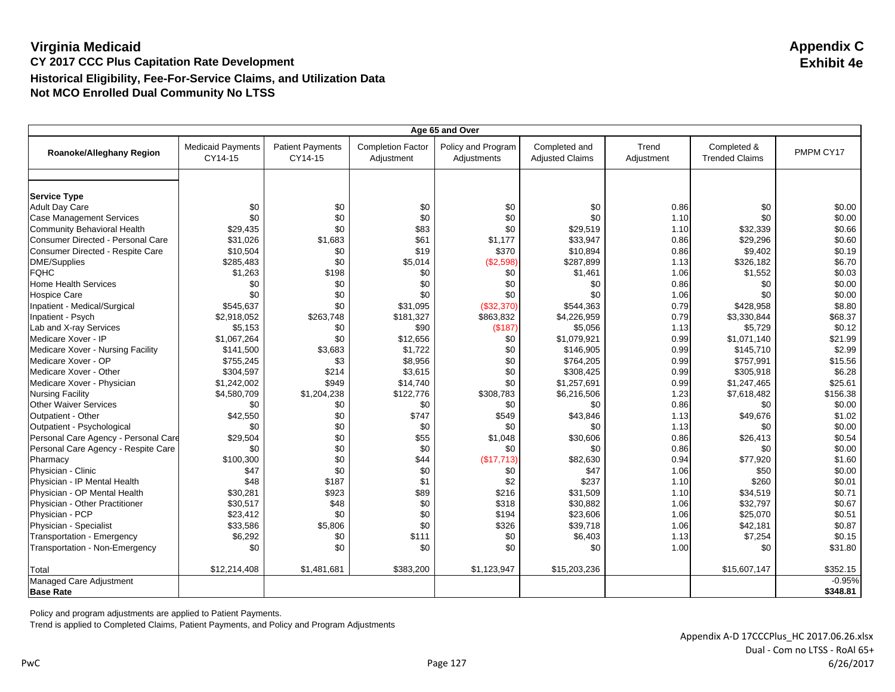# Virginia Medicaid

**Appendix C**
**Exhibit 4e**

## CY 2017 CCC Plus Capitation Rate Development

### Historical Eligibility, Fee-For-Service Claims, and Utilization Data

### Not MCO Enrolled Dual Community No LTSS

| Age 65 and Over | | | | | | | | |
|---|---|---|---|---|---|---|---|---|
| **Roanoke/Alleghany Region** | Medicaid Payments CY14-15 | Patient Payments CY14-15 | Completion Factor Adjustment | Policy and Program Adjustments | Completed and Adjusted Claims | Trend Adjustment | Completed & Trended Claims | PMPM CY17 |
| **Service Type** | | | | | | | | |
| Adult Day Care | $0 | $0 | $0 | $0 | $0 | 0.86 | $0 | $0.00 |
| Case Management Services | $0 | $0 | $0 | $0 | $0 | 1.10 | $0 | $0.00 |
| Community Behavioral Health | $29,435 | $0 | $83 | $0 | $29,519 | 1.10 | $32,339 | $0.66 |
| Consumer Directed - Personal Care | $31,026 | $1,683 | $61 | $1,177 | $33,947 | 0.86 | $29,296 | $0.60 |
| Consumer Directed - Respite Care | $10,504 | $0 | $19 | $370 | $10,894 | 0.86 | $9,402 | $0.19 |
| DME/Supplies | $285,483 | $0 | $5,014 | ($2,598) | $287,899 | 1.13 | $326,182 | $6.70 |
| FQHC | $1,263 | $198 | $0 | $0 | $1,461 | 1.06 | $1,552 | $0.03 |
| Home Health Services | $0 | $0 | $0 | $0 | $0 | 0.86 | $0 | $0.00 |
| Hospice Care | $0 | $0 | $0 | $0 | $0 | 1.06 | $0 | $0.00 |
| Inpatient - Medical/Surgical | $545,637 | $0 | $31,095 | ($32,370) | $544,363 | 0.79 | $428,958 | $8.80 |
| Inpatient - Psych | $2,918,052 | $263,748 | $181,327 | $863,832 | $4,226,959 | 0.79 | $3,330,844 | $68.37 |
| Lab and X-ray Services | $5,153 | $0 | $90 | ($187) | $5,056 | 1.13 | $5,729 | $0.12 |
| Medicare Xover - IP | $1,067,264 | $0 | $12,656 | $0 | $1,079,921 | 0.99 | $1,071,140 | $21.99 |
| Medicare Xover - Nursing Facility | $141,500 | $3,683 | $1,722 | $0 | $146,905 | 0.99 | $145,710 | $2.99 |
| Medicare Xover - OP | $755,245 | $3 | $8,956 | $0 | $764,205 | 0.99 | $757,991 | $15.56 |
| Medicare Xover - Other | $304,597 | $214 | $3,615 | $0 | $308,425 | 0.99 | $305,918 | $6.28 |
| Medicare Xover - Physician | $1,242,002 | $949 | $14,740 | $0 | $1,257,691 | 0.99 | $1,247,465 | $25.61 |
| Nursing Facility | $4,580,709 | $1,204,238 | $122,776 | $308,783 | $6,216,506 | 1.23 | $7,618,482 | $156.38 |
| Other Waiver Services | $0 | $0 | $0 | $0 | $0 | 0.86 | $0 | $0.00 |
| Outpatient - Other | $42,550 | $0 | $747 | $549 | $43,846 | 1.13 | $49,676 | $1.02 |
| Outpatient - Psychological | $0 | $0 | $0 | $0 | $0 | 1.13 | $0 | $0.00 |
| Personal Care Agency - Personal Care | $29,504 | $0 | $55 | $1,048 | $30,606 | 0.86 | $26,413 | $0.54 |
| Personal Care Agency - Respite Care | $0 | $0 | $0 | $0 | $0 | 0.86 | $0 | $0.00 |
| Pharmacy | $100,300 | $0 | $44 | ($17,713) | $82,630 | 0.94 | $77,920 | $1.60 |
| Physician - Clinic | $47 | $0 | $0 | $0 | $47 | 1.06 | $50 | $0.00 |
| Physician - IP Mental Health | $48 | $187 | $1 | $2 | $237 | 1.10 | $260 | $0.01 |
| Physician - OP Mental Health | $30,281 | $923 | $89 | $216 | $31,509 | 1.10 | $34,519 | $0.71 |
| Physician - Other Practitioner | $30,517 | $48 | $0 | $318 | $30,882 | 1.06 | $32,797 | $0.67 |
| Physician - PCP | $23,412 | $0 | $0 | $194 | $23,606 | 1.06 | $25,070 | $0.51 |
| Physician - Specialist | $33,586 | $5,806 | $0 | $326 | $39,718 | 1.06 | $42,181 | $0.87 |
| Transportation - Emergency | $6,292 | $0 | $111 | $0 | $6,403 | 1.13 | $7,254 | $0.15 |
| Transportation - Non-Emergency | $0 | $0 | $0 | $0 | $0 | 1.00 | $0 | $31.80 |
| Total | $12,214,408 | $1,481,681 | $383,200 | $1,123,947 | $15,203,236 | | $15,607,147 | $352.15 |
| Managed Care Adjustment | | | | | | | | -0.95% |
| **Base Rate** | | | | | | | | **$348.81** |

Policy and program adjustments are applied to Patient Payments.

Trend is applied to Completed Claims, Patient Payments, and Policy and Program Adjustments

Appendix A-D 17CCCPlus_HC 2017.06.26.xlsx
Dual - Com no LTSS - RoAl 65+
6/26/2017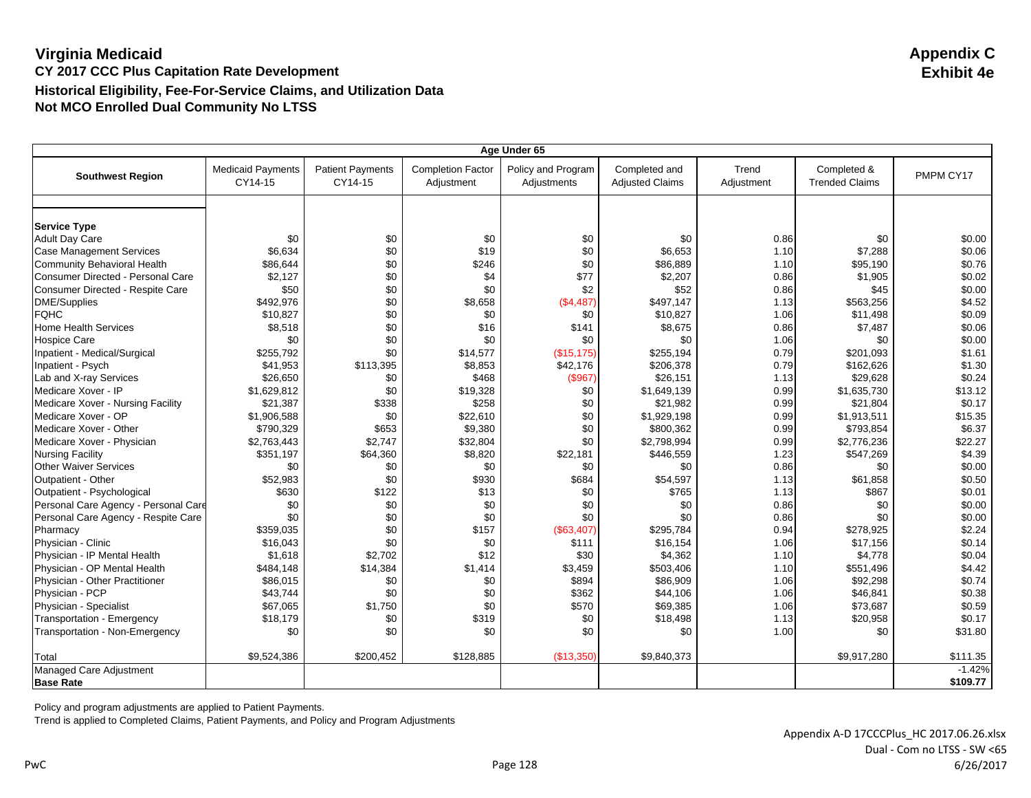# Virginia Medicaid

**Appendix C**
**Exhibit 4e**

## CY 2017 CCC Plus Capitation Rate Development

## Historical Eligibility, Fee-For-Service Claims, and Utilization Data

## Not MCO Enrolled Dual Community No LTSS

| Age Under 65 | | | | | | | | |
|---|---|---|---|---|---|---|---|---|
| **Southwest Region** | Medicaid Payments CY14-15 | Patient Payments CY14-15 | Completion Factor Adjustment | Policy and Program Adjustments | Completed and Adjusted Claims | Trend Adjustment | Completed & Trended Claims | PMPM CY17 |
| **Service Type** | | | | | | | | |
| Adult Day Care | $0 | $0 | $0 | $0 | $0 | 0.86 | $0 | $0.00 |
| Case Management Services | $6,634 | $0 | $19 | $0 | $6,653 | 1.10 | $7,288 | $0.06 |
| Community Behavioral Health | $86,644 | $0 | $246 | $0 | $86,889 | 1.10 | $95,190 | $0.76 |
| Consumer Directed - Personal Care | $2,127 | $0 | $4 | $77 | $2,207 | 0.86 | $1,905 | $0.02 |
| Consumer Directed - Respite Care | $50 | $0 | $0 | $2 | $52 | 0.86 | $45 | $0.00 |
| DME/Supplies | $492,976 | $0 | $8,658 | ($4,487) | $497,147 | 1.13 | $563,256 | $4.52 |
| FQHC | $10,827 | $0 | $0 | $0 | $10,827 | 1.06 | $11,498 | $0.09 |
| Home Health Services | $8,518 | $0 | $16 | $141 | $8,675 | 0.86 | $7,487 | $0.06 |
| Hospice Care | $0 | $0 | $0 | $0 | $0 | 1.06 | $0 | $0.00 |
| Inpatient - Medical/Surgical | $255,792 | $0 | $14,577 | ($15,175) | $255,194 | 0.79 | $201,093 | $1.61 |
| Inpatient - Psych | $41,953 | $113,395 | $8,853 | $42,176 | $206,378 | 0.79 | $162,626 | $1.30 |
| Lab and X-ray Services | $26,650 | $0 | $468 | ($967) | $26,151 | 1.13 | $29,628 | $0.24 |
| Medicare Xover - IP | $1,629,812 | $0 | $19,328 | $0 | $1,649,139 | 0.99 | $1,635,730 | $13.12 |
| Medicare Xover - Nursing Facility | $21,387 | $338 | $258 | $0 | $21,982 | 0.99 | $21,804 | $0.17 |
| Medicare Xover - OP | $1,906,588 | $0 | $22,610 | $0 | $1,929,198 | 0.99 | $1,913,511 | $15.35 |
| Medicare Xover - Other | $790,329 | $653 | $9,380 | $0 | $800,362 | 0.99 | $793,854 | $6.37 |
| Medicare Xover - Physician | $2,763,443 | $2,747 | $32,804 | $0 | $2,798,994 | 0.99 | $2,776,236 | $22.27 |
| Nursing Facility | $351,197 | $64,360 | $8,820 | $22,181 | $446,559 | 1.23 | $547,269 | $4.39 |
| Other Waiver Services | $0 | $0 | $0 | $0 | $0 | 0.86 | $0 | $0.00 |
| Outpatient - Other | $52,983 | $0 | $930 | $684 | $54,597 | 1.13 | $61,858 | $0.50 |
| Outpatient - Psychological | $630 | $122 | $13 | $0 | $765 | 1.13 | $867 | $0.01 |
| Personal Care Agency - Personal Care | $0 | $0 | $0 | $0 | $0 | 0.86 | $0 | $0.00 |
| Personal Care Agency - Respite Care | $0 | $0 | $0 | $0 | $0 | 0.86 | $0 | $0.00 |
| Pharmacy | $359,035 | $0 | $157 | ($63,407) | $295,784 | 0.94 | $278,925 | $2.24 |
| Physician - Clinic | $16,043 | $0 | $0 | $111 | $16,154 | 1.06 | $17,156 | $0.14 |
| Physician - IP Mental Health | $1,618 | $2,702 | $12 | $30 | $4,362 | 1.10 | $4,778 | $0.04 |
| Physician - OP Mental Health | $484,148 | $14,384 | $1,414 | $3,459 | $503,406 | 1.10 | $551,496 | $4.42 |
| Physician - Other Practitioner | $86,015 | $0 | $0 | $894 | $86,909 | 1.06 | $92,298 | $0.74 |
| Physician - PCP | $43,744 | $0 | $0 | $362 | $44,106 | 1.06 | $46,841 | $0.38 |
| Physician - Specialist | $67,065 | $1,750 | $0 | $570 | $69,385 | 1.06 | $73,687 | $0.59 |
| Transportation - Emergency | $18,179 | $0 | $319 | $0 | $18,498 | 1.13 | $20,958 | $0.17 |
| Transportation - Non-Emergency | $0 | $0 | $0 | $0 | $0 | 1.00 | $0 | $31.80 |
| Total | $9,524,386 | $200,452 | $128,885 | ($13,350) | $9,840,373 | | $9,917,280 | $111.35 |
| Managed Care Adjustment | | | | | | | | -1.42% |
| **Base Rate** | | | | | | | | **$109.77** |

Policy and program adjustments are applied to Patient Payments.

Trend is applied to Completed Claims, Patient Payments, and Policy and Program Adjustments

Appendix A-D 17CCCPlus_HC 2017.06.26.xlsx
Dual - Com no LTSS - SW <65
6/26/2017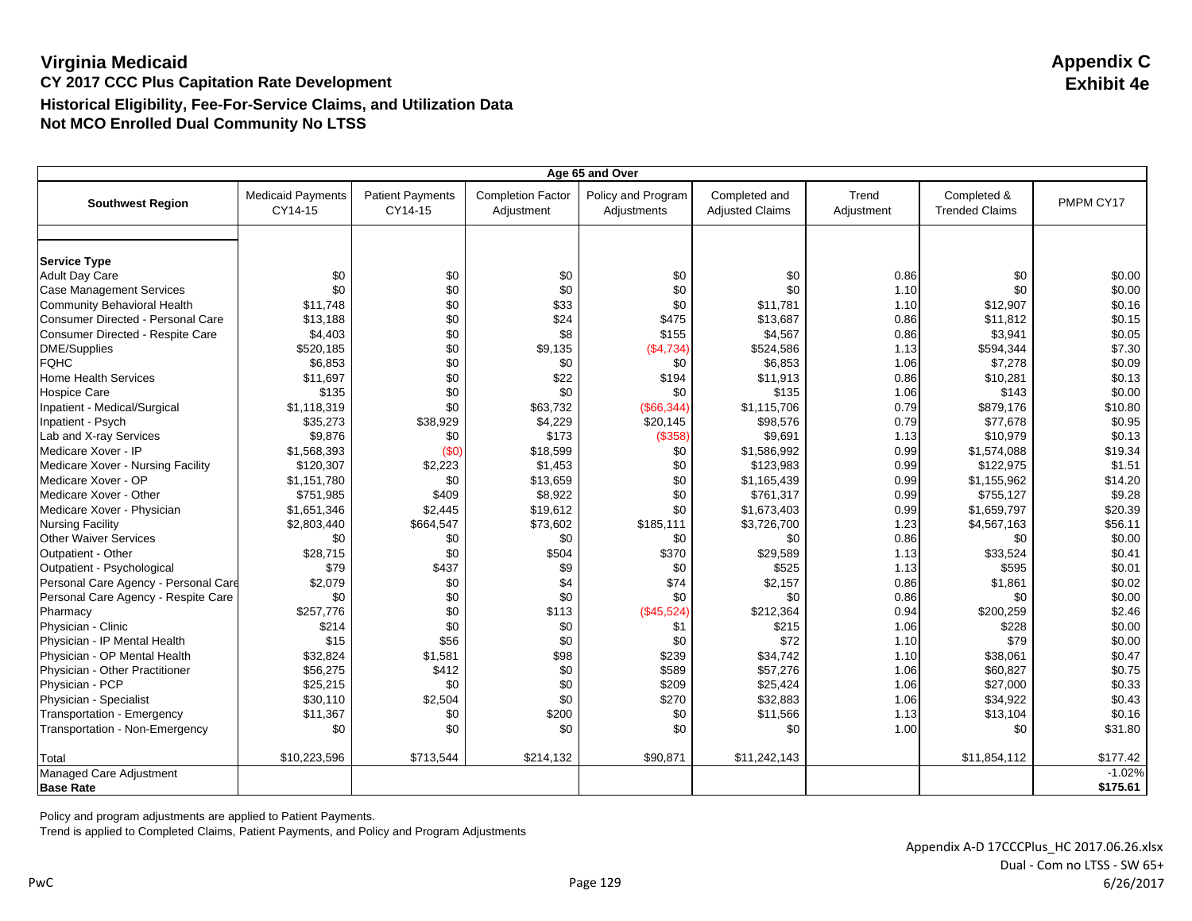# Virginia Medicaid

## Appendix C
## Exhibit 4e

### CY 2017 CCC Plus Capitation Rate Development
### Historical Eligibility, Fee-For-Service Claims, and Utilization Data
### Not MCO Enrolled Dual Community No LTSS

| Southwest Region | Age 65 and Over | | | | | | | |
|---|---|---|---|---|---|---|---|---|
| | Medicaid Payments CY14-15 | Patient Payments CY14-15 | Completion Factor Adjustment | Policy and Program Adjustments | Completed and Adjusted Claims | Trend Adjustment | Completed & Trended Claims | PMPM CY17 |
| **Service Type** | | | | | | | | |
| Adult Day Care | $0 | $0 | $0 | $0 | $0 | 0.86 | $0 | $0.00 |
| Case Management Services | $0 | $0 | $0 | $0 | $0 | 1.10 | $0 | $0.00 |
| Community Behavioral Health | $11,748 | $0 | $33 | $0 | $11,781 | 1.10 | $12,907 | $0.16 |
| Consumer Directed - Personal Care | $13,188 | $0 | $24 | $475 | $13,687 | 0.86 | $11,812 | $0.15 |
| Consumer Directed - Respite Care | $4,403 | $0 | $8 | $155 | $4,567 | 0.86 | $3,941 | $0.05 |
| DME/Supplies | $520,185 | $0 | $9,135 | ($4,734) | $524,586 | 1.13 | $594,344 | $7.30 |
| FQHC | $6,853 | $0 | $0 | $0 | $6,853 | 1.06 | $7,278 | $0.09 |
| Home Health Services | $11,697 | $0 | $22 | $194 | $11,913 | 0.86 | $10,281 | $0.13 |
| Hospice Care | $135 | $0 | $0 | $0 | $135 | 1.06 | $143 | $0.00 |
| Inpatient - Medical/Surgical | $1,118,319 | $0 | $63,732 | ($66,344) | $1,115,706 | 0.79 | $879,176 | $10.80 |
| Inpatient - Psych | $35,273 | $38,929 | $4,229 | $20,145 | $98,576 | 0.79 | $77,678 | $0.95 |
| Lab and X-ray Services | $9,876 | $0 | $173 | ($358) | $9,691 | 1.13 | $10,979 | $0.13 |
| Medicare Xover - IP | $1,568,393 | ($0) | $18,599 | $0 | $1,586,992 | 0.99 | $1,574,088 | $19.34 |
| Medicare Xover - Nursing Facility | $120,307 | $2,223 | $1,453 | $0 | $123,983 | 0.99 | $122,975 | $1.51 |
| Medicare Xover - OP | $1,151,780 | $0 | $13,659 | $0 | $1,165,439 | 0.99 | $1,155,962 | $14.20 |
| Medicare Xover - Other | $751,985 | $409 | $8,922 | $0 | $761,317 | 0.99 | $755,127 | $9.28 |
| Medicare Xover - Physician | $1,651,346 | $2,445 | $19,612 | $0 | $1,673,403 | 0.99 | $1,659,797 | $20.39 |
| Nursing Facility | $2,803,440 | $664,547 | $73,602 | $185,111 | $3,726,700 | 1.23 | $4,567,163 | $56.11 |
| Other Waiver Services | $0 | $0 | $0 | $0 | $0 | 0.86 | $0 | $0.00 |
| Outpatient - Other | $28,715 | $0 | $504 | $370 | $29,589 | 1.13 | $33,524 | $0.41 |
| Outpatient - Psychological | $79 | $437 | $9 | $0 | $525 | 1.13 | $595 | $0.01 |
| Personal Care Agency - Personal Care | $2,079 | $0 | $4 | $74 | $2,157 | 0.86 | $1,861 | $0.02 |
| Personal Care Agency - Respite Care | $0 | $0 | $0 | $0 | $0 | 0.86 | $0 | $0.00 |
| Pharmacy | $257,776 | $0 | $113 | ($45,524) | $212,364 | 0.94 | $200,259 | $2.46 |
| Physician - Clinic | $214 | $0 | $0 | $1 | $215 | 1.06 | $228 | $0.00 |
| Physician - IP Mental Health | $15 | $56 | $0 | $0 | $72 | 1.10 | $79 | $0.00 |
| Physician - OP Mental Health | $32,824 | $1,581 | $98 | $239 | $34,742 | 1.10 | $38,061 | $0.47 |
| Physician - Other Practitioner | $56,275 | $412 | $0 | $589 | $57,276 | 1.06 | $60,827 | $0.75 |
| Physician - PCP | $25,215 | $0 | $0 | $209 | $25,424 | 1.06 | $27,000 | $0.33 |
| Physician - Specialist | $30,110 | $2,504 | $0 | $270 | $32,883 | 1.06 | $34,922 | $0.43 |
| Transportation - Emergency | $11,367 | $0 | $200 | $0 | $11,566 | 1.13 | $13,104 | $0.16 |
| Transportation - Non-Emergency | $0 | $0 | $0 | $0 | $0 | 1.00 | $0 | $31.80 |
| Total | $10,223,596 | $713,544 | $214,132 | $90,871 | $11,242,143 | | $11,854,112 | $177.42 |
| Managed Care Adjustment | | | | | | | | -1.02% |
| **Base Rate** | | | | | | | | **$175.61** |

Policy and program adjustments are applied to Patient Payments.

Trend is applied to Completed Claims, Patient Payments, and Policy and Program Adjustments

Appendix A-D 17CCCPlus_HC 2017.06.26.xlsx
Dual - Com no LTSS - SW 65+
6/26/2017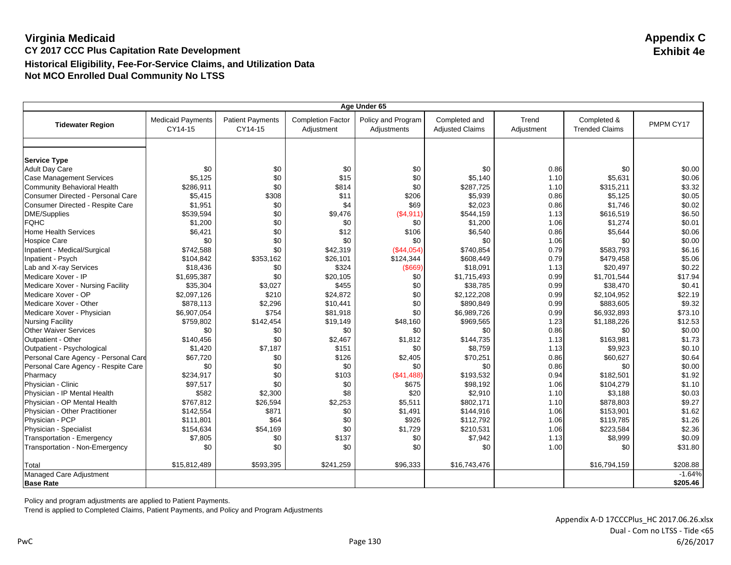# Virginia Medicaid

**Appendix C**
**Exhibit 4e**

## CY 2017 CCC Plus Capitation Rate Development

### Historical Eligibility, Fee-For-Service Claims, and Utilization Data

### Not MCO Enrolled Dual Community No LTSS

| Age Under 65 | | | | | | | | |
|---|---|---|---|---|---|---|---|---|
| **Tidewater Region** | Medicaid Payments CY14-15 | Patient Payments CY14-15 | Completion Factor Adjustment | Policy and Program Adjustments | Completed and Adjusted Claims | Trend Adjustment | Completed & Trended Claims | PMPM CY17 |
| | | | | | | | | |
| **Service Type** | | | | | | | | |
| Adult Day Care | $0 | $0 | $0 | $0 | $0 | 0.86 | $0 | $0.00 |
| Case Management Services | $5,125 | $0 | $15 | $0 | $5,140 | 1.10 | $5,631 | $0.06 |
| Community Behavioral Health | $286,911 | $0 | $814 | $0 | $287,725 | 1.10 | $315,211 | $3.32 |
| Consumer Directed - Personal Care | $5,415 | $308 | $11 | $206 | $5,939 | 0.86 | $5,125 | $0.05 |
| Consumer Directed - Respite Care | $1,951 | $0 | $4 | $69 | $2,023 | 0.86 | $1,746 | $0.02 |
| DME/Supplies | $539,594 | $0 | $9,476 | ($4,911) | $544,159 | 1.13 | $616,519 | $6.50 |
| FQHC | $1,200 | $0 | $0 | $0 | $1,200 | 1.06 | $1,274 | $0.01 |
| Home Health Services | $6,421 | $0 | $12 | $106 | $6,540 | 0.86 | $5,644 | $0.06 |
| Hospice Care | $0 | $0 | $0 | $0 | $0 | 1.06 | $0 | $0.00 |
| Inpatient - Medical/Surgical | $742,588 | $0 | $42,319 | ($44,054) | $740,854 | 0.79 | $583,793 | $6.16 |
| Inpatient - Psych | $104,842 | $353,162 | $26,101 | $124,344 | $608,449 | 0.79 | $479,458 | $5.06 |
| Lab and X-ray Services | $18,436 | $0 | $324 | ($669) | $18,091 | 1.13 | $20,497 | $0.22 |
| Medicare Xover - IP | $1,695,387 | $0 | $20,105 | $0 | $1,715,493 | 0.99 | $1,701,544 | $17.94 |
| Medicare Xover - Nursing Facility | $35,304 | $3,027 | $455 | $0 | $38,785 | 0.99 | $38,470 | $0.41 |
| Medicare Xover - OP | $2,097,126 | $210 | $24,872 | $0 | $2,122,208 | 0.99 | $2,104,952 | $22.19 |
| Medicare Xover - Other | $878,113 | $2,296 | $10,441 | $0 | $890,849 | 0.99 | $883,605 | $9.32 |
| Medicare Xover - Physician | $6,907,054 | $754 | $81,918 | $0 | $6,989,726 | 0.99 | $6,932,893 | $73.10 |
| Nursing Facility | $759,802 | $142,454 | $19,149 | $48,160 | $969,565 | 1.23 | $1,188,226 | $12.53 |
| Other Waiver Services | $0 | $0 | $0 | $0 | $0 | 0.86 | $0 | $0.00 |
| Outpatient - Other | $140,456 | $0 | $2,467 | $1,812 | $144,735 | 1.13 | $163,981 | $1.73 |
| Outpatient - Psychological | $1,420 | $7,187 | $151 | $0 | $8,759 | 1.13 | $9,923 | $0.10 |
| Personal Care Agency - Personal Care | $67,720 | $0 | $126 | $2,405 | $70,251 | 0.86 | $60,627 | $0.64 |
| Personal Care Agency - Respite Care | $0 | $0 | $0 | $0 | $0 | 0.86 | $0 | $0.00 |
| Pharmacy | $234,917 | $0 | $103 | ($41,488) | $193,532 | 0.94 | $182,501 | $1.92 |
| Physician - Clinic | $97,517 | $0 | $0 | $675 | $98,192 | 1.06 | $104,279 | $1.10 |
| Physician - IP Mental Health | $582 | $2,300 | $8 | $20 | $2,910 | 1.10 | $3,188 | $0.03 |
| Physician - OP Mental Health | $767,812 | $26,594 | $2,253 | $5,511 | $802,171 | 1.10 | $878,803 | $9.27 |
| Physician - Other Practitioner | $142,554 | $871 | $0 | $1,491 | $144,916 | 1.06 | $153,901 | $1.62 |
| Physician - PCP | $111,801 | $64 | $0 | $926 | $112,792 | 1.06 | $119,785 | $1.26 |
| Physician - Specialist | $154,634 | $54,169 | $0 | $1,729 | $210,531 | 1.06 | $223,584 | $2.36 |
| Transportation - Emergency | $7,805 | $0 | $137 | $0 | $7,942 | 1.13 | $8,999 | $0.09 |
| Transportation - Non-Emergency | $0 | $0 | $0 | $0 | $0 | 1.00 | $0 | $31.80 |
| | | | | | | | | |
| Total | $15,812,489 | $593,395 | $241,259 | $96,333 | $16,743,476 | | $16,794,159 | $208.88 |
| Managed Care Adjustment | | | | | | | | -1.64% |
| **Base Rate** | | | | | | | | **$205.46** |

Policy and program adjustments are applied to Patient Payments.
Trend is applied to Completed Claims, Patient Payments, and Policy and Program Adjustments

Appendix A-D 17CCCPlus_HC 2017.06.26.xlsx
Dual - Com no LTSS - Tide <65
6/26/2017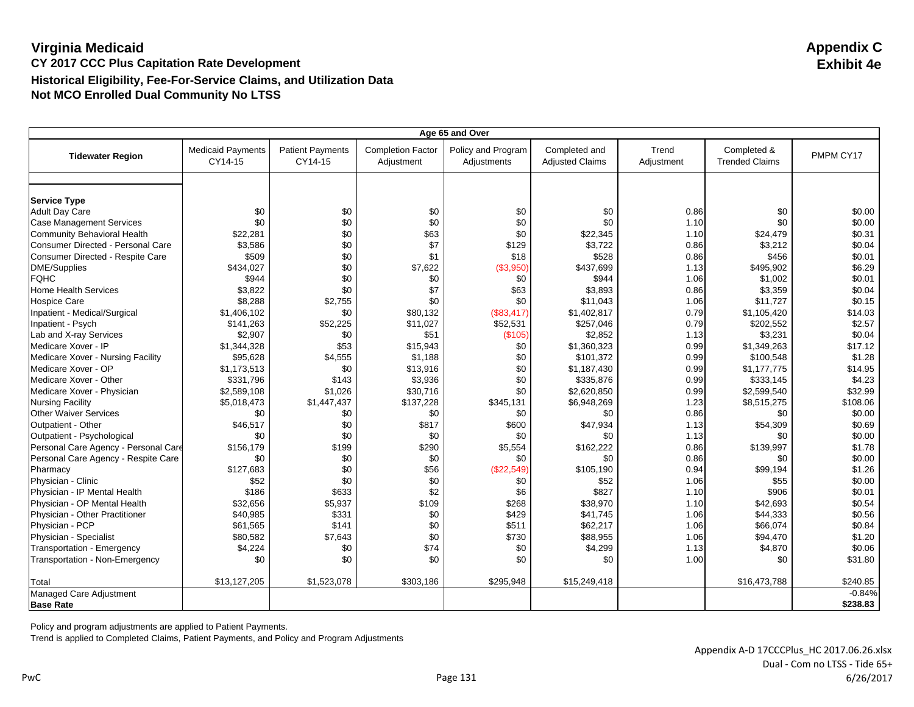# Virginia Medicaid

**Appendix C**
**Exhibit 4e**

## CY 2017 CCC Plus Capitation Rate Development

### Historical Eligibility, Fee-For-Service Claims, and Utilization Data

### Not MCO Enrolled Dual Community No LTSS

| Age 65 and Over | | | | | | | | |
|---|---|---|---|---|---|---|---|---|
| **Tidewater Region** | Medicaid Payments CY14-15 | Patient Payments CY14-15 | Completion Factor Adjustment | Policy and Program Adjustments | Completed and Adjusted Claims | Trend Adjustment | Completed & Trended Claims | PMPM CY17 |
| **Service Type** | | | | | | | | |
| Adult Day Care | $0 | $0 | $0 | $0 | $0 | 0.86 | $0 | $0.00 |
| Case Management Services | $0 | $0 | $0 | $0 | $0 | 1.10 | $0 | $0.00 |
| Community Behavioral Health | $22,281 | $0 | $63 | $0 | $22,345 | 1.10 | $24,479 | $0.31 |
| Consumer Directed - Personal Care | $3,586 | $0 | $7 | $129 | $3,722 | 0.86 | $3,212 | $0.04 |
| Consumer Directed - Respite Care | $509 | $0 | $1 | $18 | $528 | 0.86 | $456 | $0.01 |
| DME/Supplies | $434,027 | $0 | $7,622 | ($3,950) | $437,699 | 1.13 | $495,902 | $6.29 |
| FQHC | $944 | $0 | $0 | $0 | $944 | 1.06 | $1,002 | $0.01 |
| Home Health Services | $3,822 | $0 | $7 | $63 | $3,893 | 0.86 | $3,359 | $0.04 |
| Hospice Care | $8,288 | $2,755 | $0 | $0 | $11,043 | 1.06 | $11,727 | $0.15 |
| Inpatient - Medical/Surgical | $1,406,102 | $0 | $80,132 | ($83,417) | $1,402,817 | 0.79 | $1,105,420 | $14.03 |
| Inpatient - Psych | $141,263 | $52,225 | $11,027 | $52,531 | $257,046 | 0.79 | $202,552 | $2.57 |
| Lab and X-ray Services | $2,907 | $0 | $51 | ($105) | $2,852 | 1.13 | $3,231 | $0.04 |
| Medicare Xover - IP | $1,344,328 | $53 | $15,943 | $0 | $1,360,323 | 0.99 | $1,349,263 | $17.12 |
| Medicare Xover - Nursing Facility | $95,628 | $4,555 | $1,188 | $0 | $101,372 | 0.99 | $100,548 | $1.28 |
| Medicare Xover - OP | $1,173,513 | $0 | $13,916 | $0 | $1,187,430 | 0.99 | $1,177,775 | $14.95 |
| Medicare Xover - Other | $331,796 | $143 | $3,936 | $0 | $335,876 | 0.99 | $333,145 | $4.23 |
| Medicare Xover - Physician | $2,589,108 | $1,026 | $30,716 | $0 | $2,620,850 | 0.99 | $2,599,540 | $32.99 |
| Nursing Facility | $5,018,473 | $1,447,437 | $137,228 | $345,131 | $6,948,269 | 1.23 | $8,515,275 | $108.06 |
| Other Waiver Services | $0 | $0 | $0 | $0 | $0 | 0.86 | $0 | $0.00 |
| Outpatient - Other | $46,517 | $0 | $817 | $600 | $47,934 | 1.13 | $54,309 | $0.69 |
| Outpatient - Psychological | $0 | $0 | $0 | $0 | $0 | 1.13 | $0 | $0.00 |
| Personal Care Agency - Personal Care | $156,179 | $199 | $290 | $5,554 | $162,222 | 0.86 | $139,997 | $1.78 |
| Personal Care Agency - Respite Care | $0 | $0 | $0 | $0 | $0 | 0.86 | $0 | $0.00 |
| Pharmacy | $127,683 | $0 | $56 | ($22,549) | $105,190 | 0.94 | $99,194 | $1.26 |
| Physician - Clinic | $52 | $0 | $0 | $0 | $52 | 1.06 | $55 | $0.00 |
| Physician - IP Mental Health | $186 | $633 | $2 | $6 | $827 | 1.10 | $906 | $0.01 |
| Physician - OP Mental Health | $32,656 | $5,937 | $109 | $268 | $38,970 | 1.10 | $42,693 | $0.54 |
| Physician - Other Practitioner | $40,985 | $331 | $0 | $429 | $41,745 | 1.06 | $44,333 | $0.56 |
| Physician - PCP | $61,565 | $141 | $0 | $511 | $62,217 | 1.06 | $66,074 | $0.84 |
| Physician - Specialist | $80,582 | $7,643 | $0 | $730 | $88,955 | 1.06 | $94,470 | $1.20 |
| Transportation - Emergency | $4,224 | $0 | $74 | $0 | $4,299 | 1.13 | $4,870 | $0.06 |
| Transportation - Non-Emergency | $0 | $0 | $0 | $0 | $0 | 1.00 | $0 | $31.80 |
| Total | $13,127,205 | $1,523,078 | $303,186 | $295,948 | $15,249,418 | | $16,473,788 | $240.85 |
| Managed Care Adjustment | | | | | | | | -0.84% |
| **Base Rate** | | | | | | | | **$238.83** |

Policy and program adjustments are applied to Patient Payments.
Trend is applied to Completed Claims, Patient Payments, and Policy and Program Adjustments

Appendix A-D 17CCCPlus_HC 2017.06.26.xlsx
Dual - Com no LTSS - Tide 65+
6/26/2017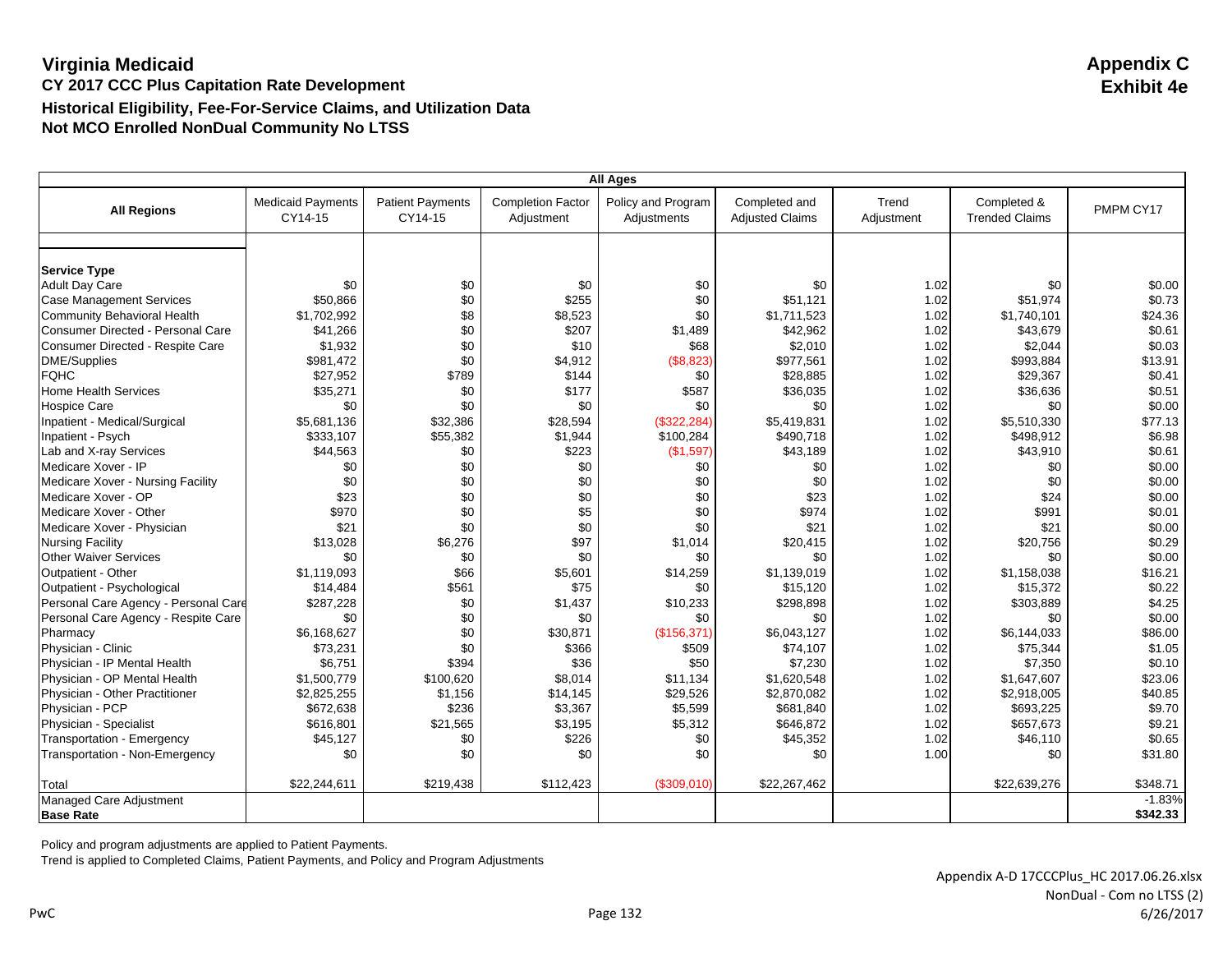# Virginia Medicaid

**Appendix C**
**Exhibit 4e**

## CY 2017 CCC Plus Capitation Rate Development

### Historical Eligibility, Fee-For-Service Claims, and Utilization Data

### Not MCO Enrolled NonDual Community No LTSS

| All Ages | | | | | | | | |
|---|---|---|---|---|---|---|---|---|
| **All Regions** | Medicaid Payments CY14-15 | Patient Payments CY14-15 | Completion Factor Adjustment | Policy and Program Adjustments | Completed and Adjusted Claims | Trend Adjustment | Completed & Trended Claims | PMPM CY17 |
| **Service Type** | | | | | | | | |
| Adult Day Care | $0 | $0 | $0 | $0 | $0 | 1.02 | $0 | $0.00 |
| Case Management Services | $50,866 | $0 | $255 | $0 | $51,121 | 1.02 | $51,974 | $0.73 |
| Community Behavioral Health | $1,702,992 | $8 | $8,523 | $0 | $1,711,523 | 1.02 | $1,740,101 | $24.36 |
| Consumer Directed - Personal Care | $41,266 | $0 | $207 | $1,489 | $42,962 | 1.02 | $43,679 | $0.61 |
| Consumer Directed - Respite Care | $1,932 | $0 | $10 | $68 | $2,010 | 1.02 | $2,044 | $0.03 |
| DME/Supplies | $981,472 | $0 | $4,912 | ($8,823) | $977,561 | 1.02 | $993,884 | $13.91 |
| FQHC | $27,952 | $789 | $144 | $0 | $28,885 | 1.02 | $29,367 | $0.41 |
| Home Health Services | $35,271 | $0 | $177 | $587 | $36,035 | 1.02 | $36,636 | $0.51 |
| Hospice Care | $0 | $0 | $0 | $0 | $0 | 1.02 | $0 | $0.00 |
| Inpatient - Medical/Surgical | $5,681,136 | $32,386 | $28,594 | ($322,284) | $5,419,831 | 1.02 | $5,510,330 | $77.13 |
| Inpatient - Psych | $333,107 | $55,382 | $1,944 | $100,284 | $490,718 | 1.02 | $498,912 | $6.98 |
| Lab and X-ray Services | $44,563 | $0 | $223 | ($1,597) | $43,189 | 1.02 | $43,910 | $0.61 |
| Medicare Xover - IP | $0 | $0 | $0 | $0 | $0 | 1.02 | $0 | $0.00 |
| Medicare Xover - Nursing Facility | $0 | $0 | $0 | $0 | $0 | 1.02 | $0 | $0.00 |
| Medicare Xover - OP | $23 | $0 | $0 | $0 | $23 | 1.02 | $24 | $0.00 |
| Medicare Xover - Other | $970 | $0 | $5 | $0 | $974 | 1.02 | $991 | $0.01 |
| Medicare Xover - Physician | $21 | $0 | $0 | $0 | $21 | 1.02 | $21 | $0.00 |
| Nursing Facility | $13,028 | $6,276 | $97 | $1,014 | $20,415 | 1.02 | $20,756 | $0.29 |
| Other Waiver Services | $0 | $0 | $0 | $0 | $0 | 1.02 | $0 | $0.00 |
| Outpatient - Other | $1,119,093 | $66 | $5,601 | $14,259 | $1,139,019 | 1.02 | $1,158,038 | $16.21 |
| Outpatient - Psychological | $14,484 | $561 | $75 | $0 | $15,120 | 1.02 | $15,372 | $0.22 |
| Personal Care Agency - Personal Care | $287,228 | $0 | $1,437 | $10,233 | $298,898 | 1.02 | $303,889 | $4.25 |
| Personal Care Agency - Respite Care | $0 | $0 | $0 | $0 | $0 | 1.02 | $0 | $0.00 |
| Pharmacy | $6,168,627 | $0 | $30,871 | ($156,371) | $6,043,127 | 1.02 | $6,144,033 | $86.00 |
| Physician - Clinic | $73,231 | $0 | $366 | $509 | $74,107 | 1.02 | $75,344 | $1.05 |
| Physician - IP Mental Health | $6,751 | $394 | $36 | $50 | $7,230 | 1.02 | $7,350 | $0.10 |
| Physician - OP Mental Health | $1,500,779 | $100,620 | $8,014 | $11,134 | $1,620,548 | 1.02 | $1,647,607 | $23.06 |
| Physician - Other Practitioner | $2,825,255 | $1,156 | $14,145 | $29,526 | $2,870,082 | 1.02 | $2,918,005 | $40.85 |
| Physician - PCP | $672,638 | $236 | $3,367 | $5,599 | $681,840 | 1.02 | $693,225 | $9.70 |
| Physician - Specialist | $616,801 | $21,565 | $3,195 | $5,312 | $646,872 | 1.02 | $657,673 | $9.21 |
| Transportation - Emergency | $45,127 | $0 | $226 | $0 | $45,352 | 1.02 | $46,110 | $0.65 |
| Transportation - Non-Emergency | $0 | $0 | $0 | $0 | $0 | 1.00 | $0 | $31.80 |
| Total | $22,244,611 | $219,438 | $112,423 | ($309,010) | $22,267,462 | | $22,639,276 | $348.71 |
| Managed Care Adjustment | | | | | | | | -1.83% |
| **Base Rate** | | | | | | | | **$342.33** |

Policy and program adjustments are applied to Patient Payments.
Trend is applied to Completed Claims, Patient Payments, and Policy and Program Adjustments

Appendix A-D 17CCCPlus_HC 2017.06.26.xlsx
NonDual - Com no LTSS (2)
6/26/2017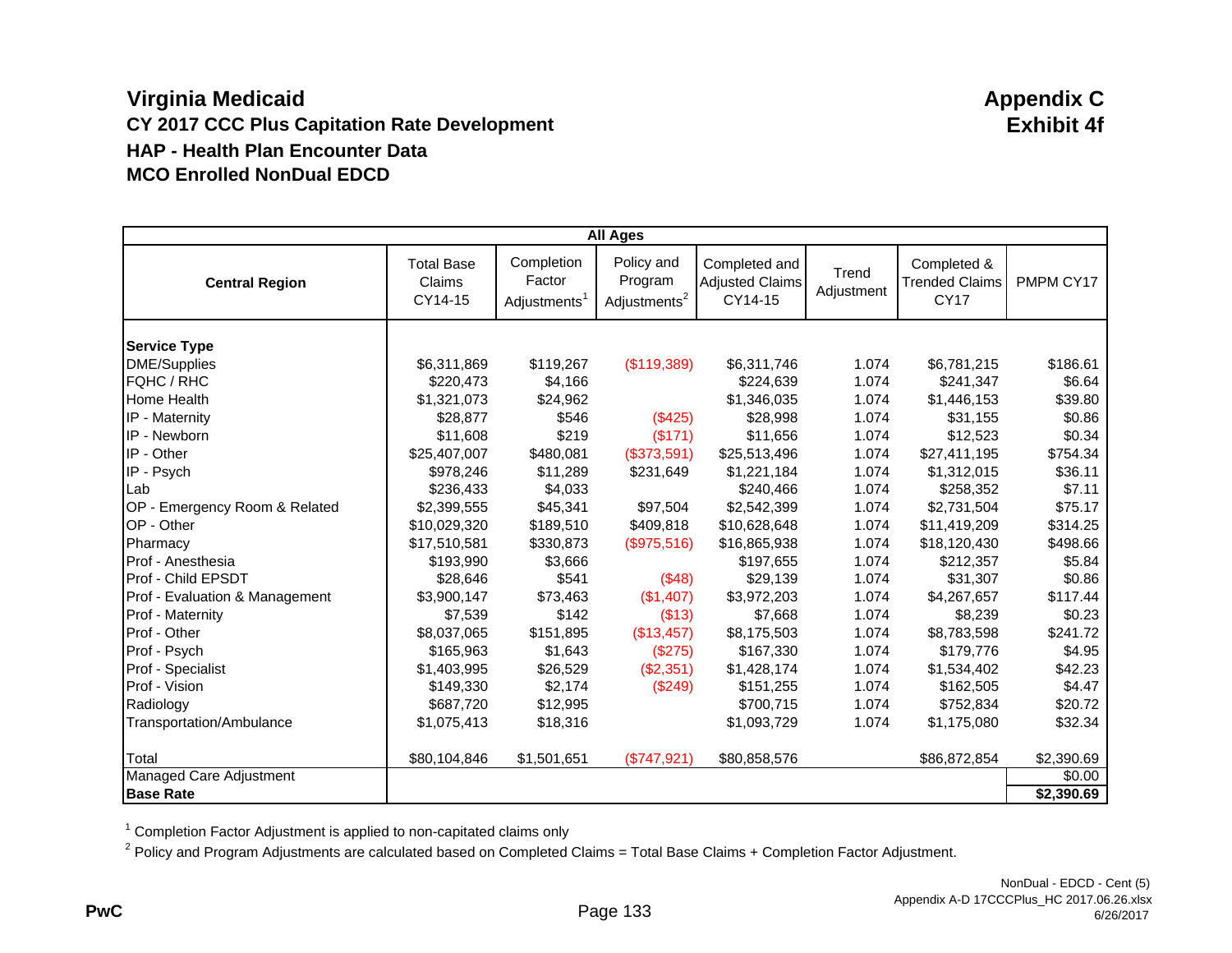# Virginia Medicaid

## Appendix C
## Exhibit 4f

### CY 2017 CCC Plus Capitation Rate Development
### HAP - Health Plan Encounter Data
### MCO Enrolled NonDual EDCD

| All Ages | | | | | | | |
|---|---|---|---|---|---|---|---|
| **Central Region** | Total Base Claims CY14-15 | Completion Factor Adjustments[1] | Policy and Program Adjustments[2] | Completed and Adjusted Claims CY14-15 | Trend Adjustment | Completed & Trended Claims CY17 | PMPM CY17 |
| **Service Type** | | | | | | | |
| DME/Supplies | $6,311,869 | $119,267 | ($119,389) | $6,311,746 | 1.074 | $6,781,215 | $186.61 |
| FQHC / RHC | $220,473 | $4,166 | | $224,639 | 1.074 | $241,347 | $6.64 |
| Home Health | $1,321,073 | $24,962 | | $1,346,035 | 1.074 | $1,446,153 | $39.80 |
| IP - Maternity | $28,877 | $546 | ($425) | $28,998 | 1.074 | $31,155 | $0.86 |
| IP - Newborn | $11,608 | $219 | ($171) | $11,656 | 1.074 | $12,523 | $0.34 |
| IP - Other | $25,407,007 | $480,081 | ($373,591) | $25,513,496 | 1.074 | $27,411,195 | $754.34 |
| IP - Psych | $978,246 | $11,289 | $231,649 | $1,221,184 | 1.074 | $1,312,015 | $36.11 |
| Lab | $236,433 | $4,033 | | $240,466 | 1.074 | $258,352 | $7.11 |
| OP - Emergency Room & Related | $2,399,555 | $45,341 | $97,504 | $2,542,399 | 1.074 | $2,731,504 | $75.17 |
| OP - Other | $10,029,320 | $189,510 | $409,818 | $10,628,648 | 1.074 | $11,419,209 | $314.25 |
| Pharmacy | $17,510,581 | $330,873 | ($975,516) | $16,865,938 | 1.074 | $18,120,430 | $498.66 |
| Prof - Anesthesia | $193,990 | $3,666 | | $197,655 | 1.074 | $212,357 | $5.84 |
| Prof - Child EPSDT | $28,646 | $541 | ($48) | $29,139 | 1.074 | $31,307 | $0.86 |
| Prof - Evaluation & Management | $3,900,147 | $73,463 | ($1,407) | $3,972,203 | 1.074 | $4,267,657 | $117.44 |
| Prof - Maternity | $7,539 | $142 | ($13) | $7,668 | 1.074 | $8,239 | $0.23 |
| Prof - Other | $8,037,065 | $151,895 | ($13,457) | $8,175,503 | 1.074 | $8,783,598 | $241.72 |
| Prof - Psych | $165,963 | $1,643 | ($275) | $167,330 | 1.074 | $179,776 | $4.95 |
| Prof - Specialist | $1,403,995 | $26,529 | ($2,351) | $1,428,174 | 1.074 | $1,534,402 | $42.23 |
| Prof - Vision | $149,330 | $2,174 | ($249) | $151,255 | 1.074 | $162,505 | $4.47 |
| Radiology | $687,720 | $12,995 | | $700,715 | 1.074 | $752,834 | $20.72 |
| Transportation/Ambulance | $1,075,413 | $18,316 | | $1,093,729 | 1.074 | $1,175,080 | $32.34 |
| Total | $80,104,846 | $1,501,651 | ($747,921) | $80,858,576 | | $86,872,854 | $2,390.69 |
| Managed Care Adjustment | | | | | | | $0.00 |
| **Base Rate** | | | | | | | **$2,390.69** |

[1] Completion Factor Adjustment is applied to non-capitated claims only

[2] Policy and Program Adjustments are calculated based on Completed Claims = Total Base Claims + Completion Factor Adjustment.

NonDual - EDCD - Cent (5)
Appendix A-D 17CCCPlus_HC 2017.06.26.xlsx
6/26/2017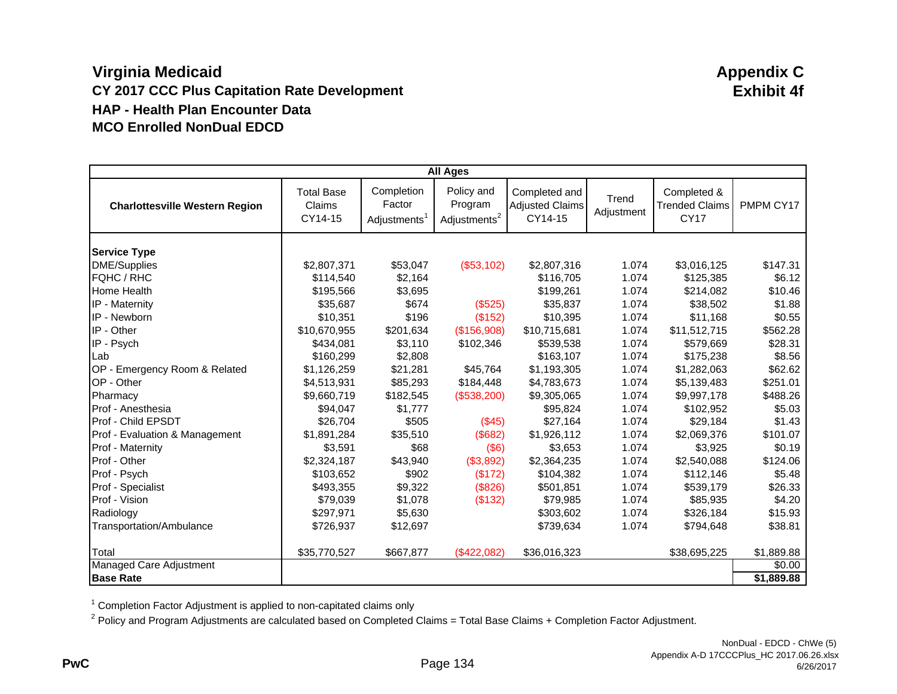# Virginia Medicaid

**Appendix C**
**Exhibit 4f**

## CY 2017 CCC Plus Capitation Rate Development

## HAP - Health Plan Encounter Data

## MCO Enrolled NonDual EDCD

| All Ages | | | | | | | |
|---|---|---|---|---|---|---|---|
| **Charlottesville Western Region** | Total Base Claims CY14-15 | Completion Factor Adjustments[1] | Policy and Program Adjustments[2] | Completed and Adjusted Claims CY14-15 | Trend Adjustment | Completed & Trended Claims CY17 | PMPM CY17 |
| **Service Type** | | | | | | | |
| DME/Supplies | $2,807,371 | $53,047 | ($53,102) | $2,807,316 | 1.074 | $3,016,125 | $147.31 |
| FQHC / RHC | $114,540 | $2,164 | | $116,705 | 1.074 | $125,385 | $6.12 |
| Home Health | $195,566 | $3,695 | | $199,261 | 1.074 | $214,082 | $10.46 |
| IP - Maternity | $35,687 | $674 | ($525) | $35,837 | 1.074 | $38,502 | $1.88 |
| IP - Newborn | $10,351 | $196 | ($152) | $10,395 | 1.074 | $11,168 | $0.55 |
| IP - Other | $10,670,955 | $201,634 | ($156,908) | $10,715,681 | 1.074 | $11,512,715 | $562.28 |
| IP - Psych | $434,081 | $3,110 | $102,346 | $539,538 | 1.074 | $579,669 | $28.31 |
| Lab | $160,299 | $2,808 | | $163,107 | 1.074 | $175,238 | $8.56 |
| OP - Emergency Room & Related | $1,126,259 | $21,281 | $45,764 | $1,193,305 | 1.074 | $1,282,063 | $62.62 |
| OP - Other | $4,513,931 | $85,293 | $184,448 | $4,783,673 | 1.074 | $5,139,483 | $251.01 |
| Pharmacy | $9,660,719 | $182,545 | ($538,200) | $9,305,065 | 1.074 | $9,997,178 | $488.26 |
| Prof - Anesthesia | $94,047 | $1,777 | | $95,824 | 1.074 | $102,952 | $5.03 |
| Prof - Child EPSDT | $26,704 | $505 | ($45) | $27,164 | 1.074 | $29,184 | $1.43 |
| Prof - Evaluation & Management | $1,891,284 | $35,510 | ($682) | $1,926,112 | 1.074 | $2,069,376 | $101.07 |
| Prof - Maternity | $3,591 | $68 | ($6) | $3,653 | 1.074 | $3,925 | $0.19 |
| Prof - Other | $2,324,187 | $43,940 | ($3,892) | $2,364,235 | 1.074 | $2,540,088 | $124.06 |
| Prof - Psych | $103,652 | $902 | ($172) | $104,382 | 1.074 | $112,146 | $5.48 |
| Prof - Specialist | $493,355 | $9,322 | ($826) | $501,851 | 1.074 | $539,179 | $26.33 |
| Prof - Vision | $79,039 | $1,078 | ($132) | $79,985 | 1.074 | $85,935 | $4.20 |
| Radiology | $297,971 | $5,630 | | $303,602 | 1.074 | $326,184 | $15.93 |
| Transportation/Ambulance | $726,937 | $12,697 | | $739,634 | 1.074 | $794,648 | $38.81 |
| Total | $35,770,527 | $667,877 | ($422,082) | $36,016,323 | | $38,695,225 | $1,889.88 |
| Managed Care Adjustment | | | | | | | $0.00 |
| **Base Rate** | | | | | | | **$1,889.88** |

[1] Completion Factor Adjustment is applied to non-capitated claims only

[2] Policy and Program Adjustments are calculated based on Completed Claims = Total Base Claims + Completion Factor Adjustment.

NonDual - EDCD - ChWe (5)
Appendix A-D 17CCCPlus_HC 2017.06.26.xlsx
6/26/2017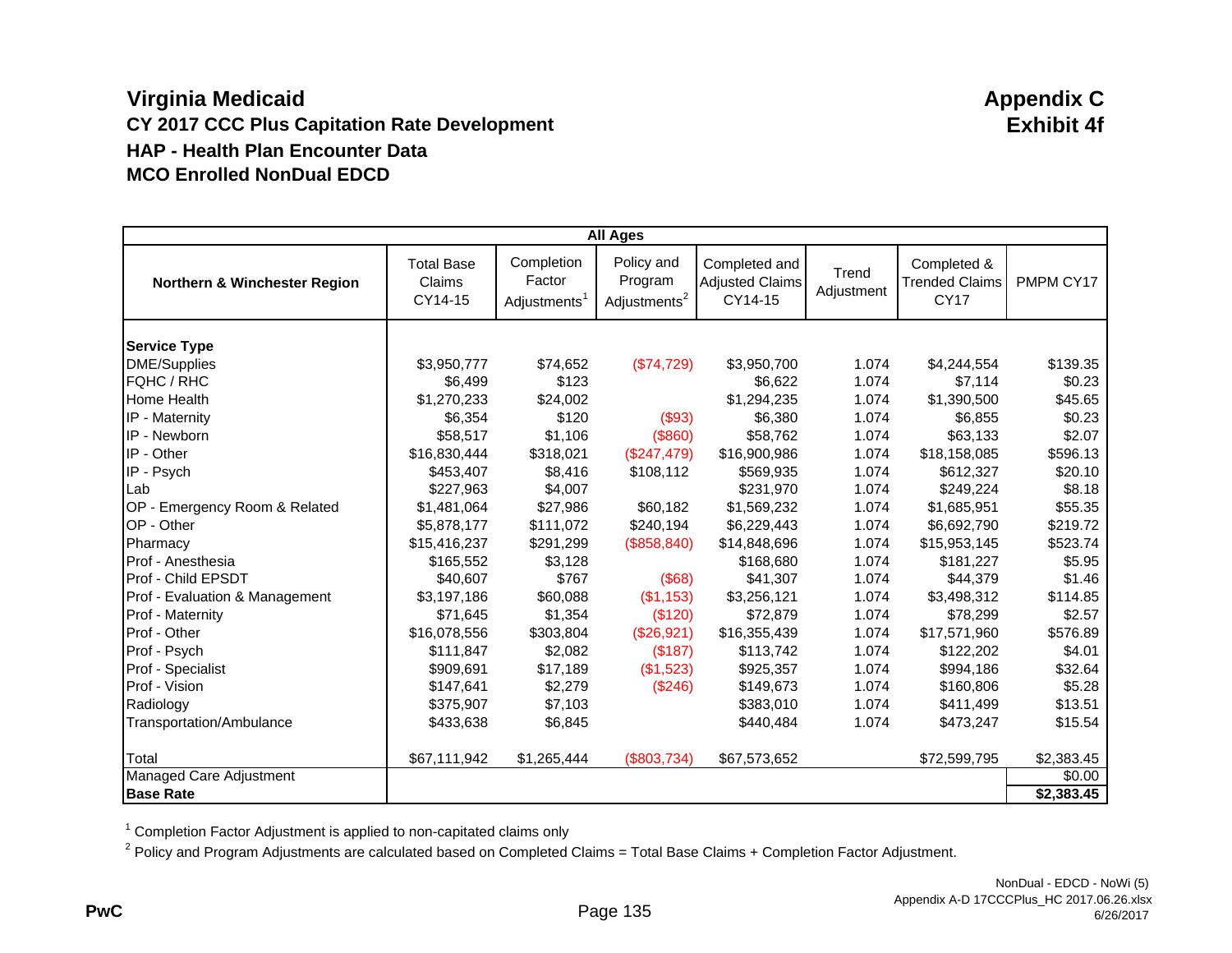# Virginia Medicaid

**Appendix C**
**Exhibit 4f**

## CY 2017 CCC Plus Capitation Rate Development

### HAP - Health Plan Encounter Data

### MCO Enrolled NonDual EDCD

| All Ages | | | | | | | |
|---|---|---|---|---|---|---|---|
| **Northern & Winchester Region** | Total Base Claims CY14-15 | Completion Factor Adjustments[1] | Policy and Program Adjustments[2] | Completed and Adjusted Claims CY14-15 | Trend Adjustment | Completed & Trended Claims CY17 | PMPM CY17 |
| **Service Type** | | | | | | | |
| DME/Supplies | $3,950,777 | $74,652 | ($74,729) | $3,950,700 | 1.074 | $4,244,554 | $139.35 |
| FQHC / RHC | $6,499 | $123 | | $6,622 | 1.074 | $7,114 | $0.23 |
| Home Health | $1,270,233 | $24,002 | | $1,294,235 | 1.074 | $1,390,500 | $45.65 |
| IP - Maternity | $6,354 | $120 | ($93) | $6,380 | 1.074 | $6,855 | $0.23 |
| IP - Newborn | $58,517 | $1,106 | ($860) | $58,762 | 1.074 | $63,133 | $2.07 |
| IP - Other | $16,830,444 | $318,021 | ($247,479) | $16,900,986 | 1.074 | $18,158,085 | $596.13 |
| IP - Psych | $453,407 | $8,416 | $108,112 | $569,935 | 1.074 | $612,327 | $20.10 |
| Lab | $227,963 | $4,007 | | $231,970 | 1.074 | $249,224 | $8.18 |
| OP - Emergency Room & Related | $1,481,064 | $27,986 | $60,182 | $1,569,232 | 1.074 | $1,685,951 | $55.35 |
| OP - Other | $5,878,177 | $111,072 | $240,194 | $6,229,443 | 1.074 | $6,692,790 | $219.72 |
| Pharmacy | $15,416,237 | $291,299 | ($858,840) | $14,848,696 | 1.074 | $15,953,145 | $523.74 |
| Prof - Anesthesia | $165,552 | $3,128 | | $168,680 | 1.074 | $181,227 | $5.95 |
| Prof - Child EPSDT | $40,607 | $767 | ($68) | $41,307 | 1.074 | $44,379 | $1.46 |
| Prof - Evaluation & Management | $3,197,186 | $60,088 | ($1,153) | $3,256,121 | 1.074 | $3,498,312 | $114.85 |
| Prof - Maternity | $71,645 | $1,354 | ($120) | $72,879 | 1.074 | $78,299 | $2.57 |
| Prof - Other | $16,078,556 | $303,804 | ($26,921) | $16,355,439 | 1.074 | $17,571,960 | $576.89 |
| Prof - Psych | $111,847 | $2,082 | ($187) | $113,742 | 1.074 | $122,202 | $4.01 |
| Prof - Specialist | $909,691 | $17,189 | ($1,523) | $925,357 | 1.074 | $994,186 | $32.64 |
| Prof - Vision | $147,641 | $2,279 | ($246) | $149,673 | 1.074 | $160,806 | $5.28 |
| Radiology | $375,907 | $7,103 | | $383,010 | 1.074 | $411,499 | $13.51 |
| Transportation/Ambulance | $433,638 | $6,845 | | $440,484 | 1.074 | $473,247 | $15.54 |
| Total | $67,111,942 | $1,265,444 | ($803,734) | $67,573,652 | | $72,599,795 | $2,383.45 |
| Managed Care Adjustment | | | | | | | $0.00 |
| **Base Rate** | | | | | | | **$2,383.45** |

[1] Completion Factor Adjustment is applied to non-capitated claims only

[2] Policy and Program Adjustments are calculated based on Completed Claims = Total Base Claims + Completion Factor Adjustment.

PwC

NonDual - EDCD - NoWi (5)
Appendix A-D 17CCCPlus_HC 2017.06.26.xlsx
6/26/2017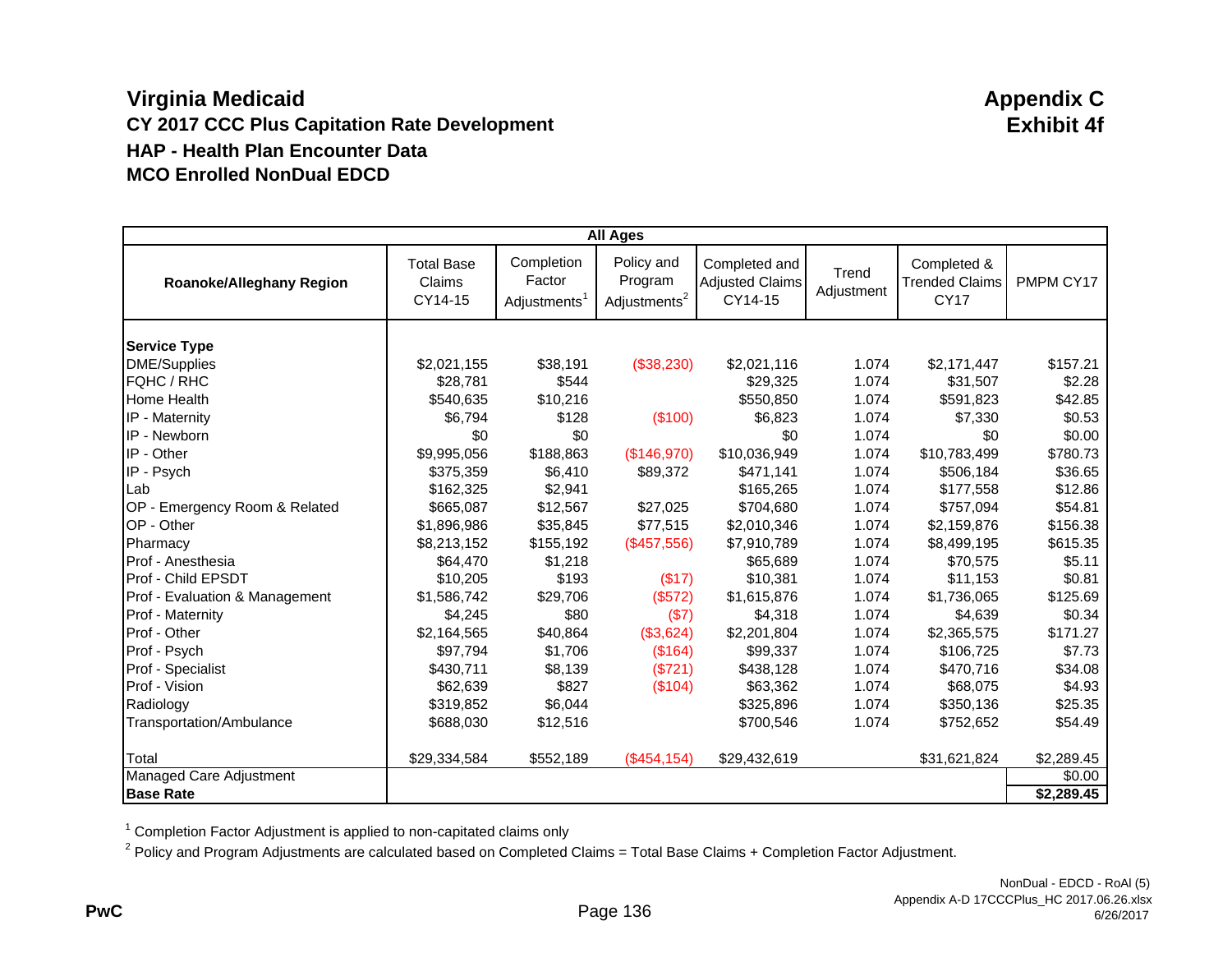# Virginia Medicaid

## Appendix C
## Exhibit 4f

### CY 2017 CCC Plus Capitation Rate Development
### HAP - Health Plan Encounter Data
### MCO Enrolled NonDual EDCD

| All Ages | | | | | | | |
|---|---|---|---|---|---|---|---|
| **Roanoke/Alleghany Region** | Total Base Claims CY14-15 | Completion Factor Adjustments[1] | Policy and Program Adjustments[2] | Completed and Adjusted Claims CY14-15 | Trend Adjustment | Completed & Trended Claims CY17 | PMPM CY17 |
| **Service Type** | | | | | | | |
| DME/Supplies | $2,021,155 | $38,191 | ($38,230) | $2,021,116 | 1.074 | $2,171,447 | $157.21 |
| FQHC / RHC | $28,781 | $544 | | $29,325 | 1.074 | $31,507 | $2.28 |
| Home Health | $540,635 | $10,216 | | $550,850 | 1.074 | $591,823 | $42.85 |
| IP - Maternity | $6,794 | $128 | ($100) | $6,823 | 1.074 | $7,330 | $0.53 |
| IP - Newborn | $0 | $0 | | $0 | 1.074 | $0 | $0.00 |
| IP - Other | $9,995,056 | $188,863 | ($146,970) | $10,036,949 | 1.074 | $10,783,499 | $780.73 |
| IP - Psych | $375,359 | $6,410 | $89,372 | $471,141 | 1.074 | $506,184 | $36.65 |
| Lab | $162,325 | $2,941 | | $165,265 | 1.074 | $177,558 | $12.86 |
| OP - Emergency Room & Related | $665,087 | $12,567 | $27,025 | $704,680 | 1.074 | $757,094 | $54.81 |
| OP - Other | $1,896,986 | $35,845 | $77,515 | $2,010,346 | 1.074 | $2,159,876 | $156.38 |
| Pharmacy | $8,213,152 | $155,192 | ($457,556) | $7,910,789 | 1.074 | $8,499,195 | $615.35 |
| Prof - Anesthesia | $64,470 | $1,218 | | $65,689 | 1.074 | $70,575 | $5.11 |
| Prof - Child EPSDT | $10,205 | $193 | ($17) | $10,381 | 1.074 | $11,153 | $0.81 |
| Prof - Evaluation & Management | $1,586,742 | $29,706 | ($572) | $1,615,876 | 1.074 | $1,736,065 | $125.69 |
| Prof - Maternity | $4,245 | $80 | ($7) | $4,318 | 1.074 | $4,639 | $0.34 |
| Prof - Other | $2,164,565 | $40,864 | ($3,624) | $2,201,804 | 1.074 | $2,365,575 | $171.27 |
| Prof - Psych | $97,794 | $1,706 | ($164) | $99,337 | 1.074 | $106,725 | $7.73 |
| Prof - Specialist | $430,711 | $8,139 | ($721) | $438,128 | 1.074 | $470,716 | $34.08 |
| Prof - Vision | $62,639 | $827 | ($104) | $63,362 | 1.074 | $68,075 | $4.93 |
| Radiology | $319,852 | $6,044 | | $325,896 | 1.074 | $350,136 | $25.35 |
| Transportation/Ambulance | $688,030 | $12,516 | | $700,546 | 1.074 | $752,652 | $54.49 |
| Total | $29,334,584 | $552,189 | ($454,154) | $29,432,619 | | $31,621,824 | $2,289.45 |
| Managed Care Adjustment | | | | | | | $0.00 |
| **Base Rate** | | | | | | | **$2,289.45** |

[1] Completion Factor Adjustment is applied to non-capitated claims only

[2] Policy and Program Adjustments are calculated based on Completed Claims = Total Base Claims + Completion Factor Adjustment.

NonDual - EDCD - RoAl (5)
Appendix A-D 17CCCPlus_HC 2017.06.26.xlsx
6/26/2017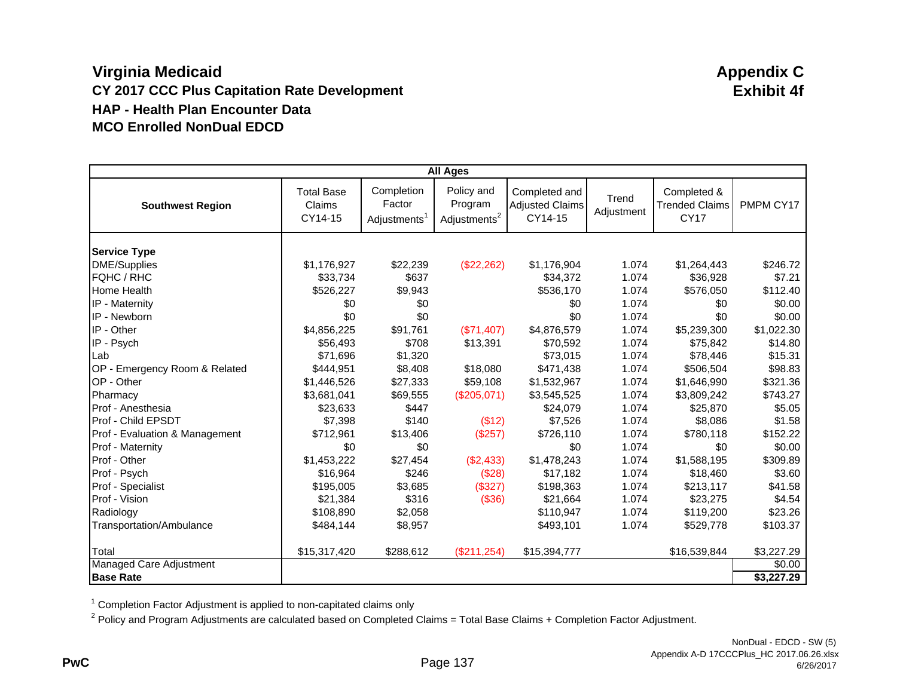# Virginia Medicaid

## CY 2017 CCC Plus Capitation Rate Development

## HAP - Health Plan Encounter Data

## MCO Enrolled NonDual EDCD

**Appendix C**
**Exhibit 4f**

| All Ages | | | | | | | |
|---|---|---|---|---|---|---|---|
| **Southwest Region** | Total Base Claims CY14-15 | Completion Factor Adjustments[1] | Policy and Program Adjustments[2] | Completed and Adjusted Claims CY14-15 | Trend Adjustment | Completed & Trended Claims CY17 | PMPM CY17 |
| **Service Type** | | | | | | | |
| DME/Supplies | $1,176,927 | $22,239 | ($22,262) | $1,176,904 | 1.074 | $1,264,443 | $246.72 |
| FQHC / RHC | $33,734 | $637 | | $34,372 | 1.074 | $36,928 | $7.21 |
| Home Health | $526,227 | $9,943 | | $536,170 | 1.074 | $576,050 | $112.40 |
| IP - Maternity | $0 | $0 | | $0 | 1.074 | $0 | $0.00 |
| IP - Newborn | $0 | $0 | | $0 | 1.074 | $0 | $0.00 |
| IP - Other | $4,856,225 | $91,761 | ($71,407) | $4,876,579 | 1.074 | $5,239,300 | $1,022.30 |
| IP - Psych | $56,493 | $708 | $13,391 | $70,592 | 1.074 | $75,842 | $14.80 |
| Lab | $71,696 | $1,320 | | $73,015 | 1.074 | $78,446 | $15.31 |
| OP - Emergency Room & Related | $444,951 | $8,408 | $18,080 | $471,438 | 1.074 | $506,504 | $98.83 |
| OP - Other | $1,446,526 | $27,333 | $59,108 | $1,532,967 | 1.074 | $1,646,990 | $321.36 |
| Pharmacy | $3,681,041 | $69,555 | ($205,071) | $3,545,525 | 1.074 | $3,809,242 | $743.27 |
| Prof - Anesthesia | $23,633 | $447 | | $24,079 | 1.074 | $25,870 | $5.05 |
| Prof - Child EPSDT | $7,398 | $140 | ($12) | $7,526 | 1.074 | $8,086 | $1.58 |
| Prof - Evaluation & Management | $712,961 | $13,406 | ($257) | $726,110 | 1.074 | $780,118 | $152.22 |
| Prof - Maternity | $0 | $0 | | $0 | 1.074 | $0 | $0.00 |
| Prof - Other | $1,453,222 | $27,454 | ($2,433) | $1,478,243 | 1.074 | $1,588,195 | $309.89 |
| Prof - Psych | $16,964 | $246 | ($28) | $17,182 | 1.074 | $18,460 | $3.60 |
| Prof - Specialist | $195,005 | $3,685 | ($327) | $198,363 | 1.074 | $213,117 | $41.58 |
| Prof - Vision | $21,384 | $316 | ($36) | $21,664 | 1.074 | $23,275 | $4.54 |
| Radiology | $108,890 | $2,058 | | $110,947 | 1.074 | $119,200 | $23.26 |
| Transportation/Ambulance | $484,144 | $8,957 | | $493,101 | 1.074 | $529,778 | $103.37 |
| Total | $15,317,420 | $288,612 | ($211,254) | $15,394,777 | | $16,539,844 | $3,227.29 |
| Managed Care Adjustment | | | | | | | $0.00 |
| **Base Rate** | | | | | | | **$3,227.29** |

[1] Completion Factor Adjustment is applied to non-capitated claims only

[2] Policy and Program Adjustments are calculated based on Completed Claims = Total Base Claims + Completion Factor Adjustment.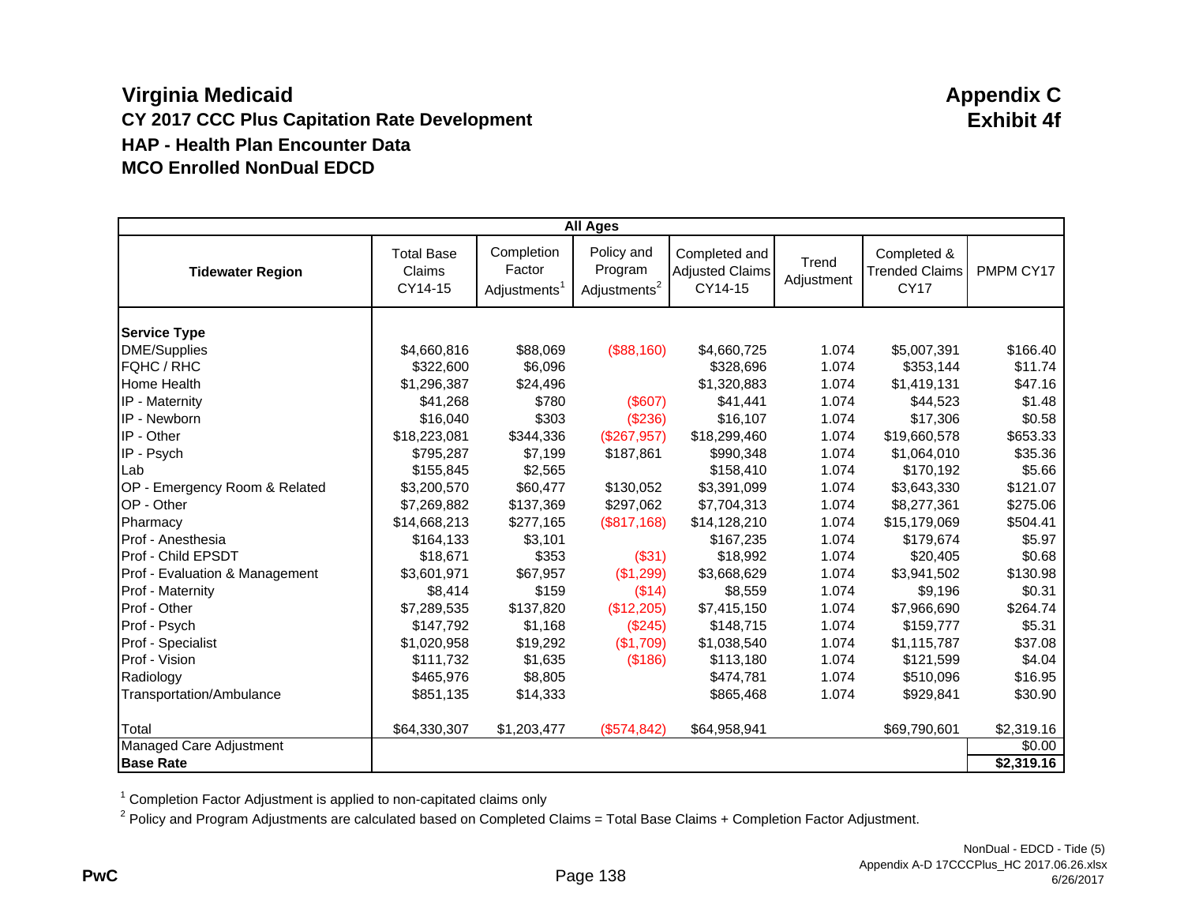# Virginia Medicaid

**Appendix C**
**Exhibit 4f**

## CY 2017 CCC Plus Capitation Rate Development

### HAP - Health Plan Encounter Data

### MCO Enrolled NonDual EDCD

| All Ages | | | | | | | |
|---|---|---|---|---|---|---|---|
| **Tidewater Region** | Total Base Claims CY14-15 | Completion Factor Adjustments[1] | Policy and Program Adjustments[2] | Completed and Adjusted Claims CY14-15 | Trend Adjustment | Completed & Trended Claims CY17 | PMPM CY17 |
| **Service Type** | | | | | | | |
| DME/Supplies | $4,660,816 | $88,069 | ($88,160) | $4,660,725 | 1.074 | $5,007,391 | $166.40 |
| FQHC / RHC | $322,600 | $6,096 | | $328,696 | 1.074 | $353,144 | $11.74 |
| Home Health | $1,296,387 | $24,496 | | $1,320,883 | 1.074 | $1,419,131 | $47.16 |
| IP - Maternity | $41,268 | $780 | ($607) | $41,441 | 1.074 | $44,523 | $1.48 |
| IP - Newborn | $16,040 | $303 | ($236) | $16,107 | 1.074 | $17,306 | $0.58 |
| IP - Other | $18,223,081 | $344,336 | ($267,957) | $18,299,460 | 1.074 | $19,660,578 | $653.33 |
| IP - Psych | $795,287 | $7,199 | $187,861 | $990,348 | 1.074 | $1,064,010 | $35.36 |
| Lab | $155,845 | $2,565 | | $158,410 | 1.074 | $170,192 | $5.66 |
| OP - Emergency Room & Related | $3,200,570 | $60,477 | $130,052 | $3,391,099 | 1.074 | $3,643,330 | $121.07 |
| OP - Other | $7,269,882 | $137,369 | $297,062 | $7,704,313 | 1.074 | $8,277,361 | $275.06 |
| Pharmacy | $14,668,213 | $277,165 | ($817,168) | $14,128,210 | 1.074 | $15,179,069 | $504.41 |
| Prof - Anesthesia | $164,133 | $3,101 | | $167,235 | 1.074 | $179,674 | $5.97 |
| Prof - Child EPSDT | $18,671 | $353 | ($31) | $18,992 | 1.074 | $20,405 | $0.68 |
| Prof - Evaluation & Management | $3,601,971 | $67,957 | ($1,299) | $3,668,629 | 1.074 | $3,941,502 | $130.98 |
| Prof - Maternity | $8,414 | $159 | ($14) | $8,559 | 1.074 | $9,196 | $0.31 |
| Prof - Other | $7,289,535 | $137,820 | ($12,205) | $7,415,150 | 1.074 | $7,966,690 | $264.74 |
| Prof - Psych | $147,792 | $1,168 | ($245) | $148,715 | 1.074 | $159,777 | $5.31 |
| Prof - Specialist | $1,020,958 | $19,292 | ($1,709) | $1,038,540 | 1.074 | $1,115,787 | $37.08 |
| Prof - Vision | $111,732 | $1,635 | ($186) | $113,180 | 1.074 | $121,599 | $4.04 |
| Radiology | $465,976 | $8,805 | | $474,781 | 1.074 | $510,096 | $16.95 |
| Transportation/Ambulance | $851,135 | $14,333 | | $865,468 | 1.074 | $929,841 | $30.90 |
| Total | $64,330,307 | $1,203,477 | ($574,842) | $64,958,941 | | $69,790,601 | $2,319.16 |
| Managed Care Adjustment | | | | | | | $0.00 |
| **Base Rate** | | | | | | | **$2,319.16** |

[1] Completion Factor Adjustment is applied to non-capitated claims only

[2] Policy and Program Adjustments are calculated based on Completed Claims = Total Base Claims + Completion Factor Adjustment.

NonDual - EDCD - Tide (5)
Appendix A-D 17CCCPlus_HC 2017.06.26.xlsx
6/26/2017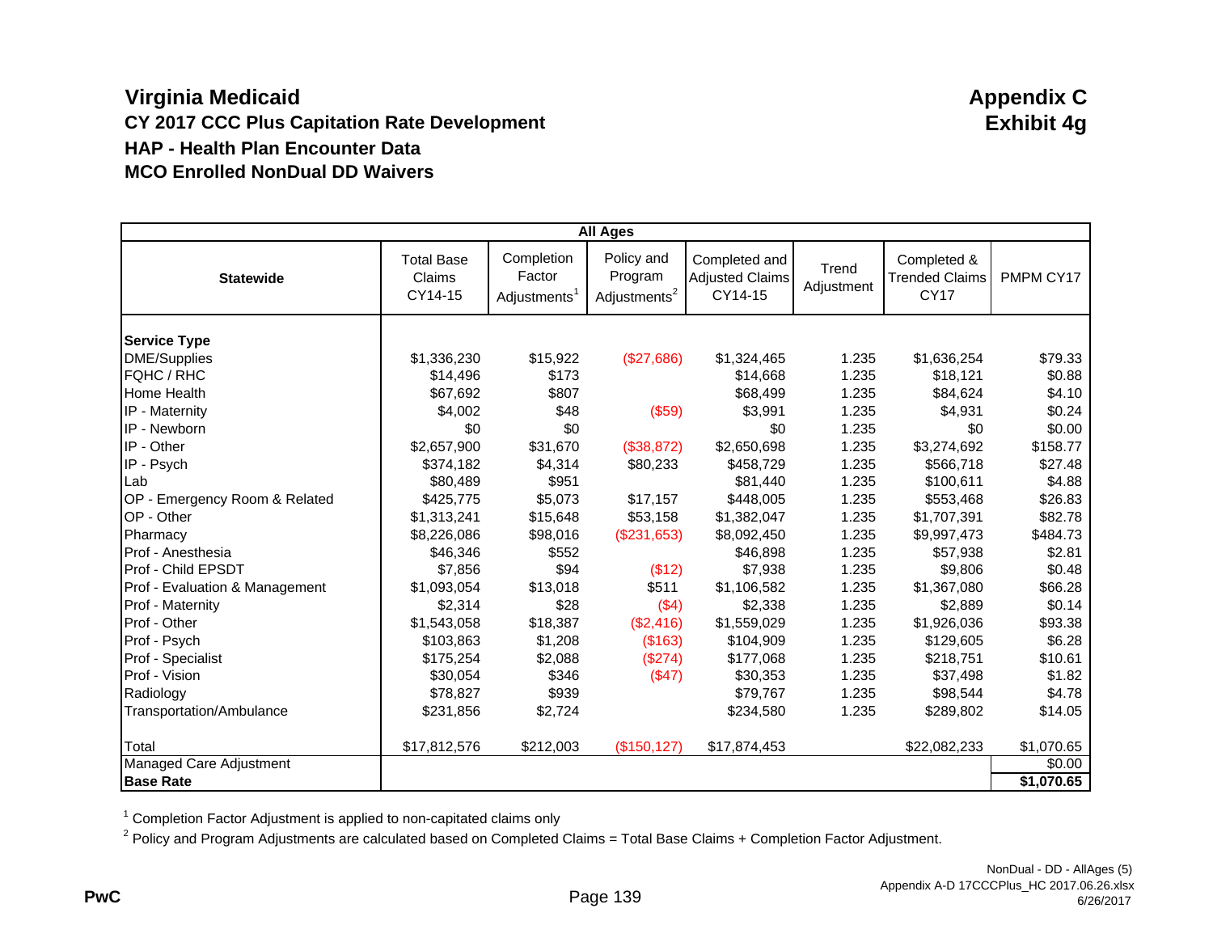# Virginia Medicaid

## Appendix C
## Exhibit 4g

### CY 2017 CCC Plus Capitation Rate Development
### HAP - Health Plan Encounter Data
### MCO Enrolled NonDual DD Waivers

| All Ages | | | | | | | |
|---|---|---|---|---|---|---|---|
| **Statewide** | Total Base Claims CY14-15 | Completion Factor Adjustments[1] | Policy and Program Adjustments[2] | Completed and Adjusted Claims CY14-15 | Trend Adjustment | Completed & Trended Claims CY17 | PMPM CY17 |
| **Service Type** | | | | | | | |
| DME/Supplies | $1,336,230 | $15,922 | ($27,686) | $1,324,465 | 1.235 | $1,636,254 | $79.33 |
| FQHC / RHC | $14,496 | $173 | | $14,668 | 1.235 | $18,121 | $0.88 |
| Home Health | $67,692 | $807 | | $68,499 | 1.235 | $84,624 | $4.10 |
| IP - Maternity | $4,002 | $48 | ($59) | $3,991 | 1.235 | $4,931 | $0.24 |
| IP - Newborn | $0 | $0 | | $0 | 1.235 | $0 | $0.00 |
| IP - Other | $2,657,900 | $31,670 | ($38,872) | $2,650,698 | 1.235 | $3,274,692 | $158.77 |
| IP - Psych | $374,182 | $4,314 | $80,233 | $458,729 | 1.235 | $566,718 | $27.48 |
| Lab | $80,489 | $951 | | $81,440 | 1.235 | $100,611 | $4.88 |
| OP - Emergency Room & Related | $425,775 | $5,073 | $17,157 | $448,005 | 1.235 | $553,468 | $26.83 |
| OP - Other | $1,313,241 | $15,648 | $53,158 | $1,382,047 | 1.235 | $1,707,391 | $82.78 |
| Pharmacy | $8,226,086 | $98,016 | ($231,653) | $8,092,450 | 1.235 | $9,997,473 | $484.73 |
| Prof - Anesthesia | $46,346 | $552 | | $46,898 | 1.235 | $57,938 | $2.81 |
| Prof - Child EPSDT | $7,856 | $94 | ($12) | $7,938 | 1.235 | $9,806 | $0.48 |
| Prof - Evaluation & Management | $1,093,054 | $13,018 | $511 | $1,106,582 | 1.235 | $1,367,080 | $66.28 |
| Prof - Maternity | $2,314 | $28 | ($4) | $2,338 | 1.235 | $2,889 | $0.14 |
| Prof - Other | $1,543,058 | $18,387 | ($2,416) | $1,559,029 | 1.235 | $1,926,036 | $93.38 |
| Prof - Psych | $103,863 | $1,208 | ($163) | $104,909 | 1.235 | $129,605 | $6.28 |
| Prof - Specialist | $175,254 | $2,088 | ($274) | $177,068 | 1.235 | $218,751 | $10.61 |
| Prof - Vision | $30,054 | $346 | ($47) | $30,353 | 1.235 | $37,498 | $1.82 |
| Radiology | $78,827 | $939 | | $79,767 | 1.235 | $98,544 | $4.78 |
| Transportation/Ambulance | $231,856 | $2,724 | | $234,580 | 1.235 | $289,802 | $14.05 |
| Total | $17,812,576 | $212,003 | ($150,127) | $17,874,453 | | $22,082,233 | $1,070.65 |
| Managed Care Adjustment | | | | | | | $0.00 |
| **Base Rate** | | | | | | | **$1,070.65** |

[1] Completion Factor Adjustment is applied to non-capitated claims only

[2] Policy and Program Adjustments are calculated based on Completed Claims = Total Base Claims + Completion Factor Adjustment.

NonDual - DD - AllAges (5)
Appendix A-D 17CCCPlus_HC 2017.06.26.xlsx
6/26/2017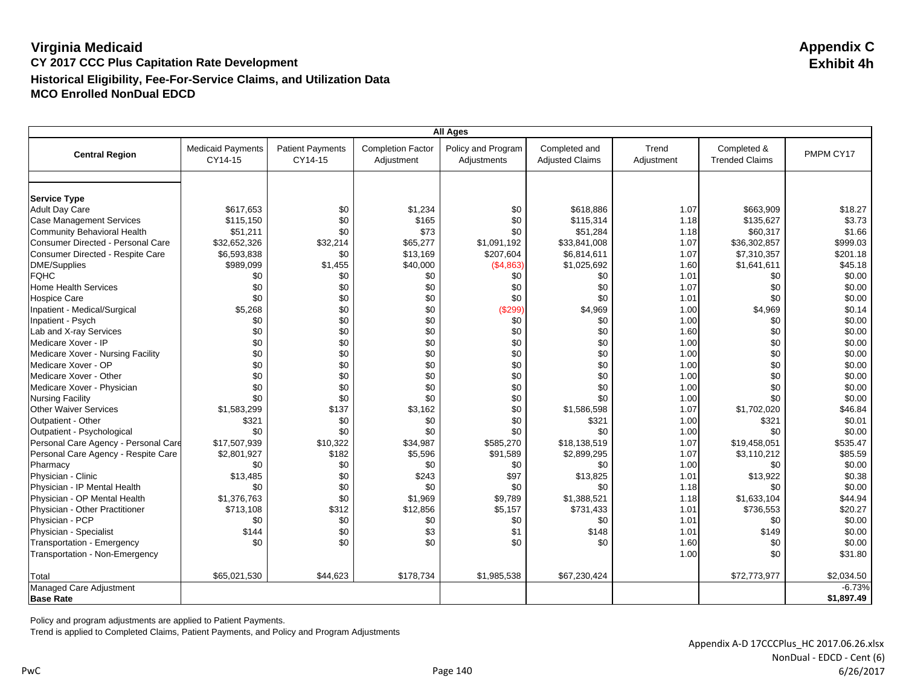# Virginia Medicaid

**Appendix C**
**Exhibit 4h**

## CY 2017 CCC Plus Capitation Rate Development

### Historical Eligibility, Fee-For-Service Claims, and Utilization Data

### MCO Enrolled NonDual EDCD

| All Ages | | | | | | | | |
|---|---|---|---|---|---|---|---|---|
| **Central Region** | Medicaid Payments CY14-15 | Patient Payments CY14-15 | Completion Factor Adjustment | Policy and Program Adjustments | Completed and Adjusted Claims | Trend Adjustment | Completed & Trended Claims | PMPM CY17 |
| **Service Type** | | | | | | | | |
| Adult Day Care | $617,653 | $0 | $1,234 | $0 | $618,886 | 1.07 | $663,909 | $18.27 |
| Case Management Services | $115,150 | $0 | $165 | $0 | $115,314 | 1.18 | $135,627 | $3.73 |
| Community Behavioral Health | $51,211 | $0 | $73 | $0 | $51,284 | 1.18 | $60,317 | $1.66 |
| Consumer Directed - Personal Care | $32,652,326 | $32,214 | $65,277 | $1,091,192 | $33,841,008 | 1.07 | $36,302,857 | $999.03 |
| Consumer Directed - Respite Care | $6,593,838 | $0 | $13,169 | $207,604 | $6,814,611 | 1.07 | $7,310,357 | $201.18 |
| DME/Supplies | $989,099 | $1,455 | $40,000 | ($4,863) | $1,025,692 | 1.60 | $1,641,611 | $45.18 |
| FQHC | $0 | $0 | $0 | $0 | $0 | 1.01 | $0 | $0.00 |
| Home Health Services | $0 | $0 | $0 | $0 | $0 | 1.07 | $0 | $0.00 |
| Hospice Care | $0 | $0 | $0 | $0 | $0 | 1.01 | $0 | $0.00 |
| Inpatient - Medical/Surgical | $5,268 | $0 | $0 | ($299) | $4,969 | 1.00 | $4,969 | $0.14 |
| Inpatient - Psych | $0 | $0 | $0 | $0 | $0 | 1.00 | $0 | $0.00 |
| Lab and X-ray Services | $0 | $0 | $0 | $0 | $0 | 1.60 | $0 | $0.00 |
| Medicare Xover - IP | $0 | $0 | $0 | $0 | $0 | 1.00 | $0 | $0.00 |
| Medicare Xover - Nursing Facility | $0 | $0 | $0 | $0 | $0 | 1.00 | $0 | $0.00 |
| Medicare Xover - OP | $0 | $0 | $0 | $0 | $0 | 1.00 | $0 | $0.00 |
| Medicare Xover - Other | $0 | $0 | $0 | $0 | $0 | 1.00 | $0 | $0.00 |
| Medicare Xover - Physician | $0 | $0 | $0 | $0 | $0 | 1.00 | $0 | $0.00 |
| Nursing Facility | $0 | $0 | $0 | $0 | $0 | 1.00 | $0 | $0.00 |
| Other Waiver Services | $1,583,299 | $137 | $3,162 | $0 | $1,586,598 | 1.07 | $1,702,020 | $46.84 |
| Outpatient - Other | $321 | $0 | $0 | $0 | $321 | 1.00 | $321 | $0.01 |
| Outpatient - Psychological | $0 | $0 | $0 | $0 | $0 | 1.00 | $0 | $0.00 |
| Personal Care Agency - Personal Care | $17,507,939 | $10,322 | $34,987 | $585,270 | $18,138,519 | 1.07 | $19,458,051 | $535.47 |
| Personal Care Agency - Respite Care | $2,801,927 | $182 | $5,596 | $91,589 | $2,899,295 | 1.07 | $3,110,212 | $85.59 |
| Pharmacy | $0 | $0 | $0 | $0 | $0 | 1.00 | $0 | $0.00 |
| Physician - Clinic | $13,485 | $0 | $243 | $97 | $13,825 | 1.01 | $13,922 | $0.38 |
| Physician - IP Mental Health | $0 | $0 | $0 | $0 | $0 | 1.18 | $0 | $0.00 |
| Physician - OP Mental Health | $1,376,763 | $0 | $1,969 | $9,789 | $1,388,521 | 1.18 | $1,633,104 | $44.94 |
| Physician - Other Practitioner | $713,108 | $312 | $12,856 | $5,157 | $731,433 | 1.01 | $736,553 | $20.27 |
| Physician - PCP | $0 | $0 | $0 | $0 | $0 | 1.01 | $0 | $0.00 |
| Physician - Specialist | $144 | $0 | $3 | $1 | $148 | 1.01 | $149 | $0.00 |
| Transportation - Emergency | $0 | $0 | $0 | $0 | $0 | 1.60 | $0 | $0.00 |
| Transportation - Non-Emergency | | | | | | 1.00 | $0 | $31.80 |
| Total | $65,021,530 | $44,623 | $178,734 | $1,985,538 | $67,230,424 | | $72,773,977 | $2,034.50 |
| Managed Care Adjustment | | | | | | | | -6.73% |
| **Base Rate** | | | | | | | | **$1,897.49** |

Policy and program adjustments are applied to Patient Payments.

Trend is applied to Completed Claims, Patient Payments, and Policy and Program Adjustments

Appendix A-D 17CCCPlus_HC 2017.06.26.xlsx
NonDual - EDCD - Cent (6)
6/26/2017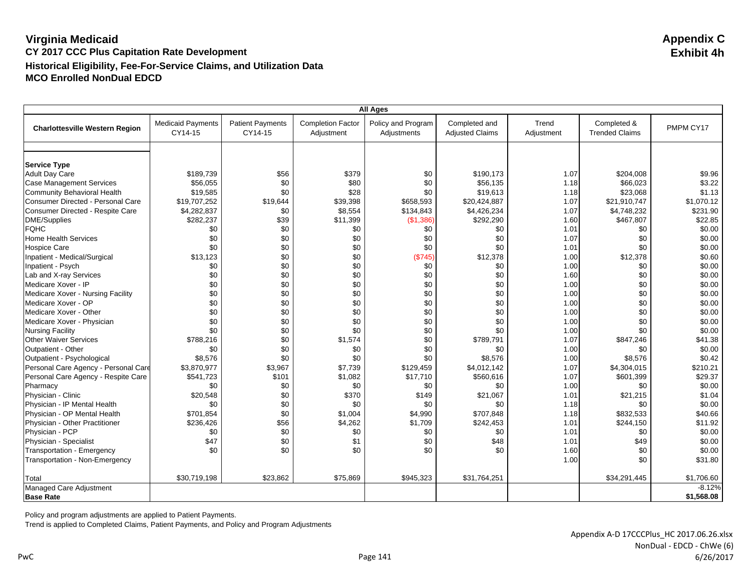# Virginia Medicaid

## Appendix C
## Exhibit 4h

### CY 2017 CCC Plus Capitation Rate Development
### Historical Eligibility, Fee-For-Service Claims, and Utilization Data
### MCO Enrolled NonDual EDCD

| All Ages | | | | | | | | |
|---|---|---|---|---|---|---|---|---|
| **Charlottesville Western Region** | Medicaid Payments CY14-15 | Patient Payments CY14-15 | Completion Factor Adjustment | Policy and Program Adjustments | Completed and Adjusted Claims | Trend Adjustment | Completed & Trended Claims | PMPM CY17 |
| **Service Type** | | | | | | | | |
| Adult Day Care | $189,739 | $56 | $379 | $0 | $190,173 | 1.07 | $204,008 | $9.96 |
| Case Management Services | $56,055 | $0 | $80 | $0 | $56,135 | 1.18 | $66,023 | $3.22 |
| Community Behavioral Health | $19,585 | $0 | $28 | $0 | $19,613 | 1.18 | $23,068 | $1.13 |
| Consumer Directed - Personal Care | $19,707,252 | $19,644 | $39,398 | $658,593 | $20,424,887 | 1.07 | $21,910,747 | $1,070.12 |
| Consumer Directed - Respite Care | $4,282,837 | $0 | $8,554 | $134,843 | $4,426,234 | 1.07 | $4,748,232 | $231.90 |
| DME/Supplies | $282,237 | $39 | $11,399 | ($1,386) | $292,290 | 1.60 | $467,807 | $22.85 |
| FQHC | $0 | $0 | $0 | $0 | $0 | 1.01 | $0 | $0.00 |
| Home Health Services | $0 | $0 | $0 | $0 | $0 | 1.07 | $0 | $0.00 |
| Hospice Care | $0 | $0 | $0 | $0 | $0 | 1.01 | $0 | $0.00 |
| Inpatient - Medical/Surgical | $13,123 | $0 | $0 | ($745) | $12,378 | 1.00 | $12,378 | $0.60 |
| Inpatient - Psych | $0 | $0 | $0 | $0 | $0 | 1.00 | $0 | $0.00 |
| Lab and X-ray Services | $0 | $0 | $0 | $0 | $0 | 1.60 | $0 | $0.00 |
| Medicare Xover - IP | $0 | $0 | $0 | $0 | $0 | 1.00 | $0 | $0.00 |
| Medicare Xover - Nursing Facility | $0 | $0 | $0 | $0 | $0 | 1.00 | $0 | $0.00 |
| Medicare Xover - OP | $0 | $0 | $0 | $0 | $0 | 1.00 | $0 | $0.00 |
| Medicare Xover - Other | $0 | $0 | $0 | $0 | $0 | 1.00 | $0 | $0.00 |
| Medicare Xover - Physician | $0 | $0 | $0 | $0 | $0 | 1.00 | $0 | $0.00 |
| Nursing Facility | $0 | $0 | $0 | $0 | $0 | 1.00 | $0 | $0.00 |
| Other Waiver Services | $788,216 | $0 | $1,574 | $0 | $789,791 | 1.07 | $847,246 | $41.38 |
| Outpatient - Other | $0 | $0 | $0 | $0 | $0 | 1.00 | $0 | $0.00 |
| Outpatient - Psychological | $8,576 | $0 | $0 | $0 | $8,576 | 1.00 | $8,576 | $0.42 |
| Personal Care Agency - Personal Care | $3,870,977 | $3,967 | $7,739 | $129,459 | $4,012,142 | 1.07 | $4,304,015 | $210.21 |
| Personal Care Agency - Respite Care | $541,723 | $101 | $1,082 | $17,710 | $560,616 | 1.07 | $601,399 | $29.37 |
| Pharmacy | $0 | $0 | $0 | $0 | $0 | 1.00 | $0 | $0.00 |
| Physician - Clinic | $20,548 | $0 | $370 | $149 | $21,067 | 1.01 | $21,215 | $1.04 |
| Physician - IP Mental Health | $0 | $0 | $0 | $0 | $0 | 1.18 | $0 | $0.00 |
| Physician - OP Mental Health | $701,854 | $0 | $1,004 | $4,990 | $707,848 | 1.18 | $832,533 | $40.66 |
| Physician - Other Practitioner | $236,426 | $56 | $4,262 | $1,709 | $242,453 | 1.01 | $244,150 | $11.92 |
| Physician - PCP | $0 | $0 | $0 | $0 | $0 | 1.01 | $0 | $0.00 |
| Physician - Specialist | $47 | $0 | $1 | $0 | $48 | 1.01 | $49 | $0.00 |
| Transportation - Emergency | $0 | $0 | $0 | $0 | $0 | 1.60 | $0 | $0.00 |
| Transportation - Non-Emergency | | | | | | 1.00 | $0 | $31.80 |
| Total | $30,719,198 | $23,862 | $75,869 | $945,323 | $31,764,251 | | $34,291,445 | $1,706.60 |
| Managed Care Adjustment | | | | | | | | -8.12% |
| **Base Rate** | | | | | | | | **$1,568.08** |

Policy and program adjustments are applied to Patient Payments.
Trend is applied to Completed Claims, Patient Payments, and Policy and Program Adjustments

Appendix A-D 17CCCPlus_HC 2017.06.26.xlsx
NonDual - EDCD - ChWe (6)
6/26/2017

PwC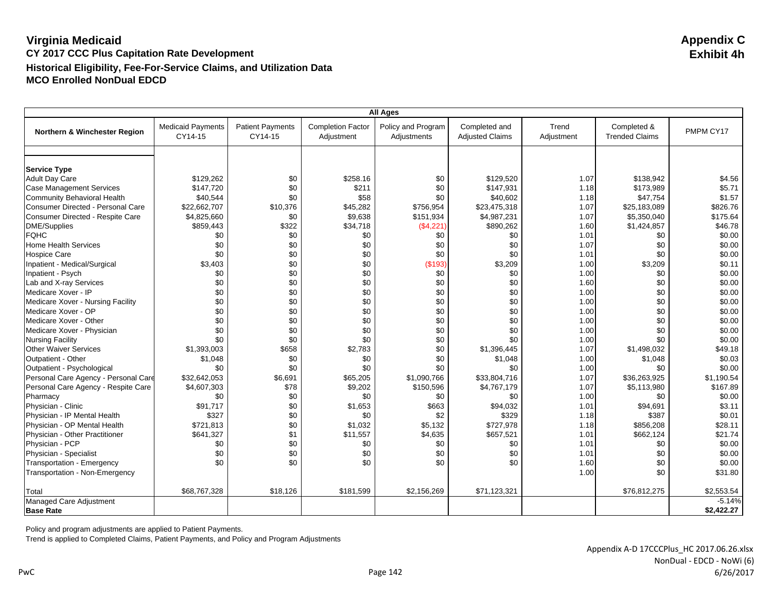# Virginia Medicaid

**Appendix C**
**Exhibit 4h**

## CY 2017 CCC Plus Capitation Rate Development

### Historical Eligibility, Fee-For-Service Claims, and Utilization Data

### MCO Enrolled NonDual EDCD

| All Ages | | | | | | | | |
|---|---|---|---|---|---|---|---|---|
| **Northern & Winchester Region** | Medicaid Payments CY14-15 | Patient Payments CY14-15 | Completion Factor Adjustment | Policy and Program Adjustments | Completed and Adjusted Claims | Trend Adjustment | Completed & Trended Claims | PMPM CY17 |
| | | | | | | | | |
| **Service Type** | | | | | | | | |
| Adult Day Care | $129,262 | $0 | $258.16 | $0 | $129,520 | 1.07 | $138,942 | $4.56 |
| Case Management Services | $147,720 | $0 | $211 | $0 | $147,931 | 1.18 | $173,989 | $5.71 |
| Community Behavioral Health | $40,544 | $0 | $58 | $0 | $40,602 | 1.18 | $47,754 | $1.57 |
| Consumer Directed - Personal Care | $22,662,707 | $10,376 | $45,282 | $756,954 | $23,475,318 | 1.07 | $25,183,089 | $826.76 |
| Consumer Directed - Respite Care | $4,825,660 | $0 | $9,638 | $151,934 | $4,987,231 | 1.07 | $5,350,040 | $175.64 |
| DME/Supplies | $859,443 | $322 | $34,718 | ($4,221) | $890,262 | 1.60 | $1,424,857 | $46.78 |
| FQHC | $0 | $0 | $0 | $0 | $0 | 1.01 | $0 | $0.00 |
| Home Health Services | $0 | $0 | $0 | $0 | $0 | 1.07 | $0 | $0.00 |
| Hospice Care | $0 | $0 | $0 | $0 | $0 | 1.01 | $0 | $0.00 |
| Inpatient - Medical/Surgical | $3,403 | $0 | $0 | ($193) | $3,209 | 1.00 | $3,209 | $0.11 |
| Inpatient - Psych | $0 | $0 | $0 | $0 | $0 | 1.00 | $0 | $0.00 |
| Lab and X-ray Services | $0 | $0 | $0 | $0 | $0 | 1.60 | $0 | $0.00 |
| Medicare Xover - IP | $0 | $0 | $0 | $0 | $0 | 1.00 | $0 | $0.00 |
| Medicare Xover - Nursing Facility | $0 | $0 | $0 | $0 | $0 | 1.00 | $0 | $0.00 |
| Medicare Xover - OP | $0 | $0 | $0 | $0 | $0 | 1.00 | $0 | $0.00 |
| Medicare Xover - Other | $0 | $0 | $0 | $0 | $0 | 1.00 | $0 | $0.00 |
| Medicare Xover - Physician | $0 | $0 | $0 | $0 | $0 | 1.00 | $0 | $0.00 |
| Nursing Facility | $0 | $0 | $0 | $0 | $0 | 1.00 | $0 | $0.00 |
| Other Waiver Services | $1,393,003 | $658 | $2,783 | $0 | $1,396,445 | 1.07 | $1,498,032 | $49.18 |
| Outpatient - Other | $1,048 | $0 | $0 | $0 | $1,048 | 1.00 | $1,048 | $0.03 |
| Outpatient - Psychological | $0 | $0 | $0 | $0 | $0 | 1.00 | $0 | $0.00 |
| Personal Care Agency - Personal Care | $32,642,053 | $6,691 | $65,205 | $1,090,766 | $33,804,716 | 1.07 | $36,263,925 | $1,190.54 |
| Personal Care Agency - Respite Care | $4,607,303 | $78 | $9,202 | $150,596 | $4,767,179 | 1.07 | $5,113,980 | $167.89 |
| Pharmacy | $0 | $0 | $0 | $0 | $0 | 1.00 | $0 | $0.00 |
| Physician - Clinic | $91,717 | $0 | $1,653 | $663 | $94,032 | 1.01 | $94,691 | $3.11 |
| Physician - IP Mental Health | $327 | $0 | $0 | $2 | $329 | 1.18 | $387 | $0.01 |
| Physician - OP Mental Health | $721,813 | $0 | $1,032 | $5,132 | $727,978 | 1.18 | $856,208 | $28.11 |
| Physician - Other Practitioner | $641,327 | $1 | $11,557 | $4,635 | $657,521 | 1.01 | $662,124 | $21.74 |
| Physician - PCP | $0 | $0 | $0 | $0 | $0 | 1.01 | $0 | $0.00 |
| Physician - Specialist | $0 | $0 | $0 | $0 | $0 | 1.01 | $0 | $0.00 |
| Transportation - Emergency | $0 | $0 | $0 | $0 | $0 | 1.60 | $0 | $0.00 |
| Transportation - Non-Emergency | | | | | | 1.00 | $0 | $31.80 |
| | | | | | | | | |
| Total | $68,767,328 | $18,126 | $181,599 | $2,156,269 | $71,123,321 | | $76,812,275 | $2,553.54 |
| Managed Care Adjustment | | | | | | | | -5.14% |
| **Base Rate** | | | | | | | | **$2,422.27** |

Policy and program adjustments are applied to Patient Payments.

Trend is applied to Completed Claims, Patient Payments, and Policy and Program Adjustments

Appendix A-D 17CCCPlus_HC 2017.06.26.xlsx
NonDual - EDCD - NoWi (6)
6/26/2017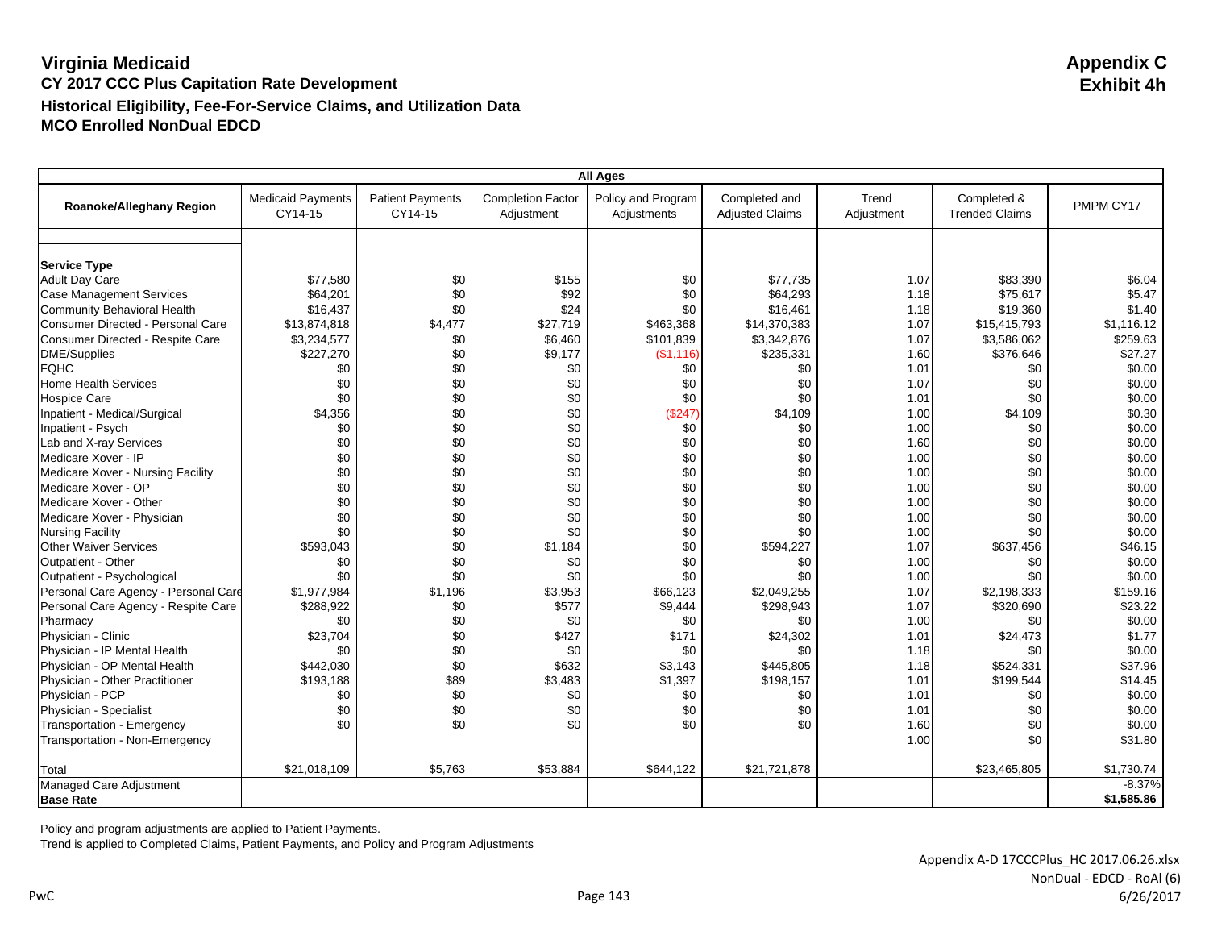# Virginia Medicaid

**Appendix C**
**Exhibit 4h**

## CY 2017 CCC Plus Capitation Rate Development
## Historical Eligibility, Fee-For-Service Claims, and Utilization Data
## MCO Enrolled NonDual EDCD

| All Ages | | | | | | | | |
|---|---|---|---|---|---|---|---|---|
| **Roanoke/Alleghany Region** | Medicaid Payments CY14-15 | Patient Payments CY14-15 | Completion Factor Adjustment | Policy and Program Adjustments | Completed and Adjusted Claims | Trend Adjustment | Completed & Trended Claims | PMPM CY17 |
| | | | | | | | | |
| **Service Type** | | | | | | | | |
| Adult Day Care | $77,580 | $0 | $155 | $0 | $77,735 | 1.07 | $83,390 | $6.04 |
| Case Management Services | $64,201 | $0 | $92 | $0 | $64,293 | 1.18 | $75,617 | $5.47 |
| Community Behavioral Health | $16,437 | $0 | $24 | $0 | $16,461 | 1.18 | $19,360 | $1.40 |
| Consumer Directed - Personal Care | $13,874,818 | $4,477 | $27,719 | $463,368 | $14,370,383 | 1.07 | $15,415,793 | $1,116.12 |
| Consumer Directed - Respite Care | $3,234,577 | $0 | $6,460 | $101,839 | $3,342,876 | 1.07 | $3,586,062 | $259.63 |
| DME/Supplies | $227,270 | $0 | $9,177 | ($1,116) | $235,331 | 1.60 | $376,646 | $27.27 |
| FQHC | $0 | $0 | $0 | $0 | $0 | 1.01 | $0 | $0.00 |
| Home Health Services | $0 | $0 | $0 | $0 | $0 | 1.07 | $0 | $0.00 |
| Hospice Care | $0 | $0 | $0 | $0 | $0 | 1.01 | $0 | $0.00 |
| Inpatient - Medical/Surgical | $4,356 | $0 | $0 | ($247) | $4,109 | 1.00 | $4,109 | $0.30 |
| Inpatient - Psych | $0 | $0 | $0 | $0 | $0 | 1.00 | $0 | $0.00 |
| Lab and X-ray Services | $0 | $0 | $0 | $0 | $0 | 1.60 | $0 | $0.00 |
| Medicare Xover - IP | $0 | $0 | $0 | $0 | $0 | 1.00 | $0 | $0.00 |
| Medicare Xover - Nursing Facility | $0 | $0 | $0 | $0 | $0 | 1.00 | $0 | $0.00 |
| Medicare Xover - OP | $0 | $0 | $0 | $0 | $0 | 1.00 | $0 | $0.00 |
| Medicare Xover - Other | $0 | $0 | $0 | $0 | $0 | 1.00 | $0 | $0.00 |
| Medicare Xover - Physician | $0 | $0 | $0 | $0 | $0 | 1.00 | $0 | $0.00 |
| Nursing Facility | $0 | $0 | $0 | $0 | $0 | 1.00 | $0 | $0.00 |
| Other Waiver Services | $593,043 | $0 | $1,184 | $0 | $594,227 | 1.07 | $637,456 | $46.15 |
| Outpatient - Other | $0 | $0 | $0 | $0 | $0 | 1.00 | $0 | $0.00 |
| Outpatient - Psychological | $0 | $0 | $0 | $0 | $0 | 1.00 | $0 | $0.00 |
| Personal Care Agency - Personal Care | $1,977,984 | $1,196 | $3,953 | $66,123 | $2,049,255 | 1.07 | $2,198,333 | $159.16 |
| Personal Care Agency - Respite Care | $288,922 | $0 | $577 | $9,444 | $298,943 | 1.07 | $320,690 | $23.22 |
| Pharmacy | $0 | $0 | $0 | $0 | $0 | 1.00 | $0 | $0.00 |
| Physician - Clinic | $23,704 | $0 | $427 | $171 | $24,302 | 1.01 | $24,473 | $1.77 |
| Physician - IP Mental Health | $0 | $0 | $0 | $0 | $0 | 1.18 | $0 | $0.00 |
| Physician - OP Mental Health | $442,030 | $0 | $632 | $3,143 | $445,805 | 1.18 | $524,331 | $37.96 |
| Physician - Other Practitioner | $193,188 | $89 | $3,483 | $1,397 | $198,157 | 1.01 | $199,544 | $14.45 |
| Physician - PCP | $0 | $0 | $0 | $0 | $0 | 1.01 | $0 | $0.00 |
| Physician - Specialist | $0 | $0 | $0 | $0 | $0 | 1.01 | $0 | $0.00 |
| Transportation - Emergency | $0 | $0 | $0 | $0 | $0 | 1.60 | $0 | $0.00 |
| Transportation - Non-Emergency | | | | | | 1.00 | $0 | $31.80 |
| | | | | | | | | |
| Total | $21,018,109 | $5,763 | $53,884 | $644,122 | $21,721,878 | | $23,465,805 | $1,730.74 |
| Managed Care Adjustment | | | | | | | | -8.37% |
| **Base Rate** | | | | | | | | **$1,585.86** |

Policy and program adjustments are applied to Patient Payments.
Trend is applied to Completed Claims, Patient Payments, and Policy and Program Adjustments

Appendix A-D 17CCCPlus_HC 2017.06.26.xlsx
NonDual - EDCD - RoAl (6)
6/26/2017

PwC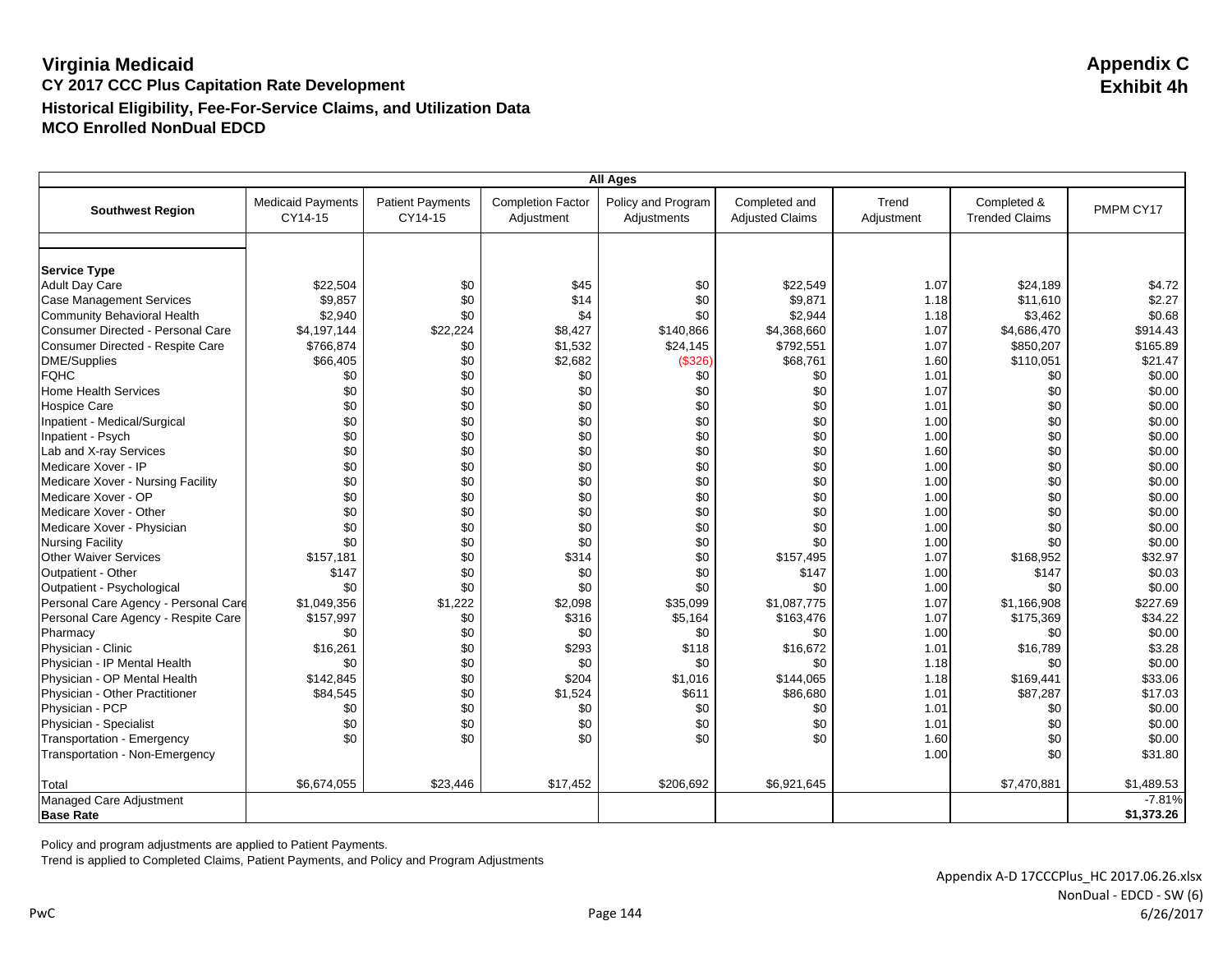# Virginia Medicaid

**Appendix C**
**Exhibit 4h**

## CY 2017 CCC Plus Capitation Rate Development

### Historical Eligibility, Fee-For-Service Claims, and Utilization Data

### MCO Enrolled NonDual EDCD

| All Ages | | | | | | | | |
|---|---|---|---|---|---|---|---|---|
| **Southwest Region** | Medicaid Payments CY14-15 | Patient Payments CY14-15 | Completion Factor Adjustment | Policy and Program Adjustments | Completed and Adjusted Claims | Trend Adjustment | Completed & Trended Claims | PMPM CY17 |
| | | | | | | | | |
| **Service Type** | | | | | | | | |
| Adult Day Care | $22,504 | $0 | $45 | $0 | $22,549 | 1.07 | $24,189 | $4.72 |
| Case Management Services | $9,857 | $0 | $14 | $0 | $9,871 | 1.18 | $11,610 | $2.27 |
| Community Behavioral Health | $2,940 | $0 | $4 | $0 | $2,944 | 1.18 | $3,462 | $0.68 |
| Consumer Directed - Personal Care | $4,197,144 | $22,224 | $8,427 | $140,866 | $4,368,660 | 1.07 | $4,686,470 | $914.43 |
| Consumer Directed - Respite Care | $766,874 | $0 | $1,532 | $24,145 | $792,551 | 1.07 | $850,207 | $165.89 |
| DME/Supplies | $66,405 | $0 | $2,682 | ($326) | $68,761 | 1.60 | $110,051 | $21.47 |
| FQHC | $0 | $0 | $0 | $0 | $0 | 1.01 | $0 | $0.00 |
| Home Health Services | $0 | $0 | $0 | $0 | $0 | 1.07 | $0 | $0.00 |
| Hospice Care | $0 | $0 | $0 | $0 | $0 | 1.01 | $0 | $0.00 |
| Inpatient - Medical/Surgical | $0 | $0 | $0 | $0 | $0 | 1.00 | $0 | $0.00 |
| Inpatient - Psych | $0 | $0 | $0 | $0 | $0 | 1.00 | $0 | $0.00 |
| Lab and X-ray Services | $0 | $0 | $0 | $0 | $0 | 1.60 | $0 | $0.00 |
| Medicare Xover - IP | $0 | $0 | $0 | $0 | $0 | 1.00 | $0 | $0.00 |
| Medicare Xover - Nursing Facility | $0 | $0 | $0 | $0 | $0 | 1.00 | $0 | $0.00 |
| Medicare Xover - OP | $0 | $0 | $0 | $0 | $0 | 1.00 | $0 | $0.00 |
| Medicare Xover - Other | $0 | $0 | $0 | $0 | $0 | 1.00 | $0 | $0.00 |
| Medicare Xover - Physician | $0 | $0 | $0 | $0 | $0 | 1.00 | $0 | $0.00 |
| Nursing Facility | $0 | $0 | $0 | $0 | $0 | 1.00 | $0 | $0.00 |
| Other Waiver Services | $157,181 | $0 | $314 | $0 | $157,495 | 1.07 | $168,952 | $32.97 |
| Outpatient - Other | $147 | $0 | $0 | $0 | $147 | 1.00 | $147 | $0.03 |
| Outpatient - Psychological | $0 | $0 | $0 | $0 | $0 | 1.00 | $0 | $0.00 |
| Personal Care Agency - Personal Care | $1,049,356 | $1,222 | $2,098 | $35,099 | $1,087,775 | 1.07 | $1,166,908 | $227.69 |
| Personal Care Agency - Respite Care | $157,997 | $0 | $316 | $5,164 | $163,476 | 1.07 | $175,369 | $34.22 |
| Pharmacy | $0 | $0 | $0 | $0 | $0 | 1.00 | $0 | $0.00 |
| Physician - Clinic | $16,261 | $0 | $293 | $118 | $16,672 | 1.01 | $16,789 | $3.28 |
| Physician - IP Mental Health | $0 | $0 | $0 | $0 | $0 | 1.18 | $0 | $0.00 |
| Physician - OP Mental Health | $142,845 | $0 | $204 | $1,016 | $144,065 | 1.18 | $169,441 | $33.06 |
| Physician - Other Practitioner | $84,545 | $0 | $1,524 | $611 | $86,680 | 1.01 | $87,287 | $17.03 |
| Physician - PCP | $0 | $0 | $0 | $0 | $0 | 1.01 | $0 | $0.00 |
| Physician - Specialist | $0 | $0 | $0 | $0 | $0 | 1.01 | $0 | $0.00 |
| Transportation - Emergency | $0 | $0 | $0 | $0 | $0 | 1.60 | $0 | $0.00 |
| Transportation - Non-Emergency | | | | | | 1.00 | $0 | $31.80 |
| | | | | | | | | |
| Total | $6,674,055 | $23,446 | $17,452 | $206,692 | $6,921,645 | | $7,470,881 | $1,489.53 |
| Managed Care Adjustment | | | | | | | | -7.81% |
| **Base Rate** | | | | | | | | **$1,373.26** |

Policy and program adjustments are applied to Patient Payments.
Trend is applied to Completed Claims, Patient Payments, and Policy and Program Adjustments

Appendix A-D 17CCCPlus_HC 2017.06.26.xlsx
NonDual - EDCD - SW (6)
6/26/2017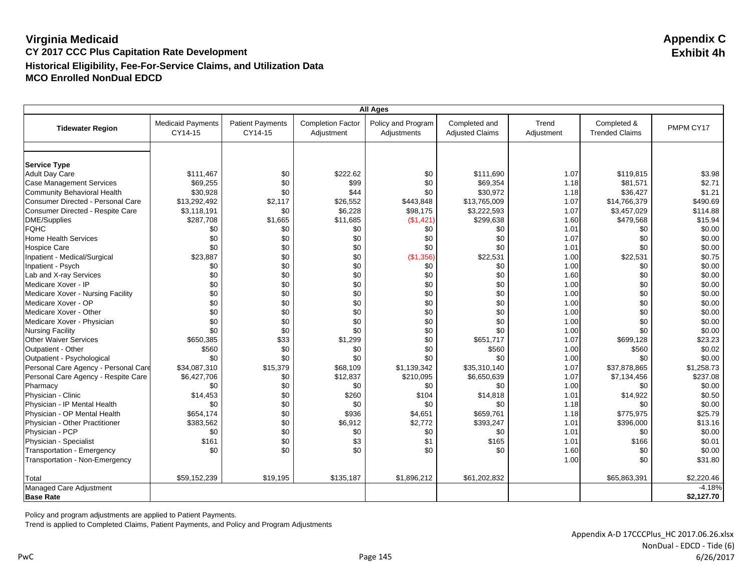# Virginia Medicaid

## Appendix C
## Exhibit 4h

**CY 2017 CCC Plus Capitation Rate Development**

**Historical Eligibility, Fee-For-Service Claims, and Utilization Data**

**MCO Enrolled NonDual EDCD**

| All Ages | | | | | | | | |
|---|---|---|---|---|---|---|---|---|
| **Tidewater Region** | Medicaid Payments CY14-15 | Patient Payments CY14-15 | Completion Factor Adjustment | Policy and Program Adjustments | Completed and Adjusted Claims | Trend Adjustment | Completed & Trended Claims | PMPM CY17 |
| | | | | | | | | |
| **Service Type** | | | | | | | | |
| Adult Day Care | $111,467 | $0 | $222.62 | $0 | $111,690 | 1.07 | $119,815 | $3.98 |
| Case Management Services | $69,255 | $0 | $99 | $0 | $69,354 | 1.18 | $81,571 | $2.71 |
| Community Behavioral Health | $30,928 | $0 | $44 | $0 | $30,972 | 1.18 | $36,427 | $1.21 |
| Consumer Directed - Personal Care | $13,292,492 | $2,117 | $26,552 | $443,848 | $13,765,009 | 1.07 | $14,766,379 | $490.69 |
| Consumer Directed - Respite Care | $3,118,191 | $0 | $6,228 | $98,175 | $3,222,593 | 1.07 | $3,457,029 | $114.88 |
| DME/Supplies | $287,708 | $1,665 | $11,685 | ($1,421) | $299,638 | 1.60 | $479,568 | $15.94 |
| FQHC | $0 | $0 | $0 | $0 | $0 | 1.01 | $0 | $0.00 |
| Home Health Services | $0 | $0 | $0 | $0 | $0 | 1.07 | $0 | $0.00 |
| Hospice Care | $0 | $0 | $0 | $0 | $0 | 1.01 | $0 | $0.00 |
| Inpatient - Medical/Surgical | $23,887 | $0 | $0 | ($1,356) | $22,531 | 1.00 | $22,531 | $0.75 |
| Inpatient - Psych | $0 | $0 | $0 | $0 | $0 | 1.00 | $0 | $0.00 |
| Lab and X-ray Services | $0 | $0 | $0 | $0 | $0 | 1.60 | $0 | $0.00 |
| Medicare Xover - IP | $0 | $0 | $0 | $0 | $0 | 1.00 | $0 | $0.00 |
| Medicare Xover - Nursing Facility | $0 | $0 | $0 | $0 | $0 | 1.00 | $0 | $0.00 |
| Medicare Xover - OP | $0 | $0 | $0 | $0 | $0 | 1.00 | $0 | $0.00 |
| Medicare Xover - Other | $0 | $0 | $0 | $0 | $0 | 1.00 | $0 | $0.00 |
| Medicare Xover - Physician | $0 | $0 | $0 | $0 | $0 | 1.00 | $0 | $0.00 |
| Nursing Facility | $0 | $0 | $0 | $0 | $0 | 1.00 | $0 | $0.00 |
| Other Waiver Services | $650,385 | $33 | $1,299 | $0 | $651,717 | 1.07 | $699,128 | $23.23 |
| Outpatient - Other | $560 | $0 | $0 | $0 | $560 | 1.00 | $560 | $0.02 |
| Outpatient - Psychological | $0 | $0 | $0 | $0 | $0 | 1.00 | $0 | $0.00 |
| Personal Care Agency - Personal Care | $34,087,310 | $15,379 | $68,109 | $1,139,342 | $35,310,140 | 1.07 | $37,878,865 | $1,258.73 |
| Personal Care Agency - Respite Care | $6,427,706 | $0 | $12,837 | $210,095 | $6,650,639 | 1.07 | $7,134,456 | $237.08 |
| Pharmacy | $0 | $0 | $0 | $0 | $0 | 1.00 | $0 | $0.00 |
| Physician - Clinic | $14,453 | $0 | $260 | $104 | $14,818 | 1.01 | $14,922 | $0.50 |
| Physician - IP Mental Health | $0 | $0 | $0 | $0 | $0 | 1.18 | $0 | $0.00 |
| Physician - OP Mental Health | $654,174 | $0 | $936 | $4,651 | $659,761 | 1.18 | $775,975 | $25.79 |
| Physician - Other Practitioner | $383,562 | $0 | $6,912 | $2,772 | $393,247 | 1.01 | $396,000 | $13.16 |
| Physician - PCP | $0 | $0 | $0 | $0 | $0 | 1.01 | $0 | $0.00 |
| Physician - Specialist | $161 | $0 | $3 | $1 | $165 | 1.01 | $166 | $0.01 |
| Transportation - Emergency | $0 | $0 | $0 | $0 | $0 | 1.60 | $0 | $0.00 |
| Transportation - Non-Emergency | | | | | | 1.00 | $0 | $31.80 |
| | | | | | | | | |
| Total | $59,152,239 | $19,195 | $135,187 | $1,896,212 | $61,202,832 | | $65,863,391 | $2,220.46 |
| Managed Care Adjustment | | | | | | | | -4.18% |
| **Base Rate** | | | | | | | | **$2,127.70** |

Policy and program adjustments are applied to Patient Payments.

Trend is applied to Completed Claims, Patient Payments, and Policy and Program Adjustments

Appendix A-D 17CCCPlus_HC 2017.06.26.xlsx
NonDual - EDCD - Tide (6)
6/26/2017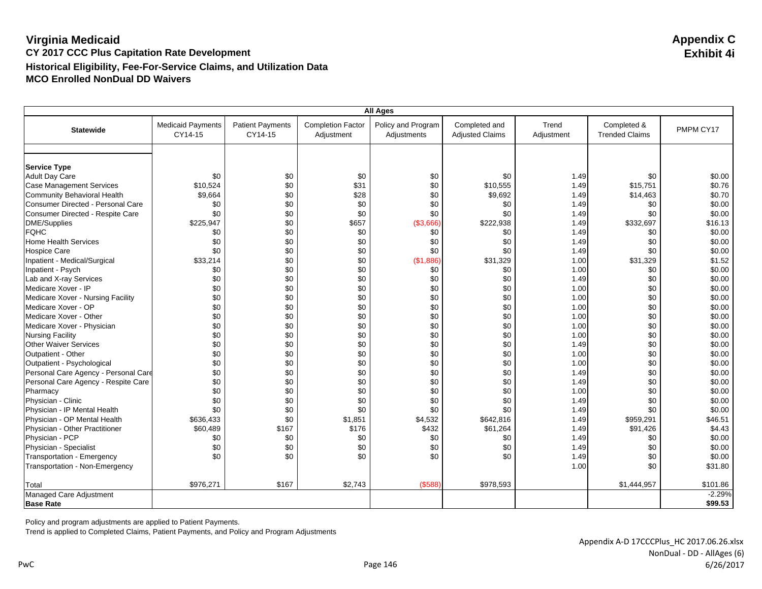# Virginia Medicaid

**Appendix C**
**Exhibit 4i**

## CY 2017 CCC Plus Capitation Rate Development

### Historical Eligibility, Fee-For-Service Claims, and Utilization Data

### MCO Enrolled NonDual DD Waivers

| All Ages | | | | | | | | |
|---|---|---|---|---|---|---|---|---|
| Statewide | Medicaid Payments CY14-15 | Patient Payments CY14-15 | Completion Factor Adjustment | Policy and Program Adjustments | Completed and Adjusted Claims | Trend Adjustment | Completed & Trended Claims | PMPM CY17 |
| | | | | | | | | |
| **Service Type** | | | | | | | | |
| Adult Day Care | $0 | $0 | $0 | $0 | $0 | 1.49 | $0 | $0.00 |
| Case Management Services | $10,524 | $0 | $31 | $0 | $10,555 | 1.49 | $15,751 | $0.76 |
| Community Behavioral Health | $9,664 | $0 | $28 | $0 | $9,692 | 1.49 | $14,463 | $0.70 |
| Consumer Directed - Personal Care | $0 | $0 | $0 | $0 | $0 | 1.49 | $0 | $0.00 |
| Consumer Directed - Respite Care | $0 | $0 | $0 | $0 | $0 | 1.49 | $0 | $0.00 |
| DME/Supplies | $225,947 | $0 | $657 | ($3,666) | $222,938 | 1.49 | $332,697 | $16.13 |
| FQHC | $0 | $0 | $0 | $0 | $0 | 1.49 | $0 | $0.00 |
| Home Health Services | $0 | $0 | $0 | $0 | $0 | 1.49 | $0 | $0.00 |
| Hospice Care | $0 | $0 | $0 | $0 | $0 | 1.49 | $0 | $0.00 |
| Inpatient - Medical/Surgical | $33,214 | $0 | $0 | ($1,886) | $31,329 | 1.00 | $31,329 | $1.52 |
| Inpatient - Psych | $0 | $0 | $0 | $0 | $0 | 1.00 | $0 | $0.00 |
| Lab and X-ray Services | $0 | $0 | $0 | $0 | $0 | 1.49 | $0 | $0.00 |
| Medicare Xover - IP | $0 | $0 | $0 | $0 | $0 | 1.00 | $0 | $0.00 |
| Medicare Xover - Nursing Facility | $0 | $0 | $0 | $0 | $0 | 1.00 | $0 | $0.00 |
| Medicare Xover - OP | $0 | $0 | $0 | $0 | $0 | 1.00 | $0 | $0.00 |
| Medicare Xover - Other | $0 | $0 | $0 | $0 | $0 | 1.00 | $0 | $0.00 |
| Medicare Xover - Physician | $0 | $0 | $0 | $0 | $0 | 1.00 | $0 | $0.00 |
| Nursing Facility | $0 | $0 | $0 | $0 | $0 | 1.00 | $0 | $0.00 |
| Other Waiver Services | $0 | $0 | $0 | $0 | $0 | 1.49 | $0 | $0.00 |
| Outpatient - Other | $0 | $0 | $0 | $0 | $0 | 1.00 | $0 | $0.00 |
| Outpatient - Psychological | $0 | $0 | $0 | $0 | $0 | 1.00 | $0 | $0.00 |
| Personal Care Agency - Personal Care | $0 | $0 | $0 | $0 | $0 | 1.49 | $0 | $0.00 |
| Personal Care Agency - Respite Care | $0 | $0 | $0 | $0 | $0 | 1.49 | $0 | $0.00 |
| Pharmacy | $0 | $0 | $0 | $0 | $0 | 1.00 | $0 | $0.00 |
| Physician - Clinic | $0 | $0 | $0 | $0 | $0 | 1.49 | $0 | $0.00 |
| Physician - IP Mental Health | $0 | $0 | $0 | $0 | $0 | 1.49 | $0 | $0.00 |
| Physician - OP Mental Health | $636,433 | $0 | $1,851 | $4,532 | $642,816 | 1.49 | $959,291 | $46.51 |
| Physician - Other Practitioner | $60,489 | $167 | $176 | $432 | $61,264 | 1.49 | $91,426 | $4.43 |
| Physician - PCP | $0 | $0 | $0 | $0 | $0 | 1.49 | $0 | $0.00 |
| Physician - Specialist | $0 | $0 | $0 | $0 | $0 | 1.49 | $0 | $0.00 |
| Transportation - Emergency | $0 | $0 | $0 | $0 | $0 | 1.49 | $0 | $0.00 |
| Transportation - Non-Emergency | | | | | | 1.00 | $0 | $31.80 |
| | | | | | | | | |
| Total | $976,271 | $167 | $2,743 | ($588) | $978,593 | | $1,444,957 | $101.86 |
| Managed Care Adjustment | | | | | | | | -2.29% |
| **Base Rate** | | | | | | | | **$99.53** |

Policy and program adjustments are applied to Patient Payments.
Trend is applied to Completed Claims, Patient Payments, and Policy and Program Adjustments

Appendix A-D 17CCCPlus_HC 2017.06.26.xlsx
NonDual - DD - AllAges (6)
6/26/2017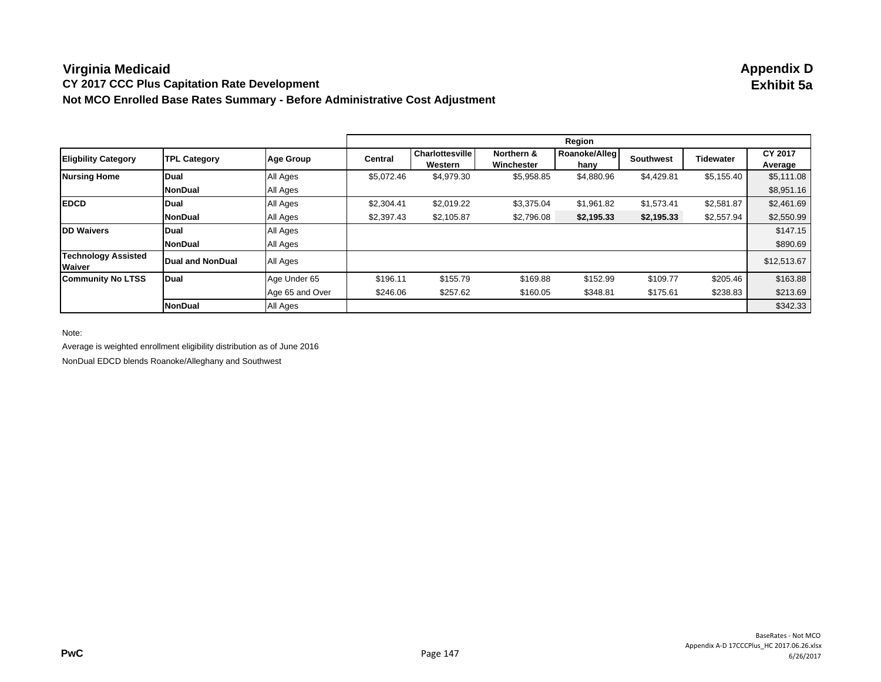# Virginia Medicaid

## CY 2017 CCC Plus Capitation Rate Development

## Not MCO Enrolled Base Rates Summary - Before Administrative Cost Adjustment

**Appendix D**
**Exhibit 5a**

| | | | Region | | | | | | |
|---|---|---|---|---|---|---|---|---|---|
| **Eligbility Category** | **TPL Category** | **Age Group** | **Central** | **Charlottesville Western** | **Northern & Winchester** | **Roanoke/Alleghany** | **Southwest** | **Tidewater** | **CY 2017 Average** |
| **Nursing Home** | **Dual** | All Ages | $5,072.46 | $4,979.30 | $5,958.85 | $4,880.96 | $4,429.81 | $5,155.40 | $5,111.08 |
| | **NonDual** | All Ages | | | | | | | $8,951.16 |
| **EDCD** | **Dual** | All Ages | $2,304.41 | $2,019.22 | $3,375.04 | $1,961.82 | $1,573.41 | $2,581.87 | $2,461.69 |
| | **NonDual** | All Ages | $2,397.43 | $2,105.87 | $2,796.08 | **$2,195.33** | **$2,195.33** | $2,557.94 | $2,550.99 |
| **DD Waivers** | **Dual** | All Ages | | | | | | | $147.15 |
| | **NonDual** | All Ages | | | | | | | $890.69 |
| **Technology Assisted Waiver** | **Dual and NonDual** | All Ages | | | | | | | $12,513.67 |
| **Community No LTSS** | **Dual** | Age Under 65 | $196.11 | $155.79 | $169.88 | $152.99 | $109.77 | $205.46 | $163.88 |
| | | Age 65 and Over | $246.06 | $257.62 | $160.05 | $348.81 | $175.61 | $238.83 | $213.69 |
| | **NonDual** | All Ages | | | | | | | $342.33 |

Note:

Average is weighted enrollment eligibility distribution as of June 2016

NonDual EDCD blends Roanoke/Alleghany and Southwest

PwC

BaseRates - Not MCO
Appendix A-D 17CCCPlus_HC 2017.06.26.xlsx
6/26/2017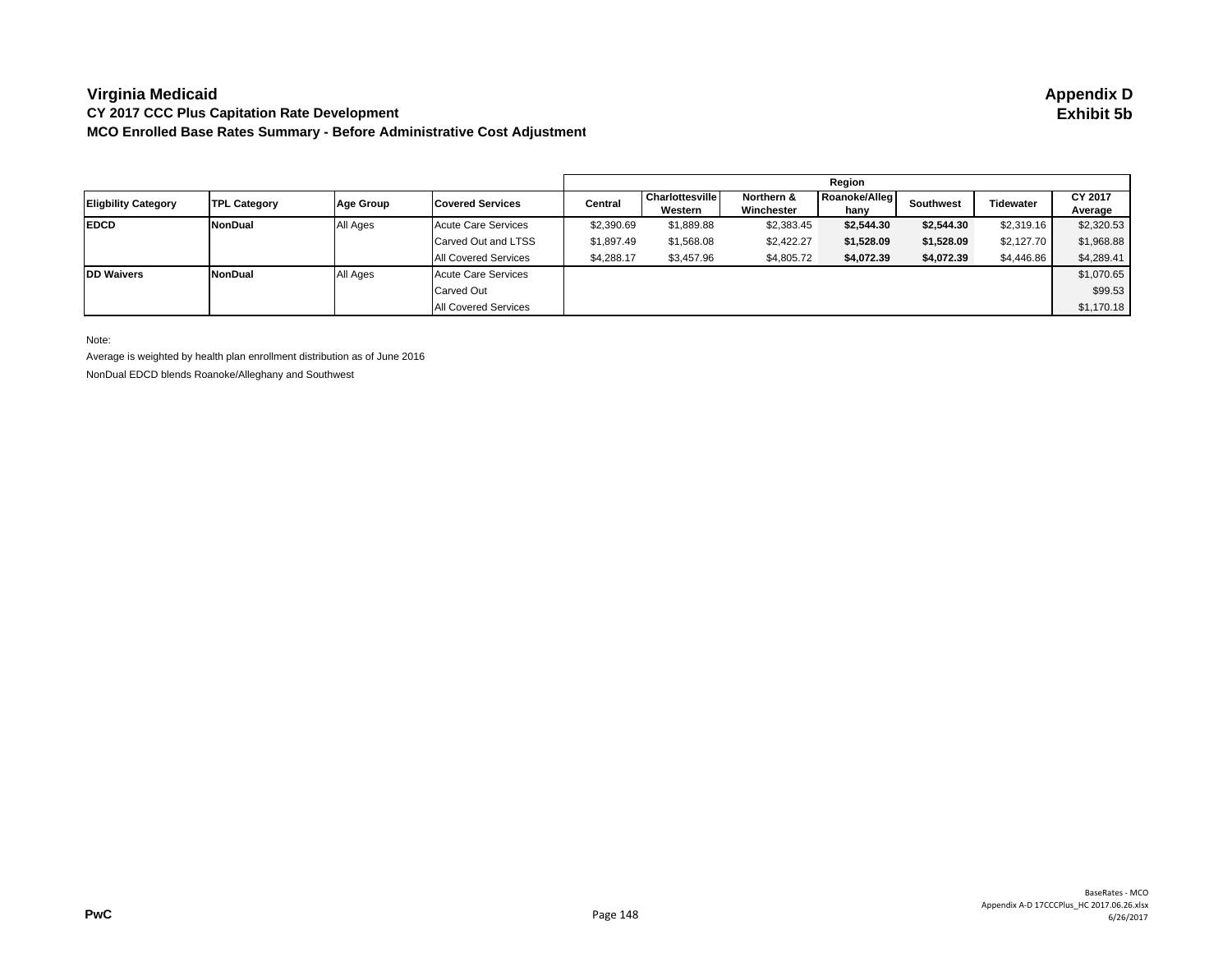# Virginia Medicaid

**Appendix D**
**Exhibit 5b**

### CY 2017 CCC Plus Capitation Rate Development

### MCO Enrolled Base Rates Summary - Before Administrative Cost Adjustment

| | | | | Region | | | | | | |
|---|---|---|---|---|---|---|---|---|---|---|
| **Eligbility Category** | **TPL Category** | **Age Group** | **Covered Services** | **Central** | **Charlottesville Western** | **Northern & Winchester** | **Roanoke/Alleghany** | **Southwest** | **Tidewater** | **CY 2017 Average** |
| **EDCD** | **NonDual** | All Ages | Acute Care Services | $2,390.69 | $1,889.88 | $2,383.45 | **$2,544.30** | **$2,544.30** | $2,319.16 | $2,320.53 |
| | | | Carved Out and LTSS | $1,897.49 | $1,568.08 | $2,422.27 | **$1,528.09** | **$1,528.09** | $2,127.70 | $1,968.88 |
| | | | All Covered Services | $4,288.17 | $3,457.96 | $4,805.72 | **$4,072.39** | **$4,072.39** | $4,446.86 | $4,289.41 |
| **DD Waivers** | **NonDual** | All Ages | Acute Care Services | | | | | | | $1,070.65 |
| | | | Carved Out | | | | | | | $99.53 |
| | | | All Covered Services | | | | | | | $1,170.18 |

Note:

Average is weighted by health plan enrollment distribution as of June 2016

NonDual EDCD blends Roanoke/Alleghany and Southwest

PwC

BaseRates - MCO
Appendix A-D 17CCCPlus_HC 2017.06.26.xlsx
6/26/2017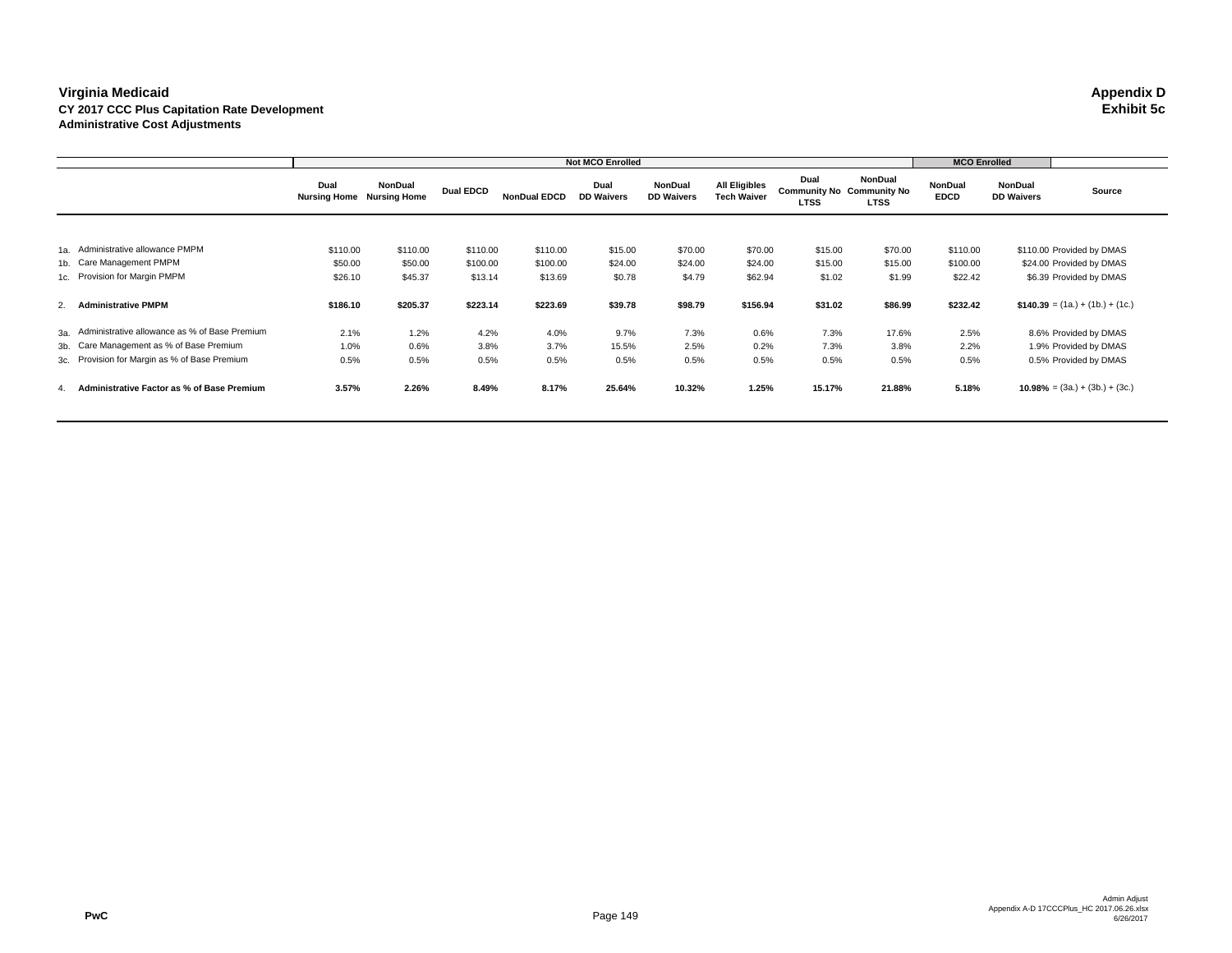**Virginia Medicaid**
**CY 2017 CCC Plus Capitation Rate Development**
**Administrative Cost Adjustments**

**Appendix D**
**Exhibit 5c**

| | | Not MCO Enrolled | | | | | | | | | MCO Enrolled | | |
|---|---|---|---|---|---|---|---|---|---|---|---|---|---|
| | | Dual Nursing Home | NonDual Nursing Home | Dual EDCD | NonDual EDCD | Dual DD Waivers | NonDual DD Waivers | All Eligibles Tech Waiver | Dual Community No LTSS | NonDual Community No LTSS | NonDual EDCD | NonDual DD Waivers | Source |
| 1a. | Administrative allowance PMPM | $110.00 | $110.00 | $110.00 | $110.00 | $15.00 | $70.00 | $70.00 | $15.00 | $70.00 | $110.00 | $110.00 | Provided by DMAS |
| 1b. | Care Management PMPM | $50.00 | $50.00 | $100.00 | $100.00 | $24.00 | $24.00 | $24.00 | $15.00 | $15.00 | $100.00 | $24.00 | Provided by DMAS |
| 1c. | Provision for Margin PMPM | $26.10 | $45.37 | $13.14 | $13.69 | $0.78 | $4.79 | $62.94 | $1.02 | $1.99 | $22.42 | $6.39 | Provided by DMAS |
| 2. | **Administrative PMPM** | **$186.10** | **$205.37** | **$223.14** | **$223.69** | **$39.78** | **$98.79** | **$156.94** | **$31.02** | **$86.99** | **$232.42** | **$140.39** | = (1a.) + (1b.) + (1c.) |
| 3a. | Administrative allowance as % of Base Premium | 2.1% | 1.2% | 4.2% | 4.0% | 9.7% | 7.3% | 0.6% | 7.3% | 17.6% | 2.5% | 8.6% | Provided by DMAS |
| 3b. | Care Management as % of Base Premium | 1.0% | 0.6% | 3.8% | 3.7% | 15.5% | 2.5% | 0.2% | 7.3% | 3.8% | 2.2% | 1.9% | Provided by DMAS |
| 3c. | Provision for Margin as % of Base Premium | 0.5% | 0.5% | 0.5% | 0.5% | 0.5% | 0.5% | 0.5% | 0.5% | 0.5% | 0.5% | 0.5% | Provided by DMAS |
| 4. | **Administrative Factor as % of Base Premium** | **3.57%** | **2.26%** | **8.49%** | **8.17%** | **25.64%** | **10.32%** | **1.25%** | **15.17%** | **21.88%** | **5.18%** | **10.98%** | = (3a.) + (3b.) + (3c.) |

PwC

Admin Adjust
Appendix A-D 17CCCPlus_HC 2017.06.26.xlsx
6/26/2017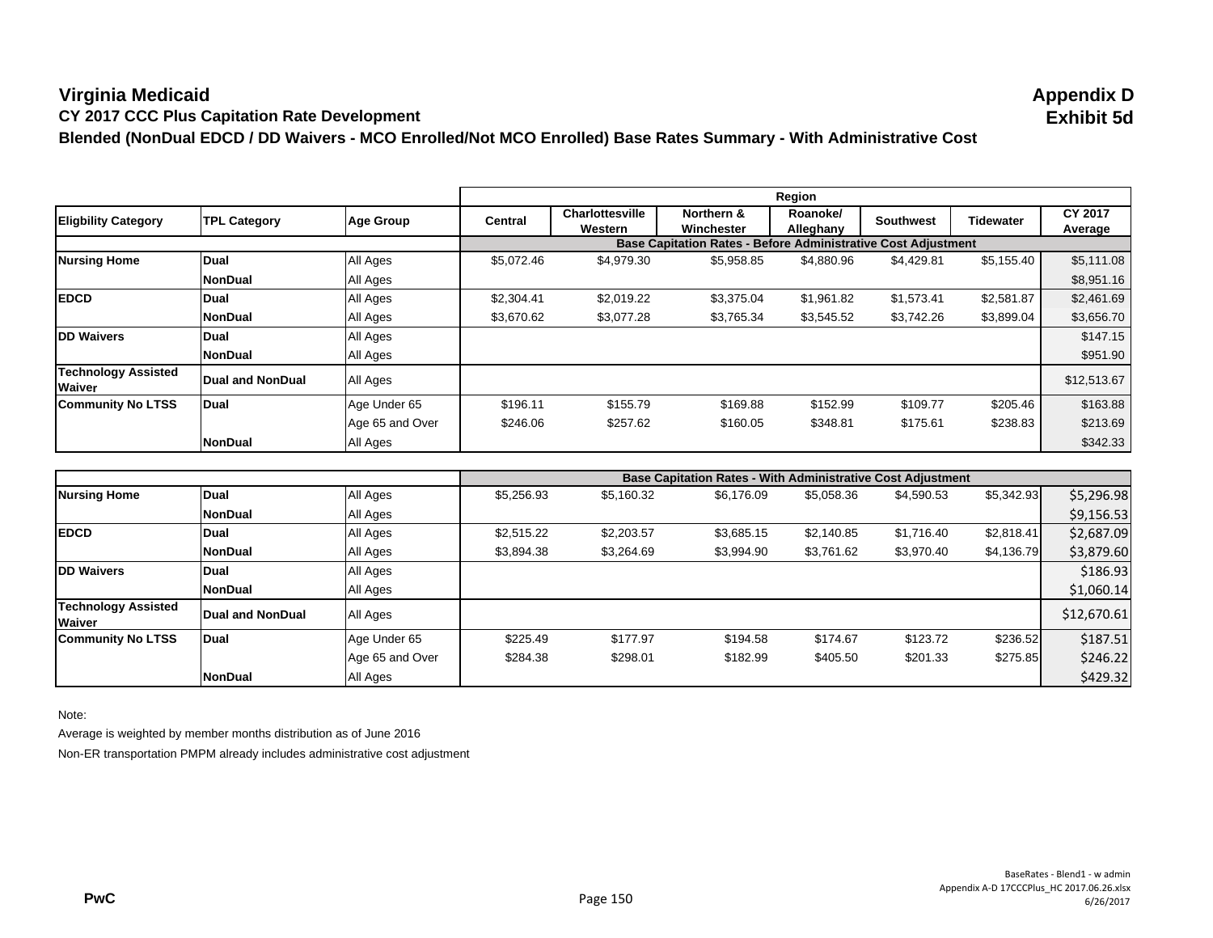# Virginia Medicaid

**Appendix D**
**Exhibit 5d**

**CY 2017 CCC Plus Capitation Rate Development**

**Blended (NonDual EDCD / DD Waivers - MCO Enrolled/Not MCO Enrolled) Base Rates Summary - With Administrative Cost**

| Eligbility Category | TPL Category | Age Group | Central | Charlottesville Western | Northern & Winchester | Roanoke/ Alleghany | Southwest | Tidewater | CY 2017 Average |
|---|---|---|---|---|---|---|---|---|---|
| | | | **Base Capitation Rates - Before Administrative Cost Adjustment** | | | | | | |
| **Nursing Home** | **Dual** | All Ages | $5,072.46 | $4,979.30 | $5,958.85 | $4,880.96 | $4,429.81 | $5,155.40 | $5,111.08 |
| | **NonDual** | All Ages | | | | | | | $8,951.16 |
| **EDCD** | **Dual** | All Ages | $2,304.41 | $2,019.22 | $3,375.04 | $1,961.82 | $1,573.41 | $2,581.87 | $2,461.69 |
| | **NonDual** | All Ages | $3,670.62 | $3,077.28 | $3,765.34 | $3,545.52 | $3,742.26 | $3,899.04 | $3,656.70 |
| **DD Waivers** | **Dual** | All Ages | | | | | | | $147.15 |
| | **NonDual** | All Ages | | | | | | | $951.90 |
| **Technology Assisted Waiver** | **Dual and NonDual** | All Ages | | | | | | | $12,513.67 |
| **Community No LTSS** | **Dual** | Age Under 65 | $196.11 | $155.79 | $169.88 | $152.99 | $109.77 | $205.46 | $163.88 |
| | | Age 65 and Over | $246.06 | $257.62 | $160.05 | $348.81 | $175.61 | $238.83 | $213.69 |
| | **NonDual** | All Ages | | | | | | | $342.33 |

| Eligbility Category | TPL Category | Age Group | Central | Charlottesville Western | Northern & Winchester | Roanoke/ Alleghany | Southwest | Tidewater | CY 2017 Average |
|---|---|---|---|---|---|---|---|---|---|
| | | | **Base Capitation Rates - With Administrative Cost Adjustment** | | | | | | |
| **Nursing Home** | **Dual** | All Ages | $5,256.93 | $5,160.32 | $6,176.09 | $5,058.36 | $4,590.53 | $5,342.93 | $5,296.98 |
| | **NonDual** | All Ages | | | | | | | $9,156.53 |
| **EDCD** | **Dual** | All Ages | $2,515.22 | $2,203.57 | $3,685.15 | $2,140.85 | $1,716.40 | $2,818.41 | $2,687.09 |
| | **NonDual** | All Ages | $3,894.38 | $3,264.69 | $3,994.90 | $3,761.62 | $3,970.40 | $4,136.79 | $3,879.60 |
| **DD Waivers** | **Dual** | All Ages | | | | | | | $186.93 |
| | **NonDual** | All Ages | | | | | | | $1,060.14 |
| **Technology Assisted Waiver** | **Dual and NonDual** | All Ages | | | | | | | $12,670.61 |
| **Community No LTSS** | **Dual** | Age Under 65 | $225.49 | $177.97 | $194.58 | $174.67 | $123.72 | $236.52 | $187.51 |
| | | Age 65 and Over | $284.38 | $298.01 | $182.99 | $405.50 | $201.33 | $275.85 | $246.22 |
| | **NonDual** | All Ages | | | | | | | $429.32 |

Note:

Average is weighted by member months distribution as of June 2016

Non-ER transportation PMPM already includes administrative cost adjustment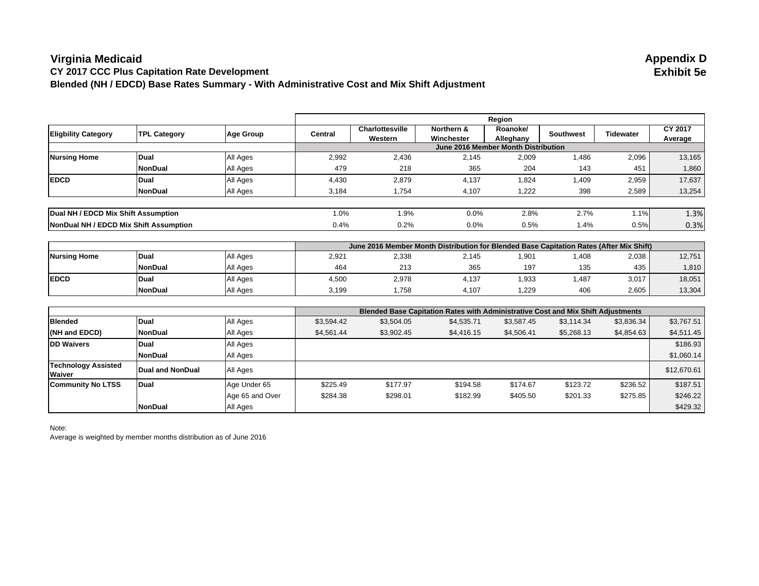# Virginia Medicaid

## CY 2017 CCC Plus Capitation Rate Development

## Blended (NH / EDCD) Base Rates Summary - With Administrative Cost and Mix Shift Adjustment

**Appendix D**
**Exhibit 5e**

| Eligbility Category | TPL Category | Age Group | Central | Charlottesville Western | Northern & Winchester | Roanoke/ Alleghany | Southwest | Tidewater | CY 2017 Average |
|---|---|---|---|---|---|---|---|---|---|
| | | | **June 2016 Member Month Distribution** | | | | | | |
| **Nursing Home** | **Dual** | All Ages | 2,992 | 2,436 | 2,145 | 2,009 | 1,486 | 2,096 | 13,165 |
| | **NonDual** | All Ages | 479 | 218 | 365 | 204 | 143 | 451 | 1,860 |
| **EDCD** | **Dual** | All Ages | 4,430 | 2,879 | 4,137 | 1,824 | 1,409 | 2,959 | 17,637 |
| | **NonDual** | All Ages | 3,184 | 1,754 | 4,107 | 1,222 | 398 | 2,589 | 13,254 |
| **Dual NH / EDCD Mix Shift Assumption** | | | 1.0% | 1.9% | 0.0% | 2.8% | 2.7% | 1.1% | 1.3% |
| **NonDual NH / EDCD Mix Shift Assumption** | | | 0.4% | 0.2% | 0.0% | 0.5% | 1.4% | 0.5% | 0.3% |
| | | | **June 2016 Member Month Distribution for Blended Base Capitation Rates (After Mix Shift)** | | | | | | |
| **Nursing Home** | **Dual** | All Ages | 2,921 | 2,338 | 2,145 | 1,901 | 1,408 | 2,038 | 12,751 |
| | **NonDual** | All Ages | 464 | 213 | 365 | 197 | 135 | 435 | 1,810 |
| **EDCD** | **Dual** | All Ages | 4,500 | 2,978 | 4,137 | 1,933 | 1,487 | 3,017 | 18,051 |
| | **NonDual** | All Ages | 3,199 | 1,758 | 4,107 | 1,229 | 406 | 2,605 | 13,304 |
| | | | **Blended Base Capitation Rates with Administrative Cost and Mix Shift Adjustments** | | | | | | |
| **Blended (NH and EDCD)** | **Dual** | All Ages | $3,594.42 | $3,504.05 | $4,535.71 | $3,587.45 | $3,114.34 | $3,836.34 | $3,767.51 |
| | **NonDual** | All Ages | $4,561.44 | $3,902.45 | $4,416.15 | $4,506.41 | $5,268.13 | $4,854.63 | $4,511.45 |
| **DD Waivers** | **Dual** | All Ages | | | | | | | $186.93 |
| | **NonDual** | All Ages | | | | | | | $1,060.14 |
| **Technology Assisted Waiver** | **Dual and NonDual** | All Ages | | | | | | | $12,670.61 |
| **Community No LTSS** | **Dual** | Age Under 65 | $225.49 | $177.97 | $194.58 | $174.67 | $123.72 | $236.52 | $187.51 |
| | | Age 65 and Over | $284.38 | $298.01 | $182.99 | $405.50 | $201.33 | $275.85 | $246.22 |
| | **NonDual** | All Ages | | | | | | | $429.32 |

Note:
Average is weighted by member months distribution as of June 2016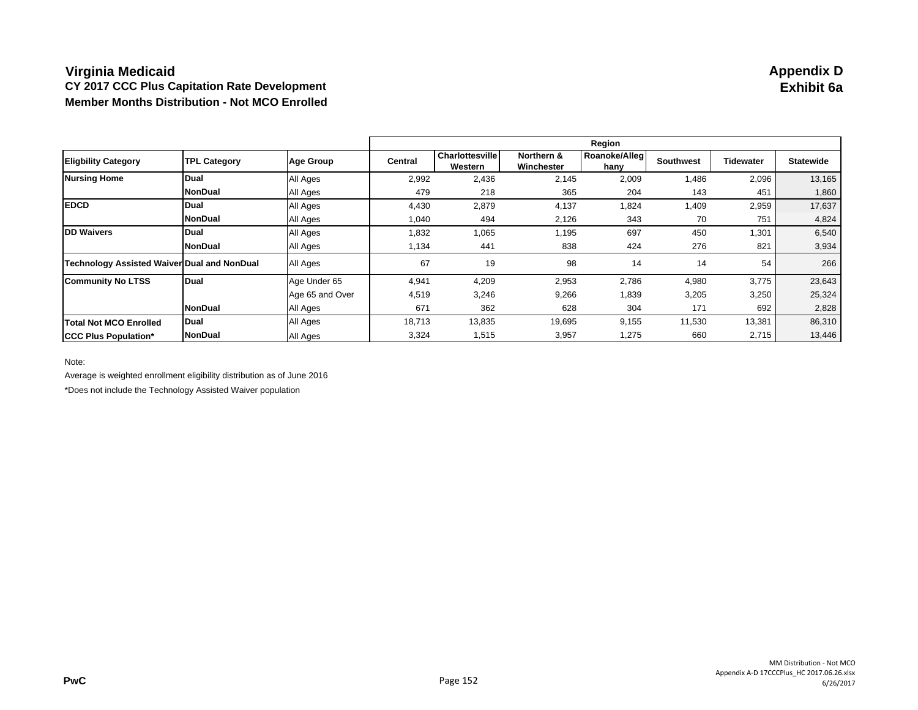# Virginia Medicaid

**Appendix D**
**Exhibit 6a**

## CY 2017 CCC Plus Capitation Rate Development

### Member Months Distribution - Not MCO Enrolled

| Eligbility Category | TPL Category | Age Group | Region | | | | | | |
|---|---|---|---|---|---|---|---|---|---|
| | | | Central | Charlottesville Western | Northern & Winchester | Roanoke/Alleghany | Southwest | Tidewater | Statewide |
| **Nursing Home** | **Dual** | All Ages | 2,992 | 2,436 | 2,145 | 2,009 | 1,486 | 2,096 | 13,165 |
| | **NonDual** | All Ages | 479 | 218 | 365 | 204 | 143 | 451 | 1,860 |
| **EDCD** | **Dual** | All Ages | 4,430 | 2,879 | 4,137 | 1,824 | 1,409 | 2,959 | 17,637 |
| | **NonDual** | All Ages | 1,040 | 494 | 2,126 | 343 | 70 | 751 | 4,824 |
| **DD Waivers** | **Dual** | All Ages | 1,832 | 1,065 | 1,195 | 697 | 450 | 1,301 | 6,540 |
| | **NonDual** | All Ages | 1,134 | 441 | 838 | 424 | 276 | 821 | 3,934 |
| **Technology Assisted Waiver** | **Dual and NonDual** | All Ages | 67 | 19 | 98 | 14 | 14 | 54 | 266 |
| **Community No LTSS** | **Dual** | Age Under 65 | 4,941 | 4,209 | 2,953 | 2,786 | 4,980 | 3,775 | 23,643 |
| | | Age 65 and Over | 4,519 | 3,246 | 9,266 | 1,839 | 3,205 | 3,250 | 25,324 |
| | **NonDual** | All Ages | 671 | 362 | 628 | 304 | 171 | 692 | 2,828 |
| **Total Not MCO Enrolled** | **Dual** | All Ages | 18,713 | 13,835 | 19,695 | 9,155 | 11,530 | 13,381 | 86,310 |
| **CCC Plus Population*** | **NonDual** | All Ages | 3,324 | 1,515 | 3,957 | 1,275 | 660 | 2,715 | 13,446 |

Note:

Average is weighted enrollment eligibility distribution as of June 2016

*Does not include the Technology Assisted Waiver population

PwC

MM Distribution - Not MCO
Appendix A-D 17CCCPlus_HC 2017.06.26.xlsx
6/26/2017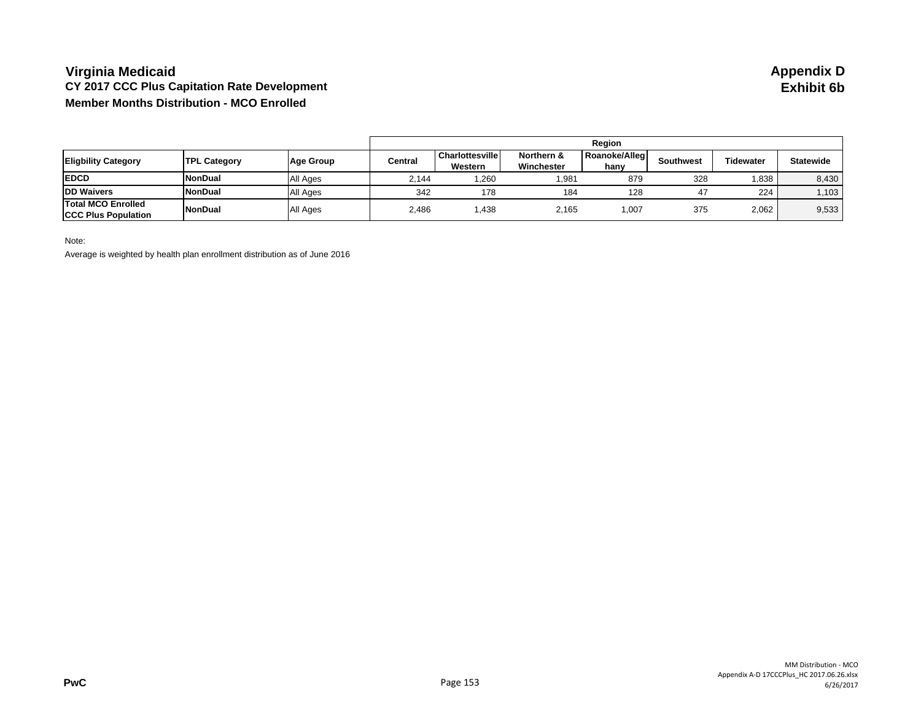# Virginia Medicaid

## CY 2017 CCC Plus Capitation Rate Development

### Member Months Distribution - MCO Enrolled

**Appendix D**
**Exhibit 6b**

| | | | Region | | | | | | |
|---|---|---|---|---|---|---|---|---|---|
| **Eligbility Category** | **TPL Category** | **Age Group** | **Central** | **Charlottesville Western** | **Northern & Winchester** | **Roanoke/Alleghany** | **Southwest** | **Tidewater** | **Statewide** |
| **EDCD** | **NonDual** | All Ages | 2,144 | 1,260 | 1,981 | 879 | 328 | 1,838 | 8,430 |
| **DD Waivers** | **NonDual** | All Ages | 342 | 178 | 184 | 128 | 47 | 224 | 1,103 |
| **Total MCO Enrolled CCC Plus Population** | **NonDual** | All Ages | 2,486 | 1,438 | 2,165 | 1,007 | 375 | 2,062 | 9,533 |

Note:

Average is weighted by health plan enrollment distribution as of June 2016

PwC

MM Distribution - MCO
Appendix A-D 17CCCPlus_HC 2017.06.26.xlsx
6/26/2017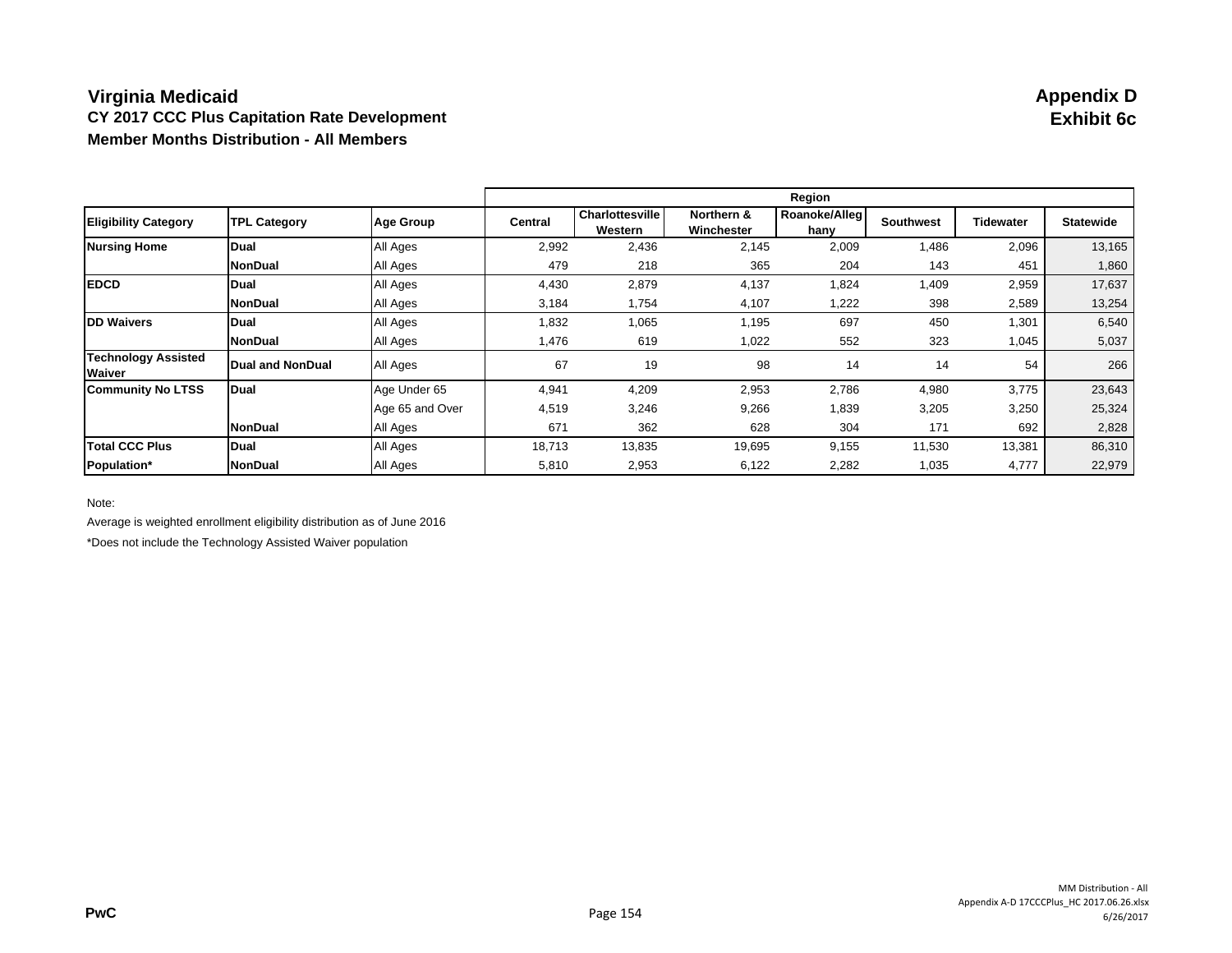# Virginia Medicaid

**Appendix D**
**Exhibit 6c**

## CY 2017 CCC Plus Capitation Rate Development

### Member Months Distribution - All Members

| | | | Region | | | | | | |
|---|---|---|---|---|---|---|---|---|---|
| **Eligibility Category** | **TPL Category** | **Age Group** | **Central** | **Charlottesville Western** | **Northern & Winchester** | **Roanoke/Alleghany** | **Southwest** | **Tidewater** | **Statewide** |
| **Nursing Home** | **Dual** | All Ages | 2,992 | 2,436 | 2,145 | 2,009 | 1,486 | 2,096 | 13,165 |
| | **NonDual** | All Ages | 479 | 218 | 365 | 204 | 143 | 451 | 1,860 |
| **EDCD** | **Dual** | All Ages | 4,430 | 2,879 | 4,137 | 1,824 | 1,409 | 2,959 | 17,637 |
| | **NonDual** | All Ages | 3,184 | 1,754 | 4,107 | 1,222 | 398 | 2,589 | 13,254 |
| **DD Waivers** | **Dual** | All Ages | 1,832 | 1,065 | 1,195 | 697 | 450 | 1,301 | 6,540 |
| | **NonDual** | All Ages | 1,476 | 619 | 1,022 | 552 | 323 | 1,045 | 5,037 |
| **Technology Assisted Waiver** | **Dual and NonDual** | All Ages | 67 | 19 | 98 | 14 | 14 | 54 | 266 |
| **Community No LTSS** | **Dual** | Age Under 65 | 4,941 | 4,209 | 2,953 | 2,786 | 4,980 | 3,775 | 23,643 |
| | | Age 65 and Over | 4,519 | 3,246 | 9,266 | 1,839 | 3,205 | 3,250 | 25,324 |
| | **NonDual** | All Ages | 671 | 362 | 628 | 304 | 171 | 692 | 2,828 |
| **Total CCC Plus Population*** | **Dual** | All Ages | 18,713 | 13,835 | 19,695 | 9,155 | 11,530 | 13,381 | 86,310 |
| | **NonDual** | All Ages | 5,810 | 2,953 | 6,122 | 2,282 | 1,035 | 4,777 | 22,979 |

Note:

Average is weighted enrollment eligibility distribution as of June 2016

*Does not include the Technology Assisted Waiver population

PwC

MM Distribution - All
Appendix A-D 17CCCPlus_HC 2017.06.26.xlsx
6/26/2017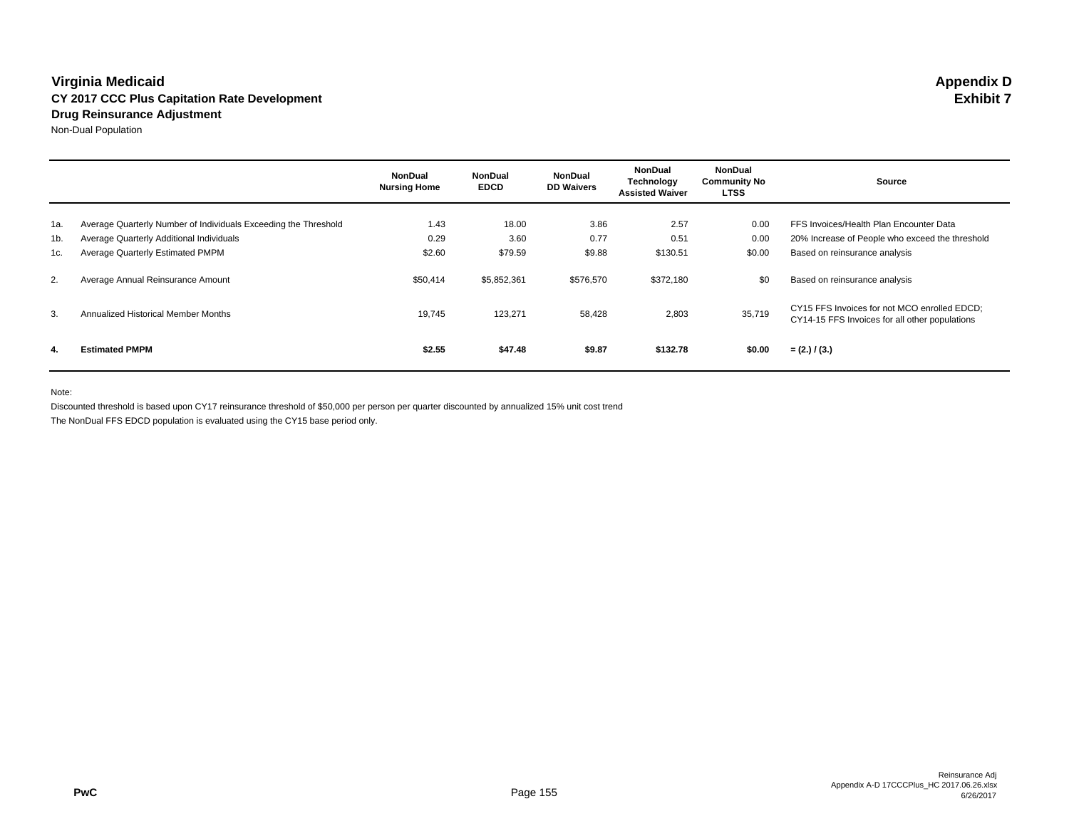# Virginia Medicaid

**Appendix D**
**Exhibit 7**

### CY 2017 CCC Plus Capitation Rate Development
### Drug Reinsurance Adjustment

Non-Dual Population

| | | NonDual Nursing Home | NonDual EDCD | NonDual DD Waivers | NonDual Technology Assisted Waiver | NonDual Community No LTSS | Source |
|---|---|---|---|---|---|---|---|
| 1a. | Average Quarterly Number of Individuals Exceeding the Threshold | 1.43 | 18.00 | 3.86 | 2.57 | 0.00 | FFS Invoices/Health Plan Encounter Data |
| 1b. | Average Quarterly Additional Individuals | 0.29 | 3.60 | 0.77 | 0.51 | 0.00 | 20% Increase of People who exceed the threshold |
| 1c. | Average Quarterly Estimated PMPM | $2.60 | $79.59 | $9.88 | $130.51 | $0.00 | Based on reinsurance analysis |
| 2. | Average Annual Reinsurance Amount | $50,414 | $5,852,361 | $576,570 | $372,180 | $0 | Based on reinsurance analysis |
| 3. | Annualized Historical Member Months | 19,745 | 123,271 | 58,428 | 2,803 | 35,719 | CY15 FFS Invoices for not MCO enrolled EDCD; CY14-15 FFS Invoices for all other populations |
| **4.** | **Estimated PMPM** | **$2.55** | **$47.48** | **$9.87** | **$132.78** | **$0.00** | **= (2.) / (3.)** |

Note:

Discounted threshold is based upon CY17 reinsurance threshold of $50,000 per person per quarter discounted by annualized 15% unit cost trend

The NonDual FFS EDCD population is evaluated using the CY15 base period only.

PwC

Reinsurance Adj
Appendix A-D 17CCCPlus_HC 2017.06.26.xlsx
6/26/2017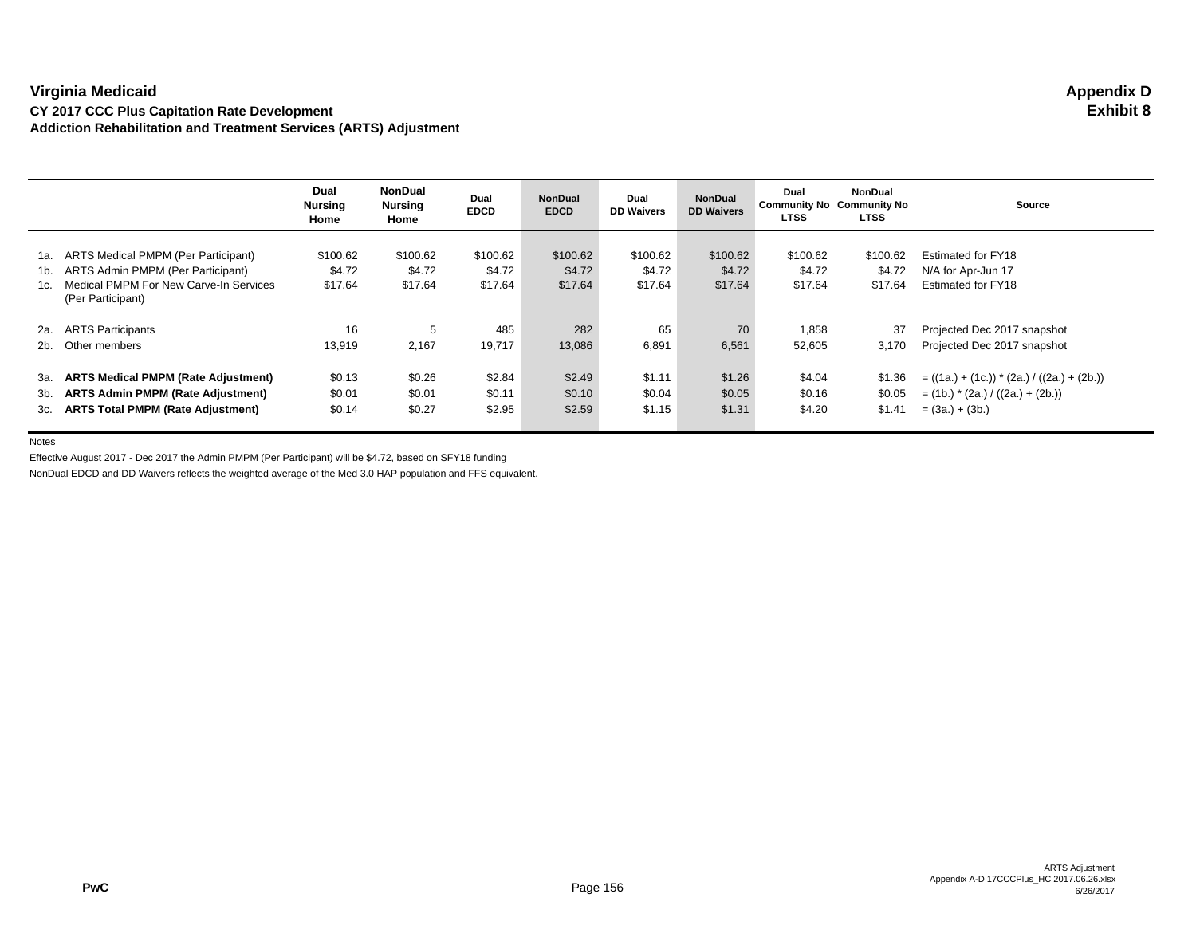# Virginia Medicaid

**Appendix D**
**Exhibit 8**

### CY 2017 CCC Plus Capitation Rate Development
### Addiction Rehabilitation and Treatment Services (ARTS) Adjustment

| | | Dual Nursing Home | NonDual Nursing Home | Dual EDCD | NonDual EDCD | Dual DD Waivers | NonDual DD Waivers | Dual Community No LTSS | NonDual Community No LTSS | Source |
|---|---|---|---|---|---|---|---|---|---|---|
| 1a. | ARTS Medical PMPM (Per Participant) | $100.62 | $100.62 | $100.62 | $100.62 | $100.62 | $100.62 | $100.62 | $100.62 | Estimated for FY18 |
| 1b. | ARTS Admin PMPM (Per Participant) | $4.72 | $4.72 | $4.72 | $4.72 | $4.72 | $4.72 | $4.72 | $4.72 | N/A for Apr-Jun 17 |
| 1c. | Medical PMPM For New Carve-In Services (Per Participant) | $17.64 | $17.64 | $17.64 | $17.64 | $17.64 | $17.64 | $17.64 | $17.64 | Estimated for FY18 |
| 2a. | ARTS Participants | 16 | 5 | 485 | 282 | 65 | 70 | 1,858 | 37 | Projected Dec 2017 snapshot |
| 2b. | Other members | 13,919 | 2,167 | 19,717 | 13,086 | 6,891 | 6,561 | 52,605 | 3,170 | Projected Dec 2017 snapshot |
| 3a. | **ARTS Medical PMPM (Rate Adjustment)** | $0.13 | $0.26 | $2.84 | $2.49 | $1.11 | $1.26 | $4.04 | $1.36 | = ((1a.) + (1c.)) * (2a.) / ((2a.) + (2b.)) |
| 3b. | **ARTS Admin PMPM (Rate Adjustment)** | $0.01 | $0.01 | $0.11 | $0.10 | $0.04 | $0.05 | $0.16 | $0.05 | = (1b.) * (2a.) / ((2a.) + (2b.)) |
| 3c. | **ARTS Total PMPM (Rate Adjustment)** | $0.14 | $0.27 | $2.95 | $2.59 | $1.15 | $1.31 | $4.20 | $1.41 | = (3a.) + (3b.) |

Notes

Effective August 2017 - Dec 2017 the Admin PMPM (Per Participant) will be $4.72, based on SFY18 funding

NonDual EDCD and DD Waivers reflects the weighted average of the Med 3.0 HAP population and FFS equivalent.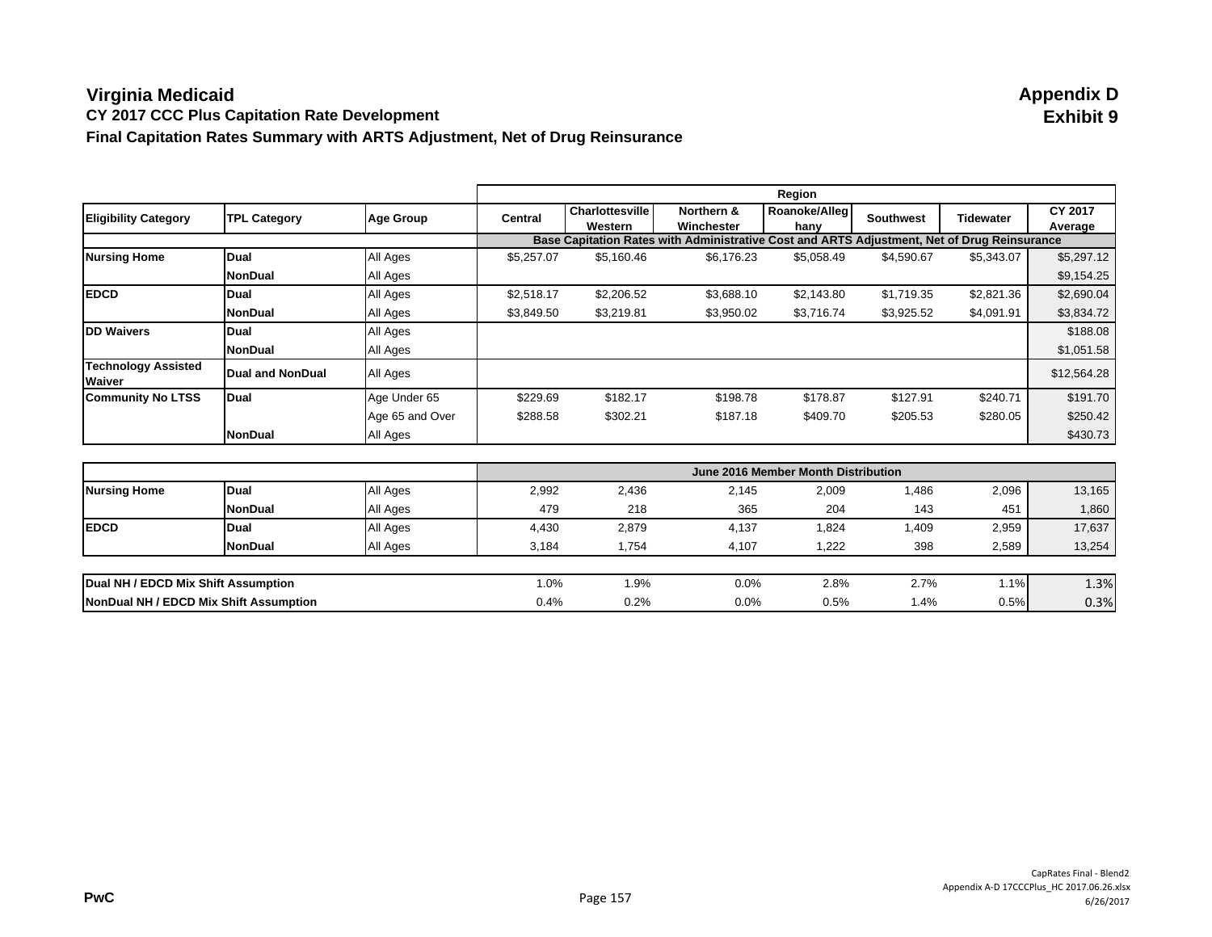# Virginia Medicaid

**Appendix D**
**Exhibit 9**

## CY 2017 CCC Plus Capitation Rate Development

### Final Capitation Rates Summary with ARTS Adjustment, Net of Drug Reinsurance

| Eligibility Category | TPL Category | Age Group | Region | | | | | | |
|---|---|---|---|---|---|---|---|---|---|
| | | | Central | Charlottesville Western | Northern & Winchester | Roanoke/Alleghany | Southwest | Tidewater | CY 2017 Average |
| | | | Base Capitation Rates with Administrative Cost and ARTS Adjustment, Net of Drug Reinsurance | | | | | | |
| **Nursing Home** | **Dual** | All Ages | $5,257.07 | $5,160.46 | $6,176.23 | $5,058.49 | $4,590.67 | $5,343.07 | $5,297.12 |
| | **NonDual** | All Ages | | | | | | | $9,154.25 |
| **EDCD** | **Dual** | All Ages | $2,518.17 | $2,206.52 | $3,688.10 | $2,143.80 | $1,719.35 | $2,821.36 | $2,690.04 |
| | **NonDual** | All Ages | $3,849.50 | $3,219.81 | $3,950.02 | $3,716.74 | $3,925.52 | $4,091.91 | $3,834.72 |
| **DD Waivers** | **Dual** | All Ages | | | | | | | $188.08 |
| | **NonDual** | All Ages | | | | | | | $1,051.58 |
| **Technology Assisted Waiver** | **Dual and NonDual** | All Ages | | | | | | | $12,564.28 |
| **Community No LTSS** | **Dual** | Age Under 65 | $229.69 | $182.17 | $198.78 | $178.87 | $127.91 | $240.71 | $191.70 |
| | | Age 65 and Over | $288.58 | $302.21 | $187.18 | $409.70 | $205.53 | $280.05 | $250.42 |
| | **NonDual** | All Ages | | | | | | | $430.73 |

| | | | June 2016 Member Month Distribution | | | | | | |
|---|---|---|---|---|---|---|---|---|---|
| **Nursing Home** | **Dual** | All Ages | 2,992 | 2,436 | 2,145 | 2,009 | 1,486 | 2,096 | 13,165 |
| | **NonDual** | All Ages | 479 | 218 | 365 | 204 | 143 | 451 | 1,860 |
| **EDCD** | **Dual** | All Ages | 4,430 | 2,879 | 4,137 | 1,824 | 1,409 | 2,959 | 17,637 |
| | **NonDual** | All Ages | 3,184 | 1,754 | 4,107 | 1,222 | 398 | 2,589 | 13,254 |

| | Central | Charlottesville Western | Northern & Winchester | Roanoke/Alleghany | Southwest | Tidewater | CY 2017 Average |
|---|---|---|---|---|---|---|---|
| **Dual NH / EDCD Mix Shift Assumption** | 1.0% | 1.9% | 0.0% | 2.8% | 2.7% | 1.1% | 1.3% |
| **NonDual NH / EDCD Mix Shift Assumption** | 0.4% | 0.2% | 0.0% | 0.5% | 1.4% | 0.5% | 0.3% |

PwC

CapRates Final - Blend2
Appendix A-D 17CCCPlus_HC 2017.06.26.xlsx
6/26/2017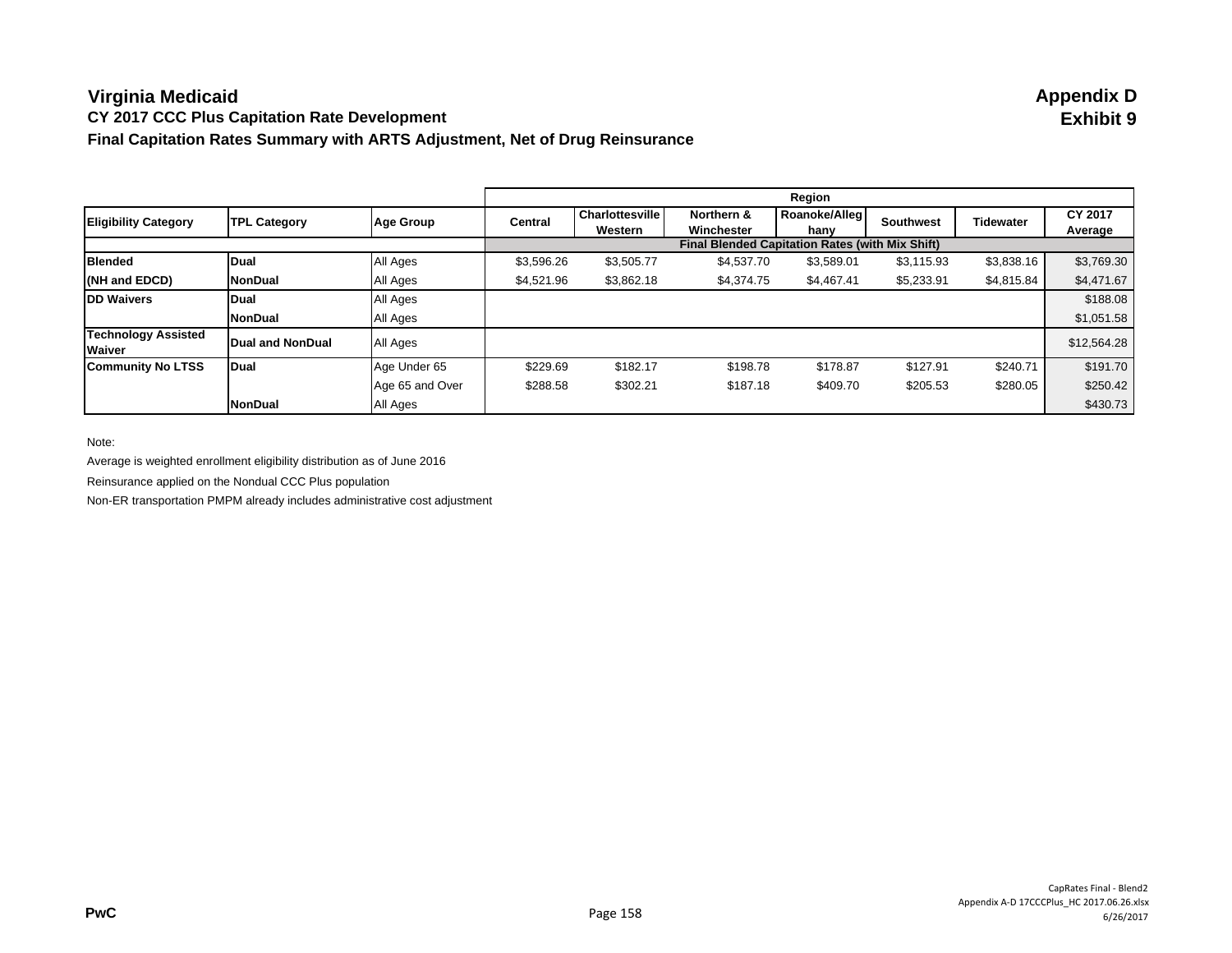# Virginia Medicaid

**CY 2017 CCC Plus Capitation Rate Development**

**Final Capitation Rates Summary with ARTS Adjustment, Net of Drug Reinsurance**

**Appendix D**
**Exhibit 9**

| Eligibility Category | TPL Category | Age Group | Region | | | | | | |
|---|---|---|---|---|---|---|---|---|---|
| | | | Central | Charlottesville Western | Northern & Winchester | Roanoke/Alleghany | Southwest | Tidewater | CY 2017 Average |
| | | | Final Blended Capitation Rates (with Mix Shift) | | | | | | |
| **Blended (NH and EDCD)** | **Dual** | All Ages | $3,596.26 | $3,505.77 | $4,537.70 | $3,589.01 | $3,115.93 | $3,838.16 | $3,769.30 |
| | **NonDual** | All Ages | $4,521.96 | $3,862.18 | $4,374.75 | $4,467.41 | $5,233.91 | $4,815.84 | $4,471.67 |
| **DD Waivers** | **Dual** | All Ages | | | | | | | $188.08 |
| | **NonDual** | All Ages | | | | | | | $1,051.58 |
| **Technology Assisted Waiver** | **Dual and NonDual** | All Ages | | | | | | | $12,564.28 |
| **Community No LTSS** | **Dual** | Age Under 65 | $229.69 | $182.17 | $198.78 | $178.87 | $127.91 | $240.71 | $191.70 |
| | | Age 65 and Over | $288.58 | $302.21 | $187.18 | $409.70 | $205.53 | $280.05 | $250.42 |
| | **NonDual** | All Ages | | | | | | | $430.73 |

Note:

Average is weighted enrollment eligibility distribution as of June 2016

Reinsurance applied on the Nondual CCC Plus population

Non-ER transportation PMPM already includes administrative cost adjustment

PwC

CapRates Final - Blend2
Appendix A-D 17CCCPlus_HC 2017.06.26.xlsx
6/26/2017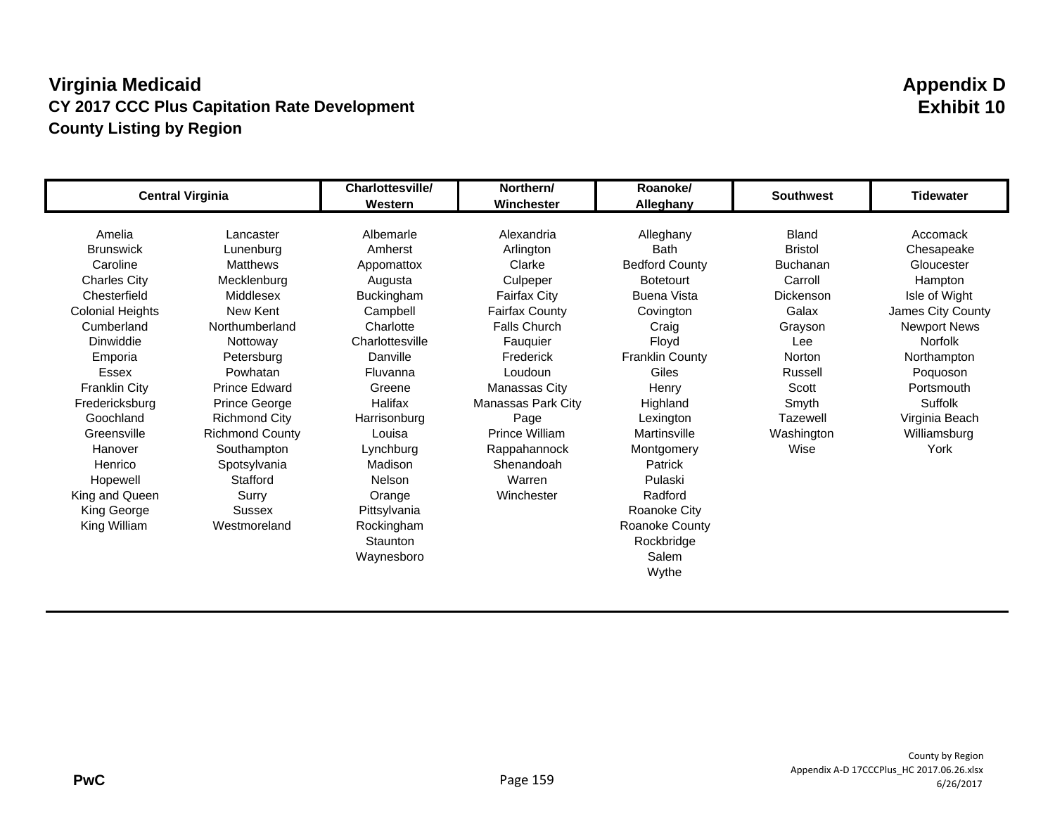# Virginia Medicaid

## Appendix D
## Exhibit 10

### CY 2017 CCC Plus Capitation Rate Development
### County Listing by Region

| Central Virginia | | Charlottesville/ Western | Northern/ Winchester | Roanoke/ Alleghany | Southwest | Tidewater |
|---|---|---|---|---|---|---|
| Amelia | Lancaster | Albemarle | Alexandria | Alleghany | Bland | Accomack |
| Brunswick | Lunenburg | Amherst | Arlington | Bath | Bristol | Chesapeake |
| Caroline | Matthews | Appomattox | Clarke | Bedford County | Buchanan | Gloucester |
| Charles City | Mecklenburg | Augusta | Culpeper | Botetourt | Carroll | Hampton |
| Chesterfield | Middlesex | Buckingham | Fairfax City | Buena Vista | Dickenson | Isle of Wight |
| Colonial Heights | New Kent | Campbell | Fairfax County | Covington | Galax | James City County |
| Cumberland | Northumberland | Charlotte | Falls Church | Craig | Grayson | Newport News |
| Dinwiddie | Nottoway | Charlottesville | Fauquier | Floyd | Lee | Norfolk |
| Emporia | Petersburg | Danville | Frederick | Franklin County | Norton | Northampton |
| Essex | Powhatan | Fluvanna | Loudoun | Giles | Russell | Poquoson |
| Franklin City | Prince Edward | Greene | Manassas City | Henry | Scott | Portsmouth |
| Fredericksburg | Prince George | Halifax | Manassas Park City | Highland | Smyth | Suffolk |
| Goochland | Richmond City | Harrisonburg | Page | Lexington | Tazewell | Virginia Beach |
| Greensville | Richmond County | Louisa | Prince William | Martinsville | Washington | Williamsburg |
| Hanover | Southampton | Lynchburg | Rappahannock | Montgomery | Wise | York |
| Henrico | Spotsylvania | Madison | Shenandoah | Patrick | | |
| Hopewell | Stafford | Nelson | Warren | Pulaski | | |
| King and Queen | Surry | Orange | Winchester | Radford | | |
| King George | Sussex | Pittsylvania | | Roanoke City | | |
| King William | Westmoreland | Rockingham | | Roanoke County | | |
| | | Staunton | | Rockbridge | | |
| | | Waynesboro | | Salem | | |
| | | | | Wythe | | |

PwC

County by Region
Appendix A-D 17CCCPlus_HC 2017.06.26.xlsx
6/26/2017